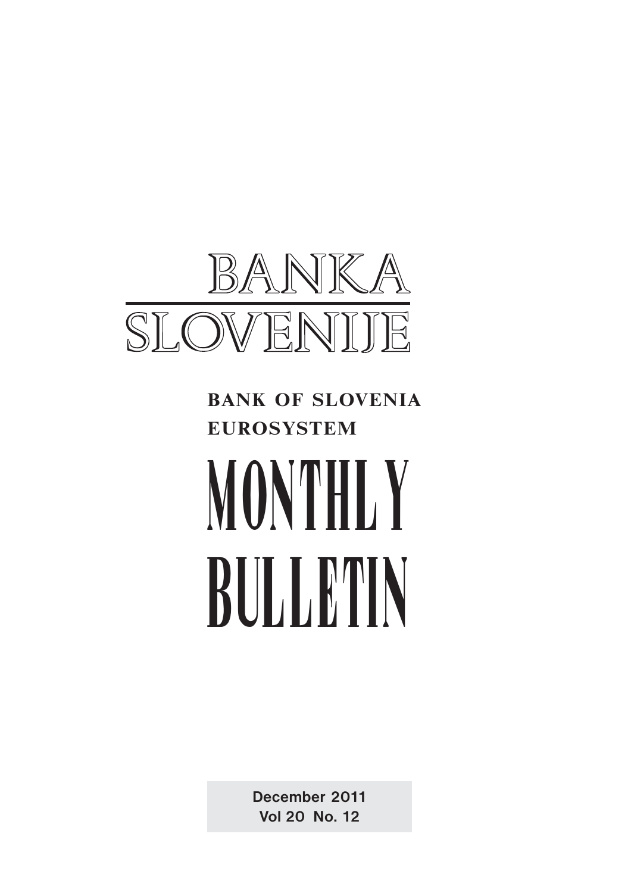# BANKA SLOVENIJE

**BANK OF SLOVENIA**
**EUROSYSTEM**

# MONTHLY BULLETIN

**December 2011**
**Vol 20 No. 12**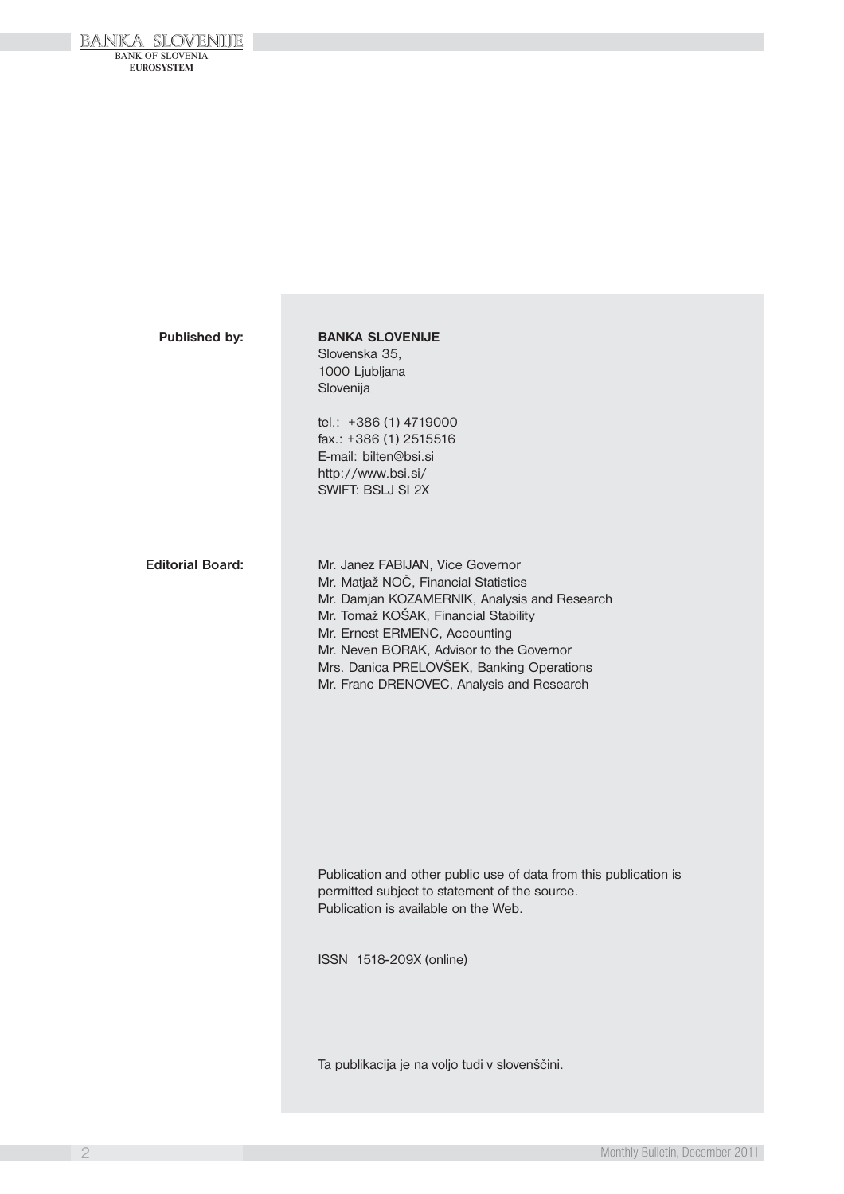**Published by:**

**BANKA SLOVENIJE**
Slovenska 35,
1000 Ljubljana
Slovenija

tel.: +386 (1) 4719000
fax.: +386 (1) 2515516
E-mail: bilten@bsi.si
http://www.bsi.si/
SWIFT: BSLJ SI 2X

**Editorial Board:**

Mr. Janez FABIJAN, Vice Governor
Mr. Matjaž NOČ, Financial Statistics
Mr. Damjan KOZAMERNIK, Analysis and Research
Mr. Tomaž KOŠAK, Financial Stability
Mr. Ernest ERMENC, Accounting
Mr. Neven BORAK, Advisor to the Governor
Mrs. Danica PRELOVŠEK, Banking Operations
Mr. Franc DRENOVEC, Analysis and Research

Publication and other public use of data from this publication is permitted subject to statement of the source.
Publication is available on the Web.

ISSN 1518-209X (online)

Ta publikacija je na voljo tudi v slovenščini.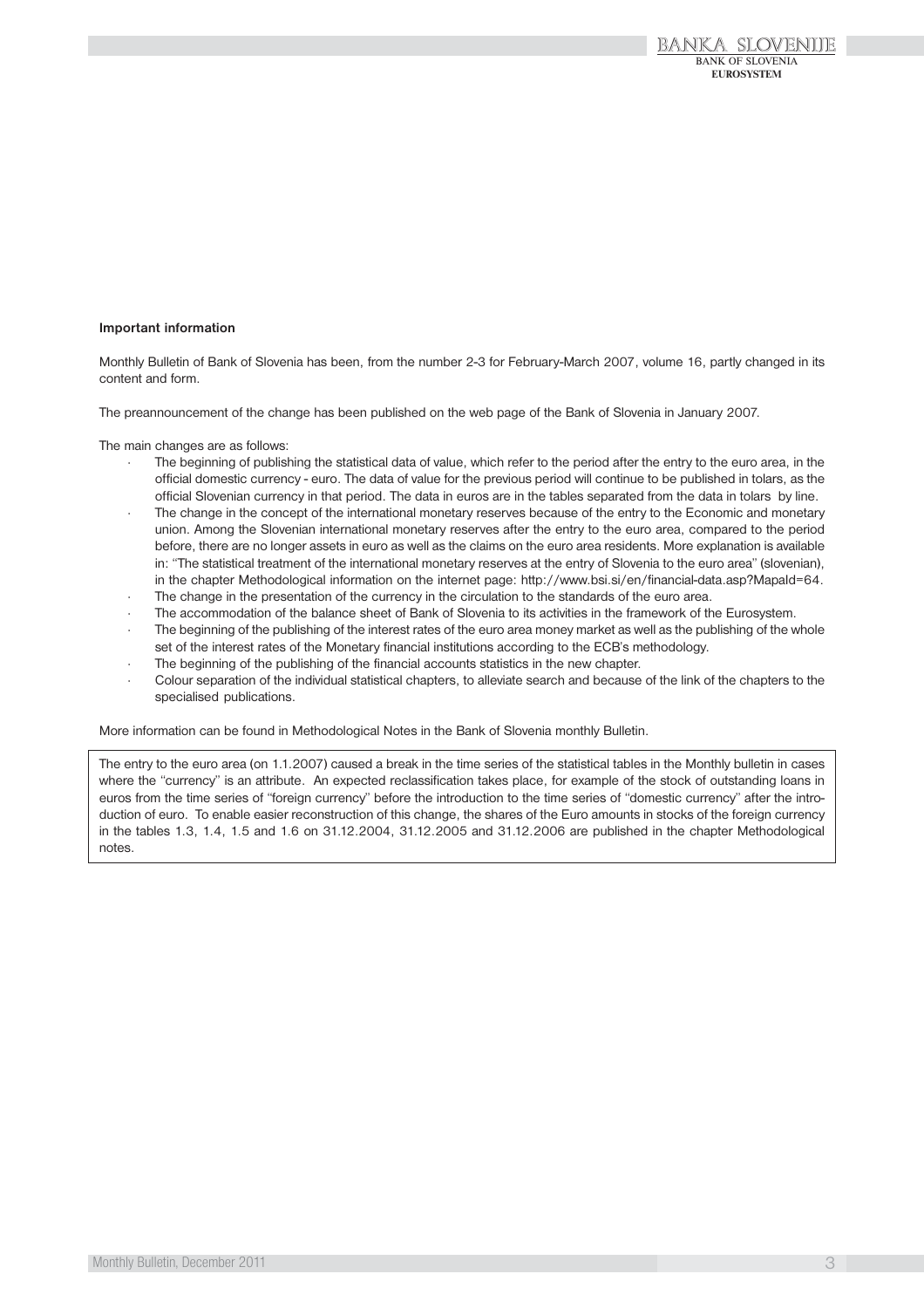**Important information**

Monthly Bulletin of Bank of Slovenia has been, from the number 2-3 for February-March 2007, volume 16, partly changed in its content and form.

The preannouncement of the change has been published on the web page of the Bank of Slovenia in January 2007.

The main changes are as follows:

- The beginning of publishing the statistical data of value, which refer to the period after the entry to the euro area, in the official domestic currency - euro. The data of value for the previous period will continue to be published in tolars, as the official Slovenian currency in that period. The data in euros are in the tables separated from the data in tolars by line.
- The change in the concept of the international monetary reserves because of the entry to the Economic and monetary union. Among the Slovenian international monetary reserves after the entry to the euro area, compared to the period before, there are no longer assets in euro as well as the claims on the euro area residents. More explanation is available in: "The statistical treatment of the international monetary reserves at the entry of Slovenia to the euro area" (slovenian), in the chapter Methodological information on the internet page: http://www.bsi.si/en/financial-data.asp?MapaId=64.
- The change in the presentation of the currency in the circulation to the standards of the euro area.
- The accommodation of the balance sheet of Bank of Slovenia to its activities in the framework of the Eurosystem.
- The beginning of the publishing of the interest rates of the euro area money market as well as the publishing of the whole set of the interest rates of the Monetary financial institutions according to the ECB's methodology.
- The beginning of the publishing of the financial accounts statistics in the new chapter.
- Colour separation of the individual statistical chapters, to alleviate search and because of the link of the chapters to the specialised publications.

More information can be found in Methodological Notes in the Bank of Slovenia monthly Bulletin.

The entry to the euro area (on 1.1.2007) caused a break in the time series of the statistical tables in the Monthly bulletin in cases where the "currency" is an attribute. An expected reclassification takes place, for example of the stock of outstanding loans in euros from the time series of "foreign currency" before the introduction to the time series of "domestic currency" after the introduction of euro. To enable easier reconstruction of this change, the shares of the Euro amounts in stocks of the foreign currency in the tables 1.3, 1.4, 1.5 and 1.6 on 31.12.2004, 31.12.2005 and 31.12.2006 are published in the chapter Methodological notes.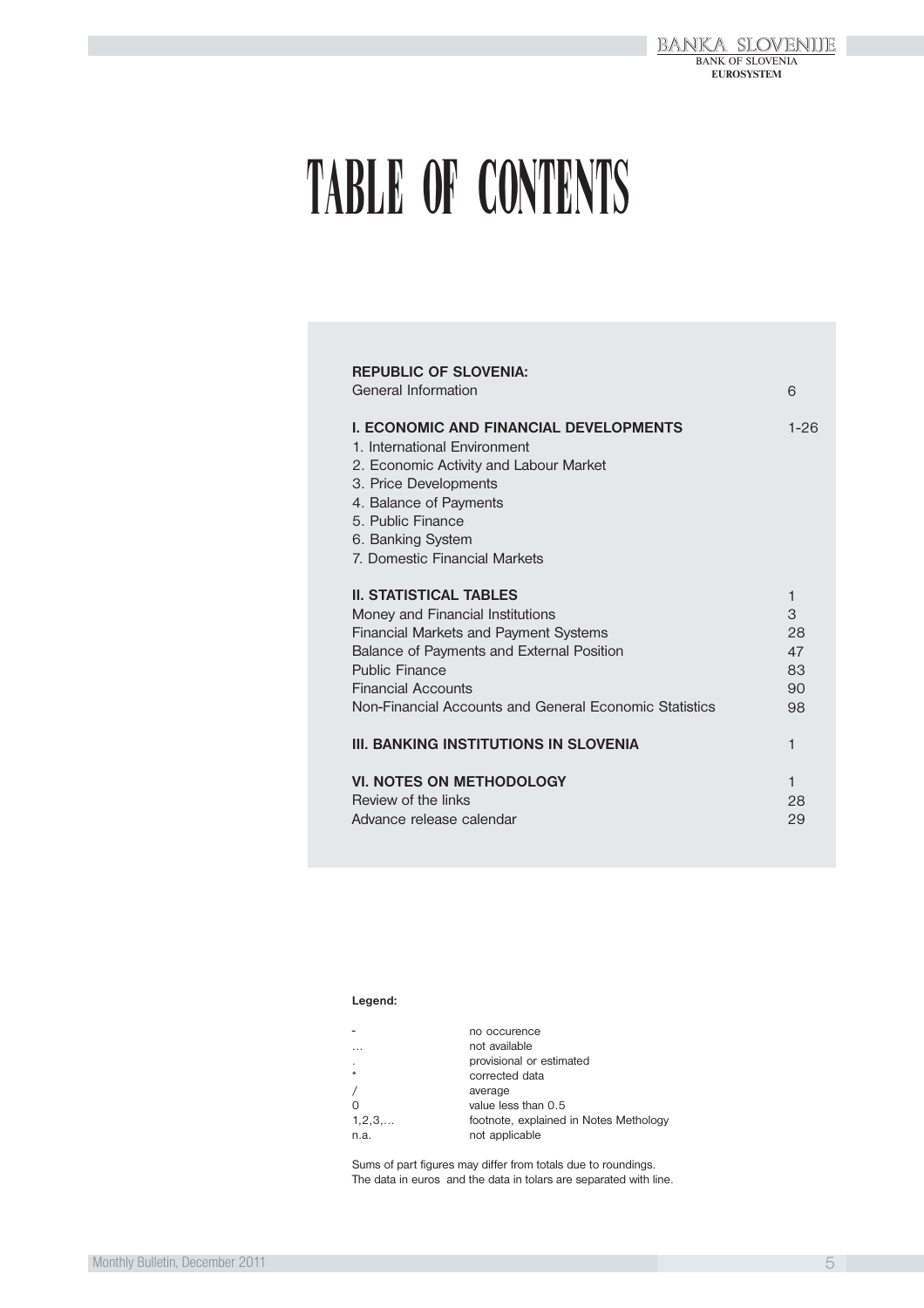# TABLE OF CONTENTS

| | |
|---|---|
| **REPUBLIC OF SLOVENIA:** | |
| General Information | 6 |
| | |
| **I. ECONOMIC AND FINANCIAL DEVELOPMENTS** | 1-26 |
| 1. International Environment | |
| 2. Economic Activity and Labour Market | |
| 3. Price Developments | |
| 4. Balance of Payments | |
| 5. Public Finance | |
| 6. Banking System | |
| 7. Domestic Financial Markets | |
| | |
| **II. STATISTICAL TABLES** | 1 |
| Money and Financial Institutions | 3 |
| Financial Markets and Payment Systems | 28 |
| Balance of Payments and External Position | 47 |
| Public Finance | 83 |
| Financial Accounts | 90 |
| Non-Financial Accounts and General Economic Statistics | 98 |
| | |
| **III. BANKING INSTITUTIONS IN SLOVENIA** | 1 |
| | |
| **VI. NOTES ON METHODOLOGY** | 1 |
| Review of the links | 28 |
| Advance release calendar | 29 |

**Legend:**

| | |
|---|---|
| - | no occurence |
| … | not available |
| . | provisional or estimated |
| * | corrected data |
| / | average |
| 0 | value less than 0.5 |
| 1,2,3,… | footnote, explained in Notes Methology |
| n.a. | not applicable |

Sums of part figures may differ from totals due to roundings.
The data in euros and the data in tolars are separated with line.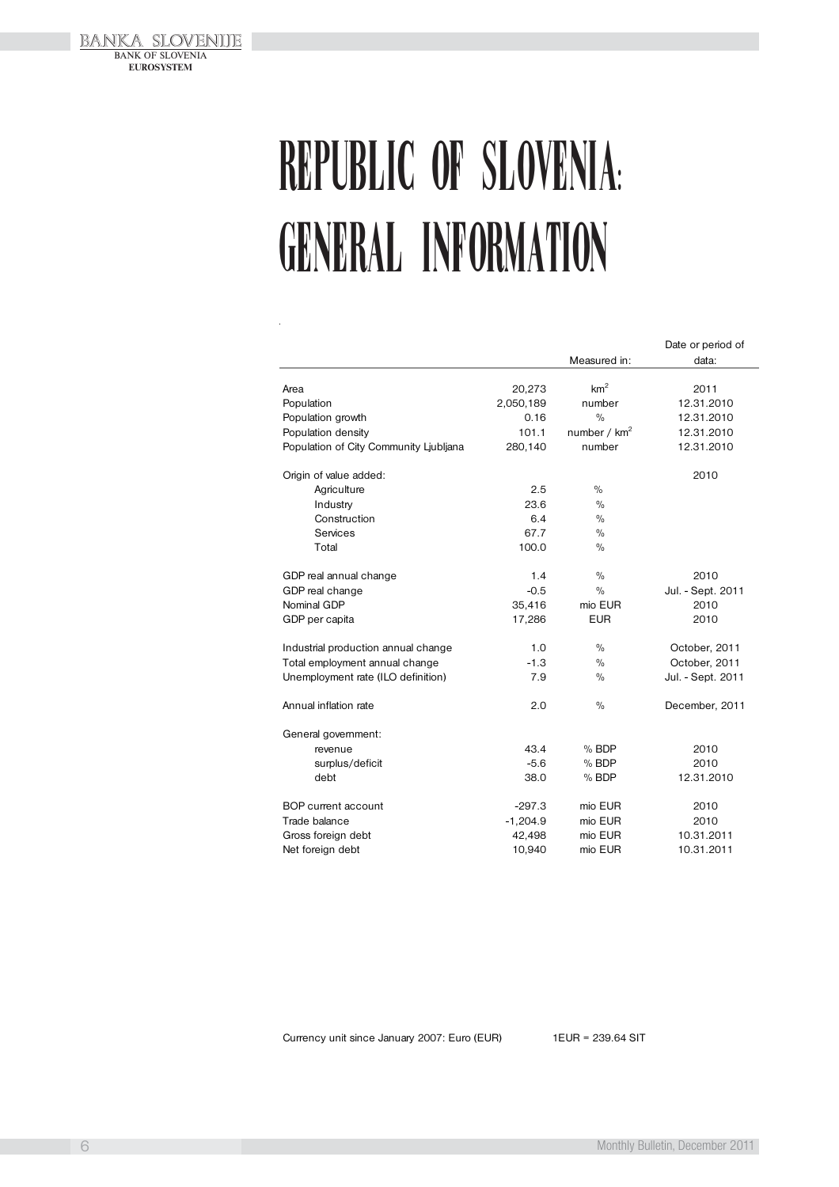# REPUBLIC OF SLOVENIA: GENERAL INFORMATION

| | | Measured in: | Date or period of data: |
|---|---|---|---|
| Area | 20,273 | $km^2$ | 2011 |
| Population | 2,050,189 | number | 12.31.2010 |
| Population growth | 0.16 | % | 12.31.2010 |
| Population density | 101.1 | number / $km^2$ | 12.31.2010 |
| Population of City Community Ljubljana | 280,140 | number | 12.31.2010 |
| | | | |
| Origin of value added: | | | 2010 |
| Agriculture | 2.5 | % | |
| Industry | 23.6 | % | |
| Construction | 6.4 | % | |
| Services | 67.7 | % | |
| Total | 100.0 | % | |
| | | | |
| GDP real annual change | 1.4 | % | 2010 |
| GDP real change | -0.5 | % | Jul. - Sept. 2011 |
| Nominal GDP | 35,416 | mio EUR | 2010 |
| GDP per capita | 17,286 | EUR | 2010 |
| | | | |
| Industrial production annual change | 1.0 | % | October, 2011 |
| Total employment annual change | -1.3 | % | October, 2011 |
| Unemployment rate (ILO definition) | 7.9 | % | Jul. - Sept. 2011 |
| | | | |
| Annual inflation rate | 2.0 | % | December, 2011 |
| | | | |
| General government: | | | |
| revenue | 43.4 | % BDP | 2010 |
| surplus/deficit | -5.6 | % BDP | 2010 |
| debt | 38.0 | % BDP | 12.31.2010 |
| | | | |
| BOP current account | -297.3 | mio EUR | 2010 |
| Trade balance | -1,204.9 | mio EUR | 2010 |
| Gross foreign debt | 42,498 | mio EUR | 10.31.2011 |
| Net foreign debt | 10,940 | mio EUR | 10.31.2011 |

Currency unit since January 2007: Euro (EUR) 1EUR = 239.64 SIT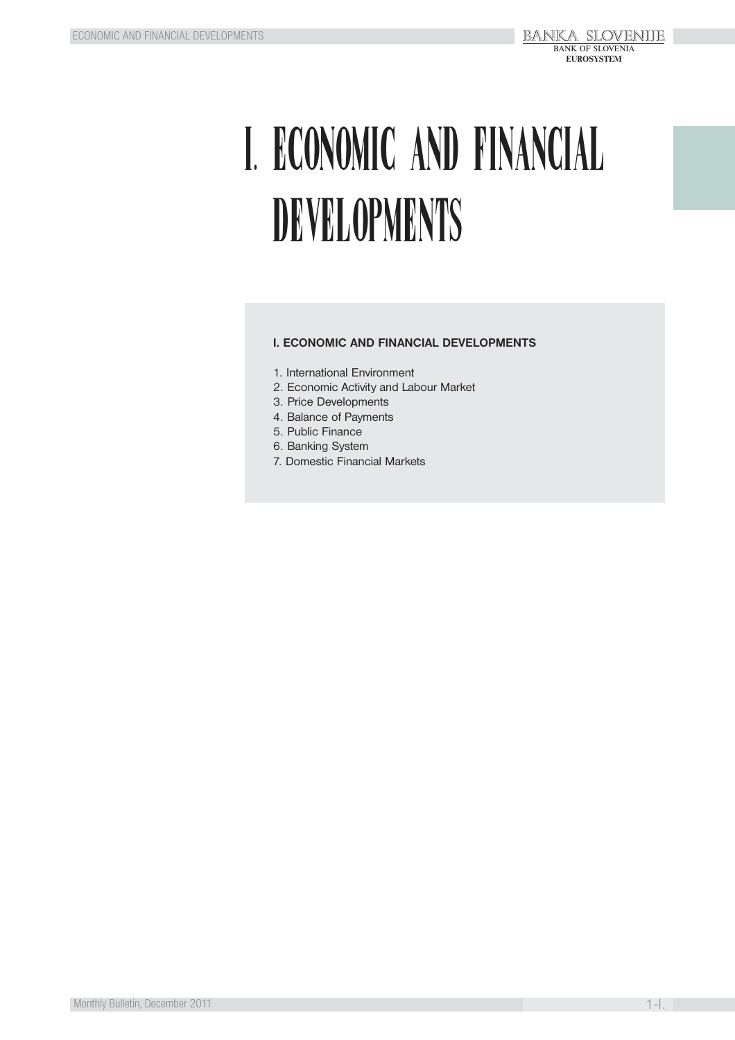# I. ECONOMIC AND FINANCIAL DEVELOPMENTS

**I. ECONOMIC AND FINANCIAL DEVELOPMENTS**

1. International Environment
2. Economic Activity and Labour Market
3. Price Developments
4. Balance of Payments
5. Public Finance
6. Banking System
7. Domestic Financial Markets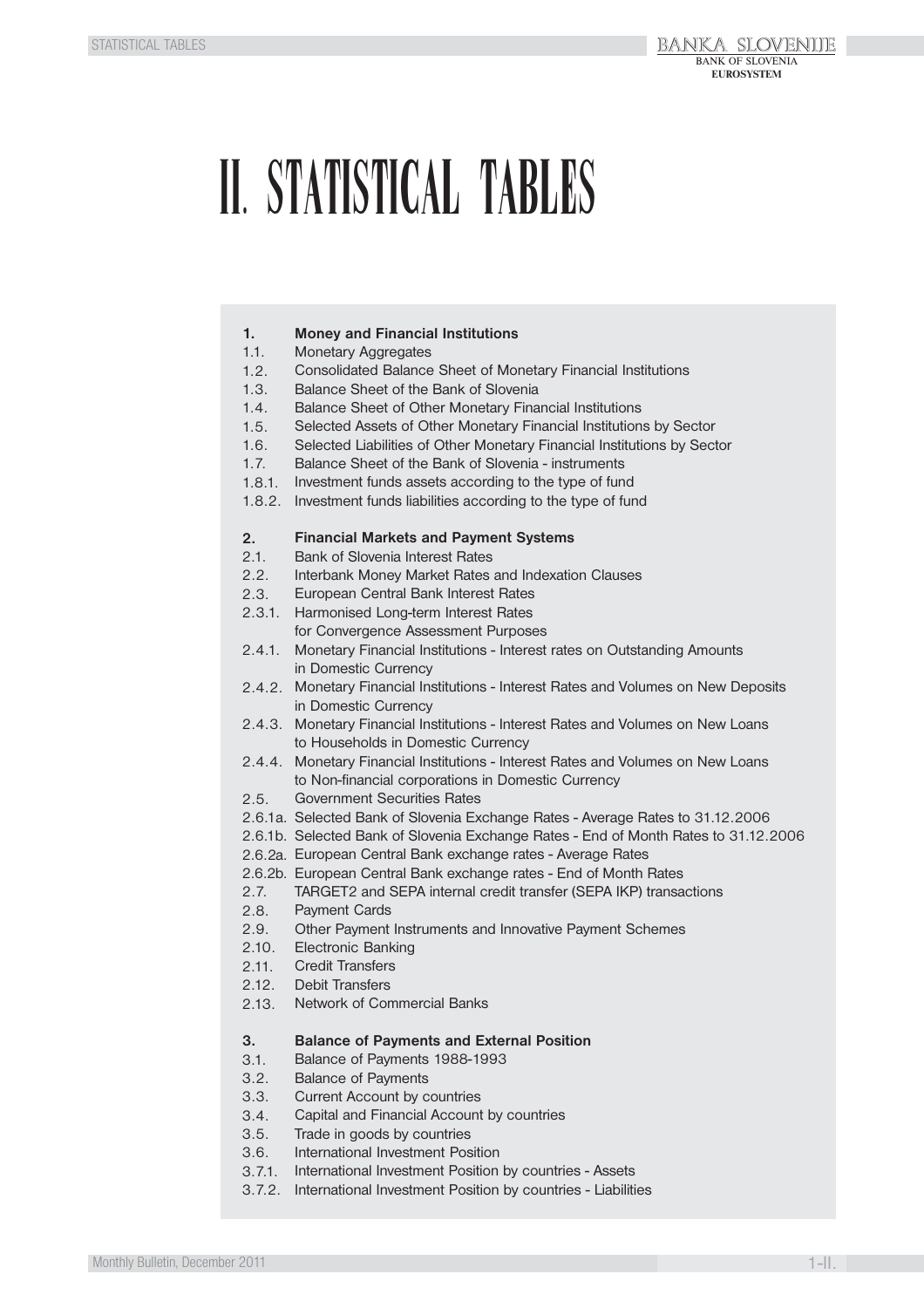# II. STATISTICAL TABLES

**1. Money and Financial Institutions**

1.1. Monetary Aggregates
1.2. Consolidated Balance Sheet of Monetary Financial Institutions
1.3. Balance Sheet of the Bank of Slovenia
1.4. Balance Sheet of Other Monetary Financial Institutions
1.5. Selected Assets of Other Monetary Financial Institutions by Sector
1.6. Selected Liabilities of Other Monetary Financial Institutions by Sector
1.7. Balance Sheet of the Bank of Slovenia - instruments
1.8.1. Investment funds assets according to the type of fund
1.8.2. Investment funds liabilities according to the type of fund

**2. Financial Markets and Payment Systems**

2.1. Bank of Slovenia Interest Rates
2.2. Interbank Money Market Rates and Indexation Clauses
2.3. European Central Bank Interest Rates
2.3.1. Harmonised Long-term Interest Rates for Convergence Assessment Purposes
2.4.1. Monetary Financial Institutions - Interest rates on Outstanding Amounts in Domestic Currency
2.4.2. Monetary Financial Institutions - Interest Rates and Volumes on New Deposits in Domestic Currency
2.4.3. Monetary Financial Institutions - Interest Rates and Volumes on New Loans to Households in Domestic Currency
2.4.4. Monetary Financial Institutions - Interest Rates and Volumes on New Loans to Non-financial corporations in Domestic Currency
2.5. Government Securities Rates
2.6.1a. Selected Bank of Slovenia Exchange Rates - Average Rates to 31.12.2006
2.6.1b. Selected Bank of Slovenia Exchange Rates - End of Month Rates to 31.12.2006
2.6.2a. European Central Bank exchange rates - Average Rates
2.6.2b. European Central Bank exchange rates - End of Month Rates
2.7. TARGET2 and SEPA internal credit transfer (SEPA IKP) transactions
2.8. Payment Cards
2.9. Other Payment Instruments and Innovative Payment Schemes
2.10. Electronic Banking
2.11. Credit Transfers
2.12. Debit Transfers
2.13. Network of Commercial Banks

**3. Balance of Payments and External Position**

3.1. Balance of Payments 1988-1993
3.2. Balance of Payments
3.3. Current Account by countries
3.4. Capital and Financial Account by countries
3.5. Trade in goods by countries
3.6. International Investment Position
3.7.1. International Investment Position by countries - Assets
3.7.2. International Investment Position by countries - Liabilities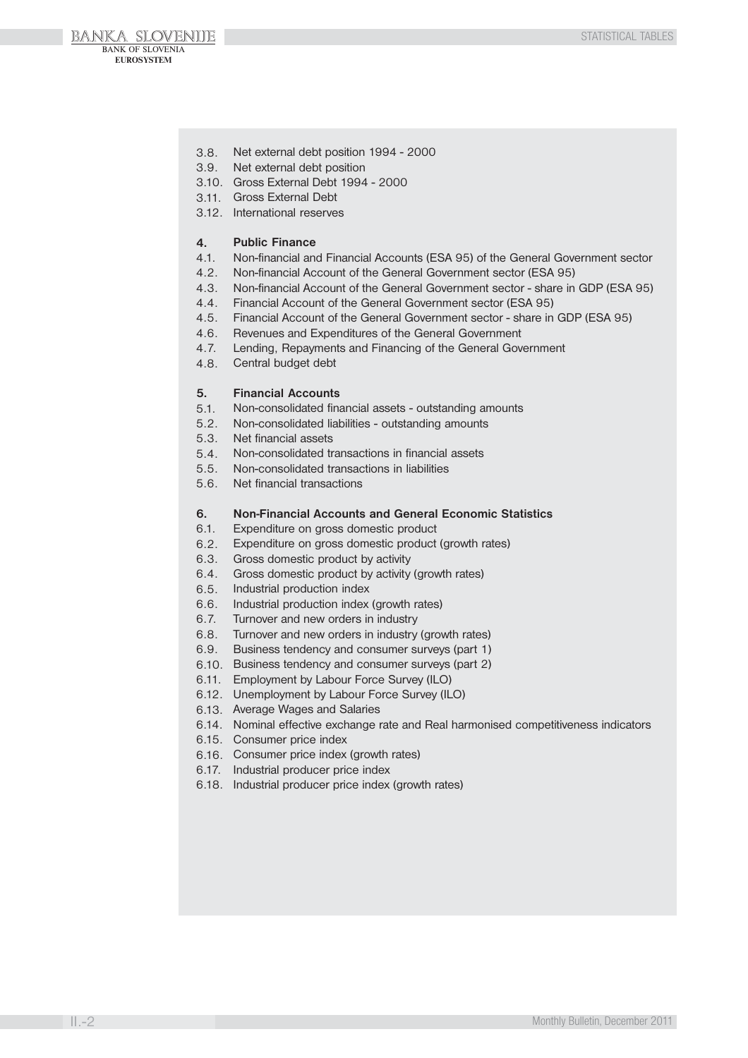3.8. Net external debt position 1994 - 2000
3.9. Net external debt position
3.10. Gross External Debt 1994 - 2000
3.11. Gross External Debt
3.12. International reserves

**4. Public Finance**

4.1. Non-financial and Financial Accounts (ESA 95) of the General Government sector
4.2. Non-financial Account of the General Government sector (ESA 95)
4.3. Non-financial Account of the General Government sector - share in GDP (ESA 95)
4.4. Financial Account of the General Government sector (ESA 95)
4.5. Financial Account of the General Government sector - share in GDP (ESA 95)
4.6. Revenues and Expenditures of the General Government
4.7. Lending, Repayments and Financing of the General Government
4.8. Central budget debt

**5. Financial Accounts**

5.1. Non-consolidated financial assets - outstanding amounts
5.2. Non-consolidated liabilities - outstanding amounts
5.3. Net financial assets
5.4. Non-consolidated transactions in financial assets
5.5. Non-consolidated transactions in liabilities
5.6. Net financial transactions

**6. Non-Financial Accounts and General Economic Statistics**

6.1. Expenditure on gross domestic product
6.2. Expenditure on gross domestic product (growth rates)
6.3. Gross domestic product by activity
6.4. Gross domestic product by activity (growth rates)
6.5. Industrial production index
6.6. Industrial production index (growth rates)
6.7. Turnover and new orders in industry
6.8. Turnover and new orders in industry (growth rates)
6.9. Business tendency and consumer surveys (part 1)
6.10. Business tendency and consumer surveys (part 2)
6.11. Employment by Labour Force Survey (ILO)
6.12. Unemployment by Labour Force Survey (ILO)
6.13. Average Wages and Salaries
6.14. Nominal effective exchange rate and Real harmonised competitiveness indicators
6.15. Consumer price index
6.16. Consumer price index (growth rates)
6.17. Industrial producer price index
6.18. Industrial producer price index (growth rates)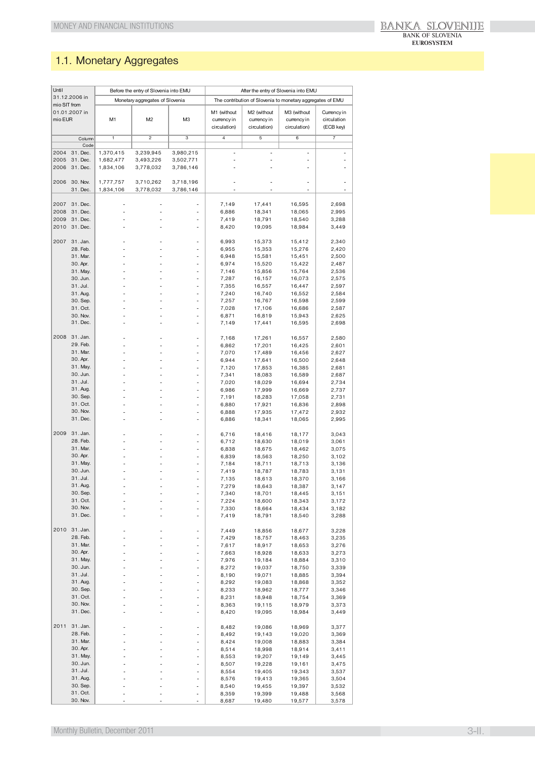# 1.1. Monetary Aggregates

| Until 31.12.2006 in mio SIT from 01.01.2007 in mio EUR | | Before the entry of Slovenia into EMU | | | After the entry of Slovenia into EMU | | | |
|---|---|---|---|---|---|---|---|---|
| | | Monetary aggregates of Slovenia | | | The contribution of Slovenia to monetary aggregates of EMU | | | |
| | | M1 | M2 | M3 | M1 (without currency in circulation) | M2 (without currency in circulation) | M3 (without currency in circulation) | Currency in circulation (ECB key) |
| | Column | 1 | 2 | 3 | 4 | 5 | 6 | 7 |
| | Code | | | | | | | |
| 2004 | 31. Dec. | 1,370,415 | 3,239,945 | 3,980,215 | - | - | - | - |
| 2005 | 31. Dec. | 1,682,477 | 3,493,226 | 3,502,771 | - | - | - | - |
| 2006 | 31. Dec. | 1,834,106 | 3,778,032 | 3,786,146 | - | - | - | - |
| 2006 | 30. Nov. | 1,777,757 | 3,710,262 | 3,718,196 | - | - | - | - |
| | 31. Dec. | 1,834,106 | 3,778,032 | 3,786,146 | - | - | - | - |
| 2007 | 31. Dec. | - | - | - | 7,149 | 17,441 | 16,595 | 2,698 |
| 2008 | 31. Dec. | - | - | - | 6,886 | 18,341 | 18,065 | 2,995 |
| 2009 | 31. Dec. | - | - | - | 7,419 | 18,791 | 18,540 | 3,288 |
| 2010 | 31. Dec. | - | - | - | 8,420 | 19,095 | 18,984 | 3,449 |
| 2007 | 31. Jan. | - | - | - | 6,993 | 15,373 | 15,412 | 2,340 |
| | 28. Feb. | - | - | - | 6,955 | 15,353 | 15,276 | 2,420 |
| | 31. Mar. | - | - | - | 6,948 | 15,581 | 15,451 | 2,500 |
| | 30. Apr. | - | - | - | 6,974 | 15,520 | 15,422 | 2,487 |
| | 31. May. | - | - | - | 7,146 | 15,856 | 15,764 | 2,536 |
| | 30. Jun. | - | - | - | 7,287 | 16,157 | 16,073 | 2,575 |
| | 31. Jul. | - | - | - | 7,355 | 16,557 | 16,447 | 2,597 |
| | 31. Aug. | - | - | - | 7,240 | 16,740 | 16,552 | 2,584 |
| | 30. Sep. | - | - | - | 7,257 | 16,767 | 16,598 | 2,599 |
| | 31. Oct. | - | - | - | 7,028 | 17,106 | 16,686 | 2,587 |
| | 30. Nov. | - | - | - | 6,871 | 16,819 | 15,943 | 2,625 |
| | 31. Dec. | - | - | - | 7,149 | 17,441 | 16,595 | 2,698 |
| 2008 | 31. Jan. | - | - | - | 7,168 | 17,261 | 16,557 | 2,580 |
| | 29. Feb. | - | - | - | 6,862 | 17,201 | 16,425 | 2,601 |
| | 31. Mar. | - | - | - | 7,070 | 17,489 | 16,456 | 2,627 |
| | 30. Apr. | - | - | - | 6,944 | 17,641 | 16,500 | 2,648 |
| | 31. May. | - | - | - | 7,120 | 17,853 | 16,385 | 2,681 |
| | 30. Jun. | - | - | - | 7,341 | 18,083 | 16,589 | 2,687 |
| | 31. Jul. | - | - | - | 7,020 | 18,029 | 16,694 | 2,734 |
| | 31. Aug. | - | - | - | 6,986 | 17,999 | 16,669 | 2,737 |
| | 30. Sep. | - | - | - | 7,191 | 18,283 | 17,058 | 2,731 |
| | 31. Oct. | - | - | - | 6,880 | 17,921 | 16,836 | 2,898 |
| | 30. Nov. | - | - | - | 6,888 | 17,935 | 17,472 | 2,932 |
| | 31. Dec. | - | - | - | 6,886 | 18,341 | 18,065 | 2,995 |
| 2009 | 31. Jan. | - | - | - | 6,716 | 18,416 | 18,177 | 3,043 |
| | 28. Feb. | - | - | - | 6,712 | 18,630 | 18,019 | 3,061 |
| | 31. Mar. | - | - | - | 6,838 | 18,675 | 18,462 | 3,075 |
| | 30. Apr. | - | - | - | 6,839 | 18,563 | 18,250 | 3,102 |
| | 31. May. | - | - | - | 7,184 | 18,711 | 18,713 | 3,136 |
| | 30. Jun. | - | - | - | 7,419 | 18,787 | 18,783 | 3,131 |
| | 31. Jul. | - | - | - | 7,135 | 18,613 | 18,370 | 3,166 |
| | 31. Aug. | - | - | - | 7,279 | 18,643 | 18,387 | 3,147 |
| | 30. Sep. | - | - | - | 7,340 | 18,701 | 18,445 | 3,151 |
| | 31. Oct. | - | - | - | 7,224 | 18,600 | 18,343 | 3,172 |
| | 30. Nov. | - | - | - | 7,330 | 18,664 | 18,434 | 3,182 |
| | 31. Dec. | - | - | - | 7,419 | 18,791 | 18,540 | 3,288 |
| 2010 | 31. Jan. | - | - | - | 7,449 | 18,856 | 18,677 | 3,228 |
| | 28. Feb. | - | - | - | 7,429 | 18,757 | 18,463 | 3,235 |
| | 31. Mar. | - | - | - | 7,617 | 18,917 | 18,653 | 3,276 |
| | 30. Apr. | - | - | - | 7,663 | 18,928 | 18,633 | 3,273 |
| | 31. May. | - | - | - | 7,976 | 19,184 | 18,884 | 3,310 |
| | 30. Jun. | - | - | - | 8,272 | 19,037 | 18,750 | 3,339 |
| | 31. Jul. | - | - | - | 8,190 | 19,071 | 18,885 | 3,394 |
| | 31. Aug. | - | - | - | 8,292 | 19,083 | 18,868 | 3,352 |
| | 30. Sep. | - | - | - | 8,233 | 18,962 | 18,777 | 3,346 |
| | 31. Oct. | - | - | - | 8,231 | 18,948 | 18,754 | 3,369 |
| | 30. Nov. | - | - | - | 8,363 | 19,115 | 18,979 | 3,373 |
| | 31. Dec. | - | - | - | 8,420 | 19,095 | 18,984 | 3,449 |
| 2011 | 31. Jan. | - | - | - | 8,482 | 19,086 | 18,969 | 3,377 |
| | 28. Feb. | - | - | - | 8,492 | 19,143 | 19,020 | 3,369 |
| | 31. Mar. | - | - | - | 8,424 | 19,008 | 18,883 | 3,384 |
| | 30. Apr. | - | - | - | 8,514 | 18,998 | 18,914 | 3,411 |
| | 31. May. | - | - | - | 8,553 | 19,207 | 19,149 | 3,445 |
| | 30. Jun. | - | - | - | 8,507 | 19,228 | 19,161 | 3,475 |
| | 31. Jul. | - | - | - | 8,554 | 19,405 | 19,343 | 3,537 |
| | 31. Aug. | - | - | - | 8,576 | 19,413 | 19,365 | 3,504 |
| | 30. Sep. | - | - | - | 8,540 | 19,455 | 19,397 | 3,532 |
| | 31. Oct. | - | - | - | 8,359 | 19,399 | 19,488 | 3,568 |
| | 30. Nov. | - | - | - | 8,687 | 19,480 | 19,577 | 3,578 |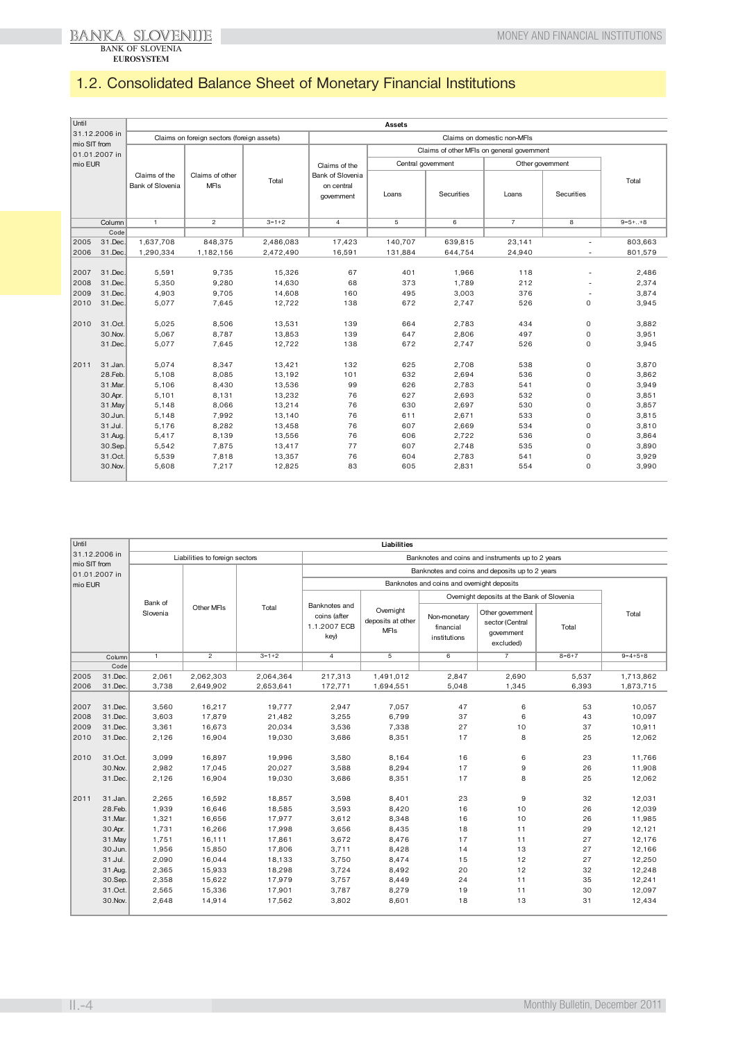# 1.2. Consolidated Balance Sheet of Monetary Financial Institutions

| Until 31.12.2006 in mio SIT from 01.01.2007 in mio EUR | | Assets | | | | | | | | |
|---|---|---|---|---|---|---|---|---|---|---|
| | | Claims on foreign sectors (foreign assets) | | | Claims on domestic non-MFIs | | | | | |
| | | | | | Claims of the Bank of Slovenia on central government | Claims of other MFIs on general government | | | | Total |
| | | | | | | Central government | | Other government | | |
| | | Claims of the Bank of Slovenia | Claims of other MFIs | Total | | Loans | Securities | Loans | Securities | |
| | Column | 1 | 2 | 3=1+2 | 4 | 5 | 6 | 7 | 8 | 9=5+..+8 |
| | Code | | | | | | | | | |
| 2005 | 31.Dec. | 1,637,708 | 848,375 | 2,486,083 | 17,423 | 140,707 | 639,815 | 23,141 | - | 803,663 |
| 2006 | 31.Dec. | 1,290,334 | 1,182,156 | 2,472,490 | 16,591 | 131,884 | 644,754 | 24,940 | - | 801,579 |
| 2007 | 31.Dec. | 5,591 | 9,735 | 15,326 | 67 | 401 | 1,966 | 118 | - | 2,486 |
| 2008 | 31.Dec. | 5,350 | 9,280 | 14,630 | 68 | 373 | 1,789 | 212 | - | 2,374 |
| 2009 | 31.Dec. | 4,903 | 9,705 | 14,608 | 160 | 495 | 3,003 | 376 | - | 3,874 |
| 2010 | 31.Dec. | 5,077 | 7,645 | 12,722 | 138 | 672 | 2,747 | 526 | 0 | 3,945 |
| 2010 | 31.Oct. | 5,025 | 8,506 | 13,531 | 139 | 664 | 2,783 | 434 | 0 | 3,882 |
| | 30.Nov. | 5,067 | 8,787 | 13,853 | 139 | 647 | 2,806 | 497 | 0 | 3,951 |
| | 31.Dec. | 5,077 | 7,645 | 12,722 | 138 | 672 | 2,747 | 526 | 0 | 3,945 |
| 2011 | 31.Jan. | 5,074 | 8,347 | 13,421 | 132 | 625 | 2,708 | 538 | 0 | 3,870 |
| | 28.Feb. | 5,108 | 8,085 | 13,192 | 101 | 632 | 2,694 | 536 | 0 | 3,862 |
| | 31.Mar. | 5,106 | 8,430 | 13,536 | 99 | 626 | 2,783 | 541 | 0 | 3,949 |
| | 30.Apr. | 5,101 | 8,131 | 13,232 | 76 | 627 | 2,693 | 532 | 0 | 3,851 |
| | 31.May | 5,148 | 8,066 | 13,214 | 76 | 630 | 2,697 | 530 | 0 | 3,857 |
| | 30.Jun. | 5,148 | 7,992 | 13,140 | 76 | 611 | 2,671 | 533 | 0 | 3,815 |
| | 31.Jul. | 5,176 | 8,282 | 13,458 | 76 | 607 | 2,669 | 534 | 0 | 3,810 |
| | 31.Aug. | 5,417 | 8,139 | 13,556 | 76 | 606 | 2,722 | 536 | 0 | 3,864 |
| | 30.Sep. | 5,542 | 7,875 | 13,417 | 77 | 607 | 2,748 | 535 | 0 | 3,890 |
| | 31.Oct. | 5,539 | 7,818 | 13,357 | 76 | 604 | 2,783 | 541 | 0 | 3,929 |
| | 30.Nov. | 5,608 | 7,217 | 12,825 | 83 | 605 | 2,831 | 554 | 0 | 3,990 |

| Until 31.12.2006 in mio SIT from 01.01.2007 in mio EUR | | Liabilities | | | | | | | | |
|---|---|---|---|---|---|---|---|---|---|---|
| | | Liabilities to foreign sectors | | | Banknotes and coins and instruments up to 2 years | | | | | |
| | | | | | Banknotes and coins and deposits up to 2 years | | | | | |
| | | | | | Banknotes and coins and overnight deposits | | | | | |
| | | | | | | | Overnight deposits at the Bank of Slovenia | | | Total |
| | | Bank of Slovenia | Other MFIs | Total | Banknotes and coins (after 1.1.2007 ECB key) | Overnight deposits at other MFIs | Non-monetary financial institutions | Other government sector (Central government excluded) | Total | |
| | Column | 1 | 2 | 3=1+2 | 4 | 5 | 6 | 7 | 8=6+7 | 9=4+5+8 |
| | Code | | | | | | | | | |
| 2005 | 31.Dec. | 2,061 | 2,062,303 | 2,064,364 | 217,313 | 1,491,012 | 2,847 | 2,690 | 5,537 | 1,713,862 |
| 2006 | 31.Dec. | 3,738 | 2,649,902 | 2,653,641 | 172,771 | 1,694,551 | 5,048 | 1,345 | 6,393 | 1,873,715 |
| 2007 | 31.Dec. | 3,560 | 16,217 | 19,777 | 2,947 | 7,057 | 47 | 6 | 53 | 10,057 |
| 2008 | 31.Dec. | 3,603 | 17,879 | 21,482 | 3,255 | 6,799 | 37 | 6 | 43 | 10,097 |
| 2009 | 31.Dec. | 3,361 | 16,673 | 20,034 | 3,536 | 7,338 | 27 | 10 | 37 | 10,911 |
| 2010 | 31.Dec. | 2,126 | 16,904 | 19,030 | 3,686 | 8,351 | 17 | 8 | 25 | 12,062 |
| 2010 | 31.Oct. | 3,099 | 16,897 | 19,996 | 3,580 | 8,164 | 16 | 6 | 23 | 11,766 |
| | 30.Nov. | 2,982 | 17,045 | 20,027 | 3,588 | 8,294 | 17 | 9 | 26 | 11,908 |
| | 31.Dec. | 2,126 | 16,904 | 19,030 | 3,686 | 8,351 | 17 | 8 | 25 | 12,062 |
| 2011 | 31.Jan. | 2,265 | 16,592 | 18,857 | 3,598 | 8,401 | 23 | 9 | 32 | 12,031 |
| | 28.Feb. | 1,939 | 16,646 | 18,585 | 3,593 | 8,420 | 16 | 10 | 26 | 12,039 |
| | 31.Mar. | 1,321 | 16,656 | 17,977 | 3,612 | 8,348 | 16 | 10 | 26 | 11,985 |
| | 30.Apr. | 1,731 | 16,266 | 17,998 | 3,656 | 8,435 | 18 | 11 | 29 | 12,121 |
| | 31.May | 1,751 | 16,111 | 17,861 | 3,672 | 8,476 | 17 | 11 | 27 | 12,176 |
| | 30.Jun. | 1,956 | 15,850 | 17,806 | 3,711 | 8,428 | 14 | 13 | 27 | 12,166 |
| | 31.Jul. | 2,090 | 16,044 | 18,133 | 3,750 | 8,474 | 15 | 12 | 27 | 12,250 |
| | 31.Aug. | 2,365 | 15,933 | 18,298 | 3,724 | 8,492 | 20 | 12 | 32 | 12,248 |
| | 30.Sep. | 2,358 | 15,622 | 17,979 | 3,757 | 8,449 | 24 | 11 | 35 | 12,241 |
| | 31.Oct. | 2,565 | 15,336 | 17,901 | 3,787 | 8,279 | 19 | 11 | 30 | 12,097 |
| | 30.Nov. | 2,648 | 14,914 | 17,562 | 3,802 | 8,601 | 18 | 13 | 31 | 12,434 |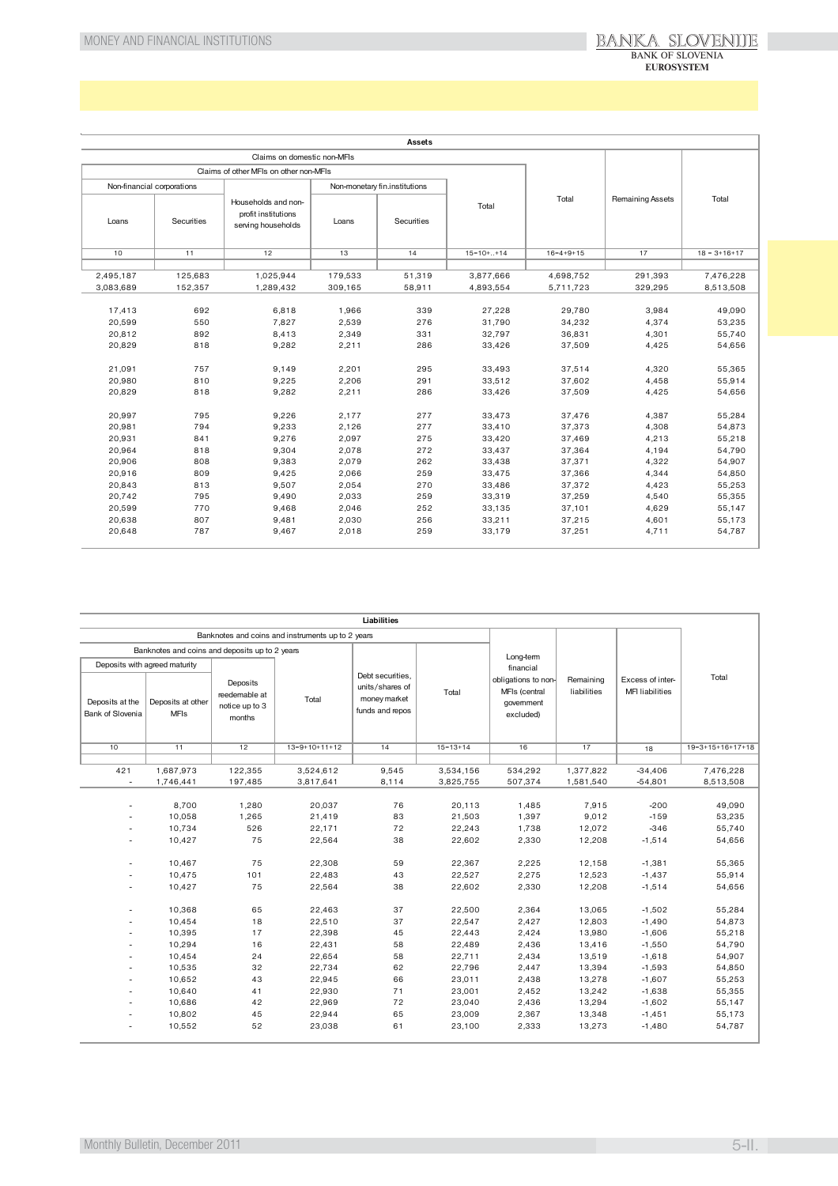| Assets | | | | | | | | |
|---|---|---|---|---|---|---|---|---|
| Claims on domestic non-MFIs | | | | | | | Remaining Assets | Total |
| Claims of other MFIs on other non-MFIs | | | | | | Total | | |
| Non-financial corporations | | Households and non-profit institutions serving households | Non-monetary fin.institutions | | Total | | | |
| Loans | Securities | | Loans | Securities | | | | |
| 10 | 11 | 12 | 13 | 14 | 15=10+..+14 | 16=4+9+15 | 17 | 18 = 3+16+17 |
| | | | | | | | | |
| 2,495,187 | 125,683 | 1,025,944 | 179,533 | 51,319 | 3,877,666 | 4,698,752 | 291,393 | 7,476,228 |
| 3,083,689 | 152,357 | 1,289,432 | 309,165 | 58,911 | 4,893,554 | 5,711,723 | 329,295 | 8,513,508 |
| | | | | | | | | |
| 17,413 | 692 | 6,818 | 1,966 | 339 | 27,228 | 29,780 | 3,984 | 49,090 |
| 20,599 | 550 | 7,827 | 2,539 | 276 | 31,790 | 34,232 | 4,374 | 53,235 |
| 20,812 | 892 | 8,413 | 2,349 | 331 | 32,797 | 36,831 | 4,301 | 55,740 |
| 20,829 | 818 | 9,282 | 2,211 | 286 | 33,426 | 37,509 | 4,425 | 54,656 |
| | | | | | | | | |
| 21,091 | 757 | 9,149 | 2,201 | 295 | 33,493 | 37,514 | 4,320 | 55,365 |
| 20,980 | 810 | 9,225 | 2,206 | 291 | 33,512 | 37,602 | 4,458 | 55,914 |
| 20,829 | 818 | 9,282 | 2,211 | 286 | 33,426 | 37,509 | 4,425 | 54,656 |
| | | | | | | | | |
| 20,997 | 795 | 9,226 | 2,177 | 277 | 33,473 | 37,476 | 4,387 | 55,284 |
| 20,981 | 794 | 9,233 | 2,126 | 277 | 33,410 | 37,373 | 4,308 | 54,873 |
| 20,931 | 841 | 9,276 | 2,097 | 275 | 33,420 | 37,469 | 4,213 | 55,218 |
| 20,964 | 818 | 9,304 | 2,078 | 272 | 33,437 | 37,364 | 4,194 | 54,790 |
| 20,906 | 808 | 9,383 | 2,079 | 262 | 33,438 | 37,371 | 4,322 | 54,907 |
| 20,916 | 809 | 9,425 | 2,066 | 259 | 33,475 | 37,366 | 4,344 | 54,850 |
| 20,843 | 813 | 9,507 | 2,054 | 270 | 33,486 | 37,372 | 4,423 | 55,253 |
| 20,742 | 795 | 9,490 | 2,033 | 259 | 33,319 | 37,259 | 4,540 | 55,355 |
| 20,599 | 770 | 9,468 | 2,046 | 252 | 33,135 | 37,101 | 4,629 | 55,147 |
| 20,638 | 807 | 9,481 | 2,030 | 256 | 33,211 | 37,215 | 4,601 | 55,173 |
| 20,648 | 787 | 9,467 | 2,018 | 259 | 33,179 | 37,251 | 4,711 | 54,787 |

| Liabilities | | | | | | | | | |
|---|---|---|---|---|---|---|---|---|---|
| Banknotes and coins and instruments up to 2 years | | | | | | Long-term financial obligations to non-MFIs (central government excluded) | Remaining liabilities | Excess of inter-MFI liabilities | Total |
| Banknotes and coins and deposits up to 2 years | | | | Debt securities, units/shares of money market funds and repos | Total | | | | |
| Deposits with agreed maturity | | Deposits reedemable at notice up to 3 months | Total | | | | | | |
| Deposits at the Bank of Slovenia | Deposits at other MFIs | | | | | | | | |
| 10 | 11 | 12 | 13=9+10+11+12 | 14 | 15=13+14 | 16 | 17 | 18 | 19=3+15+16+17+18 |
| | | | | | | | | | |
| 421 | 1,687,973 | 122,355 | 3,524,612 | 9,545 | 3,534,156 | 534,292 | 1,377,822 | -34,406 | 7,476,228 |
| - | 1,746,441 | 197,485 | 3,817,641 | 8,114 | 3,825,755 | 507,374 | 1,581,540 | -54,801 | 8,513,508 |
| | | | | | | | | | |
| - | 8,700 | 1,280 | 20,037 | 76 | 20,113 | 1,485 | 7,915 | -200 | 49,090 |
| - | 10,058 | 1,265 | 21,419 | 83 | 21,503 | 1,397 | 9,012 | -159 | 53,235 |
| - | 10,734 | 526 | 22,171 | 72 | 22,243 | 1,738 | 12,072 | -346 | 55,740 |
| - | 10,427 | 75 | 22,564 | 38 | 22,602 | 2,330 | 12,208 | -1,514 | 54,656 |
| | | | | | | | | | |
| - | 10,467 | 75 | 22,308 | 59 | 22,367 | 2,225 | 12,158 | -1,381 | 55,365 |
| - | 10,475 | 101 | 22,483 | 43 | 22,527 | 2,275 | 12,523 | -1,437 | 55,914 |
| - | 10,427 | 75 | 22,564 | 38 | 22,602 | 2,330 | 12,208 | -1,514 | 54,656 |
| | | | | | | | | | |
| - | 10,368 | 65 | 22,463 | 37 | 22,500 | 2,364 | 13,065 | -1,502 | 55,284 |
| - | 10,454 | 18 | 22,510 | 37 | 22,547 | 2,427 | 12,803 | -1,490 | 54,873 |
| - | 10,395 | 17 | 22,398 | 45 | 22,443 | 2,424 | 13,980 | -1,606 | 55,218 |
| - | 10,294 | 16 | 22,431 | 58 | 22,489 | 2,436 | 13,416 | -1,550 | 54,790 |
| - | 10,454 | 24 | 22,654 | 58 | 22,711 | 2,434 | 13,519 | -1,618 | 54,907 |
| - | 10,535 | 32 | 22,734 | 62 | 22,796 | 2,447 | 13,394 | -1,593 | 54,850 |
| - | 10,652 | 43 | 22,945 | 66 | 23,011 | 2,438 | 13,278 | -1,607 | 55,253 |
| - | 10,640 | 41 | 22,930 | 71 | 23,001 | 2,452 | 13,242 | -1,638 | 55,355 |
| - | 10,686 | 42 | 22,969 | 72 | 23,040 | 2,436 | 13,294 | -1,602 | 55,147 |
| - | 10,802 | 45 | 22,944 | 65 | 23,009 | 2,367 | 13,348 | -1,451 | 55,173 |
| - | 10,552 | 52 | 23,038 | 61 | 23,100 | 2,333 | 13,273 | -1,480 | 54,787 |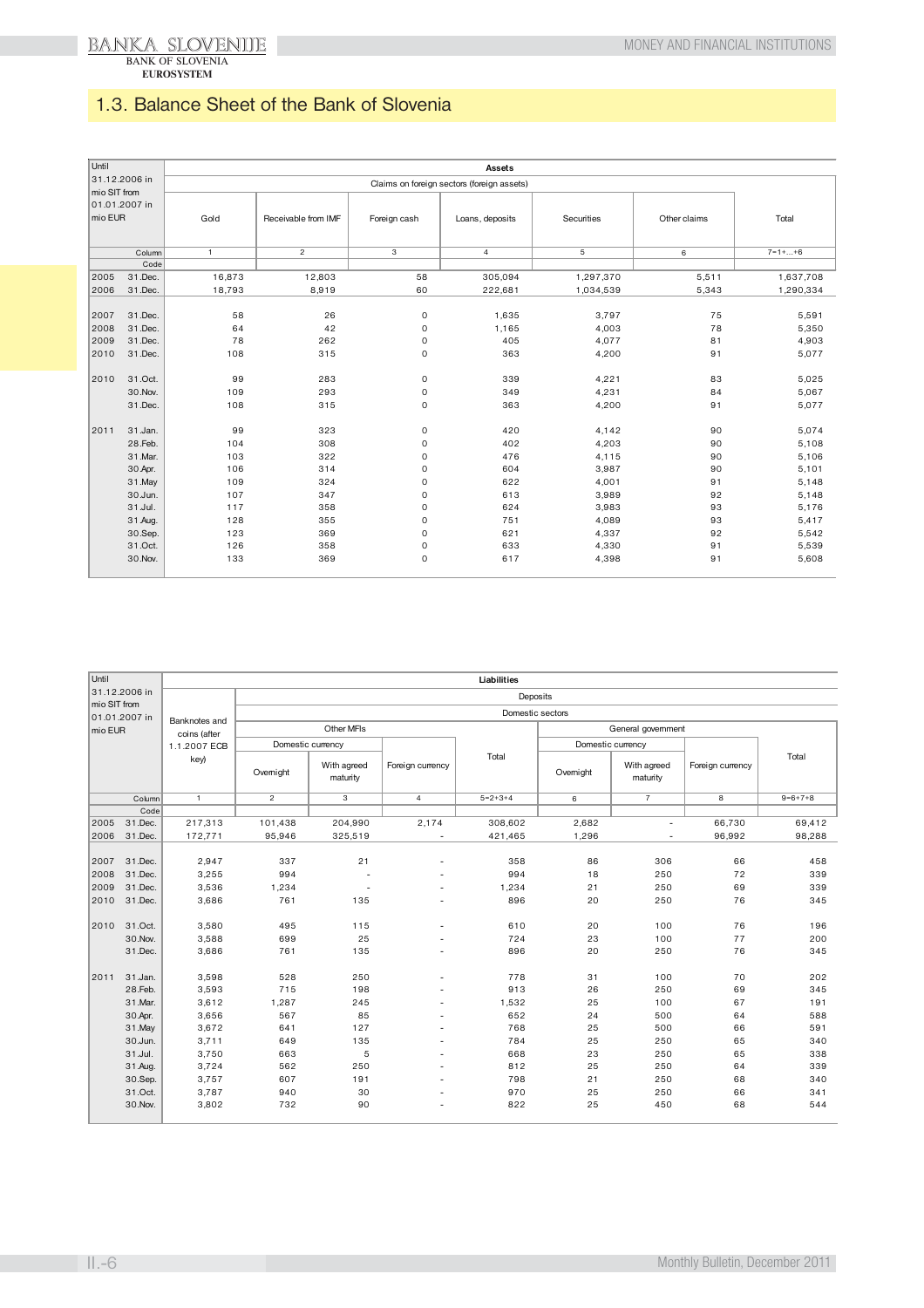## 1.3. Balance Sheet of the Bank of Slovenia

| Until 31.12.2006 in mio SIT from 01.01.2007 in mio EUR | | Assets | | | | | | |
|---|---|---|---|---|---|---|---|---|
| | | Claims on foreign sectors (foreign assets) | | | | | | |
| | | Gold | Receivable from IMF | Foreign cash | Loans, deposits | Securities | Other claims | Total |
| | Column | 1 | 2 | 3 | 4 | 5 | 6 | 7=1+...+6 |
| | Code | | | | | | | |
| 2005 | 31.Dec. | 16,873 | 12,803 | 58 | 305,094 | 1,297,370 | 5,511 | 1,637,708 |
| 2006 | 31.Dec. | 18,793 | 8,919 | 60 | 222,681 | 1,034,539 | 5,343 | 1,290,334 |
| 2007 | 31.Dec. | 58 | 26 | 0 | 1,635 | 3,797 | 75 | 5,591 |
| 2008 | 31.Dec. | 64 | 42 | 0 | 1,165 | 4,003 | 78 | 5,350 |
| 2009 | 31.Dec. | 78 | 262 | 0 | 405 | 4,077 | 81 | 4,903 |
| 2010 | 31.Dec. | 108 | 315 | 0 | 363 | 4,200 | 91 | 5,077 |
| 2010 | 31.Oct. | 99 | 283 | 0 | 339 | 4,221 | 83 | 5,025 |
| | 30.Nov. | 109 | 293 | 0 | 349 | 4,231 | 84 | 5,067 |
| | 31.Dec. | 108 | 315 | 0 | 363 | 4,200 | 91 | 5,077 |
| 2011 | 31.Jan. | 99 | 323 | 0 | 420 | 4,142 | 90 | 5,074 |
| | 28.Feb. | 104 | 308 | 0 | 402 | 4,203 | 90 | 5,108 |
| | 31.Mar. | 103 | 322 | 0 | 476 | 4,115 | 90 | 5,106 |
| | 30.Apr. | 106 | 314 | 0 | 604 | 3,987 | 90 | 5,101 |
| | 31.May | 109 | 324 | 0 | 622 | 4,001 | 91 | 5,148 |
| | 30.Jun. | 107 | 347 | 0 | 613 | 3,989 | 92 | 5,148 |
| | 31.Jul. | 117 | 358 | 0 | 624 | 3,983 | 93 | 5,176 |
| | 31.Aug. | 128 | 355 | 0 | 751 | 4,089 | 93 | 5,417 |
| | 30.Sep. | 123 | 369 | 0 | 621 | 4,337 | 92 | 5,542 |
| | 31.Oct. | 126 | 358 | 0 | 633 | 4,330 | 91 | 5,539 |
| | 30.Nov. | 133 | 369 | 0 | 617 | 4,398 | 91 | 5,608 |

| Until 31.12.2006 in mio SIT from 01.01.2007 in mio EUR | | Liabilities | | | | | | | | |
|---|---|---|---|---|---|---|---|---|---|---|
| | | Banknotes and coins (after 1.1.2007 ECB key) | Deposits | | | | | | | |
| | | | Domestic sectors | | | | | | | |
| | | | Other MFIs | | | | General government | | | |
| | | | Domestic currency | | Foreign currency | Total | Domestic currency | | Foreign currency | Total |
| | | | Overnight | With agreed maturity | | | Overnight | With agreed maturity | | |
| | Column | 1 | 2 | 3 | 4 | 5=2+3+4 | 6 | 7 | 8 | 9=6+7+8 |
| | Code | | | | | | | | | |
| 2005 | 31.Dec. | 217,313 | 101,438 | 204,990 | 2,174 | 308,602 | 2,682 | - | 66,730 | 69,412 |
| 2006 | 31.Dec. | 172,771 | 95,946 | 325,519 | - | 421,465 | 1,296 | - | 96,992 | 98,288 |
| 2007 | 31.Dec. | 2,947 | 337 | 21 | - | 358 | 86 | 306 | 66 | 458 |
| 2008 | 31.Dec. | 3,255 | 994 | - | - | 994 | 18 | 250 | 72 | 339 |
| 2009 | 31.Dec. | 3,536 | 1,234 | - | - | 1,234 | 21 | 250 | 69 | 339 |
| 2010 | 31.Dec. | 3,686 | 761 | 135 | - | 896 | 20 | 250 | 76 | 345 |
| 2010 | 31.Oct. | 3,580 | 495 | 115 | - | 610 | 20 | 100 | 76 | 196 |
| | 30.Nov. | 3,588 | 699 | 25 | - | 724 | 23 | 100 | 77 | 200 |
| | 31.Dec. | 3,686 | 761 | 135 | - | 896 | 20 | 250 | 76 | 345 |
| 2011 | 31.Jan. | 3,598 | 528 | 250 | - | 778 | 31 | 100 | 70 | 202 |
| | 28.Feb. | 3,593 | 715 | 198 | - | 913 | 26 | 250 | 69 | 345 |
| | 31.Mar. | 3,612 | 1,287 | 245 | - | 1,532 | 25 | 100 | 67 | 191 |
| | 30.Apr. | 3,656 | 567 | 85 | - | 652 | 24 | 500 | 64 | 588 |
| | 31.May | 3,672 | 641 | 127 | - | 768 | 25 | 500 | 66 | 591 |
| | 30.Jun. | 3,711 | 649 | 135 | - | 784 | 25 | 250 | 65 | 340 |
| | 31.Jul. | 3,750 | 663 | 5 | - | 668 | 23 | 250 | 65 | 338 |
| | 31.Aug. | 3,724 | 562 | 250 | - | 812 | 25 | 250 | 64 | 339 |
| | 30.Sep. | 3,757 | 607 | 191 | - | 798 | 21 | 250 | 68 | 340 |
| | 31.Oct. | 3,787 | 940 | 30 | - | 970 | 25 | 250 | 66 | 341 |
| | 30.Nov. | 3,802 | 732 | 90 | - | 822 | 25 | 450 | 68 | 544 |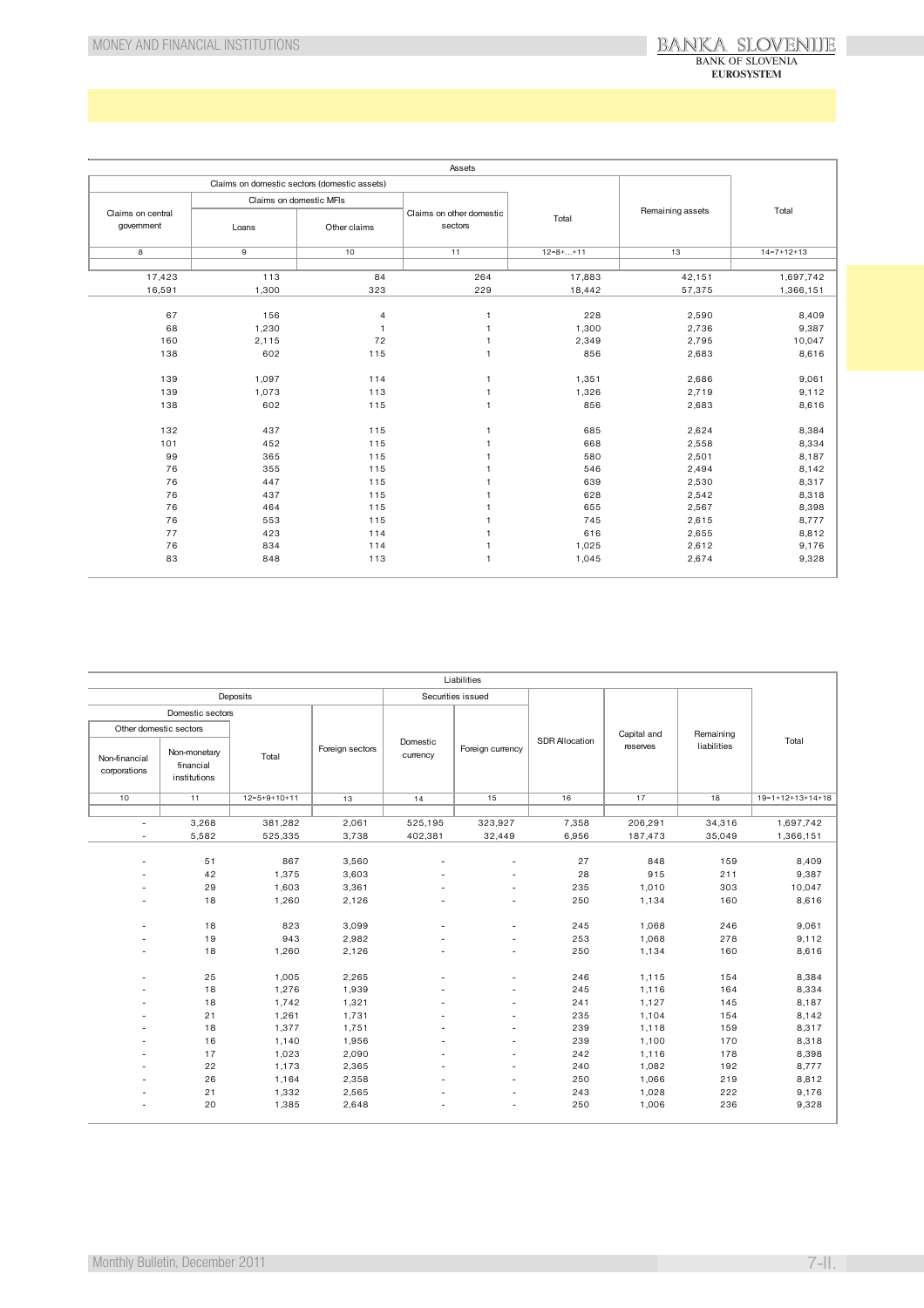| Assets | | | | | | |
|---|---|---|---|---|---|---|
| Claims on domestic sectors (domestic assets) | | | | | Remaining assets | Total |
| Claims on central government | Claims on domestic MFIs | | Claims on other domestic sectors | Total | | |
| | Loans | Other claims | | | | |
| 8 | 9 | 10 | 11 | 12=8+...+11 | 13 | 14=7+12+13 |
| | | | | | | |
| 17,423 | 113 | 84 | 264 | 17,883 | 42,151 | 1,697,742 |
| 16,591 | 1,300 | 323 | 229 | 18,442 | 57,375 | 1,366,151 |
| | | | | | | |
| 67 | 156 | 4 | 1 | 228 | 2,590 | 8,409 |
| 68 | 1,230 | 1 | 1 | 1,300 | 2,736 | 9,387 |
| 160 | 2,115 | 72 | 1 | 2,349 | 2,795 | 10,047 |
| 138 | 602 | 115 | 1 | 856 | 2,683 | 8,616 |
| | | | | | | |
| 139 | 1,097 | 114 | 1 | 1,351 | 2,686 | 9,061 |
| 139 | 1,073 | 113 | 1 | 1,326 | 2,719 | 9,112 |
| 138 | 602 | 115 | 1 | 856 | 2,683 | 8,616 |
| | | | | | | |
| 132 | 437 | 115 | 1 | 685 | 2,624 | 8,384 |
| 101 | 452 | 115 | 1 | 668 | 2,558 | 8,334 |
| 99 | 365 | 115 | 1 | 580 | 2,501 | 8,187 |
| 76 | 355 | 115 | 1 | 546 | 2,494 | 8,142 |
| 76 | 447 | 115 | 1 | 639 | 2,530 | 8,317 |
| 76 | 437 | 115 | 1 | 628 | 2,542 | 8,318 |
| 76 | 464 | 115 | 1 | 655 | 2,567 | 8,398 |
| 76 | 553 | 115 | 1 | 745 | 2,615 | 8,777 |
| 77 | 423 | 114 | 1 | 616 | 2,655 | 8,812 |
| 76 | 834 | 114 | 1 | 1,025 | 2,612 | 9,176 |
| 83 | 848 | 113 | 1 | 1,045 | 2,674 | 9,328 |

| Liabilities | | | | | | | | | |
|---|---|---|---|---|---|---|---|---|---|
| Deposits | | | | Securities issued | | SDR Allocation | Capital and reserves | Remaining liabilities | Total |
| Domestic sectors | | | Foreign sectors | Domestic currency | Foreign currency | | | | |
| Other domestic sectors | | Total | | | | | | | |
| Non-financial corporations | Non-monetary financial institutions | | | | | | | | |
| 10 | 11 | 12=5+9+10+11 | 13 | 14 | 15 | 16 | 17 | 18 | 19=1+12+13+14+18 |
| | | | | | | | | | |
| - | 3,268 | 381,282 | 2,061 | 525,195 | 323,927 | 7,358 | 206,291 | 34,316 | 1,697,742 |
| - | 5,582 | 525,335 | 3,738 | 402,381 | 32,449 | 6,956 | 187,473 | 35,049 | 1,366,151 |
| | | | | | | | | | |
| - | 51 | 867 | 3,560 | - | - | 27 | 848 | 159 | 8,409 |
| - | 42 | 1,375 | 3,603 | - | - | 28 | 915 | 211 | 9,387 |
| - | 29 | 1,603 | 3,361 | - | - | 235 | 1,010 | 303 | 10,047 |
| - | 18 | 1,260 | 2,126 | - | - | 250 | 1,134 | 160 | 8,616 |
| | | | | | | | | | |
| - | 18 | 823 | 3,099 | - | - | 245 | 1,068 | 246 | 9,061 |
| - | 19 | 943 | 2,982 | - | - | 253 | 1,068 | 278 | 9,112 |
| - | 18 | 1,260 | 2,126 | - | - | 250 | 1,134 | 160 | 8,616 |
| | | | | | | | | | |
| - | 25 | 1,005 | 2,265 | - | - | 246 | 1,115 | 154 | 8,384 |
| - | 18 | 1,276 | 1,939 | - | - | 245 | 1,116 | 164 | 8,334 |
| - | 18 | 1,742 | 1,321 | - | - | 241 | 1,127 | 145 | 8,187 |
| - | 21 | 1,261 | 1,731 | - | - | 235 | 1,104 | 154 | 8,142 |
| - | 18 | 1,377 | 1,751 | - | - | 239 | 1,118 | 159 | 8,317 |
| - | 16 | 1,140 | 1,956 | - | - | 239 | 1,100 | 170 | 8,318 |
| - | 17 | 1,023 | 2,090 | - | - | 242 | 1,116 | 178 | 8,398 |
| - | 22 | 1,173 | 2,365 | - | - | 240 | 1,082 | 192 | 8,777 |
| - | 26 | 1,164 | 2,358 | - | - | 250 | 1,066 | 219 | 8,812 |
| - | 21 | 1,332 | 2,565 | - | - | 243 | 1,028 | 222 | 9,176 |
| - | 20 | 1,385 | 2,648 | - | - | 250 | 1,006 | 236 | 9,328 |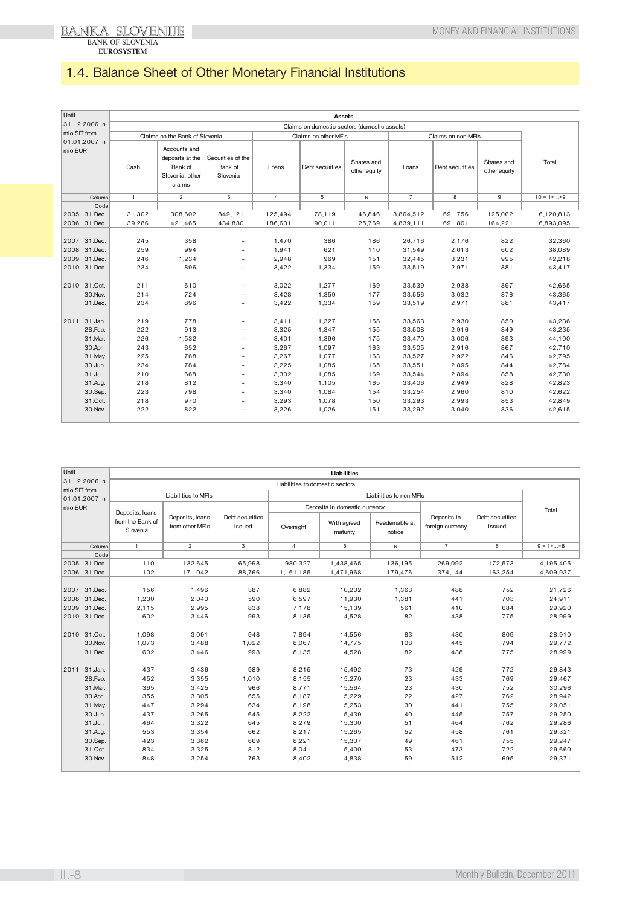## 1.4. Balance Sheet of Other Monetary Financial Institutions

| Until 31.12.2006 in mio SIT from 01.01.2007 in mio EUR | Assets | | | | | | | | | |
|---|---|---|---|---|---|---|---|---|---|---|
| | Claims on domestic sectors (domestic assets) | | | | | | | | | |
| | Claims on the Bank of Slovenia | | | Claims on other MFIs | | | Claims on non-MFIs | | | Total |
| | Cash | Accounts and deposits at the Bank of Slovenia, other claims | Securities of the Bank of Slovenia | Loans | Debt securities | Shares and other equity | Loans | Debt securities | Shares and other equity | |
| Column | 1 | 2 | 3 | 4 | 5 | 6 | 7 | 8 | 9 | 10 = 1+...+9 |
| Code | | | | | | | | | | |
| 2005 31.Dec. | 31,302 | 308,602 | 849,121 | 125,494 | 78,119 | 46,846 | 3,864,512 | 691,756 | 125,062 | 6,120,813 |
| 2006 31.Dec. | 39,286 | 421,465 | 434,830 | 186,601 | 90,011 | 25,769 | 4,839,111 | 691,801 | 164,221 | 6,893,095 |
| 2007 31.Dec. | 245 | 358 | - | 1,470 | 386 | 186 | 26,716 | 2,176 | 822 | 32,360 |
| 2008 31.Dec. | 259 | 994 | - | 1,941 | 621 | 110 | 31,549 | 2,013 | 602 | 38,089 |
| 2009 31.Dec. | 246 | 1,234 | - | 2,948 | 969 | 151 | 32,445 | 3,231 | 995 | 42,218 |
| 2010 31.Dec. | 234 | 896 | - | 3,422 | 1,334 | 159 | 33,519 | 2,971 | 881 | 43,417 |
| 2010 31.Oct. | 211 | 610 | - | 3,022 | 1,277 | 169 | 33,539 | 2,938 | 897 | 42,665 |
| 30.Nov. | 214 | 724 | - | 3,428 | 1,359 | 177 | 33,556 | 3,032 | 876 | 43,365 |
| 31.Dec. | 234 | 896 | - | 3,422 | 1,334 | 159 | 33,519 | 2,971 | 881 | 43,417 |
| 2011 31.Jan. | 219 | 778 | - | 3,411 | 1,327 | 158 | 33,563 | 2,930 | 850 | 43,236 |
| 28.Feb. | 222 | 913 | - | 3,325 | 1,347 | 155 | 33,508 | 2,916 | 849 | 43,235 |
| 31.Mar. | 226 | 1,532 | - | 3,401 | 1,396 | 175 | 33,470 | 3,006 | 893 | 44,100 |
| 30.Apr. | 243 | 652 | - | 3,267 | 1,097 | 163 | 33,505 | 2,916 | 867 | 42,710 |
| 31.May | 225 | 768 | - | 3,267 | 1,077 | 163 | 33,527 | 2,922 | 846 | 42,795 |
| 30.Jun. | 234 | 784 | - | 3,225 | 1,085 | 165 | 33,551 | 2,895 | 844 | 42,784 |
| 31.Jul. | 210 | 668 | - | 3,302 | 1,085 | 169 | 33,544 | 2,894 | 858 | 42,730 |
| 31.Aug. | 218 | 812 | - | 3,340 | 1,105 | 165 | 33,406 | 2,949 | 828 | 42,823 |
| 30.Sep. | 223 | 798 | - | 3,340 | 1,084 | 154 | 33,254 | 2,960 | 810 | 42,622 |
| 31.Oct. | 218 | 970 | - | 3,293 | 1,078 | 150 | 33,293 | 2,993 | 853 | 42,849 |
| 30.Nov. | 222 | 822 | - | 3,226 | 1,026 | 151 | 33,292 | 3,040 | 836 | 42,615 |

| Until 31.12.2006 in mio SIT from 01.01.2007 in mio EUR | Liabilities | | | | | | | | |
|---|---|---|---|---|---|---|---|---|---|
| | Liabilities to domestic sectors | | | | | | | | |
| | Liabilities to MFIs | | | Liabilities to non-MFIs | | | | | Total |
| | | | | Deposits in domestic currency | | | | | |
| | Deposits, loans from the Bank of Slovenia | Deposits, loans from other MFIs | Debt securities issued | Overnight | With agreed maturity | Reedemable at notice | Deposits in foreign currency | Debt securities issued | |
| Column | 1 | 2 | 3 | 4 | 5 | 6 | 7 | 8 | 9 = 1+...+8 |
| Code | | | | | | | | | |
| 2005 31.Dec. | 110 | 132,645 | 65,998 | 980,327 | 1,438,465 | 136,195 | 1,269,092 | 172,573 | 4,195,405 |
| 2006 31.Dec. | 102 | 171,042 | 88,766 | 1,161,185 | 1,471,968 | 179,476 | 1,374,144 | 163,254 | 4,609,937 |
| 2007 31.Dec. | 156 | 1,496 | 387 | 6,882 | 10,202 | 1,363 | 488 | 752 | 21,726 |
| 2008 31.Dec. | 1,230 | 2,040 | 590 | 6,597 | 11,930 | 1,381 | 441 | 703 | 24,911 |
| 2009 31.Dec. | 2,115 | 2,995 | 838 | 7,178 | 15,139 | 561 | 410 | 684 | 29,920 |
| 2010 31.Dec. | 602 | 3,446 | 993 | 8,135 | 14,528 | 82 | 438 | 775 | 28,999 |
| 2010 31.Oct. | 1,098 | 3,091 | 948 | 7,894 | 14,556 | 83 | 430 | 809 | 28,910 |
| 30.Nov. | 1,073 | 3,488 | 1,022 | 8,067 | 14,775 | 108 | 445 | 794 | 29,772 |
| 31.Dec. | 602 | 3,446 | 993 | 8,135 | 14,528 | 82 | 438 | 775 | 28,999 |
| 2011 31.Jan. | 437 | 3,436 | 989 | 8,215 | 15,492 | 73 | 429 | 772 | 29,843 |
| 28.Feb. | 452 | 3,355 | 1,010 | 8,155 | 15,270 | 23 | 433 | 769 | 29,467 |
| 31.Mar. | 365 | 3,425 | 966 | 8,771 | 15,564 | 23 | 430 | 752 | 30,296 |
| 30.Apr. | 355 | 3,305 | 655 | 8,187 | 15,229 | 22 | 427 | 762 | 28,942 |
| 31.May | 447 | 3,294 | 634 | 8,198 | 15,253 | 30 | 441 | 755 | 29,051 |
| 30.Jun. | 437 | 3,265 | 645 | 8,222 | 15,439 | 40 | 445 | 757 | 29,250 |
| 31.Jul. | 464 | 3,322 | 645 | 8,279 | 15,300 | 51 | 464 | 762 | 29,286 |
| 31.Aug. | 553 | 3,354 | 662 | 8,217 | 15,265 | 52 | 458 | 761 | 29,321 |
| 30.Sep. | 423 | 3,362 | 669 | 8,221 | 15,307 | 49 | 461 | 755 | 29,247 |
| 31.Oct. | 834 | 3,325 | 812 | 8,041 | 15,400 | 53 | 473 | 722 | 29,660 |
| 30.Nov. | 848 | 3,254 | 763 | 8,402 | 14,838 | 59 | 512 | 695 | 29,371 |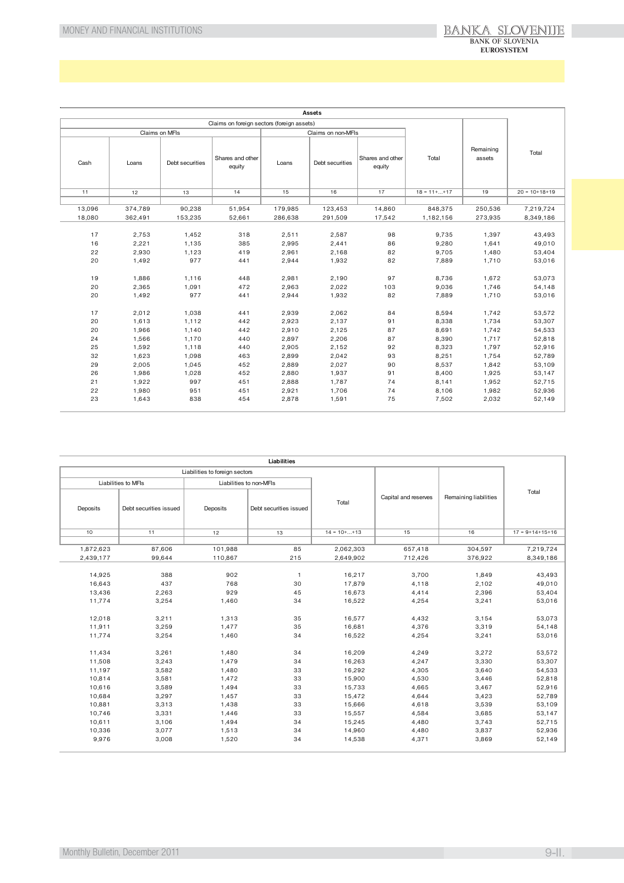| Assets | | | | | | | | | |
|---|---|---|---|---|---|---|---|---|---|
| Claims on foreign sectors (foreign assets) | | | | | | | | Remaining assets | Total |
| | Claims on MFIs | | | Claims on non-MFIs | | | Total | | |
| Cash | Loans | Debt securities | Shares and other equity | Loans | Debt securities | Shares and other equity | | | |
| 11 | 12 | 13 | 14 | 15 | 16 | 17 | 18 = 11+...+17 | 19 | 20 = 10+18+19 |
| 13,096 | 374,789 | 90,238 | 51,954 | 179,985 | 123,453 | 14,860 | 848,375 | 250,536 | 7,219,724 |
| 18,080 | 362,491 | 153,235 | 52,661 | 286,638 | 291,509 | 17,542 | 1,182,156 | 273,935 | 8,349,186 |
| 17 | 2,753 | 1,452 | 318 | 2,511 | 2,587 | 98 | 9,735 | 1,397 | 43,493 |
| 16 | 2,221 | 1,135 | 385 | 2,995 | 2,441 | 86 | 9,280 | 1,641 | 49,010 |
| 22 | 2,930 | 1,123 | 419 | 2,961 | 2,168 | 82 | 9,705 | 1,480 | 53,404 |
| 20 | 1,492 | 977 | 441 | 2,944 | 1,932 | 82 | 7,889 | 1,710 | 53,016 |
| 19 | 1,886 | 1,116 | 448 | 2,981 | 2,190 | 97 | 8,736 | 1,672 | 53,073 |
| 20 | 2,365 | 1,091 | 472 | 2,963 | 2,022 | 103 | 9,036 | 1,746 | 54,148 |
| 20 | 1,492 | 977 | 441 | 2,944 | 1,932 | 82 | 7,889 | 1,710 | 53,016 |
| 17 | 2,012 | 1,038 | 441 | 2,939 | 2,062 | 84 | 8,594 | 1,742 | 53,572 |
| 20 | 1,613 | 1,112 | 442 | 2,923 | 2,137 | 91 | 8,338 | 1,734 | 53,307 |
| 20 | 1,966 | 1,140 | 442 | 2,910 | 2,125 | 87 | 8,691 | 1,742 | 54,533 |
| 24 | 1,566 | 1,170 | 440 | 2,897 | 2,206 | 87 | 8,390 | 1,717 | 52,818 |
| 25 | 1,592 | 1,118 | 440 | 2,905 | 2,152 | 92 | 8,323 | 1,797 | 52,916 |
| 32 | 1,623 | 1,098 | 463 | 2,899 | 2,042 | 93 | 8,251 | 1,754 | 52,789 |
| 29 | 2,005 | 1,045 | 452 | 2,889 | 2,027 | 90 | 8,537 | 1,842 | 53,109 |
| 26 | 1,986 | 1,028 | 452 | 2,880 | 1,937 | 91 | 8,400 | 1,925 | 53,147 |
| 21 | 1,922 | 997 | 451 | 2,888 | 1,787 | 74 | 8,141 | 1,952 | 52,715 |
| 22 | 1,980 | 951 | 451 | 2,921 | 1,706 | 74 | 8,106 | 1,982 | 52,936 |
| 23 | 1,643 | 838 | 454 | 2,878 | 1,591 | 75 | 7,502 | 2,032 | 52,149 |

| Liabilities | | | | | | | |
|---|---|---|---|---|---|---|---|
| Liabilities to foreign sectors | | | | | Capital and reserves | Remaining liabilities | Total |
| Liabilities to MFIs | | Liabilities to non-MFIs | | Total | | | |
| Deposits | Debt securities issued | Deposits | Debt securities issued | | | | |
| 10 | 11 | 12 | 13 | 14 = 10+...+13 | 15 | 16 | 17 = 9+14+15+16 |
| 1,872,623 | 87,606 | 101,988 | 85 | 2,062,303 | 657,418 | 304,597 | 7,219,724 |
| 2,439,177 | 99,644 | 110,867 | 215 | 2,649,902 | 712,426 | 376,922 | 8,349,186 |
| 14,925 | 388 | 902 | 1 | 16,217 | 3,700 | 1,849 | 43,493 |
| 16,643 | 437 | 768 | 30 | 17,879 | 4,118 | 2,102 | 49,010 |
| 13,436 | 2,263 | 929 | 45 | 16,673 | 4,414 | 2,396 | 53,404 |
| 11,774 | 3,254 | 1,460 | 34 | 16,522 | 4,254 | 3,241 | 53,016 |
| 12,018 | 3,211 | 1,313 | 35 | 16,577 | 4,432 | 3,154 | 53,073 |
| 11,911 | 3,259 | 1,477 | 35 | 16,681 | 4,376 | 3,319 | 54,148 |
| 11,774 | 3,254 | 1,460 | 34 | 16,522 | 4,254 | 3,241 | 53,016 |
| 11,434 | 3,261 | 1,480 | 34 | 16,209 | 4,249 | 3,272 | 53,572 |
| 11,508 | 3,243 | 1,479 | 34 | 16,263 | 4,247 | 3,330 | 53,307 |
| 11,197 | 3,582 | 1,480 | 33 | 16,292 | 4,305 | 3,640 | 54,533 |
| 10,814 | 3,581 | 1,472 | 33 | 15,900 | 4,530 | 3,446 | 52,818 |
| 10,616 | 3,589 | 1,494 | 33 | 15,733 | 4,665 | 3,467 | 52,916 |
| 10,684 | 3,297 | 1,457 | 33 | 15,472 | 4,644 | 3,423 | 52,789 |
| 10,881 | 3,313 | 1,438 | 33 | 15,666 | 4,618 | 3,539 | 53,109 |
| 10,746 | 3,331 | 1,446 | 33 | 15,557 | 4,584 | 3,685 | 53,147 |
| 10,611 | 3,106 | 1,494 | 34 | 15,245 | 4,480 | 3,743 | 52,715 |
| 10,336 | 3,077 | 1,513 | 34 | 14,960 | 4,480 | 3,837 | 52,936 |
| 9,976 | 3,008 | 1,520 | 34 | 14,538 | 4,371 | 3,869 | 52,149 |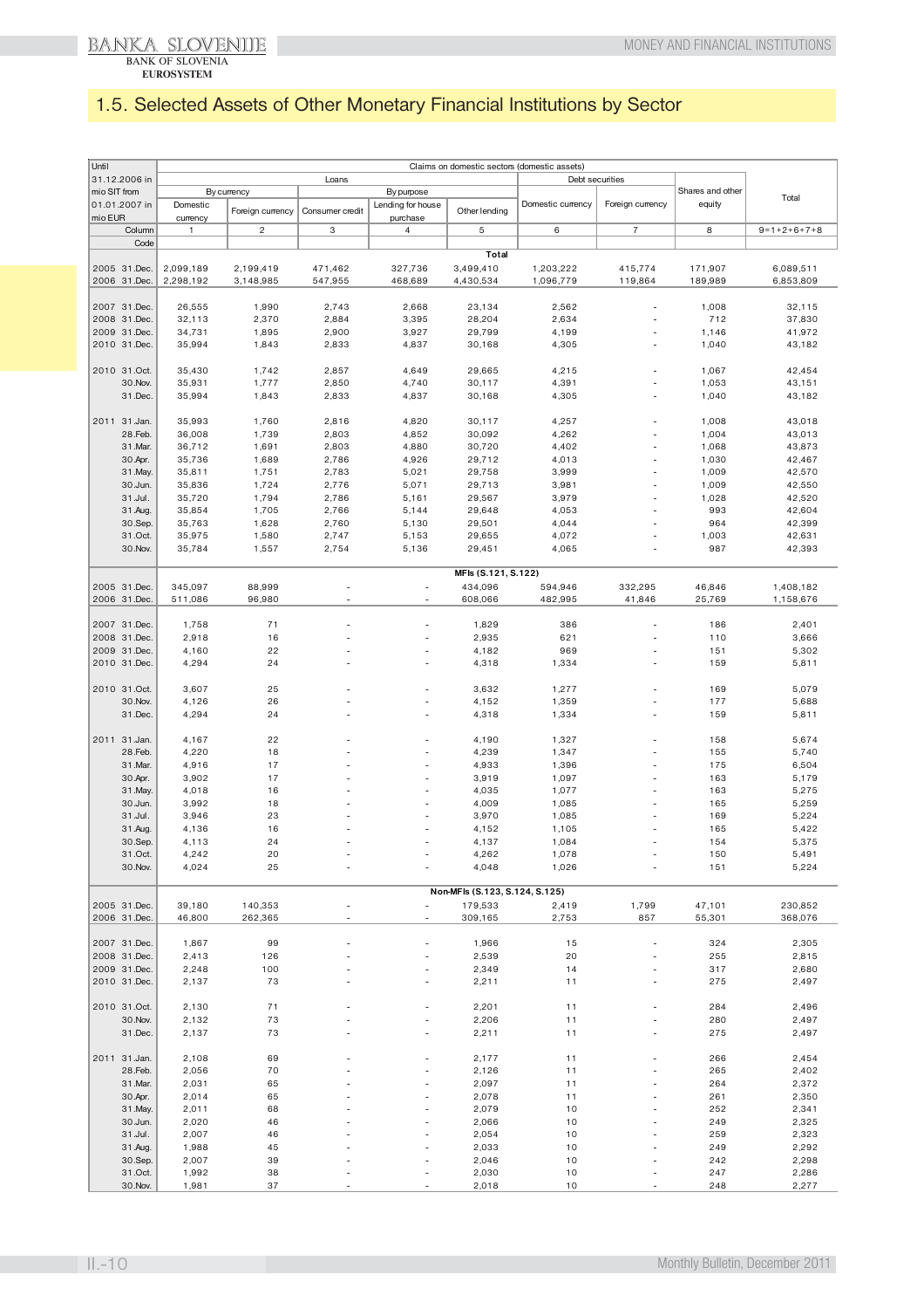## 1.5. Selected Assets of Other Monetary Financial Institutions by Sector

| Until 31.12.2006 in mio SIT from 01.01.2007 in mio EUR | Claims on domestic sectors (domestic assets) | | | | | | | | |
|---|---|---|---|---|---|---|---|---|---|
| | Loans | | | | | Debt securities | | Shares and other equity | Total |
| | By currency | | By purpose | | | | | | |
| | Domestic currency | Foreign currency | Consumer credit | Lending for house purchase | Other lending | Domestic currency | Foreign currency | | |
| Column | 1 | 2 | 3 | 4 | 5 | 6 | 7 | 8 | 9=1+2+6+7+8 |
| Code | | | | | | | | | |
| | | | | | **Total** | | | | |
| 2005 31.Dec. | 2,099,189 | 2,199,419 | 471,462 | 327,736 | 3,499,410 | 1,203,222 | 415,774 | 171,907 | 6,089,511 |
| 2006 31.Dec. | 2,298,192 | 3,148,985 | 547,955 | 468,689 | 4,430,534 | 1,096,779 | 119,864 | 189,989 | 6,853,809 |
| 2007 31.Dec. | 26,555 | 1,990 | 2,743 | 2,668 | 23,134 | 2,562 | - | 1,008 | 32,115 |
| 2008 31.Dec. | 32,113 | 2,370 | 2,884 | 3,395 | 28,204 | 2,634 | - | 712 | 37,830 |
| 2009 31.Dec. | 34,731 | 1,895 | 2,900 | 3,927 | 29,799 | 4,199 | - | 1,146 | 41,972 |
| 2010 31.Dec. | 35,994 | 1,843 | 2,833 | 4,837 | 30,168 | 4,305 | - | 1,040 | 43,182 |
| 2010 31.Oct. | 35,430 | 1,742 | 2,857 | 4,649 | 29,665 | 4,215 | - | 1,067 | 42,454 |
| 30.Nov. | 35,931 | 1,777 | 2,850 | 4,740 | 30,117 | 4,391 | - | 1,053 | 43,151 |
| 31.Dec. | 35,994 | 1,843 | 2,833 | 4,837 | 30,168 | 4,305 | - | 1,040 | 43,182 |
| 2011 31.Jan. | 35,993 | 1,760 | 2,816 | 4,820 | 30,117 | 4,257 | - | 1,008 | 43,018 |
| 28.Feb. | 36,008 | 1,739 | 2,803 | 4,852 | 30,092 | 4,262 | - | 1,004 | 43,013 |
| 31.Mar. | 36,712 | 1,691 | 2,803 | 4,880 | 30,720 | 4,402 | - | 1,068 | 43,873 |
| 30.Apr. | 35,736 | 1,689 | 2,786 | 4,926 | 29,712 | 4,013 | - | 1,030 | 42,467 |
| 31.May. | 35,811 | 1,751 | 2,783 | 5,021 | 29,758 | 3,999 | - | 1,009 | 42,570 |
| 30.Jun. | 35,836 | 1,724 | 2,776 | 5,071 | 29,713 | 3,981 | - | 1,009 | 42,550 |
| 31.Jul. | 35,720 | 1,794 | 2,786 | 5,161 | 29,567 | 3,979 | - | 1,028 | 42,520 |
| 31.Aug. | 35,854 | 1,705 | 2,766 | 5,144 | 29,648 | 4,053 | - | 993 | 42,604 |
| 30.Sep. | 35,763 | 1,628 | 2,760 | 5,130 | 29,501 | 4,044 | - | 964 | 42,399 |
| 31.Oct. | 35,975 | 1,580 | 2,747 | 5,153 | 29,655 | 4,072 | - | 1,003 | 42,631 |
| 30.Nov. | 35,784 | 1,557 | 2,754 | 5,136 | 29,451 | 4,065 | - | 987 | 42,393 |
| | | | | | **MFIs (S.121, S.122)** | | | | |
| 2005 31.Dec. | 345,097 | 88,999 | - | - | 434,096 | 594,946 | 332,295 | 46,846 | 1,408,182 |
| 2006 31.Dec. | 511,086 | 96,980 | - | - | 608,066 | 482,995 | 41,846 | 25,769 | 1,158,676 |
| 2007 31.Dec. | 1,758 | 71 | - | - | 1,829 | 386 | - | 186 | 2,401 |
| 2008 31.Dec. | 2,918 | 16 | - | - | 2,935 | 621 | - | 110 | 3,666 |
| 2009 31.Dec. | 4,160 | 22 | - | - | 4,182 | 969 | - | 151 | 5,302 |
| 2010 31.Dec. | 4,294 | 24 | - | - | 4,318 | 1,334 | - | 159 | 5,811 |
| 2010 31.Oct. | 3,607 | 25 | - | - | 3,632 | 1,277 | - | 169 | 5,079 |
| 30.Nov. | 4,126 | 26 | - | - | 4,152 | 1,359 | - | 177 | 5,688 |
| 31.Dec. | 4,294 | 24 | - | - | 4,318 | 1,334 | - | 159 | 5,811 |
| 2011 31.Jan. | 4,167 | 22 | - | - | 4,190 | 1,327 | - | 158 | 5,674 |
| 28.Feb. | 4,220 | 18 | - | - | 4,239 | 1,347 | - | 155 | 5,740 |
| 31.Mar. | 4,916 | 17 | - | - | 4,933 | 1,396 | - | 175 | 6,504 |
| 30.Apr. | 3,902 | 17 | - | - | 3,919 | 1,097 | - | 163 | 5,179 |
| 31.May. | 4,018 | 16 | - | - | 4,035 | 1,077 | - | 163 | 5,275 |
| 30.Jun. | 3,992 | 18 | - | - | 4,009 | 1,085 | - | 165 | 5,259 |
| 31.Jul. | 3,946 | 23 | - | - | 3,970 | 1,085 | - | 169 | 5,224 |
| 31.Aug. | 4,136 | 16 | - | - | 4,152 | 1,105 | - | 165 | 5,422 |
| 30.Sep. | 4,113 | 24 | - | - | 4,137 | 1,084 | - | 154 | 5,375 |
| 31.Oct. | 4,242 | 20 | - | - | 4,262 | 1,078 | - | 150 | 5,491 |
| 30.Nov. | 4,024 | 25 | - | - | 4,048 | 1,026 | - | 151 | 5,224 |
| | | | | | **Non-MFIs (S.123, S.124, S.125)** | | | | |
| 2005 31.Dec. | 39,180 | 140,353 | - | - | 179,533 | 2,419 | 1,799 | 47,101 | 230,852 |
| 2006 31.Dec. | 46,800 | 262,365 | - | - | 309,165 | 2,753 | 857 | 55,301 | 368,076 |
| 2007 31.Dec. | 1,867 | 99 | - | - | 1,966 | 15 | - | 324 | 2,305 |
| 2008 31.Dec. | 2,413 | 126 | - | - | 2,539 | 20 | - | 255 | 2,815 |
| 2009 31.Dec. | 2,248 | 100 | - | - | 2,349 | 14 | - | 317 | 2,680 |
| 2010 31.Dec. | 2,137 | 73 | - | - | 2,211 | 11 | - | 275 | 2,497 |
| 2010 31.Oct. | 2,130 | 71 | - | - | 2,201 | 11 | - | 284 | 2,496 |
| 30.Nov. | 2,132 | 73 | - | - | 2,206 | 11 | - | 280 | 2,497 |
| 31.Dec. | 2,137 | 73 | - | - | 2,211 | 11 | - | 275 | 2,497 |
| 2011 31.Jan. | 2,108 | 69 | - | - | 2,177 | 11 | - | 266 | 2,454 |
| 28.Feb. | 2,056 | 70 | - | - | 2,126 | 11 | - | 265 | 2,402 |
| 31.Mar. | 2,031 | 65 | - | - | 2,097 | 11 | - | 264 | 2,372 |
| 30.Apr. | 2,014 | 65 | - | - | 2,078 | 11 | - | 261 | 2,350 |
| 31.May. | 2,011 | 68 | - | - | 2,079 | 10 | - | 252 | 2,341 |
| 30.Jun. | 2,020 | 46 | - | - | 2,066 | 10 | - | 249 | 2,325 |
| 31.Jul. | 2,007 | 46 | - | - | 2,054 | 10 | - | 259 | 2,323 |
| 31.Aug. | 1,988 | 45 | - | - | 2,033 | 10 | - | 249 | 2,292 |
| 30.Sep. | 2,007 | 39 | - | - | 2,046 | 10 | - | 242 | 2,298 |
| 31.Oct. | 1,992 | 38 | - | - | 2,030 | 10 | - | 247 | 2,286 |
| 30.Nov. | 1,981 | 37 | - | - | 2,018 | 10 | - | 248 | 2,277 |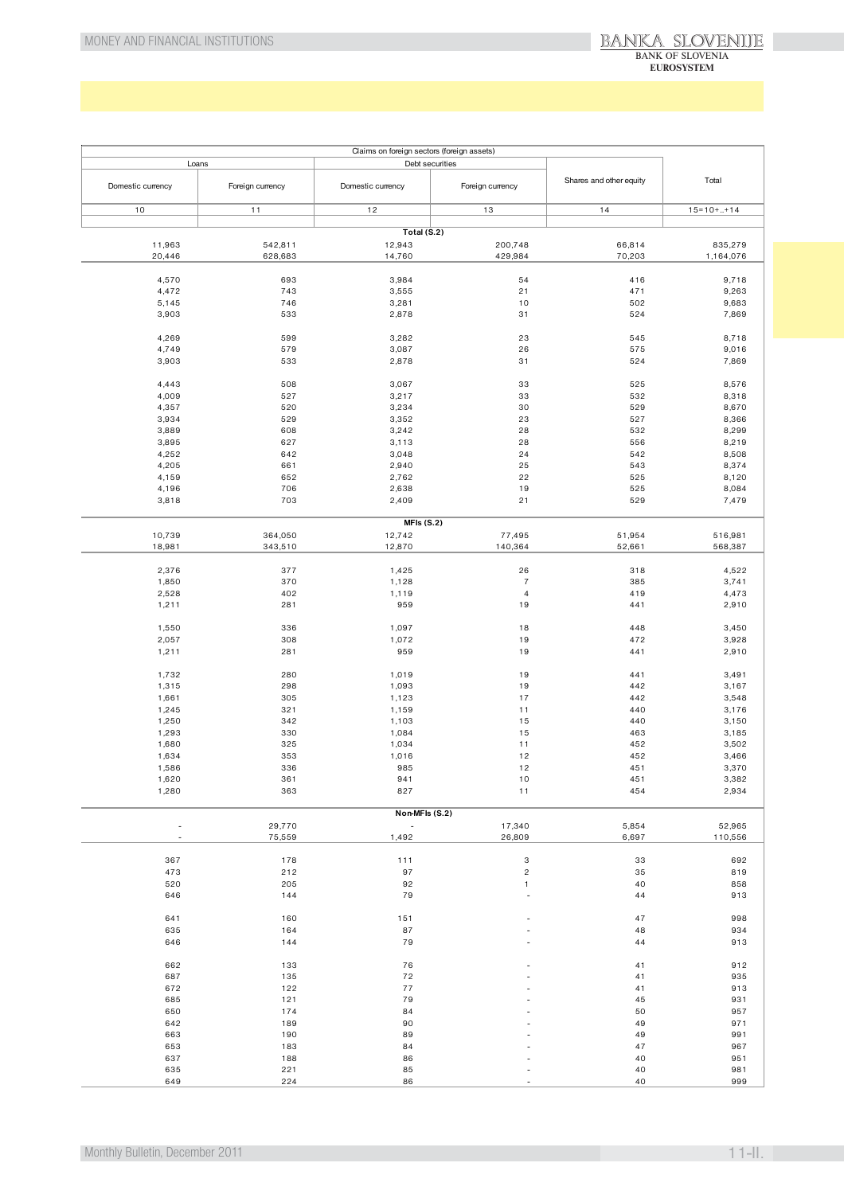| Claims on foreign sectors (foreign assets) | | | | | |
|---|---|---|---|---|---|
| Loans | | Debt securities | | Shares and other equity | Total |
| Domestic currency | Foreign currency | Domestic currency | Foreign currency | | |
| 10 | 11 | 12 | 13 | 14 | 15=10+..+14 |
| **Total (S.2)** | | | | | |
| 11,963 | 542,811 | 12,943 | 200,748 | 66,814 | 835,279 |
| 20,446 | 628,683 | 14,760 | 429,984 | 70,203 | 1,164,076 |
| | | | | | |
| 4,570 | 693 | 3,984 | 54 | 416 | 9,718 |
| 4,472 | 743 | 3,555 | 21 | 471 | 9,263 |
| 5,145 | 746 | 3,281 | 10 | 502 | 9,683 |
| 3,903 | 533 | 2,878 | 31 | 524 | 7,869 |
| | | | | | |
| 4,269 | 599 | 3,282 | 23 | 545 | 8,718 |
| 4,749 | 579 | 3,087 | 26 | 575 | 9,016 |
| 3,903 | 533 | 2,878 | 31 | 524 | 7,869 |
| | | | | | |
| 4,443 | 508 | 3,067 | 33 | 525 | 8,576 |
| 4,009 | 527 | 3,217 | 33 | 532 | 8,318 |
| 4,357 | 520 | 3,234 | 30 | 529 | 8,670 |
| 3,934 | 529 | 3,352 | 23 | 527 | 8,366 |
| 3,889 | 608 | 3,242 | 28 | 532 | 8,299 |
| 3,895 | 627 | 3,113 | 28 | 556 | 8,219 |
| 4,252 | 642 | 3,048 | 24 | 542 | 8,508 |
| 4,205 | 661 | 2,940 | 25 | 543 | 8,374 |
| 4,159 | 652 | 2,762 | 22 | 525 | 8,120 |
| 4,196 | 706 | 2,638 | 19 | 525 | 8,084 |
| 3,818 | 703 | 2,409 | 21 | 529 | 7,479 |
| **MFIs (S.2)** | | | | | |
| 10,739 | 364,050 | 12,742 | 77,495 | 51,954 | 516,981 |
| 18,981 | 343,510 | 12,870 | 140,364 | 52,661 | 568,387 |
| | | | | | |
| 2,376 | 377 | 1,425 | 26 | 318 | 4,522 |
| 1,850 | 370 | 1,128 | 7 | 385 | 3,741 |
| 2,528 | 402 | 1,119 | 4 | 419 | 4,473 |
| 1,211 | 281 | 959 | 19 | 441 | 2,910 |
| | | | | | |
| 1,550 | 336 | 1,097 | 18 | 448 | 3,450 |
| 2,057 | 308 | 1,072 | 19 | 472 | 3,928 |
| 1,211 | 281 | 959 | 19 | 441 | 2,910 |
| | | | | | |
| 1,732 | 280 | 1,019 | 19 | 441 | 3,491 |
| 1,315 | 298 | 1,093 | 19 | 442 | 3,167 |
| 1,661 | 305 | 1,123 | 17 | 442 | 3,548 |
| 1,245 | 321 | 1,159 | 11 | 440 | 3,176 |
| 1,250 | 342 | 1,103 | 15 | 440 | 3,150 |
| 1,293 | 330 | 1,084 | 15 | 463 | 3,185 |
| 1,680 | 325 | 1,034 | 11 | 452 | 3,502 |
| 1,634 | 353 | 1,016 | 12 | 452 | 3,466 |
| 1,586 | 336 | 985 | 12 | 451 | 3,370 |
| 1,620 | 361 | 941 | 10 | 451 | 3,382 |
| 1,280 | 363 | 827 | 11 | 454 | 2,934 |
| **Non-MFIs (S.2)** | | | | | |
| - | 29,770 | - | 17,340 | 5,854 | 52,965 |
| - | 75,559 | 1,492 | 26,809 | 6,697 | 110,556 |
| | | | | | |
| 367 | 178 | 111 | 3 | 33 | 692 |
| 473 | 212 | 97 | 2 | 35 | 819 |
| 520 | 205 | 92 | 1 | 40 | 858 |
| 646 | 144 | 79 | - | 44 | 913 |
| | | | | | |
| 641 | 160 | 151 | - | 47 | 998 |
| 635 | 164 | 87 | - | 48 | 934 |
| 646 | 144 | 79 | - | 44 | 913 |
| | | | | | |
| 662 | 133 | 76 | - | 41 | 912 |
| 687 | 135 | 72 | - | 41 | 935 |
| 672 | 122 | 77 | - | 41 | 913 |
| 685 | 121 | 79 | - | 45 | 931 |
| 650 | 174 | 84 | - | 50 | 957 |
| 642 | 189 | 90 | - | 49 | 971 |
| 663 | 190 | 89 | - | 49 | 991 |
| 653 | 183 | 84 | - | 47 | 967 |
| 637 | 188 | 86 | - | 40 | 951 |
| 635 | 221 | 85 | - | 40 | 981 |
| 649 | 224 | 86 | - | 40 | 999 |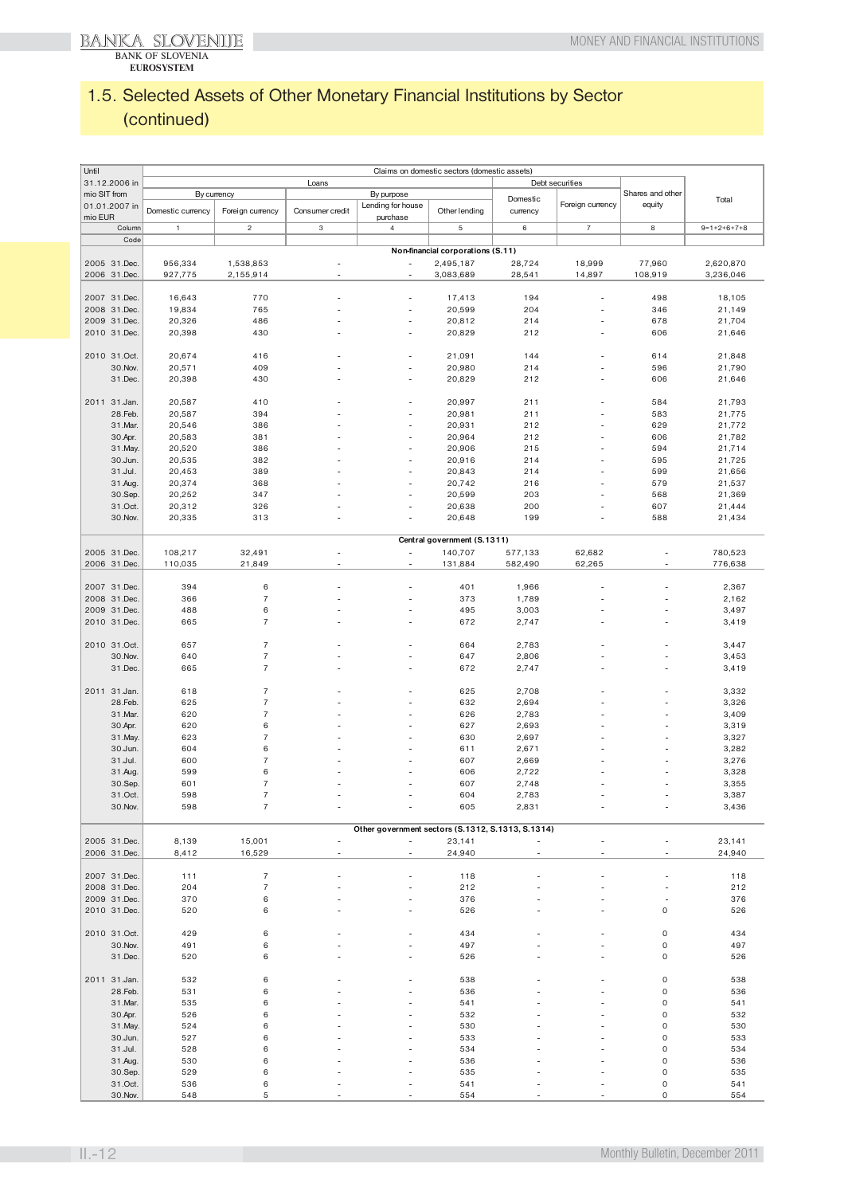## 1.5. Selected Assets of Other Monetary Financial Institutions by Sector (continued)

| Until 31.12.2006 in mio SIT from 01.01.2007 in mio EUR | Claims on domestic sectors (domestic assets) | | | | | | | | |
|---|---|---|---|---|---|---|---|---|---|
| | Loans | | | | | Debt securities | | Shares and other equity | Total |
| | By currency | | By purpose | | | Domestic currency | Foreign currency | | |
| | Domestic currency | Foreign currency | Consumer credit | Lending for house purchase | Other lending | | | | |
| Column | 1 | 2 | 3 | 4 | 5 | 6 | 7 | 8 | 9=1+2+6+7+8 |
| Code | | | | | | | | | |
| | | | | | **Non-financial corporations (S.11)** | | | | |
| 2005 31.Dec. | 956,334 | 1,538,853 | - | - | 2,495,187 | 28,724 | 18,999 | 77,960 | 2,620,870 |
| 2006 31.Dec. | 927,775 | 2,155,914 | - | - | 3,083,689 | 28,541 | 14,897 | 108,919 | 3,236,046 |
| 2007 31.Dec. | 16,643 | 770 | - | - | 17,413 | 194 | - | 498 | 18,105 |
| 2008 31.Dec. | 19,834 | 765 | - | - | 20,599 | 204 | - | 346 | 21,149 |
| 2009 31.Dec. | 20,326 | 486 | - | - | 20,812 | 214 | - | 678 | 21,704 |
| 2010 31.Dec. | 20,398 | 430 | - | - | 20,829 | 212 | - | 606 | 21,646 |
| 2010 31.Oct. | 20,674 | 416 | - | - | 21,091 | 144 | - | 614 | 21,848 |
| 30.Nov. | 20,571 | 409 | - | - | 20,980 | 214 | - | 596 | 21,790 |
| 31.Dec. | 20,398 | 430 | - | - | 20,829 | 212 | - | 606 | 21,646 |
| 2011 31.Jan. | 20,587 | 410 | - | - | 20,997 | 211 | - | 584 | 21,793 |
| 28.Feb. | 20,587 | 394 | - | - | 20,981 | 211 | - | 583 | 21,775 |
| 31.Mar. | 20,546 | 386 | - | - | 20,931 | 212 | - | 629 | 21,772 |
| 30.Apr. | 20,583 | 381 | - | - | 20,964 | 212 | - | 606 | 21,782 |
| 31.May. | 20,520 | 386 | - | - | 20,906 | 215 | - | 594 | 21,714 |
| 30.Jun. | 20,535 | 382 | - | - | 20,916 | 214 | - | 595 | 21,725 |
| 31.Jul. | 20,453 | 389 | - | - | 20,843 | 214 | - | 599 | 21,656 |
| 31.Aug. | 20,374 | 368 | - | - | 20,742 | 216 | - | 579 | 21,537 |
| 30.Sep. | 20,252 | 347 | - | - | 20,599 | 203 | - | 568 | 21,369 |
| 31.Oct. | 20,312 | 326 | - | - | 20,638 | 200 | - | 607 | 21,444 |
| 30.Nov. | 20,335 | 313 | - | - | 20,648 | 199 | - | 588 | 21,434 |
| | | | | | **Central government (S.1311)** | | | | |
| 2005 31.Dec. | 108,217 | 32,491 | - | - | 140,707 | 577,133 | 62,682 | - | 780,523 |
| 2006 31.Dec. | 110,035 | 21,849 | - | - | 131,884 | 582,490 | 62,265 | - | 776,638 |
| 2007 31.Dec. | 394 | 6 | - | - | 401 | 1,966 | - | - | 2,367 |
| 2008 31.Dec. | 366 | 7 | - | - | 373 | 1,789 | - | - | 2,162 |
| 2009 31.Dec. | 488 | 6 | - | - | 495 | 3,003 | - | - | 3,497 |
| 2010 31.Dec. | 665 | 7 | - | - | 672 | 2,747 | - | - | 3,419 |
| 2010 31.Oct. | 657 | 7 | - | - | 664 | 2,783 | - | - | 3,447 |
| 30.Nov. | 640 | 7 | - | - | 647 | 2,806 | - | - | 3,453 |
| 31.Dec. | 665 | 7 | - | - | 672 | 2,747 | - | - | 3,419 |
| 2011 31.Jan. | 618 | 7 | - | - | 625 | 2,708 | - | - | 3,332 |
| 28.Feb. | 625 | 7 | - | - | 632 | 2,694 | - | - | 3,326 |
| 31.Mar. | 620 | 7 | - | - | 626 | 2,783 | - | - | 3,409 |
| 30.Apr. | 620 | 6 | - | - | 627 | 2,693 | - | - | 3,319 |
| 31.May. | 623 | 7 | - | - | 630 | 2,697 | - | - | 3,327 |
| 30.Jun. | 604 | 6 | - | - | 611 | 2,671 | - | - | 3,282 |
| 31.Jul. | 600 | 7 | - | - | 607 | 2,669 | - | - | 3,276 |
| 31.Aug. | 599 | 6 | - | - | 606 | 2,722 | - | - | 3,328 |
| 30.Sep. | 601 | 7 | - | - | 607 | 2,748 | - | - | 3,355 |
| 31.Oct. | 598 | 7 | - | - | 604 | 2,783 | - | - | 3,387 |
| 30.Nov. | 598 | 7 | - | - | 605 | 2,831 | - | - | 3,436 |
| | | | | | **Other government sectors (S.1312, S.1313, S.1314)** | | | | |
| 2005 31.Dec. | 8,139 | 15,001 | - | - | 23,141 | - | - | - | 23,141 |
| 2006 31.Dec. | 8,412 | 16,529 | - | - | 24,940 | - | - | - | 24,940 |
| 2007 31.Dec. | 111 | 7 | - | - | 118 | - | - | - | 118 |
| 2008 31.Dec. | 204 | 7 | - | - | 212 | - | - | - | 212 |
| 2009 31.Dec. | 370 | 6 | - | - | 376 | - | - | - | 376 |
| 2010 31.Dec. | 520 | 6 | - | - | 526 | - | - | 0 | 526 |
| 2010 31.Oct. | 429 | 6 | - | - | 434 | - | - | 0 | 434 |
| 30.Nov. | 491 | 6 | - | - | 497 | - | - | 0 | 497 |
| 31.Dec. | 520 | 6 | - | - | 526 | - | - | 0 | 526 |
| 2011 31.Jan. | 532 | 6 | - | - | 538 | - | - | 0 | 538 |
| 28.Feb. | 531 | 6 | - | - | 536 | - | - | 0 | 536 |
| 31.Mar. | 535 | 6 | - | - | 541 | - | - | 0 | 541 |
| 30.Apr. | 526 | 6 | - | - | 532 | - | - | 0 | 532 |
| 31.May. | 524 | 6 | - | - | 530 | - | - | 0 | 530 |
| 30.Jun. | 527 | 6 | - | - | 533 | - | - | 0 | 533 |
| 31.Jul. | 528 | 6 | - | - | 534 | - | - | 0 | 534 |
| 31.Aug. | 530 | 6 | - | - | 536 | - | - | 0 | 536 |
| 30.Sep. | 529 | 6 | - | - | 535 | - | - | 0 | 535 |
| 31.Oct. | 536 | 6 | - | - | 541 | - | - | 0 | 541 |
| 30.Nov. | 548 | 5 | - | - | 554 | - | - | 0 | 554 |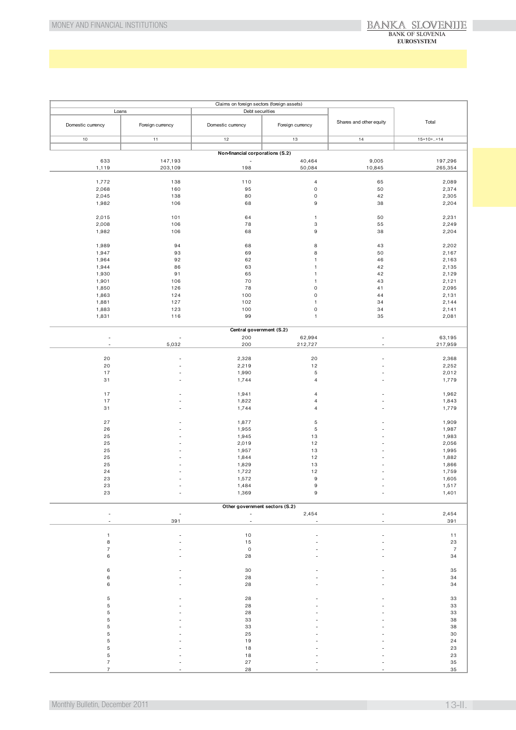| Claims on foreign sectors (foreign assets) | | | | | |
|---|---|---|---|---|---|
| Loans | | Debt securities | | Shares and other equity | Total |
| Domestic currency | Foreign currency | Domestic currency | Foreign currency | | |
| 10 | 11 | 12 | 13 | 14 | 15=10+..+14 |
| **Non-financial corporations (S.2)** | | | | | |
| 633 | 147,193 | - | 40,464 | 9,005 | 197,296 |
| 1,119 | 203,109 | 198 | 50,084 | 10,845 | 265,354 |
| | | | | | |
| 1,772 | 138 | 110 | 4 | 65 | 2,089 |
| 2,068 | 160 | 95 | 0 | 50 | 2,374 |
| 2,045 | 138 | 80 | 0 | 42 | 2,305 |
| 1,982 | 106 | 68 | 9 | 38 | 2,204 |
| | | | | | |
| 2,015 | 101 | 64 | 1 | 50 | 2,231 |
| 2,008 | 106 | 78 | 3 | 55 | 2,249 |
| 1,982 | 106 | 68 | 9 | 38 | 2,204 |
| | | | | | |
| 1,989 | 94 | 68 | 8 | 43 | 2,202 |
| 1,947 | 93 | 69 | 8 | 50 | 2,167 |
| 1,964 | 92 | 62 | 1 | 46 | 2,163 |
| 1,944 | 86 | 63 | 1 | 42 | 2,135 |
| 1,930 | 91 | 65 | 1 | 42 | 2,129 |
| 1,901 | 106 | 70 | 1 | 43 | 2,121 |
| 1,850 | 126 | 78 | 0 | 41 | 2,095 |
| 1,863 | 124 | 100 | 0 | 44 | 2,131 |
| 1,881 | 127 | 102 | 1 | 34 | 2,144 |
| 1,883 | 123 | 100 | 0 | 34 | 2,141 |
| 1,831 | 116 | 99 | 1 | 35 | 2,081 |
| **Central government (S.2)** | | | | | |
| - | - | 200 | 62,994 | - | 63,195 |
| - | 5,032 | 200 | 212,727 | - | 217,959 |
| | | | | | |
| 20 | - | 2,328 | 20 | - | 2,368 |
| 20 | - | 2,219 | 12 | - | 2,252 |
| 17 | - | 1,990 | 5 | - | 2,012 |
| 31 | - | 1,744 | 4 | - | 1,779 |
| | | | | | |
| 17 | - | 1,941 | 4 | - | 1,962 |
| 17 | - | 1,822 | 4 | - | 1,843 |
| 31 | - | 1,744 | 4 | - | 1,779 |
| | | | | | |
| 27 | - | 1,877 | 5 | - | 1,909 |
| 26 | - | 1,955 | 5 | - | 1,987 |
| 25 | - | 1,945 | 13 | - | 1,983 |
| 25 | - | 2,019 | 12 | - | 2,056 |
| 25 | - | 1,957 | 13 | - | 1,995 |
| 25 | - | 1,844 | 12 | - | 1,882 |
| 25 | - | 1,829 | 13 | - | 1,866 |
| 24 | - | 1,722 | 12 | - | 1,759 |
| 23 | - | 1,572 | 9 | - | 1,605 |
| 23 | - | 1,484 | 9 | - | 1,517 |
| 23 | - | 1,369 | 9 | - | 1,401 |
| **Other government sectors (S.2)** | | | | | |
| - | - | - | 2,454 | - | 2,454 |
| - | 391 | - | - | - | 391 |
| | | | | | |
| 1 | - | 10 | - | - | 11 |
| 8 | - | 15 | - | - | 23 |
| 7 | - | 0 | - | - | 7 |
| 6 | - | 28 | - | - | 34 |
| | | | | | |
| 6 | - | 30 | - | - | 35 |
| 6 | - | 28 | - | - | 34 |
| 6 | - | 28 | - | - | 34 |
| | | | | | |
| 5 | - | 28 | - | - | 33 |
| 5 | - | 28 | - | - | 33 |
| 5 | - | 28 | - | - | 33 |
| 5 | - | 33 | - | - | 38 |
| 5 | - | 33 | - | - | 38 |
| 5 | - | 25 | - | - | 30 |
| 5 | - | 19 | - | - | 24 |
| 5 | - | 18 | - | - | 23 |
| 5 | - | 18 | - | - | 23 |
| 7 | - | 27 | - | - | 35 |
| 7 | - | 28 | - | - | 35 |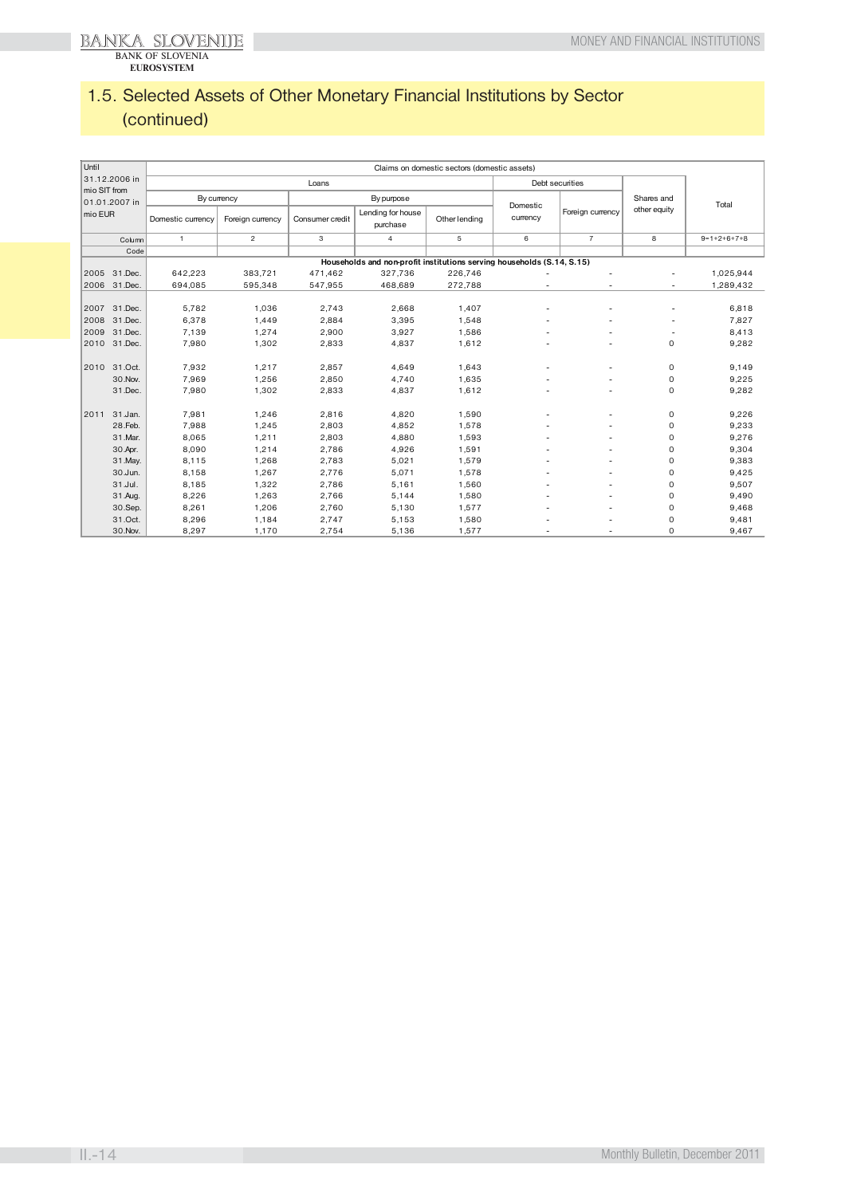## 1.5. Selected Assets of Other Monetary Financial Institutions by Sector (continued)

| Until 31.12.2006 in mio SIT from 01.01.2007 in mio EUR | | Claims on domestic sectors (domestic assets) | | | | | | | | |
|---|---|---|---|---|---|---|---|---|---|---|
| | | Loans | | | | | Debt securities | | Shares and other equity | Total |
| | | By currency | | By purpose | | | Domestic currency | Foreign currency | | |
| | | Domestic currency | Foreign currency | Consumer credit | Lending for house purchase | Other lending | | | | |
| | Column | 1 | 2 | 3 | 4 | 5 | 6 | 7 | 8 | 9=1+2+6+7+8 |
| | Code | | | | | | | | | |
| | | **Households and non-profit institutions serving households (S.14, S.15)** | | | | | | | | |
| 2005 | 31.Dec. | 642,223 | 383,721 | 471,462 | 327,736 | 226,746 | - | - | - | 1,025,944 |
| 2006 | 31.Dec. | 694,085 | 595,348 | 547,955 | 468,689 | 272,788 | - | - | - | 1,289,432 |
| 2007 | 31.Dec. | 5,782 | 1,036 | 2,743 | 2,668 | 1,407 | - | - | - | 6,818 |
| 2008 | 31.Dec. | 6,378 | 1,449 | 2,884 | 3,395 | 1,548 | - | - | - | 7,827 |
| 2009 | 31.Dec. | 7,139 | 1,274 | 2,900 | 3,927 | 1,586 | - | - | - | 8,413 |
| 2010 | 31.Dec. | 7,980 | 1,302 | 2,833 | 4,837 | 1,612 | - | - | 0 | 9,282 |
| 2010 | 31.Oct. | 7,932 | 1,217 | 2,857 | 4,649 | 1,643 | - | - | 0 | 9,149 |
| | 30.Nov. | 7,969 | 1,256 | 2,850 | 4,740 | 1,635 | - | - | 0 | 9,225 |
| | 31.Dec. | 7,980 | 1,302 | 2,833 | 4,837 | 1,612 | - | - | 0 | 9,282 |
| 2011 | 31.Jan. | 7,981 | 1,246 | 2,816 | 4,820 | 1,590 | - | - | 0 | 9,226 |
| | 28.Feb. | 7,988 | 1,245 | 2,803 | 4,852 | 1,578 | - | - | 0 | 9,233 |
| | 31.Mar. | 8,065 | 1,211 | 2,803 | 4,880 | 1,593 | - | - | 0 | 9,276 |
| | 30.Apr. | 8,090 | 1,214 | 2,786 | 4,926 | 1,591 | - | - | 0 | 9,304 |
| | 31.May. | 8,115 | 1,268 | 2,783 | 5,021 | 1,579 | - | - | 0 | 9,383 |
| | 30.Jun. | 8,158 | 1,267 | 2,776 | 5,071 | 1,578 | - | - | 0 | 9,425 |
| | 31.Jul. | 8,185 | 1,322 | 2,786 | 5,161 | 1,560 | - | - | 0 | 9,507 |
| | 31.Aug. | 8,226 | 1,263 | 2,766 | 5,144 | 1,580 | - | - | 0 | 9,490 |
| | 30.Sep. | 8,261 | 1,206 | 2,760 | 5,130 | 1,577 | - | - | 0 | 9,468 |
| | 31.Oct. | 8,296 | 1,184 | 2,747 | 5,153 | 1,580 | - | - | 0 | 9,481 |
| | 30.Nov. | 8,297 | 1,170 | 2,754 | 5,136 | 1,577 | - | - | 0 | 9,467 |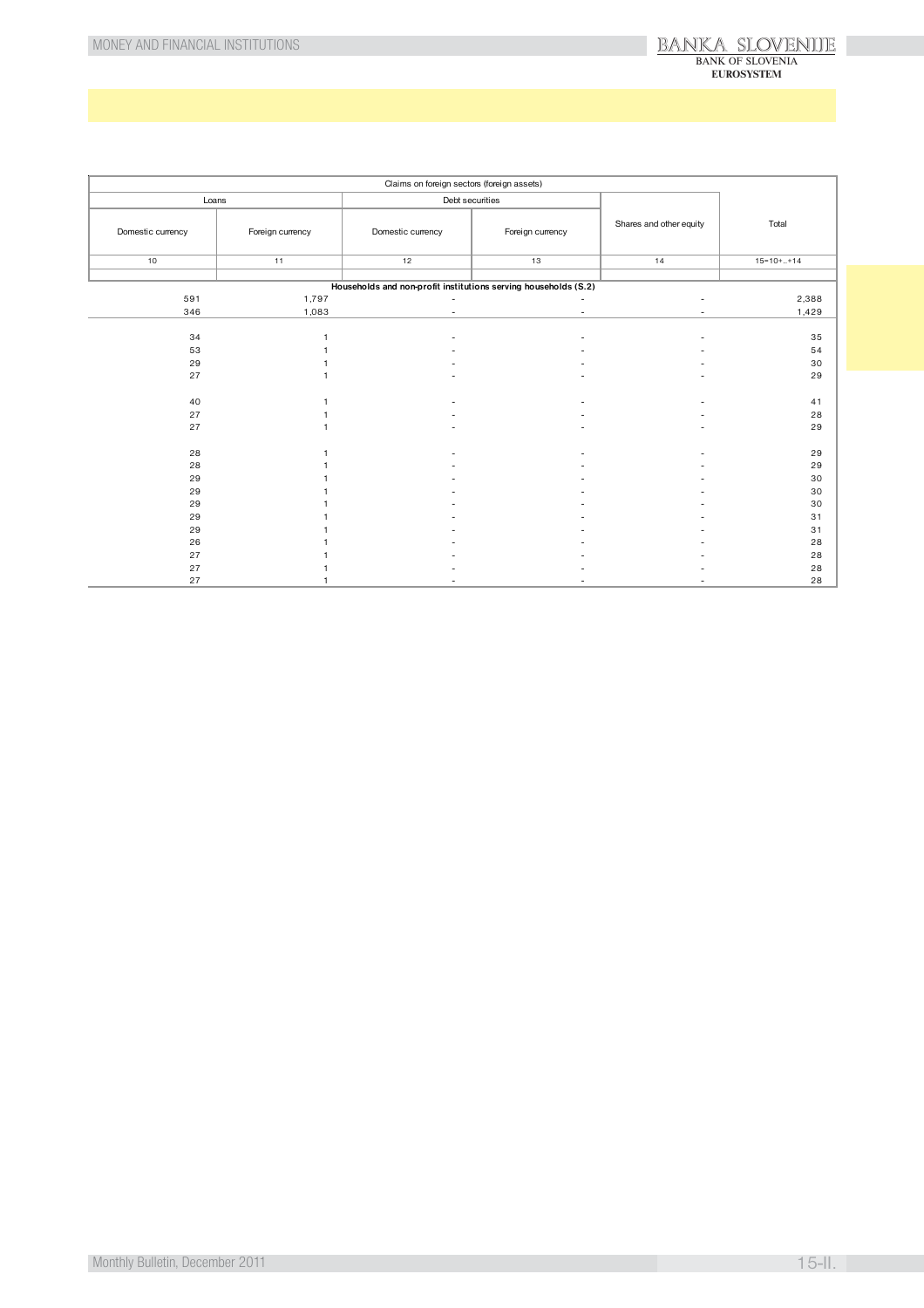| Claims on foreign sectors (foreign assets) | | | | | |
|---|---|---|---|---|---|
| Loans | | Debt securities | | Shares and other equity | Total |
| Domestic currency | Foreign currency | Domestic currency | Foreign currency | | |
| 10 | 11 | 12 | 13 | 14 | 15=10+..+14 |
| **Households and non-profit institutions serving households (S.2)** | | | | | |
| 591 | 1,797 | - | - | - | 2,388 |
| 346 | 1,083 | - | - | - | 1,429 |
| | | | | | |
| 34 | 1 | - | - | - | 35 |
| 53 | 1 | - | - | - | 54 |
| 29 | 1 | - | - | - | 30 |
| 27 | 1 | - | - | - | 29 |
| | | | | | |
| 40 | 1 | - | - | - | 41 |
| 27 | 1 | - | - | - | 28 |
| 27 | 1 | - | - | - | 29 |
| | | | | | |
| 28 | 1 | - | - | - | 29 |
| 28 | 1 | - | - | - | 29 |
| 29 | 1 | - | - | - | 30 |
| 29 | 1 | - | - | - | 30 |
| 29 | 1 | - | - | - | 30 |
| 29 | 1 | - | - | - | 31 |
| 29 | 1 | - | - | - | 31 |
| 26 | 1 | - | - | - | 28 |
| 27 | 1 | - | - | - | 28 |
| 27 | 1 | - | - | - | 28 |
| 27 | 1 | - | - | - | 28 |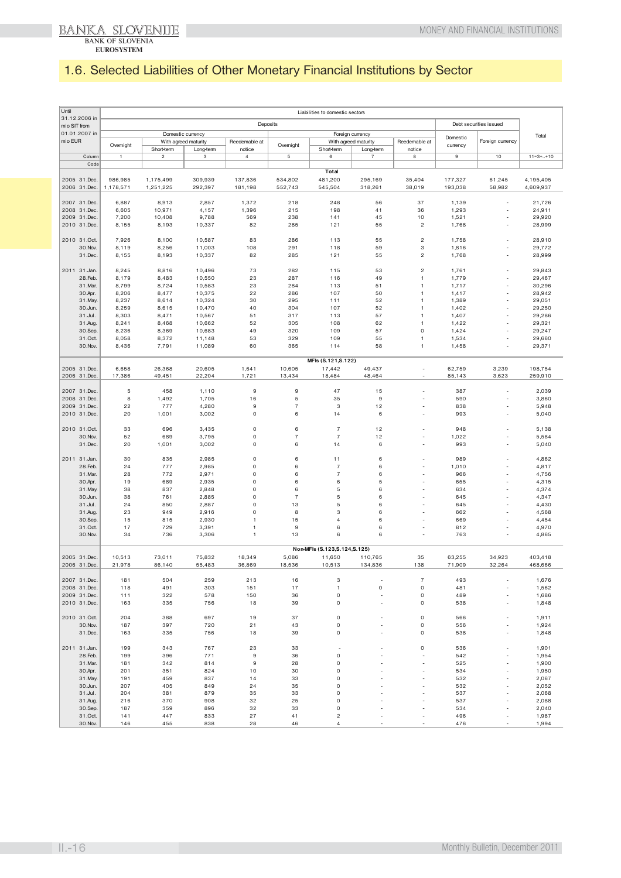## 1.6. Selected Liabilities of Other Monetary Financial Institutions by Sector

| Until 31.12.2006 in mio SIT from 01.01.2007 in mio EUR | Liabilities to domestic sectors | | | | | | | | | | |
|---|---|---|---|---|---|---|---|---|---|---|---|
| | Deposits | | | | | | | | Debt securities issued | | Total |
| | Domestic currency | | | | Foreign currency | | | | Domestic currency | Foreign currency | |
| | Overnight | With agreed maturity | | Reedemable at notice | Overnight | With agreed maturity | | Reedemable at notice | | | |
| | | Short-term | Long-term | | | Short-term | Long-term | | | | |
| Column | 1 | 2 | 3 | 4 | 5 | 6 | 7 | 8 | 9 | 10 | 11=3+..+10 |
| Code | | | | | | | | | | | |
| | | | | | | **Total** | | | | | |
| 2005 31.Dec. | 986,985 | 1,175,499 | 309,939 | 137,836 | 534,802 | 481,200 | 295,169 | 35,404 | 177,327 | 61,245 | 4,195,405 |
| 2006 31.Dec. | 1,178,571 | 1,251,225 | 292,397 | 181,198 | 552,743 | 545,504 | 318,261 | 38,019 | 193,038 | 58,982 | 4,609,937 |
| 2007 31.Dec. | 6,887 | 8,913 | 2,857 | 1,372 | 218 | 248 | 56 | 37 | 1,139 | - | 21,726 |
| 2008 31.Dec. | 6,605 | 10,971 | 4,157 | 1,396 | 215 | 198 | 41 | 36 | 1,293 | - | 24,911 |
| 2009 31.Dec. | 7,200 | 10,408 | 9,788 | 569 | 238 | 141 | 45 | 10 | 1,521 | - | 29,920 |
| 2010 31.Dec. | 8,155 | 8,193 | 10,337 | 82 | 285 | 121 | 55 | 2 | 1,768 | - | 28,999 |
| 2010 31.Oct. | 7,926 | 8,100 | 10,587 | 83 | 286 | 113 | 55 | 2 | 1,758 | - | 28,910 |
| 30.Nov. | 8,119 | 8,256 | 11,003 | 108 | 291 | 118 | 59 | 3 | 1,816 | - | 29,772 |
| 31.Dec. | 8,155 | 8,193 | 10,337 | 82 | 285 | 121 | 55 | 2 | 1,768 | - | 28,999 |
| 2011 31.Jan. | 8,245 | 8,816 | 10,496 | 73 | 282 | 115 | 53 | 2 | 1,761 | - | 29,843 |
| 28.Feb. | 8,179 | 8,483 | 10,550 | 23 | 287 | 116 | 49 | 1 | 1,779 | - | 29,467 |
| 31.Mar. | 8,799 | 8,724 | 10,583 | 23 | 284 | 113 | 51 | 1 | 1,717 | - | 30,296 |
| 30.Apr. | 8,206 | 8,477 | 10,375 | 22 | 286 | 107 | 50 | 1 | 1,417 | - | 28,942 |
| 31.May. | 8,237 | 8,614 | 10,324 | 30 | 295 | 111 | 52 | 1 | 1,389 | - | 29,051 |
| 30.Jun. | 8,259 | 8,615 | 10,470 | 40 | 304 | 107 | 52 | 1 | 1,402 | - | 29,250 |
| 31.Jul. | 8,303 | 8,471 | 10,567 | 51 | 317 | 113 | 57 | 1 | 1,407 | - | 29,286 |
| 31.Aug. | 8,241 | 8,468 | 10,662 | 52 | 305 | 108 | 62 | 1 | 1,422 | - | 29,321 |
| 30.Sep. | 8,236 | 8,369 | 10,683 | 49 | 320 | 109 | 57 | 0 | 1,424 | - | 29,247 |
| 31.Oct. | 8,058 | 8,372 | 11,148 | 53 | 329 | 109 | 55 | 1 | 1,534 | - | 29,660 |
| 30.Nov. | 8,436 | 7,791 | 11,089 | 60 | 365 | 114 | 58 | 1 | 1,458 | - | 29,371 |
| | | | | | | **MFIs (S.121,S.122)** | | | | | |
| 2005 31.Dec. | 6,658 | 26,368 | 20,605 | 1,641 | 10,605 | 17,442 | 49,437 | - | 62,759 | 3,239 | 198,754 |
| 2006 31.Dec. | 17,386 | 49,451 | 22,204 | 1,721 | 13,434 | 18,484 | 48,464 | - | 85,143 | 3,623 | 259,910 |
| 2007 31.Dec. | 5 | 458 | 1,110 | 9 | 9 | 47 | 15 | - | 387 | - | 2,039 |
| 2008 31.Dec. | 8 | 1,492 | 1,705 | 16 | 5 | 35 | 9 | - | 590 | - | 3,860 |
| 2009 31.Dec. | 22 | 777 | 4,280 | 9 | 7 | 3 | 12 | - | 838 | - | 5,948 |
| 2010 31.Dec. | 20 | 1,001 | 3,002 | 0 | 6 | 14 | 6 | - | 993 | - | 5,040 |
| 2010 31.Oct. | 33 | 696 | 3,435 | 0 | 6 | 7 | 12 | - | 948 | - | 5,138 |
| 30.Nov. | 52 | 689 | 3,795 | 0 | 7 | 7 | 12 | - | 1,022 | - | 5,584 |
| 31.Dec. | 20 | 1,001 | 3,002 | 0 | 6 | 14 | 6 | - | 993 | - | 5,040 |
| 2011 31.Jan. | 30 | 835 | 2,985 | 0 | 6 | 11 | 6 | - | 989 | - | 4,862 |
| 28.Feb. | 24 | 777 | 2,985 | 0 | 6 | 7 | 6 | - | 1,010 | - | 4,817 |
| 31.Mar. | 28 | 772 | 2,971 | 0 | 6 | 7 | 6 | - | 966 | - | 4,756 |
| 30.Apr. | 19 | 689 | 2,935 | 0 | 6 | 6 | 5 | - | 655 | - | 4,315 |
| 31.May. | 38 | 837 | 2,848 | 0 | 6 | 5 | 6 | - | 634 | - | 4,374 |
| 30.Jun. | 38 | 761 | 2,885 | 0 | 7 | 5 | 6 | - | 645 | - | 4,347 |
| 31.Jul. | 24 | 850 | 2,887 | 0 | 13 | 5 | 6 | - | 645 | - | 4,430 |
| 31.Aug. | 23 | 949 | 2,916 | 0 | 8 | 3 | 6 | - | 662 | - | 4,568 |
| 30.Sep. | 15 | 815 | 2,930 | 1 | 15 | 4 | 6 | - | 669 | - | 4,454 |
| 31.Oct. | 17 | 729 | 3,391 | 1 | 9 | 6 | 6 | - | 812 | - | 4,970 |
| 30.Nov. | 34 | 736 | 3,306 | 1 | 13 | 6 | 6 | - | 763 | - | 4,865 |
| | | | | | | **Non-MFIs (S.123,S.124,S.125)** | | | | | |
| 2005 31.Dec. | 10,513 | 73,011 | 75,832 | 18,349 | 5,086 | 11,650 | 110,765 | 35 | 63,255 | 34,923 | 403,418 |
| 2006 31.Dec. | 21,978 | 86,140 | 55,483 | 36,869 | 18,536 | 10,513 | 134,836 | 138 | 71,909 | 32,264 | 468,666 |
| 2007 31.Dec. | 181 | 504 | 259 | 213 | 16 | 3 | - | 7 | 493 | - | 1,676 |
| 2008 31.Dec. | 118 | 491 | 303 | 151 | 17 | 1 | 0 | 0 | 481 | - | 1,562 |
| 2009 31.Dec. | 111 | 322 | 578 | 150 | 36 | 0 | - | 0 | 489 | - | 1,686 |
| 2010 31.Dec. | 163 | 335 | 756 | 18 | 39 | 0 | - | 0 | 538 | - | 1,848 |
| 2010 31.Oct. | 204 | 388 | 697 | 19 | 37 | 0 | - | 0 | 566 | - | 1,911 |
| 30.Nov. | 187 | 397 | 720 | 21 | 43 | 0 | - | 0 | 556 | - | 1,924 |
| 31.Dec. | 163 | 335 | 756 | 18 | 39 | 0 | - | 0 | 538 | - | 1,848 |
| 2011 31.Jan. | 199 | 343 | 767 | 23 | 33 | - | - | 0 | 536 | - | 1,901 |
| 28.Feb. | 199 | 396 | 771 | 9 | 36 | 0 | - | - | 542 | - | 1,954 |
| 31.Mar. | 181 | 342 | 814 | 9 | 28 | 0 | - | - | 525 | - | 1,900 |
| 30.Apr. | 201 | 351 | 824 | 10 | 30 | 0 | - | - | 534 | - | 1,950 |
| 31.May. | 191 | 459 | 837 | 14 | 33 | 0 | - | - | 532 | - | 2,067 |
| 30.Jun. | 207 | 405 | 849 | 24 | 35 | 0 | - | - | 532 | - | 2,052 |
| 31.Jul. | 204 | 381 | 879 | 35 | 33 | 0 | - | - | 537 | - | 2,068 |
| 31.Aug. | 216 | 370 | 908 | 32 | 25 | 0 | - | - | 537 | - | 2,088 |
| 30.Sep. | 187 | 359 | 896 | 32 | 33 | 0 | - | - | 534 | - | 2,040 |
| 31.Oct. | 141 | 447 | 833 | 27 | 41 | 2 | - | - | 496 | - | 1,987 |
| 30.Nov. | 146 | 455 | 838 | 28 | 46 | 4 | - | - | 476 | - | 1,994 |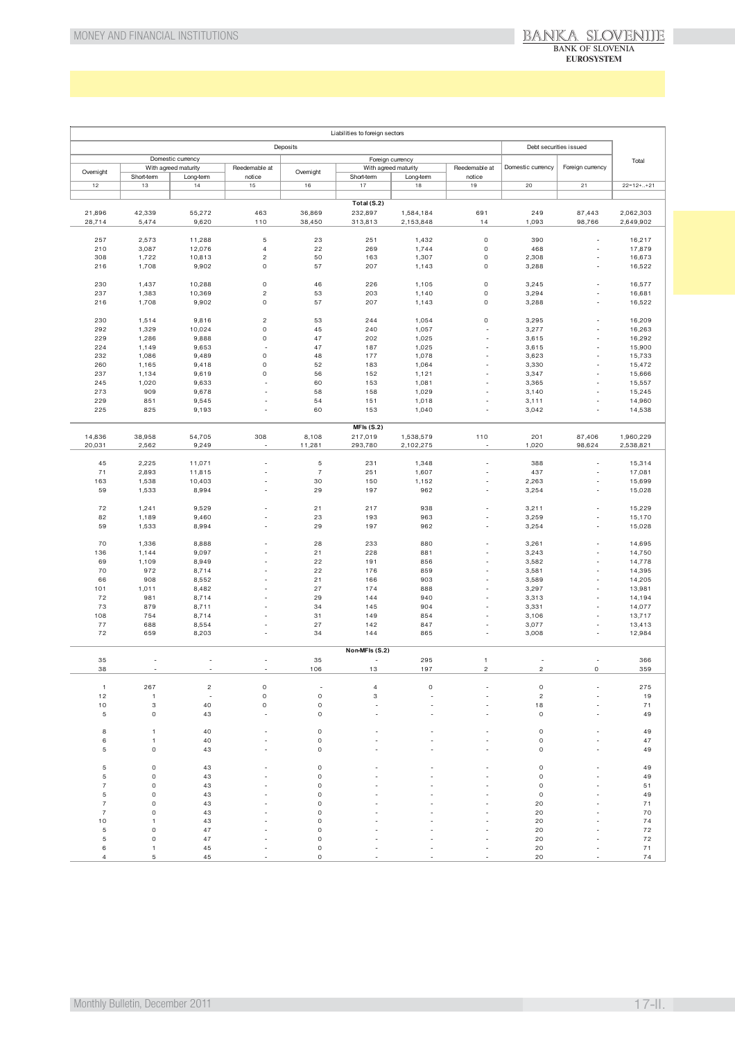| Liabilities to foreign sectors | | | | | | | | | | | |
|---|---|---|---|---|---|---|---|---|---|---|---|
| Deposits | | | | | | | | | Debt securities issued | | Total |
| Domestic currency | | | | Foreign currency | | | | | | | |
| Overnight | With agreed maturity | | Reedemable at notice | Overnight | With agreed maturity | | Reedemable at notice | | Domestic currency | Foreign currency | |
| | Short-term | Long-term | | | Short-term | Long-term | | | | | |
| 12 | 13 | 14 | 15 | 16 | 17 | 18 | 19 | | 20 | 21 | 22=12+..+21 |
| | | | | | **Total (S.2)** | | | | | | |
| 21,896 | 42,339 | 55,272 | 463 | 36,869 | 232,897 | 1,584,184 | 691 | | 249 | 87,443 | 2,062,303 |
| 28,714 | 5,474 | 9,620 | 110 | 38,450 | 313,813 | 2,153,848 | 14 | | 1,093 | 98,766 | 2,649,902 |
| 257 | 2,573 | 11,288 | 5 | 23 | 251 | 1,432 | 0 | | 390 | - | 16,217 |
| 210 | 3,087 | 12,076 | 4 | 22 | 269 | 1,744 | 0 | | 468 | - | 17,879 |
| 308 | 1,722 | 10,813 | 2 | 50 | 163 | 1,307 | 0 | | 2,308 | - | 16,673 |
| 216 | 1,708 | 9,902 | 0 | 57 | 207 | 1,143 | 0 | | 3,288 | - | 16,522 |
| 230 | 1,437 | 10,288 | 0 | 46 | 226 | 1,105 | 0 | | 3,245 | - | 16,577 |
| 237 | 1,383 | 10,369 | 2 | 53 | 203 | 1,140 | 0 | | 3,294 | - | 16,681 |
| 216 | 1,708 | 9,902 | 0 | 57 | 207 | 1,143 | 0 | | 3,288 | - | 16,522 |
| 230 | 1,514 | 9,816 | 2 | 53 | 244 | 1,054 | 0 | | 3,295 | - | 16,209 |
| 292 | 1,329 | 10,024 | 0 | 45 | 240 | 1,057 | - | | 3,277 | - | 16,263 |
| 229 | 1,286 | 9,888 | 0 | 47 | 202 | 1,025 | - | | 3,615 | - | 16,292 |
| 224 | 1,149 | 9,653 | - | 47 | 187 | 1,025 | - | | 3,615 | - | 15,900 |
| 232 | 1,086 | 9,489 | 0 | 48 | 177 | 1,078 | - | | 3,623 | - | 15,733 |
| 260 | 1,165 | 9,418 | 0 | 52 | 183 | 1,064 | - | | 3,330 | - | 15,472 |
| 237 | 1,134 | 9,619 | 0 | 56 | 152 | 1,121 | - | | 3,347 | - | 15,666 |
| 245 | 1,020 | 9,633 | - | 60 | 153 | 1,081 | - | | 3,365 | - | 15,557 |
| 273 | 909 | 9,678 | - | 58 | 158 | 1,029 | - | | 3,140 | - | 15,245 |
| 229 | 851 | 9,545 | - | 54 | 151 | 1,018 | - | | 3,111 | - | 14,960 |
| 225 | 825 | 9,193 | - | 60 | 153 | 1,040 | - | | 3,042 | - | 14,538 |
| | | | | | **MFIs (S.2)** | | | | | | |
| 14,836 | 38,958 | 54,705 | 308 | 8,108 | 217,019 | 1,538,579 | 110 | | 201 | 87,406 | 1,960,229 |
| 20,031 | 2,562 | 9,249 | - | 11,281 | 293,780 | 2,102,275 | - | | 1,020 | 98,624 | 2,538,821 |
| 45 | 2,225 | 11,071 | - | 5 | 231 | 1,348 | - | | 388 | - | 15,314 |
| 71 | 2,893 | 11,815 | - | 7 | 251 | 1,607 | - | | 437 | - | 17,081 |
| 163 | 1,538 | 10,403 | - | 30 | 150 | 1,152 | - | | 2,263 | - | 15,699 |
| 59 | 1,533 | 8,994 | - | 29 | 197 | 962 | - | | 3,254 | - | 15,028 |
| 72 | 1,241 | 9,529 | - | 21 | 217 | 938 | - | | 3,211 | - | 15,229 |
| 82 | 1,189 | 9,460 | - | 23 | 193 | 963 | - | | 3,259 | - | 15,170 |
| 59 | 1,533 | 8,994 | - | 29 | 197 | 962 | - | | 3,254 | - | 15,028 |
| 70 | 1,336 | 8,888 | - | 28 | 233 | 880 | - | | 3,261 | - | 14,695 |
| 136 | 1,144 | 9,097 | - | 21 | 228 | 881 | - | | 3,243 | - | 14,750 |
| 69 | 1,109 | 8,949 | - | 22 | 191 | 856 | - | | 3,582 | - | 14,778 |
| 70 | 972 | 8,714 | - | 22 | 176 | 859 | - | | 3,581 | - | 14,395 |
| 66 | 908 | 8,552 | - | 21 | 166 | 903 | - | | 3,589 | - | 14,205 |
| 101 | 1,011 | 8,482 | - | 27 | 174 | 888 | - | | 3,297 | - | 13,981 |
| 72 | 981 | 8,714 | - | 29 | 144 | 940 | - | | 3,313 | - | 14,194 |
| 73 | 879 | 8,711 | - | 34 | 145 | 904 | - | | 3,331 | - | 14,077 |
| 108 | 754 | 8,714 | - | 31 | 149 | 854 | - | | 3,106 | - | 13,717 |
| 77 | 688 | 8,554 | - | 27 | 142 | 847 | - | | 3,077 | - | 13,413 |
| 72 | 659 | 8,203 | - | 34 | 144 | 865 | - | | 3,008 | - | 12,984 |
| | | | | | **Non-MFIs (S.2)** | | | | | | |
| 35 | - | - | - | 35 | - | 295 | 1 | | - | - | 366 |
| 38 | - | - | - | 106 | 13 | 197 | 2 | | 2 | 0 | 359 |
| 1 | 267 | 2 | 0 | - | 4 | 0 | - | | 0 | - | 275 |
| 12 | 1 | - | 0 | 0 | 3 | - | - | | 2 | - | 19 |
| 10 | 3 | 40 | 0 | 0 | - | - | - | | 18 | - | 71 |
| 5 | 0 | 43 | - | 0 | - | - | - | | 0 | - | 49 |
| 8 | 1 | 40 | - | 0 | - | - | - | | 0 | - | 49 |
| 6 | 1 | 40 | - | 0 | - | - | - | | 0 | - | 47 |
| 5 | 0 | 43 | - | 0 | - | - | - | | 0 | - | 49 |
| 5 | 0 | 43 | - | 0 | - | - | - | | 0 | - | 49 |
| 5 | 0 | 43 | - | 0 | - | - | - | | 0 | - | 49 |
| 7 | 0 | 43 | - | 0 | - | - | - | | 0 | - | 51 |
| 5 | 0 | 43 | - | 0 | - | - | - | | 0 | - | 49 |
| 7 | 0 | 43 | - | 0 | - | - | - | | 20 | - | 71 |
| 7 | 0 | 43 | - | 0 | - | - | - | | 20 | - | 70 |
| 10 | 1 | 43 | - | 0 | - | - | - | | 20 | - | 74 |
| 5 | 0 | 47 | - | 0 | - | - | - | | 20 | - | 72 |
| 5 | 0 | 47 | - | 0 | - | - | - | | 20 | - | 72 |
| 6 | 1 | 45 | - | 0 | - | - | - | | 20 | - | 71 |
| 4 | 5 | 45 | - | 0 | - | - | - | | 20 | - | 74 |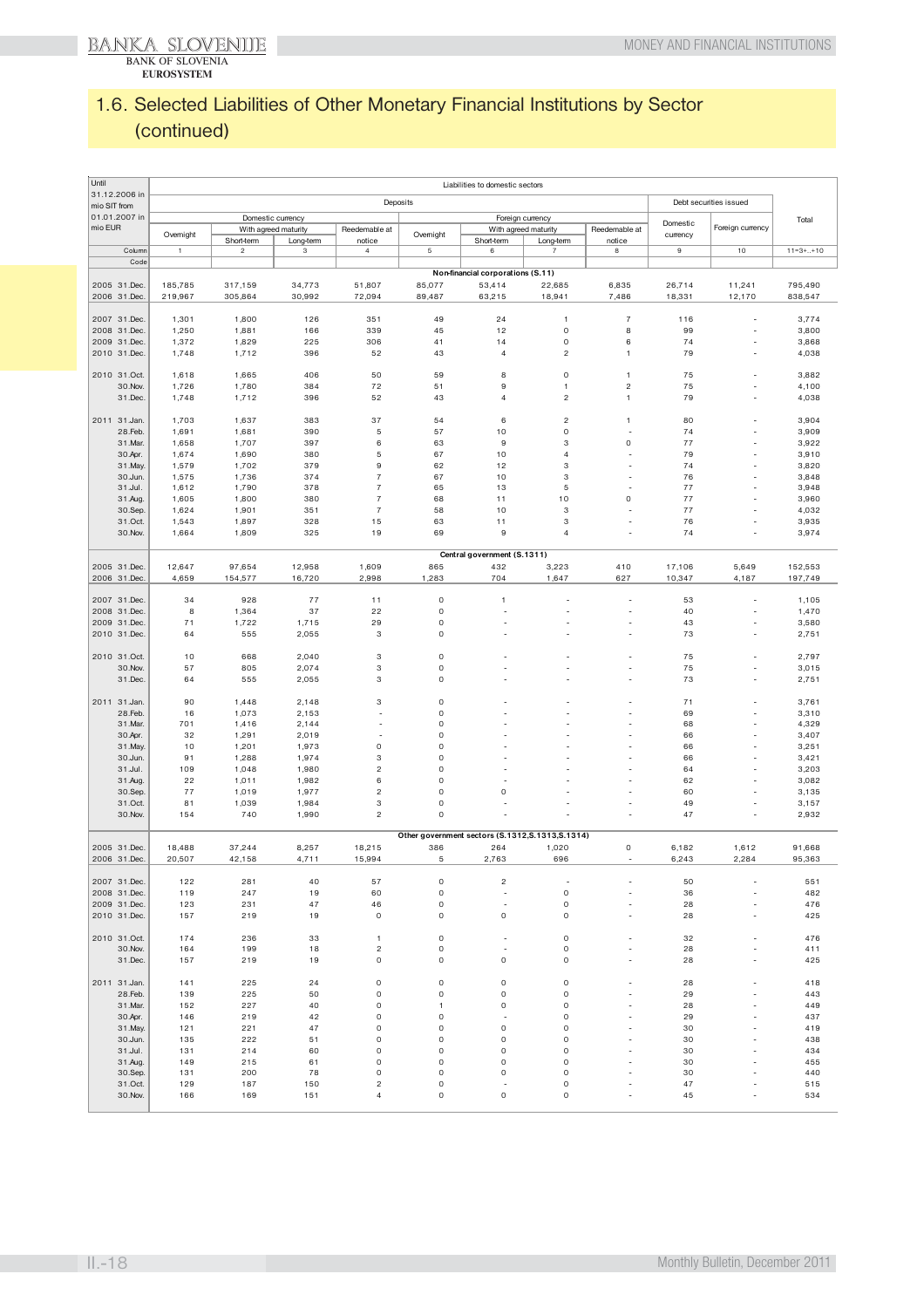## 1.6. Selected Liabilities of Other Monetary Financial Institutions by Sector (continued)

| Until 31.12.2006 in mio SIT from 01.01.2007 in mio EUR | Liabilities to domestic sectors | | | | | | | | | | |
|---|---|---|---|---|---|---|---|---|---|---|---|
| | Deposits | | | | | | | | Debt securities issued | | Total |
| | Domestic currency | | | | Foreign currency | | | | Domestic currency | Foreign currency | |
| | Overnight | With agreed maturity | | Reedemable at notice | Overnight | With agreed maturity | | Reedemable at notice | | | |
| | | Short-term | Long-term | | | Short-term | Long-term | | | | |
| Column | 1 | 2 | 3 | 4 | 5 | 6 | 7 | 8 | 9 | 10 | 11=3+..+10 |
| Code | | | | | | | | | | | |
| | **Non-financial corporations (S.11)** | | | | | | | | | | |
| 2005 31.Dec. | 185,785 | 317,159 | 34,773 | 51,807 | 85,077 | 53,414 | 22,685 | 6,835 | 26,714 | 11,241 | 795,490 |
| 2006 31.Dec. | 219,967 | 305,864 | 30,992 | 72,094 | 89,487 | 63,215 | 18,941 | 7,486 | 18,331 | 12,170 | 838,547 |
| 2007 31.Dec. | 1,301 | 1,800 | 126 | 351 | 49 | 24 | 1 | 7 | 116 | - | 3,774 |
| 2008 31.Dec. | 1,250 | 1,881 | 166 | 339 | 45 | 12 | 0 | 8 | 99 | - | 3,800 |
| 2009 31.Dec. | 1,372 | 1,829 | 225 | 306 | 41 | 14 | 0 | 6 | 74 | - | 3,868 |
| 2010 31.Dec. | 1,748 | 1,712 | 396 | 52 | 43 | 4 | 2 | 1 | 79 | - | 4,038 |
| 2010 31.Oct. | 1,618 | 1,665 | 406 | 50 | 59 | 8 | 0 | 1 | 75 | - | 3,882 |
| 30.Nov. | 1,726 | 1,780 | 384 | 72 | 51 | 9 | 1 | 2 | 75 | - | 4,100 |
| 31.Dec. | 1,748 | 1,712 | 396 | 52 | 43 | 4 | 2 | 1 | 79 | - | 4,038 |
| 2011 31.Jan. | 1,703 | 1,637 | 383 | 37 | 54 | 6 | 2 | 1 | 80 | - | 3,904 |
| 28.Feb. | 1,691 | 1,681 | 390 | 5 | 57 | 10 | 0 | - | 74 | - | 3,909 |
| 31.Mar. | 1,658 | 1,707 | 397 | 6 | 63 | 9 | 3 | 0 | 77 | - | 3,922 |
| 30.Apr. | 1,674 | 1,690 | 380 | 5 | 67 | 10 | 4 | - | 79 | - | 3,910 |
| 31.May. | 1,579 | 1,702 | 379 | 9 | 62 | 12 | 3 | - | 74 | - | 3,820 |
| 30.Jun. | 1,575 | 1,736 | 374 | 7 | 67 | 10 | 3 | - | 76 | - | 3,848 |
| 31.Jul. | 1,612 | 1,790 | 378 | 7 | 65 | 13 | 5 | - | 77 | - | 3,948 |
| 31.Aug. | 1,605 | 1,800 | 380 | 7 | 68 | 11 | 10 | 0 | 77 | - | 3,960 |
| 30.Sep. | 1,624 | 1,901 | 351 | 7 | 58 | 10 | 3 | - | 77 | - | 4,032 |
| 31.Oct. | 1,543 | 1,897 | 328 | 15 | 63 | 11 | 3 | - | 76 | - | 3,935 |
| 30.Nov. | 1,664 | 1,809 | 325 | 19 | 69 | 9 | 4 | - | 74 | - | 3,974 |
| | **Central government (S.1311)** | | | | | | | | | | |
| 2005 31.Dec. | 12,647 | 97,654 | 12,958 | 1,609 | 865 | 432 | 3,223 | 410 | 17,106 | 5,649 | 152,553 |
| 2006 31.Dec. | 4,659 | 154,577 | 16,720 | 2,998 | 1,283 | 704 | 1,647 | 627 | 10,347 | 4,187 | 197,749 |
| 2007 31.Dec. | 34 | 928 | 77 | 11 | 0 | 1 | - | - | 53 | - | 1,105 |
| 2008 31.Dec. | 8 | 1,364 | 37 | 22 | 0 | - | - | - | 40 | - | 1,470 |
| 2009 31.Dec. | 71 | 1,722 | 1,715 | 29 | 0 | - | - | - | 43 | - | 3,580 |
| 2010 31.Dec. | 64 | 555 | 2,055 | 3 | 0 | - | - | - | 73 | - | 2,751 |
| 2010 31.Oct. | 10 | 668 | 2,040 | 3 | 0 | - | - | - | 75 | - | 2,797 |
| 30.Nov. | 57 | 805 | 2,074 | 3 | 0 | - | - | - | 75 | - | 3,015 |
| 31.Dec. | 64 | 555 | 2,055 | 3 | 0 | - | - | - | 73 | - | 2,751 |
| 2011 31.Jan. | 90 | 1,448 | 2,148 | 3 | 0 | - | - | - | 71 | - | 3,761 |
| 28.Feb. | 16 | 1,073 | 2,153 | - | 0 | - | - | - | 69 | - | 3,310 |
| 31.Mar. | 701 | 1,416 | 2,144 | - | 0 | - | - | - | 68 | - | 4,329 |
| 30.Apr. | 32 | 1,291 | 2,019 | - | 0 | - | - | - | 66 | - | 3,407 |
| 31.May. | 10 | 1,201 | 1,973 | 0 | 0 | - | - | - | 66 | - | 3,251 |
| 30.Jun. | 91 | 1,288 | 1,974 | 3 | 0 | - | - | - | 66 | - | 3,421 |
| 31.Jul. | 109 | 1,048 | 1,980 | 2 | 0 | - | - | - | 64 | - | 3,203 |
| 31.Aug. | 22 | 1,011 | 1,982 | 6 | 0 | - | - | - | 62 | - | 3,082 |
| 30.Sep. | 77 | 1,019 | 1,977 | 2 | 0 | 0 | - | - | 60 | - | 3,135 |
| 31.Oct. | 81 | 1,039 | 1,984 | 3 | 0 | - | - | - | 49 | - | 3,157 |
| 30.Nov. | 154 | 740 | 1,990 | 2 | 0 | - | - | - | 47 | - | 2,932 |
| | **Other government sectors (S.1312,S.1313,S.1314)** | | | | | | | | | | |
| 2005 31.Dec. | 18,488 | 37,244 | 8,257 | 18,215 | 386 | 264 | 1,020 | 0 | 6,182 | 1,612 | 91,668 |
| 2006 31.Dec. | 20,507 | 42,158 | 4,711 | 15,994 | 5 | 2,763 | 696 | - | 6,243 | 2,284 | 95,363 |
| 2007 31.Dec. | 122 | 281 | 40 | 57 | 0 | 2 | - | - | 50 | - | 551 |
| 2008 31.Dec. | 119 | 247 | 19 | 60 | 0 | - | 0 | - | 36 | - | 482 |
| 2009 31.Dec. | 123 | 231 | 47 | 46 | 0 | - | 0 | - | 28 | - | 476 |
| 2010 31.Dec. | 157 | 219 | 19 | 0 | 0 | 0 | 0 | - | 28 | - | 425 |
| 2010 31.Oct. | 174 | 236 | 33 | 1 | 0 | - | 0 | - | 32 | - | 476 |
| 30.Nov. | 164 | 199 | 18 | 2 | 0 | - | 0 | - | 28 | - | 411 |
| 31.Dec. | 157 | 219 | 19 | 0 | 0 | 0 | 0 | - | 28 | - | 425 |
| 2011 31.Jan. | 141 | 225 | 24 | 0 | 0 | 0 | 0 | - | 28 | - | 418 |
| 28.Feb. | 139 | 225 | 50 | 0 | 0 | 0 | 0 | - | 29 | - | 443 |
| 31.Mar. | 152 | 227 | 40 | 0 | 1 | 0 | 0 | - | 28 | - | 449 |
| 30.Apr. | 146 | 219 | 42 | 0 | 0 | - | 0 | - | 29 | - | 437 |
| 31.May. | 121 | 221 | 47 | 0 | 0 | 0 | 0 | - | 30 | - | 419 |
| 30.Jun. | 135 | 222 | 51 | 0 | 0 | 0 | 0 | - | 30 | - | 438 |
| 31.Jul. | 131 | 214 | 60 | 0 | 0 | 0 | 0 | - | 30 | - | 434 |
| 31.Aug. | 149 | 215 | 61 | 0 | 0 | 0 | 0 | - | 30 | - | 455 |
| 30.Sep. | 131 | 200 | 78 | 0 | 0 | 0 | 0 | - | 30 | - | 440 |
| 31.Oct. | 129 | 187 | 150 | 2 | 0 | - | 0 | - | 47 | - | 515 |
| 30.Nov. | 166 | 169 | 151 | 4 | 0 | 0 | 0 | - | 45 | - | 534 |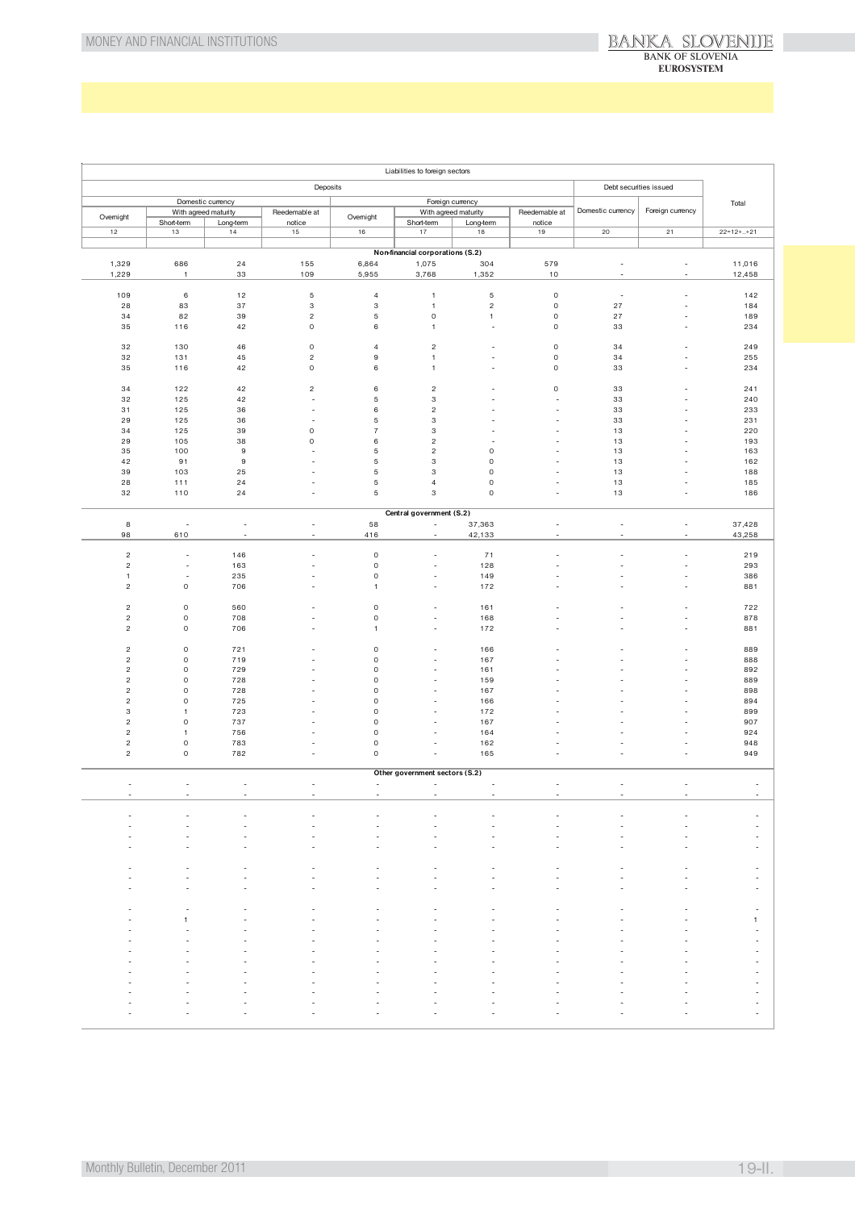| Liabilities to foreign sectors | | | | | | | | | | |
|---|---|---|---|---|---|---|---|---|---|---|
| Deposits | | | | | | | | Debt securities issued | | Total |
| Domestic currency | | | | Foreign currency | | | | Domestic currency | Foreign currency | |
| Overnight | With agreed maturity | | Reedemable at notice | Overnight | With agreed maturity | | Reedemable at notice | | | |
| | Short-term | Long-term | | | Short-term | Long-term | | | | |
| 12 | 13 | 14 | 15 | 16 | 17 | 18 | 19 | 20 | 21 | 22=12+..+21 |
| **Non-financial corporations (S.2)** | | | | | | | | | | |
| 1,329 | 686 | 24 | 155 | 6,864 | 1,075 | 304 | 579 | - | - | 11,016 |
| 1,229 | 1 | 33 | 109 | 5,955 | 3,768 | 1,352 | 10 | - | - | 12,458 |
| 109 | 6 | 12 | 5 | 4 | 1 | 5 | 0 | - | - | 142 |
| 28 | 83 | 37 | 3 | 3 | 1 | 2 | 0 | 27 | - | 184 |
| 34 | 82 | 39 | 2 | 5 | 0 | 1 | 0 | 27 | - | 189 |
| 35 | 116 | 42 | 0 | 6 | 1 | - | 0 | 33 | - | 234 |
| 32 | 130 | 46 | 0 | 4 | 2 | - | 0 | 34 | - | 249 |
| 32 | 131 | 45 | 2 | 9 | 1 | - | 0 | 34 | - | 255 |
| 35 | 116 | 42 | 0 | 6 | 1 | - | 0 | 33 | - | 234 |
| 34 | 122 | 42 | 2 | 6 | 2 | - | 0 | 33 | - | 241 |
| 32 | 125 | 42 | - | 5 | 3 | - | - | 33 | - | 240 |
| 31 | 125 | 36 | - | 6 | 2 | - | - | 33 | - | 233 |
| 29 | 125 | 36 | - | 5 | 3 | - | - | 33 | - | 231 |
| 34 | 125 | 39 | 0 | 7 | 3 | - | - | 13 | - | 220 |
| 29 | 105 | 38 | 0 | 6 | 2 | - | - | 13 | - | 193 |
| 35 | 100 | 9 | - | 5 | 2 | 0 | - | 13 | - | 163 |
| 42 | 91 | 9 | - | 5 | 3 | 0 | - | 13 | - | 162 |
| 39 | 103 | 25 | - | 5 | 3 | 0 | - | 13 | - | 188 |
| 28 | 111 | 24 | - | 5 | 4 | 0 | - | 13 | - | 185 |
| 32 | 110 | 24 | - | 5 | 3 | 0 | - | 13 | - | 186 |
| **Central government (S.2)** | | | | | | | | | | |
| 8 | - | - | - | 58 | - | 37,363 | - | - | - | 37,428 |
| 98 | 610 | - | - | 416 | - | 42,133 | - | - | - | 43,258 |
| 2 | - | 146 | - | 0 | - | 71 | - | - | - | 219 |
| 2 | - | 163 | - | 0 | - | 128 | - | - | - | 293 |
| 1 | - | 235 | - | 0 | - | 149 | - | - | - | 386 |
| 2 | 0 | 706 | - | 1 | - | 172 | - | - | - | 881 |
| 2 | 0 | 560 | - | 0 | - | 161 | - | - | - | 722 |
| 2 | 0 | 708 | - | 0 | - | 168 | - | - | - | 878 |
| 2 | 0 | 706 | - | 1 | - | 172 | - | - | - | 881 |
| 2 | 0 | 721 | - | 0 | - | 166 | - | - | - | 889 |
| 2 | 0 | 719 | - | 0 | - | 167 | - | - | - | 888 |
| 2 | 0 | 729 | - | 0 | - | 161 | - | - | - | 892 |
| 2 | 0 | 728 | - | 0 | - | 159 | - | - | - | 869 |
| 2 | 0 | 728 | - | 0 | - | 167 | - | - | - | 898 |
| 2 | 0 | 725 | - | 0 | - | 166 | - | - | - | 894 |
| 3 | 1 | 723 | - | 0 | - | 172 | - | - | - | 899 |
| 2 | 0 | 737 | - | 0 | - | 167 | - | - | - | 907 |
| 2 | 1 | 756 | - | 0 | - | 164 | - | - | - | 924 |
| 2 | 0 | 783 | - | 0 | - | 162 | - | - | - | 948 |
| 2 | 0 | 782 | - | 0 | - | 165 | - | - | - | 949 |
| **Other government sectors (S.2)** | | | | | | | | | | |
| - | - | - | - | - | - | - | - | - | - | - |
| - | - | - | - | - | - | - | - | - | - | - |
| - | - | - | - | - | - | - | - | - | - | - |
| - | - | - | - | - | - | - | - | - | - | - |
| - | - | - | - | - | - | - | - | - | - | - |
| - | - | - | - | - | - | - | - | - | - | - |
| - | - | - | - | - | - | - | - | - | - | - |
| - | - | - | - | - | - | - | - | - | - | - |
| - | - | - | - | - | - | - | - | - | - | - |
| - | - | - | - | - | - | - | - | - | - | - |
| - | 1 | - | - | - | - | - | - | - | - | 1 |
| - | - | - | - | - | - | - | - | - | - | - |
| - | - | - | - | - | - | - | - | - | - | - |
| - | - | - | - | - | - | - | - | - | - | - |
| - | - | - | - | - | - | - | - | - | - | - |
| - | - | - | - | - | - | - | - | - | - | - |
| - | - | - | - | - | - | - | - | - | - | - |
| - | - | - | - | - | - | - | - | - | - | - |
| - | - | - | - | - | - | - | - | - | - | - |
| - | - | - | - | - | - | - | - | - | - | - |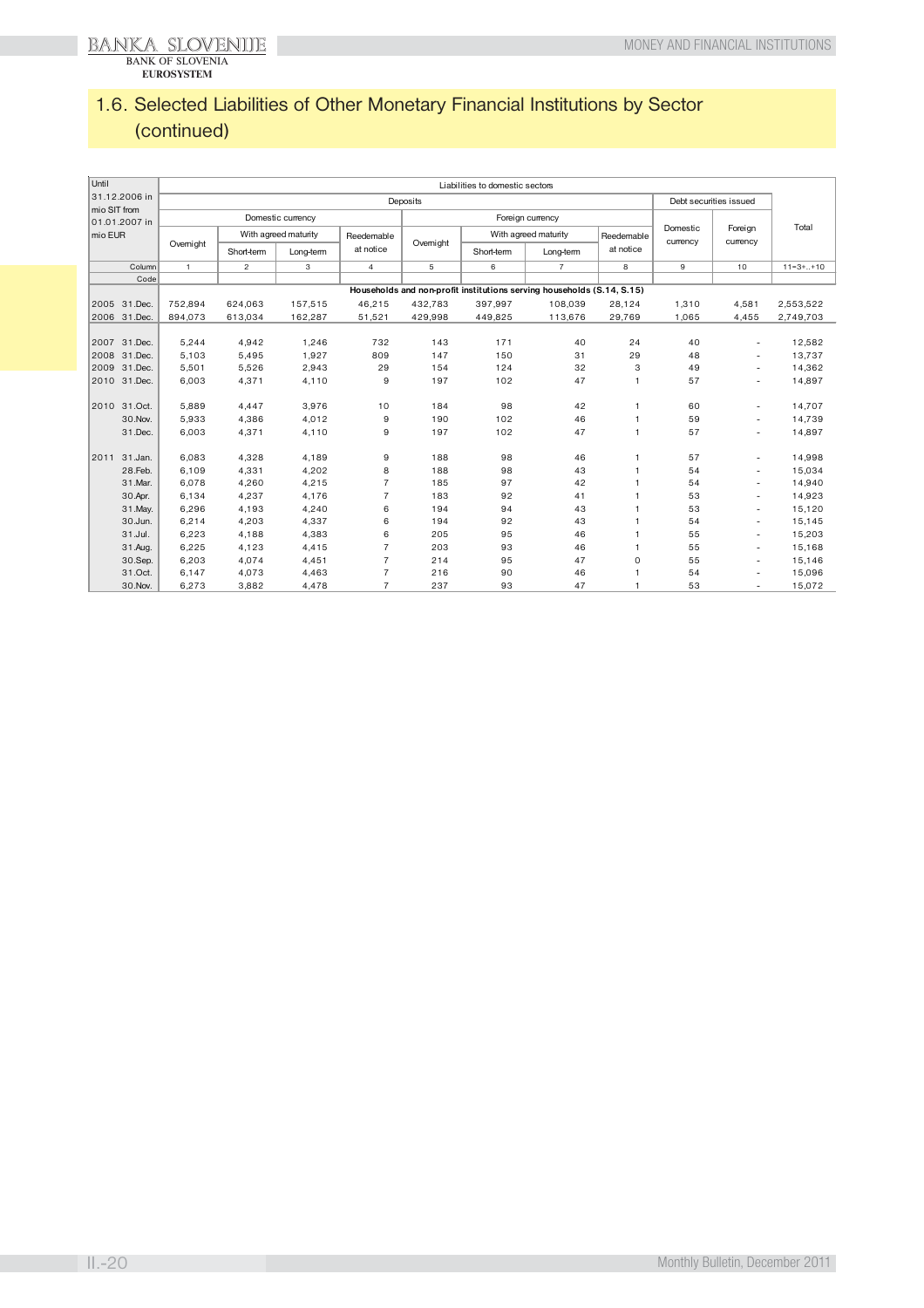## 1.6. Selected Liabilities of Other Monetary Financial Institutions by Sector (continued)

| Until 31.12.2006 in mio SIT from 01.01.2007 in mio EUR | Liabilities to domestic sectors | | | | | | | | | | |
|---|---|---|---|---|---|---|---|---|---|---|---|
| | Deposits | | | | | | | | Debt securities issued | | Total |
| | Domestic currency | | | | Foreign currency | | | | Domestic currency | Foreign currency | |
| | Overnight | With agreed maturity | | Reedemable at notice | Overnight | With agreed maturity | | Reedemable at notice | | | |
| | | Short-term | Long-term | | | Short-term | Long-term | | | | |
| Column | 1 | 2 | 3 | 4 | 5 | 6 | 7 | 8 | 9 | 10 | 11=3+..+10 |
| Code | | | | | | | | | | | |
| | **Households and non-profit institutions serving households (S.14, S.15)** | | | | | | | | | | |
| 2005 31.Dec. | 752,894 | 624,063 | 157,515 | 46,215 | 432,783 | 397,997 | 108,039 | 28,124 | 1,310 | 4,581 | 2,553,522 |
| 2006 31.Dec. | 894,073 | 613,034 | 162,287 | 51,521 | 429,998 | 449,825 | 113,676 | 29,769 | 1,065 | 4,455 | 2,749,703 |
| 2007 31.Dec. | 5,244 | 4,942 | 1,246 | 732 | 143 | 171 | 40 | 24 | 40 | - | 12,582 |
| 2008 31.Dec. | 5,103 | 5,495 | 1,927 | 809 | 147 | 150 | 31 | 29 | 48 | - | 13,737 |
| 2009 31.Dec. | 5,501 | 5,526 | 2,943 | 29 | 154 | 124 | 32 | 3 | 49 | - | 14,362 |
| 2010 31.Dec. | 6,003 | 4,371 | 4,110 | 9 | 197 | 102 | 47 | 1 | 57 | - | 14,897 |
| 2010 31.Oct. | 5,889 | 4,447 | 3,976 | 10 | 184 | 98 | 42 | 1 | 60 | - | 14,707 |
| 30.Nov. | 5,933 | 4,386 | 4,012 | 9 | 190 | 102 | 46 | 1 | 59 | - | 14,739 |
| 31.Dec. | 6,003 | 4,371 | 4,110 | 9 | 197 | 102 | 47 | 1 | 57 | - | 14,897 |
| 2011 31.Jan. | 6,083 | 4,328 | 4,189 | 9 | 188 | 98 | 46 | 1 | 57 | - | 14,998 |
| 28.Feb. | 6,109 | 4,331 | 4,202 | 8 | 188 | 98 | 43 | 1 | 54 | - | 15,034 |
| 31.Mar. | 6,078 | 4,260 | 4,215 | 7 | 185 | 97 | 42 | 1 | 54 | - | 14,940 |
| 30.Apr. | 6,134 | 4,237 | 4,176 | 7 | 183 | 92 | 41 | 1 | 53 | - | 14,923 |
| 31.May. | 6,296 | 4,193 | 4,240 | 6 | 194 | 94 | 43 | 1 | 53 | - | 15,120 |
| 30.Jun. | 6,214 | 4,203 | 4,337 | 6 | 194 | 92 | 43 | 1 | 54 | - | 15,145 |
| 31.Jul. | 6,223 | 4,188 | 4,383 | 6 | 205 | 95 | 46 | 1 | 55 | - | 15,203 |
| 31.Aug. | 6,225 | 4,123 | 4,415 | 7 | 203 | 93 | 46 | 1 | 55 | - | 15,168 |
| 30.Sep. | 6,203 | 4,074 | 4,451 | 7 | 214 | 95 | 47 | 0 | 55 | - | 15,146 |
| 31.Oct. | 6,147 | 4,073 | 4,463 | 7 | 216 | 90 | 46 | 1 | 54 | - | 15,096 |
| 30.Nov. | 6,273 | 3,882 | 4,478 | 7 | 237 | 93 | 47 | 1 | 53 | - | 15,072 |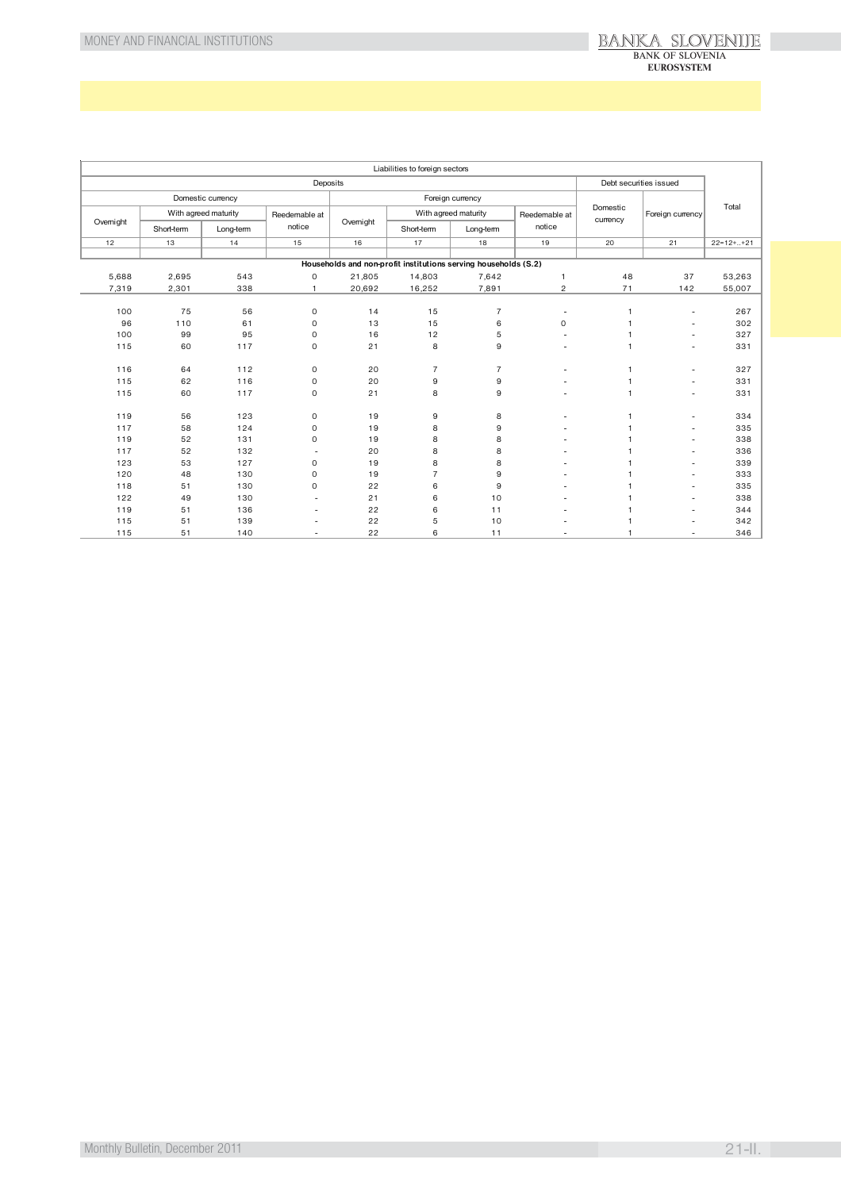| Liabilities to foreign sectors | | | | | | | | | | |
|---|---|---|---|---|---|---|---|---|---|---|
| Deposits | | | | | | | | Debt securities issued | | Total |
| Domestic currency | | | | Foreign currency | | | | Domestic currency | Foreign currency | |
| Overnight | With agreed maturity | | Reedemable at notice | Overnight | With agreed maturity | | Reedemable at notice | | | |
| | Short-term | Long-term | | | Short-term | Long-term | | | | |
| 12 | 13 | 14 | 15 | 16 | 17 | 18 | 19 | 20 | 21 | 22=12+..+21 |
| **Households and non-profit institutions serving households (S.2)** | | | | | | | | | | |
| 5,688 | 2,695 | 543 | 0 | 21,805 | 14,803 | 7,642 | 1 | 48 | 37 | 53,263 |
| 7,319 | 2,301 | 338 | 1 | 20,692 | 16,252 | 7,891 | 2 | 71 | 142 | 55,007 |
| | | | | | | | | | | |
| 100 | 75 | 56 | 0 | 14 | 15 | 7 | - | 1 | - | 267 |
| 96 | 110 | 61 | 0 | 13 | 15 | 6 | 0 | 1 | - | 302 |
| 100 | 99 | 95 | 0 | 16 | 12 | 5 | - | 1 | - | 327 |
| 115 | 60 | 117 | 0 | 21 | 8 | 9 | - | 1 | - | 331 |
| | | | | | | | | | | |
| 116 | 64 | 112 | 0 | 20 | 7 | 7 | - | 1 | - | 327 |
| 115 | 62 | 116 | 0 | 20 | 9 | 9 | - | 1 | - | 331 |
| 115 | 60 | 117 | 0 | 21 | 8 | 9 | - | 1 | - | 331 |
| | | | | | | | | | | |
| 119 | 56 | 123 | 0 | 19 | 9 | 8 | - | 1 | - | 334 |
| 117 | 58 | 124 | 0 | 19 | 8 | 9 | - | 1 | - | 335 |
| 119 | 52 | 131 | 0 | 19 | 8 | 8 | - | 1 | - | 338 |
| 117 | 52 | 132 | - | 20 | 8 | 8 | - | 1 | - | 336 |
| 123 | 53 | 127 | 0 | 19 | 8 | 8 | - | 1 | - | 339 |
| 120 | 48 | 130 | 0 | 19 | 7 | 9 | - | 1 | - | 333 |
| 118 | 51 | 130 | 0 | 22 | 6 | 9 | - | 1 | - | 335 |
| 122 | 49 | 130 | - | 21 | 6 | 10 | - | 1 | - | 338 |
| 119 | 51 | 136 | - | 22 | 6 | 11 | - | 1 | - | 344 |
| 115 | 51 | 139 | - | 22 | 5 | 10 | - | 1 | - | 342 |
| 115 | 51 | 140 | - | 22 | 6 | 11 | - | 1 | - | 346 |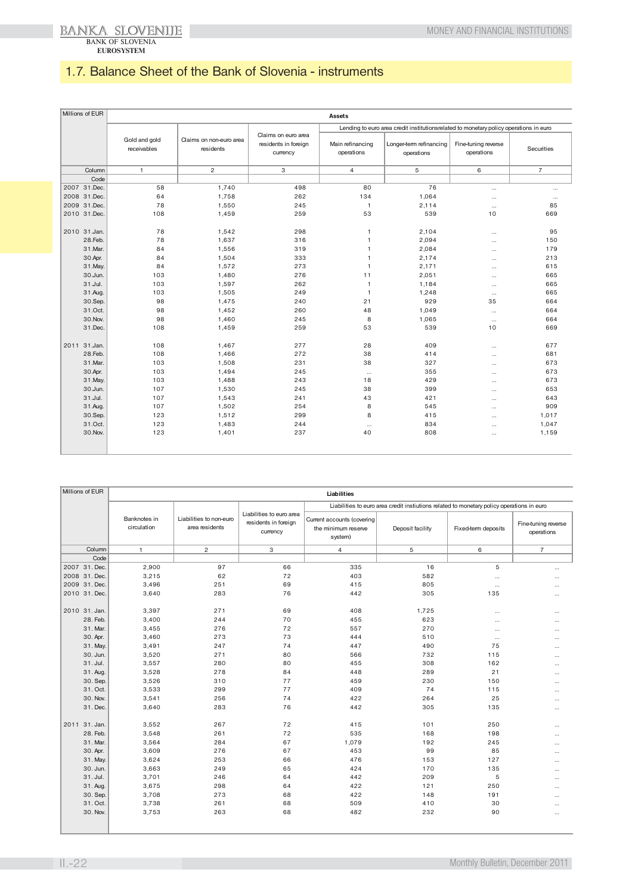# 1.7. Balance Sheet of the Bank of Slovenia - instruments

| Millions of EUR | Assets | | | | | | |
|---|---|---|---|---|---|---|---|
| | | | | Lending to euro area credit institutionsrelated to monetary policy operations in euro | | | |
| | Gold and gold receivables | Claims on non-euro area residents | Claims on euro area residents in foreign currency | Main refinancing operations | Longer-term refinancing operations | Fine-tuning reverse operations | Securities |
| Column | 1 | 2 | 3 | 4 | 5 | 6 | 7 |
| Code | | | | | | | |
| 2007 31.Dec. | 58 | 1,740 | 498 | 80 | 76 | ... | ... |
| 2008 31.Dec. | 64 | 1,758 | 262 | 134 | 1,064 | ... | ... |
| 2009 31.Dec. | 78 | 1,550 | 245 | 1 | 2,114 | ... | 85 |
| 2010 31.Dec. | 108 | 1,459 | 259 | 53 | 539 | 10 | 669 |
| 2010 31.Jan. | 78 | 1,542 | 298 | 1 | 2,104 | ... | 95 |
| 28.Feb. | 78 | 1,637 | 316 | 1 | 2,094 | ... | 150 |
| 31.Mar. | 84 | 1,556 | 319 | 1 | 2,084 | ... | 179 |
| 30.Apr. | 84 | 1,504 | 333 | 1 | 2,174 | ... | 213 |
| 31.May. | 84 | 1,572 | 273 | 1 | 2,171 | ... | 615 |
| 30.Jun. | 103 | 1,480 | 276 | 11 | 2,051 | ... | 665 |
| 31.Jul. | 103 | 1,597 | 262 | 1 | 1,184 | ... | 665 |
| 31.Aug. | 103 | 1,505 | 249 | 1 | 1,248 | ... | 665 |
| 30.Sep. | 98 | 1,475 | 240 | 21 | 929 | 35 | 664 |
| 31.Oct. | 98 | 1,452 | 260 | 48 | 1,049 | ... | 664 |
| 30.Nov. | 98 | 1,460 | 245 | 8 | 1,065 | ... | 664 |
| 31.Dec. | 108 | 1,459 | 259 | 53 | 539 | 10 | 669 |
| 2011 31.Jan. | 108 | 1,467 | 277 | 28 | 409 | ... | 677 |
| 28.Feb. | 108 | 1,466 | 272 | 38 | 414 | ... | 681 |
| 31.Mar. | 103 | 1,508 | 231 | 38 | 327 | ... | 673 |
| 30.Apr. | 103 | 1,494 | 245 | ... | 355 | ... | 673 |
| 31.May. | 103 | 1,488 | 243 | 18 | 429 | ... | 673 |
| 30.Jun. | 107 | 1,530 | 245 | 38 | 399 | ... | 653 |
| 31.Jul. | 107 | 1,543 | 241 | 43 | 421 | ... | 643 |
| 31.Aug. | 107 | 1,502 | 254 | 8 | 545 | ... | 909 |
| 30.Sep. | 123 | 1,512 | 299 | 8 | 415 | ... | 1,017 |
| 31.Oct. | 123 | 1,483 | 244 | ... | 834 | ... | 1,047 |
| 30.Nov. | 123 | 1,401 | 237 | 40 | 808 | ... | 1,159 |

| Millions of EUR | Liabilities | | | | | | |
|---|---|---|---|---|---|---|---|
| | | | | Liabilities to euro area credit instiutions related to monetary policy operations in euro | | | |
| | Banknotes in circulation | Liabilities to non-euro area residents | Liabilities to euro area residents in foreign currency | Current accounts (covering the minimum reserve system) | Deposit facility | Fixed-term deposits | Fine-tuning reverse operations |
| Column | 1 | 2 | 3 | 4 | 5 | 6 | 7 |
| Code | | | | | | | |
| 2007 31. Dec. | 2,900 | 97 | 66 | 335 | 16 | 5 | ... |
| 2008 31. Dec. | 3,215 | 62 | 72 | 403 | 582 | ... | ... |
| 2009 31. Dec. | 3,496 | 251 | 69 | 415 | 805 | ... | ... |
| 2010 31. Dec. | 3,640 | 283 | 76 | 442 | 305 | 135 | ... |
| 2010 31. Jan. | 3,397 | 271 | 69 | 408 | 1,725 | ... | ... |
| 28. Feb. | 3,400 | 244 | 70 | 455 | 623 | ... | ... |
| 31. Mar. | 3,455 | 276 | 72 | 557 | 270 | ... | ... |
| 30. Apr. | 3,460 | 273 | 73 | 444 | 510 | ... | ... |
| 31. May. | 3,491 | 247 | 74 | 447 | 490 | 75 | ... |
| 30. Jun. | 3,520 | 271 | 80 | 566 | 732 | 115 | ... |
| 31. Jul. | 3,557 | 280 | 80 | 455 | 308 | 162 | ... |
| 31. Aug. | 3,528 | 278 | 84 | 448 | 289 | 21 | ... |
| 30. Sep. | 3,526 | 310 | 77 | 459 | 230 | 150 | ... |
| 31. Oct. | 3,533 | 299 | 77 | 409 | 74 | 115 | ... |
| 30. Nov. | 3,541 | 256 | 74 | 422 | 264 | 25 | ... |
| 31. Dec. | 3,640 | 283 | 76 | 442 | 305 | 135 | ... |
| 2011 31. Jan. | 3,552 | 267 | 72 | 415 | 101 | 250 | ... |
| 28. Feb. | 3,548 | 261 | 72 | 535 | 168 | 198 | ... |
| 31. Mar. | 3,564 | 284 | 67 | 1,079 | 192 | 245 | ... |
| 30. Apr. | 3,609 | 276 | 67 | 453 | 99 | 85 | ... |
| 31. May. | 3,624 | 253 | 66 | 476 | 153 | 127 | ... |
| 30. Jun. | 3,663 | 249 | 65 | 424 | 170 | 135 | ... |
| 31. Jul. | 3,701 | 246 | 64 | 442 | 209 | 5 | ... |
| 31. Aug. | 3,675 | 298 | 64 | 422 | 121 | 250 | ... |
| 30. Sep. | 3,708 | 273 | 68 | 422 | 148 | 191 | ... |
| 31. Oct. | 3,738 | 261 | 68 | 509 | 410 | 30 | ... |
| 30. Nov. | 3,753 | 263 | 68 | 482 | 232 | 90 | ... |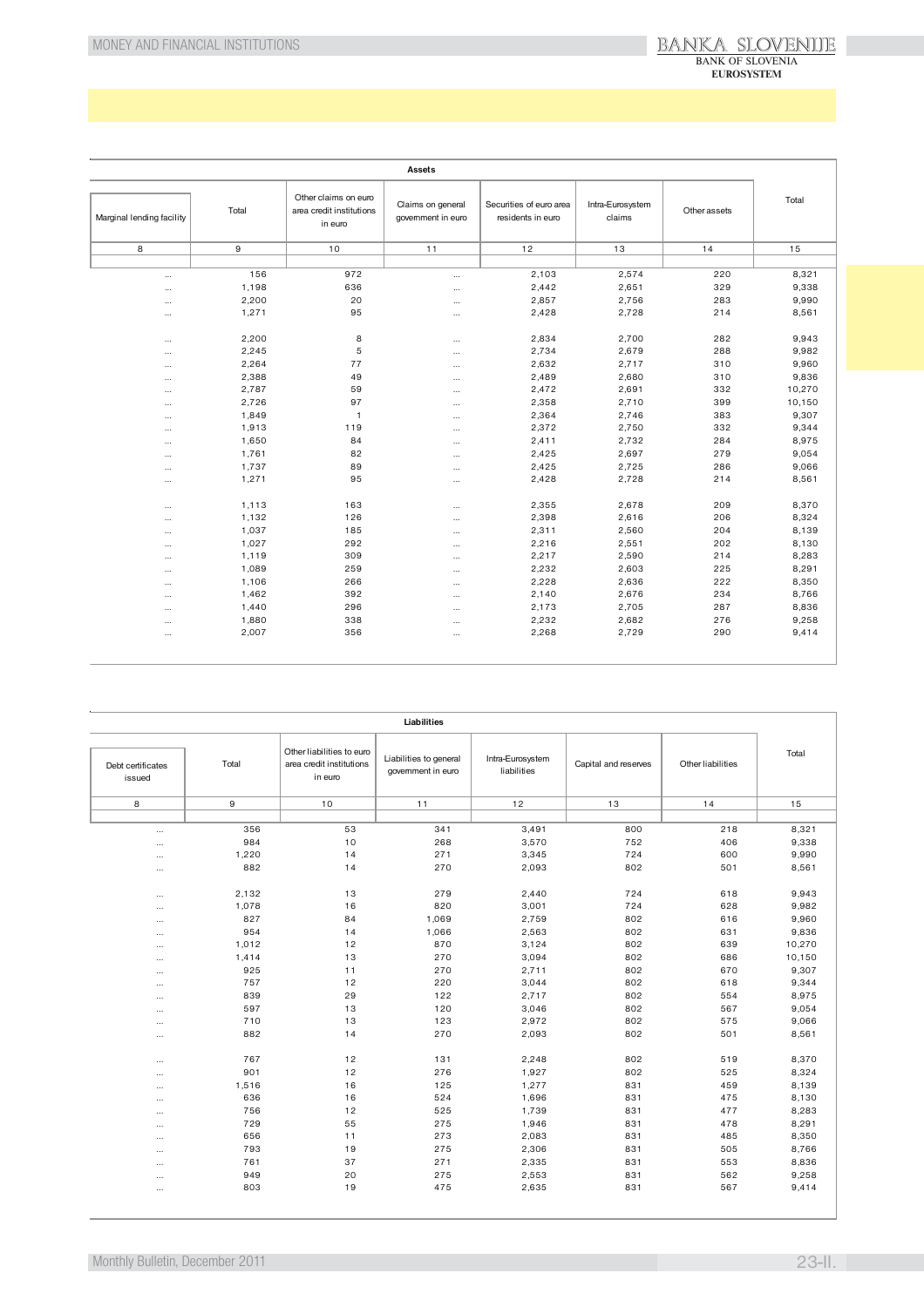| Assets | | | | | | | |
|---|---|---|---|---|---|---|---|
| Marginal lending facility | Total | Other claims on euro area credit institutions in euro | Claims on general government in euro | Securities of euro area residents in euro | Intra-Eurosystem claims | Other assets | Total |
| 8 | 9 | 10 | 11 | 12 | 13 | 14 | 15 |
| ... | 156 | 972 | ... | 2,103 | 2,574 | 220 | 8,321 |
| ... | 1,198 | 636 | ... | 2,442 | 2,651 | 329 | 9,338 |
| ... | 2,200 | 20 | ... | 2,857 | 2,756 | 283 | 9,990 |
| ... | 1,271 | 95 | ... | 2,428 | 2,728 | 214 | 8,561 |
| | | | | | | | |
| ... | 2,200 | 8 | ... | 2,834 | 2,700 | 282 | 9,943 |
| ... | 2,245 | 5 | ... | 2,734 | 2,679 | 288 | 9,982 |
| ... | 2,264 | 77 | ... | 2,632 | 2,717 | 310 | 9,960 |
| ... | 2,388 | 49 | ... | 2,489 | 2,680 | 310 | 9,836 |
| ... | 2,787 | 59 | ... | 2,472 | 2,691 | 332 | 10,270 |
| ... | 2,726 | 97 | ... | 2,358 | 2,710 | 399 | 10,150 |
| ... | 1,849 | 1 | ... | 2,364 | 2,746 | 383 | 9,307 |
| ... | 1,913 | 119 | ... | 2,372 | 2,750 | 332 | 9,344 |
| ... | 1,650 | 84 | ... | 2,411 | 2,732 | 284 | 8,975 |
| ... | 1,761 | 82 | ... | 2,425 | 2,697 | 279 | 9,054 |
| ... | 1,737 | 89 | ... | 2,425 | 2,725 | 286 | 9,066 |
| ... | 1,271 | 95 | ... | 2,428 | 2,728 | 214 | 8,561 |
| | | | | | | | |
| ... | 1,113 | 163 | ... | 2,355 | 2,678 | 209 | 8,370 |
| ... | 1,132 | 126 | ... | 2,398 | 2,616 | 206 | 8,324 |
| ... | 1,037 | 185 | ... | 2,311 | 2,560 | 204 | 8,139 |
| ... | 1,027 | 292 | ... | 2,216 | 2,551 | 202 | 8,130 |
| ... | 1,119 | 309 | ... | 2,217 | 2,590 | 214 | 8,283 |
| ... | 1,089 | 259 | ... | 2,232 | 2,603 | 225 | 8,291 |
| ... | 1,106 | 266 | ... | 2,228 | 2,636 | 222 | 8,350 |
| ... | 1,462 | 392 | ... | 2,140 | 2,676 | 234 | 8,766 |
| ... | 1,440 | 296 | ... | 2,173 | 2,705 | 287 | 8,836 |
| ... | 1,880 | 338 | ... | 2,232 | 2,682 | 276 | 9,258 |
| ... | 2,007 | 356 | ... | 2,268 | 2,729 | 290 | 9,414 |

| Liabilities | | | | | | | |
|---|---|---|---|---|---|---|---|
| Debt certificates issued | Total | Other liabilities to euro area credit institutions in euro | Liabilities to general government in euro | Intra-Eurosystem liabilities | Capital and reserves | Other liabilities | Total |
| 8 | 9 | 10 | 11 | 12 | 13 | 14 | 15 |
| ... | 356 | 53 | 341 | 3,491 | 800 | 218 | 8,321 |
| ... | 984 | 10 | 268 | 3,570 | 752 | 406 | 9,338 |
| ... | 1,220 | 14 | 271 | 3,345 | 724 | 600 | 9,990 |
| ... | 882 | 14 | 270 | 2,093 | 802 | 501 | 8,561 |
| | | | | | | | |
| ... | 2,132 | 13 | 279 | 2,440 | 724 | 618 | 9,943 |
| ... | 1,078 | 16 | 820 | 3,001 | 724 | 628 | 9,982 |
| ... | 827 | 84 | 1,069 | 2,759 | 802 | 616 | 9,960 |
| ... | 954 | 14 | 1,066 | 2,563 | 802 | 631 | 9,836 |
| ... | 1,012 | 12 | 870 | 3,124 | 802 | 639 | 10,270 |
| ... | 1,414 | 13 | 270 | 3,094 | 802 | 686 | 10,150 |
| ... | 925 | 11 | 270 | 2,711 | 802 | 670 | 9,307 |
| ... | 757 | 12 | 220 | 3,044 | 802 | 618 | 9,344 |
| ... | 839 | 29 | 122 | 2,717 | 802 | 554 | 8,975 |
| ... | 597 | 13 | 120 | 3,046 | 802 | 567 | 9,054 |
| ... | 710 | 13 | 123 | 2,972 | 802 | 575 | 9,066 |
| ... | 882 | 14 | 270 | 2,093 | 802 | 501 | 8,561 |
| | | | | | | | |
| ... | 767 | 12 | 131 | 2,248 | 802 | 519 | 8,370 |
| ... | 901 | 12 | 276 | 1,927 | 802 | 525 | 8,324 |
| ... | 1,516 | 16 | 125 | 1,277 | 831 | 459 | 8,139 |
| ... | 636 | 16 | 524 | 1,696 | 831 | 475 | 8,130 |
| ... | 756 | 12 | 525 | 1,739 | 831 | 477 | 8,283 |
| ... | 729 | 55 | 275 | 1,946 | 831 | 478 | 8,291 |
| ... | 656 | 11 | 273 | 2,083 | 831 | 485 | 8,350 |
| ... | 793 | 19 | 275 | 2,306 | 831 | 505 | 8,766 |
| ... | 761 | 37 | 271 | 2,335 | 831 | 553 | 8,836 |
| ... | 949 | 20 | 275 | 2,553 | 831 | 562 | 9,258 |
| ... | 803 | 19 | 475 | 2,635 | 831 | 567 | 9,414 |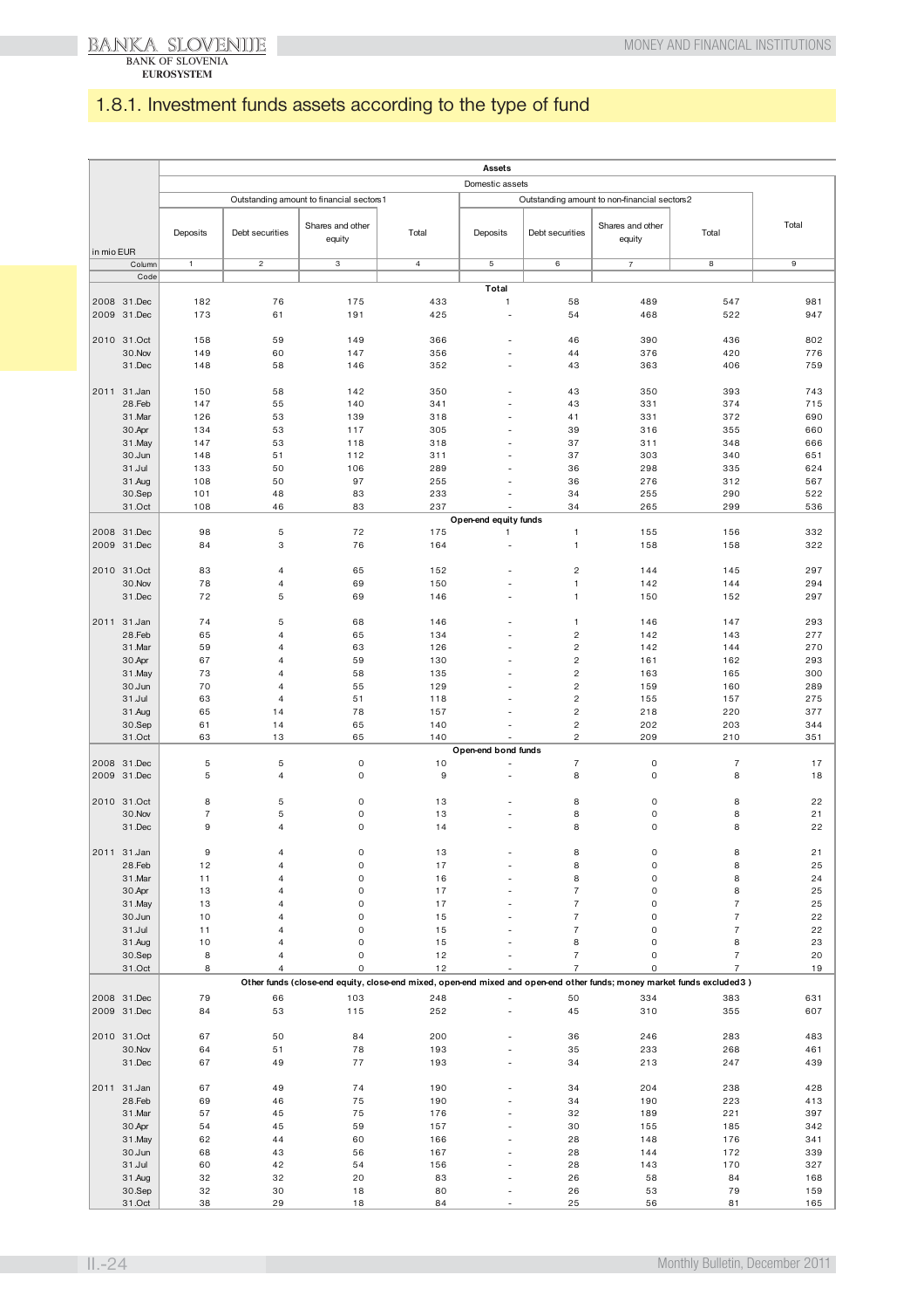# 1.8.1. Investment funds assets according to the type of fund

| in mio EUR | Assets | | | | | | | | |
|---|---|---|---|---|---|---|---|---|---|
| | Domestic assets | | | | | | | | |
| | Outstanding amount to financial sectors1 | | | | Outstanding amount to non-financial sectors2 | | | | Total |
| | Deposits | Debt securities | Shares and other equity | Total | Deposits | Debt securities | Shares and other equity | Total | |
| Column | 1 | 2 | 3 | 4 | 5 | 6 | 7 | 8 | 9 |
| Code | | | | | | | | | |
| **Total** | | | | | | | | | |
| 2008 31.Dec | 182 | 76 | 175 | 433 | 1 | 58 | 489 | 547 | 981 |
| 2009 31.Dec | 173 | 61 | 191 | 425 | - | 54 | 468 | 522 | 947 |
| 2010 31.Oct | 158 | 59 | 149 | 366 | - | 46 | 390 | 436 | 802 |
| 30.Nov | 149 | 60 | 147 | 356 | - | 44 | 376 | 420 | 776 |
| 31.Dec | 148 | 58 | 146 | 352 | - | 43 | 363 | 406 | 759 |
| 2011 31.Jan | 150 | 58 | 142 | 350 | - | 43 | 350 | 393 | 743 |
| 28.Feb | 147 | 55 | 140 | 341 | - | 43 | 331 | 374 | 715 |
| 31.Mar | 126 | 53 | 139 | 318 | - | 41 | 331 | 372 | 690 |
| 30.Apr | 134 | 53 | 117 | 305 | - | 39 | 316 | 355 | 660 |
| 31.May | 147 | 53 | 118 | 318 | - | 37 | 311 | 348 | 666 |
| 30.Jun | 148 | 51 | 112 | 311 | - | 37 | 303 | 340 | 651 |
| 31.Jul | 133 | 50 | 106 | 289 | - | 36 | 298 | 335 | 624 |
| 31.Aug | 108 | 50 | 97 | 255 | - | 36 | 276 | 312 | 567 |
| 30.Sep | 101 | 48 | 83 | 233 | - | 34 | 255 | 290 | 522 |
| 31.Oct | 108 | 46 | 83 | 237 | - | 34 | 265 | 299 | 536 |
| **Open-end equity funds** | | | | | | | | | |
| 2008 31.Dec | 98 | 5 | 72 | 175 | 1 | 1 | 155 | 156 | 332 |
| 2009 31.Dec | 84 | 3 | 76 | 164 | - | 1 | 158 | 158 | 322 |
| 2010 31.Oct | 83 | 4 | 65 | 152 | - | 2 | 144 | 145 | 297 |
| 30.Nov | 78 | 4 | 69 | 150 | - | 1 | 142 | 144 | 294 |
| 31.Dec | 72 | 5 | 69 | 146 | - | 1 | 150 | 152 | 297 |
| 2011 31.Jan | 74 | 5 | 68 | 146 | - | 1 | 146 | 147 | 293 |
| 28.Feb | 65 | 4 | 65 | 134 | - | 2 | 142 | 143 | 277 |
| 31.Mar | 59 | 4 | 63 | 126 | - | 2 | 142 | 144 | 270 |
| 30.Apr | 67 | 4 | 59 | 130 | - | 2 | 161 | 162 | 293 |
| 31.May | 73 | 4 | 58 | 135 | - | 2 | 163 | 165 | 300 |
| 30.Jun | 70 | 4 | 55 | 129 | - | 2 | 159 | 160 | 289 |
| 31.Jul | 63 | 4 | 51 | 118 | - | 2 | 155 | 157 | 275 |
| 31.Aug | 65 | 14 | 78 | 157 | - | 2 | 218 | 220 | 377 |
| 30.Sep | 61 | 14 | 65 | 140 | - | 2 | 202 | 203 | 344 |
| 31.Oct | 63 | 13 | 65 | 140 | - | 2 | 209 | 210 | 351 |
| **Open-end bond funds** | | | | | | | | | |
| 2008 31.Dec | 5 | 5 | 0 | 10 | - | 7 | 0 | 7 | 17 |
| 2009 31.Dec | 5 | 4 | 0 | 9 | - | 8 | 0 | 8 | 18 |
| 2010 31.Oct | 8 | 5 | 0 | 13 | - | 8 | 0 | 8 | 22 |
| 30.Nov | 7 | 5 | 0 | 13 | - | 8 | 0 | 8 | 21 |
| 31.Dec | 9 | 4 | 0 | 14 | - | 8 | 0 | 8 | 22 |
| 2011 31.Jan | 9 | 4 | 0 | 13 | - | 8 | 0 | 8 | 21 |
| 28.Feb | 12 | 4 | 0 | 17 | - | 8 | 0 | 8 | 25 |
| 31.Mar | 11 | 4 | 0 | 16 | - | 8 | 0 | 8 | 24 |
| 30.Apr | 13 | 4 | 0 | 17 | - | 7 | 0 | 8 | 25 |
| 31.May | 13 | 4 | 0 | 17 | - | 7 | 0 | 7 | 25 |
| 30.Jun | 10 | 4 | 0 | 15 | - | 7 | 0 | 7 | 22 |
| 31.Jul | 11 | 4 | 0 | 15 | - | 7 | 0 | 7 | 22 |
| 31.Aug | 10 | 4 | 0 | 15 | - | 8 | 0 | 8 | 23 |
| 30.Sep | 8 | 4 | 0 | 12 | - | 7 | 0 | 7 | 20 |
| 31.Oct | 8 | 4 | 0 | 12 | - | 7 | 0 | 7 | 19 |
| **Other funds (close-end equity, close-end mixed, open-end mixed and open-end other funds; money market funds excluded3 )** | | | | | | | | | |
| 2008 31.Dec | 79 | 66 | 103 | 248 | - | 50 | 334 | 383 | 631 |
| 2009 31.Dec | 84 | 53 | 115 | 252 | - | 45 | 310 | 355 | 607 |
| 2010 31.Oct | 67 | 50 | 84 | 200 | - | 36 | 246 | 283 | 483 |
| 30.Nov | 64 | 51 | 78 | 193 | - | 35 | 233 | 268 | 461 |
| 31.Dec | 67 | 49 | 77 | 193 | - | 34 | 213 | 247 | 439 |
| 2011 31.Jan | 67 | 49 | 74 | 190 | - | 34 | 204 | 238 | 428 |
| 28.Feb | 69 | 46 | 75 | 190 | - | 34 | 190 | 223 | 413 |
| 31.Mar | 57 | 45 | 75 | 176 | - | 32 | 189 | 221 | 397 |
| 30.Apr | 54 | 45 | 59 | 157 | - | 30 | 155 | 185 | 342 |
| 31.May | 62 | 44 | 60 | 166 | - | 28 | 148 | 176 | 341 |
| 30.Jun | 68 | 43 | 56 | 167 | - | 28 | 144 | 172 | 339 |
| 31.Jul | 60 | 42 | 54 | 156 | - | 28 | 143 | 170 | 327 |
| 31.Aug | 32 | 32 | 20 | 83 | - | 26 | 58 | 84 | 168 |
| 30.Sep | 32 | 30 | 18 | 80 | - | 26 | 53 | 79 | 159 |
| 31.Oct | 38 | 29 | 18 | 84 | - | 25 | 56 | 81 | 165 |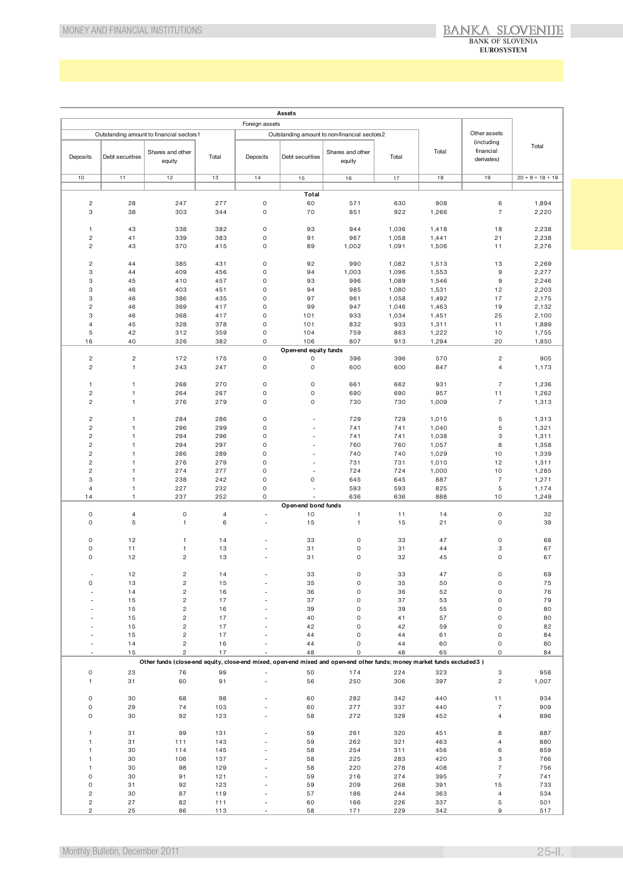| Assets | | | | | | | | | | |
|---|---|---|---|---|---|---|---|---|---|---|
| Foreign assets | | | | | | | | | Other assets (including financial derivates) | Total |
| Outstanding amount to financial sectors1 | | | | Outstanding amount to non-financial sectors2 | | | | Total | | |
| Deposits | Debt securities | Shares and other equity | Total | Deposits | Debt securities | Shares and other equity | Total | | | |
| 10 | 11 | 12 | 13 | 14 | 15 | 16 | 17 | 18 | 19 | 20 = 9 + 18 + 19 |
| **Total** | | | | | | | | | | |
| 2 | 28 | 247 | 277 | 0 | 60 | 571 | 630 | 908 | 6 | 1,894 |
| 3 | 38 | 303 | 344 | 0 | 70 | 851 | 922 | 1,266 | 7 | 2,220 |
| 1 | 43 | 338 | 382 | 0 | 93 | 944 | 1,036 | 1,418 | 18 | 2,238 |
| 2 | 41 | 339 | 383 | 0 | 91 | 967 | 1,058 | 1,441 | 21 | 2,238 |
| 2 | 43 | 370 | 415 | 0 | 89 | 1,002 | 1,091 | 1,506 | 11 | 2,276 |
| 2 | 44 | 385 | 431 | 0 | 92 | 990 | 1,082 | 1,513 | 13 | 2,269 |
| 3 | 44 | 409 | 456 | 0 | 94 | 1,003 | 1,096 | 1,553 | 9 | 2,277 |
| 3 | 45 | 410 | 457 | 0 | 93 | 996 | 1,089 | 1,546 | 9 | 2,246 |
| 3 | 46 | 403 | 451 | 0 | 94 | 985 | 1,080 | 1,531 | 12 | 2,203 |
| 3 | 46 | 386 | 435 | 0 | 97 | 961 | 1,058 | 1,492 | 17 | 2,175 |
| 2 | 46 | 369 | 417 | 0 | 99 | 947 | 1,046 | 1,463 | 19 | 2,132 |
| 3 | 46 | 368 | 417 | 0 | 101 | 933 | 1,034 | 1,451 | 25 | 2,100 |
| 4 | 45 | 328 | 378 | 0 | 101 | 832 | 933 | 1,311 | 11 | 1,889 |
| 5 | 42 | 312 | 359 | 0 | 104 | 759 | 863 | 1,222 | 10 | 1,755 |
| 16 | 40 | 326 | 382 | 0 | 106 | 807 | 913 | 1,294 | 20 | 1,850 |
| **Open-end equity funds** | | | | | | | | | | |
| 2 | 2 | 172 | 175 | 0 | 0 | 396 | 396 | 570 | 2 | 905 |
| 2 | 1 | 243 | 247 | 0 | 0 | 600 | 600 | 847 | 4 | 1,173 |
| 1 | 1 | 268 | 270 | 0 | 0 | 661 | 662 | 931 | 7 | 1,236 |
| 2 | 1 | 264 | 267 | 0 | 0 | 690 | 690 | 957 | 11 | 1,262 |
| 2 | 1 | 276 | 279 | 0 | 0 | 730 | 730 | 1,009 | 7 | 1,313 |
| 2 | 1 | 284 | 286 | 0 | - | 729 | 729 | 1,015 | 5 | 1,313 |
| 2 | 1 | 296 | 299 | 0 | - | 741 | 741 | 1,040 | 5 | 1,321 |
| 2 | 1 | 294 | 296 | 0 | - | 741 | 741 | 1,038 | 3 | 1,311 |
| 2 | 1 | 294 | 297 | 0 | - | 760 | 760 | 1,057 | 8 | 1,358 |
| 2 | 1 | 286 | 289 | 0 | - | 740 | 740 | 1,029 | 10 | 1,339 |
| 2 | 1 | 276 | 279 | 0 | - | 731 | 731 | 1,010 | 12 | 1,311 |
| 2 | 1 | 274 | 277 | 0 | - | 724 | 724 | 1,000 | 10 | 1,285 |
| 3 | 1 | 238 | 242 | 0 | 0 | 645 | 645 | 887 | 7 | 1,271 |
| 4 | 1 | 227 | 232 | 0 | - | 593 | 593 | 825 | 5 | 1,174 |
| 14 | 1 | 237 | 252 | 0 | - | 636 | 636 | 888 | 10 | 1,249 |
| **Open-end bond funds** | | | | | | | | | | |
| 0 | 4 | 0 | 4 | - | 10 | 1 | 11 | 14 | 0 | 32 |
| 0 | 5 | 1 | 6 | - | 15 | 1 | 15 | 21 | 0 | 39 |
| 0 | 12 | 1 | 14 | - | 33 | 0 | 33 | 47 | 0 | 68 |
| 0 | 11 | 1 | 13 | - | 31 | 0 | 31 | 44 | 3 | 67 |
| 0 | 12 | 2 | 13 | - | 31 | 0 | 32 | 45 | 0 | 67 |
| - | 12 | 2 | 14 | - | 33 | 0 | 33 | 47 | 0 | 69 |
| 0 | 13 | 2 | 15 | - | 35 | 0 | 35 | 50 | 0 | 75 |
| - | 14 | 2 | 16 | - | 36 | 0 | 36 | 52 | 0 | 76 |
| - | 15 | 2 | 17 | - | 37 | 0 | 37 | 53 | 0 | 79 |
| - | 15 | 2 | 16 | - | 39 | 0 | 39 | 55 | 0 | 80 |
| - | 15 | 2 | 17 | - | 40 | 0 | 41 | 57 | 0 | 80 |
| - | 15 | 2 | 17 | - | 42 | 0 | 42 | 59 | 0 | 82 |
| - | 15 | 2 | 17 | - | 44 | 0 | 44 | 61 | 0 | 84 |
| - | 14 | 2 | 16 | - | 44 | 0 | 44 | 60 | 0 | 80 |
| - | 15 | 2 | 17 | - | 48 | 0 | 48 | 65 | 0 | 84 |
| **Other funds (close-end equity, close-end mixed, open-end mixed and open-end other funds; money market funds excluded3 )** | | | | | | | | | | |
| 0 | 23 | 76 | 99 | - | 50 | 174 | 224 | 323 | 3 | 958 |
| 1 | 31 | 60 | 91 | - | 56 | 250 | 306 | 397 | 2 | 1,007 |
| 0 | 30 | 68 | 98 | - | 60 | 282 | 342 | 440 | 11 | 934 |
| 0 | 29 | 74 | 103 | - | 60 | 277 | 337 | 440 | 7 | 909 |
| 0 | 30 | 92 | 123 | - | 58 | 272 | 329 | 452 | 4 | 896 |
| 1 | 31 | 99 | 131 | - | 59 | 261 | 320 | 451 | 8 | 887 |
| 1 | 31 | 111 | 143 | - | 59 | 262 | 321 | 463 | 4 | 880 |
| 1 | 30 | 114 | 145 | - | 58 | 254 | 311 | 456 | 6 | 859 |
| 1 | 30 | 106 | 137 | - | 58 | 225 | 283 | 420 | 3 | 766 |
| 1 | 30 | 98 | 129 | - | 58 | 220 | 278 | 408 | 7 | 756 |
| 0 | 30 | 91 | 121 | - | 59 | 216 | 274 | 395 | 7 | 741 |
| 0 | 31 | 92 | 123 | - | 59 | 209 | 268 | 391 | 15 | 733 |
| 2 | 30 | 87 | 119 | - | 57 | 186 | 244 | 363 | 4 | 534 |
| 2 | 27 | 82 | 111 | - | 60 | 166 | 226 | 337 | 5 | 501 |
| 2 | 25 | 86 | 113 | - | 58 | 171 | 229 | 342 | 9 | 517 |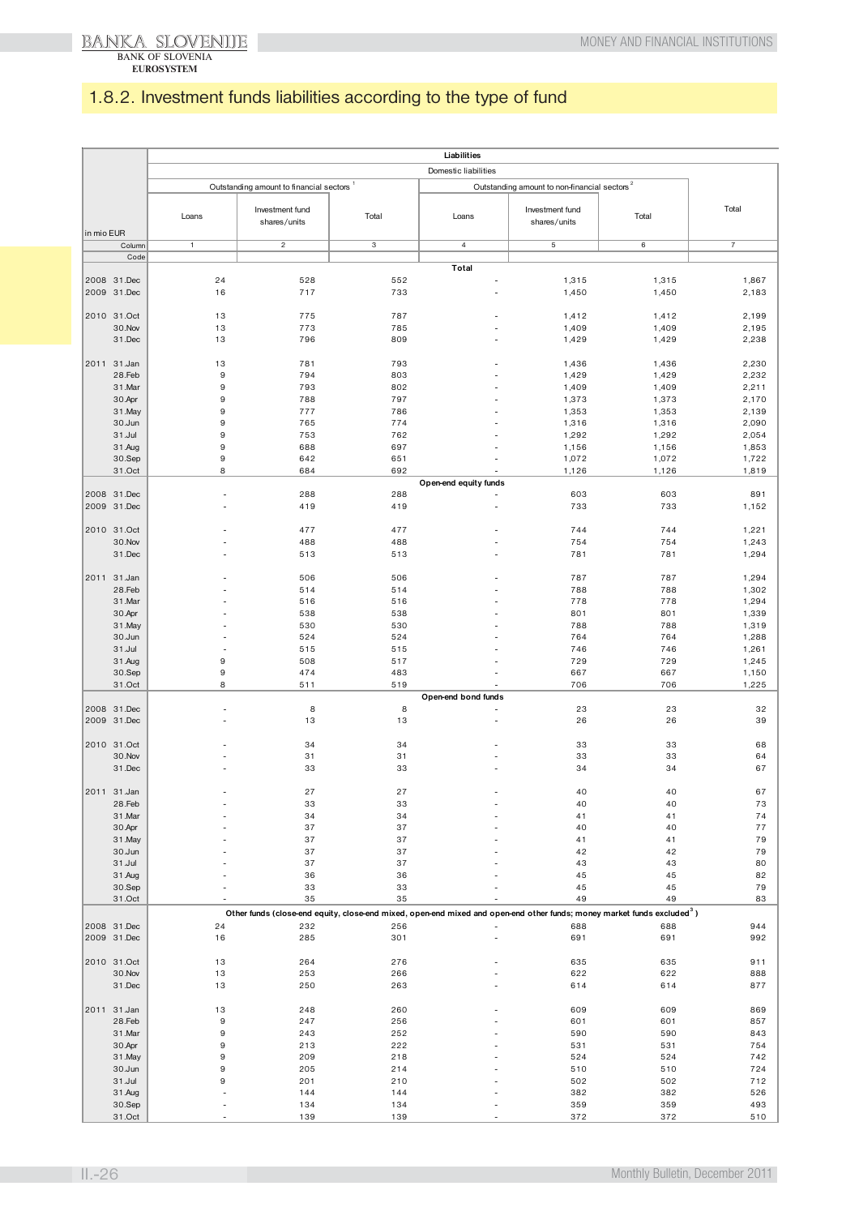## 1.8.2. Investment funds liabilities according to the type of fund

| in mio EUR | Liabilities | | | | | | |
|---|---|---|---|---|---|---|---|
| | Domestic liabilities | | | | | | Total |
| | Outstanding amount to financial sectors [1] | | | Outstanding amount to non-financial sectors [2] | | | |
| | Loans | Investment fund shares/units | Total | Loans | Investment fund shares/units | Total | |
| Column | 1 | 2 | 3 | 4 | 5 | 6 | 7 |
| Code | | | | | | | |
| | | | | **Total** | | | |
| 2008 31.Dec | 24 | 528 | 552 | - | 1,315 | 1,315 | 1,867 |
| 2009 31.Dec | 16 | 717 | 733 | - | 1,450 | 1,450 | 2,183 |
| 2010 31.Oct | 13 | 775 | 787 | - | 1,412 | 1,412 | 2,199 |
| 30.Nov | 13 | 773 | 785 | - | 1,409 | 1,409 | 2,195 |
| 31.Dec | 13 | 796 | 809 | - | 1,429 | 1,429 | 2,238 |
| 2011 31.Jan | 13 | 781 | 793 | - | 1,436 | 1,436 | 2,230 |
| 28.Feb | 9 | 794 | 803 | - | 1,429 | 1,429 | 2,232 |
| 31.Mar | 9 | 793 | 802 | - | 1,409 | 1,409 | 2,211 |
| 30.Apr | 9 | 788 | 797 | - | 1,373 | 1,373 | 2,170 |
| 31.May | 9 | 777 | 786 | - | 1,353 | 1,353 | 2,139 |
| 30.Jun | 9 | 765 | 774 | - | 1,316 | 1,316 | 2,090 |
| 31.Jul | 9 | 753 | 762 | - | 1,292 | 1,292 | 2,054 |
| 31.Aug | 9 | 688 | 697 | - | 1,156 | 1,156 | 1,853 |
| 30.Sep | 9 | 642 | 651 | - | 1,072 | 1,072 | 1,722 |
| 31.Oct | 8 | 684 | 692 | - | 1,126 | 1,126 | 1,819 |
| | | | | **Open-end equity funds** | | | |
| 2008 31.Dec | - | 288 | 288 | - | 603 | 603 | 891 |
| 2009 31.Dec | - | 419 | 419 | - | 733 | 733 | 1,152 |
| 2010 31.Oct | - | 477 | 477 | - | 744 | 744 | 1,221 |
| 30.Nov | - | 488 | 488 | - | 754 | 754 | 1,243 |
| 31.Dec | - | 513 | 513 | - | 781 | 781 | 1,294 |
| 2011 31.Jan | - | 506 | 506 | - | 787 | 787 | 1,294 |
| 28.Feb | - | 514 | 514 | - | 788 | 788 | 1,302 |
| 31.Mar | - | 516 | 516 | - | 778 | 778 | 1,294 |
| 30.Apr | - | 538 | 538 | - | 801 | 801 | 1,339 |
| 31.May | - | 530 | 530 | - | 788 | 788 | 1,319 |
| 30.Jun | - | 524 | 524 | - | 764 | 764 | 1,288 |
| 31.Jul | - | 515 | 515 | - | 746 | 746 | 1,261 |
| 31.Aug | 9 | 508 | 517 | - | 729 | 729 | 1,245 |
| 30.Sep | 9 | 474 | 483 | - | 667 | 667 | 1,150 |
| 31.Oct | 8 | 511 | 519 | - | 706 | 706 | 1,225 |
| | | | | **Open-end bond funds** | | | |
| 2008 31.Dec | - | 8 | 8 | - | 23 | 23 | 32 |
| 2009 31.Dec | - | 13 | 13 | - | 26 | 26 | 39 |
| 2010 31.Oct | - | 34 | 34 | - | 33 | 33 | 68 |
| 30.Nov | - | 31 | 31 | - | 33 | 33 | 64 |
| 31.Dec | - | 33 | 33 | - | 34 | 34 | 67 |
| 2011 31.Jan | - | 27 | 27 | - | 40 | 40 | 67 |
| 28.Feb | - | 33 | 33 | - | 40 | 40 | 73 |
| 31.Mar | - | 34 | 34 | - | 41 | 41 | 74 |
| 30.Apr | - | 37 | 37 | - | 40 | 40 | 77 |
| 31.May | - | 37 | 37 | - | 41 | 41 | 79 |
| 30.Jun | - | 37 | 37 | - | 42 | 42 | 79 |
| 31.Jul | - | 37 | 37 | - | 43 | 43 | 80 |
| 31.Aug | - | 36 | 36 | - | 45 | 45 | 82 |
| 30.Sep | - | 33 | 33 | - | 45 | 45 | 79 |
| 31.Oct | - | 35 | 35 | - | 49 | 49 | 83 |
| | | | | **Other funds (close-end equity, close-end mixed, open-end mixed and open-end other funds; money market funds excluded [3])** | | | |
| 2008 31.Dec | 24 | 232 | 256 | - | 688 | 688 | 944 |
| 2009 31.Dec | 16 | 285 | 301 | - | 691 | 691 | 992 |
| 2010 31.Oct | 13 | 264 | 276 | - | 635 | 635 | 911 |
| 30.Nov | 13 | 253 | 266 | - | 622 | 622 | 888 |
| 31.Dec | 13 | 250 | 263 | - | 614 | 614 | 877 |
| 2011 31.Jan | 13 | 248 | 260 | - | 609 | 609 | 869 |
| 28.Feb | 9 | 247 | 256 | - | 601 | 601 | 857 |
| 31.Mar | 9 | 243 | 252 | - | 590 | 590 | 843 |
| 30.Apr | 9 | 213 | 222 | - | 531 | 531 | 754 |
| 31.May | 9 | 209 | 218 | - | 524 | 524 | 742 |
| 30.Jun | 9 | 205 | 214 | - | 510 | 510 | 724 |
| 31.Jul | 9 | 201 | 210 | - | 502 | 502 | 712 |
| 31.Aug | - | 144 | 144 | - | 382 | 382 | 526 |
| 30.Sep | - | 134 | 134 | - | 359 | 359 | 493 |
| 31.Oct | - | 139 | 139 | - | 372 | 372 | 510 |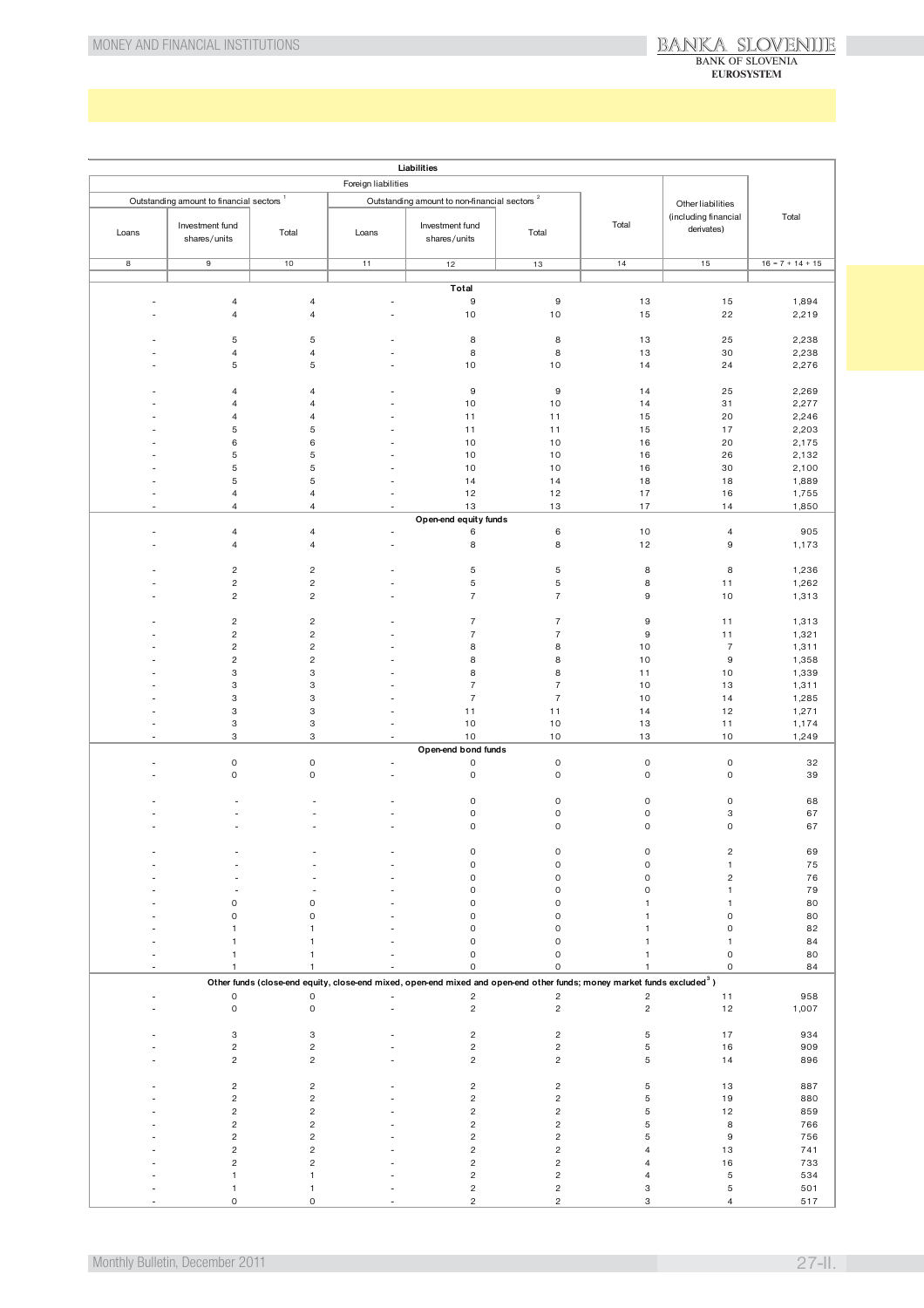| Liabilities | | | | | | | | |
|---|---|---|---|---|---|---|---|---|
| Foreign liabilities | | | | | | | Other liabilities (including financial derivates) | Total |
| Outstanding amount to financial sectors [1] | | | Outstanding amount to non-financial sectors [2] | | | Total | | |
| Loans | Investment fund shares/units | Total | Loans | Investment fund shares/units | Total | | | |
| 8 | 9 | 10 | 11 | 12 | 13 | 14 | 15 | 16 = 7 + 14 + 15 |
| **Total** | | | | | | | | |
| - | 4 | 4 | - | 9 | 9 | 13 | 15 | 1,894 |
| - | 4 | 4 | - | 10 | 10 | 15 | 22 | 2,219 |
| - | 5 | 5 | - | 8 | 8 | 13 | 25 | 2,238 |
| - | 4 | 4 | - | 8 | 8 | 13 | 30 | 2,238 |
| - | 5 | 5 | - | 10 | 10 | 14 | 24 | 2,276 |
| - | 4 | 4 | - | 9 | 9 | 14 | 25 | 2,269 |
| - | 4 | 4 | - | 10 | 10 | 14 | 31 | 2,277 |
| - | 4 | 4 | - | 11 | 11 | 15 | 20 | 2,246 |
| - | 5 | 5 | - | 11 | 11 | 15 | 17 | 2,203 |
| - | 6 | 6 | - | 10 | 10 | 16 | 20 | 2,175 |
| - | 5 | 5 | - | 10 | 10 | 16 | 26 | 2,132 |
| - | 5 | 5 | - | 10 | 10 | 16 | 30 | 2,100 |
| - | 5 | 5 | - | 14 | 14 | 18 | 18 | 1,889 |
| - | 4 | 4 | - | 12 | 12 | 17 | 16 | 1,755 |
| - | 4 | 4 | - | 13 | 13 | 17 | 14 | 1,850 |
| **Open-end equity funds** | | | | | | | | |
| - | 4 | 4 | - | 6 | 6 | 10 | 4 | 905 |
| - | 4 | 4 | - | 8 | 8 | 12 | 9 | 1,173 |
| - | 2 | 2 | - | 5 | 5 | 8 | 8 | 1,236 |
| - | 2 | 2 | - | 5 | 5 | 8 | 11 | 1,262 |
| - | 2 | 2 | - | 7 | 7 | 9 | 10 | 1,313 |
| - | 2 | 2 | - | 7 | 7 | 9 | 11 | 1,313 |
| - | 2 | 2 | - | 7 | 7 | 9 | 11 | 1,321 |
| - | 2 | 2 | - | 8 | 8 | 10 | 7 | 1,311 |
| - | 2 | 2 | - | 8 | 8 | 10 | 9 | 1,358 |
| - | 3 | 3 | - | 8 | 8 | 11 | 10 | 1,339 |
| - | 3 | 3 | - | 7 | 7 | 10 | 13 | 1,311 |
| - | 3 | 3 | - | 7 | 7 | 10 | 14 | 1,285 |
| - | 3 | 3 | - | 11 | 11 | 14 | 12 | 1,271 |
| - | 3 | 3 | - | 10 | 10 | 13 | 11 | 1,174 |
| - | 3 | 3 | - | 10 | 10 | 13 | 10 | 1,249 |
| **Open-end bond funds** | | | | | | | | |
| - | 0 | 0 | - | 0 | 0 | 0 | 0 | 32 |
| - | 0 | 0 | - | 0 | 0 | 0 | 0 | 39 |
| - | - | - | - | 0 | 0 | 0 | 0 | 68 |
| - | - | - | - | 0 | 0 | 0 | 3 | 67 |
| - | - | - | - | 0 | 0 | 0 | 0 | 67 |
| - | - | - | - | 0 | 0 | 0 | 2 | 69 |
| - | - | - | - | 0 | 0 | 0 | 1 | 75 |
| - | - | - | - | 0 | 0 | 0 | 2 | 76 |
| - | - | - | - | 0 | 0 | 0 | 1 | 79 |
| - | 0 | 0 | - | 0 | 0 | 1 | 1 | 80 |
| - | 0 | 0 | - | 0 | 0 | 1 | 0 | 80 |
| - | 1 | 1 | - | 0 | 0 | 1 | 0 | 82 |
| - | 1 | 1 | - | 0 | 0 | 1 | 1 | 84 |
| - | 1 | 1 | - | 0 | 0 | 1 | 0 | 80 |
| - | 1 | 1 | - | 0 | 0 | 1 | 0 | 84 |
| **Other funds (close-end equity, close-end mixed, open-end mixed and open-end other funds; money market funds excluded[3])** | | | | | | | | |
| - | 0 | 0 | - | 2 | 2 | 2 | 11 | 958 |
| - | 0 | 0 | - | 2 | 2 | 2 | 12 | 1,007 |
| - | 3 | 3 | - | 2 | 2 | 5 | 17 | 934 |
| - | 2 | 2 | - | 2 | 2 | 5 | 16 | 909 |
| - | 2 | 2 | - | 2 | 2 | 5 | 14 | 896 |
| - | 2 | 2 | - | 2 | 2 | 5 | 13 | 887 |
| - | 2 | 2 | - | 2 | 2 | 5 | 19 | 880 |
| - | 2 | 2 | - | 2 | 2 | 5 | 12 | 859 |
| - | 2 | 2 | - | 2 | 2 | 5 | 8 | 766 |
| - | 2 | 2 | - | 2 | 2 | 5 | 9 | 756 |
| - | 2 | 2 | - | 2 | 2 | 4 | 13 | 741 |
| - | 2 | 2 | - | 2 | 2 | 4 | 16 | 733 |
| - | 1 | 1 | - | 2 | 2 | 4 | 5 | 534 |
| - | 1 | 1 | - | 2 | 2 | 3 | 5 | 501 |
| - | 0 | 0 | - | 2 | 2 | 3 | 4 | 517 |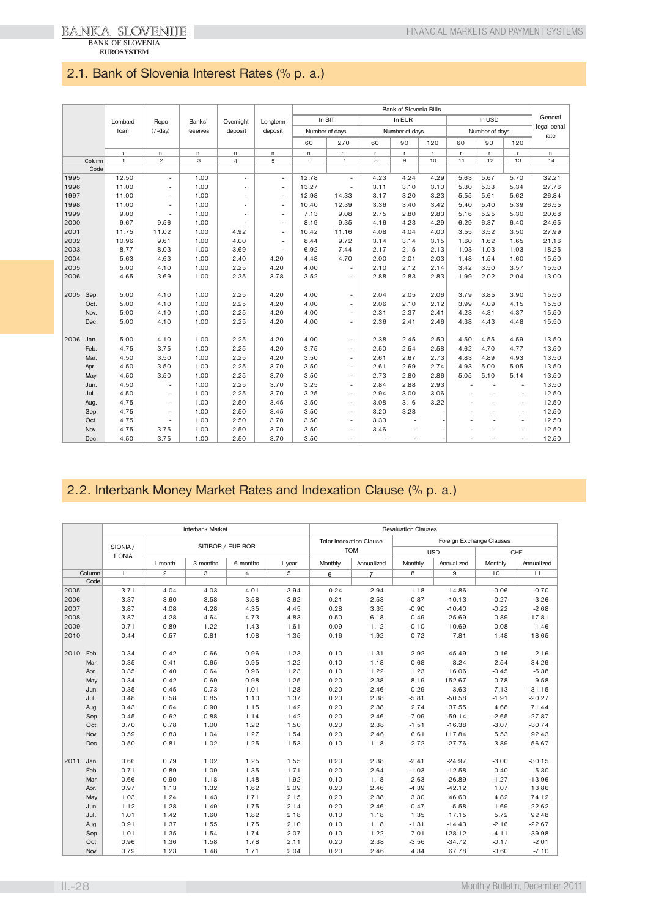## 2.1. Bank of Slovenia Interest Rates (% p. a.)

| | Lombard loan | Repo (7-day) | Banks' reserves | Overnight deposit | Longterm deposit | Bank of Slovenia Bills | | | | | | | | | General legal penal rate |
|---|---|---|---|---|---|---|---|---|---|---|---|---|---|---|---|
| | | | | | | In SIT | | In EUR | | | In USD | | | | |
| | | | | | | Number of days | | Number of days | | | Number of days | | | | |
| | | | | | | 60 | 270 | 60 | 90 | 120 | 60 | 90 | 120 | | |
| | n | n | n | n | n | n | n | r | r | r | r | r | r | | n |
| Column | 1 | 2 | 3 | 4 | 5 | 6 | 7 | 8 | 9 | 10 | 11 | 12 | 13 | | 14 |
| Code | | | | | | | | | | | | | | | |
| 1995 | 12.50 | - | 1.00 | - | - | 12.78 | - | 4.23 | 4.24 | 4.29 | 5.63 | 5.67 | 5.70 | | 32.21 |
| 1996 | 11.00 | - | 1.00 | - | - | 13.27 | - | 3.11 | 3.10 | 3.10 | 5.30 | 5.33 | 5.34 | | 27.76 |
| 1997 | 11.00 | - | 1.00 | - | - | 12.98 | 14.33 | 3.17 | 3.20 | 3.23 | 5.55 | 5.61 | 5.62 | | 26.84 |
| 1998 | 11.00 | - | 1.00 | - | - | 10.40 | 12.39 | 3.36 | 3.40 | 3.42 | 5.40 | 5.40 | 5.39 | | 26.55 |
| 1999 | 9.00 | - | 1.00 | - | - | 7.13 | 9.08 | 2.75 | 2.80 | 2.83 | 5.16 | 5.25 | 5.30 | | 20.68 |
| 2000 | 9.67 | 9.56 | 1.00 | - | - | 8.19 | 9.35 | 4.16 | 4.23 | 4.29 | 6.29 | 6.37 | 6.40 | | 24.65 |
| 2001 | 11.75 | 11.02 | 1.00 | 4.92 | - | 10.42 | 11.16 | 4.08 | 4.04 | 4.00 | 3.55 | 3.52 | 3.50 | | 27.99 |
| 2002 | 10.96 | 9.61 | 1.00 | 4.00 | - | 8.44 | 9.72 | 3.14 | 3.14 | 3.15 | 1.60 | 1.62 | 1.65 | | 21.16 |
| 2003 | 8.77 | 8.03 | 1.00 | 3.69 | - | 6.92 | 7.44 | 2.17 | 2.15 | 2.13 | 1.03 | 1.03 | 1.03 | | 18.25 |
| 2004 | 5.63 | 4.63 | 1.00 | 2.40 | 4.20 | 4.48 | 4.70 | 2.00 | 2.01 | 2.03 | 1.48 | 1.54 | 1.60 | | 15.50 |
| 2005 | 5.00 | 4.10 | 1.00 | 2.25 | 4.20 | 4.00 | - | 2.10 | 2.12 | 2.14 | 3.42 | 3.50 | 3.57 | | 15.50 |
| 2006 | 4.65 | 3.69 | 1.00 | 2.35 | 3.78 | 3.52 | - | 2.88 | 2.83 | 2.83 | 1.99 | 2.02 | 2.04 | | 13.00 |
| 2005 Sep. | 5.00 | 4.10 | 1.00 | 2.25 | 4.20 | 4.00 | - | 2.04 | 2.05 | 2.06 | 3.79 | 3.85 | 3.90 | | 15.50 |
| Oct. | 5.00 | 4.10 | 1.00 | 2.25 | 4.20 | 4.00 | - | 2.06 | 2.10 | 2.12 | 3.99 | 4.09 | 4.15 | | 15.50 |
| Nov. | 5.00 | 4.10 | 1.00 | 2.25 | 4.20 | 4.00 | - | 2.31 | 2.37 | 2.41 | 4.23 | 4.31 | 4.37 | | 15.50 |
| Dec. | 5.00 | 4.10 | 1.00 | 2.25 | 4.20 | 4.00 | - | 2.36 | 2.41 | 2.46 | 4.38 | 4.43 | 4.48 | | 15.50 |
| 2006 Jan. | 5.00 | 4.10 | 1.00 | 2.25 | 4.20 | 4.00 | - | 2.38 | 2.45 | 2.50 | 4.50 | 4.55 | 4.59 | | 13.50 |
| Feb. | 4.75 | 3.75 | 1.00 | 2.25 | 4.20 | 3.75 | - | 2.50 | 2.54 | 2.58 | 4.62 | 4.70 | 4.77 | | 13.50 |
| Mar. | 4.50 | 3.50 | 1.00 | 2.25 | 4.20 | 3.50 | - | 2.61 | 2.67 | 2.73 | 4.83 | 4.89 | 4.93 | | 13.50 |
| Apr. | 4.50 | 3.50 | 1.00 | 2.25 | 3.70 | 3.50 | - | 2.61 | 2.69 | 2.74 | 4.93 | 5.00 | 5.05 | | 13.50 |
| May | 4.50 | 3.50 | 1.00 | 2.25 | 3.70 | 3.50 | - | 2.73 | 2.80 | 2.86 | 5.05 | 5.10 | 5.14 | | 13.50 |
| Jun. | 4.50 | - | 1.00 | 2.25 | 3.70 | 3.25 | - | 2.84 | 2.88 | 2.93 | - | - | - | | 13.50 |
| Jul. | 4.50 | - | 1.00 | 2.25 | 3.70 | 3.25 | - | 2.94 | 3.00 | 3.06 | - | - | - | | 12.50 |
| Aug. | 4.75 | - | 1.00 | 2.50 | 3.45 | 3.50 | - | 3.08 | 3.16 | 3.22 | - | - | - | | 12.50 |
| Sep. | 4.75 | - | 1.00 | 2.50 | 3.45 | 3.50 | - | 3.20 | 3.28 | - | - | - | - | | 12.50 |
| Oct. | 4.75 | - | 1.00 | 2.50 | 3.70 | 3.50 | - | 3.30 | - | - | - | - | - | | 12.50 |
| Nov. | 4.75 | 3.75 | 1.00 | 2.50 | 3.70 | 3.50 | - | 3.46 | - | - | - | - | - | | 12.50 |
| Dec. | 4.50 | 3.75 | 1.00 | 2.50 | 3.70 | 3.50 | - | - | - | - | - | - | - | | 12.50 |

## 2.2. Interbank Money Market Rates and Indexation Clause (% p. a.)

| | Interbank Market | | | | | Revaluation Clauses | | | | | |
|---|---|---|---|---|---|---|---|---|---|---|---|
| | SIONIA / EONIA | SITIBOR / EURIBOR | | | | Tolar Indexation Clause TOM | | Foreign Exchange Clauses | | | |
| | | | | | | | | USD | | CHF | |
| | | 1 month | 3 months | 6 months | 1 year | Monthly | Annualized | Monthly | Annualized | Monthly | Annualized |
| Column | 1 | 2 | 3 | 4 | 5 | 6 | 7 | 8 | 9 | 10 | 11 |
| Code | | | | | | | | | | | |
| 2005 | 3.71 | 4.04 | 4.03 | 4.01 | 3.94 | 0.24 | 2.94 | 1.18 | 14.86 | -0.06 | -0.70 |
| 2006 | 3.37 | 3.60 | 3.58 | 3.58 | 3.62 | 0.21 | 2.53 | -0.87 | -10.13 | -0.27 | -3.26 |
| 2007 | 3.87 | 4.08 | 4.28 | 4.35 | 4.45 | 0.28 | 3.35 | -0.90 | -10.40 | -0.22 | -2.68 |
| 2008 | 3.87 | 4.28 | 4.64 | 4.73 | 4.83 | 0.50 | 6.18 | 0.49 | 25.69 | 0.89 | 17.81 |
| 2009 | 0.71 | 0.89 | 1.22 | 1.43 | 1.61 | 0.09 | 1.12 | -0.10 | 10.69 | 0.08 | 1.46 |
| 2010 | 0.44 | 0.57 | 0.81 | 1.08 | 1.35 | 0.16 | 1.92 | 0.72 | 7.81 | 1.48 | 18.65 |
| 2010 Feb. | 0.34 | 0.42 | 0.66 | 0.96 | 1.23 | 0.10 | 1.31 | 2.92 | 45.49 | 0.16 | 2.16 |
| Mar. | 0.35 | 0.41 | 0.65 | 0.95 | 1.22 | 0.10 | 1.18 | 0.68 | 8.24 | 2.54 | 34.29 |
| Apr. | 0.35 | 0.40 | 0.64 | 0.96 | 1.23 | 0.10 | 1.22 | 1.23 | 16.06 | -0.45 | -5.38 |
| May | 0.34 | 0.42 | 0.69 | 0.98 | 1.25 | 0.20 | 2.38 | 8.19 | 152.67 | 0.78 | 9.58 |
| Jun. | 0.35 | 0.45 | 0.73 | 1.01 | 1.28 | 0.20 | 2.46 | 0.29 | 3.63 | 7.13 | 131.15 |
| Jul. | 0.48 | 0.58 | 0.85 | 1.10 | 1.37 | 0.20 | 2.38 | -5.81 | -50.58 | -1.91 | -20.27 |
| Aug. | 0.43 | 0.64 | 0.90 | 1.15 | 1.42 | 0.20 | 2.38 | 2.74 | 37.55 | 4.68 | 71.44 |
| Sep. | 0.45 | 0.62 | 0.88 | 1.14 | 1.42 | 0.20 | 2.46 | -7.09 | -59.14 | -2.65 | -27.87 |
| Oct. | 0.70 | 0.78 | 1.00 | 1.22 | 1.50 | 0.20 | 2.38 | -1.51 | -16.38 | -3.07 | -30.74 |
| Nov. | 0.59 | 0.83 | 1.04 | 1.27 | 1.54 | 0.20 | 2.46 | 6.61 | 117.84 | 5.53 | 92.43 |
| Dec. | 0.50 | 0.81 | 1.02 | 1.25 | 1.53 | 0.10 | 1.18 | -2.72 | -27.76 | 3.89 | 56.67 |
| 2011 Jan. | 0.66 | 0.79 | 1.02 | 1.25 | 1.55 | 0.20 | 2.38 | -2.41 | -24.97 | -3.00 | -30.15 |
| Feb. | 0.71 | 0.89 | 1.09 | 1.35 | 1.71 | 0.20 | 2.64 | -1.03 | -12.58 | 0.40 | 5.30 |
| Mar. | 0.66 | 0.90 | 1.18 | 1.48 | 1.92 | 0.10 | 1.18 | -2.63 | -26.89 | -1.27 | -13.96 |
| Apr. | 0.97 | 1.13 | 1.32 | 1.62 | 2.09 | 0.20 | 2.46 | -4.39 | -42.12 | 1.07 | 13.86 |
| May | 1.03 | 1.24 | 1.43 | 1.71 | 2.15 | 0.20 | 2.38 | 3.30 | 46.60 | 4.82 | 74.12 |
| Jun. | 1.12 | 1.28 | 1.49 | 1.75 | 2.14 | 0.20 | 2.46 | -0.47 | -5.58 | 1.69 | 22.62 |
| Jul. | 1.01 | 1.42 | 1.60 | 1.82 | 2.18 | 0.10 | 1.18 | 1.35 | 17.15 | 5.72 | 92.48 |
| Aug. | 0.91 | 1.37 | 1.55 | 1.75 | 2.10 | 0.10 | 1.18 | -1.31 | -14.43 | -2.16 | -22.67 |
| Sep. | 1.01 | 1.35 | 1.54 | 1.74 | 2.07 | 0.10 | 1.22 | 7.01 | 128.12 | -4.11 | -39.98 |
| Oct. | 0.96 | 1.36 | 1.58 | 1.78 | 2.11 | 0.20 | 2.38 | -3.56 | -34.72 | -0.17 | -2.01 |
| Nov. | 0.79 | 1.23 | 1.48 | 1.71 | 2.04 | 0.20 | 2.46 | 4.34 | 67.78 | -0.60 | -7.10 |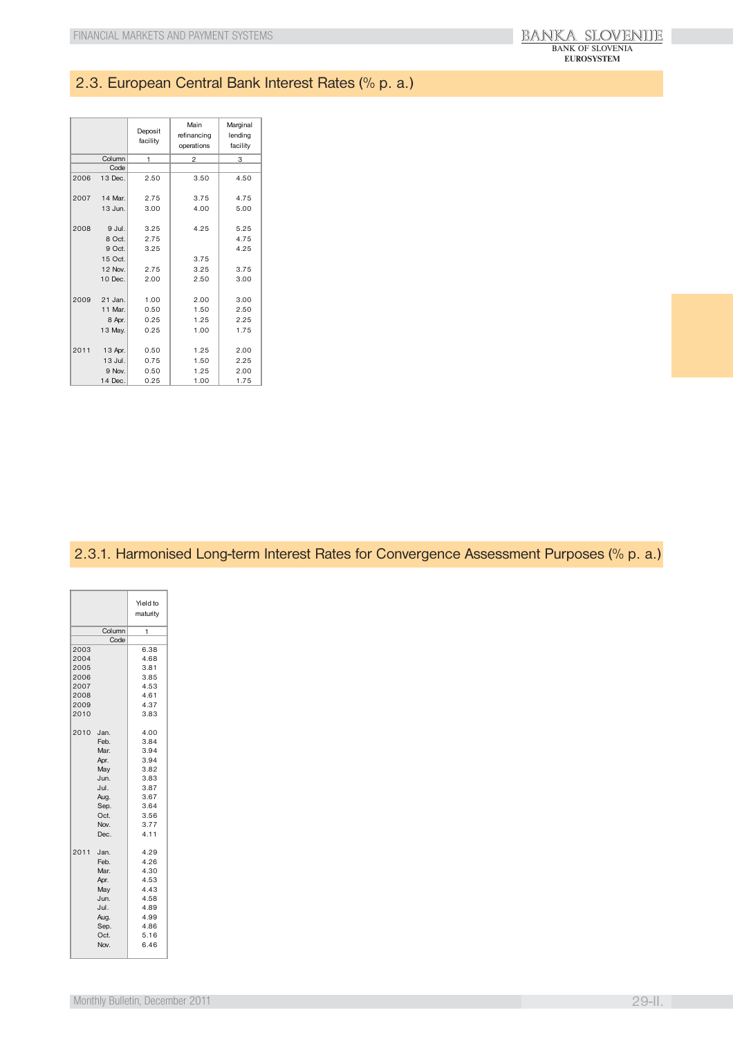## 2.3. European Central Bank Interest Rates (% p. a.)

| | | Deposit facility | Main refinancing operations | Marginal lending facility |
|---|---|---|---|---|
| | Column | 1 | 2 | 3 |
| | Code | | | |
| 2006 | 13 Dec. | 2.50 | 3.50 | 4.50 |
| 2007 | 14 Mar. | 2.75 | 3.75 | 4.75 |
| | 13 Jun. | 3.00 | 4.00 | 5.00 |
| 2008 | 9 Jul. | 3.25 | 4.25 | 5.25 |
| | 8 Oct. | 2.75 | | 4.75 |
| | 9 Oct. | 3.25 | | 4.25 |
| | 15 Oct. | | 3.75 | |
| | 12 Nov. | 2.75 | 3.25 | 3.75 |
| | 10 Dec. | 2.00 | 2.50 | 3.00 |
| 2009 | 21 Jan. | 1.00 | 2.00 | 3.00 |
| | 11 Mar. | 0.50 | 1.50 | 2.50 |
| | 8 Apr. | 0.25 | 1.25 | 2.25 |
| | 13 May. | 0.25 | 1.00 | 1.75 |
| 2011 | 13 Apr. | 0.50 | 1.25 | 2.00 |
| | 13 Jul. | 0.75 | 1.50 | 2.25 |
| | 9 Nov. | 0.50 | 1.25 | 2.00 |
| | 14 Dec. | 0.25 | 1.00 | 1.75 |

## 2.3.1. Harmonised Long-term Interest Rates for Convergence Assessment Purposes (% p. a.)

| | | Yield to maturity |
|---|---|---|
| | Column | 1 |
| | Code | |
| 2003 | | 6.38 |
| 2004 | | 4.68 |
| 2005 | | 3.81 |
| 2006 | | 3.85 |
| 2007 | | 4.53 |
| 2008 | | 4.61 |
| 2009 | | 4.37 |
| 2010 | | 3.83 |
| 2010 | Jan. | 4.00 |
| | Feb. | 3.84 |
| | Mar. | 3.94 |
| | Apr. | 3.94 |
| | May | 3.82 |
| | Jun. | 3.83 |
| | Jul. | 3.87 |
| | Aug. | 3.67 |
| | Sep. | 3.64 |
| | Oct. | 3.56 |
| | Nov. | 3.77 |
| | Dec. | 4.11 |
| 2011 | Jan. | 4.29 |
| | Feb. | 4.26 |
| | Mar. | 4.30 |
| | Apr. | 4.53 |
| | May | 4.43 |
| | Jun. | 4.58 |
| | Jul. | 4.89 |
| | Aug. | 4.99 |
| | Sep. | 4.86 |
| | Oct. | 5.16 |
| | Nov. | 6.46 |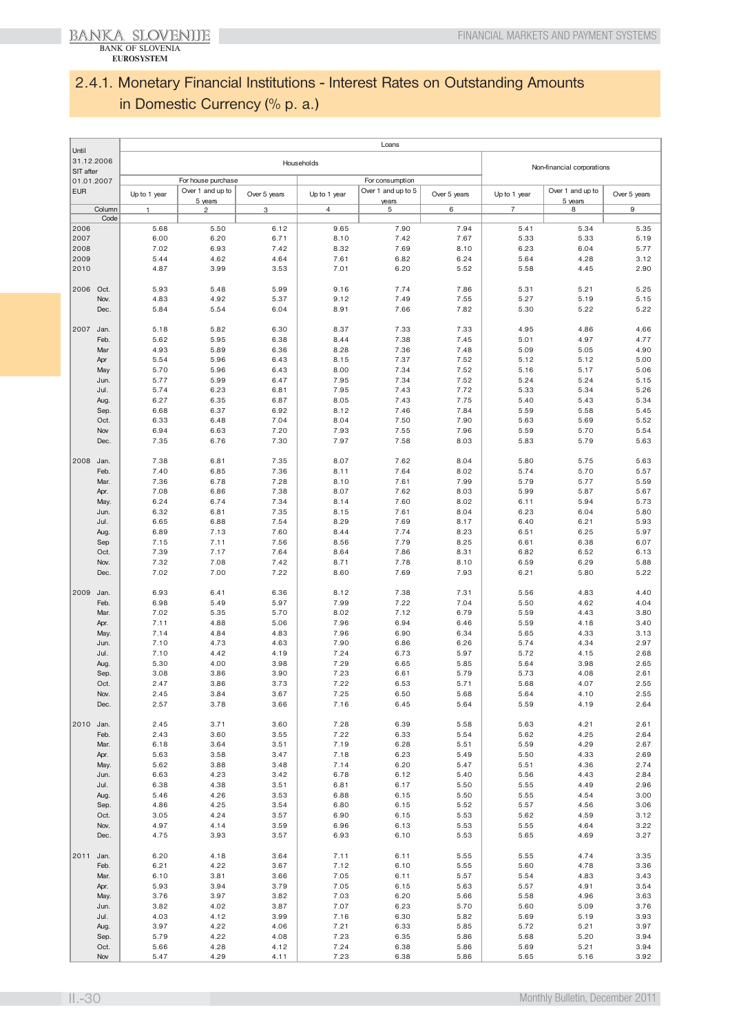## 2.4.1. Monetary Financial Institutions - Interest Rates on Outstanding Amounts in Domestic Currency (% p. a.)

| Until 31.12.2006 SIT after 01.01.2007 EUR | Loans | | | | | | | | |
|---|---|---|---|---|---|---|---|---|---|
| | Households | | | | | | Non-financial corporations | | |
| | For house purchase | | | For consumption | | | | | |
| | Up to 1 year | Over 1 and up to 5 years | Over 5 years | Up to 1 year | Over 1 and up to 5 years | Over 5 years | Up to 1 year | Over 1 and up to 5 years | Over 5 years |
| Column | 1 | 2 | 3 | 4 | 5 | 6 | 7 | 8 | 9 |
| Code | | | | | | | | | |
| 2006 | 5.68 | 5.50 | 6.12 | 9.65 | 7.90 | 7.94 | 5.41 | 5.34 | 5.35 |
| 2007 | 6.00 | 6.20 | 6.71 | 8.10 | 7.42 | 7.67 | 5.33 | 5.33 | 5.19 |
| 2008 | 7.02 | 6.93 | 7.42 | 8.32 | 7.69 | 8.10 | 6.23 | 6.04 | 5.77 |
| 2009 | 5.44 | 4.62 | 4.64 | 7.61 | 6.82 | 6.24 | 5.64 | 4.28 | 3.12 |
| 2010 | 4.87 | 3.99 | 3.53 | 7.01 | 6.20 | 5.52 | 5.58 | 4.45 | 2.90 |
| 2006 Oct. | 5.93 | 5.48 | 5.99 | 9.16 | 7.74 | 7.86 | 5.31 | 5.21 | 5.25 |
| Nov. | 4.83 | 4.92 | 5.37 | 9.12 | 7.49 | 7.55 | 5.27 | 5.19 | 5.15 |
| Dec. | 5.84 | 5.54 | 6.04 | 8.91 | 7.66 | 7.82 | 5.30 | 5.22 | 5.22 |
| 2007 Jan. | 5.18 | 5.82 | 6.30 | 8.37 | 7.33 | 7.33 | 4.95 | 4.86 | 4.66 |
| Feb. | 5.62 | 5.95 | 6.38 | 8.44 | 7.38 | 7.45 | 5.01 | 4.97 | 4.77 |
| Mar | 4.93 | 5.89 | 6.36 | 8.28 | 7.36 | 7.48 | 5.09 | 5.05 | 4.90 |
| Apr | 5.54 | 5.96 | 6.43 | 8.15 | 7.37 | 7.52 | 5.12 | 5.12 | 5.00 |
| May | 5.70 | 5.96 | 6.43 | 8.00 | 7.34 | 7.52 | 5.16 | 5.17 | 5.06 |
| Jun. | 5.77 | 5.99 | 6.47 | 7.95 | 7.34 | 7.52 | 5.24 | 5.24 | 5.15 |
| Jul. | 5.74 | 6.23 | 6.81 | 7.95 | 7.43 | 7.72 | 5.33 | 5.34 | 5.26 |
| Aug. | 6.27 | 6.35 | 6.87 | 8.05 | 7.43 | 7.75 | 5.40 | 5.43 | 5.34 |
| Sep. | 6.68 | 6.37 | 6.92 | 8.12 | 7.46 | 7.84 | 5.59 | 5.58 | 5.45 |
| Oct. | 6.33 | 6.48 | 7.04 | 8.04 | 7.50 | 7.90 | 5.63 | 5.69 | 5.52 |
| Nov | 6.94 | 6.63 | 7.20 | 7.93 | 7.55 | 7.96 | 5.59 | 5.70 | 5.54 |
| Dec. | 7.35 | 6.76 | 7.30 | 7.97 | 7.58 | 8.03 | 5.83 | 5.79 | 5.63 |
| 2008 Jan. | 7.38 | 6.81 | 7.35 | 8.07 | 7.62 | 8.04 | 5.80 | 5.75 | 5.63 |
| Feb. | 7.40 | 6.85 | 7.36 | 8.11 | 7.64 | 8.02 | 5.74 | 5.70 | 5.57 |
| Mar. | 7.36 | 6.78 | 7.28 | 8.10 | 7.61 | 7.99 | 5.79 | 5.77 | 5.59 |
| Apr. | 7.08 | 6.86 | 7.38 | 8.07 | 7.62 | 8.03 | 5.99 | 5.87 | 5.67 |
| May. | 6.24 | 6.74 | 7.34 | 8.14 | 7.60 | 8.02 | 6.11 | 5.94 | 5.73 |
| Jun. | 6.32 | 6.81 | 7.35 | 8.15 | 7.61 | 8.04 | 6.23 | 6.04 | 5.80 |
| Jul. | 6.65 | 6.88 | 7.54 | 8.29 | 7.69 | 8.17 | 6.40 | 6.21 | 5.93 |
| Aug. | 6.89 | 7.13 | 7.60 | 8.44 | 7.74 | 8.23 | 6.51 | 6.25 | 5.97 |
| Sep | 7.15 | 7.11 | 7.56 | 8.56 | 7.79 | 8.25 | 6.61 | 6.38 | 6.07 |
| Oct. | 7.39 | 7.17 | 7.64 | 8.64 | 7.86 | 8.31 | 6.82 | 6.52 | 6.13 |
| Nov. | 7.32 | 7.08 | 7.42 | 8.71 | 7.78 | 8.10 | 6.59 | 6.29 | 5.88 |
| Dec. | 7.02 | 7.00 | 7.22 | 8.60 | 7.69 | 7.93 | 6.21 | 5.80 | 5.22 |
| 2009 Jan. | 6.93 | 6.41 | 6.36 | 8.12 | 7.38 | 7.31 | 5.56 | 4.83 | 4.40 |
| Feb. | 6.98 | 5.49 | 5.97 | 7.99 | 7.22 | 7.04 | 5.50 | 4.62 | 4.04 |
| Mar. | 7.02 | 5.35 | 5.70 | 8.02 | 7.12 | 6.79 | 5.59 | 4.43 | 3.80 |
| Apr. | 7.11 | 4.88 | 5.06 | 7.96 | 6.94 | 6.46 | 5.59 | 4.18 | 3.40 |
| May. | 7.14 | 4.84 | 4.83 | 7.96 | 6.90 | 6.34 | 5.65 | 4.33 | 3.13 |
| Jun. | 7.10 | 4.73 | 4.63 | 7.90 | 6.86 | 6.26 | 5.74 | 4.34 | 2.97 |
| Jul. | 7.10 | 4.42 | 4.19 | 7.24 | 6.73 | 5.97 | 5.72 | 4.15 | 2.68 |
| Aug. | 5.30 | 4.00 | 3.98 | 7.29 | 6.65 | 5.85 | 5.64 | 3.98 | 2.65 |
| Sep. | 3.08 | 3.86 | 3.90 | 7.23 | 6.61 | 5.79 | 5.73 | 4.08 | 2.61 |
| Oct. | 2.47 | 3.86 | 3.73 | 7.22 | 6.53 | 5.71 | 5.68 | 4.07 | 2.55 |
| Nov. | 2.45 | 3.84 | 3.67 | 7.25 | 6.50 | 5.68 | 5.64 | 4.10 | 2.55 |
| Dec. | 2.57 | 3.78 | 3.66 | 7.16 | 6.45 | 5.64 | 5.59 | 4.19 | 2.64 |
| 2010 Jan. | 2.45 | 3.71 | 3.60 | 7.28 | 6.39 | 5.58 | 5.63 | 4.21 | 2.61 |
| Feb. | 2.43 | 3.60 | 3.55 | 7.22 | 6.33 | 5.54 | 5.62 | 4.25 | 2.64 |
| Mar. | 6.18 | 3.64 | 3.51 | 7.19 | 6.28 | 5.51 | 5.59 | 4.29 | 2.67 |
| Apr. | 5.63 | 3.58 | 3.47 | 7.18 | 6.23 | 5.49 | 5.50 | 4.33 | 2.69 |
| May. | 5.62 | 3.88 | 3.48 | 7.14 | 6.20 | 5.47 | 5.51 | 4.36 | 2.74 |
| Jun. | 6.63 | 4.23 | 3.42 | 6.78 | 6.12 | 5.40 | 5.56 | 4.43 | 2.84 |
| Jul. | 6.38 | 4.38 | 3.51 | 6.81 | 6.17 | 5.50 | 5.55 | 4.49 | 2.96 |
| Aug. | 5.46 | 4.26 | 3.53 | 6.88 | 6.15 | 5.50 | 5.55 | 4.54 | 3.00 |
| Sep. | 4.86 | 4.25 | 3.54 | 6.80 | 6.15 | 5.52 | 5.57 | 4.56 | 3.06 |
| Oct. | 3.05 | 4.24 | 3.57 | 6.90 | 6.15 | 5.53 | 5.62 | 4.59 | 3.12 |
| Nov. | 4.97 | 4.14 | 3.59 | 6.96 | 6.13 | 5.53 | 5.55 | 4.64 | 3.22 |
| Dec. | 4.75 | 3.93 | 3.57 | 6.93 | 6.10 | 5.53 | 5.65 | 4.69 | 3.27 |
| 2011 Jan. | 6.20 | 4.18 | 3.64 | 7.11 | 6.11 | 5.55 | 5.55 | 4.74 | 3.35 |
| Feb. | 6.21 | 4.22 | 3.67 | 7.12 | 6.10 | 5.55 | 5.60 | 4.78 | 3.36 |
| Mar. | 6.10 | 3.81 | 3.66 | 7.05 | 6.11 | 5.57 | 5.54 | 4.83 | 3.43 |
| Apr. | 5.93 | 3.94 | 3.79 | 7.05 | 6.15 | 5.63 | 5.57 | 4.91 | 3.54 |
| May. | 3.76 | 3.97 | 3.82 | 7.03 | 6.20 | 5.66 | 5.58 | 4.96 | 3.63 |
| Jun. | 3.82 | 4.02 | 3.87 | 7.07 | 6.23 | 5.70 | 5.60 | 5.09 | 3.76 |
| Jul. | 4.03 | 4.12 | 3.99 | 7.16 | 6.30 | 5.82 | 5.69 | 5.19 | 3.93 |
| Aug. | 3.97 | 4.22 | 4.06 | 7.21 | 6.33 | 5.85 | 5.72 | 5.21 | 3.97 |
| Sep. | 5.79 | 4.22 | 4.08 | 7.23 | 6.35 | 5.86 | 5.68 | 5.20 | 3.94 |
| Oct. | 5.66 | 4.28 | 4.12 | 7.24 | 6.38 | 5.86 | 5.69 | 5.21 | 3.94 |
| Nov | 5.47 | 4.29 | 4.11 | 7.23 | 6.38 | 5.86 | 5.65 | 5.16 | 3.92 |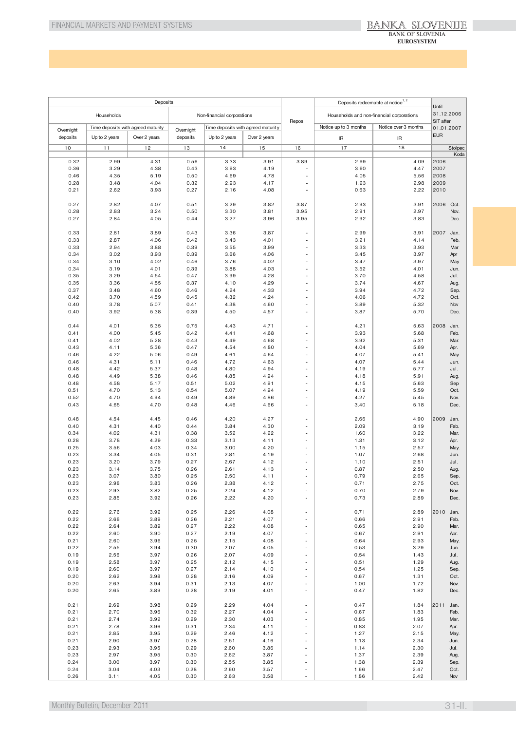| Deposits | | | | | | Repos | Deposits redeemable at notice[1,2] | | Until 31.12.2006 SIT after 01.01.2007 EUR |
|---|---|---|---|---|---|---|---|---|---|
| Households | | | Non-financial corporations | | | | Households and non-financial corporations | | |
| Overnight deposits | Time deposits with agreed maturity | | Overnight deposits | Time deposits with agreed maturity | | | Notice up to 3 months | Notice over 3 months | |
| | Up to 2 years | Over 2 years | | Up to 2 years | Over 2 years | | IR | IR | |
| 10 | 11 | 12 | 13 | 14 | 15 | 16 | 17 | 18 | Stolpec |
| | | | | | | | | | Koda |
| 0.32 | 2.99 | 4.31 | 0.56 | 3.33 | 3.91 | 3.89 | 2.99 | 4.09 | 2006 |
| 0.36 | 3.29 | 4.38 | 0.43 | 3.93 | 4.19 | - | 3.60 | 4.47 | 2007 |
| 0.46 | 4.35 | 5.19 | 0.50 | 4.69 | 4.78 | - | 4.05 | 5.56 | 2008 |
| 0.28 | 3.48 | 4.04 | 0.32 | 2.93 | 4.17 | - | 1.23 | 2.98 | 2009 |
| 0.21 | 2.62 | 3.93 | 0.27 | 2.16 | 4.08 | - | 0.63 | 2.22 | 2010 |
| | | | | | | | | | |
| 0.27 | 2.82 | 4.07 | 0.51 | 3.29 | 3.82 | 3.87 | 2.93 | 3.91 | 2006 Oct. |
| 0.28 | 2.83 | 3.24 | 0.50 | 3.30 | 3.81 | 3.95 | 2.91 | 2.97 | Nov. |
| 0.27 | 2.84 | 4.05 | 0.44 | 3.27 | 3.96 | 3.95 | 2.92 | 3.83 | Dec. |
| | | | | | | | | | |
| 0.33 | 2.81 | 3.89 | 0.43 | 3.36 | 3.87 | - | 2.99 | 3.91 | 2007 Jan. |
| 0.33 | 2.87 | 4.06 | 0.42 | 3.43 | 4.01 | - | 3.21 | 4.14 | Feb. |
| 0.33 | 2.94 | 3.88 | 0.39 | 3.55 | 3.99 | - | 3.33 | 3.93 | Mar |
| 0.34 | 3.02 | 3.93 | 0.39 | 3.66 | 4.06 | - | 3.45 | 3.97 | Apr |
| 0.34 | 3.10 | 4.02 | 0.46 | 3.76 | 4.02 | - | 3.47 | 3.97 | May |
| 0.34 | 3.19 | 4.01 | 0.39 | 3.88 | 4.03 | - | 3.52 | 4.01 | Jun. |
| 0.35 | 3.29 | 4.54 | 0.47 | 3.99 | 4.28 | - | 3.70 | 4.58 | Jul. |
| 0.35 | 3.36 | 4.55 | 0.37 | 4.10 | 4.29 | - | 3.74 | 4.67 | Aug. |
| 0.37 | 3.48 | 4.60 | 0.46 | 4.24 | 4.33 | - | 3.94 | 4.72 | Sep. |
| 0.42 | 3.70 | 4.59 | 0.45 | 4.32 | 4.24 | - | 4.06 | 4.72 | Oct. |
| 0.40 | 3.78 | 5.07 | 0.41 | 4.38 | 4.60 | - | 3.89 | 5.32 | Nov |
| 0.40 | 3.92 | 5.38 | 0.39 | 4.50 | 4.57 | - | 3.87 | 5.70 | Dec. |
| | | | | | | | | | |
| 0.44 | 4.01 | 5.35 | 0.75 | 4.43 | 4.71 | - | 4.21 | 5.63 | 2008 Jan. |
| 0.41 | 4.00 | 5.45 | 0.42 | 4.41 | 4.68 | - | 3.93 | 5.68 | Feb. |
| 0.41 | 4.02 | 5.28 | 0.43 | 4.49 | 4.68 | - | 3.92 | 5.31 | Mar. |
| 0.43 | 4.11 | 5.36 | 0.47 | 4.54 | 4.80 | - | 4.04 | 5.69 | Apr. |
| 0.46 | 4.22 | 5.06 | 0.49 | 4.61 | 4.64 | - | 4.07 | 5.41 | May. |
| 0.46 | 4.31 | 5.11 | 0.46 | 4.72 | 4.63 | - | 4.07 | 5.44 | Jun. |
| 0.48 | 4.42 | 5.37 | 0.48 | 4.80 | 4.94 | - | 4.19 | 5.77 | Jul. |
| 0.48 | 4.49 | 5.38 | 0.46 | 4.85 | 4.94 | - | 4.18 | 5.91 | Aug. |
| 0.48 | 4.58 | 5.17 | 0.51 | 5.02 | 4.91 | - | 4.15 | 5.63 | Sep |
| 0.51 | 4.70 | 5.13 | 0.54 | 5.07 | 4.94 | - | 4.19 | 5.59 | Oct. |
| 0.52 | 4.70 | 4.94 | 0.49 | 4.89 | 4.86 | - | 4.27 | 5.45 | Nov. |
| 0.43 | 4.65 | 4.70 | 0.48 | 4.46 | 4.66 | - | 3.40 | 5.18 | Dec. |
| | | | | | | | | | |
| 0.48 | 4.54 | 4.45 | 0.46 | 4.20 | 4.27 | - | 2.66 | 4.90 | 2009 Jan. |
| 0.40 | 4.31 | 4.40 | 0.44 | 3.84 | 4.30 | - | 2.09 | 3.19 | Feb. |
| 0.34 | 4.02 | 4.31 | 0.38 | 3.52 | 4.22 | - | 1.60 | 3.22 | Mar. |
| 0.28 | 3.78 | 4.29 | 0.33 | 3.13 | 4.11 | - | 1.31 | 3.12 | Apr. |
| 0.25 | 3.56 | 4.03 | 0.34 | 3.00 | 4.20 | - | 1.15 | 2.57 | May. |
| 0.23 | 3.34 | 4.05 | 0.31 | 2.81 | 4.19 | - | 1.07 | 2.68 | Jun. |
| 0.23 | 3.20 | 3.79 | 0.27 | 2.67 | 4.12 | - | 1.10 | 2.51 | Jul. |
| 0.23 | 3.14 | 3.75 | 0.26 | 2.61 | 4.13 | - | 0.87 | 2.50 | Aug. |
| 0.23 | 3.07 | 3.80 | 0.25 | 2.50 | 4.11 | - | 0.79 | 2.65 | Sep. |
| 0.23 | 2.98 | 3.83 | 0.26 | 2.38 | 4.12 | - | 0.71 | 2.75 | Oct. |
| 0.23 | 2.93 | 3.82 | 0.25 | 2.24 | 4.12 | - | 0.70 | 2.79 | Nov. |
| 0.23 | 2.85 | 3.92 | 0.26 | 2.22 | 4.20 | - | 0.73 | 2.89 | Dec. |
| | | | | | | | | | |
| 0.22 | 2.76 | 3.92 | 0.25 | 2.26 | 4.08 | - | 0.71 | 2.89 | 2010 Jan. |
| 0.22 | 2.68 | 3.89 | 0.26 | 2.21 | 4.07 | - | 0.66 | 2.91 | Feb. |
| 0.22 | 2.64 | 3.89 | 0.27 | 2.22 | 4.08 | - | 0.65 | 2.90 | Mar. |
| 0.22 | 2.60 | 3.90 | 0.27 | 2.19 | 4.07 | - | 0.67 | 2.91 | Apr. |
| 0.21 | 2.60 | 3.96 | 0.25 | 2.15 | 4.08 | - | 0.64 | 2.93 | May. |
| 0.22 | 2.55 | 3.94 | 0.30 | 2.07 | 4.05 | - | 0.53 | 3.29 | Jun. |
| 0.19 | 2.56 | 3.97 | 0.26 | 2.07 | 4.09 | - | 0.54 | 1.43 | Jul. |
| 0.19 | 2.58 | 3.97 | 0.25 | 2.12 | 4.15 | - | 0.51 | 1.29 | Aug. |
| 0.19 | 2.60 | 3.97 | 0.27 | 2.14 | 4.10 | - | 0.54 | 1.25 | Sep. |
| 0.20 | 2.62 | 3.98 | 0.28 | 2.16 | 4.09 | - | 0.67 | 1.31 | Oct. |
| 0.20 | 2.63 | 3.94 | 0.31 | 2.13 | 4.07 | - | 1.00 | 1.72 | Nov. |
| 0.20 | 2.65 | 3.89 | 0.28 | 2.19 | 4.01 | - | 0.47 | 1.82 | Dec. |
| | | | | | | | | | |
| 0.21 | 2.69 | 3.98 | 0.29 | 2.29 | 4.04 | - | 0.47 | 1.84 | 2011 Jan. |
| 0.21 | 2.70 | 3.96 | 0.32 | 2.27 | 4.04 | - | 0.67 | 1.83 | Feb. |
| 0.21 | 2.74 | 3.92 | 0.29 | 2.30 | 4.03 | - | 0.85 | 1.95 | Mar. |
| 0.21 | 2.78 | 3.96 | 0.31 | 2.34 | 4.11 | - | 0.83 | 2.07 | Apr. |
| 0.21 | 2.85 | 3.95 | 0.29 | 2.46 | 4.12 | - | 1.27 | 2.15 | May. |
| 0.21 | 2.90 | 3.97 | 0.28 | 2.51 | 4.16 | - | 1.13 | 2.34 | Jun. |
| 0.23 | 2.93 | 3.95 | 0.29 | 2.60 | 3.86 | - | 1.14 | 2.30 | Jul. |
| 0.23 | 2.97 | 3.95 | 0.30 | 2.62 | 3.87 | - | 1.37 | 2.39 | Aug. |
| 0.24 | 3.00 | 3.97 | 0.30 | 2.55 | 3.85 | - | 1.38 | 2.39 | Sep. |
| 0.24 | 3.04 | 4.03 | 0.28 | 2.60 | 3.57 | - | 1.66 | 2.47 | Oct. |
| 0.26 | 3.11 | 4.05 | 0.30 | 2.63 | 3.58 | - | 1.86 | 2.42 | Nov |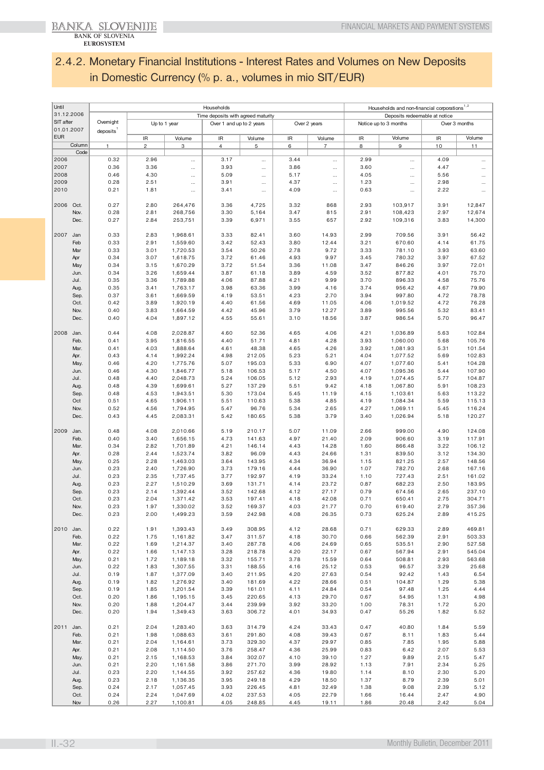## 2.4.2. Monetary Financial Institutions - Interest Rates and Volumes on New Deposits in Domestic Currency (% p. a., volumes in mio SIT/EUR)

| Until 31.12.2006 SIT after 01.01.2007 EUR | Households | | | | | | | Households and non-financial corporations[1,2] | | | |
|---|---|---|---|---|---|---|---|---|---|---|---|
| | Overnight deposits[1] | Time deposits with agreed maturity | | | | | | Deposits redeemable at notice | | | |
| | | Up to 1 year | | Over 1 and up to 2 years | | Over 2 years | | Notice up to 3 months | | Over 3 months | |
| | | IR | Volume | IR | Volume | IR | Volume | IR | Volume | IR | Volume |
| Column | 1 | 2 | 3 | 4 | 5 | 6 | 7 | 8 | 9 | 10 | 11 |
| Code | | | | | | | | | | | |
| 2006 | 0.32 | 2.96 | ... | 3.17 | ... | 3.44 | ... | 2.99 | ... | 4.09 | ... |
| 2007 | 0.36 | 3.36 | ... | 3.93 | ... | 3.86 | ... | 3.60 | ... | 4.47 | ... |
| 2008 | 0.46 | 4.30 | ... | 5.09 | ... | 5.17 | ... | 4.05 | ... | 5.56 | ... |
| 2009 | 0.28 | 2.51 | ... | 3.91 | ... | 4.37 | ... | 1.23 | ... | 2.98 | ... |
| 2010 | 0.21 | 1.81 | ... | 3.41 | ... | 4.09 | ... | 0.63 | ... | 2.22 | ... |
| 2006 Oct. | 0.27 | 2.80 | 264,476 | 3.36 | 4,725 | 3.32 | 868 | 2.93 | 103,917 | 3.91 | 12,847 |
| Nov. | 0.28 | 2.81 | 268,756 | 3.30 | 5,164 | 3.47 | 815 | 2.91 | 108,423 | 2.97 | 12,674 |
| Dec. | 0.27 | 2.84 | 253,751 | 3.39 | 6,971 | 3.55 | 657 | 2.92 | 109,316 | 3.83 | 14,300 |
| 2007 Jan | 0.33 | 2.83 | 1,968.61 | 3.33 | 82.41 | 3.60 | 14.93 | 2.99 | 709.56 | 3.91 | 56.42 |
| Feb | 0.33 | 2.91 | 1,559.60 | 3.42 | 52.43 | 3.80 | 12.44 | 3.21 | 670.60 | 4.14 | 61.75 |
| Mar | 0.33 | 3.01 | 1,720.53 | 3.54 | 50.26 | 2.78 | 9.72 | 3.33 | 781.10 | 3.93 | 63.60 |
| Apr | 0.34 | 3.07 | 1,618.75 | 3.72 | 61.46 | 4.93 | 9.97 | 3.45 | 780.32 | 3.97 | 67.52 |
| May | 0.34 | 3.15 | 1,670.29 | 3.72 | 51.54 | 3.36 | 11.08 | 3.47 | 846.26 | 3.97 | 72.01 |
| Jun. | 0.34 | 3.26 | 1,659.44 | 3.87 | 61.18 | 3.89 | 4.59 | 3.52 | 877.82 | 4.01 | 75.70 |
| Jul. | 0.35 | 3.36 | 1,789.88 | 4.06 | 87.88 | 4.21 | 9.99 | 3.70 | 896.33 | 4.58 | 75.76 |
| Aug. | 0.35 | 3.41 | 1,763.17 | 3.98 | 63.36 | 3.99 | 4.16 | 3.74 | 956.42 | 4.67 | 79.90 |
| Sep. | 0.37 | 3.61 | 1,669.59 | 4.19 | 53.51 | 4.23 | 2.70 | 3.94 | 997.80 | 4.72 | 78.78 |
| Oct. | 0.42 | 3.89 | 1,920.19 | 4.40 | 61.56 | 4.69 | 11.05 | 4.06 | 1,019.52 | 4.72 | 76.28 |
| Nov. | 0.40 | 3.83 | 1,664.59 | 4.42 | 45.96 | 3.79 | 12.27 | 3.89 | 995.56 | 5.32 | 83.41 |
| Dec. | 0.40 | 4.04 | 1,897.12 | 4.55 | 55.61 | 3.10 | 18.56 | 3.87 | 986.54 | 5.70 | 96.47 |
| 2008 Jan. | 0.44 | 4.08 | 2,028.87 | 4.60 | 52.36 | 4.65 | 4.06 | 4.21 | 1,036.89 | 5.63 | 102.84 |
| Feb. | 0.41 | 3.95 | 1,816.55 | 4.40 | 51.71 | 4.81 | 4.28 | 3.93 | 1,060.00 | 5.68 | 105.76 |
| Mar. | 0.41 | 4.03 | 1,888.64 | 4.61 | 48.38 | 4.65 | 4.26 | 3.92 | 1,081.93 | 5.31 | 101.54 |
| Apr. | 0.43 | 4.14 | 1,992.24 | 4.98 | 212.05 | 5.23 | 5.21 | 4.04 | 1,077.52 | 5.69 | 102.83 |
| May. | 0.46 | 4.20 | 1,775.76 | 5.07 | 195.03 | 5.33 | 6.90 | 4.07 | 1,077.60 | 5.41 | 104.28 |
| Jun. | 0.46 | 4.30 | 1,846.77 | 5.18 | 106.53 | 5.17 | 4.50 | 4.07 | 1,095.36 | 5.44 | 107.90 |
| Jul. | 0.48 | 4.40 | 2,048.73 | 5.24 | 106.05 | 5.12 | 2.93 | 4.19 | 1,074.45 | 5.77 | 104.87 |
| Aug. | 0.48 | 4.39 | 1,699.61 | 5.27 | 137.29 | 5.51 | 9.42 | 4.18 | 1,067.80 | 5.91 | 108.23 |
| Sep. | 0.48 | 4.53 | 1,943.51 | 5.30 | 173.04 | 5.45 | 11.19 | 4.15 | 1,103.61 | 5.63 | 113.22 |
| Oct | 0.51 | 4.65 | 1,906.11 | 5.51 | 110.63 | 5.38 | 4.85 | 4.19 | 1,084.34 | 5.59 | 115.13 |
| Nov. | 0.52 | 4.56 | 1,794.95 | 5.47 | 96.76 | 5.34 | 2.65 | 4.27 | 1,069.11 | 5.45 | 116.24 |
| Dec. | 0.43 | 4.45 | 2,083.31 | 5.42 | 180.65 | 5.38 | 3.79 | 3.40 | 1,026.94 | 5.18 | 120.27 |
| 2009 Jan. | 0.48 | 4.08 | 2,010.66 | 5.19 | 210.17 | 5.07 | 11.09 | 2.66 | 999.00 | 4.90 | 124.08 |
| Feb. | 0.40 | 3.40 | 1,656.15 | 4.73 | 141.63 | 4.97 | 21.40 | 2.09 | 906.60 | 3.19 | 117.91 |
| Mar. | 0.34 | 2.82 | 1,701.89 | 4.21 | 146.14 | 4.43 | 14.28 | 1.60 | 866.48 | 3.22 | 106.12 |
| Apr. | 0.28 | 2.44 | 1,523.74 | 3.82 | 96.09 | 4.43 | 24.66 | 1.31 | 839.50 | 3.12 | 134.30 |
| May. | 0.25 | 2.28 | 1,463.03 | 3.64 | 143.95 | 4.34 | 36.94 | 1.15 | 821.25 | 2.57 | 148.56 |
| Jun. | 0.23 | 2.40 | 1,726.90 | 3.73 | 179.16 | 4.44 | 36.90 | 1.07 | 782.70 | 2.68 | 167.16 |
| Jul. | 0.23 | 2.35 | 1,737.45 | 3.77 | 192.97 | 4.19 | 33.24 | 1.10 | 727.43 | 2.51 | 161.02 |
| Aug. | 0.23 | 2.27 | 1,510.29 | 3.69 | 131.71 | 4.14 | 23.72 | 0.87 | 682.23 | 2.50 | 183.95 |
| Sep. | 0.23 | 2.14 | 1,392.44 | 3.52 | 142.68 | 4.12 | 27.17 | 0.79 | 674.56 | 2.65 | 237.10 |
| Oct. | 0.23 | 2.04 | 1,371.42 | 3.53 | 197.41 | 4.18 | 42.08 | 0.71 | 650.41 | 2.75 | 304.71 |
| Nov. | 0.23 | 1.97 | 1,330.02 | 3.52 | 169.37 | 4.03 | 21.77 | 0.70 | 619.40 | 2.79 | 357.36 |
| Dec. | 0.23 | 2.00 | 1,499.23 | 3.59 | 242.98 | 4.08 | 26.35 | 0.73 | 625.24 | 2.89 | 415.25 |
| 2010 Jan. | 0.22 | 1.91 | 1,393.43 | 3.49 | 308.95 | 4.12 | 28.68 | 0.71 | 629.33 | 2.89 | 469.81 |
| Feb. | 0.22 | 1.75 | 1,161.82 | 3.47 | 311.57 | 4.18 | 30.70 | 0.66 | 562.39 | 2.91 | 503.33 |
| Mar. | 0.22 | 1.69 | 1,214.37 | 3.40 | 287.78 | 4.06 | 24.69 | 0.65 | 535.51 | 2.90 | 527.58 |
| Apr. | 0.22 | 1.66 | 1,147.13 | 3.28 | 218.78 | 4.20 | 22.17 | 0.67 | 567.94 | 2.91 | 545.04 |
| May. | 0.21 | 1.72 | 1,189.18 | 3.32 | 155.71 | 3.78 | 15.59 | 0.64 | 508.81 | 2.93 | 563.68 |
| Jun. | 0.22 | 1.83 | 1,307.55 | 3.31 | 188.55 | 4.16 | 25.12 | 0.53 | 96.57 | 3.29 | 25.68 |
| Jul. | 0.19 | 1.87 | 1,377.09 | 3.40 | 211.95 | 4.20 | 27.63 | 0.54 | 92.42 | 1.43 | 6.54 |
| Aug. | 0.19 | 1.82 | 1,276.92 | 3.40 | 181.69 | 4.22 | 28.66 | 0.51 | 104.87 | 1.29 | 5.38 |
| Sep. | 0.19 | 1.85 | 1,201.54 | 3.39 | 161.01 | 4.11 | 24.84 | 0.54 | 97.48 | 1.25 | 4.44 |
| Oct. | 0.20 | 1.86 | 1,195.15 | 3.45 | 220.65 | 4.13 | 29.70 | 0.67 | 54.95 | 1.31 | 4.98 |
| Nov. | 0.20 | 1.88 | 1,204.47 | 3.44 | 239.99 | 3.92 | 33.20 | 1.00 | 78.31 | 1.72 | 5.20 |
| Dec. | 0.20 | 1.94 | 1,349.43 | 3.63 | 306.72 | 4.01 | 34.93 | 0.47 | 55.26 | 1.82 | 5.52 |
| 2011 Jan. | 0.21 | 2.04 | 1,283.40 | 3.63 | 314.79 | 4.24 | 33.43 | 0.47 | 40.80 | 1.84 | 5.59 |
| Feb. | 0.21 | 1.98 | 1,088.63 | 3.61 | 291.80 | 4.08 | 39.43 | 0.67 | 8.11 | 1.83 | 5.44 |
| Mar. | 0.21 | 2.04 | 1,164.61 | 3.73 | 329.30 | 4.37 | 29.97 | 0.85 | 7.85 | 1.95 | 5.88 |
| Apr. | 0.21 | 2.08 | 1,114.50 | 3.76 | 258.47 | 4.36 | 25.99 | 0.83 | 6.42 | 2.07 | 5.53 |
| May. | 0.21 | 2.15 | 1,168.53 | 3.84 | 302.07 | 4.10 | 39.10 | 1.27 | 9.89 | 2.15 | 5.47 |
| Jun. | 0.21 | 2.20 | 1,161.58 | 3.86 | 271.70 | 3.99 | 28.92 | 1.13 | 7.91 | 2.34 | 5.25 |
| Jul. | 0.23 | 2.20 | 1,144.55 | 3.92 | 257.62 | 4.36 | 19.80 | 1.14 | 8.10 | 2.30 | 5.20 |
| Aug. | 0.23 | 2.18 | 1,136.35 | 3.95 | 249.18 | 4.29 | 18.50 | 1.37 | 8.79 | 2.39 | 5.01 |
| Sep. | 0.24 | 2.17 | 1,057.45 | 3.93 | 226.45 | 4.81 | 32.49 | 1.38 | 9.08 | 2.39 | 5.12 |
| Oct. | 0.24 | 2.24 | 1,047.69 | 4.02 | 237.53 | 4.05 | 22.79 | 1.66 | 16.44 | 2.47 | 4.90 |
| Nov | 0.26 | 2.27 | 1,100.81 | 4.05 | 248.85 | 4.45 | 19.11 | 1.86 | 20.48 | 2.42 | 5.04 |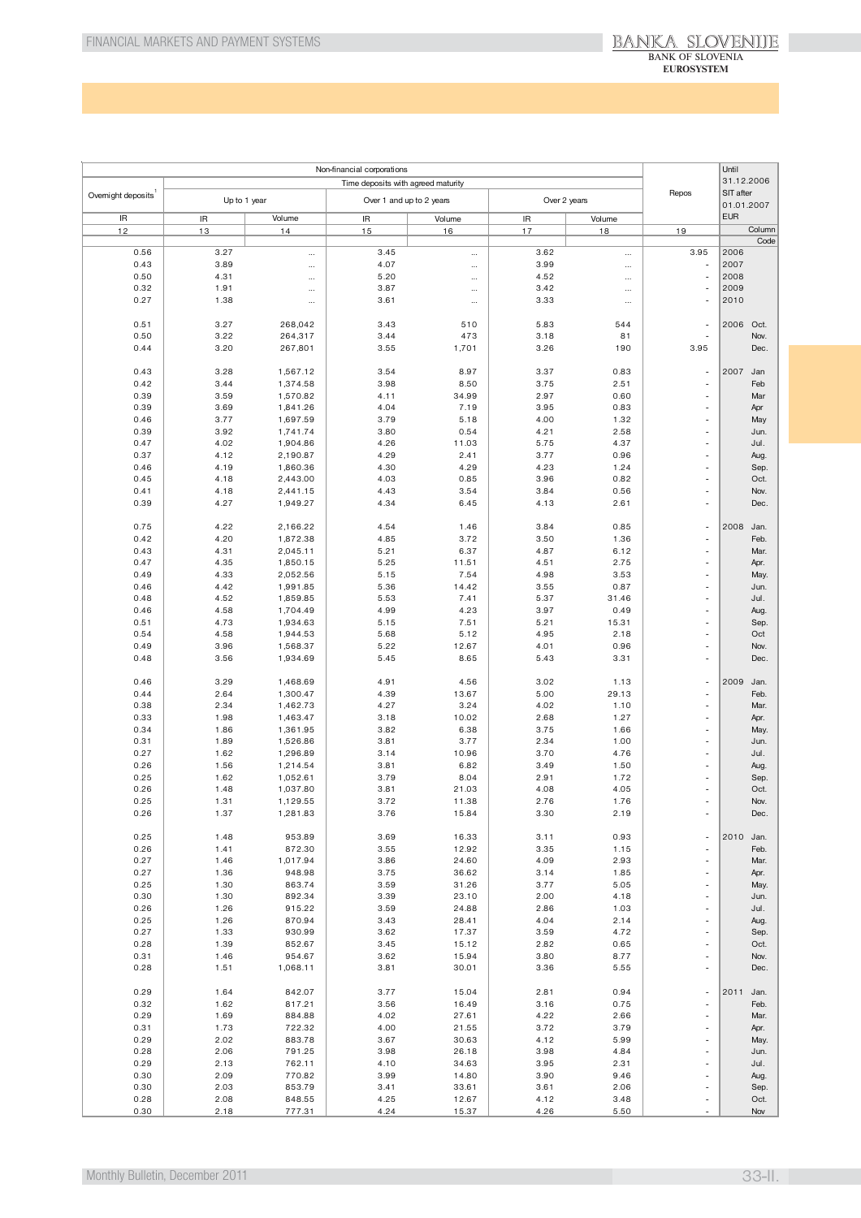| Non-financial corporations | | | | | | | | Repos | Until 31.12.2006 SIT after 01.01.2007 EUR | |
|---|---|---|---|---|---|---|---|---|---|---|
| Overnight deposits[1] | Time deposits with agreed maturity | | | | | | | | | |
| | Up to 1 year | | Over 1 and up to 2 years | | Over 2 years | | | | | |
| IR | IR | Volume | IR | Volume | IR | Volume | | | | |
| 12 | 13 | 14 | 15 | 16 | 17 | 18 | 19 | | Column | |
| | | | | | | | | | Code | |
| 0.56 | 3.27 | ... | 3.45 | ... | 3.62 | ... | 3.95 | | 2006 | |
| 0.43 | 3.89 | ... | 4.07 | ... | 3.99 | ... | - | | 2007 | |
| 0.50 | 4.31 | ... | 5.20 | ... | 4.52 | ... | - | | 2008 | |
| 0.32 | 1.91 | ... | 3.87 | ... | 3.42 | ... | - | | 2009 | |
| 0.27 | 1.38 | ... | 3.61 | ... | 3.33 | ... | - | | 2010 | |
| 0.51 | 3.27 | 268,042 | 3.43 | 510 | 5.83 | 544 | - | | 2006 | Oct. |
| 0.50 | 3.22 | 264,317 | 3.44 | 473 | 3.18 | 81 | - | | | Nov. |
| 0.44 | 3.20 | 267,801 | 3.55 | 1,701 | 3.26 | 190 | 3.95 | | | Dec. |
| 0.43 | 3.28 | 1,567.12 | 3.54 | 8.97 | 3.37 | 0.83 | - | | 2007 | Jan |
| 0.42 | 3.44 | 1,374.58 | 3.98 | 8.50 | 3.75 | 2.51 | - | | | Feb |
| 0.39 | 3.59 | 1,570.82 | 4.11 | 34.99 | 2.97 | 0.60 | - | | | Mar |
| 0.39 | 3.69 | 1,841.26 | 4.04 | 7.19 | 3.95 | 0.83 | - | | | Apr |
| 0.46 | 3.77 | 1,697.59 | 3.79 | 5.18 | 4.00 | 1.32 | - | | | May |
| 0.39 | 3.92 | 1,741.74 | 3.80 | 0.54 | 4.21 | 2.58 | - | | | Jun. |
| 0.47 | 4.02 | 1,904.86 | 4.26 | 11.03 | 5.75 | 4.37 | - | | | Jul. |
| 0.37 | 4.12 | 2,190.87 | 4.29 | 2.41 | 3.77 | 0.96 | - | | | Aug. |
| 0.46 | 4.19 | 1,860.36 | 4.30 | 4.29 | 4.23 | 1.24 | - | | | Sep. |
| 0.45 | 4.18 | 2,443.00 | 4.03 | 0.85 | 3.96 | 0.82 | - | | | Oct. |
| 0.41 | 4.18 | 2,441.15 | 4.43 | 3.54 | 3.84 | 0.56 | - | | | Nov. |
| 0.39 | 4.27 | 1,949.27 | 4.34 | 6.45 | 4.13 | 2.61 | - | | | Dec. |
| 0.75 | 4.22 | 2,166.22 | 4.54 | 1.46 | 3.84 | 0.85 | - | | 2008 | Jan. |
| 0.42 | 4.20 | 1,872.38 | 4.85 | 3.72 | 3.50 | 1.36 | - | | | Feb. |
| 0.43 | 4.31 | 2,045.11 | 5.21 | 6.37 | 4.87 | 6.12 | - | | | Mar. |
| 0.47 | 4.35 | 1,850.15 | 5.25 | 11.51 | 4.51 | 2.75 | - | | | Apr. |
| 0.49 | 4.33 | 2,052.56 | 5.15 | 7.54 | 4.98 | 3.53 | - | | | May. |
| 0.46 | 4.42 | 1,991.85 | 5.36 | 14.42 | 3.55 | 0.87 | - | | | Jun. |
| 0.48 | 4.52 | 1,859.85 | 5.53 | 7.41 | 5.37 | 31.46 | - | | | Jul. |
| 0.46 | 4.58 | 1,704.49 | 4.99 | 4.23 | 3.97 | 0.49 | - | | | Aug. |
| 0.51 | 4.73 | 1,934.63 | 5.15 | 7.51 | 5.21 | 15.31 | - | | | Sep. |
| 0.54 | 4.58 | 1,944.53 | 5.68 | 5.12 | 4.95 | 2.18 | - | | | Oct |
| 0.49 | 3.96 | 1,568.37 | 5.22 | 12.67 | 4.01 | 0.96 | - | | | Nov. |
| 0.48 | 3.56 | 1,934.69 | 5.45 | 8.65 | 5.43 | 3.31 | - | | | Dec. |
| 0.46 | 3.29 | 1,468.69 | 4.91 | 4.56 | 3.02 | 1.13 | - | | 2009 | Jan. |
| 0.44 | 2.64 | 1,300.47 | 4.39 | 13.67 | 5.00 | 29.13 | - | | | Feb. |
| 0.38 | 2.34 | 1,462.73 | 4.27 | 3.24 | 4.02 | 1.10 | - | | | Mar. |
| 0.33 | 1.98 | 1,463.47 | 3.18 | 10.02 | 2.68 | 1.27 | - | | | Apr. |
| 0.34 | 1.86 | 1,361.95 | 3.82 | 6.38 | 3.75 | 1.66 | - | | | May. |
| 0.31 | 1.89 | 1,526.86 | 3.81 | 3.77 | 2.34 | 1.00 | - | | | Jun. |
| 0.27 | 1.62 | 1,296.89 | 3.14 | 10.96 | 3.70 | 4.76 | - | | | Jul. |
| 0.26 | 1.56 | 1,214.54 | 3.81 | 6.82 | 3.49 | 1.50 | - | | | Aug. |
| 0.25 | 1.62 | 1,052.61 | 3.79 | 8.04 | 2.91 | 1.72 | - | | | Sep. |
| 0.26 | 1.48 | 1,037.80 | 3.81 | 21.03 | 4.08 | 4.05 | - | | | Oct. |
| 0.25 | 1.31 | 1,129.55 | 3.72 | 11.38 | 2.76 | 1.76 | - | | | Nov. |
| 0.26 | 1.37 | 1,281.83 | 3.76 | 15.84 | 3.30 | 2.19 | - | | | Dec. |
| 0.25 | 1.48 | 953.89 | 3.69 | 16.33 | 3.11 | 0.93 | - | | 2010 | Jan. |
| 0.26 | 1.41 | 872.30 | 3.55 | 12.92 | 3.35 | 1.15 | - | | | Feb. |
| 0.27 | 1.46 | 1,017.94 | 3.86 | 24.60 | 4.09 | 2.93 | - | | | Mar. |
| 0.27 | 1.36 | 948.98 | 3.75 | 36.62 | 3.14 | 1.85 | - | | | Apr. |
| 0.25 | 1.30 | 863.74 | 3.59 | 31.26 | 3.77 | 5.05 | - | | | May. |
| 0.30 | 1.30 | 892.34 | 3.39 | 23.10 | 2.00 | 4.18 | - | | | Jun. |
| 0.26 | 1.26 | 915.22 | 3.59 | 24.88 | 2.86 | 1.03 | - | | | Jul. |
| 0.25 | 1.26 | 870.94 | 3.43 | 28.41 | 4.04 | 2.14 | - | | | Aug. |
| 0.27 | 1.33 | 930.99 | 3.62 | 17.37 | 3.59 | 4.72 | - | | | Sep. |
| 0.28 | 1.39 | 852.67 | 3.45 | 15.12 | 2.82 | 0.65 | - | | | Oct. |
| 0.31 | 1.46 | 954.67 | 3.62 | 15.94 | 3.80 | 8.77 | - | | | Nov. |
| 0.28 | 1.51 | 1,068.11 | 3.81 | 30.01 | 3.36 | 5.55 | - | | | Dec. |
| 0.29 | 1.64 | 842.07 | 3.77 | 15.04 | 2.81 | 0.94 | - | | 2011 | Jan. |
| 0.32 | 1.62 | 817.21 | 3.56 | 16.49 | 3.16 | 0.75 | - | | | Feb. |
| 0.29 | 1.69 | 884.88 | 4.02 | 27.61 | 4.22 | 2.66 | - | | | Mar. |
| 0.31 | 1.73 | 722.32 | 4.00 | 21.55 | 3.72 | 3.79 | - | | | Apr. |
| 0.29 | 2.02 | 883.78 | 3.67 | 30.63 | 4.12 | 5.99 | - | | | May. |
| 0.28 | 2.06 | 791.25 | 3.98 | 26.18 | 3.98 | 4.84 | - | | | Jun. |
| 0.29 | 2.13 | 762.11 | 4.10 | 34.63 | 3.95 | 2.31 | - | | | Jul. |
| 0.30 | 2.09 | 770.82 | 3.99 | 14.80 | 3.90 | 9.46 | - | | | Aug. |
| 0.30 | 2.03 | 853.79 | 3.41 | 33.61 | 3.61 | 2.06 | - | | | Sep. |
| 0.28 | 2.08 | 848.55 | 4.25 | 12.67 | 4.12 | 3.48 | - | | | Oct. |
| 0.30 | 2.18 | 777.31 | 4.24 | 15.37 | 4.26 | 5.50 | - | | | Nov |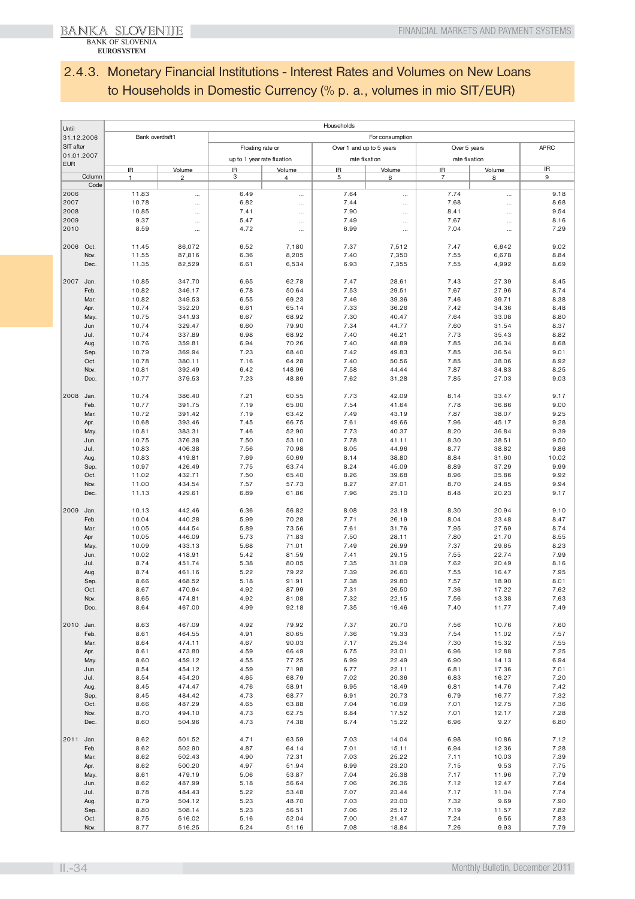## 2.4.3. Monetary Financial Institutions - Interest Rates and Volumes on New Loans to Households in Domestic Currency (% p. a., volumes in mio SIT/EUR)

| Until 31.12.2006 SIT after 01.01.2007 EUR | | Households | | | | | | | | |
|---|---|---|---|---|---|---|---|---|---|---|
| | | Bank overdraft1 | | For consumption | | | | | | |
| | | | | Floating rate or up to 1 year rate fixation | | Over 1 and up to 5 years rate fixation | | Over 5 years rate fixation | | APRC |
| | | IR | Volume | IR | Volume | IR | Volume | IR | Volume | IR |
| | Column | 1 | 2 | 3 | 4 | 5 | 6 | 7 | 8 | 9 |
| | Code | | | | | | | | | |
| 2006 | | 11.83 | ... | 6.49 | ... | 7.64 | ... | 7.74 | ... | 9.18 |
| 2007 | | 10.78 | ... | 6.82 | ... | 7.44 | ... | 7.68 | ... | 8.68 |
| 2008 | | 10.85 | ... | 7.41 | ... | 7.90 | ... | 8.41 | ... | 9.54 |
| 2009 | | 9.37 | ... | 5.47 | ... | 7.49 | ... | 7.67 | ... | 8.16 |
| 2010 | | 8.59 | ... | 4.72 | ... | 6.99 | ... | 7.04 | ... | 7.29 |
| 2006 | Oct. | 11.45 | 86,072 | 6.52 | 7,180 | 7.37 | 7,512 | 7.47 | 6,642 | 9.02 |
| | Nov. | 11.55 | 87,816 | 6.36 | 8,205 | 7.40 | 7,350 | 7.55 | 6,678 | 8.84 |
| | Dec. | 11.35 | 82,529 | 6.61 | 6,534 | 6.93 | 7,355 | 7.55 | 4,992 | 8.69 |
| 2007 | Jan. | 10.85 | 347.70 | 6.65 | 62.78 | 7.47 | 28.61 | 7.43 | 27.39 | 8.45 |
| | Feb. | 10.82 | 346.17 | 6.78 | 50.64 | 7.53 | 29.51 | 7.67 | 27.96 | 8.74 |
| | Mar. | 10.82 | 349.53 | 6.55 | 69.23 | 7.46 | 39.36 | 7.46 | 39.71 | 8.38 |
| | Apr. | 10.74 | 352.20 | 6.61 | 65.14 | 7.33 | 36.26 | 7.42 | 34.36 | 8.48 |
| | May. | 10.75 | 341.93 | 6.67 | 68.92 | 7.30 | 40.47 | 7.64 | 33.08 | 8.80 |
| | Jun | 10.74 | 329.47 | 6.60 | 79.90 | 7.34 | 44.77 | 7.60 | 31.54 | 8.37 |
| | Jul. | 10.74 | 337.89 | 6.98 | 68.92 | 7.40 | 46.21 | 7.73 | 35.43 | 8.82 |
| | Aug. | 10.76 | 359.81 | 6.94 | 70.26 | 7.40 | 48.89 | 7.85 | 36.34 | 8.68 |
| | Sep. | 10.79 | 369.94 | 7.23 | 68.40 | 7.42 | 49.83 | 7.85 | 36.54 | 9.01 |
| | Oct. | 10.78 | 380.11 | 7.16 | 64.28 | 7.40 | 50.56 | 7.85 | 38.06 | 8.92 |
| | Nov. | 10.81 | 392.49 | 6.42 | 148.96 | 7.58 | 44.44 | 7.87 | 34.83 | 8.25 |
| | Dec. | 10.77 | 379.53 | 7.23 | 48.89 | 7.62 | 31.28 | 7.85 | 27.03 | 9.03 |
| 2008 | Jan. | 10.74 | 386.40 | 7.21 | 60.55 | 7.73 | 42.09 | 8.14 | 33.47 | 9.17 |
| | Feb. | 10.77 | 391.75 | 7.19 | 65.00 | 7.54 | 41.64 | 7.78 | 36.86 | 9.00 |
| | Mar. | 10.72 | 391.42 | 7.19 | 63.42 | 7.49 | 43.19 | 7.87 | 38.07 | 9.25 |
| | Apr. | 10.68 | 393.46 | 7.45 | 66.75 | 7.61 | 49.66 | 7.96 | 45.17 | 9.28 |
| | May. | 10.81 | 383.31 | 7.46 | 52.90 | 7.73 | 40.37 | 8.20 | 36.84 | 9.39 |
| | Jun. | 10.75 | 376.38 | 7.50 | 53.10 | 7.78 | 41.11 | 8.30 | 38.51 | 9.50 |
| | Jul. | 10.83 | 406.38 | 7.56 | 70.98 | 8.05 | 44.96 | 8.77 | 38.82 | 9.86 |
| | Aug. | 10.83 | 419.81 | 7.69 | 50.69 | 8.14 | 38.80 | 8.84 | 31.60 | 10.02 |
| | Sep. | 10.97 | 426.49 | 7.75 | 63.74 | 8.24 | 45.09 | 8.89 | 37.29 | 9.99 |
| | Oct. | 11.02 | 432.71 | 7.50 | 65.40 | 8.26 | 39.68 | 8.96 | 35.86 | 9.92 |
| | Nov. | 11.00 | 434.54 | 7.57 | 57.73 | 8.27 | 27.01 | 8.70 | 24.85 | 9.94 |
| | Dec. | 11.13 | 429.61 | 6.89 | 61.86 | 7.96 | 25.10 | 8.48 | 20.23 | 9.17 |
| 2009 | Jan. | 10.13 | 442.46 | 6.36 | 56.82 | 8.08 | 23.18 | 8.30 | 20.94 | 9.10 |
| | Feb. | 10.04 | 440.28 | 5.99 | 70.28 | 7.71 | 26.19 | 8.04 | 23.48 | 8.47 |
| | Mar. | 10.05 | 444.54 | 5.89 | 73.56 | 7.61 | 31.76 | 7.95 | 27.69 | 8.74 |
| | Apr | 10.05 | 446.09 | 5.73 | 71.83 | 7.50 | 28.11 | 7.80 | 21.70 | 8.55 |
| | May. | 10.09 | 433.13 | 5.68 | 71.01 | 7.49 | 26.99 | 7.37 | 29.65 | 8.23 |
| | Jun. | 10.02 | 418.91 | 5.42 | 81.59 | 7.41 | 29.15 | 7.55 | 22.74 | 7.99 |
| | Jul. | 8.74 | 451.74 | 5.38 | 80.05 | 7.35 | 31.09 | 7.62 | 20.49 | 8.16 |
| | Aug. | 8.74 | 461.16 | 5.22 | 79.22 | 7.39 | 26.60 | 7.55 | 16.47 | 7.95 |
| | Sep. | 8.66 | 468.52 | 5.18 | 91.91 | 7.38 | 29.80 | 7.57 | 18.90 | 8.01 |
| | Oct. | 8.67 | 470.94 | 4.92 | 87.99 | 7.31 | 26.50 | 7.36 | 17.22 | 7.62 |
| | Nov. | 8.65 | 474.81 | 4.92 | 81.08 | 7.32 | 22.15 | 7.56 | 13.38 | 7.63 |
| | Dec. | 8.64 | 467.00 | 4.99 | 92.18 | 7.35 | 19.46 | 7.40 | 11.77 | 7.49 |
| 2010 | Jan. | 8.63 | 467.09 | 4.92 | 79.92 | 7.37 | 20.70 | 7.56 | 10.76 | 7.60 |
| | Feb. | 8.61 | 464.55 | 4.91 | 80.65 | 7.36 | 19.33 | 7.54 | 11.02 | 7.57 |
| | Mar. | 8.64 | 474.11 | 4.67 | 90.03 | 7.17 | 25.34 | 7.30 | 15.32 | 7.55 |
| | Apr. | 8.61 | 473.80 | 4.59 | 66.49 | 6.75 | 23.01 | 6.96 | 12.88 | 7.25 |
| | May. | 8.60 | 459.12 | 4.55 | 77.25 | 6.99 | 22.49 | 6.90 | 14.13 | 6.94 |
| | Jun. | 8.54 | 454.12 | 4.59 | 71.98 | 6.77 | 22.11 | 6.81 | 17.36 | 7.01 |
| | Jul. | 8.54 | 454.20 | 4.65 | 68.79 | 7.02 | 20.36 | 6.83 | 16.27 | 7.20 |
| | Aug. | 8.45 | 474.47 | 4.76 | 58.91 | 6.95 | 18.49 | 6.81 | 14.76 | 7.42 |
| | Sep. | 8.45 | 484.42 | 4.73 | 68.77 | 6.91 | 20.73 | 6.79 | 16.77 | 7.32 |
| | Oct. | 8.66 | 487.29 | 4.65 | 63.88 | 7.04 | 16.09 | 7.01 | 12.75 | 7.36 |
| | Nov. | 8.70 | 494.10 | 4.73 | 62.75 | 6.84 | 17.52 | 7.01 | 12.17 | 7.28 |
| | Dec. | 8.60 | 504.96 | 4.73 | 74.38 | 6.74 | 15.22 | 6.96 | 9.27 | 6.80 |
| 2011 | Jan. | 8.62 | 501.52 | 4.71 | 63.59 | 7.03 | 14.04 | 6.98 | 10.86 | 7.12 |
| | Feb. | 8.62 | 502.90 | 4.87 | 64.14 | 7.01 | 15.11 | 6.94 | 12.36 | 7.28 |
| | Mar. | 8.62 | 502.43 | 4.90 | 72.31 | 7.03 | 25.22 | 7.11 | 10.03 | 7.39 |
| | Apr. | 8.62 | 500.20 | 4.97 | 51.94 | 6.99 | 23.20 | 7.15 | 9.53 | 7.75 |
| | May. | 8.61 | 479.19 | 5.06 | 53.87 | 7.04 | 25.38 | 7.17 | 11.96 | 7.79 |
| | Jun. | 8.62 | 487.99 | 5.18 | 56.64 | 7.06 | 26.36 | 7.12 | 12.47 | 7.64 |
| | Jul. | 8.78 | 484.43 | 5.22 | 53.48 | 7.07 | 23.44 | 7.17 | 11.04 | 7.74 |
| | Aug. | 8.79 | 504.12 | 5.23 | 48.70 | 7.03 | 23.00 | 7.32 | 9.69 | 7.90 |
| | Sep. | 8.80 | 508.14 | 5.23 | 56.51 | 7.06 | 25.12 | 7.19 | 11.57 | 7.82 |
| | Oct. | 8.75 | 516.02 | 5.16 | 52.04 | 7.00 | 21.47 | 7.24 | 9.55 | 7.83 |
| | Nov. | 8.77 | 516.25 | 5.24 | 51.16 | 7.08 | 18.84 | 7.26 | 9.93 | 7.79 |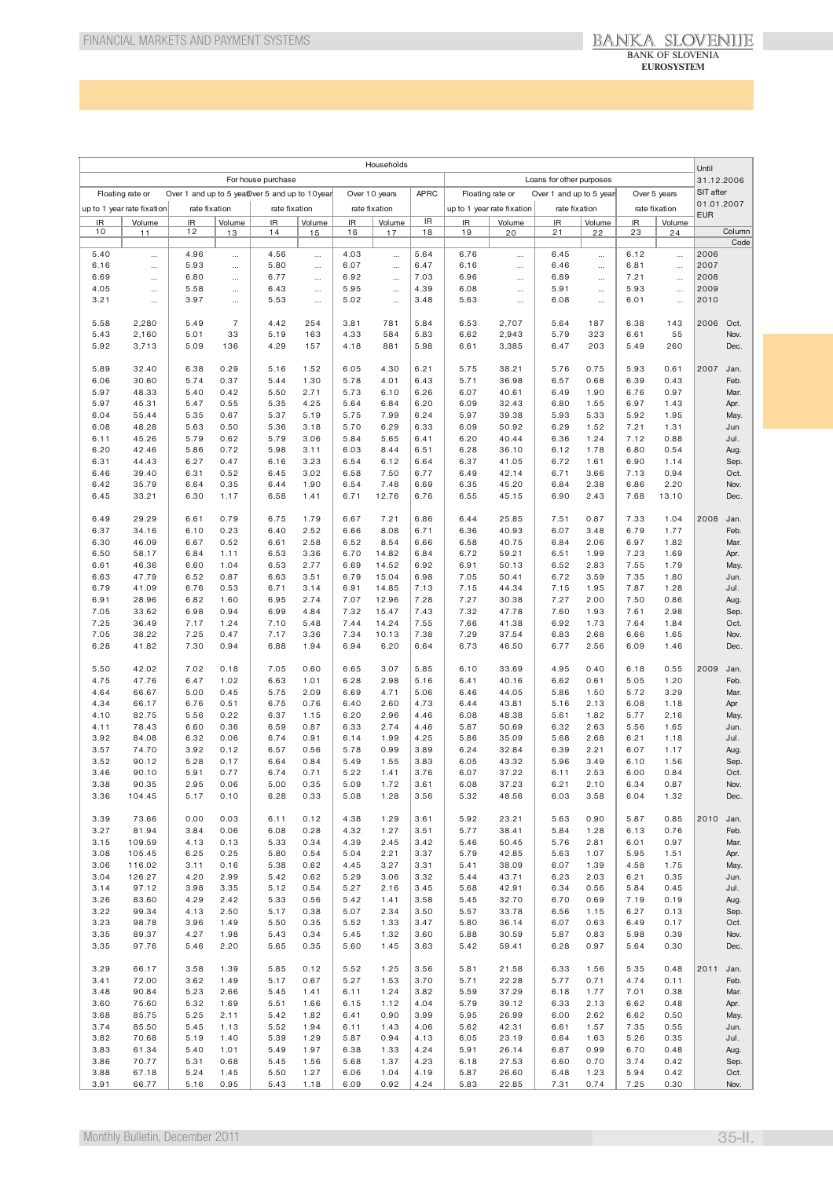| Households | | | | | | | | | | | | | | | | Until 31.12.2006 SIT after 01.01.2007 EUR | |
|---|---|---|---|---|---|---|---|---|---|---|---|---|---|---|---|---|---|
| For house purchase | | | | | | | | | Loans for other purposes | | | | | | | | |
| Floating rate or up to 1 year rate fixation | | Over 1 and up to 5 year rate fixation | | Over 5 and up to 10 year rate fixation | | Over 10 years rate fixation | | APRC | Floating rate or up to 1 year rate fixation | | Over 1 and up to 5 year rate fixation | | Over 5 years rate fixation | | | |
| IR | Volume | IR | Volume | IR | Volume | IR | Volume | IR | IR | Volume | IR | Volume | IR | Volume | | |
| 10 | 11 | 12 | 13 | 14 | 15 | 16 | 17 | 18 | 19 | 20 | 21 | 22 | 23 | 24 | Column | |
| | | | | | | | | | | | | | | | Code | |
| 5.40 | ... | 4.96 | ... | 4.56 | ... | 4.03 | ... | 5.64 | 6.76 | ... | 6.45 | ... | 6.12 | ... | 2006 | |
| 6.16 | ... | 5.93 | ... | 5.80 | ... | 6.07 | ... | 6.47 | 6.16 | ... | 6.46 | ... | 6.81 | ... | 2007 | |
| 6.69 | ... | 6.80 | ... | 6.77 | ... | 6.92 | ... | 7.03 | 6.96 | ... | 6.89 | ... | 7.21 | ... | 2008 | |
| 4.05 | ... | 5.58 | ... | 6.43 | ... | 5.95 | ... | 4.39 | 6.08 | ... | 5.91 | ... | 5.93 | ... | 2009 | |
| 3.21 | ... | 3.97 | ... | 5.53 | ... | 5.02 | ... | 3.48 | 5.63 | ... | 6.08 | ... | 6.01 | ... | 2010 | |
| 5.58 | 2,280 | 5.49 | 7 | 4.42 | 254 | 3.81 | 781 | 5.84 | 6.53 | 2,707 | 5.64 | 187 | 6.38 | 143 | 2006 | Oct. |
| 5.43 | 2,160 | 5.01 | 33 | 5.19 | 163 | 4.33 | 584 | 5.83 | 6.62 | 2,943 | 5.79 | 323 | 6.61 | 55 | | Nov. |
| 5.92 | 3,713 | 5.09 | 136 | 4.29 | 157 | 4.18 | 881 | 5.98 | 6.61 | 3,385 | 6.47 | 203 | 5.49 | 260 | | Dec. |
| 5.89 | 32.40 | 6.38 | 0.29 | 5.16 | 1.52 | 6.05 | 4.30 | 6.21 | 5.75 | 38.21 | 5.76 | 0.75 | 5.93 | 0.61 | 2007 | Jan. |
| 6.06 | 30.60 | 5.74 | 0.37 | 5.44 | 1.30 | 5.78 | 4.01 | 6.43 | 5.71 | 36.98 | 6.57 | 0.68 | 6.39 | 0.43 | | Feb. |
| 5.97 | 48.33 | 5.40 | 0.42 | 5.50 | 2.71 | 5.73 | 6.10 | 6.26 | 6.07 | 40.61 | 6.49 | 1.90 | 6.76 | 0.97 | | Mar. |
| 5.97 | 45.31 | 5.47 | 0.55 | 5.35 | 4.25 | 5.64 | 6.84 | 6.20 | 6.09 | 32.43 | 6.80 | 1.55 | 6.97 | 1.43 | | Apr. |
| 6.04 | 55.44 | 5.35 | 0.67 | 5.37 | 5.19 | 5.75 | 7.99 | 6.24 | 5.97 | 39.38 | 5.93 | 5.33 | 5.92 | 1.95 | | May. |
| 6.08 | 48.28 | 5.63 | 0.50 | 5.36 | 3.18 | 5.70 | 6.29 | 6.33 | 6.09 | 50.92 | 6.29 | 1.52 | 7.21 | 1.31 | | Jun |
| 6.11 | 45.26 | 5.79 | 0.62 | 5.79 | 3.06 | 5.84 | 5.65 | 6.41 | 6.20 | 40.44 | 6.36 | 1.24 | 7.12 | 0.88 | | Jul. |
| 6.20 | 42.46 | 5.86 | 0.72 | 5.98 | 3.11 | 6.03 | 8.44 | 6.51 | 6.28 | 36.10 | 6.12 | 1.78 | 6.80 | 0.54 | | Aug. |
| 6.31 | 44.43 | 6.27 | 0.47 | 6.16 | 3.23 | 6.54 | 6.12 | 6.64 | 6.37 | 41.05 | 6.72 | 1.61 | 6.90 | 1.14 | | Sep. |
| 6.46 | 39.40 | 6.31 | 0.52 | 6.45 | 3.02 | 6.58 | 7.50 | 6.77 | 6.49 | 42.14 | 6.71 | 3.66 | 7.13 | 0.94 | | Oct. |
| 6.42 | 35.79 | 6.64 | 0.35 | 6.44 | 1.90 | 6.54 | 7.48 | 6.69 | 6.35 | 45.20 | 6.84 | 2.38 | 6.86 | 2.20 | | Nov. |
| 6.45 | 33.21 | 6.30 | 1.17 | 6.58 | 1.41 | 6.71 | 12.76 | 6.76 | 6.55 | 45.15 | 6.90 | 2.43 | 7.68 | 13.10 | | Dec. |
| 6.49 | 29.29 | 6.61 | 0.79 | 6.75 | 1.79 | 6.67 | 7.21 | 6.86 | 6.44 | 25.85 | 7.51 | 0.87 | 7.33 | 1.04 | 2008 | Jan. |
| 6.37 | 34.16 | 6.10 | 0.23 | 6.40 | 2.52 | 6.66 | 8.08 | 6.71 | 6.36 | 40.93 | 6.07 | 3.48 | 6.79 | 1.77 | | Feb. |
| 6.30 | 46.09 | 6.67 | 0.52 | 6.61 | 2.58 | 6.52 | 8.54 | 6.66 | 6.58 | 40.75 | 6.84 | 2.06 | 6.97 | 1.82 | | Mar. |
| 6.50 | 58.17 | 6.84 | 1.11 | 6.53 | 3.36 | 6.70 | 14.82 | 6.84 | 6.72 | 59.21 | 6.51 | 1.99 | 7.23 | 1.69 | | Apr. |
| 6.61 | 46.36 | 6.60 | 1.04 | 6.53 | 2.77 | 6.69 | 14.52 | 6.92 | 6.91 | 50.13 | 6.52 | 2.83 | 7.55 | 1.79 | | May. |
| 6.63 | 47.79 | 6.52 | 0.87 | 6.63 | 3.51 | 6.79 | 15.04 | 6.98 | 7.05 | 50.41 | 6.72 | 3.59 | 7.35 | 1.80 | | Jun. |
| 6.79 | 41.09 | 6.76 | 0.53 | 6.71 | 3.14 | 6.91 | 14.85 | 7.13 | 7.15 | 44.34 | 7.15 | 1.95 | 7.87 | 1.28 | | Jul. |
| 6.91 | 28.96 | 6.82 | 1.60 | 6.95 | 2.74 | 7.07 | 12.96 | 7.28 | 7.27 | 30.38 | 7.27 | 2.00 | 7.50 | 0.86 | | Aug. |
| 7.05 | 33.62 | 6.98 | 0.94 | 6.99 | 4.84 | 7.32 | 15.47 | 7.43 | 7.32 | 47.78 | 7.60 | 1.93 | 7.61 | 2.98 | | Sep. |
| 7.25 | 36.49 | 7.17 | 1.24 | 7.10 | 5.48 | 7.44 | 14.24 | 7.55 | 7.66 | 41.38 | 6.92 | 1.73 | 7.64 | 1.84 | | Oct. |
| 7.05 | 38.22 | 7.25 | 0.47 | 7.17 | 3.36 | 7.34 | 10.13 | 7.38 | 7.29 | 37.54 | 6.83 | 2.68 | 6.66 | 1.65 | | Nov. |
| 6.28 | 41.82 | 7.30 | 0.94 | 6.88 | 1.94 | 6.94 | 6.20 | 6.64 | 6.73 | 46.50 | 6.77 | 2.56 | 6.09 | 1.46 | | Dec. |
| 5.50 | 42.02 | 7.02 | 0.18 | 7.05 | 0.60 | 6.65 | 3.07 | 5.85 | 6.10 | 33.69 | 4.95 | 0.40 | 6.18 | 0.55 | 2009 | Jan. |
| 4.75 | 47.76 | 6.47 | 1.02 | 6.63 | 1.01 | 6.28 | 2.98 | 5.16 | 6.41 | 40.16 | 6.62 | 0.61 | 5.05 | 1.20 | | Feb. |
| 4.64 | 66.67 | 5.00 | 0.45 | 5.75 | 2.09 | 6.69 | 4.71 | 5.06 | 6.46 | 44.05 | 5.86 | 1.50 | 5.72 | 3.29 | | Mar. |
| 4.34 | 66.17 | 6.76 | 0.51 | 6.75 | 0.76 | 6.40 | 2.60 | 4.73 | 6.44 | 43.81 | 5.16 | 2.13 | 6.08 | 1.18 | | Apr |
| 4.10 | 82.75 | 5.56 | 0.22 | 6.37 | 1.15 | 6.20 | 2.96 | 4.46 | 6.08 | 48.38 | 5.61 | 1.82 | 5.77 | 2.16 | | May. |
| 4.11 | 78.43 | 6.60 | 0.36 | 6.59 | 0.87 | 6.33 | 2.74 | 4.46 | 5.87 | 50.69 | 6.32 | 2.63 | 5.56 | 1.65 | | Jun. |
| 3.92 | 84.08 | 6.32 | 0.06 | 6.74 | 0.91 | 6.14 | 1.99 | 4.25 | 5.86 | 35.09 | 5.68 | 2.68 | 6.21 | 1.18 | | Jul. |
| 3.57 | 74.70 | 5.92 | 0.12 | 6.57 | 0.56 | 5.78 | 0.99 | 3.89 | 6.24 | 32.84 | 6.39 | 2.21 | 6.07 | 1.17 | | Aug. |
| 3.52 | 90.12 | 5.28 | 0.17 | 6.64 | 0.84 | 5.49 | 1.55 | 3.83 | 6.05 | 43.32 | 5.96 | 3.49 | 6.10 | 1.56 | | Sep. |
| 3.46 | 90.10 | 5.91 | 0.77 | 6.74 | 0.71 | 5.22 | 1.41 | 3.76 | 6.07 | 37.22 | 6.11 | 2.53 | 6.00 | 0.84 | | Oct. |
| 3.38 | 90.35 | 2.95 | 0.06 | 5.00 | 0.35 | 5.09 | 1.72 | 3.61 | 6.08 | 37.23 | 6.21 | 2.10 | 6.34 | 0.87 | | Nov. |
| 3.36 | 104.45 | 5.17 | 0.10 | 6.28 | 0.33 | 5.08 | 1.28 | 3.56 | 5.32 | 48.56 | 6.03 | 3.58 | 6.04 | 1.32 | | Dec. |
| 3.39 | 73.66 | 0.00 | 0.03 | 6.11 | 0.12 | 4.38 | 1.29 | 3.61 | 5.92 | 23.21 | 5.63 | 0.90 | 5.87 | 0.85 | 2010 | Jan. |
| 3.27 | 81.94 | 3.84 | 0.06 | 6.08 | 0.28 | 4.32 | 1.27 | 3.51 | 5.77 | 38.41 | 5.84 | 1.28 | 6.13 | 0.76 | | Feb. |
| 3.15 | 109.59 | 4.13 | 0.13 | 5.33 | 0.34 | 4.39 | 2.45 | 3.42 | 5.46 | 50.45 | 5.76 | 2.81 | 6.01 | 0.97 | | Mar. |
| 3.08 | 105.45 | 6.25 | 0.25 | 5.80 | 0.54 | 5.04 | 2.21 | 3.37 | 5.79 | 42.85 | 5.63 | 1.07 | 5.95 | 1.51 | | Apr. |
| 3.06 | 116.02 | 3.11 | 0.16 | 5.38 | 0.62 | 4.45 | 3.27 | 3.31 | 5.41 | 38.09 | 6.07 | 1.39 | 4.58 | 1.75 | | May. |
| 3.04 | 126.27 | 4.20 | 2.99 | 5.42 | 0.62 | 5.29 | 3.06 | 3.32 | 5.44 | 43.71 | 6.23 | 2.03 | 6.21 | 0.35 | | Jun. |
| 3.14 | 97.12 | 3.98 | 3.35 | 5.12 | 0.54 | 5.27 | 2.16 | 3.45 | 5.68 | 42.91 | 6.34 | 0.56 | 5.84 | 0.45 | | Jul. |
| 3.26 | 83.60 | 4.29 | 2.42 | 5.33 | 0.56 | 5.42 | 1.41 | 3.58 | 5.45 | 32.70 | 6.70 | 0.69 | 7.19 | 0.19 | | Aug. |
| 3.22 | 99.34 | 4.13 | 2.50 | 5.17 | 0.38 | 5.07 | 2.34 | 3.50 | 5.57 | 33.78 | 6.56 | 1.15 | 6.27 | 0.13 | | Sep. |
| 3.23 | 98.78 | 3.96 | 1.49 | 5.50 | 0.35 | 5.52 | 1.33 | 3.47 | 5.80 | 36.14 | 6.07 | 0.63 | 6.49 | 0.17 | | Oct. |
| 3.35 | 89.37 | 4.27 | 1.98 | 5.43 | 0.34 | 5.45 | 1.32 | 3.60 | 5.88 | 30.59 | 5.87 | 0.83 | 5.98 | 0.39 | | Nov. |
| 3.35 | 97.76 | 5.46 | 2.20 | 5.65 | 0.35 | 5.60 | 1.45 | 3.63 | 5.42 | 59.41 | 6.28 | 0.97 | 5.64 | 0.30 | | Dec. |
| 3.29 | 66.17 | 3.58 | 1.39 | 5.85 | 0.12 | 5.52 | 1.25 | 3.56 | 5.81 | 21.58 | 6.33 | 1.56 | 5.35 | 0.48 | 2011 | Jan. |
| 3.41 | 72.00 | 3.62 | 1.49 | 5.17 | 0.67 | 5.27 | 1.53 | 3.70 | 5.71 | 22.28 | 5.77 | 0.71 | 4.74 | 0.11 | | Feb. |
| 3.48 | 90.84 | 5.23 | 2.66 | 5.45 | 1.41 | 6.11 | 1.24 | 3.82 | 5.59 | 37.29 | 6.18 | 1.77 | 7.01 | 0.38 | | Mar. |
| 3.60 | 75.60 | 5.32 | 1.69 | 5.51 | 1.66 | 6.15 | 1.12 | 4.04 | 5.79 | 39.12 | 6.33 | 2.13 | 6.62 | 0.48 | | Apr. |
| 3.68 | 85.75 | 5.25 | 2.11 | 5.42 | 1.82 | 6.41 | 0.90 | 3.99 | 5.95 | 26.99 | 6.00 | 2.62 | 6.62 | 0.50 | | May. |
| 3.74 | 85.50 | 5.45 | 1.13 | 5.52 | 1.94 | 6.11 | 1.43 | 4.06 | 5.62 | 42.31 | 6.61 | 1.57 | 7.35 | 0.55 | | Jun. |
| 3.82 | 70.68 | 5.19 | 1.40 | 5.39 | 1.29 | 5.87 | 0.94 | 4.13 | 6.05 | 23.19 | 6.64 | 1.63 | 5.26 | 0.35 | | Jul. |
| 3.83 | 61.34 | 5.40 | 1.01 | 5.49 | 1.97 | 6.38 | 1.33 | 4.24 | 5.91 | 26.14 | 6.87 | 0.99 | 6.70 | 0.48 | | Aug. |
| 3.86 | 70.77 | 5.31 | 0.68 | 5.45 | 1.56 | 5.68 | 1.37 | 4.23 | 6.18 | 27.53 | 6.60 | 0.70 | 3.74 | 0.42 | | Sep. |
| 3.88 | 67.18 | 5.24 | 1.45 | 5.50 | 1.27 | 6.06 | 1.04 | 4.19 | 5.87 | 26.60 | 6.48 | 1.23 | 5.94 | 0.42 | | Oct. |
| 3.91 | 66.77 | 5.16 | 0.95 | 5.43 | 1.18 | 6.09 | 0.92 | 4.24 | 5.83 | 22.85 | 7.31 | 0.74 | 7.25 | 0.30 | | Nov. |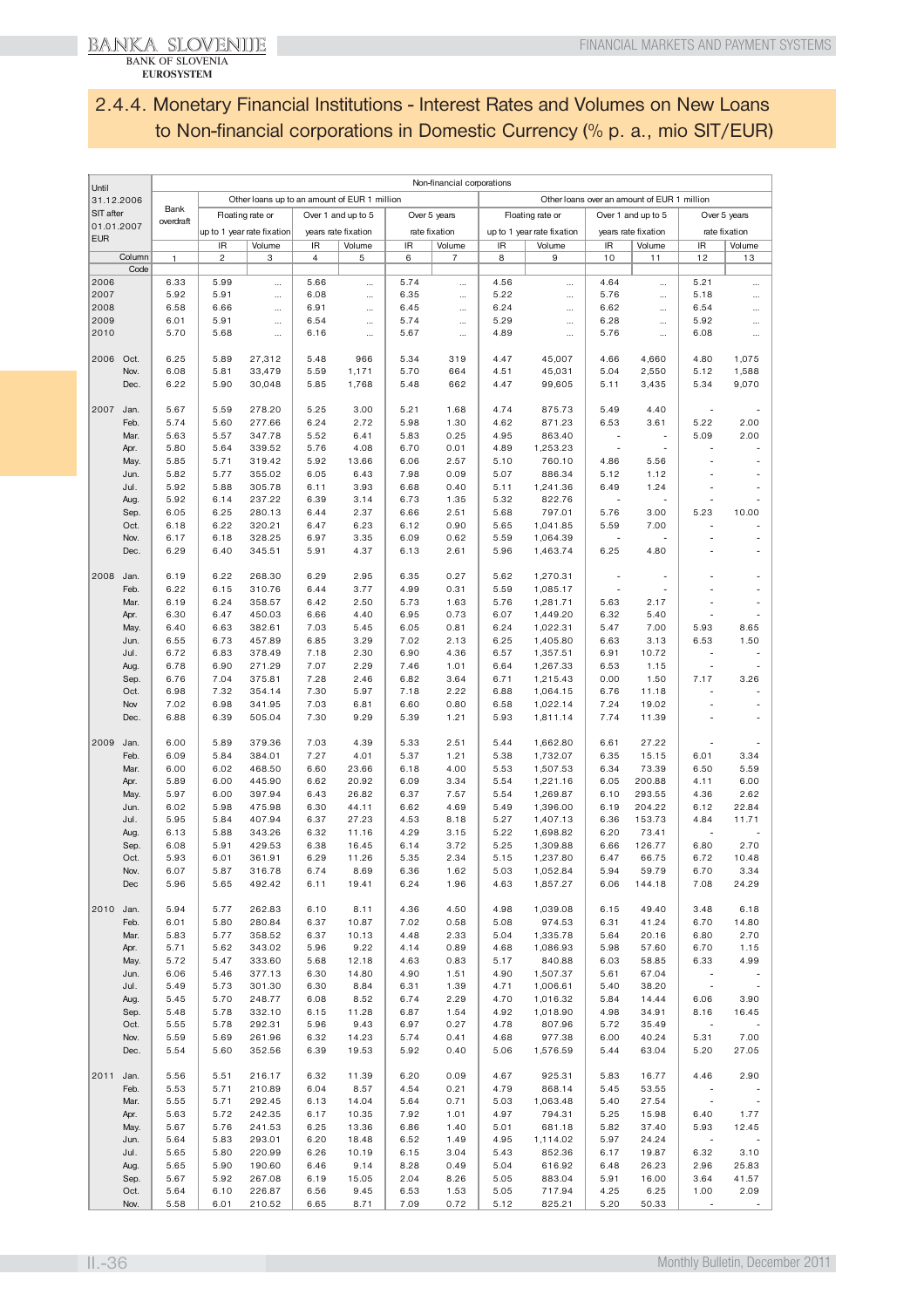## 2.4.4. Monetary Financial Institutions - Interest Rates and Volumes on New Loans to Non-financial corporations in Domestic Currency (% p. a., mio SIT/EUR)

| Until 31.12.2006 SIT after 01.01.2007 EUR | | Non-financial corporations | | | | | | | | | | | | |
|---|---|---|---|---|---|---|---|---|---|---|---|---|---|---|
| | | Bank overdraft | Other loans up to an amount of EUR 1 million | | | | | | Other loans over an amount of EUR 1 million | | | | | |
| | | | Floating rate or up to 1 year rate fixation | | Over 1 and up to 5 years rate fixation | | Over 5 years rate fixation | | Floating rate or up to 1 year rate fixation | | Over 1 and up to 5 years rate fixation | | Over 5 years rate fixation | |
| | | | IR | Volume | IR | Volume | IR | Volume | IR | Volume | IR | Volume | IR | Volume |
| | Column | 1 | 2 | 3 | 4 | 5 | 6 | 7 | 8 | 9 | 10 | 11 | 12 | 13 |
| | Code | | | | | | | | | | | | | |
| 2006 | | 6.33 | 5.99 | ... | 5.66 | ... | 5.74 | ... | 4.56 | ... | 4.64 | ... | 5.21 | ... |
| 2007 | | 5.92 | 5.91 | ... | 6.08 | ... | 6.35 | ... | 5.22 | ... | 5.76 | ... | 5.18 | ... |
| 2008 | | 6.58 | 6.66 | ... | 6.91 | ... | 6.45 | ... | 6.24 | ... | 6.62 | ... | 6.54 | ... |
| 2009 | | 6.01 | 5.91 | ... | 6.54 | ... | 5.74 | ... | 5.29 | ... | 6.28 | ... | 5.92 | ... |
| 2010 | | 5.70 | 5.68 | ... | 6.16 | ... | 5.67 | ... | 4.89 | ... | 5.76 | ... | 6.08 | ... |
| 2006 | Oct. | 6.25 | 5.89 | 27,312 | 5.48 | 966 | 5.34 | 319 | 4.47 | 45,007 | 4.66 | 4,660 | 4.80 | 1,075 |
| | Nov. | 6.08 | 5.81 | 33,479 | 5.59 | 1,171 | 5.70 | 664 | 4.51 | 45,031 | 5.04 | 2,550 | 5.12 | 1,588 |
| | Dec. | 6.22 | 5.90 | 30,048 | 5.85 | 1,768 | 5.48 | 662 | 4.47 | 99,605 | 5.11 | 3,435 | 5.34 | 9,070 |
| 2007 | Jan. | 5.67 | 5.59 | 278.20 | 5.25 | 3.00 | 5.21 | 1.68 | 4.74 | 875.73 | 5.49 | 4.40 | - | - |
| | Feb. | 5.74 | 5.60 | 277.66 | 6.24 | 2.72 | 5.98 | 1.30 | 4.62 | 871.23 | 6.53 | 3.61 | 5.22 | 2.00 |
| | Mar. | 5.63 | 5.57 | 347.78 | 5.52 | 6.41 | 5.83 | 0.25 | 4.95 | 863.40 | - | - | 5.09 | 2.00 |
| | Apr. | 5.80 | 5.64 | 339.52 | 5.76 | 4.08 | 6.70 | 0.01 | 4.89 | 1,253.23 | - | - | - | - |
| | May. | 5.85 | 5.71 | 319.42 | 5.92 | 13.66 | 6.06 | 2.57 | 5.10 | 760.10 | 4.86 | 5.56 | - | - |
| | Jun. | 5.82 | 5.77 | 355.02 | 6.05 | 6.43 | 7.98 | 0.09 | 5.07 | 886.34 | 5.12 | 1.12 | - | - |
| | Jul. | 5.92 | 5.88 | 305.78 | 6.11 | 3.93 | 6.68 | 0.40 | 5.11 | 1,241.36 | 6.49 | 1.24 | - | - |
| | Aug. | 5.92 | 6.14 | 237.22 | 6.39 | 3.14 | 6.73 | 1.35 | 5.32 | 822.76 | - | - | - | - |
| | Sep. | 6.05 | 6.25 | 280.13 | 6.44 | 2.37 | 6.66 | 2.51 | 5.68 | 797.01 | 5.76 | 3.00 | 5.23 | 10.00 |
| | Oct. | 6.18 | 6.22 | 320.21 | 6.47 | 6.23 | 6.12 | 0.90 | 5.65 | 1,041.85 | 5.59 | 7.00 | - | - |
| | Nov. | 6.17 | 6.18 | 328.25 | 6.97 | 3.35 | 6.09 | 0.62 | 5.59 | 1,064.39 | - | - | - | - |
| | Dec. | 6.29 | 6.40 | 345.51 | 5.91 | 4.37 | 6.13 | 2.61 | 5.96 | 1,463.74 | 6.25 | 4.80 | - | - |
| 2008 | Jan. | 6.19 | 6.22 | 268.30 | 6.29 | 2.95 | 6.35 | 0.27 | 5.62 | 1,270.31 | - | - | - | - |
| | Feb. | 6.22 | 6.15 | 310.76 | 6.44 | 3.77 | 4.99 | 0.31 | 5.59 | 1,085.17 | - | - | - | - |
| | Mar. | 6.19 | 6.24 | 358.57 | 6.42 | 2.50 | 5.73 | 1.63 | 5.76 | 1,281.71 | 5.63 | 2.17 | - | - |
| | Apr. | 6.30 | 6.47 | 450.03 | 6.66 | 4.40 | 6.95 | 0.73 | 6.07 | 1,449.20 | 6.32 | 5.40 | - | - |
| | May. | 6.40 | 6.63 | 382.61 | 7.03 | 5.45 | 6.05 | 0.81 | 6.24 | 1,022.31 | 5.47 | 7.00 | 5.93 | 8.65 |
| | Jun. | 6.55 | 6.73 | 457.89 | 6.85 | 3.29 | 7.02 | 2.13 | 6.25 | 1,405.80 | 6.63 | 3.13 | 6.53 | 1.50 |
| | Jul. | 6.72 | 6.83 | 378.49 | 7.18 | 2.30 | 6.90 | 4.36 | 6.57 | 1,357.51 | 6.91 | 10.72 | - | - |
| | Aug. | 6.78 | 6.90 | 271.29 | 7.07 | 2.29 | 7.46 | 1.01 | 6.64 | 1,267.33 | 6.53 | 1.15 | - | - |
| | Sep. | 6.76 | 7.04 | 375.81 | 7.28 | 2.46 | 6.82 | 3.64 | 6.71 | 1,215.43 | 0.00 | 1.50 | 7.17 | 3.26 |
| | Oct. | 6.98 | 7.32 | 354.14 | 7.30 | 5.97 | 7.18 | 2.22 | 6.88 | 1,064.15 | 6.76 | 11.18 | - | - |
| | Nov | 7.02 | 6.98 | 341.95 | 7.03 | 6.81 | 6.60 | 0.80 | 6.58 | 1,022.14 | 7.24 | 19.02 | - | - |
| | Dec. | 6.88 | 6.39 | 505.04 | 7.30 | 9.29 | 5.39 | 1.21 | 5.93 | 1,811.14 | 7.74 | 11.39 | - | - |
| 2009 | Jan. | 6.00 | 5.89 | 379.36 | 7.03 | 4.39 | 5.33 | 2.51 | 5.44 | 1,662.80 | 6.61 | 27.22 | - | - |
| | Feb. | 6.09 | 5.84 | 384.01 | 7.27 | 4.01 | 5.37 | 1.21 | 5.38 | 1,732.07 | 6.35 | 15.15 | 6.01 | 3.34 |
| | Mar. | 6.00 | 6.02 | 468.50 | 6.60 | 23.66 | 6.18 | 4.00 | 5.53 | 1,507.53 | 6.34 | 73.39 | 6.50 | 5.59 |
| | Apr. | 5.89 | 6.00 | 445.90 | 6.62 | 20.92 | 6.09 | 3.34 | 5.54 | 1,221.16 | 6.05 | 200.88 | 4.11 | 6.00 |
| | May. | 5.97 | 6.00 | 397.94 | 6.43 | 26.82 | 6.37 | 7.57 | 5.54 | 1,269.87 | 6.10 | 293.55 | 4.36 | 2.62 |
| | Jun. | 6.02 | 5.98 | 475.98 | 6.30 | 44.11 | 6.62 | 4.69 | 5.49 | 1,396.00 | 6.19 | 204.22 | 6.12 | 22.84 |
| | Jul. | 5.95 | 5.84 | 407.94 | 6.37 | 27.23 | 4.53 | 8.18 | 5.27 | 1,407.13 | 6.36 | 153.73 | 4.84 | 11.71 |
| | Aug. | 6.13 | 5.88 | 343.26 | 6.32 | 11.16 | 4.29 | 3.15 | 5.22 | 1,698.82 | 6.20 | 73.41 | - | - |
| | Sep. | 6.08 | 5.91 | 429.53 | 6.38 | 16.45 | 6.14 | 3.72 | 5.25 | 1,309.88 | 6.66 | 126.77 | 6.80 | 2.70 |
| | Oct. | 5.93 | 6.01 | 361.91 | 6.29 | 11.26 | 5.35 | 2.34 | 5.15 | 1,237.80 | 6.47 | 66.75 | 6.72 | 10.48 |
| | Nov. | 6.07 | 5.87 | 316.78 | 6.74 | 8.69 | 6.36 | 1.62 | 5.03 | 1,052.84 | 5.94 | 59.79 | 6.70 | 3.34 |
| | Dec | 5.96 | 5.65 | 492.42 | 6.11 | 19.41 | 6.24 | 1.96 | 4.63 | 1,857.27 | 6.06 | 144.18 | 7.08 | 24.29 |
| 2010 | Jan. | 5.94 | 5.77 | 262.83 | 6.10 | 8.11 | 4.36 | 4.50 | 4.98 | 1,039.08 | 6.15 | 49.40 | 3.48 | 6.18 |
| | Feb. | 6.01 | 5.80 | 280.84 | 6.37 | 10.87 | 7.02 | 0.58 | 5.08 | 974.53 | 6.31 | 41.24 | 6.70 | 14.80 |
| | Mar. | 5.83 | 5.77 | 358.52 | 6.37 | 10.13 | 4.48 | 2.33 | 5.04 | 1,335.78 | 5.64 | 20.16 | 6.80 | 2.70 |
| | Apr. | 5.71 | 5.62 | 343.02 | 5.96 | 9.22 | 4.14 | 0.89 | 4.68 | 1,086.93 | 5.98 | 57.60 | 6.70 | 1.15 |
| | May. | 5.72 | 5.47 | 333.60 | 5.68 | 12.18 | 4.63 | 0.83 | 5.17 | 840.88 | 6.03 | 58.85 | 6.33 | 4.99 |
| | Jun. | 6.06 | 5.46 | 377.13 | 6.30 | 14.80 | 4.90 | 1.51 | 4.90 | 1,507.37 | 5.61 | 67.04 | - | - |
| | Jul. | 5.49 | 5.73 | 301.30 | 6.30 | 8.84 | 6.31 | 1.39 | 4.71 | 1,006.61 | 5.40 | 38.20 | - | - |
| | Aug. | 5.45 | 5.70 | 248.77 | 6.08 | 8.52 | 6.74 | 2.29 | 4.70 | 1,016.32 | 5.84 | 14.44 | 6.06 | 3.90 |
| | Sep. | 5.48 | 5.78 | 332.10 | 6.15 | 11.28 | 6.87 | 1.54 | 4.92 | 1,018.90 | 4.98 | 34.91 | 8.16 | 16.45 |
| | Oct. | 5.55 | 5.78 | 292.31 | 5.96 | 9.43 | 6.97 | 0.27 | 4.78 | 807.96 | 5.72 | 35.49 | - | - |
| | Nov. | 5.59 | 5.69 | 261.96 | 6.32 | 14.23 | 5.74 | 0.41 | 4.68 | 977.38 | 6.00 | 40.24 | 5.31 | 7.00 |
| | Dec. | 5.54 | 5.60 | 352.56 | 6.39 | 19.53 | 5.92 | 0.40 | 5.06 | 1,576.59 | 5.44 | 63.04 | 5.20 | 27.05 |
| 2011 | Jan. | 5.56 | 5.51 | 216.17 | 6.32 | 11.39 | 6.20 | 0.09 | 4.67 | 925.31 | 5.83 | 16.77 | 4.46 | 2.90 |
| | Feb. | 5.53 | 5.71 | 210.89 | 6.04 | 8.57 | 4.54 | 0.21 | 4.79 | 868.14 | 5.45 | 53.55 | - | - |
| | Mar. | 5.55 | 5.71 | 292.45 | 6.13 | 14.04 | 5.64 | 0.71 | 5.03 | 1,063.48 | 5.40 | 27.54 | - | - |
| | Apr. | 5.63 | 5.72 | 242.35 | 6.17 | 10.35 | 7.92 | 1.01 | 4.97 | 794.31 | 5.25 | 15.98 | 6.40 | 1.77 |
| | May. | 5.67 | 5.76 | 241.53 | 6.25 | 13.36 | 6.86 | 1.40 | 5.01 | 681.18 | 5.82 | 37.40 | 5.93 | 12.45 |
| | Jun. | 5.64 | 5.83 | 293.01 | 6.20 | 18.48 | 6.52 | 1.49 | 4.95 | 1,114.02 | 5.97 | 24.24 | - | - |
| | Jul. | 5.65 | 5.80 | 220.99 | 6.26 | 10.19 | 6.15 | 3.04 | 5.43 | 852.36 | 6.17 | 19.87 | 6.32 | 3.10 |
| | Aug. | 5.65 | 5.90 | 190.60 | 6.46 | 9.14 | 8.28 | 0.49 | 5.04 | 616.92 | 6.48 | 26.23 | 2.96 | 25.83 |
| | Sep. | 5.67 | 5.92 | 267.08 | 6.19 | 15.05 | 2.04 | 8.26 | 5.05 | 883.04 | 5.91 | 16.00 | 3.64 | 41.57 |
| | Oct. | 5.64 | 6.10 | 226.87 | 6.56 | 9.45 | 6.53 | 1.53 | 5.05 | 717.94 | 4.25 | 6.25 | 1.00 | 2.09 |
| | Nov. | 5.58 | 6.01 | 210.52 | 6.65 | 8.71 | 7.09 | 0.72 | 5.12 | 825.21 | 5.20 | 50.33 | - | - |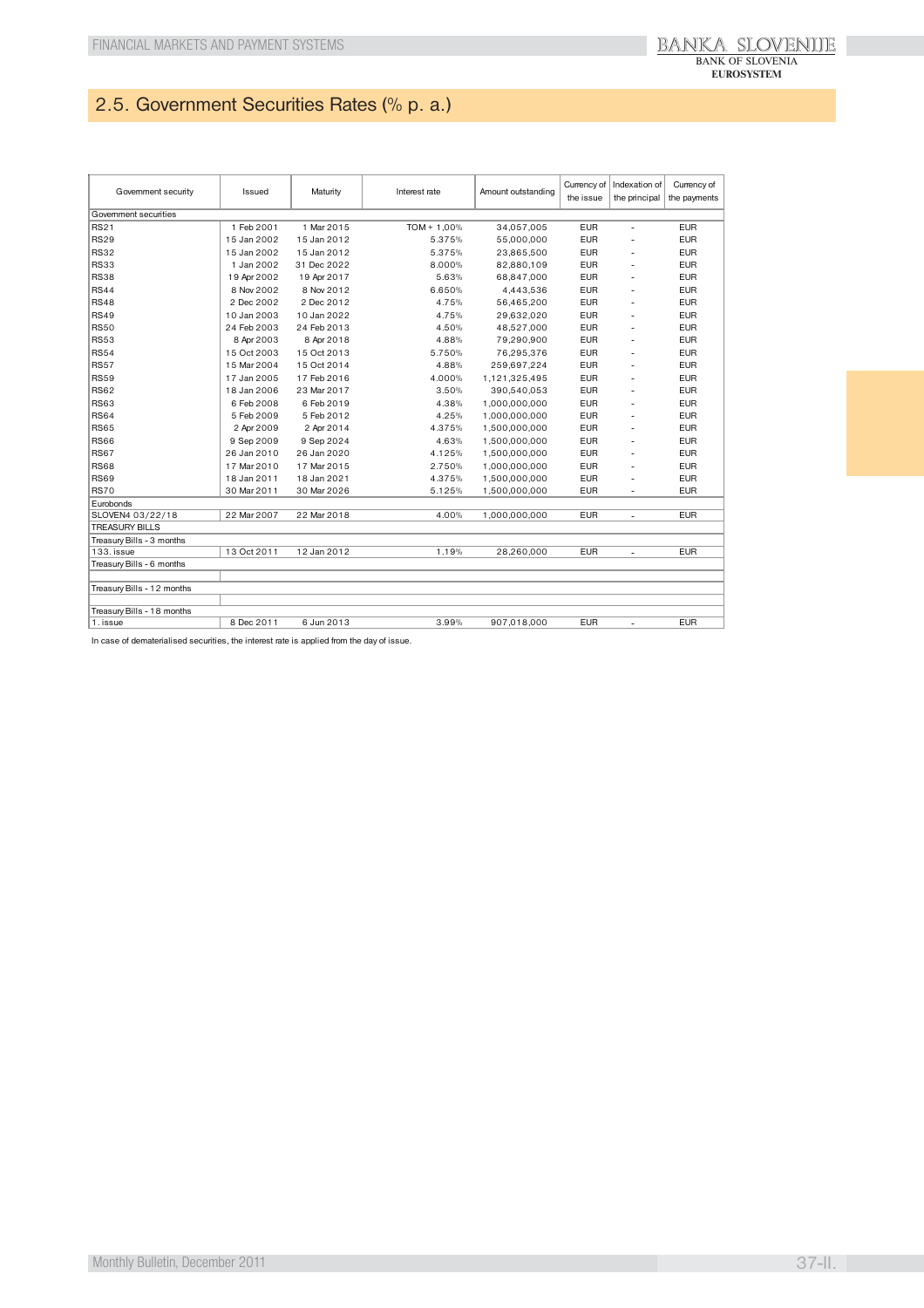## 2.5. Government Securities Rates (% p. a.)

| Government security | Issued | Maturity | Interest rate | Amount outstanding | Currency of the issue | Indexation of the principal | Currency of the payments |
|---|---|---|---|---|---|---|---|
| Government securities | | | | | | | |
| RS21 | 1 Feb 2001 | 1 Mar 2015 | TOM + 1,00% | 34,057,005 | EUR | - | EUR |
| RS29 | 15 Jan 2002 | 15 Jan 2012 | 5.375% | 55,000,000 | EUR | - | EUR |
| RS32 | 15 Jan 2002 | 15 Jan 2012 | 5.375% | 23,865,500 | EUR | - | EUR |
| RS33 | 1 Jan 2002 | 31 Dec 2022 | 8.000% | 82,880,109 | EUR | - | EUR |
| RS38 | 19 Apr 2002 | 19 Apr 2017 | 5.63% | 68,847,000 | EUR | - | EUR |
| RS44 | 8 Nov 2002 | 8 Nov 2012 | 6.650% | 4,443,536 | EUR | - | EUR |
| RS48 | 2 Dec 2002 | 2 Dec 2012 | 4.75% | 56,465,200 | EUR | - | EUR |
| RS49 | 10 Jan 2003 | 10 Jan 2022 | 4.75% | 29,632,020 | EUR | - | EUR |
| RS50 | 24 Feb 2003 | 24 Feb 2013 | 4.50% | 48,527,000 | EUR | - | EUR |
| RS53 | 8 Apr 2003 | 8 Apr 2018 | 4.88% | 79,290,900 | EUR | - | EUR |
| RS54 | 15 Oct 2003 | 15 Oct 2013 | 5.750% | 76,295,376 | EUR | - | EUR |
| RS57 | 15 Mar 2004 | 15 Oct 2014 | 4.88% | 259,697,224 | EUR | - | EUR |
| RS59 | 17 Jan 2005 | 17 Feb 2016 | 4.000% | 1,121,325,495 | EUR | - | EUR |
| RS62 | 18 Jan 2006 | 23 Mar 2017 | 3.50% | 390,540,053 | EUR | - | EUR |
| RS63 | 6 Feb 2008 | 6 Feb 2019 | 4.38% | 1,000,000,000 | EUR | - | EUR |
| RS64 | 5 Feb 2009 | 5 Feb 2012 | 4.25% | 1,000,000,000 | EUR | - | EUR |
| RS65 | 2 Apr 2009 | 2 Apr 2014 | 4.375% | 1,500,000,000 | EUR | - | EUR |
| RS66 | 9 Sep 2009 | 9 Sep 2024 | 4.63% | 1,500,000,000 | EUR | - | EUR |
| RS67 | 26 Jan 2010 | 26 Jan 2020 | 4.125% | 1,500,000,000 | EUR | - | EUR |
| RS68 | 17 Mar 2010 | 17 Mar 2015 | 2.750% | 1,000,000,000 | EUR | - | EUR |
| RS69 | 18 Jan 2011 | 18 Jan 2021 | 4.375% | 1,500,000,000 | EUR | - | EUR |
| RS70 | 30 Mar 2011 | 30 Mar 2026 | 5.125% | 1,500,000,000 | EUR | - | EUR |
| Eurobonds | | | | | | | |
| SLOVEN4 03/22/18 | 22 Mar 2007 | 22 Mar 2018 | 4.00% | 1,000,000,000 | EUR | - | EUR |
| TREASURY BILLS | | | | | | | |
| Treasury Bills - 3 months | | | | | | | |
| 133. issue | 13 Oct 2011 | 12 Jan 2012 | 1.19% | 28,260,000 | EUR | - | EUR |
| Treasury Bills - 6 months | | | | | | | |
| | | | | | | | |
| Treasury Bills - 12 months | | | | | | | |
| | | | | | | | |
| Treasury Bills - 18 months | | | | | | | |
| 1. issue | 8 Dec 2011 | 6 Jun 2013 | 3.99% | 907,018,000 | EUR | - | EUR |

In case of dematerialised securities, the interest rate is applied from the day of issue.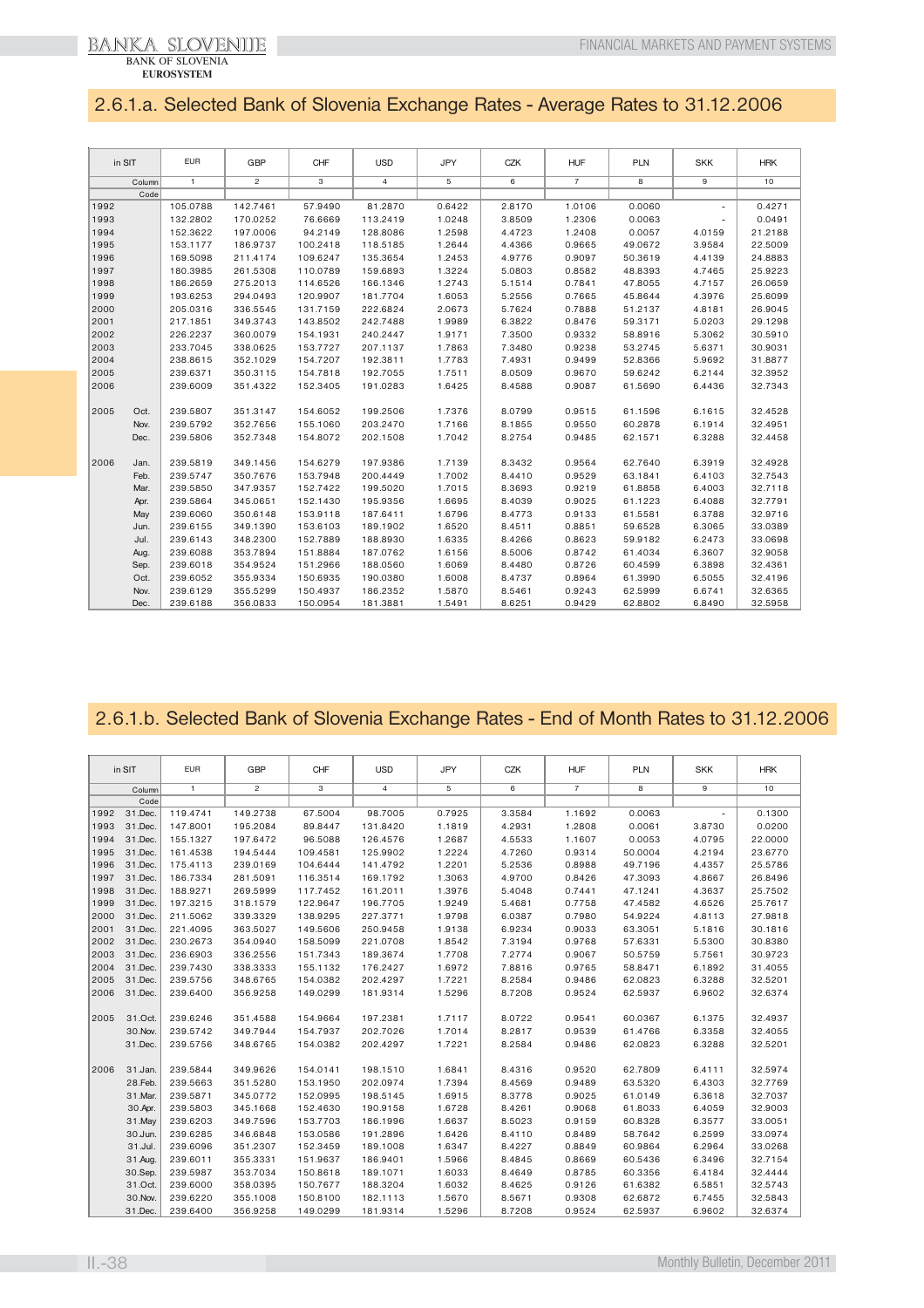## 2.6.1.a. Selected Bank of Slovenia Exchange Rates - Average Rates to 31.12.2006

| in SIT | | EUR | GBP | CHF | USD | JPY | CZK | HUF | PLN | SKK | HRK |
|---|---|---|---|---|---|---|---|---|---|---|---|
| | Column | 1 | 2 | 3 | 4 | 5 | 6 | 7 | 8 | 9 | 10 |
| | Code | | | | | | | | | | |
| 1992 | | 105.0788 | 142.7461 | 57.9490 | 81.2870 | 0.6422 | 2.8170 | 1.0106 | 0.0060 | - | 0.4271 |
| 1993 | | 132.2802 | 170.0252 | 76.6669 | 113.2419 | 1.0248 | 3.8509 | 1.2306 | 0.0063 | - | 0.0491 |
| 1994 | | 152.3622 | 197.0006 | 94.2149 | 128.8086 | 1.2598 | 4.4723 | 1.2408 | 0.0057 | 4.0159 | 21.2188 |
| 1995 | | 153.1177 | 186.9737 | 100.2418 | 118.5185 | 1.2644 | 4.4366 | 0.9665 | 49.0672 | 3.9584 | 22.5009 |
| 1996 | | 169.5098 | 211.4174 | 109.6247 | 135.3654 | 1.2453 | 4.9776 | 0.9097 | 50.3619 | 4.4139 | 24.8883 |
| 1997 | | 180.3985 | 261.5308 | 110.0789 | 159.6893 | 1.3224 | 5.0803 | 0.8582 | 48.8393 | 4.7465 | 25.9223 |
| 1998 | | 186.2659 | 275.2013 | 114.6526 | 166.1346 | 1.2743 | 5.1514 | 0.7841 | 47.8055 | 4.7157 | 26.0659 |
| 1999 | | 193.6253 | 294.0493 | 120.9907 | 181.7704 | 1.6053 | 5.2556 | 0.7665 | 45.8644 | 4.3976 | 25.6099 |
| 2000 | | 205.0316 | 336.5545 | 131.7159 | 222.6824 | 2.0673 | 5.7624 | 0.7888 | 51.2137 | 4.8181 | 26.9045 |
| 2001 | | 217.1851 | 349.3743 | 143.8502 | 242.7488 | 1.9989 | 6.3822 | 0.8476 | 59.3171 | 5.0203 | 29.1298 |
| 2002 | | 226.2237 | 360.0079 | 154.1931 | 240.2447 | 1.9171 | 7.3500 | 0.9332 | 58.8916 | 5.3062 | 30.5910 |
| 2003 | | 233.7045 | 338.0625 | 153.7727 | 207.1137 | 1.7863 | 7.3480 | 0.9238 | 53.2745 | 5.6371 | 30.9031 |
| 2004 | | 238.8615 | 352.1029 | 154.7207 | 192.3811 | 1.7783 | 7.4931 | 0.9499 | 52.8366 | 5.9692 | 31.8877 |
| 2005 | | 239.6371 | 350.3115 | 154.7818 | 192.7055 | 1.7511 | 8.0509 | 0.9670 | 59.6242 | 6.2144 | 32.3952 |
| 2006 | | 239.6009 | 351.4322 | 152.3405 | 191.0283 | 1.6425 | 8.4588 | 0.9087 | 61.5690 | 6.4436 | 32.7343 |
| 2005 | Oct. | 239.5807 | 351.3147 | 154.6052 | 199.2506 | 1.7376 | 8.0799 | 0.9515 | 61.1596 | 6.1615 | 32.4528 |
| | Nov. | 239.5792 | 352.7656 | 155.1060 | 203.2470 | 1.7166 | 8.1855 | 0.9550 | 60.2878 | 6.1914 | 32.4951 |
| | Dec. | 239.5806 | 352.7348 | 154.8072 | 202.1508 | 1.7042 | 8.2754 | 0.9485 | 62.1571 | 6.3288 | 32.4458 |
| 2006 | Jan. | 239.5819 | 349.1456 | 154.6279 | 197.9386 | 1.7139 | 8.3432 | 0.9564 | 62.7640 | 6.3919 | 32.4928 |
| | Feb. | 239.5747 | 350.7676 | 153.7948 | 200.4449 | 1.7002 | 8.4410 | 0.9529 | 63.1841 | 6.4103 | 32.7543 |
| | Mar. | 239.5850 | 347.9357 | 152.7422 | 199.5020 | 1.7015 | 8.3693 | 0.9219 | 61.8858 | 6.4003 | 32.7118 |
| | Apr. | 239.5864 | 345.0651 | 152.1430 | 195.9356 | 1.6695 | 8.4039 | 0.9025 | 61.1223 | 6.4088 | 32.7791 |
| | May | 239.6060 | 350.6148 | 153.9118 | 187.6411 | 1.6796 | 8.4773 | 0.9133 | 61.5581 | 6.3788 | 32.9716 |
| | Jun. | 239.6155 | 349.1390 | 153.6103 | 189.1902 | 1.6520 | 8.4511 | 0.8851 | 59.6528 | 6.3065 | 33.0389 |
| | Jul. | 239.6143 | 348.2300 | 152.7889 | 188.8930 | 1.6335 | 8.4266 | 0.8623 | 59.9182 | 6.2473 | 33.0698 |
| | Aug. | 239.6088 | 353.7894 | 151.8884 | 187.0762 | 1.6156 | 8.5006 | 0.8742 | 61.4034 | 6.3607 | 32.9058 |
| | Sep. | 239.6018 | 354.9524 | 151.2966 | 188.0560 | 1.6069 | 8.4480 | 0.8726 | 60.4599 | 6.3898 | 32.4361 |
| | Oct. | 239.6052 | 355.9334 | 150.6935 | 190.0380 | 1.6008 | 8.4737 | 0.8964 | 61.3990 | 6.5055 | 32.4196 |
| | Nov. | 239.6129 | 355.5299 | 150.4937 | 186.2352 | 1.5870 | 8.5461 | 0.9243 | 62.5999 | 6.6741 | 32.6365 |
| | Dec. | 239.6188 | 356.0833 | 150.0954 | 181.3881 | 1.5491 | 8.6251 | 0.9429 | 62.8802 | 6.8490 | 32.5958 |

## 2.6.1.b. Selected Bank of Slovenia Exchange Rates - End of Month Rates to 31.12.2006

| in SIT | | EUR | GBP | CHF | USD | JPY | CZK | HUF | PLN | SKK | HRK |
|---|---|---|---|---|---|---|---|---|---|---|---|
| | Column | 1 | 2 | 3 | 4 | 5 | 6 | 7 | 8 | 9 | 10 |
| | Code | | | | | | | | | | |
| 1992 | 31.Dec. | 119.4741 | 149.2738 | 67.5004 | 98.7005 | 0.7925 | 3.3584 | 1.1692 | 0.0063 | - | 0.1300 |
| 1993 | 31.Dec. | 147.8001 | 195.2084 | 89.8447 | 131.8420 | 1.1819 | 4.2931 | 1.2808 | 0.0061 | 3.8730 | 0.0200 |
| 1994 | 31.Dec. | 155.1327 | 197.6472 | 96.5088 | 126.4576 | 1.2687 | 4.5533 | 1.1607 | 0.0053 | 4.0795 | 22.0000 |
| 1995 | 31.Dec. | 161.4538 | 194.5444 | 109.4581 | 125.9902 | 1.2224 | 4.7260 | 0.9314 | 50.0004 | 4.2194 | 23.6770 |
| 1996 | 31.Dec. | 175.4113 | 239.0169 | 104.6444 | 141.4792 | 1.2201 | 5.2536 | 0.8988 | 49.7196 | 4.4357 | 25.5786 |
| 1997 | 31.Dec. | 186.7334 | 281.5091 | 116.3514 | 169.1792 | 1.3063 | 4.9700 | 0.8426 | 47.3093 | 4.8667 | 26.8496 |
| 1998 | 31.Dec. | 188.9271 | 269.5999 | 117.7452 | 161.2011 | 1.3976 | 5.4048 | 0.7441 | 47.1241 | 4.3637 | 25.7502 |
| 1999 | 31.Dec. | 197.3215 | 318.1579 | 122.9647 | 196.7705 | 1.9249 | 5.4681 | 0.7758 | 47.4582 | 4.6526 | 25.7617 |
| 2000 | 31.Dec. | 211.5062 | 339.3329 | 138.9295 | 227.3771 | 1.9798 | 6.0387 | 0.7980 | 54.9224 | 4.8113 | 27.9818 |
| 2001 | 31.Dec. | 221.4095 | 363.5027 | 149.5606 | 250.9458 | 1.9138 | 6.9234 | 0.9033 | 63.3051 | 5.1816 | 30.1816 |
| 2002 | 31.Dec. | 230.2673 | 354.0940 | 158.5099 | 221.0708 | 1.8542 | 7.3194 | 0.9768 | 57.6331 | 5.5300 | 30.8380 |
| 2003 | 31.Dec. | 236.6903 | 336.2556 | 151.7343 | 189.3674 | 1.7708 | 7.2774 | 0.9067 | 50.5759 | 5.7561 | 30.9723 |
| 2004 | 31.Dec. | 239.7430 | 338.3333 | 155.1132 | 176.2427 | 1.6972 | 7.8816 | 0.9765 | 58.8471 | 6.1892 | 31.4055 |
| 2005 | 31.Dec. | 239.5756 | 348.6765 | 154.0382 | 202.4297 | 1.7221 | 8.2584 | 0.9486 | 62.0823 | 6.3288 | 32.5201 |
| 2006 | 31.Dec. | 239.6400 | 356.9258 | 149.0299 | 181.9314 | 1.5296 | 8.7208 | 0.9524 | 62.5937 | 6.9602 | 32.6374 |
| 2005 | 31.Oct. | 239.6246 | 351.4588 | 154.9664 | 197.2381 | 1.7117 | 8.0722 | 0.9541 | 60.0367 | 6.1375 | 32.4937 |
| | 30.Nov. | 239.5742 | 349.7944 | 154.7937 | 202.7026 | 1.7014 | 8.2817 | 0.9539 | 61.4766 | 6.3358 | 32.4055 |
| | 31.Dec. | 239.5756 | 348.6765 | 154.0382 | 202.4297 | 1.7221 | 8.2584 | 0.9486 | 62.0823 | 6.3288 | 32.5201 |
| 2006 | 31.Jan. | 239.5844 | 349.9626 | 154.0141 | 198.1510 | 1.6841 | 8.4316 | 0.9520 | 62.7809 | 6.4111 | 32.5974 |
| | 28.Feb. | 239.5663 | 351.5280 | 153.1950 | 202.0974 | 1.7394 | 8.4569 | 0.9489 | 63.5320 | 6.4303 | 32.7769 |
| | 31.Mar. | 239.5871 | 345.0772 | 152.0995 | 198.5145 | 1.6915 | 8.3778 | 0.9025 | 61.0149 | 6.3618 | 32.7037 |
| | 30.Apr. | 239.5803 | 345.1668 | 152.4630 | 190.9158 | 1.6728 | 8.4261 | 0.9068 | 61.8033 | 6.4059 | 32.9003 |
| | 31.May | 239.6203 | 349.7596 | 153.7703 | 186.1996 | 1.6637 | 8.5023 | 0.9159 | 60.8328 | 6.3577 | 33.0051 |
| | 30.Jun. | 239.6285 | 346.6848 | 153.0586 | 191.2896 | 1.6426 | 8.4110 | 0.8489 | 58.7642 | 6.2599 | 33.0974 |
| | 31.Jul. | 239.6096 | 351.2307 | 152.3459 | 189.1008 | 1.6347 | 8.4227 | 0.8849 | 60.9864 | 6.2964 | 33.0268 |
| | 31.Aug. | 239.6011 | 355.3331 | 151.9637 | 186.9401 | 1.5966 | 8.4845 | 0.8669 | 60.5436 | 6.3496 | 32.7154 |
| | 30.Sep. | 239.5987 | 353.7034 | 150.8618 | 189.1071 | 1.6033 | 8.4649 | 0.8785 | 60.3356 | 6.4184 | 32.4444 |
| | 31.Oct. | 239.6000 | 358.0395 | 150.7677 | 188.3204 | 1.6032 | 8.4625 | 0.9126 | 61.6382 | 6.5851 | 32.5743 |
| | 30.Nov. | 239.6220 | 355.1008 | 150.8100 | 182.1113 | 1.5670 | 8.5671 | 0.9308 | 62.6872 | 6.7455 | 32.5843 |
| | 31.Dec. | 239.6400 | 356.9258 | 149.0299 | 181.9314 | 1.5296 | 8.7208 | 0.9524 | 62.5937 | 6.9602 | 32.6374 |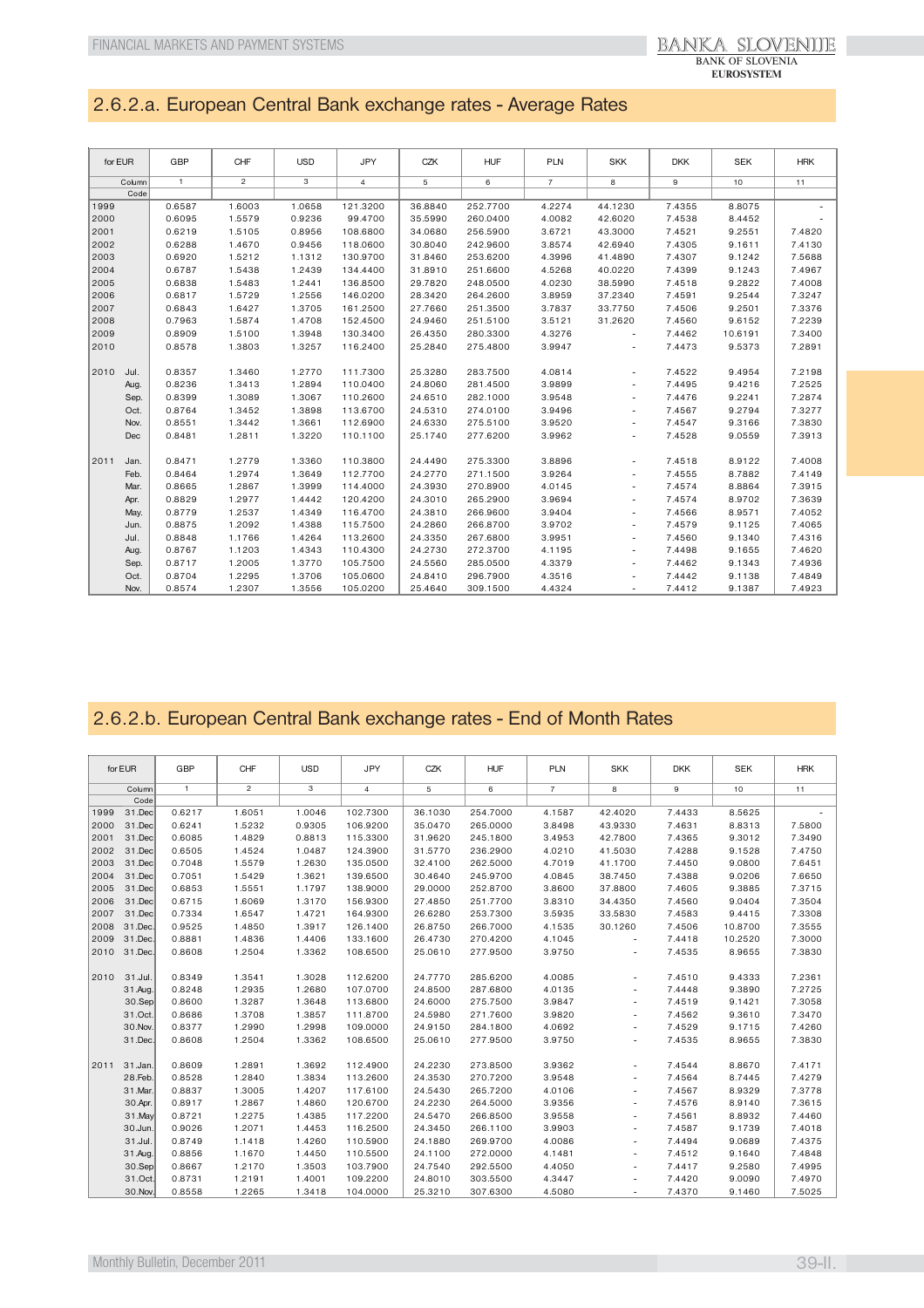## 2.6.2.a. European Central Bank exchange rates - Average Rates

| for EUR | | GBP | CHF | USD | JPY | CZK | HUF | PLN | SKK | DKK | SEK | HRK |
|---|---|---|---|---|---|---|---|---|---|---|---|---|
| Column | | 1 | 2 | 3 | 4 | 5 | 6 | 7 | 8 | 9 | 10 | 11 |
| Code | | | | | | | | | | | | |
| 1999 | | 0.6587 | 1.6003 | 1.0658 | 121.3200 | 36.8840 | 252.7700 | 4.2274 | 44.1230 | 7.4355 | 8.8075 | - |
| 2000 | | 0.6095 | 1.5579 | 0.9236 | 99.4700 | 35.5990 | 260.0400 | 4.0082 | 42.6020 | 7.4538 | 8.4452 | - |
| 2001 | | 0.6219 | 1.5105 | 0.8956 | 108.6800 | 34.0680 | 256.5900 | 3.6721 | 43.3000 | 7.4521 | 9.2551 | 7.4820 |
| 2002 | | 0.6288 | 1.4670 | 0.9456 | 118.0600 | 30.8040 | 242.9600 | 3.8574 | 42.6940 | 7.4305 | 9.1611 | 7.4130 |
| 2003 | | 0.6920 | 1.5212 | 1.1312 | 130.9700 | 31.8460 | 253.6200 | 4.3996 | 41.4890 | 7.4307 | 9.1242 | 7.5688 |
| 2004 | | 0.6787 | 1.5438 | 1.2439 | 134.4400 | 31.8910 | 251.6600 | 4.5268 | 40.0220 | 7.4399 | 9.1243 | 7.4967 |
| 2005 | | 0.6838 | 1.5483 | 1.2441 | 136.8500 | 29.7820 | 248.0500 | 4.0230 | 38.5990 | 7.4518 | 9.2822 | 7.4008 |
| 2006 | | 0.6817 | 1.5729 | 1.2556 | 146.0200 | 28.3420 | 264.2600 | 3.8959 | 37.2340 | 7.4591 | 9.2544 | 7.3247 |
| 2007 | | 0.6843 | 1.6427 | 1.3705 | 161.2500 | 27.7660 | 251.3500 | 3.7837 | 33.7750 | 7.4506 | 9.2501 | 7.3376 |
| 2008 | | 0.7963 | 1.5874 | 1.4708 | 152.4500 | 24.9460 | 251.5100 | 3.5121 | 31.2620 | 7.4560 | 9.6152 | 7.2239 |
| 2009 | | 0.8909 | 1.5100 | 1.3948 | 130.3400 | 26.4350 | 280.3300 | 4.3276 | - | 7.4462 | 10.6191 | 7.3400 |
| 2010 | | 0.8578 | 1.3803 | 1.3257 | 116.2400 | 25.2840 | 275.4800 | 3.9947 | - | 7.4473 | 9.5373 | 7.2891 |
| 2010 | Jul. | 0.8357 | 1.3460 | 1.2770 | 111.7300 | 25.3280 | 283.7500 | 4.0814 | - | 7.4522 | 9.4954 | 7.2198 |
| | Aug. | 0.8236 | 1.3413 | 1.2894 | 110.0400 | 24.8060 | 281.4500 | 3.9899 | - | 7.4495 | 9.4216 | 7.2525 |
| | Sep. | 0.8399 | 1.3089 | 1.3067 | 110.2600 | 24.6510 | 282.1000 | 3.9548 | - | 7.4476 | 9.2241 | 7.2874 |
| | Oct. | 0.8764 | 1.3452 | 1.3898 | 113.6700 | 24.5310 | 274.0100 | 3.9496 | - | 7.4567 | 9.2794 | 7.3277 |
| | Nov. | 0.8551 | 1.3442 | 1.3661 | 112.6900 | 24.6330 | 275.5100 | 3.9520 | - | 7.4547 | 9.3166 | 7.3830 |
| | Dec | 0.8481 | 1.2811 | 1.3220 | 110.1100 | 25.1740 | 277.6200 | 3.9962 | - | 7.4528 | 9.0559 | 7.3913 |
| 2011 | Jan. | 0.8471 | 1.2779 | 1.3360 | 110.3800 | 24.4490 | 275.3300 | 3.8896 | - | 7.4518 | 8.9122 | 7.4008 |
| | Feb. | 0.8464 | 1.2974 | 1.3649 | 112.7700 | 24.2770 | 271.1500 | 3.9264 | - | 7.4555 | 8.7882 | 7.4149 |
| | Mar. | 0.8665 | 1.2867 | 1.3999 | 114.4000 | 24.3930 | 270.8900 | 4.0145 | - | 7.4574 | 8.8864 | 7.3915 |
| | Apr. | 0.8829 | 1.2977 | 1.4442 | 120.4200 | 24.3010 | 265.2900 | 3.9694 | - | 7.4574 | 8.9702 | 7.3639 |
| | May. | 0.8779 | 1.2537 | 1.4349 | 116.4700 | 24.3810 | 266.9600 | 3.9404 | - | 7.4566 | 8.9571 | 7.4052 |
| | Jun. | 0.8875 | 1.2092 | 1.4388 | 115.7500 | 24.2860 | 266.8700 | 3.9702 | - | 7.4579 | 9.1125 | 7.4065 |
| | Jul. | 0.8848 | 1.1766 | 1.4264 | 113.2600 | 24.3350 | 267.6800 | 3.9951 | - | 7.4560 | 9.1340 | 7.4316 |
| | Aug. | 0.8767 | 1.1203 | 1.4343 | 110.4300 | 24.2730 | 272.3700 | 4.1195 | - | 7.4498 | 9.1655 | 7.4620 |
| | Sep. | 0.8717 | 1.2005 | 1.3770 | 105.7500 | 24.5560 | 285.0500 | 4.3379 | - | 7.4462 | 9.1343 | 7.4936 |
| | Oct. | 0.8704 | 1.2295 | 1.3706 | 105.0600 | 24.8410 | 296.7900 | 4.3516 | - | 7.4442 | 9.1138 | 7.4849 |
| | Nov. | 0.8574 | 1.2307 | 1.3556 | 105.0200 | 25.4640 | 309.1500 | 4.4324 | - | 7.4412 | 9.1387 | 7.4923 |

## 2.6.2.b. European Central Bank exchange rates - End of Month Rates

| for EUR | | GBP | CHF | USD | JPY | CZK | HUF | PLN | SKK | DKK | SEK | HRK |
|---|---|---|---|---|---|---|---|---|---|---|---|---|
| Column | | 1 | 2 | 3 | 4 | 5 | 6 | 7 | 8 | 9 | 10 | 11 |
| Code | | | | | | | | | | | | |
| 1999 | 31.Dec | 0.6217 | 1.6051 | 1.0046 | 102.7300 | 36.1030 | 254.7000 | 4.1587 | 42.4020 | 7.4433 | 8.5625 | - |
| 2000 | 31.Dec | 0.6241 | 1.5232 | 0.9305 | 106.9200 | 35.0470 | 265.0000 | 3.8498 | 43.9330 | 7.4631 | 8.8313 | 7.5800 |
| 2001 | 31.Dec | 0.6085 | 1.4829 | 0.8813 | 115.3300 | 31.9620 | 245.1800 | 3.4953 | 42.7800 | 7.4365 | 9.3012 | 7.3490 |
| 2002 | 31.Dec | 0.6505 | 1.4524 | 1.0487 | 124.3900 | 31.5770 | 236.2900 | 4.0210 | 41.5030 | 7.4288 | 9.1528 | 7.4750 |
| 2003 | 31.Dec | 0.7048 | 1.5579 | 1.2630 | 135.0500 | 32.4100 | 262.5000 | 4.7019 | 41.1700 | 7.4450 | 9.0800 | 7.6451 |
| 2004 | 31.Dec | 0.7051 | 1.5429 | 1.3621 | 139.6500 | 30.4640 | 245.9700 | 4.0845 | 38.7450 | 7.4388 | 9.0206 | 7.6650 |
| 2005 | 31.Dec | 0.6853 | 1.5551 | 1.1797 | 138.9000 | 29.0000 | 252.8700 | 3.8600 | 37.8800 | 7.4605 | 9.3885 | 7.3715 |
| 2006 | 31.Dec | 0.6715 | 1.6069 | 1.3170 | 156.9300 | 27.4850 | 251.7700 | 3.8310 | 34.4350 | 7.4560 | 9.0404 | 7.3504 |
| 2007 | 31.Dec | 0.7334 | 1.6547 | 1.4721 | 164.9300 | 26.6280 | 253.7300 | 3.5935 | 33.5830 | 7.4583 | 9.4415 | 7.3308 |
| 2008 | 31.Dec. | 0.9525 | 1.4850 | 1.3917 | 126.1400 | 26.8750 | 266.7000 | 4.1535 | 30.1260 | 7.4506 | 10.8700 | 7.3555 |
| 2009 | 31.Dec. | 0.8881 | 1.4836 | 1.4406 | 133.1600 | 26.4730 | 270.4200 | 4.1045 | - | 7.4418 | 10.2520 | 7.3000 |
| 2010 | 31.Dec. | 0.8608 | 1.2504 | 1.3362 | 108.6500 | 25.0610 | 277.9500 | 3.9750 | - | 7.4535 | 8.9655 | 7.3830 |
| 2010 | 31.Jul. | 0.8349 | 1.3541 | 1.3028 | 112.6200 | 24.7770 | 285.6200 | 4.0085 | - | 7.4510 | 9.4333 | 7.2361 |
| | 31.Aug. | 0.8248 | 1.2935 | 1.2680 | 107.0700 | 24.8500 | 287.6800 | 4.0135 | - | 7.4448 | 9.3890 | 7.2725 |
| | 30.Sep | 0.8600 | 1.3287 | 1.3648 | 113.6800 | 24.6000 | 275.7500 | 3.9847 | - | 7.4519 | 9.1421 | 7.3058 |
| | 31.Oct. | 0.8686 | 1.3708 | 1.3857 | 111.8700 | 24.5980 | 271.7600 | 3.9820 | - | 7.4562 | 9.3610 | 7.3470 |
| | 30.Nov. | 0.8377 | 1.2990 | 1.2998 | 109.0000 | 24.9150 | 284.1800 | 4.0692 | - | 7.4529 | 9.1715 | 7.4260 |
| | 31.Dec. | 0.8608 | 1.2504 | 1.3362 | 108.6500 | 25.0610 | 277.9500 | 3.9750 | - | 7.4535 | 8.9655 | 7.3830 |
| 2011 | 31.Jan. | 0.8609 | 1.2891 | 1.3692 | 112.4900 | 24.2230 | 273.8500 | 3.9362 | - | 7.4544 | 8.8670 | 7.4171 |
| | 28.Feb. | 0.8528 | 1.2840 | 1.3834 | 113.2600 | 24.3530 | 270.7200 | 3.9548 | - | 7.4564 | 8.7445 | 7.4279 |
| | 31.Mar. | 0.8837 | 1.3005 | 1.4207 | 117.6100 | 24.5430 | 265.7200 | 4.0106 | - | 7.4567 | 8.9329 | 7.3778 |
| | 30.Apr. | 0.8917 | 1.2867 | 1.4860 | 120.6700 | 24.2230 | 264.5000 | 3.9356 | - | 7.4576 | 8.9140 | 7.3615 |
| | 31.May | 0.8721 | 1.2275 | 1.4385 | 117.2200 | 24.5470 | 266.8500 | 3.9558 | - | 7.4561 | 8.8932 | 7.4460 |
| | 30.Jun. | 0.9026 | 1.2071 | 1.4453 | 116.2500 | 24.3450 | 266.1100 | 3.9903 | - | 7.4587 | 9.1739 | 7.4018 |
| | 31.Jul. | 0.8749 | 1.1418 | 1.4260 | 110.5900 | 24.1880 | 269.9700 | 4.0086 | - | 7.4494 | 9.0689 | 7.4375 |
| | 31.Aug. | 0.8856 | 1.1670 | 1.4450 | 110.5500 | 24.1100 | 272.0000 | 4.1481 | - | 7.4512 | 9.1640 | 7.4848 |
| | 30.Sep | 0.8667 | 1.2170 | 1.3503 | 103.7900 | 24.7540 | 292.5500 | 4.4050 | - | 7.4417 | 9.2580 | 7.4995 |
| | 31.Oct. | 0.8731 | 1.2191 | 1.4001 | 109.2200 | 24.8010 | 303.5500 | 4.3447 | - | 7.4420 | 9.0090 | 7.4970 |
| | 30.Nov. | 0.8558 | 1.2265 | 1.3418 | 104.0000 | 25.3210 | 307.6300 | 4.5080 | - | 7.4370 | 9.1460 | 7.5025 |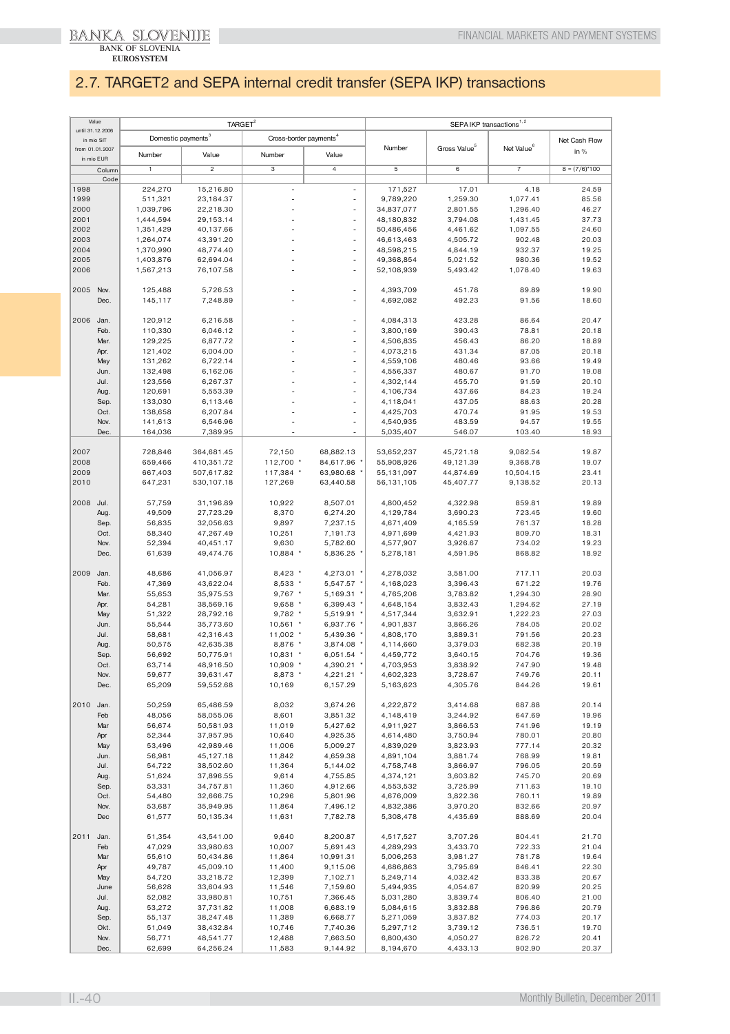## 2.7. TARGET2 and SEPA internal credit transfer (SEPA IKP) transactions

| Value until 31.12.2006 in mio SIT from 01.01.2007 in mio EUR | | TARGET[2] | | | | SEPA IKP transactions[1,2] | | | |
|---|---|---|---|---|---|---|---|---|---|
| | | Domestic payments[3] | | Cross-border payments[4] | | Number | Gross Value[5] | Net Value[6] | Net Cash Flow in % |
| | | Number | Value | Number | Value | | | | |
| Column | | 1 | 2 | 3 | 4 | 5 | 6 | 7 | 8 = (7/6)*100 |
| Code | | | | | | | | | |
| 1998 | | 224,270 | 15,216.80 | - | - | 171,527 | 17.01 | 4.18 | 24.59 |
| 1999 | | 511,321 | 23,184.37 | - | - | 9,789,220 | 1,259.30 | 1,077.41 | 85.56 |
| 2000 | | 1,039,796 | 22,218.30 | - | - | 34,837,077 | 2,801.55 | 1,296.40 | 46.27 |
| 2001 | | 1,444,594 | 29,153.14 | - | - | 48,180,832 | 3,794.08 | 1,431.45 | 37.73 |
| 2002 | | 1,351,429 | 40,137.66 | - | - | 50,486,456 | 4,461.62 | 1,097.55 | 24.60 |
| 2003 | | 1,264,074 | 43,391.20 | - | - | 46,613,463 | 4,505.72 | 902.48 | 20.03 |
| 2004 | | 1,370,990 | 48,774.40 | - | - | 48,598,215 | 4,844.19 | 932.37 | 19.25 |
| 2005 | | 1,403,876 | 62,694.04 | - | - | 49,368,854 | 5,021.52 | 980.36 | 19.52 |
| 2006 | | 1,567,213 | 76,107.58 | - | - | 52,108,939 | 5,493.42 | 1,078.40 | 19.63 |
| 2005 | Nov. | 125,488 | 5,726.53 | - | - | 4,393,709 | 451.78 | 89.89 | 19.90 |
| | Dec. | 145,117 | 7,248.89 | - | - | 4,692,082 | 492.23 | 91.56 | 18.60 |
| 2006 | Jan. | 120,912 | 6,216.58 | - | - | 4,084,313 | 423.28 | 86.64 | 20.47 |
| | Feb. | 110,330 | 6,046.12 | - | - | 3,800,169 | 390.43 | 78.81 | 20.18 |
| | Mar. | 129,225 | 6,877.72 | - | - | 4,506,835 | 456.43 | 86.20 | 18.89 |
| | Apr. | 121,402 | 6,004.00 | - | - | 4,073,215 | 431.34 | 87.05 | 20.18 |
| | May | 131,262 | 6,722.14 | - | - | 4,559,106 | 480.46 | 93.66 | 19.49 |
| | Jun. | 132,498 | 6,162.06 | - | - | 4,556,337 | 480.67 | 91.70 | 19.08 |
| | Jul. | 123,556 | 6,267.37 | - | - | 4,302,144 | 455.70 | 91.59 | 20.10 |
| | Aug. | 120,691 | 5,553.39 | - | - | 4,106,734 | 437.66 | 84.23 | 19.24 |
| | Sep. | 133,030 | 6,113.46 | - | - | 4,118,041 | 437.05 | 88.63 | 20.28 |
| | Oct. | 138,658 | 6,207.84 | - | - | 4,425,703 | 470.74 | 91.95 | 19.53 |
| | Nov. | 141,613 | 6,546.96 | - | - | 4,540,935 | 483.59 | 94.57 | 19.55 |
| | Dec. | 164,036 | 7,389.95 | - | - | 5,035,407 | 546.07 | 103.40 | 18.93 |
| 2007 | | 728,846 | 364,681.45 | 72,150 | 68,882.13 | 53,652,237 | 45,721.18 | 9,082.54 | 19.87 |
| 2008 | | 659,466 | 410,351.72 | 112,700 * | 84,617.96 * | 55,908,926 | 49,121.39 | 9,368.78 | 19.07 |
| 2009 | | 667,403 | 507,617.82 | 117,384 * | 63,980.68 * | 55,131,097 | 44,874.69 | 10,504.15 | 23.41 |
| 2010 | | 647,231 | 530,107.18 | 127,269 | 63,440.58 | 56,131,105 | 45,407.77 | 9,138.52 | 20.13 |
| 2008 | Jul. | 57,759 | 31,196.89 | 10,922 | 8,507.01 | 4,800,452 | 4,322.98 | 859.81 | 19.89 |
| | Aug. | 49,509 | 27,723.29 | 8,370 | 6,274.20 | 4,129,784 | 3,690.23 | 723.45 | 19.60 |
| | Sep. | 56,835 | 32,056.63 | 9,897 | 7,237.15 | 4,671,409 | 4,165.59 | 761.37 | 18.28 |
| | Oct. | 58,340 | 47,267.49 | 10,251 | 7,191.73 | 4,971,699 | 4,421.93 | 809.70 | 18.31 |
| | Nov. | 52,394 | 40,451.17 | 9,630 | 5,782.60 | 4,577,907 | 3,926.67 | 734.02 | 19.23 |
| | Dec. | 61,639 | 49,474.76 | 10,884 * | 5,836.25 * | 5,278,181 | 4,591.95 | 868.82 | 18.92 |
| 2009 | Jan. | 48,686 | 41,056.97 | 8,423 * | 4,273.01 * | 4,278,032 | 3,581.00 | 717.11 | 20.03 |
| | Feb. | 47,369 | 43,622.04 | 8,533 * | 5,547.57 * | 4,168,023 | 3,396.43 | 671.22 | 19.76 |
| | Mar. | 55,653 | 35,975.53 | 9,767 * | 5,169.31 * | 4,765,206 | 3,783.82 | 1,294.30 | 28.90 |
| | Apr. | 54,281 | 38,569.16 | 9,658 * | 6,399.43 * | 4,648,154 | 3,832.43 | 1,294.62 | 27.19 |
| | May | 51,322 | 28,792.16 | 9,782 * | 5,519.91 * | 4,517,344 | 3,632.91 | 1,222.23 | 27.03 |
| | Jun. | 55,544 | 35,773.60 | 10,561 * | 6,937.76 * | 4,901,837 | 3,866.26 | 784.05 | 20.02 |
| | Jul. | 58,681 | 42,316.43 | 11,002 * | 5,439.36 * | 4,808,170 | 3,889.31 | 791.56 | 20.23 |
| | Aug. | 50,575 | 42,635.38 | 8,876 * | 3,874.08 * | 4,114,660 | 3,379.03 | 682.38 | 20.19 |
| | Sep. | 56,692 | 50,775.91 | 10,831 * | 6,051.54 * | 4,459,772 | 3,640.15 | 704.76 | 19.36 |
| | Oct. | 63,714 | 48,916.50 | 10,909 * | 4,390.21 * | 4,703,953 | 3,838.92 | 747.90 | 19.48 |
| | Nov. | 59,677 | 39,631.47 | 8,873 * | 4,221.21 * | 4,602,323 | 3,728.67 | 749.76 | 20.11 |
| | Dec. | 65,209 | 59,552.68 | 10,169 | 6,157.29 | 5,163,623 | 4,305.76 | 844.26 | 19.61 |
| 2010 | Jan. | 50,259 | 65,486.59 | 8,032 | 3,674.26 | 4,222,872 | 3,414.68 | 687.88 | 20.14 |
| | Feb | 48,056 | 58,055.06 | 8,601 | 3,851.32 | 4,148,419 | 3,244.92 | 647.69 | 19.96 |
| | Mar | 56,674 | 50,581.93 | 11,019 | 5,427.62 | 4,911,927 | 3,866.53 | 741.96 | 19.19 |
| | Apr | 52,344 | 37,957.95 | 10,640 | 4,925.35 | 4,614,480 | 3,750.94 | 780.01 | 20.80 |
| | May | 53,496 | 42,989.46 | 11,006 | 5,009.27 | 4,839,029 | 3,823.93 | 777.14 | 20.32 |
| | Jun. | 56,981 | 45,127.18 | 11,842 | 4,659.38 | 4,891,104 | 3,881.74 | 768.99 | 19.81 |
| | Jul. | 54,722 | 38,502.60 | 11,364 | 5,144.02 | 4,758,748 | 3,866.97 | 796.05 | 20.59 |
| | Aug. | 51,624 | 37,896.55 | 9,614 | 4,755.85 | 4,374,121 | 3,603.82 | 745.70 | 20.69 |
| | Sep. | 53,331 | 34,757.81 | 11,360 | 4,912.66 | 4,553,532 | 3,725.99 | 711.63 | 19.10 |
| | Oct. | 54,480 | 32,666.75 | 10,296 | 5,801.96 | 4,676,009 | 3,822.36 | 760.11 | 19.89 |
| | Nov. | 53,687 | 35,949.95 | 11,864 | 7,496.12 | 4,832,386 | 3,970.20 | 832.66 | 20.97 |
| | Dec | 61,577 | 50,135.34 | 11,631 | 7,782.78 | 5,308,478 | 4,435.69 | 888.69 | 20.04 |
| 2011 | Jan. | 51,354 | 43,541.00 | 9,640 | 8,200.87 | 4,517,527 | 3,707.26 | 804.41 | 21.70 |
| | Feb | 47,029 | 33,980.63 | 10,007 | 5,691.43 | 4,289,293 | 3,433.70 | 722.33 | 21.04 |
| | Mar | 55,610 | 50,434.86 | 11,864 | 10,991.31 | 5,006,253 | 3,981.27 | 781.78 | 19.64 |
| | Apr | 49,787 | 45,009.10 | 11,400 | 9,115.06 | 4,686,863 | 3,795.69 | 846.41 | 22.30 |
| | May | 54,720 | 33,218.72 | 12,399 | 7,102.71 | 5,249,714 | 4,032.42 | 833.38 | 20.67 |
| | June | 56,628 | 33,604.93 | 11,546 | 7,159.60 | 5,494,935 | 4,054.67 | 820.99 | 20.25 |
| | Jul. | 52,082 | 33,980.81 | 10,751 | 7,366.45 | 5,031,280 | 3,839.74 | 806.40 | 21.00 |
| | Aug. | 53,272 | 37,731.82 | 11,008 | 6,683.19 | 5,084,615 | 3,832.88 | 796.86 | 20.79 |
| | Sep. | 55,137 | 38,247.48 | 11,389 | 6,668.77 | 5,271,059 | 3,837.82 | 774.03 | 20.17 |
| | Okt. | 51,049 | 38,432.84 | 10,746 | 7,740.36 | 5,297,712 | 3,739.12 | 736.51 | 19.70 |
| | Nov. | 56,771 | 48,541.77 | 12,488 | 7,663.50 | 6,800,430 | 4,050.27 | 826.72 | 20.41 |
| | Dec. | 62,699 | 64,256.24 | 11,583 | 9,144.92 | 8,194,670 | 4,433.13 | 902.90 | 20.37 |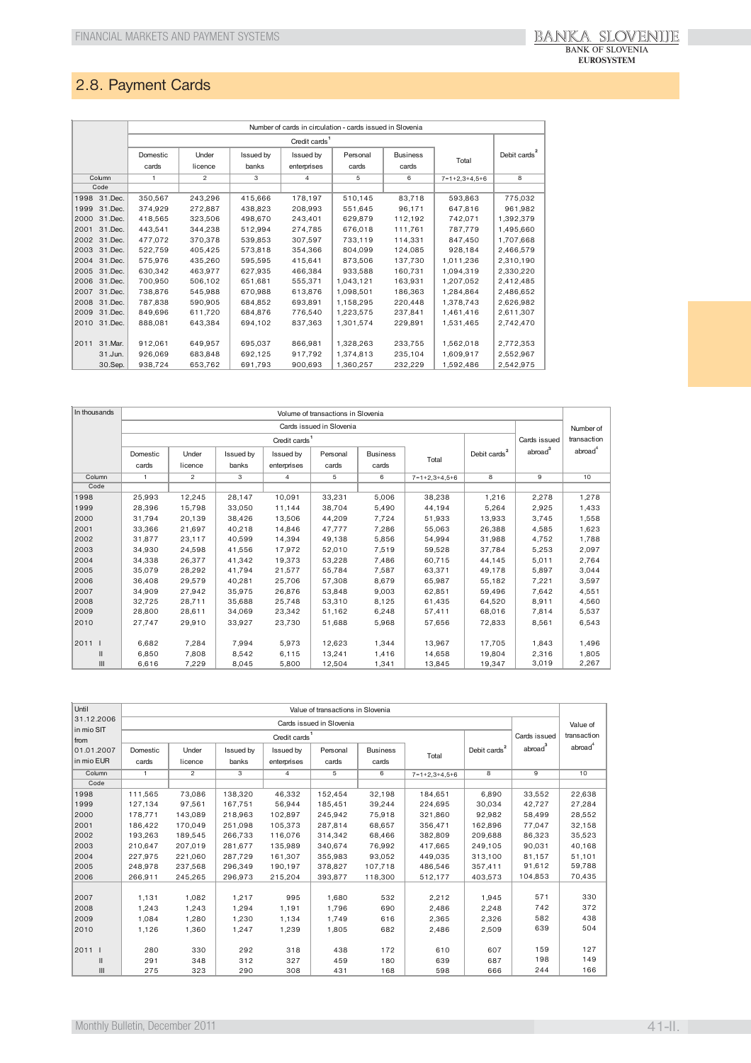## 2.8. Payment Cards

| | Number of cards in circulation - cards issued in Slovenia | | | | | | | |
|---|---|---|---|---|---|---|---|---|
| | Credit cards[1] | | | | | | | Debit cards[2] |
| | Domestic cards | Under licence | Issued by banks | Issued by enterprises | Personal cards | Business cards | Total | |
| Column | 1 | 2 | 3 | 4 | 5 | 6 | 7=1+2,3+4,5+6 | 8 |
| Code | | | | | | | | |
| 1998 31.Dec. | 350,567 | 243,296 | 415,666 | 178,197 | 510,145 | 83,718 | 593,863 | 775,032 |
| 1999 31.Dec. | 374,929 | 272,887 | 438,823 | 208,993 | 551,645 | 96,171 | 647,816 | 961,982 |
| 2000 31.Dec. | 418,565 | 323,506 | 498,670 | 243,401 | 629,879 | 112,192 | 742,071 | 1,392,379 |
| 2001 31.Dec. | 443,541 | 344,238 | 512,994 | 274,785 | 676,018 | 111,761 | 787,779 | 1,495,660 |
| 2002 31.Dec. | 477,072 | 370,378 | 539,853 | 307,597 | 733,119 | 114,331 | 847,450 | 1,707,668 |
| 2003 31.Dec. | 522,759 | 405,425 | 573,818 | 354,366 | 804,099 | 124,085 | 928,184 | 2,466,579 |
| 2004 31.Dec. | 575,976 | 435,260 | 595,595 | 415,641 | 873,506 | 137,730 | 1,011,236 | 2,310,190 |
| 2005 31.Dec. | 630,342 | 463,977 | 627,935 | 466,384 | 933,588 | 160,731 | 1,094,319 | 2,330,220 |
| 2006 31.Dec. | 700,950 | 506,102 | 651,681 | 555,371 | 1,043,121 | 163,931 | 1,207,052 | 2,412,485 |
| 2007 31.Dec. | 738,876 | 545,988 | 670,988 | 613,876 | 1,098,501 | 186,363 | 1,284,864 | 2,486,652 |
| 2008 31.Dec. | 787,838 | 590,905 | 684,852 | 693,891 | 1,158,295 | 220,448 | 1,378,743 | 2,626,982 |
| 2009 31.Dec. | 849,696 | 611,720 | 684,876 | 776,540 | 1,223,575 | 237,841 | 1,461,416 | 2,611,307 |
| 2010 31.Dec. | 888,081 | 643,384 | 694,102 | 837,363 | 1,301,574 | 229,891 | 1,531,465 | 2,742,470 |
| 2011 31.Mar. | 912,061 | 649,957 | 695,037 | 866,981 | 1,328,263 | 233,755 | 1,562,018 | 2,772,353 |
| 31.Jun. | 926,069 | 683,848 | 692,125 | 917,792 | 1,374,813 | 235,104 | 1,609,917 | 2,552,967 |
| 30.Sep. | 938,724 | 653,762 | 691,793 | 900,693 | 1,360,257 | 232,229 | 1,592,486 | 2,542,975 |

| In thousands | Volume of transactions in Slovenia | | | | | | | | | Number of transaction abroad[4] |
|---|---|---|---|---|---|---|---|---|---|---|
| | Cards issued in Slovenia | | | | | | | | Cards issued abroad[3] | |
| | Credit cards[1] | | | | | | | Debit cards[2] | | |
| | Domestic cards | Under licence | Issued by banks | Issued by enterprises | Personal cards | Business cards | Total | | | |
| Column | 1 | 2 | 3 | 4 | 5 | 6 | 7=1+2,3+4,5+6 | 8 | 9 | 10 |
| Code | | | | | | | | | | |
| 1998 | 25,993 | 12,245 | 28,147 | 10,091 | 33,231 | 5,006 | 38,238 | 1,216 | 2,278 | 1,278 |
| 1999 | 28,396 | 15,798 | 33,050 | 11,144 | 38,704 | 5,490 | 44,194 | 5,264 | 2,925 | 1,433 |
| 2000 | 31,794 | 20,139 | 38,426 | 13,506 | 44,209 | 7,724 | 51,933 | 13,933 | 3,745 | 1,558 |
| 2001 | 33,366 | 21,697 | 40,218 | 14,846 | 47,777 | 7,286 | 55,063 | 26,388 | 4,585 | 1,623 |
| 2002 | 31,877 | 23,117 | 40,599 | 14,394 | 49,138 | 5,856 | 54,994 | 31,988 | 4,752 | 1,788 |
| 2003 | 34,930 | 24,598 | 41,556 | 17,972 | 52,010 | 7,519 | 59,528 | 37,784 | 5,253 | 2,097 |
| 2004 | 34,338 | 26,377 | 41,342 | 19,373 | 53,228 | 7,486 | 60,715 | 44,145 | 5,011 | 2,764 |
| 2005 | 35,079 | 28,292 | 41,794 | 21,577 | 55,784 | 7,587 | 63,371 | 49,178 | 5,897 | 3,044 |
| 2006 | 36,408 | 29,579 | 40,281 | 25,706 | 57,308 | 8,679 | 65,987 | 55,182 | 7,221 | 3,597 |
| 2007 | 34,909 | 27,942 | 35,975 | 26,876 | 53,848 | 9,003 | 62,851 | 59,496 | 7,642 | 4,551 |
| 2008 | 32,725 | 28,711 | 35,688 | 25,748 | 53,310 | 8,125 | 61,435 | 64,520 | 8,911 | 4,560 |
| 2009 | 28,800 | 28,611 | 34,069 | 23,342 | 51,162 | 6,248 | 57,411 | 68,016 | 7,814 | 5,537 |
| 2010 | 27,747 | 29,910 | 33,927 | 23,730 | 51,688 | 5,968 | 57,656 | 72,833 | 8,561 | 6,543 |
| 2011 I | 6,682 | 7,284 | 7,994 | 5,973 | 12,623 | 1,344 | 13,967 | 17,705 | 1,843 | 1,496 |
| II | 6,850 | 7,808 | 8,542 | 6,115 | 13,241 | 1,416 | 14,658 | 19,804 | 2,316 | 1,805 |
| III | 6,616 | 7,229 | 8,045 | 5,800 | 12,504 | 1,341 | 13,845 | 19,347 | 3,019 | 2,267 |

| Until 31.12.2006 in mio SIT from 01.01.2007 in mio EUR | Value of transactions in Slovenia | | | | | | | | | Value of transaction abroad[4] |
|---|---|---|---|---|---|---|---|---|---|---|
| | Cards issued in Slovenia | | | | | | | | Cards issued abroad[3] | |
| | Credit cards[1] | | | | | | | Debit cards[2] | | |
| | Domestic cards | Under licence | Issued by banks | Issued by enterprises | Personal cards | Business cards | Total | | | |
| Column | 1 | 2 | 3 | 4 | 5 | 6 | 7=1+2,3+4,5+6 | 8 | 9 | 10 |
| Code | | | | | | | | | | |
| 1998 | 111,565 | 73,086 | 138,320 | 46,332 | 152,454 | 32,198 | 184,651 | 6,890 | 33,552 | 22,638 |
| 1999 | 127,134 | 97,561 | 167,751 | 56,944 | 185,451 | 39,244 | 224,695 | 30,034 | 42,727 | 27,284 |
| 2000 | 178,771 | 143,089 | 218,963 | 102,897 | 245,942 | 75,918 | 321,860 | 92,982 | 58,499 | 28,552 |
| 2001 | 186,422 | 170,049 | 251,098 | 105,373 | 287,814 | 68,657 | 356,471 | 162,896 | 77,047 | 32,158 |
| 2002 | 193,263 | 189,545 | 266,733 | 116,076 | 314,342 | 68,466 | 382,809 | 209,688 | 86,323 | 35,523 |
| 2003 | 210,647 | 207,019 | 281,677 | 135,989 | 340,674 | 76,992 | 417,665 | 249,105 | 90,031 | 40,168 |
| 2004 | 227,975 | 221,060 | 287,729 | 161,307 | 355,983 | 93,052 | 449,035 | 313,100 | 81,157 | 51,101 |
| 2005 | 248,978 | 237,568 | 296,349 | 190,197 | 378,827 | 107,718 | 486,546 | 357,411 | 91,612 | 59,788 |
| 2006 | 266,911 | 245,265 | 296,973 | 215,204 | 393,877 | 118,300 | 512,177 | 403,573 | 104,853 | 70,435 |
| 2007 | 1,131 | 1,082 | 1,217 | 995 | 1,680 | 532 | 2,212 | 1,945 | 571 | 330 |
| 2008 | 1,243 | 1,243 | 1,294 | 1,191 | 1,796 | 690 | 2,486 | 2,248 | 742 | 372 |
| 2009 | 1,084 | 1,280 | 1,230 | 1,134 | 1,749 | 616 | 2,365 | 2,326 | 582 | 438 |
| 2010 | 1,126 | 1,360 | 1,247 | 1,239 | 1,805 | 682 | 2,486 | 2,509 | 639 | 504 |
| 2011 I | 280 | 330 | 292 | 318 | 438 | 172 | 610 | 607 | 159 | 127 |
| II | 291 | 348 | 312 | 327 | 459 | 180 | 639 | 687 | 198 | 149 |
| III | 275 | 323 | 290 | 308 | 431 | 168 | 598 | 666 | 244 | 166 |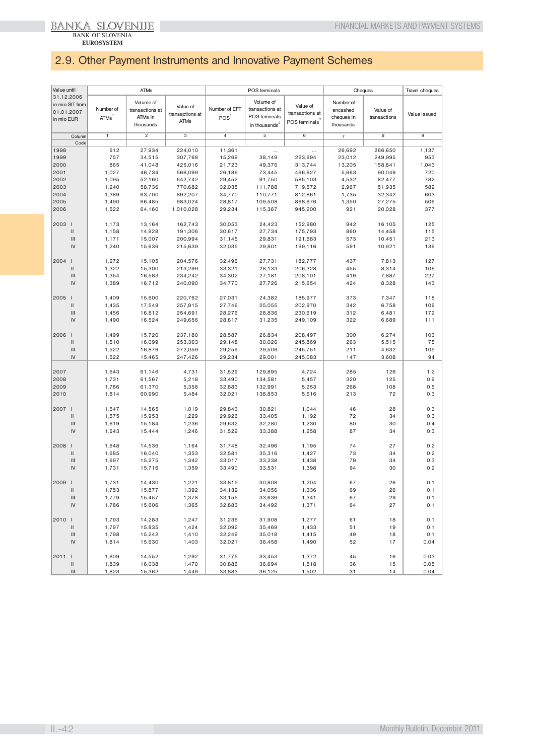## 2.9. Other Payment Instruments and Innovative Payment Schemes

| Value until 31.12.2006 in mio SIT from 01.01.2007 in mio EUR | ATMs | | | POS terminals | | | Cheques | | Travel cheques |
|---|---|---|---|---|---|---|---|---|---|
| | Number of ATMs[1] | Volume of transactions at ATMs in thousands | Value of transactions at ATMs | Number of EFT POS[1] | Volume of transactions at POS terminals in thousands[2] | Value of transactions at POS terminals[2] | Number of encashed cheques in thousands | Value of transactions | Value issued |
| Column | 1 | 2 | 3 | 4 | 5 | 6 | 7 | 8 | 9 |
| Code | | | | | | | | | |
| 1998 | 612 | 27,934 | 224,010 | 11,361 | ... | ... | 26,692 | 266,650 | 1,137 |
| 1999 | 757 | 34,515 | 307,768 | 15,269 | 38,149 | 223,694 | 23,012 | 249,995 | 953 |
| 2000 | 865 | 41,048 | 425,016 | 21,723 | 49,376 | 313,744 | 13,205 | 158,841 | 1,043 |
| 2001 | 1,027 | 46,734 | 566,099 | 26,186 | 73,445 | 466,627 | 5,663 | 90,049 | 720 |
| 2002 | 1,095 | 52,160 | 642,742 | 29,452 | 91,750 | 585,103 | 4,532 | 82,477 | 782 |
| 2003 | 1,240 | 58,736 | 770,682 | 32,035 | 111,788 | 719,572 | 2,967 | 51,935 | 589 |
| 2004 | 1,389 | 63,700 | 892,207 | 34,770 | 110,771 | 812,861 | 1,735 | 32,342 | 603 |
| 2005 | 1,490 | 66,485 | 983,024 | 28,817 | 109,508 | 868,676 | 1,350 | 27,275 | 506 |
| 2006 | 1,522 | 64,160 | 1,010,028 | 29,234 | 115,367 | 945,200 | 921 | 20,028 | 377 |
| 2003 I | 1,173 | 13,164 | 162,743 | 30,053 | 24,423 | 152,980 | 942 | 16,105 | 125 |
| II | 1,158 | 14,928 | 191,306 | 30,617 | 27,734 | 175,793 | 860 | 14,458 | 115 |
| III | 1,171 | 15,007 | 200,994 | 31,145 | 29,831 | 191,683 | 573 | 10,451 | 213 |
| IV | 1,240 | 15,636 | 215,639 | 32,035 | 29,801 | 199,116 | 591 | 10,921 | 136 |
| 2004 I | 1,272 | 15,105 | 204,576 | 32,496 | 27,731 | 182,777 | 437 | 7,813 | 127 |
| II | 1,322 | 15,300 | 213,299 | 33,321 | 28,133 | 206,328 | 455 | 8,314 | 106 |
| III | 1,354 | 16,583 | 234,242 | 34,302 | 27,181 | 208,101 | 419 | 7,887 | 227 |
| IV | 1,389 | 16,712 | 240,090 | 34,770 | 27,726 | 215,654 | 424 | 8,328 | 143 |
| 2005 I | 1,409 | 15,600 | 220,762 | 27,031 | 24,382 | 185,977 | 373 | 7,347 | 118 |
| II | 1,435 | 17,549 | 257,915 | 27,746 | 25,055 | 202,970 | 342 | 6,758 | 106 |
| III | 1,456 | 16,812 | 254,691 | 28,276 | 28,836 | 230,619 | 312 | 6,481 | 172 |
| IV | 1,490 | 16,524 | 249,656 | 28,817 | 31,235 | 249,109 | 322 | 6,689 | 111 |
| 2006 I | 1,499 | 15,720 | 237,180 | 28,587 | 26,834 | 208,497 | 300 | 6,274 | 103 |
| II | 1,510 | 16,099 | 253,363 | 29,148 | 30,026 | 245,869 | 263 | 5,515 | 75 |
| III | 1,522 | 16,876 | 272,059 | 29,259 | 29,506 | 245,751 | 211 | 4,632 | 105 |
| IV | 1,522 | 15,465 | 247,426 | 29,234 | 29,001 | 245,083 | 147 | 3,608 | 94 |
| 2007 | 1,643 | 61,146 | 4,731 | 31,529 | 129,895 | 4,724 | 285 | 126 | 1.2 |
| 2008 | 1,731 | 61,567 | 5,218 | 33,490 | 134,581 | 5,457 | 320 | 125 | 0.9 |
| 2009 | 1,786 | 61,370 | 5,356 | 32,883 | 132,991 | 5,253 | 268 | 108 | 0.5 |
| 2010 | 1,814 | 60,990 | 5,484 | 32,021 | 138,853 | 5,616 | 213 | 72 | 0.3 |
| 2007 I | 1,547 | 14,565 | 1,019 | 29,843 | 30,821 | 1,044 | 46 | 28 | 0.3 |
| II | 1,575 | 15,953 | 1,229 | 29,926 | 33,405 | 1,192 | 72 | 34 | 0.3 |
| III | 1,619 | 15,184 | 1,236 | 29,632 | 32,280 | 1,230 | 80 | 30 | 0.4 |
| IV | 1,643 | 15,444 | 1,246 | 31,529 | 33,388 | 1,258 | 87 | 34 | 0.3 |
| 2008 I | 1,648 | 14,536 | 1,164 | 31,748 | 32,496 | 1,195 | 74 | 27 | 0.2 |
| II | 1,685 | 16,040 | 1,353 | 32,581 | 35,316 | 1,427 | 73 | 34 | 0.2 |
| III | 1,697 | 15,275 | 1,342 | 33,017 | 33,238 | 1,438 | 79 | 34 | 0.3 |
| IV | 1,731 | 15,716 | 1,359 | 33,490 | 33,531 | 1,398 | 94 | 30 | 0.2 |
| 2009 I | 1,731 | 14,430 | 1,221 | 33,815 | 30,808 | 1,204 | 67 | 26 | 0.1 |
| II | 1,753 | 15,877 | 1,392 | 34,139 | 34,056 | 1,336 | 69 | 26 | 0.1 |
| III | 1,779 | 15,457 | 1,378 | 33,155 | 33,636 | 1,341 | 67 | 29 | 0.1 |
| IV | 1,786 | 15,606 | 1,365 | 32,883 | 34,492 | 1,371 | 64 | 27 | 0.1 |
| 2010 I | 1,793 | 14,283 | 1,247 | 31,236 | 31,908 | 1,277 | 61 | 18 | 0.1 |
| II | 1,797 | 15,835 | 1,424 | 32,092 | 35,469 | 1,433 | 51 | 19 | 0.1 |
| III | 1,798 | 15,242 | 1,410 | 32,249 | 35,018 | 1,415 | 49 | 18 | 0.1 |
| IV | 1,814 | 15,630 | 1,403 | 32,021 | 36,458 | 1,490 | 52 | 17 | 0.04 |
| 2011 I | 1,809 | 14,552 | 1,292 | 31,775 | 33,453 | 1,372 | 45 | 16 | 0.03 |
| II | 1,839 | 16,038 | 1,470 | 30,886 | 36,694 | 1,518 | 36 | 15 | 0.05 |
| III | 1,823 | 15,362 | 1,449 | 33,883 | 36,125 | 1,502 | 31 | 14 | 0.04 |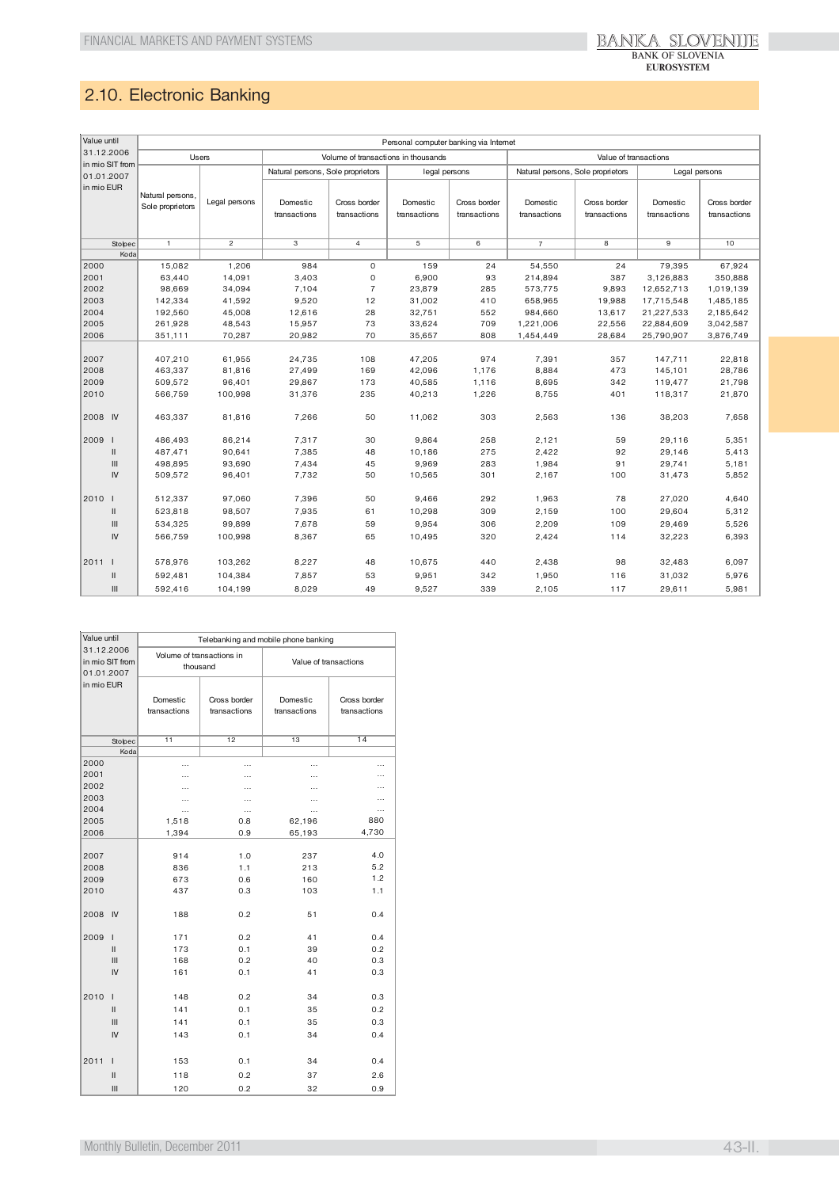## 2.10. Electronic Banking

| Value until 31.12.2006 in mio SIT from 01.01.2007 in mio EUR | Personal computer banking via Internet | | | | | | | | | |
|---|---|---|---|---|---|---|---|---|---|---|
| | Users | | Volume of transactions in thousands | | | | Value of transactions | | | |
| | | | Natural persons, Sole proprietors | | Legal persons | | Natural persons, Sole proprietors | | Legal persons | |
| | Natural persons, Sole proprietors | Legal persons | Domestic transactions | Cross border transactions | Domestic transactions | Cross border transactions | Domestic transactions | Cross border transactions | Domestic transactions | Cross border transactions |
| Stolpec | 1 | 2 | 3 | 4 | 5 | 6 | 7 | 8 | 9 | 10 |
| Koda | | | | | | | | | | |
| 2000 | 15,082 | 1,206 | 984 | 0 | 159 | 24 | 54,550 | 24 | 79,395 | 67,924 |
| 2001 | 63,440 | 14,091 | 3,403 | 0 | 6,900 | 93 | 214,894 | 387 | 3,126,883 | 350,888 |
| 2002 | 98,669 | 34,094 | 7,104 | 7 | 23,879 | 285 | 573,775 | 9,893 | 12,652,713 | 1,019,139 |
| 2003 | 142,334 | 41,592 | 9,520 | 12 | 31,002 | 410 | 658,965 | 19,988 | 17,715,548 | 1,485,185 |
| 2004 | 192,560 | 45,008 | 12,616 | 28 | 32,751 | 552 | 984,660 | 13,617 | 21,227,533 | 2,185,642 |
| 2005 | 261,928 | 48,543 | 15,957 | 73 | 33,624 | 709 | 1,221,006 | 22,556 | 22,884,609 | 3,042,587 |
| 2006 | 351,111 | 70,287 | 20,982 | 70 | 35,657 | 808 | 1,454,449 | 28,684 | 25,790,907 | 3,876,749 |
| 2007 | 407,210 | 61,955 | 24,735 | 108 | 47,205 | 974 | 7,391 | 357 | 147,711 | 22,818 |
| 2008 | 463,337 | 81,816 | 27,499 | 169 | 42,096 | 1,176 | 8,884 | 473 | 145,101 | 28,786 |
| 2009 | 509,572 | 96,401 | 29,867 | 173 | 40,585 | 1,116 | 8,695 | 342 | 119,477 | 21,798 |
| 2010 | 566,759 | 100,998 | 31,376 | 235 | 40,213 | 1,226 | 8,755 | 401 | 118,317 | 21,870 |
| 2008 IV | 463,337 | 81,816 | 7,266 | 50 | 11,062 | 303 | 2,563 | 136 | 38,203 | 7,658 |
| 2009 I | 486,493 | 86,214 | 7,317 | 30 | 9,864 | 258 | 2,121 | 59 | 29,116 | 5,351 |
| II | 487,471 | 90,641 | 7,385 | 48 | 10,186 | 275 | 2,422 | 92 | 29,146 | 5,413 |
| III | 498,895 | 93,690 | 7,434 | 45 | 9,969 | 283 | 1,984 | 91 | 29,741 | 5,181 |
| IV | 509,572 | 96,401 | 7,732 | 50 | 10,565 | 301 | 2,167 | 100 | 31,473 | 5,852 |
| 2010 I | 512,337 | 97,060 | 7,396 | 50 | 9,466 | 292 | 1,963 | 78 | 27,020 | 4,640 |
| II | 523,818 | 98,507 | 7,935 | 61 | 10,298 | 309 | 2,159 | 100 | 29,604 | 5,312 |
| III | 534,325 | 99,899 | 7,678 | 59 | 9,954 | 306 | 2,209 | 109 | 29,469 | 5,526 |
| IV | 566,759 | 100,998 | 8,367 | 65 | 10,495 | 320 | 2,424 | 114 | 32,223 | 6,393 |
| 2011 I | 578,976 | 103,262 | 8,227 | 48 | 10,675 | 440 | 2,438 | 98 | 32,483 | 6,097 |
| II | 592,481 | 104,384 | 7,857 | 53 | 9,951 | 342 | 1,950 | 116 | 31,032 | 5,976 |
| III | 592,416 | 104,199 | 8,029 | 49 | 9,527 | 339 | 2,105 | 117 | 29,611 | 5,981 |

| Value until 31.12.2006 in mio SIT from 01.01.2007 in mio EUR | Telebanking and mobile phone banking | | | |
|---|---|---|---|---|
| | Volume of transactions in thousand | | Value of transactions | |
| | Domestic transactions | Cross border transactions | Domestic transactions | Cross border transactions |
| Stolpec | 11 | 12 | 13 | 14 |
| Koda | | | | |
| 2000 | ... | ... | ... | ... |
| 2001 | ... | ... | ... | ... |
| 2002 | ... | ... | ... | ... |
| 2003 | ... | ... | ... | ... |
| 2004 | ... | ... | ... | ... |
| 2005 | 1,518 | 0.8 | 62,196 | 880 |
| 2006 | 1,394 | 0.9 | 65,193 | 4,730 |
| 2007 | 914 | 1.0 | 237 | 4.0 |
| 2008 | 836 | 1.1 | 213 | 5.2 |
| 2009 | 673 | 0.6 | 160 | 1.2 |
| 2010 | 437 | 0.3 | 103 | 1.1 |
| 2008 IV | 188 | 0.2 | 51 | 0.4 |
| 2009 I | 171 | 0.2 | 41 | 0.4 |
| II | 173 | 0.1 | 39 | 0.2 |
| III | 168 | 0.2 | 40 | 0.3 |
| IV | 161 | 0.1 | 41 | 0.3 |
| 2010 I | 148 | 0.2 | 34 | 0.3 |
| II | 141 | 0.1 | 35 | 0.2 |
| III | 141 | 0.1 | 35 | 0.3 |
| IV | 143 | 0.1 | 34 | 0.4 |
| 2011 I | 153 | 0.1 | 34 | 0.4 |
| II | 118 | 0.2 | 37 | 2.6 |
| III | 120 | 0.2 | 32 | 0.9 |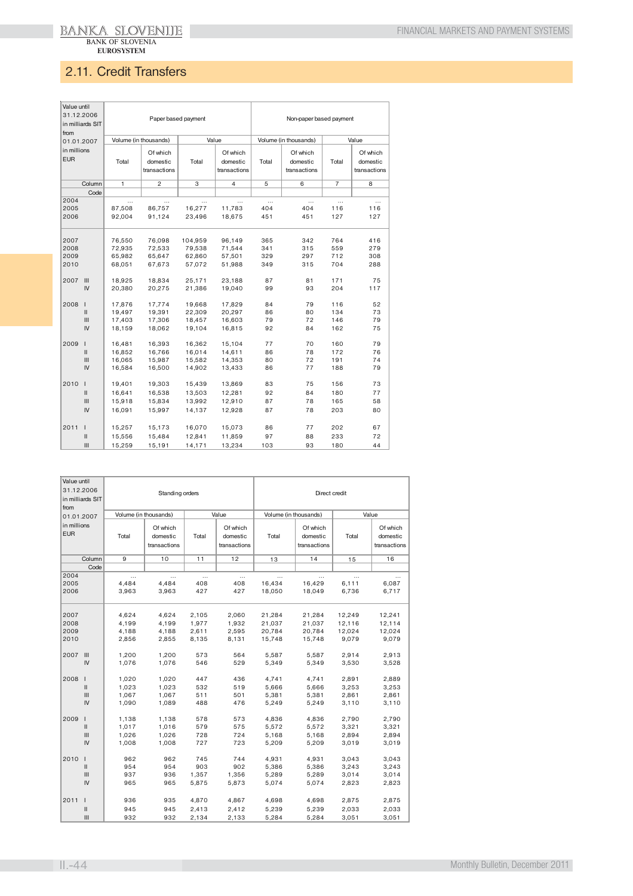## 2.11. Credit Transfers

| Value until 31.12.2006 in milliards SIT from 01.01.2007 in millions EUR | Paper based payment | | | | Non-paper based payment | | | |
|---|---|---|---|---|---|---|---|---|
| | Volume (in thousands) | | Value | | Volume (in thousands) | | Value | |
| | Total | Of which domestic transactions | Total | Of which domestic transactions | Total | Of which domestic transactions | Total | Of which domestic transactions |
| Column | 1 | 2 | 3 | 4 | 5 | 6 | 7 | 8 |
| Code | | | | | | | | |
| 2004 | ... | ... | ... | ... | ... | ... | ... | ... |
| 2005 | 87,508 | 86,757 | 16,277 | 11,783 | 404 | 404 | 116 | 116 |
| 2006 | 92,004 | 91,124 | 23,496 | 18,675 | 451 | 451 | 127 | 127 |
| 2007 | 76,550 | 76,098 | 104,959 | 96,149 | 365 | 342 | 764 | 416 |
| 2008 | 72,935 | 72,533 | 79,538 | 71,544 | 341 | 315 | 559 | 279 |
| 2009 | 65,982 | 65,647 | 62,860 | 57,501 | 329 | 297 | 712 | 308 |
| 2010 | 68,051 | 67,673 | 57,072 | 51,988 | 349 | 315 | 704 | 288 |
| 2007 III | 18,925 | 18,834 | 25,171 | 23,188 | 87 | 81 | 171 | 75 |
| IV | 20,380 | 20,275 | 21,386 | 19,040 | 99 | 93 | 204 | 117 |
| 2008 I | 17,876 | 17,774 | 19,668 | 17,829 | 84 | 79 | 116 | 52 |
| II | 19,497 | 19,391 | 22,309 | 20,297 | 86 | 80 | 134 | 73 |
| III | 17,403 | 17,306 | 18,457 | 16,603 | 79 | 72 | 146 | 79 |
| IV | 18,159 | 18,062 | 19,104 | 16,815 | 92 | 84 | 162 | 75 |
| 2009 I | 16,481 | 16,393 | 16,362 | 15,104 | 77 | 70 | 160 | 79 |
| II | 16,852 | 16,766 | 16,014 | 14,611 | 86 | 78 | 172 | 76 |
| III | 16,065 | 15,987 | 15,582 | 14,353 | 80 | 72 | 191 | 74 |
| IV | 16,584 | 16,500 | 14,902 | 13,433 | 86 | 77 | 188 | 79 |
| 2010 I | 19,401 | 19,303 | 15,439 | 13,869 | 83 | 75 | 156 | 73 |
| II | 16,641 | 16,538 | 13,503 | 12,281 | 92 | 84 | 180 | 77 |
| III | 15,918 | 15,834 | 13,992 | 12,910 | 87 | 78 | 165 | 58 |
| IV | 16,091 | 15,997 | 14,137 | 12,928 | 87 | 78 | 203 | 80 |
| 2011 I | 15,257 | 15,173 | 16,070 | 15,073 | 86 | 77 | 202 | 67 |
| II | 15,556 | 15,484 | 12,841 | 11,859 | 97 | 88 | 233 | 72 |
| III | 15,259 | 15,191 | 14,171 | 13,234 | 103 | 93 | 180 | 44 |

| Value until 31.12.2006 in milliards SIT from 01.01.2007 in millions EUR | Standing orders | | | | Direct credit | | | |
|---|---|---|---|---|---|---|---|---|
| | Volume (in thousands) | | Value | | Volume (in thousands) | | Value | |
| | Total | Of which domestic transactions | Total | Of which domestic transactions | Total | Of which domestic transactions | Total | Of which domestic transactions |
| Column | 9 | 10 | 11 | 12 | 13 | 14 | 15 | 16 |
| Code | | | | | | | | |
| 2004 | ... | ... | ... | ... | ... | ... | ... | ... |
| 2005 | 4,484 | 4,484 | 408 | 408 | 16,434 | 16,429 | 6,111 | 6,087 |
| 2006 | 3,963 | 3,963 | 427 | 427 | 18,050 | 18,049 | 6,736 | 6,717 |
| 2007 | 4,624 | 4,624 | 2,105 | 2,060 | 21,284 | 21,284 | 12,249 | 12,241 |
| 2008 | 4,199 | 4,199 | 1,977 | 1,932 | 21,037 | 21,037 | 12,116 | 12,114 |
| 2009 | 4,188 | 4,188 | 2,611 | 2,595 | 20,784 | 20,784 | 12,024 | 12,024 |
| 2010 | 2,856 | 2,855 | 8,135 | 8,131 | 15,748 | 15,748 | 9,079 | 9,079 |
| 2007 III | 1,200 | 1,200 | 573 | 564 | 5,587 | 5,587 | 2,914 | 2,913 |
| IV | 1,076 | 1,076 | 546 | 529 | 5,349 | 5,349 | 3,530 | 3,528 |
| 2008 I | 1,020 | 1,020 | 447 | 436 | 4,741 | 4,741 | 2,891 | 2,889 |
| II | 1,023 | 1,023 | 532 | 519 | 5,666 | 5,666 | 3,253 | 3,253 |
| III | 1,067 | 1,067 | 511 | 501 | 5,381 | 5,381 | 2,861 | 2,861 |
| IV | 1,090 | 1,089 | 488 | 476 | 5,249 | 5,249 | 3,110 | 3,110 |
| 2009 I | 1,138 | 1,138 | 578 | 573 | 4,836 | 4,836 | 2,790 | 2,790 |
| II | 1,017 | 1,016 | 579 | 575 | 5,572 | 5,572 | 3,321 | 3,321 |
| III | 1,026 | 1,026 | 728 | 724 | 5,168 | 5,168 | 2,894 | 2,894 |
| IV | 1,008 | 1,008 | 727 | 723 | 5,209 | 5,209 | 3,019 | 3,019 |
| 2010 I | 962 | 962 | 745 | 744 | 4,931 | 4,931 | 3,043 | 3,043 |
| II | 954 | 954 | 903 | 902 | 5,386 | 5,386 | 3,243 | 3,243 |
| III | 937 | 936 | 1,357 | 1,356 | 5,289 | 5,289 | 3,014 | 3,014 |
| IV | 965 | 965 | 5,875 | 5,873 | 5,074 | 5,074 | 2,823 | 2,823 |
| 2011 I | 936 | 935 | 4,870 | 4,867 | 4,698 | 4,698 | 2,875 | 2,875 |
| II | 945 | 945 | 2,413 | 2,412 | 5,239 | 5,239 | 2,033 | 2,033 |
| III | 932 | 932 | 2,134 | 2,133 | 5,284 | 5,284 | 3,051 | 3,051 |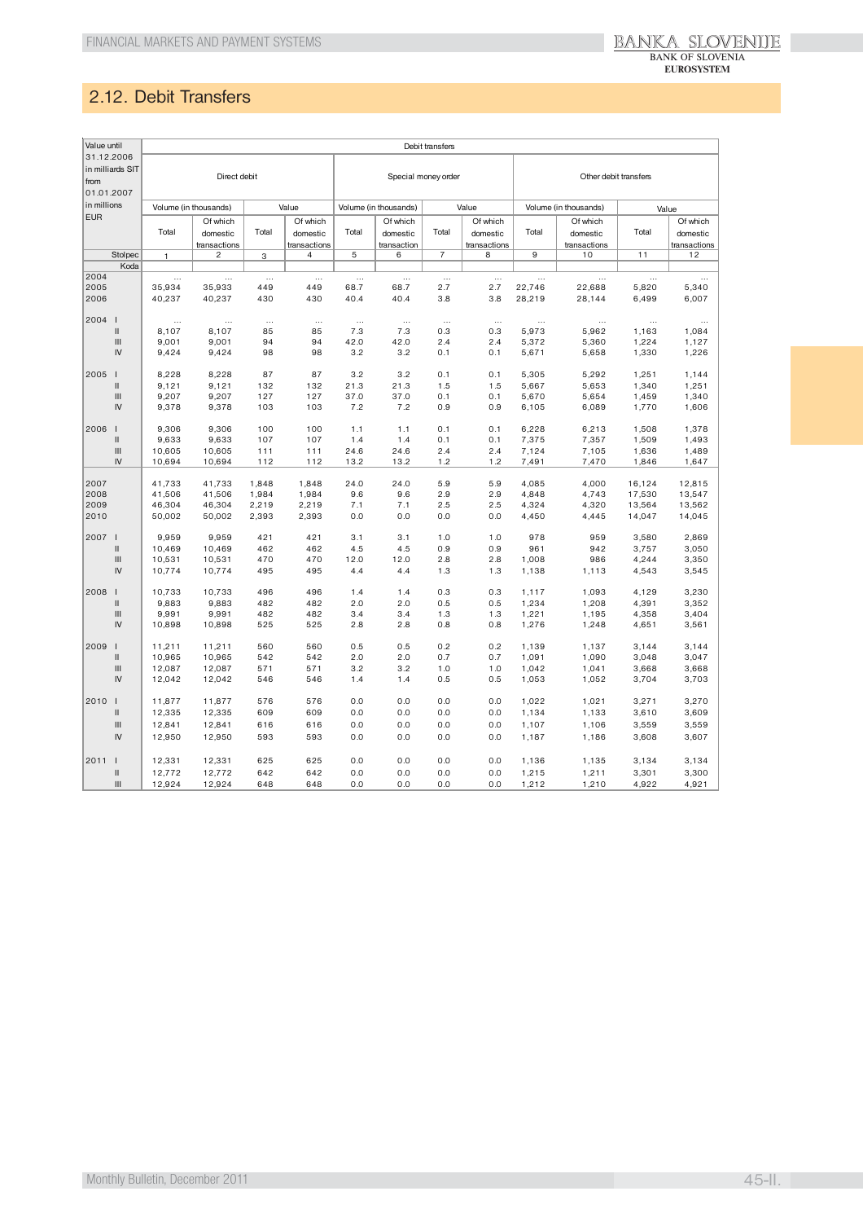## 2.12. Debit Transfers

| Value until 31.12.2006 in milliards SIT from 01.01.2007 in millions EUR | | Debit transfers | | | | | | | | | | | |
|---|---|---|---|---|---|---|---|---|---|---|---|---|---|
| | | Direct debit | | | | Special money order | | | | Other debit transfers | | | |
| | | Volume (in thousands) | | Value | | Volume (in thousands) | | Value | | Volume (in thousands) | | Value | |
| | | Total | Of which domestic transactions | Total | Of which domestic transactions | Total | Of which domestic transaction | Total | Of which domestic transactions | Total | Of which domestic transactions | Total | Of which domestic transactions |
| | Stolpec | 1 | 2 | 3 | 4 | 5 | 6 | 7 | 8 | 9 | 10 | 11 | 12 |
| | Koda | | | | | | | | | | | | |
| 2004 | | ... | ... | ... | ... | ... | ... | ... | ... | ... | ... | ... | ... |
| 2005 | | 35,934 | 35,933 | 449 | 449 | 68.7 | 68.7 | 2.7 | 2.7 | 22,746 | 22,688 | 5,820 | 5,340 |
| 2006 | | 40,237 | 40,237 | 430 | 430 | 40.4 | 40.4 | 3.8 | 3.8 | 28,219 | 28,144 | 6,499 | 6,007 |
| 2004 | I | ... | ... | ... | ... | ... | ... | ... | ... | ... | ... | ... | ... |
| | II | 8,107 | 8,107 | 85 | 85 | 7.3 | 7.3 | 0.3 | 0.3 | 5,973 | 5,962 | 1,163 | 1,084 |
| | III | 9,001 | 9,001 | 94 | 94 | 42.0 | 42.0 | 2.4 | 2.4 | 5,372 | 5,360 | 1,224 | 1,127 |
| | IV | 9,424 | 9,424 | 98 | 98 | 3.2 | 3.2 | 0.1 | 0.1 | 5,671 | 5,658 | 1,330 | 1,226 |
| 2005 | I | 8,228 | 8,228 | 87 | 87 | 3.2 | 3.2 | 0.1 | 0.1 | 5,305 | 5,292 | 1,251 | 1,144 |
| | II | 9,121 | 9,121 | 132 | 132 | 21.3 | 21.3 | 1.5 | 1.5 | 5,667 | 5,653 | 1,340 | 1,251 |
| | III | 9,207 | 9,207 | 127 | 127 | 37.0 | 37.0 | 0.1 | 0.1 | 5,670 | 5,654 | 1,459 | 1,340 |
| | IV | 9,378 | 9,378 | 103 | 103 | 7.2 | 7.2 | 0.9 | 0.9 | 6,105 | 6,089 | 1,770 | 1,606 |
| 2006 | I | 9,306 | 9,306 | 100 | 100 | 1.1 | 1.1 | 0.1 | 0.1 | 6,228 | 6,213 | 1,508 | 1,378 |
| | II | 9,633 | 9,633 | 107 | 107 | 1.4 | 1.4 | 0.1 | 0.1 | 7,375 | 7,357 | 1,509 | 1,493 |
| | III | 10,605 | 10,605 | 111 | 111 | 24.6 | 24.6 | 2.4 | 2.4 | 7,124 | 7,105 | 1,636 | 1,489 |
| | IV | 10,694 | 10,694 | 112 | 112 | 13.2 | 13.2 | 1.2 | 1.2 | 7,491 | 7,470 | 1,846 | 1,647 |
| 2007 | | 41,733 | 41,733 | 1,848 | 1,848 | 24.0 | 24.0 | 5.9 | 5.9 | 4,085 | 4,000 | 16,124 | 12,815 |
| 2008 | | 41,506 | 41,506 | 1,984 | 1,984 | 9.6 | 9.6 | 2.9 | 2.9 | 4,848 | 4,743 | 17,530 | 13,547 |
| 2009 | | 46,304 | 46,304 | 2,219 | 2,219 | 7.1 | 7.1 | 2.5 | 2.5 | 4,324 | 4,320 | 13,564 | 13,562 |
| 2010 | | 50,002 | 50,002 | 2,393 | 2,393 | 0.0 | 0.0 | 0.0 | 0.0 | 4,450 | 4,445 | 14,047 | 14,045 |
| 2007 | I | 9,959 | 9,959 | 421 | 421 | 3.1 | 3.1 | 1.0 | 1.0 | 978 | 959 | 3,580 | 2,869 |
| | II | 10,469 | 10,469 | 462 | 462 | 4.5 | 4.5 | 0.9 | 0.9 | 961 | 942 | 3,757 | 3,050 |
| | III | 10,531 | 10,531 | 470 | 470 | 12.0 | 12.0 | 2.8 | 2.8 | 1,008 | 986 | 4,244 | 3,350 |
| | IV | 10,774 | 10,774 | 495 | 495 | 4.4 | 4.4 | 1.3 | 1.3 | 1,138 | 1,113 | 4,543 | 3,545 |
| 2008 | I | 10,733 | 10,733 | 496 | 496 | 1.4 | 1.4 | 0.3 | 0.3 | 1,117 | 1,093 | 4,129 | 3,230 |
| | II | 9,883 | 9,883 | 482 | 482 | 2.0 | 2.0 | 0.5 | 0.5 | 1,234 | 1,208 | 4,391 | 3,352 |
| | III | 9,991 | 9,991 | 482 | 482 | 3.4 | 3.4 | 1.3 | 1.3 | 1,221 | 1,195 | 4,358 | 3,404 |
| | IV | 10,898 | 10,898 | 525 | 525 | 2.8 | 2.8 | 0.8 | 0.8 | 1,276 | 1,248 | 4,651 | 3,561 |
| 2009 | I | 11,211 | 11,211 | 560 | 560 | 0.5 | 0.5 | 0.2 | 0.2 | 1,139 | 1,137 | 3,144 | 3,144 |
| | II | 10,965 | 10,965 | 542 | 542 | 2.0 | 2.0 | 0.7 | 0.7 | 1,091 | 1,090 | 3,048 | 3,047 |
| | III | 12,087 | 12,087 | 571 | 571 | 3.2 | 3.2 | 1.0 | 1.0 | 1,042 | 1,041 | 3,668 | 3,668 |
| | IV | 12,042 | 12,042 | 546 | 546 | 1.4 | 1.4 | 0.5 | 0.5 | 1,053 | 1,052 | 3,704 | 3,703 |
| 2010 | I | 11,877 | 11,877 | 576 | 576 | 0.0 | 0.0 | 0.0 | 0.0 | 1,022 | 1,021 | 3,271 | 3,270 |
| | II | 12,335 | 12,335 | 609 | 609 | 0.0 | 0.0 | 0.0 | 0.0 | 1,134 | 1,133 | 3,610 | 3,609 |
| | III | 12,841 | 12,841 | 616 | 616 | 0.0 | 0.0 | 0.0 | 0.0 | 1,107 | 1,106 | 3,559 | 3,559 |
| | IV | 12,950 | 12,950 | 593 | 593 | 0.0 | 0.0 | 0.0 | 0.0 | 1,187 | 1,186 | 3,608 | 3,607 |
| 2011 | I | 12,331 | 12,331 | 625 | 625 | 0.0 | 0.0 | 0.0 | 0.0 | 1,136 | 1,135 | 3,134 | 3,134 |
| | II | 12,772 | 12,772 | 642 | 642 | 0.0 | 0.0 | 0.0 | 0.0 | 1,215 | 1,211 | 3,301 | 3,300 |
| | III | 12,924 | 12,924 | 648 | 648 | 0.0 | 0.0 | 0.0 | 0.0 | 1,212 | 1,210 | 4,922 | 4,921 |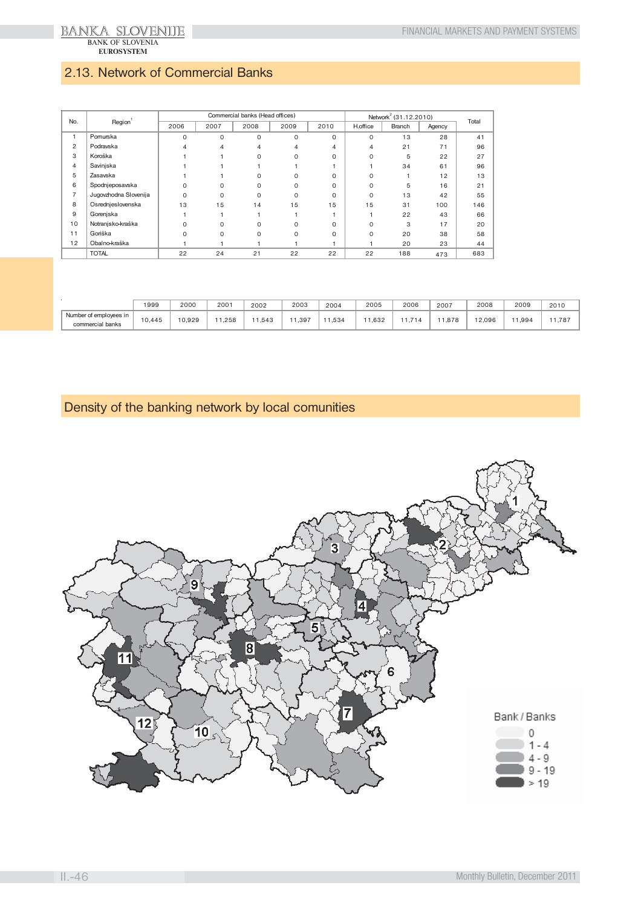## 2.13. Network of Commercial Banks

| No. | Region[1] | Commercial banks (Head offices) | | | | | Network[2] (31.12.2010) | | | Total |
|---|---|---|---|---|---|---|---|---|---|---|
| | | 2006 | 2007 | 2008 | 2009 | 2010 | H.office | Branch | Agency | |
| 1 | Pomurska | 0 | 0 | 0 | 0 | 0 | 0 | 13 | 28 | 41 |
| 2 | Podravska | 4 | 4 | 4 | 4 | 4 | 4 | 21 | 71 | 96 |
| 3 | Koroška | 1 | 1 | 0 | 0 | 0 | 0 | 5 | 22 | 27 |
| 4 | Savinjska | 1 | 1 | 1 | 1 | 1 | 1 | 34 | 61 | 96 |
| 5 | Zasavska | 1 | 1 | 0 | 0 | 0 | 0 | 1 | 12 | 13 |
| 6 | Spodnjeposavska | 0 | 0 | 0 | 0 | 0 | 0 | 5 | 16 | 21 |
| 7 | Jugovzhodna Slovenija | 0 | 0 | 0 | 0 | 0 | 0 | 13 | 42 | 55 |
| 8 | Osrednjeslovenska | 13 | 15 | 14 | 15 | 15 | 15 | 31 | 100 | 146 |
| 9 | Gorenjska | 1 | 1 | 1 | 1 | 1 | 1 | 22 | 43 | 66 |
| 10 | Notranjsko-kraška | 0 | 0 | 0 | 0 | 0 | 0 | 3 | 17 | 20 |
| 11 | Goriška | 0 | 0 | 0 | 0 | 0 | 0 | 20 | 38 | 58 |
| 12 | Obalno-kraška | 1 | 1 | 1 | 1 | 1 | 1 | 20 | 23 | 44 |
| | TOTAL | 22 | 24 | 21 | 22 | 22 | 22 | 188 | 473 | 683 |

| | 1999 | 2000 | 2001 | 2002 | 2003 | 2004 | 2005 | 2006 | 2007 | 2008 | 2009 | 2010 |
|---|---|---|---|---|---|---|---|---|---|---|---|---|
| Number of employees in commercial banks | 10,445 | 10,929 | 11,258 | 11,543 | 11,397 | 11,534 | 11,632 | 11,714 | 11,878 | 12,096 | 11,994 | 11,787 |

## Density of the banking network by local comunities

Bank / Banks
- 0
- 1 - 4
- 4 - 9
- 9 - 19
- > 19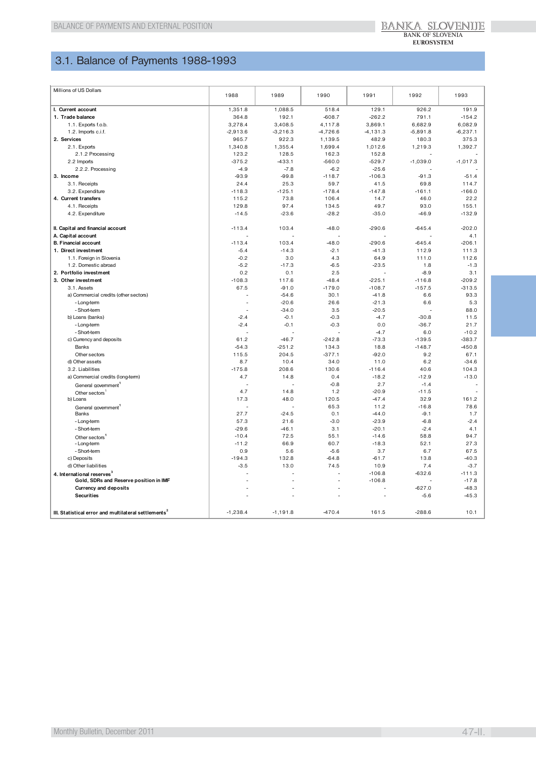## 3.1. Balance of Payments 1988-1993

| Millions of US Dollars | 1988 | 1989 | 1990 | 1991 | 1992 | 1993 |
|---|---|---|---|---|---|---|
| **I. Current account** | 1,351.8 | 1,088.5 | 518.4 | 129.1 | 926.2 | 191.9 |
| **1. Trade balance** | 364.8 | 192.1 | -608.7 | -262.2 | 791.1 | -154.2 |
| 1.1. Exports f.o.b. | 3,278.4 | 3,408.5 | 4,117.8 | 3,869.1 | 6,682.9 | 6,082.9 |
| 1.2. Imports c.i.f. | -2,913.6 | -3,216.3 | -4,726.6 | -4,131.3 | -5,891.8 | -6,237.1 |
| **2. Services** | 965.7 | 922.3 | 1,139.5 | 482.9 | 180.3 | 375.3 |
| 2.1. Exports | 1,340.8 | 1,355.4 | 1,699.4 | 1,012.6 | 1,219.3 | 1,392.7 |
| 2.1.2 Processing | 123.2 | 128.5 | 162.3 | 152.8 | - | - |
| 2.2 Imports | -375.2 | -433.1 | -560.0 | -529.7 | -1,039.0 | -1,017.3 |
| 2.2.2. Processing | -4.9 | -7.8 | -6.2 | -25.6 | - | - |
| **3. Income** | -93.9 | -99.8 | -118.7 | -106.3 | -91.3 | -51.4 |
| 3.1. Receipts | 24.4 | 25.3 | 59.7 | 41.5 | 69.8 | 114.7 |
| 3.2. Expenditure | -118.3 | -125.1 | -178.4 | -147.8 | -161.1 | -166.0 |
| **4. Current transfers** | 115.2 | 73.8 | 106.4 | 14.7 | 46.0 | 22.2 |
| 4.1. Receipts | 129.8 | 97.4 | 134.5 | 49.7 | 93.0 | 155.1 |
| 4.2. Expenditure | -14.5 | -23.6 | -28.2 | -35.0 | -46.9 | -132.9 |
| | | | | | | |
| **II. Capital and financial account** | -113.4 | 103.4 | -48.0 | -290.6 | -645.4 | -202.0 |
| **A. Capital account** | - | - | - | - | - | 4.1 |
| **B. Financial account** | -113.4 | 103.4 | -48.0 | -290.6 | -645.4 | -206.1 |
| **1. Direct investment** | -5.4 | -14.3 | -2.1 | -41.3 | 112.9 | 111.3 |
| 1.1. Foreign in Slovenia | -0.2 | 3.0 | 4.3 | 64.9 | 111.0 | 112.6 |
| 1.2. Domestic abroad | -5.2 | -17.3 | -6.5 | -23.5 | 1.8 | -1.3 |
| **2. Portfolio investment** | 0.2 | 0.1 | 2.5 | - | -8.9 | 3.1 |
| **3. Other investment** | -108.3 | 117.6 | -48.4 | -225.1 | -116.8 | -209.2 |
| 3.1. Assets | 67.5 | -91.0 | -179.0 | -108.7 | -157.5 | -313.5 |
| a) Commercial credits (other sectors) | - | -54.6 | 30.1 | -41.8 | 6.6 | 93.3 |
| - Long-term | - | -20.6 | 26.6 | -21.3 | 6.6 | 5.3 |
| - Short-term | - | -34.0 | 3.5 | -20.5 | - | 88.0 |
| b) Loans (banks) | -2.4 | -0.1 | -0.3 | -4.7 | -30.8 | 11.5 |
| - Long-term | -2.4 | -0.1 | -0.3 | 0.0 | -36.7 | 21.7 |
| - Short-term | - | - | - | -4.7 | 6.0 | -10.2 |
| c) Currency and deposits | 61.2 | -46.7 | -242.8 | -73.3 | -139.5 | -383.7 |
| Banks | -54.3 | -251.2 | 134.3 | 18.8 | -148.7 | -450.8 |
| Other sectors | 115.5 | 204.5 | -377.1 | -92.0 | 9.2 | 67.1 |
| d) Other assets | 8.7 | 10.4 | 34.0 | 11.0 | 6.2 | -34.6 |
| 3.2. Liabilities | -175.8 | 208.6 | 130.6 | -116.4 | 40.6 | 104.3 |
| a) Commercial credits (long-term) | 4.7 | 14.8 | 0.4 | -18.2 | -12.9 | -13.0 |
| General government[1] | - | - | -0.8 | 2.7 | -1.4 | - |
| Other sectors[1] | 4.7 | 14.8 | 1.2 | -20.9 | -11.5 | - |
| b) Loans | 17.3 | 48.0 | 120.5 | -47.4 | 32.9 | 161.2 |
| General government[1] | - | - | 65.3 | 11.2 | -16.8 | 78.6 |
| Banks | 27.7 | -24.5 | 0.1 | -44.0 | -9.1 | 1.7 |
| - Long-term | 57.3 | 21.6 | -3.0 | -23.9 | -6.8 | -2.4 |
| - Short-term | -29.6 | -46.1 | 3.1 | -20.1 | -2.4 | 4.1 |
| Other sectors[1] | -10.4 | 72.5 | 55.1 | -14.6 | 58.8 | 94.7 |
| - Long-term | -11.2 | 66.9 | 60.7 | -18.3 | 52.1 | 27.3 |
| - Short-term | 0.9 | 5.6 | -5.6 | 3.7 | 6.7 | 67.5 |
| c) Deposits | -194.3 | 132.8 | -64.8 | -61.7 | 13.8 | -40.3 |
| d) Other liabilities | -3.5 | 13.0 | 74.5 | 10.9 | 7.4 | -3.7 |
| **4. International reserves[3]** | - | - | - | -106.8 | -632.6 | -111.3 |
| **Gold, SDRs and Reserve position in IMF** | - | - | - | -106.8 | - | -17.8 |
| **Currency and deposits** | - | - | - | - | -627.0 | -48.3 |
| **Securities** | - | - | - | - | -5.6 | -45.3 |
| | | | | | | |
| **III. Statistical error and multilateral settlements[2]** | -1,238.4 | -1,191.8 | -470.4 | 161.5 | -288.6 | 10.1 |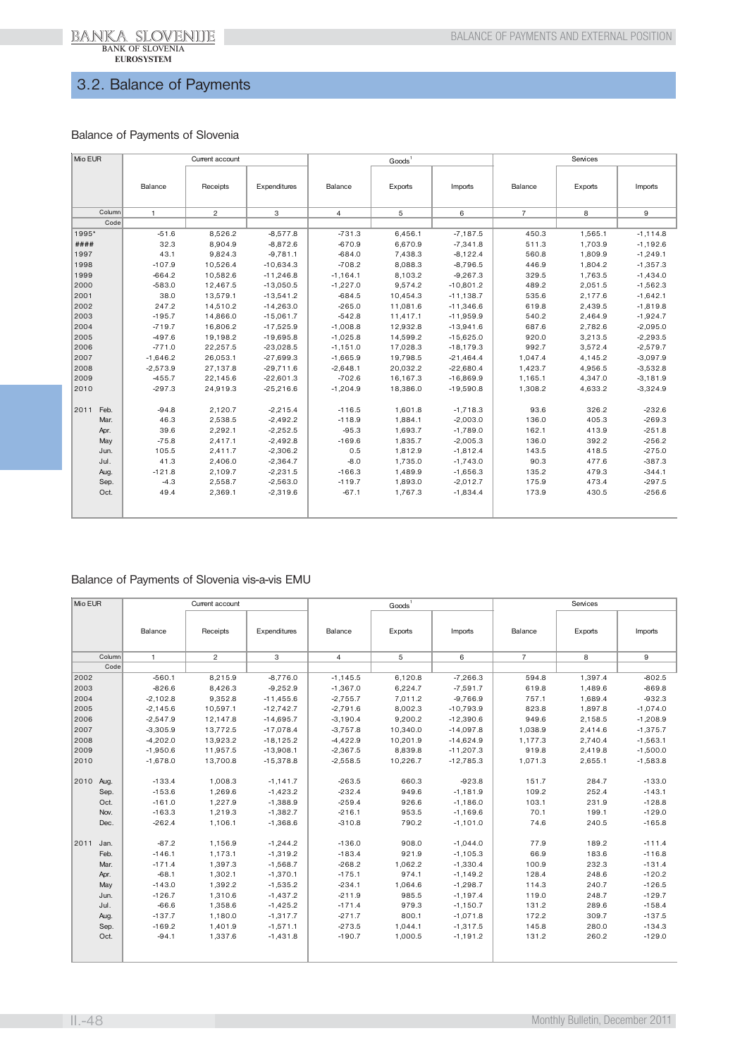## 3.2. Balance of Payments

### Balance of Payments of Slovenia

| Mio EUR | | Current account | | | Goods[1] | | | Services | | |
|---|---|---|---|---|---|---|---|---|---|---|
| | | Balance | Receipts | Expenditures | Balance | Exports | Imports | Balance | Exports | Imports |
| | Column | 1 | 2 | 3 | 4 | 5 | 6 | 7 | 8 | 9 |
| | Code | | | | | | | | | |
| 1995* | | -51.6 | 8,526.2 | -8,577.8 | -731.3 | 6,456.1 | -7,187.5 | 450.3 | 1,565.1 | -1,114.8 |
| #### | | 32.3 | 8,904.9 | -8,872.6 | -670.9 | 6,670.9 | -7,341.8 | 511.3 | 1,703.9 | -1,192.6 |
| 1997 | | 43.1 | 9,824.3 | -9,781.1 | -684.0 | 7,438.3 | -8,122.4 | 560.8 | 1,809.9 | -1,249.1 |
| 1998 | | -107.9 | 10,526.4 | -10,634.3 | -708.2 | 8,088.3 | -8,796.5 | 446.9 | 1,804.2 | -1,357.3 |
| 1999 | | -664.2 | 10,582.6 | -11,246.8 | -1,164.1 | 8,103.2 | -9,267.3 | 329.5 | 1,763.5 | -1,434.0 |
| 2000 | | -583.0 | 12,467.5 | -13,050.5 | -1,227.0 | 9,574.2 | -10,801.2 | 489.2 | 2,051.5 | -1,562.3 |
| 2001 | | 38.0 | 13,579.1 | -13,541.2 | -684.5 | 10,454.3 | -11,138.7 | 535.6 | 2,177.6 | -1,642.1 |
| 2002 | | 247.2 | 14,510.2 | -14,263.0 | -265.0 | 11,081.6 | -11,346.6 | 619.8 | 2,439.5 | -1,819.8 |
| 2003 | | -195.7 | 14,866.0 | -15,061.7 | -542.8 | 11,417.1 | -11,959.9 | 540.2 | 2,464.9 | -1,924.7 |
| 2004 | | -719.7 | 16,806.2 | -17,525.9 | -1,008.8 | 12,932.8 | -13,941.6 | 687.6 | 2,782.6 | -2,095.0 |
| 2005 | | -497.6 | 19,198.2 | -19,695.8 | -1,025.8 | 14,599.2 | -15,625.0 | 920.0 | 3,213.5 | -2,293.5 |
| 2006 | | -771.0 | 22,257.5 | -23,028.5 | -1,151.0 | 17,028.3 | -18,179.3 | 992.7 | 3,572.4 | -2,579.7 |
| 2007 | | -1,646.2 | 26,053.1 | -27,699.3 | -1,665.9 | 19,798.5 | -21,464.4 | 1,047.4 | 4,145.2 | -3,097.9 |
| 2008 | | -2,573.9 | 27,137.8 | -29,711.6 | -2,648.1 | 20,032.2 | -22,680.4 | 1,423.7 | 4,956.5 | -3,532.8 |
| 2009 | | -455.7 | 22,145.6 | -22,601.3 | -702.6 | 16,167.3 | -16,869.9 | 1,165.1 | 4,347.0 | -3,181.9 |
| 2010 | | -297.3 | 24,919.3 | -25,216.6 | -1,204.9 | 18,386.0 | -19,590.8 | 1,308.2 | 4,633.2 | -3,324.9 |
| 2011 | Feb. | -94.8 | 2,120.7 | -2,215.4 | -116.5 | 1,601.8 | -1,718.3 | 93.6 | 326.2 | -232.6 |
| | Mar. | 46.3 | 2,538.5 | -2,492.2 | -118.9 | 1,884.1 | -2,003.0 | 136.0 | 405.3 | -269.3 |
| | Apr. | 39.6 | 2,292.1 | -2,252.5 | -95.3 | 1,693.7 | -1,789.0 | 162.1 | 413.9 | -251.8 |
| | May | -75.8 | 2,417.1 | -2,492.8 | -169.6 | 1,835.7 | -2,005.3 | 136.0 | 392.2 | -256.2 |
| | Jun. | 105.5 | 2,411.7 | -2,306.2 | 0.5 | 1,812.9 | -1,812.4 | 143.5 | 418.5 | -275.0 |
| | Jul. | 41.3 | 2,406.0 | -2,364.7 | -8.0 | 1,735.0 | -1,743.0 | 90.3 | 477.6 | -387.3 |
| | Aug. | -121.8 | 2,109.7 | -2,231.5 | -166.3 | 1,489.9 | -1,656.3 | 135.2 | 479.3 | -344.1 |
| | Sep. | -4.3 | 2,558.7 | -2,563.0 | -119.7 | 1,893.0 | -2,012.7 | 175.9 | 473.4 | -297.5 |
| | Oct. | 49.4 | 2,369.1 | -2,319.6 | -67.1 | 1,767.3 | -1,834.4 | 173.9 | 430.5 | -256.6 |

### Balance of Payments of Slovenia vis-a-vis EMU

| Mio EUR | | Current account | | | Goods[1] | | | Services | | |
|---|---|---|---|---|---|---|---|---|---|---|
| | | Balance | Receipts | Expenditures | Balance | Exports | Imports | Balance | Exports | Imports |
| | Column | 1 | 2 | 3 | 4 | 5 | 6 | 7 | 8 | 9 |
| | Code | | | | | | | | | |
| 2002 | | -560.1 | 8,215.9 | -8,776.0 | -1,145.5 | 6,120.8 | -7,266.3 | 594.8 | 1,397.4 | -802.5 |
| 2003 | | -826.6 | 8,426.3 | -9,252.9 | -1,367.0 | 6,224.7 | -7,591.7 | 619.8 | 1,489.6 | -869.8 |
| 2004 | | -2,102.8 | 9,352.8 | -11,455.6 | -2,755.7 | 7,011.2 | -9,766.9 | 757.1 | 1,689.4 | -932.3 |
| 2005 | | -2,145.6 | 10,597.1 | -12,742.7 | -2,791.6 | 8,002.3 | -10,793.9 | 823.8 | 1,897.8 | -1,074.0 |
| 2006 | | -2,547.9 | 12,147.8 | -14,695.7 | -3,190.4 | 9,200.2 | -12,390.6 | 949.6 | 2,158.5 | -1,208.9 |
| 2007 | | -3,305.9 | 13,772.5 | -17,078.4 | -3,757.8 | 10,340.0 | -14,097.8 | 1,038.9 | 2,414.6 | -1,375.7 |
| 2008 | | -4,202.0 | 13,923.2 | -18,125.2 | -4,422.9 | 10,201.9 | -14,624.9 | 1,177.3 | 2,740.4 | -1,563.1 |
| 2009 | | -1,950.6 | 11,957.5 | -13,908.1 | -2,367.5 | 8,839.8 | -11,207.3 | 919.8 | 2,419.8 | -1,500.0 |
| 2010 | | -1,678.0 | 13,700.8 | -15,378.8 | -2,558.5 | 10,226.7 | -12,785.3 | 1,071.3 | 2,655.1 | -1,583.8 |
| 2010 | Aug. | -133.4 | 1,008.3 | -1,141.7 | -263.5 | 660.3 | -923.8 | 151.7 | 284.7 | -133.0 |
| | Sep. | -153.6 | 1,269.6 | -1,423.2 | -232.4 | 949.6 | -1,181.9 | 109.2 | 252.4 | -143.1 |
| | Oct. | -161.0 | 1,227.9 | -1,388.9 | -259.4 | 926.6 | -1,186.0 | 103.1 | 231.9 | -128.8 |
| | Nov. | -163.3 | 1,219.3 | -1,382.7 | -216.1 | 953.5 | -1,169.6 | 70.1 | 199.1 | -129.0 |
| | Dec. | -262.4 | 1,106.1 | -1,368.6 | -310.8 | 790.2 | -1,101.0 | 74.6 | 240.5 | -165.8 |
| 2011 | Jan. | -87.2 | 1,156.9 | -1,244.2 | -136.0 | 908.0 | -1,044.0 | 77.9 | 189.2 | -111.4 |
| | Feb. | -146.1 | 1,173.1 | -1,319.2 | -183.4 | 921.9 | -1,105.3 | 66.9 | 183.6 | -116.8 |
| | Mar. | -171.4 | 1,397.3 | -1,568.7 | -268.2 | 1,062.2 | -1,330.4 | 100.9 | 232.3 | -131.4 |
| | Apr. | -68.1 | 1,302.1 | -1,370.1 | -175.1 | 974.1 | -1,149.2 | 128.4 | 248.6 | -120.2 |
| | May | -143.0 | 1,392.2 | -1,535.2 | -234.1 | 1,064.6 | -1,298.7 | 114.3 | 240.7 | -126.5 |
| | Jun. | -126.7 | 1,310.6 | -1,437.2 | -211.9 | 985.5 | -1,197.4 | 119.0 | 248.7 | -129.7 |
| | Jul. | -66.6 | 1,358.6 | -1,425.2 | -171.4 | 979.3 | -1,150.7 | 131.2 | 289.6 | -158.4 |
| | Aug. | -137.7 | 1,180.0 | -1,317.7 | -271.7 | 800.1 | -1,071.8 | 172.2 | 309.7 | -137.5 |
| | Sep. | -169.2 | 1,401.9 | -1,571.1 | -273.5 | 1,044.1 | -1,317.5 | 145.8 | 280.0 | -134.3 |
| | Oct. | -94.1 | 1,337.6 | -1,431.8 | -190.7 | 1,000.5 | -1,191.2 | 131.2 | 260.2 | -129.0 |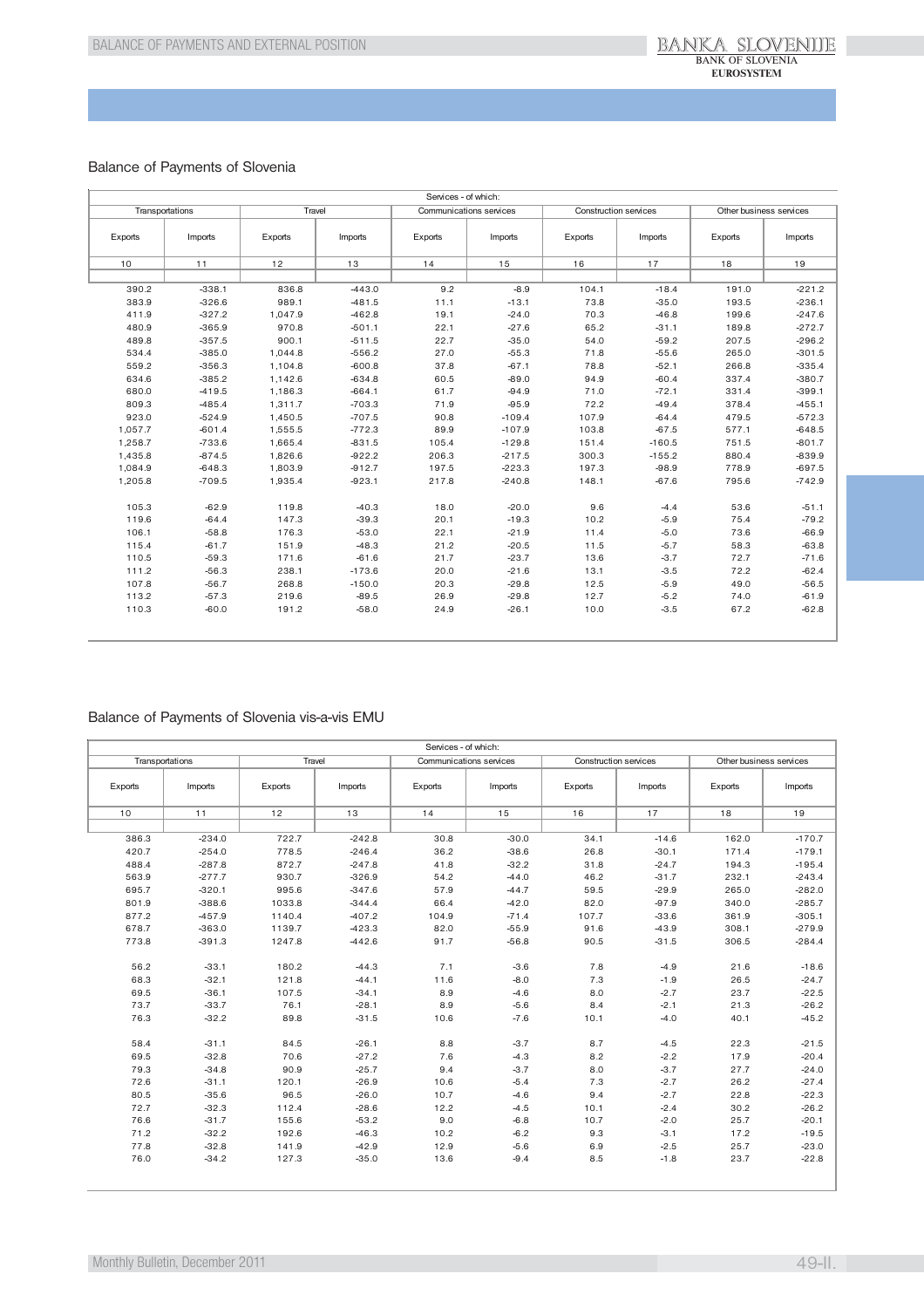## Balance of Payments of Slovenia

| Services - of which: | | | | | | | | | |
|---|---|---|---|---|---|---|---|---|---|
| Transportations | | Travel | | Communications services | | Construction services | | Other business services | |
| Exports | Imports | Exports | Imports | Exports | Imports | Exports | Imports | Exports | Imports |
| 10 | 11 | 12 | 13 | 14 | 15 | 16 | 17 | 18 | 19 |
| | | | | | | | | | |
| 390.2 | -338.1 | 836.8 | -443.0 | 9.2 | -8.9 | 104.1 | -18.4 | 191.0 | -221.2 |
| 383.9 | -326.6 | 989.1 | -481.5 | 11.1 | -13.1 | 73.8 | -35.0 | 193.5 | -236.1 |
| 411.9 | -327.2 | 1,047.9 | -462.8 | 19.1 | -24.0 | 70.3 | -46.8 | 199.6 | -247.6 |
| 480.9 | -365.9 | 970.8 | -501.1 | 22.1 | -27.6 | 65.2 | -31.1 | 189.8 | -272.7 |
| 489.8 | -357.5 | 900.1 | -511.5 | 22.7 | -35.0 | 54.0 | -59.2 | 207.5 | -296.2 |
| 534.4 | -385.0 | 1,044.8 | -556.2 | 27.0 | -55.3 | 71.8 | -55.6 | 265.0 | -301.5 |
| 559.2 | -356.3 | 1,104.8 | -600.8 | 37.8 | -67.1 | 78.8 | -52.1 | 266.8 | -335.4 |
| 634.6 | -385.2 | 1,142.6 | -634.8 | 60.5 | -89.0 | 94.9 | -60.4 | 337.4 | -380.7 |
| 680.0 | -419.5 | 1,186.3 | -664.1 | 61.7 | -94.9 | 71.0 | -72.1 | 331.4 | -399.1 |
| 809.3 | -485.4 | 1,311.7 | -703.3 | 71.9 | -95.9 | 72.2 | -49.4 | 378.4 | -455.1 |
| 923.0 | -524.9 | 1,450.5 | -707.5 | 90.8 | -109.4 | 107.9 | -64.4 | 479.5 | -572.3 |
| 1,057.7 | -601.4 | 1,555.5 | -772.3 | 89.9 | -107.9 | 103.8 | -67.5 | 577.1 | -648.5 |
| 1,258.7 | -733.6 | 1,665.4 | -831.5 | 105.4 | -129.8 | 151.4 | -160.5 | 751.5 | -801.7 |
| 1,435.8 | -874.5 | 1,826.6 | -922.2 | 206.3 | -217.5 | 300.3 | -155.2 | 880.4 | -839.9 |
| 1,084.9 | -648.3 | 1,803.9 | -912.7 | 197.5 | -223.3 | 197.3 | -98.9 | 778.9 | -697.5 |
| 1,205.8 | -709.5 | 1,935.4 | -923.1 | 217.8 | -240.8 | 148.1 | -67.6 | 795.6 | -742.9 |
| | | | | | | | | | |
| 105.3 | -62.9 | 119.8 | -40.3 | 18.0 | -20.0 | 9.6 | -4.4 | 53.6 | -51.1 |
| 119.6 | -64.4 | 147.3 | -39.3 | 20.1 | -19.3 | 10.2 | -5.9 | 75.4 | -79.2 |
| 106.1 | -58.8 | 176.3 | -53.0 | 22.1 | -21.9 | 11.4 | -5.0 | 73.6 | -66.9 |
| 115.4 | -61.7 | 151.9 | -48.3 | 21.2 | -20.5 | 11.5 | -5.7 | 58.3 | -63.8 |
| 110.5 | -59.3 | 171.6 | -61.6 | 21.7 | -23.7 | 13.6 | -3.7 | 72.7 | -71.6 |
| 111.2 | -56.3 | 238.1 | -173.6 | 20.0 | -21.6 | 13.1 | -3.5 | 72.2 | -62.4 |
| 107.8 | -56.7 | 268.8 | -150.0 | 20.3 | -29.8 | 12.5 | -5.9 | 49.0 | -56.5 |
| 113.2 | -57.3 | 219.6 | -89.5 | 26.9 | -29.8 | 12.7 | -5.2 | 74.0 | -61.9 |
| 110.3 | -60.0 | 191.2 | -58.0 | 24.9 | -26.1 | 10.0 | -3.5 | 67.2 | -62.8 |

## Balance of Payments of Slovenia vis-a-vis EMU

| Services - of which: | | | | | | | | | |
|---|---|---|---|---|---|---|---|---|---|
| Transportations | | Travel | | Communications services | | Construction services | | Other business services | |
| Exports | Imports | Exports | Imports | Exports | Imports | Exports | Imports | Exports | Imports |
| 10 | 11 | 12 | 13 | 14 | 15 | 16 | 17 | 18 | 19 |
| | | | | | | | | | |
| 386.3 | -234.0 | 722.7 | -242.8 | 30.8 | -30.0 | 34.1 | -14.6 | 162.0 | -170.7 |
| 420.7 | -254.0 | 778.5 | -246.4 | 36.2 | -38.6 | 26.8 | -30.1 | 171.4 | -179.1 |
| 488.4 | -287.8 | 872.7 | -247.8 | 41.8 | -32.2 | 31.8 | -24.7 | 194.3 | -195.4 |
| 563.9 | -277.7 | 930.7 | -326.9 | 54.2 | -44.0 | 46.2 | -31.7 | 232.1 | -243.4 |
| 695.7 | -320.1 | 995.6 | -347.6 | 57.9 | -44.7 | 59.5 | -29.9 | 265.0 | -282.0 |
| 801.9 | -388.6 | 1033.8 | -344.4 | 66.4 | -42.0 | 82.0 | -97.9 | 340.0 | -285.7 |
| 877.2 | -457.9 | 1140.4 | -407.2 | 104.9 | -71.4 | 107.7 | -33.6 | 361.9 | -305.1 |
| 678.7 | -363.0 | 1139.7 | -423.3 | 82.0 | -55.9 | 91.6 | -43.9 | 308.1 | -279.9 |
| 773.8 | -391.3 | 1247.8 | -442.6 | 91.7 | -56.8 | 90.5 | -31.5 | 306.5 | -284.4 |
| | | | | | | | | | |
| 56.2 | -33.1 | 180.2 | -44.3 | 7.1 | -3.6 | 7.8 | -4.9 | 21.6 | -18.6 |
| 68.3 | -32.1 | 121.8 | -44.1 | 11.6 | -8.0 | 7.3 | -1.9 | 26.5 | -24.7 |
| 69.5 | -36.1 | 107.5 | -34.1 | 8.9 | -4.6 | 8.0 | -2.7 | 23.7 | -22.5 |
| 73.7 | -33.7 | 76.1 | -28.1 | 8.9 | -5.6 | 8.4 | -2.1 | 21.3 | -26.2 |
| 76.3 | -32.2 | 89.8 | -31.5 | 10.6 | -7.6 | 10.1 | -4.0 | 40.1 | -45.2 |
| | | | | | | | | | |
| 58.4 | -31.1 | 84.5 | -26.1 | 8.8 | -3.7 | 8.7 | -4.5 | 22.3 | -21.5 |
| 69.5 | -32.8 | 70.6 | -27.2 | 7.6 | -4.3 | 8.2 | -2.2 | 17.9 | -20.4 |
| 79.3 | -34.8 | 90.9 | -25.7 | 9.4 | -3.7 | 8.0 | -3.7 | 27.7 | -24.0 |
| 72.6 | -31.1 | 120.1 | -26.9 | 10.6 | -5.4 | 7.3 | -2.7 | 26.2 | -27.4 |
| 80.5 | -35.6 | 96.5 | -26.0 | 10.7 | -4.6 | 9.4 | -2.7 | 22.8 | -22.3 |
| 72.7 | -32.3 | 112.4 | -28.6 | 12.2 | -4.5 | 10.1 | -2.4 | 30.2 | -26.2 |
| 76.6 | -31.7 | 155.6 | -53.2 | 9.0 | -6.8 | 10.7 | -2.0 | 25.7 | -20.1 |
| 71.2 | -32.2 | 192.6 | -46.3 | 10.2 | -6.2 | 9.3 | -3.1 | 17.2 | -19.5 |
| 77.8 | -32.8 | 141.9 | -42.9 | 12.9 | -5.6 | 6.9 | -2.5 | 25.7 | -23.0 |
| 76.0 | -34.2 | 127.3 | -35.0 | 13.6 | -9.4 | 8.5 | -1.8 | 23.7 | -22.8 |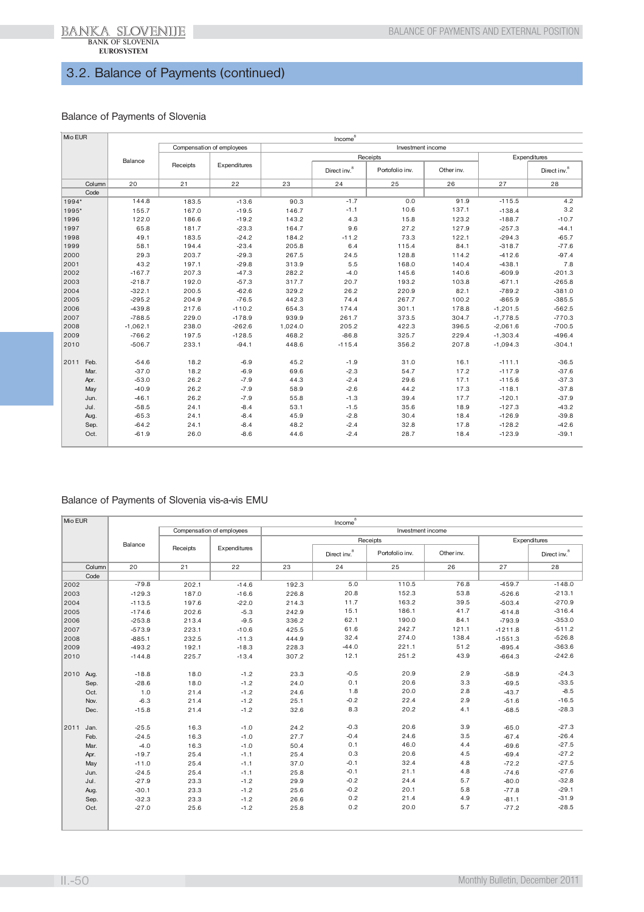## 3.2. Balance of Payments (continued)

### Balance of Payments of Slovenia

| Mio EUR | Income[8] | | | | | | | | |
|---|---|---|---|---|---|---|---|---|---|
| | Balance | Compensation of employees | | Investment income | | | | | |
| | | Receipts | Expenditures | | Receipts | | | Expenditures | |
| | | | | | Direct inv.[8] | Portofolio inv. | Other inv. | | Direct inv.[8] |
| Column | 20 | 21 | 22 | 23 | 24 | 25 | 26 | 27 | 28 |
| Code | | | | | | | | | |
| 1994* | 144.8 | 183.5 | -13.6 | 90.3 | -1.7 | 0.0 | 91.9 | -115.5 | 4.2 |
| 1995* | 155.7 | 167.0 | -19.5 | 146.7 | -1.1 | 10.6 | 137.1 | -138.4 | 3.2 |
| 1996 | 122.0 | 186.6 | -19.2 | 143.2 | 4.3 | 15.8 | 123.2 | -188.7 | -10.7 |
| 1997 | 65.8 | 181.7 | -23.3 | 164.7 | 9.6 | 27.2 | 127.9 | -257.3 | -44.1 |
| 1998 | 49.1 | 183.5 | -24.2 | 184.2 | -11.2 | 73.3 | 122.1 | -294.3 | -65.7 |
| 1999 | 58.1 | 194.4 | -23.4 | 205.8 | 6.4 | 115.4 | 84.1 | -318.7 | -77.6 |
| 2000 | 29.3 | 203.7 | -29.3 | 267.5 | 24.5 | 128.8 | 114.2 | -412.6 | -97.4 |
| 2001 | 43.2 | 197.1 | -29.8 | 313.9 | 5.5 | 168.0 | 140.4 | -438.1 | 7.8 |
| 2002 | -167.7 | 207.3 | -47.3 | 282.2 | -4.0 | 145.6 | 140.6 | -609.9 | -201.3 |
| 2003 | -218.7 | 192.0 | -57.3 | 317.7 | 20.7 | 193.2 | 103.8 | -671.1 | -265.8 |
| 2004 | -322.1 | 200.5 | -62.6 | 329.2 | 26.2 | 220.9 | 82.1 | -789.2 | -381.0 |
| 2005 | -295.2 | 204.9 | -76.5 | 442.3 | 74.4 | 267.7 | 100.2 | -865.9 | -385.5 |
| 2006 | -439.8 | 217.6 | -110.2 | 654.3 | 174.4 | 301.1 | 178.8 | -1,201.5 | -562.5 |
| 2007 | -788.5 | 229.0 | -178.9 | 939.9 | 261.7 | 373.5 | 304.7 | -1,778.5 | -770.3 |
| 2008 | -1,062.1 | 238.0 | -262.6 | 1,024.0 | 205.2 | 422.3 | 396.5 | -2,061.6 | -700.5 |
| 2009 | -766.2 | 197.5 | -128.5 | 468.2 | -86.8 | 325.7 | 229.4 | -1,303.4 | -496.4 |
| 2010 | -506.7 | 233.1 | -94.1 | 448.6 | -115.4 | 356.2 | 207.8 | -1,094.3 | -304.1 |
| 2011 Feb. | -54.6 | 18.2 | -6.9 | 45.2 | -1.9 | 31.0 | 16.1 | -111.1 | -36.5 |
| Mar. | -37.0 | 18.2 | -6.9 | 69.6 | -2.3 | 54.7 | 17.2 | -117.9 | -37.6 |
| Apr. | -53.0 | 26.2 | -7.9 | 44.3 | -2.4 | 29.6 | 17.1 | -115.6 | -37.3 |
| May | -40.9 | 26.2 | -7.9 | 58.9 | -2.6 | 44.2 | 17.3 | -118.1 | -37.8 |
| Jun. | -46.1 | 26.2 | -7.9 | 55.8 | -1.3 | 39.4 | 17.7 | -120.1 | -37.9 |
| Jul. | -58.5 | 24.1 | -8.4 | 53.1 | -1.5 | 35.6 | 18.9 | -127.3 | -43.2 |
| Aug. | -65.3 | 24.1 | -8.4 | 45.9 | -2.8 | 30.4 | 18.4 | -126.9 | -39.8 |
| Sep. | -64.2 | 24.1 | -8.4 | 48.2 | -2.4 | 32.8 | 17.8 | -128.2 | -42.6 |
| Oct. | -61.9 | 26.0 | -8.6 | 44.6 | -2.4 | 28.7 | 18.4 | -123.9 | -39.1 |

### Balance of Payments of Slovenia vis-a-vis EMU

| Mio EUR | Income[8] | | | | | | | | |
|---|---|---|---|---|---|---|---|---|---|
| | Balance | Compensation of employees | | Investment income | | | | | |
| | | Receipts | Expenditures | | Receipts | | | Expenditures | |
| | | | | | Direct inv.[8] | Portofolio inv. | Other inv. | | Direct inv.[8] |
| Column | 20 | 21 | 22 | 23 | 24 | 25 | 26 | 27 | 28 |
| Code | | | | | | | | | |
| 2002 | -79.8 | 202.1 | -14.6 | 192.3 | 5.0 | 110.5 | 76.8 | -459.7 | -148.0 |
| 2003 | -129.3 | 187.0 | -16.6 | 226.8 | 20.8 | 152.3 | 53.8 | -526.6 | -213.1 |
| 2004 | -113.5 | 197.6 | -22.0 | 214.3 | 11.7 | 163.2 | 39.5 | -503.4 | -270.9 |
| 2005 | -174.6 | 202.6 | -5.3 | 242.9 | 15.1 | 186.1 | 41.7 | -614.8 | -316.4 |
| 2006 | -253.8 | 213.4 | -9.5 | 336.2 | 62.1 | 190.0 | 84.1 | -793.9 | -353.0 |
| 2007 | -573.9 | 223.1 | -10.6 | 425.5 | 61.6 | 242.7 | 121.1 | -1211.8 | -511.2 |
| 2008 | -885.1 | 232.5 | -11.3 | 444.9 | 32.4 | 274.0 | 138.4 | -1551.3 | -526.8 |
| 2009 | -493.2 | 192.1 | -18.3 | 228.3 | -44.0 | 221.1 | 51.2 | -895.4 | -363.6 |
| 2010 | -144.8 | 225.7 | -13.4 | 307.2 | 12.1 | 251.2 | 43.9 | -664.3 | -242.6 |
| 2010 Aug. | -18.8 | 18.0 | -1.2 | 23.3 | -0.5 | 20.9 | 2.9 | -58.9 | -24.3 |
| Sep. | -28.6 | 18.0 | -1.2 | 24.0 | 0.1 | 20.6 | 3.3 | -69.5 | -33.5 |
| Oct. | 1.0 | 21.4 | -1.2 | 24.6 | 1.8 | 20.0 | 2.8 | -43.7 | -8.5 |
| Nov. | -6.3 | 21.4 | -1.2 | 25.1 | -0.2 | 22.4 | 2.9 | -51.6 | -16.5 |
| Dec. | -15.8 | 21.4 | -1.2 | 32.6 | 8.3 | 20.2 | 4.1 | -68.5 | -28.3 |
| 2011 Jan. | -25.5 | 16.3 | -1.0 | 24.2 | -0.3 | 20.6 | 3.9 | -65.0 | -27.3 |
| Feb. | -24.5 | 16.3 | -1.0 | 27.7 | -0.4 | 24.6 | 3.5 | -67.4 | -26.4 |
| Mar. | -4.0 | 16.3 | -1.0 | 50.4 | 0.1 | 46.0 | 4.4 | -69.6 | -27.5 |
| Apr. | -19.7 | 25.4 | -1.1 | 25.4 | 0.3 | 20.6 | 4.5 | -69.4 | -27.2 |
| May | -11.0 | 25.4 | -1.1 | 37.0 | -0.1 | 32.4 | 4.8 | -72.2 | -27.5 |
| Jun. | -24.5 | 25.4 | -1.1 | 25.8 | -0.1 | 21.1 | 4.8 | -74.6 | -27.6 |
| Jul. | -27.9 | 23.3 | -1.2 | 29.9 | -0.2 | 24.4 | 5.7 | -80.0 | -32.8 |
| Aug. | -30.1 | 23.3 | -1.2 | 25.6 | -0.2 | 20.1 | 5.8 | -77.8 | -29.1 |
| Sep. | -32.3 | 23.3 | -1.2 | 26.6 | 0.2 | 21.4 | 4.9 | -81.1 | -31.9 |
| Oct. | -27.0 | 25.6 | -1.2 | 25.8 | 0.2 | 20.0 | 5.7 | -77.2 | -28.5 |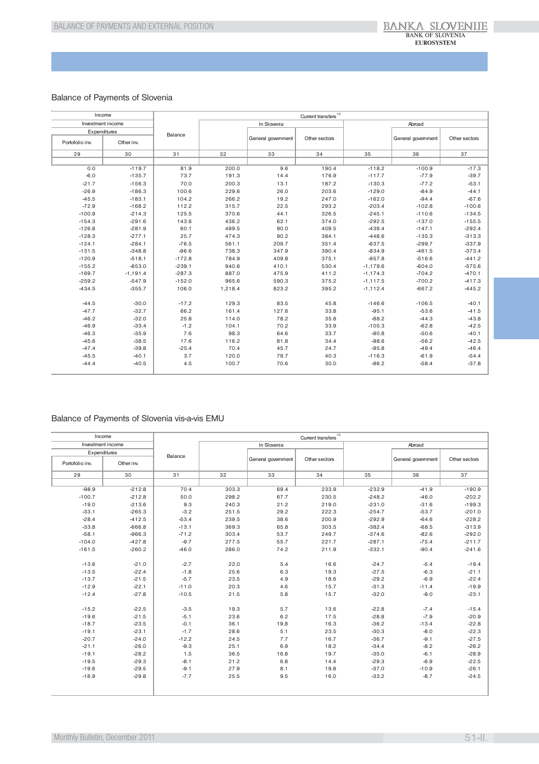## Balance of Payments of Slovenia

| Income | | Current transfers[10] | | | | | | |
|---|---|---|---|---|---|---|---|---|
| Investment income | | Balance | In Slovenia | | | Abroad | | |
| Expenditures | | | | General government | Other sectors | | General government | Other sectors |
| Portofolio inv. | Other inv. | | | | | | | |
| 29 | 30 | 31 | 32 | 33 | 34 | 35 | 36 | 37 |
| 0.0 | -119.7 | 81.9 | 200.0 | 9.6 | 190.4 | -118.2 | -100.9 | -17.3 |
| -6.0 | -135.7 | 73.7 | 191.3 | 14.4 | 176.9 | -117.7 | -77.9 | -39.7 |
| -21.7 | -156.3 | 70.0 | 200.3 | 13.1 | 187.2 | -130.3 | -77.2 | -53.1 |
| -26.9 | -186.3 | 100.6 | 229.6 | 26.0 | 203.6 | -129.0 | -84.9 | -44.1 |
| -45.5 | -183.1 | 104.2 | 266.2 | 19.2 | 247.0 | -162.0 | -94.4 | -67.6 |
| -72.9 | -168.2 | 112.2 | 315.7 | 22.5 | 293.2 | -203.4 | -102.8 | -100.6 |
| -100.9 | -214.3 | 125.5 | 370.6 | 44.1 | 326.5 | -245.1 | -110.6 | -134.5 |
| -154.3 | -291.6 | 143.6 | 436.2 | 62.1 | 374.0 | -292.5 | -137.0 | -155.5 |
| -126.8 | -281.9 | 60.1 | 499.5 | 90.0 | 409.5 | -439.4 | -147.1 | -292.4 |
| -128.3 | -277.1 | 25.7 | 474.3 | 90.2 | 384.1 | -448.6 | -135.3 | -313.3 |
| -124.1 | -284.1 | -76.5 | 561.1 | 209.7 | 351.4 | -637.5 | -299.7 | -337.9 |
| -131.5 | -348.8 | -96.6 | 738.3 | 347.9 | 390.4 | -834.9 | -461.5 | -373.4 |
| -120.9 | -518.1 | -172.8 | 784.9 | 409.8 | 375.1 | -957.8 | -516.6 | -441.2 |
| -155.2 | -853.0 | -239.1 | 940.6 | 410.1 | 530.4 | -1,179.6 | -604.0 | -575.6 |
| -169.7 | -1,191.4 | -287.3 | 887.0 | 475.9 | 411.2 | -1,174.3 | -704.2 | -470.1 |
| -259.2 | -547.9 | -152.0 | 965.6 | 590.3 | 375.2 | -1,117.5 | -700.2 | -417.3 |
| -434.5 | -355.7 | 106.0 | 1,218.4 | 823.2 | 395.2 | -1,112.4 | -667.2 | -445.2 |
| | | | | | | | | |
| -44.5 | -30.0 | -17.2 | 129.3 | 83.5 | 45.8 | -146.6 | -106.5 | -40.1 |
| -47.7 | -32.7 | 66.2 | 161.4 | 127.6 | 33.8 | -95.1 | -53.6 | -41.5 |
| -46.2 | -32.0 | 25.8 | 114.0 | 78.2 | 35.8 | -88.2 | -44.3 | -43.8 |
| -46.9 | -33.4 | -1.2 | 104.1 | 70.2 | 33.9 | -105.3 | -62.8 | -42.5 |
| -46.3 | -35.9 | 7.6 | 98.3 | 64.6 | 33.7 | -90.8 | -50.6 | -40.1 |
| -45.6 | -38.5 | 17.6 | 116.2 | 81.8 | 34.4 | -98.6 | -56.2 | -42.5 |
| -47.4 | -39.8 | -25.4 | 70.4 | 45.7 | 24.7 | -95.8 | -49.4 | -46.4 |
| -45.5 | -40.1 | 3.7 | 120.0 | 79.7 | 40.3 | -116.3 | -61.9 | -54.4 |
| -44.4 | -40.5 | 4.5 | 100.7 | 70.6 | 30.0 | -96.2 | -58.4 | -37.8 |

## Balance of Payments of Slovenia vis-a-vis EMU

| Income | | Current transfers[10] | | | | | | |
|---|---|---|---|---|---|---|---|---|
| Investment income | | Balance | In Slovenia | | | Abroad | | |
| Expenditures | | | | General government | Other sectors | | General government | Other sectors |
| Portofolio inv. | Other inv. | | | | | | | |
| 29 | 30 | 31 | 32 | 33 | 34 | 35 | 36 | 37 |
| -98.9 | -212.8 | 70.4 | 303.3 | 69.4 | 233.9 | -232.9 | -41.9 | -190.9 |
| -100.7 | -212.8 | 50.0 | 298.2 | 67.7 | 230.5 | -248.2 | -46.0 | -202.2 |
| -19.0 | -213.6 | 9.3 | 240.3 | 21.2 | 219.0 | -231.0 | -31.6 | -199.3 |
| -33.1 | -265.3 | -3.2 | 251.5 | 29.2 | 222.3 | -254.7 | -53.7 | -201.0 |
| -28.4 | -412.5 | -53.4 | 239.5 | 38.6 | 200.9 | -292.9 | -64.6 | -228.2 |
| -33.8 | -666.8 | -13.1 | 369.3 | 65.8 | 303.5 | -382.4 | -68.5 | -313.9 |
| -58.1 | -966.3 | -71.2 | 303.4 | 53.7 | 249.7 | -374.6 | -82.6 | -292.0 |
| -104.0 | -427.8 | -9.7 | 277.5 | 55.7 | 221.7 | -287.1 | -75.4 | -211.7 |
| -161.5 | -260.2 | -46.0 | 286.0 | 74.2 | 211.9 | -332.1 | -90.4 | -241.6 |
| | | | | | | | | |
| -13.6 | -21.0 | -2.7 | 22.0 | 5.4 | 16.6 | -24.7 | -5.4 | -19.4 |
| -13.5 | -22.4 | -1.8 | 25.6 | 6.3 | 19.3 | -27.5 | -6.3 | -21.1 |
| -13.7 | -21.5 | -5.7 | 23.5 | 4.9 | 18.6 | -29.2 | -6.9 | -22.4 |
| -12.9 | -22.1 | -11.0 | 20.3 | 4.6 | 15.7 | -31.3 | -11.4 | -19.9 |
| -12.4 | -27.8 | -10.5 | 21.5 | 5.8 | 15.7 | -32.0 | -9.0 | -23.1 |
| | | | | | | | | |
| -15.2 | -22.5 | -3.5 | 19.3 | 5.7 | 13.6 | -22.8 | -7.4 | -15.4 |
| -19.6 | -21.5 | -5.1 | 23.6 | 6.2 | 17.5 | -28.8 | -7.9 | -20.9 |
| -18.7 | -23.5 | -0.1 | 36.1 | 19.8 | 16.3 | -36.2 | -13.4 | -22.8 |
| -19.1 | -23.1 | -1.7 | 28.6 | 5.1 | 23.5 | -30.3 | -8.0 | -22.3 |
| -20.7 | -24.0 | -12.2 | 24.5 | 7.7 | 16.7 | -36.7 | -9.1 | -27.5 |
| -21.1 | -26.0 | -9.3 | 25.1 | 6.9 | 18.2 | -34.4 | -8.2 | -26.2 |
| -19.1 | -28.2 | 1.5 | 36.5 | 16.8 | 19.7 | -35.0 | -6.1 | -28.9 |
| -19.5 | -29.3 | -8.1 | 21.2 | 6.8 | 14.4 | -29.3 | -6.9 | -22.5 |
| -19.6 | -29.5 | -9.1 | 27.9 | 8.1 | 19.8 | -37.0 | -10.9 | -26.1 |
| -18.9 | -29.8 | -7.7 | 25.5 | 9.5 | 16.0 | -33.2 | -8.7 | -24.5 |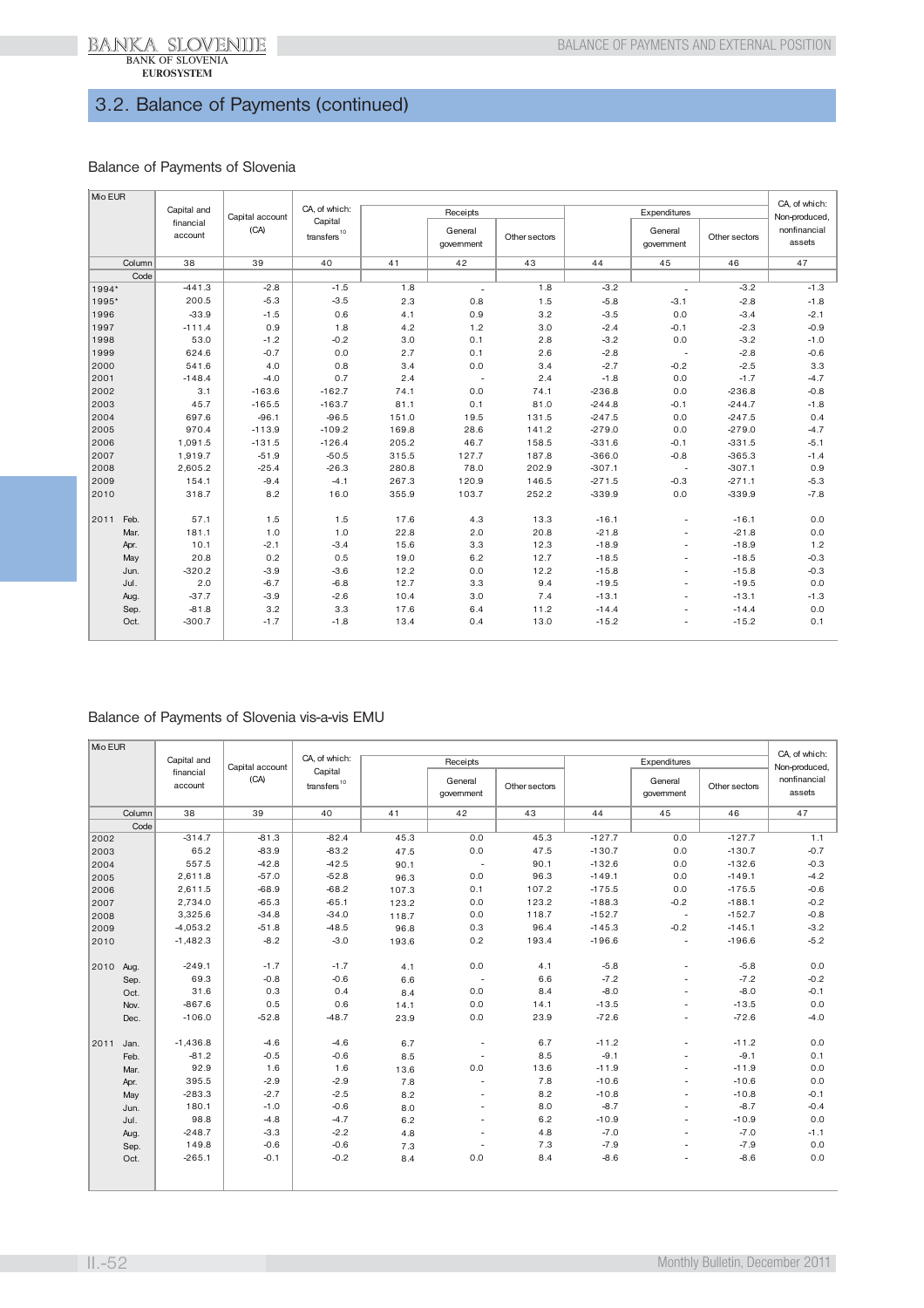## 3.2. Balance of Payments (continued)

### Balance of Payments of Slovenia

| Mio EUR | | Capital and financial account | Capital account (CA) | CA, of which: Capital transfers[10] | Receipts | | | Expenditures | | | CA, of which: Non-produced, nonfinancial assets |
|---|---|---|---|---|---|---|---|---|---|---|---|
| | | | | | | General government | Other sectors | | General government | Other sectors | |
| | Column | 38 | 39 | 40 | 41 | 42 | 43 | 44 | 45 | 46 | 47 |
| | Code | | | | | | | | | | |
| 1994* | | -441.3 | -2.8 | -1.5 | 1.8 | - | 1.8 | -3.2 | - | -3.2 | -1.3 |
| 1995* | | 200.5 | -5.3 | -3.5 | 2.3 | 0.8 | 1.5 | -5.8 | -3.1 | -2.8 | -1.8 |
| 1996 | | -33.9 | -1.5 | 0.6 | 4.1 | 0.9 | 3.2 | -3.5 | 0.0 | -3.4 | -2.1 |
| 1997 | | -111.4 | 0.9 | 1.8 | 4.2 | 1.2 | 3.0 | -2.4 | -0.1 | -2.3 | -0.9 |
| 1998 | | 53.0 | -1.2 | -0.2 | 3.0 | 0.1 | 2.8 | -3.2 | 0.0 | -3.2 | -1.0 |
| 1999 | | 624.6 | -0.7 | 0.0 | 2.7 | 0.1 | 2.6 | -2.8 | - | -2.8 | -0.6 |
| 2000 | | 541.6 | 4.0 | 0.8 | 3.4 | 0.0 | 3.4 | -2.7 | -0.2 | -2.5 | 3.3 |
| 2001 | | -148.4 | -4.0 | 0.7 | 2.4 | - | 2.4 | -1.8 | 0.0 | -1.7 | -4.7 |
| 2002 | | 3.1 | -163.6 | -162.7 | 74.1 | 0.0 | 74.1 | -236.8 | 0.0 | -236.8 | -0.8 |
| 2003 | | 45.7 | -165.5 | -163.7 | 81.1 | 0.1 | 81.0 | -244.8 | -0.1 | -244.7 | -1.8 |
| 2004 | | 697.6 | -96.1 | -96.5 | 151.0 | 19.5 | 131.5 | -247.5 | 0.0 | -247.5 | 0.4 |
| 2005 | | 970.4 | -113.9 | -109.2 | 169.8 | 28.6 | 141.2 | -279.0 | 0.0 | -279.0 | -4.7 |
| 2006 | | 1,091.5 | -131.5 | -126.4 | 205.2 | 46.7 | 158.5 | -331.6 | -0.1 | -331.5 | -5.1 |
| 2007 | | 1,919.7 | -51.9 | -50.5 | 315.5 | 127.7 | 187.8 | -366.0 | -0.8 | -365.3 | -1.4 |
| 2008 | | 2,605.2 | -25.4 | -26.3 | 280.8 | 78.0 | 202.9 | -307.1 | - | -307.1 | 0.9 |
| 2009 | | 154.1 | -9.4 | -4.1 | 267.3 | 120.9 | 146.5 | -271.5 | -0.3 | -271.1 | -5.3 |
| 2010 | | 318.7 | 8.2 | 16.0 | 355.9 | 103.7 | 252.2 | -339.9 | 0.0 | -339.9 | -7.8 |
| 2011 | Feb. | 57.1 | 1.5 | 1.5 | 17.6 | 4.3 | 13.3 | -16.1 | - | -16.1 | 0.0 |
| | Mar. | 181.1 | 1.0 | 1.0 | 22.8 | 2.0 | 20.8 | -21.8 | - | -21.8 | 0.0 |
| | Apr. | 10.1 | -2.1 | -3.4 | 15.6 | 3.3 | 12.3 | -18.9 | - | -18.9 | 1.2 |
| | May | 20.8 | 0.2 | 0.5 | 19.0 | 6.2 | 12.7 | -18.5 | - | -18.5 | -0.3 |
| | Jun. | -320.2 | -3.9 | -3.6 | 12.2 | 0.0 | 12.2 | -15.8 | - | -15.8 | -0.3 |
| | Jul. | 2.0 | -6.7 | -6.8 | 12.7 | 3.3 | 9.4 | -19.5 | - | -19.5 | 0.0 |
| | Aug. | -37.7 | -3.9 | -2.6 | 10.4 | 3.0 | 7.4 | -13.1 | - | -13.1 | -1.3 |
| | Sep. | -81.8 | 3.2 | 3.3 | 17.6 | 6.4 | 11.2 | -14.4 | - | -14.4 | 0.0 |
| | Oct. | -300.7 | -1.7 | -1.8 | 13.4 | 0.4 | 13.0 | -15.2 | - | -15.2 | 0.1 |

### Balance of Payments of Slovenia vis-a-vis EMU

| Mio EUR | | Capital and financial account | Capital account (CA) | CA, of which: Capital transfers[10] | Receipts | | | Expenditures | | | CA, of which: Non-produced, nonfinancial assets |
|---|---|---|---|---|---|---|---|---|---|---|---|
| | | | | | | General government | Other sectors | | General government | Other sectors | |
| | Column | 38 | 39 | 40 | 41 | 42 | 43 | 44 | 45 | 46 | 47 |
| | Code | | | | | | | | | | |
| 2002 | | -314.7 | -81.3 | -82.4 | 45.3 | 0.0 | 45.3 | -127.7 | 0.0 | -127.7 | 1.1 |
| 2003 | | 65.2 | -83.9 | -83.2 | 47.5 | 0.0 | 47.5 | -130.7 | 0.0 | -130.7 | -0.7 |
| 2004 | | 557.5 | -42.8 | -42.5 | 90.1 | - | 90.1 | -132.6 | 0.0 | -132.6 | -0.3 |
| 2005 | | 2,611.8 | -57.0 | -52.8 | 96.3 | 0.0 | 96.3 | -149.1 | 0.0 | -149.1 | -4.2 |
| 2006 | | 2,611.5 | -68.9 | -68.2 | 107.3 | 0.1 | 107.2 | -175.5 | 0.0 | -175.5 | -0.6 |
| 2007 | | 2,734.0 | -65.3 | -65.1 | 123.2 | 0.0 | 123.2 | -188.3 | -0.2 | -188.1 | -0.2 |
| 2008 | | 3,325.6 | -34.8 | -34.0 | 118.7 | 0.0 | 118.7 | -152.7 | - | -152.7 | -0.8 |
| 2009 | | -4,053.2 | -51.8 | -48.5 | 96.8 | 0.3 | 96.4 | -145.3 | -0.2 | -145.1 | -3.2 |
| 2010 | | -1,482.3 | -8.2 | -3.0 | 193.6 | 0.2 | 193.4 | -196.6 | - | -196.6 | -5.2 |
| 2010 | Aug. | -249.1 | -1.7 | -1.7 | 4.1 | 0.0 | 4.1 | -5.8 | - | -5.8 | 0.0 |
| | Sep. | 69.3 | -0.8 | -0.6 | 6.6 | - | 6.6 | -7.2 | - | -7.2 | -0.2 |
| | Oct. | 31.6 | 0.3 | 0.4 | 8.4 | 0.0 | 8.4 | -8.0 | - | -8.0 | -0.1 |
| | Nov. | -867.6 | 0.5 | 0.6 | 14.1 | 0.0 | 14.1 | -13.5 | - | -13.5 | 0.0 |
| | Dec. | -106.0 | -52.8 | -48.7 | 23.9 | 0.0 | 23.9 | -72.6 | - | -72.6 | -4.0 |
| 2011 | Jan. | -1,436.8 | -4.6 | -4.6 | 6.7 | - | 6.7 | -11.2 | - | -11.2 | 0.0 |
| | Feb. | -81.2 | -0.5 | -0.6 | 8.5 | - | 8.5 | -9.1 | - | -9.1 | 0.1 |
| | Mar. | 92.9 | 1.6 | 1.6 | 13.6 | 0.0 | 13.6 | -11.9 | - | -11.9 | 0.0 |
| | Apr. | 395.5 | -2.9 | -2.9 | 7.8 | - | 7.8 | -10.6 | - | -10.6 | 0.0 |
| | May | -283.3 | -2.7 | -2.5 | 8.2 | - | 8.2 | -10.8 | - | -10.8 | -0.1 |
| | Jun. | 180.1 | -1.0 | -0.6 | 8.0 | - | 8.0 | -8.7 | - | -8.7 | -0.4 |
| | Jul. | 98.8 | -4.8 | -4.7 | 6.2 | - | 6.2 | -10.9 | - | -10.9 | 0.0 |
| | Aug. | -248.7 | -3.3 | -2.2 | 4.8 | - | 4.8 | -7.0 | - | -7.0 | -1.1 |
| | Sep. | 149.8 | -0.6 | -0.6 | 7.3 | - | 7.3 | -7.9 | - | -7.9 | 0.0 |
| | Oct. | -265.1 | -0.1 | -0.2 | 8.4 | 0.0 | 8.4 | -8.6 | - | -8.6 | 0.0 |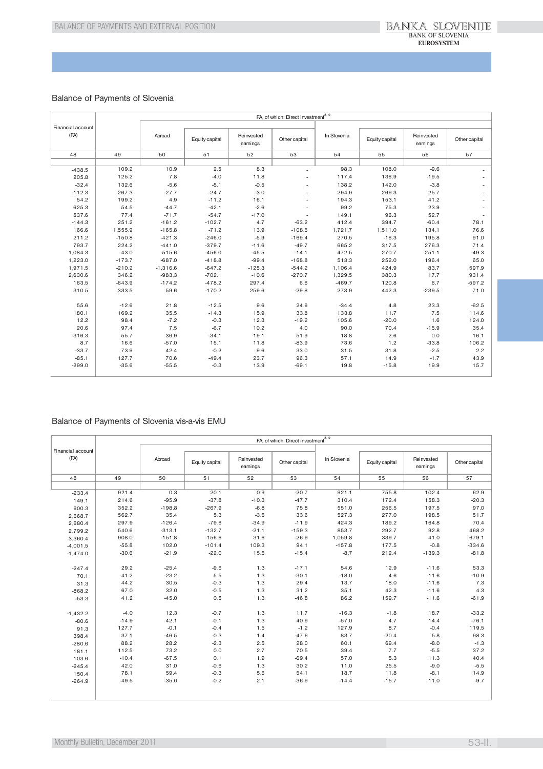## Balance of Payments of Slovenia

| Financial account (FA) | FA, of which: Direct investment[8, 9] | | | | | | | | |
|---|---|---|---|---|---|---|---|---|---|
| | | Abroad | Equity capital | Reinvested earnings | Other capital | In Slovenia | Equity capital | Reinvested earnings | Other capital |
| 48 | 49 | 50 | 51 | 52 | 53 | 54 | 55 | 56 | 57 |
| -438.5 | 109.2 | 10.9 | 2.5 | 8.3 | - | 98.3 | 108.0 | -9.6 | - |
| 205.8 | 125.2 | 7.8 | -4.0 | 11.8 | - | 117.4 | 136.9 | -19.5 | - |
| -32.4 | 132.6 | -5.6 | -5.1 | -0.5 | - | 138.2 | 142.0 | -3.8 | - |
| -112.3 | 267.3 | -27.7 | -24.7 | -3.0 | - | 294.9 | 269.3 | 25.7 | - |
| 54.2 | 199.2 | 4.9 | -11.2 | 16.1 | - | 194.3 | 153.1 | 41.2 | - |
| 625.3 | 54.5 | -44.7 | -42.1 | -2.6 | - | 99.2 | 75.3 | 23.9 | - |
| 537.6 | 77.4 | -71.7 | -54.7 | -17.0 | - | 149.1 | 96.3 | 52.7 | - |
| -144.3 | 251.2 | -161.2 | -102.7 | 4.7 | -63.2 | 412.4 | 394.7 | -60.4 | 78.1 |
| 166.6 | 1,555.9 | -165.8 | -71.2 | 13.9 | -108.5 | 1,721.7 | 1,511.0 | 134.1 | 76.6 |
| 211.2 | -150.8 | -421.3 | -246.0 | -5.9 | -169.4 | 270.5 | -16.3 | 195.8 | 91.0 |
| 793.7 | 224.2 | -441.0 | -379.7 | -11.6 | -49.7 | 665.2 | 317.5 | 276.3 | 71.4 |
| 1,084.3 | -43.0 | -515.6 | -456.0 | -45.5 | -14.1 | 472.5 | 270.7 | 251.1 | -49.3 |
| 1,223.0 | -173.7 | -687.0 | -418.8 | -99.4 | -168.8 | 513.3 | 252.0 | 196.4 | 65.0 |
| 1,971.5 | -210.2 | -1,316.6 | -647.2 | -125.3 | -544.2 | 1,106.4 | 424.9 | 83.7 | 597.9 |
| 2,630.6 | 346.2 | -983.3 | -702.1 | -10.6 | -270.7 | 1,329.5 | 380.3 | 17.7 | 931.4 |
| 163.5 | -643.9 | -174.2 | -478.2 | 297.4 | 6.6 | -469.7 | 120.8 | 6.7 | -597.2 |
| 310.5 | 333.5 | 59.6 | -170.2 | 259.6 | -29.8 | 273.9 | 442.3 | -239.5 | 71.0 |
| | | | | | | | | | |
| 55.6 | -12.6 | 21.8 | -12.5 | 9.6 | 24.6 | -34.4 | 4.8 | 23.3 | -62.5 |
| 180.1 | 169.2 | 35.5 | -14.3 | 15.9 | 33.8 | 133.8 | 11.7 | 7.5 | 114.6 |
| 12.2 | 98.4 | -7.2 | -0.3 | 12.3 | -19.2 | 105.6 | -20.0 | 1.6 | 124.0 |
| 20.6 | 97.4 | 7.5 | -6.7 | 10.2 | 4.0 | 90.0 | 70.4 | -15.9 | 35.4 |
| -316.3 | 55.7 | 36.9 | -34.1 | 19.1 | 51.9 | 18.8 | 2.6 | 0.0 | 16.1 |
| 8.7 | 16.6 | -57.0 | 15.1 | 11.8 | -83.9 | 73.6 | 1.2 | -33.8 | 106.2 |
| -33.7 | 73.9 | 42.4 | -0.2 | 9.6 | 33.0 | 31.5 | 31.8 | -2.5 | 2.2 |
| -85.1 | 127.7 | 70.6 | -49.4 | 23.7 | 96.3 | 57.1 | 14.9 | -1.7 | 43.9 |
| -299.0 | -35.6 | -55.5 | -0.3 | 13.9 | -69.1 | 19.8 | -15.8 | 19.9 | 15.7 |

## Balance of Payments of Slovenia vis-a-vis EMU

| Financial account (FA) | FA, of which: Direct investment[8, 9] | | | | | | | | |
|---|---|---|---|---|---|---|---|---|---|
| | | Abroad | Equity capital | Reinvested earnings | Other capital | In Slovenia | Equity capital | Reinvested earnings | Other capital |
| 48 | 49 | 50 | 51 | 52 | 53 | 54 | 55 | 56 | 57 |
| -233.4 | 921.4 | 0.3 | 20.1 | 0.9 | -20.7 | 921.1 | 755.8 | 102.4 | 62.9 |
| 149.1 | 214.6 | -95.9 | -37.8 | -10.3 | -47.7 | 310.4 | 172.4 | 158.3 | -20.3 |
| 600.3 | 352.2 | -198.8 | -267.9 | -6.8 | 75.8 | 551.0 | 256.5 | 197.5 | 97.0 |
| 2,668.7 | 562.7 | 35.4 | 5.3 | -3.5 | 33.6 | 527.3 | 277.0 | 198.5 | 51.7 |
| 2,680.4 | 297.9 | -126.4 | -79.6 | -34.9 | -11.9 | 424.3 | 189.2 | 164.8 | 70.4 |
| 2,799.2 | 540.6 | -313.1 | -132.7 | -21.1 | -159.3 | 853.7 | 292.7 | 92.8 | 468.2 |
| 3,360.4 | 908.0 | -151.8 | -156.6 | 31.6 | -26.9 | 1,059.8 | 339.7 | 41.0 | 679.1 |
| -4,001.5 | -55.8 | 102.0 | -101.4 | 109.3 | 94.1 | -157.8 | 177.5 | -0.8 | -334.6 |
| -1,474.0 | -30.6 | -21.9 | -22.0 | 15.5 | -15.4 | -8.7 | 212.4 | -139.3 | -81.8 |
| | | | | | | | | | |
| -247.4 | 29.2 | -25.4 | -9.6 | 1.3 | -17.1 | 54.6 | 12.9 | -11.6 | 53.3 |
| 70.1 | -41.2 | -23.2 | 5.5 | 1.3 | -30.1 | -18.0 | 4.6 | -11.6 | -10.9 |
| 31.3 | 44.2 | 30.5 | -0.3 | 1.3 | 29.4 | 13.7 | 18.0 | -11.6 | 7.3 |
| -868.2 | 67.0 | 32.0 | -0.5 | 1.3 | 31.2 | 35.1 | 42.3 | -11.6 | 4.3 |
| -53.3 | 41.2 | -45.0 | 0.5 | 1.3 | -46.8 | 86.2 | 159.7 | -11.6 | -61.9 |
| | | | | | | | | | |
| -1,432.2 | -4.0 | 12.3 | -0.7 | 1.3 | 11.7 | -16.3 | -1.8 | 18.7 | -33.2 |
| -80.6 | -14.9 | 42.1 | -0.1 | 1.3 | 40.9 | -57.0 | 4.7 | 14.4 | -76.1 |
| 91.3 | 127.7 | -0.1 | -0.4 | 1.5 | -1.2 | 127.9 | 8.7 | -0.4 | 119.5 |
| 398.4 | 37.1 | -46.5 | -0.3 | 1.4 | -47.6 | 83.7 | -20.4 | 5.8 | 98.3 |
| -280.6 | 88.2 | 28.2 | -2.3 | 2.5 | 28.0 | 60.1 | 69.4 | -8.0 | -1.3 |
| 181.1 | 112.5 | 73.2 | 0.0 | 2.7 | 70.5 | 39.4 | 7.7 | -5.5 | 37.2 |
| 103.6 | -10.4 | -67.5 | 0.1 | 1.9 | -69.4 | 57.0 | 5.3 | 11.3 | 40.4 |
| -245.4 | 42.0 | 31.0 | -0.6 | 1.3 | 30.2 | 11.0 | 25.5 | -9.0 | -5.5 |
| 150.4 | 78.1 | 59.4 | -0.3 | 5.6 | 54.1 | 18.7 | 11.8 | -8.1 | 14.9 |
| -264.9 | -49.5 | -35.0 | -0.2 | 2.1 | -36.9 | -14.4 | -15.7 | 11.0 | -9.7 |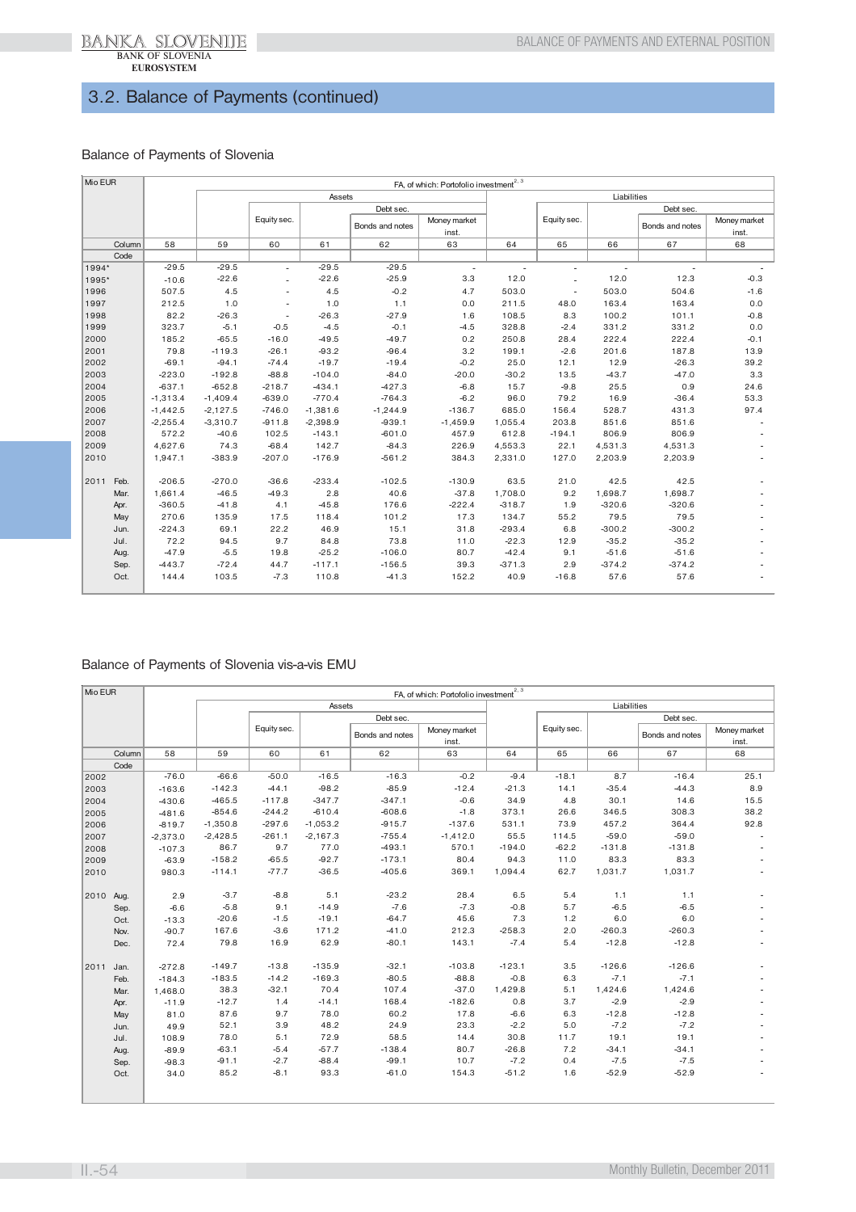## 3.2. Balance of Payments (continued)

### Balance of Payments of Slovenia

| Mio EUR | FA, of which: Portofolio investment[2, 3] | | | | | | | | | | |
|---|---|---|---|---|---|---|---|---|---|---|---|
| | | Assets | | | | | Liabilities | | | | |
| | | | Equity sec. | Debt sec. | | | | Equity sec. | Debt sec. | | |
| | | | | | Bonds and notes | Money market inst. | | | | Bonds and notes | Money market inst. |
| Column | 58 | 59 | 60 | 61 | 62 | 63 | 64 | 65 | 66 | 67 | 68 |
| Code | | | | | | | | | | | |
| 1994* | -29.5 | -29.5 | - | -29.5 | -29.5 | - | - | - | - | - | - |
| 1995* | -10.6 | -22.6 | - | -22.6 | -25.9 | 3.3 | 12.0 | - | 12.0 | 12.3 | -0.3 |
| 1996 | 507.5 | 4.5 | - | 4.5 | -0.2 | 4.7 | 503.0 | - | 503.0 | 504.6 | -1.6 |
| 1997 | 212.5 | 1.0 | - | 1.0 | 1.1 | 0.0 | 211.5 | 48.0 | 163.4 | 163.4 | 0.0 |
| 1998 | 82.2 | -26.3 | - | -26.3 | -27.9 | 1.6 | 108.5 | 8.3 | 100.2 | 101.1 | -0.8 |
| 1999 | 323.7 | -5.1 | -0.5 | -4.5 | -0.1 | -4.5 | 328.8 | -2.4 | 331.2 | 331.2 | 0.0 |
| 2000 | 185.2 | -65.5 | -16.0 | -49.5 | -49.7 | 0.2 | 250.8 | 28.4 | 222.4 | 222.4 | -0.1 |
| 2001 | 79.8 | -119.3 | -26.1 | -93.2 | -96.4 | 3.2 | 199.1 | -2.6 | 201.6 | 187.8 | 13.9 |
| 2002 | -69.1 | -94.1 | -74.4 | -19.7 | -19.4 | -0.2 | 25.0 | 12.1 | 12.9 | -26.3 | 39.2 |
| 2003 | -223.0 | -192.8 | -88.8 | -104.0 | -84.0 | -20.0 | -30.2 | 13.5 | -43.7 | -47.0 | 3.3 |
| 2004 | -637.1 | -652.8 | -218.7 | -434.1 | -427.3 | -6.8 | 15.7 | -9.8 | 25.5 | 0.9 | 24.6 |
| 2005 | -1,313.4 | -1,409.4 | -639.0 | -770.4 | -764.3 | -6.2 | 96.0 | 79.2 | 16.9 | -36.4 | 53.3 |
| 2006 | -1,442.5 | -2,127.5 | -746.0 | -1,381.6 | -1,244.9 | -136.7 | 685.0 | 156.4 | 528.7 | 431.3 | 97.4 |
| 2007 | -2,255.4 | -3,310.7 | -911.8 | -2,398.9 | -939.1 | -1,459.9 | 1,055.4 | 203.8 | 851.6 | 851.6 | - |
| 2008 | 572.2 | -40.6 | 102.5 | -143.1 | -601.0 | 457.9 | 612.8 | -194.1 | 806.9 | 806.9 | - |
| 2009 | 4,627.6 | 74.3 | -68.4 | 142.7 | -84.3 | 226.9 | 4,553.3 | 22.1 | 4,531.3 | 4,531.3 | - |
| 2010 | 1,947.1 | -383.9 | -207.0 | -176.9 | -561.2 | 384.3 | 2,331.0 | 127.0 | 2,203.9 | 2,203.9 | - |
| 2011 Feb. | -206.5 | -270.0 | -36.6 | -233.4 | -102.5 | -130.9 | 63.5 | 21.0 | 42.5 | 42.5 | - |
| Mar. | 1,661.4 | -46.5 | -49.3 | 2.8 | 40.6 | -37.8 | 1,708.0 | 9.2 | 1,698.7 | 1,698.7 | - |
| Apr. | -360.5 | -41.8 | 4.1 | -45.8 | 176.6 | -222.4 | -318.7 | 1.9 | -320.6 | -320.6 | - |
| May | 270.6 | 135.9 | 17.5 | 118.4 | 101.2 | 17.3 | 134.7 | 55.2 | 79.5 | 79.5 | - |
| Jun. | -224.3 | 69.1 | 22.2 | 46.9 | 15.1 | 31.8 | -293.4 | 6.8 | -300.2 | -300.2 | - |
| Jul. | 72.2 | 94.5 | 9.7 | 84.8 | 73.8 | 11.0 | -22.3 | 12.9 | -35.2 | -35.2 | - |
| Aug. | -47.9 | -5.5 | 19.8 | -25.2 | -106.0 | 80.7 | -42.4 | 9.1 | -51.6 | -51.6 | - |
| Sep. | -443.7 | -72.4 | 44.7 | -117.1 | -156.5 | 39.3 | -371.3 | 2.9 | -374.2 | -374.2 | - |
| Oct. | 144.4 | 103.5 | -7.3 | 110.8 | -41.3 | 152.2 | 40.9 | -16.8 | 57.6 | 57.6 | - |

### Balance of Payments of Slovenia vis-a-vis EMU

| Mio EUR | FA, of which: Portofolio investment[2, 3] | | | | | | | | | | |
|---|---|---|---|---|---|---|---|---|---|---|---|
| | | Assets | | | | | Liabilities | | | | |
| | | | Equity sec. | Debt sec. | | | | Equity sec. | Debt sec. | | |
| | | | | | Bonds and notes | Money market inst. | | | | Bonds and notes | Money market inst. |
| Column | 58 | 59 | 60 | 61 | 62 | 63 | 64 | 65 | 66 | 67 | 68 |
| Code | | | | | | | | | | | |
| 2002 | -76.0 | -66.6 | -50.0 | -16.5 | -16.3 | -0.2 | -9.4 | -18.1 | 8.7 | -16.4 | 25.1 |
| 2003 | -163.6 | -142.3 | -44.1 | -98.2 | -85.9 | -12.4 | -21.3 | 14.1 | -35.4 | -44.3 | 8.9 |
| 2004 | -430.6 | -465.5 | -117.8 | -347.7 | -347.1 | -0.6 | 34.9 | 4.8 | 30.1 | 14.6 | 15.5 |
| 2005 | -481.6 | -854.6 | -244.2 | -610.4 | -608.6 | -1.8 | 373.1 | 26.6 | 346.5 | 308.3 | 38.2 |
| 2006 | -819.7 | -1,350.8 | -297.6 | -1,053.2 | -915.7 | -137.6 | 531.1 | 73.9 | 457.2 | 364.4 | 92.8 |
| 2007 | -2,373.0 | -2,428.5 | -261.1 | -2,167.3 | -755.4 | -1,412.0 | 55.5 | 114.5 | -59.0 | -59.0 | - |
| 2008 | -107.3 | 86.7 | 9.7 | 77.0 | -493.1 | 570.1 | -194.0 | -62.2 | -131.8 | -131.8 | - |
| 2009 | -63.9 | -158.2 | -65.5 | -92.7 | -173.1 | 80.4 | 94.3 | 11.0 | 83.3 | 83.3 | - |
| 2010 | 980.3 | -114.1 | -77.7 | -36.5 | -405.6 | 369.1 | 1,094.4 | 62.7 | 1,031.7 | 1,031.7 | - |
| 2010 Aug. | 2.9 | -3.7 | -8.8 | 5.1 | -23.2 | 28.4 | 6.5 | 5.4 | 1.1 | 1.1 | - |
| Sep. | -6.6 | -5.8 | 9.1 | -14.9 | -7.6 | -7.3 | -0.8 | 5.7 | -6.5 | -6.5 | - |
| Oct. | -13.3 | -20.6 | -1.5 | -19.1 | -64.7 | 45.6 | 7.3 | 1.2 | 6.0 | 6.0 | - |
| Nov. | -90.7 | 167.6 | -3.6 | 171.2 | -41.0 | 212.3 | -258.3 | 2.0 | -260.3 | -260.3 | - |
| Dec. | 72.4 | 79.8 | 16.9 | 62.9 | -80.1 | 143.1 | -7.4 | 5.4 | -12.8 | -12.8 | - |
| 2011 Jan. | -272.8 | -149.7 | -13.8 | -135.9 | -32.1 | -103.8 | -123.1 | 3.5 | -126.6 | -126.6 | - |
| Feb. | -184.3 | -183.5 | -14.2 | -169.3 | -80.5 | -88.8 | -0.8 | 6.3 | -7.1 | -7.1 | - |
| Mar. | 1,468.0 | 38.3 | -32.1 | 70.4 | 107.4 | -37.0 | 1,429.8 | 5.1 | 1,424.6 | 1,424.6 | - |
| Apr. | -11.9 | -12.7 | 1.4 | -14.1 | 168.4 | -182.6 | 0.8 | 3.7 | -2.9 | -2.9 | - |
| May | 81.0 | 87.6 | 9.7 | 78.0 | 60.2 | 17.8 | -6.6 | 6.3 | -12.8 | -12.8 | - |
| Jun. | 49.9 | 52.1 | 3.9 | 48.2 | 24.9 | 23.3 | -2.2 | 5.0 | -7.2 | -7.2 | - |
| Jul. | 108.9 | 78.0 | 5.1 | 72.9 | 58.5 | 14.4 | 30.8 | 11.7 | 19.1 | 19.1 | - |
| Aug. | -89.9 | -63.1 | -5.4 | -57.7 | -138.4 | 80.7 | -26.8 | 7.2 | -34.1 | -34.1 | - |
| Sep. | -98.3 | -91.1 | -2.7 | -88.4 | -99.1 | 10.7 | -7.2 | 0.4 | -7.5 | -7.5 | - |
| Oct. | 34.0 | 85.2 | -8.1 | 93.3 | -61.0 | 154.3 | -51.2 | 1.6 | -52.9 | -52.9 | - |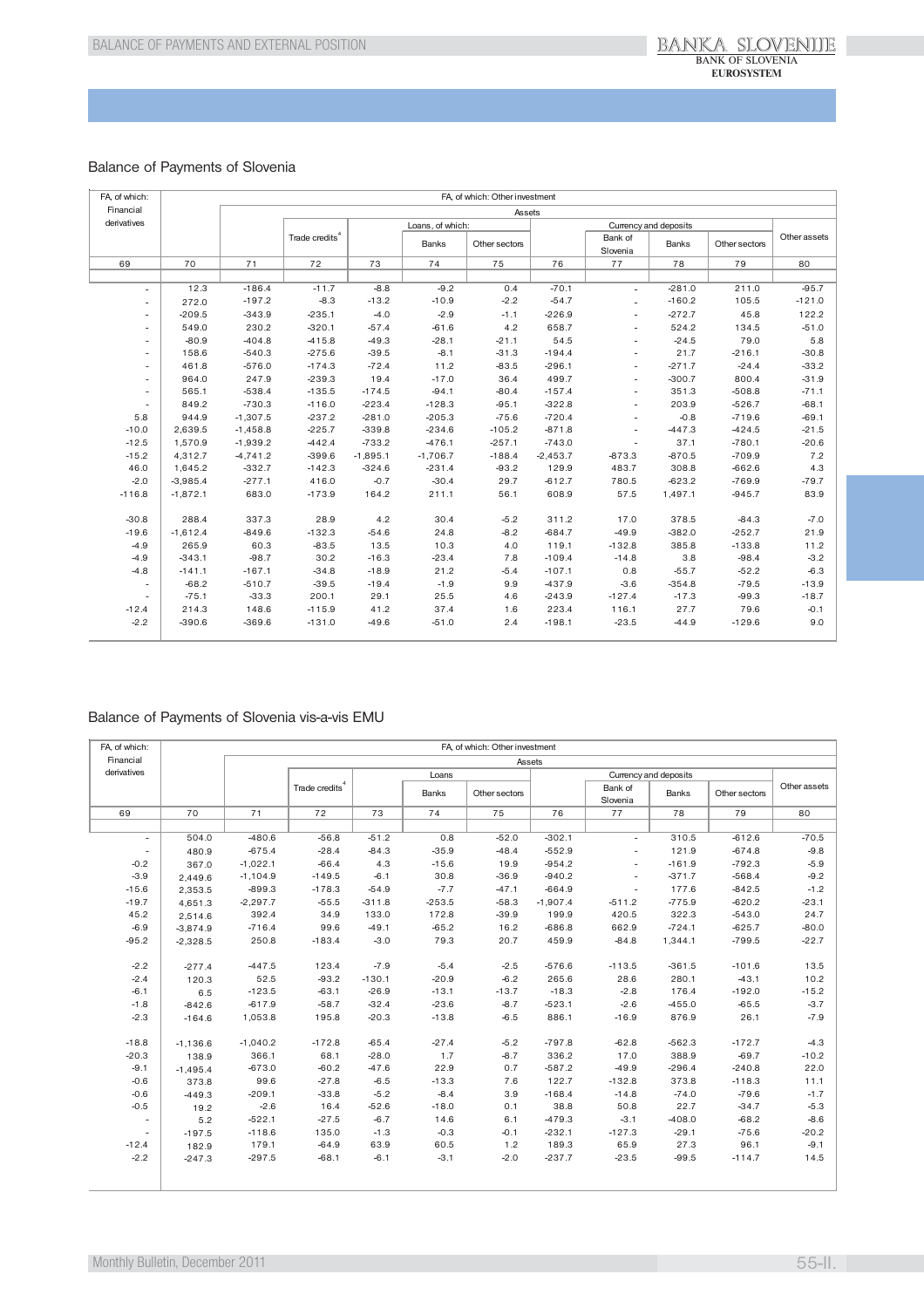## Balance of Payments of Slovenia

| FA, of which: Financial derivatives | FA, of which: Other investment | | | | | | | | | | |
|---|---|---|---|---|---|---|---|---|---|---|---|
| | | Assets | | | | | | | | | |
| | | | Trade credits[4] | Loans, of which: | | | Currency and deposits | | | | Other assets |
| | | | | | Banks | Other sectors | | Bank of Slovenia | Banks | Other sectors | |
| 69 | 70 | 71 | 72 | 73 | 74 | 75 | 76 | 77 | 78 | 79 | 80 |
| - | 12.3 | -186.4 | -11.7 | -8.8 | -9.2 | 0.4 | -70.1 | - | -281.0 | 211.0 | -95.7 |
| - | 272.0 | -197.2 | -8.3 | -13.2 | -10.9 | -2.2 | -54.7 | - | -160.2 | 105.5 | -121.0 |
| - | -209.5 | -343.9 | -235.1 | -4.0 | -2.9 | -1.1 | -226.9 | - | -272.7 | 45.8 | 122.2 |
| - | 549.0 | 230.2 | -320.1 | -57.4 | -61.6 | 4.2 | 658.7 | - | 524.2 | 134.5 | -51.0 |
| - | -80.9 | -404.8 | -415.8 | -49.3 | -28.1 | -21.1 | 54.5 | - | -24.5 | 79.0 | 5.8 |
| - | 158.6 | -540.3 | -275.6 | -39.5 | -8.1 | -31.3 | -194.4 | - | 21.7 | -216.1 | -30.8 |
| - | 461.8 | -576.0 | -174.3 | -72.4 | 11.2 | -83.5 | -296.1 | - | -271.7 | -24.4 | -33.2 |
| - | 964.0 | 247.9 | -239.3 | 19.4 | -17.0 | 36.4 | 499.7 | - | -300.7 | 800.4 | -31.9 |
| - | 565.1 | -538.4 | -135.5 | -174.5 | -94.1 | -80.4 | -157.4 | - | 351.3 | -508.8 | -71.1 |
| - | 849.2 | -730.3 | -116.0 | -223.4 | -128.3 | -95.1 | -322.8 | - | 203.9 | -526.7 | -68.1 |
| 5.8 | 944.9 | -1,307.5 | -237.2 | -281.0 | -205.3 | -75.6 | -720.4 | - | -0.8 | -719.6 | -69.1 |
| -10.0 | 2,639.5 | -1,458.8 | -225.7 | -339.8 | -234.6 | -105.2 | -871.8 | - | -447.3 | -424.5 | -21.5 |
| -12.5 | 1,570.9 | -1,939.2 | -442.4 | -733.2 | -476.1 | -257.1 | -743.0 | - | 37.1 | -780.1 | -20.6 |
| -15.2 | 4,312.7 | -4,741.2 | -399.6 | -1,895.1 | -1,706.7 | -188.4 | -2,453.7 | -873.3 | -870.5 | -709.9 | 7.2 |
| 46.0 | 1,645.2 | -332.7 | -142.3 | -324.6 | -231.4 | -93.2 | 129.9 | 483.7 | 308.8 | -662.6 | 4.3 |
| -2.0 | -3,985.4 | -277.1 | 416.0 | -0.7 | -30.4 | 29.7 | -612.7 | 780.5 | -623.2 | -769.9 | -79.7 |
| -116.8 | -1,872.1 | 683.0 | -173.9 | 164.2 | 211.1 | 56.1 | 608.9 | 57.5 | 1,497.1 | -945.7 | 83.9 |
| | | | | | | | | | | | |
| -30.8 | 288.4 | 337.3 | 28.9 | 4.2 | 30.4 | -5.2 | 311.2 | 17.0 | 378.5 | -84.3 | -7.0 |
| -19.6 | -1,612.4 | -849.6 | -132.3 | -54.6 | 24.8 | -8.2 | -684.7 | -49.9 | -382.0 | -252.7 | 21.9 |
| -4.9 | 265.9 | 60.3 | -83.5 | 13.5 | 10.3 | 4.0 | 119.1 | -132.8 | 385.8 | -133.8 | 11.2 |
| -4.9 | -343.1 | -98.7 | 30.2 | -16.3 | -23.4 | 7.8 | -109.4 | -14.8 | 3.8 | -98.4 | -3.2 |
| -4.8 | -141.1 | -167.1 | -34.8 | -18.9 | 21.2 | -5.4 | -107.1 | 0.8 | -55.7 | -52.2 | -6.3 |
| - | -68.2 | -510.7 | -39.5 | -19.4 | -1.9 | 9.9 | -437.9 | -3.6 | -354.8 | -79.5 | -13.9 |
| - | -75.1 | -33.3 | 200.1 | 29.1 | 25.5 | 4.6 | -243.9 | -127.4 | -17.3 | -99.3 | -18.7 |
| -12.4 | 214.3 | 148.6 | -115.9 | 41.2 | 37.4 | 1.6 | 223.4 | 116.1 | 27.7 | 79.6 | -0.1 |
| -2.2 | -390.6 | -369.6 | -131.0 | -49.6 | -51.0 | 2.4 | -198.1 | -23.5 | -44.9 | -129.6 | 9.0 |

## Balance of Payments of Slovenia vis-a-vis EMU

| FA, of which: Financial derivatives | FA, of which: Other investment | | | | | | | | | | |
|---|---|---|---|---|---|---|---|---|---|---|---|
| | | Assets | | | | | | | | | |
| | | | Trade credits[4] | Loans | | | Currency and deposits | | | | Other assets |
| | | | | | Banks | Other sectors | | Bank of Slovenia | Banks | Other sectors | |
| 69 | 70 | 71 | 72 | 73 | 74 | 75 | 76 | 77 | 78 | 79 | 80 |
| - | 504.0 | -480.6 | -56.8 | -51.2 | 0.8 | -52.0 | -302.1 | - | 310.5 | -612.6 | -70.5 |
| - | 480.9 | -675.4 | -28.4 | -84.3 | -35.9 | -48.4 | -552.9 | - | 121.9 | -674.8 | -9.8 |
| -0.2 | 367.0 | -1,022.1 | -66.4 | 4.3 | -15.6 | 19.9 | -954.2 | - | -161.9 | -792.3 | -5.9 |
| -3.9 | 2,449.6 | -1,104.9 | -149.5 | -6.1 | 30.8 | -36.9 | -940.2 | - | -371.7 | -568.4 | -9.2 |
| -15.6 | 2,353.5 | -899.3 | -178.3 | -54.9 | -7.7 | -47.1 | -664.9 | - | 177.6 | -842.5 | -1.2 |
| -19.7 | 4,651.3 | -2,297.7 | -55.5 | -311.8 | -253.5 | -58.3 | -1,907.4 | -511.2 | -775.9 | -620.2 | -23.1 |
| 45.2 | 2,514.6 | 392.4 | 34.9 | 133.0 | 172.8 | -39.9 | 199.9 | 420.5 | 322.3 | -543.0 | 24.7 |
| -6.9 | -3,874.9 | -716.4 | 99.6 | -49.1 | -65.2 | 16.2 | -686.8 | 662.9 | -724.1 | -625.7 | -80.0 |
| -95.2 | -2,328.5 | 250.8 | -183.4 | -3.0 | 79.3 | 20.7 | 459.9 | -84.8 | 1,344.1 | -799.5 | -22.7 |
| | | | | | | | | | | | |
| -2.2 | -277.4 | -447.5 | 123.4 | -7.9 | -5.4 | -2.5 | -576.6 | -113.5 | -361.5 | -101.6 | 13.5 |
| -2.4 | 120.3 | 52.5 | -93.2 | -130.1 | -20.9 | -6.2 | 265.6 | 28.6 | 280.1 | -43.1 | 10.2 |
| -6.1 | 6.5 | -123.5 | -63.1 | -26.9 | -13.1 | -13.7 | -18.3 | -2.8 | 176.4 | -192.0 | -15.2 |
| -1.8 | -842.6 | -617.9 | -58.7 | -32.4 | -23.6 | -8.7 | -523.1 | -2.6 | -455.0 | -65.5 | -3.7 |
| -2.3 | -164.6 | 1,053.8 | 195.8 | -20.3 | -13.8 | -6.5 | 886.1 | -16.9 | 876.9 | 26.1 | -7.9 |
| | | | | | | | | | | | |
| -18.8 | -1,136.6 | -1,040.2 | -172.8 | -65.4 | -27.4 | -5.2 | -797.8 | -62.8 | -562.3 | -172.7 | -4.3 |
| -20.3 | 138.9 | 366.1 | 68.1 | -28.0 | 1.7 | -8.7 | 336.2 | 17.0 | 388.9 | -69.7 | -10.2 |
| -9.1 | -1,495.4 | -673.0 | -60.2 | -47.6 | 22.9 | 0.7 | -587.2 | -49.9 | -296.4 | -240.8 | 22.0 |
| -0.6 | 373.8 | 99.6 | -27.8 | -6.5 | -13.3 | 7.6 | 122.7 | -132.8 | 373.8 | -118.3 | 11.1 |
| -0.6 | -449.3 | -209.1 | -33.8 | -5.2 | -8.4 | 3.9 | -168.4 | -14.8 | -74.0 | -79.6 | -1.7 |
| -0.5 | 19.2 | -2.6 | 16.4 | -52.6 | -18.0 | 0.1 | 38.8 | 50.8 | 22.7 | -34.7 | -5.3 |
| - | 5.2 | -522.1 | -27.5 | -6.7 | 14.6 | 6.1 | -479.3 | -3.1 | -408.0 | -68.2 | -8.6 |
| - | -197.5 | -118.6 | 135.0 | -1.3 | -0.3 | -0.1 | -232.1 | -127.3 | -29.1 | -75.6 | -20.2 |
| -12.4 | 182.9 | 179.1 | -64.9 | 63.9 | 60.5 | 1.2 | 189.3 | 65.9 | 27.3 | 96.1 | -9.1 |
| -2.2 | -247.3 | -297.5 | -68.1 | -6.1 | -3.1 | -2.0 | -237.7 | -23.5 | -99.5 | -114.7 | 14.5 |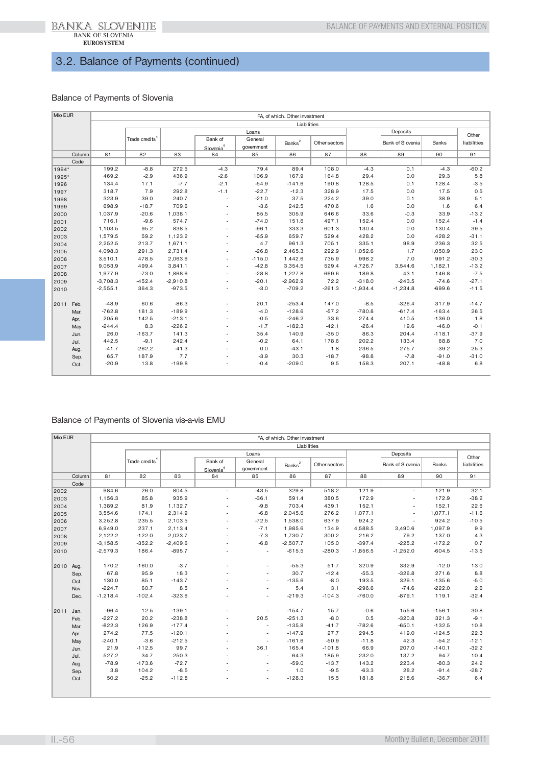## 3.2. Balance of Payments (continued)

### Balance of Payments of Slovenia

| Mio EUR | | FA, of which. Other investment | | | | | | | | | | |
|---|---|---|---|---|---|---|---|---|---|---|---|---|
| | | Liabilities | | | | | | | | | | |
| | | | Trade credits[4] | Loans | | | | | Deposits | | | Other liabilities |
| | | | | | Bank of Slovenia[6] | General government | Banks[2] | Other sectors | | Bank of Slovenia | Banks | |
| | Column | 81 | 82 | 83 | 84 | 85 | 86 | 87 | 88 | 89 | 90 | 91 |
| | Code | | | | | | | | | | | |
| 1994* | | 199.2 | -8.8 | 272.5 | -4.3 | 79.4 | 89.4 | 108.0 | -4.3 | 0.1 | -4.3 | -60.2 |
| 1995* | | 469.2 | -2.9 | 436.9 | -2.6 | 106.9 | 167.9 | 164.8 | 29.4 | 0.0 | 29.3 | 5.8 |
| 1996 | | 134.4 | 17.1 | -7.7 | -2.1 | -54.9 | -141.6 | 190.8 | 128.5 | 0.1 | 128.4 | -3.5 |
| 1997 | | 318.7 | 7.9 | 292.8 | -1.1 | -22.7 | -12.3 | 328.9 | 17.5 | 0.0 | 17.5 | 0.5 |
| 1998 | | 323.9 | 39.0 | 240.7 | - | -21.0 | 37.5 | 224.2 | 39.0 | 0.1 | 38.9 | 5.1 |
| 1999 | | 698.9 | -18.7 | 709.6 | - | -3.6 | 242.5 | 470.6 | 1.6 | 0.0 | 1.6 | 6.4 |
| 2000 | | 1,037.9 | -20.6 | 1,038.1 | - | 85.5 | 305.9 | 646.6 | 33.6 | -0.3 | 33.9 | -13.2 |
| 2001 | | 716.1 | -9.6 | 574.7 | - | -74.0 | 151.6 | 497.1 | 152.4 | 0.0 | 152.4 | -1.4 |
| 2002 | | 1,103.5 | 95.2 | 838.5 | - | -96.1 | 333.3 | 601.3 | 130.4 | 0.0 | 130.4 | 39.5 |
| 2003 | | 1,579.5 | 59.2 | 1,123.2 | - | -65.9 | 659.7 | 529.4 | 428.2 | 0.0 | 428.2 | -31.1 |
| 2004 | | 2,252.5 | 213.7 | 1,671.1 | - | 4.7 | 961.3 | 705.1 | 335.1 | 98.9 | 236.3 | 32.5 |
| 2005 | | 4,098.3 | 291.3 | 2,731.4 | - | -26.8 | 2,465.3 | 292.9 | 1,052.6 | 1.7 | 1,050.9 | 23.0 |
| 2006 | | 3,510.1 | 478.5 | 2,063.6 | - | -115.0 | 1,442.6 | 735.9 | 998.2 | 7.0 | 991.2 | -30.3 |
| 2007 | | 9,053.9 | 499.4 | 3,841.1 | - | -42.8 | 3,354.5 | 529.4 | 4,726.7 | 3,544.6 | 1,182.1 | -13.2 |
| 2008 | | 1,977.9 | -73.0 | 1,868.6 | - | -28.8 | 1,227.8 | 669.6 | 189.8 | 43.1 | 146.8 | -7.5 |
| 2009 | | -3,708.3 | -452.4 | -2,910.8 | - | -20.1 | -2,962.9 | 72.2 | -318.0 | -243.5 | -74.6 | -27.1 |
| 2010 | | -2,555.1 | 364.3 | -973.5 | - | -3.0 | -709.2 | -261.3 | -1,934.4 | -1,234.8 | -699.6 | -11.5 |
| 2011 | Feb. | -48.9 | 60.6 | -86.3 | - | 20.1 | -253.4 | 147.0 | -8.5 | -326.4 | 317.9 | -14.7 |
| | Mar. | -762.8 | 181.3 | -189.9 | - | -4.0 | -128.6 | -57.2 | -780.8 | -617.4 | -163.4 | 26.5 |
| | Apr. | 205.6 | 142.5 | -213.1 | - | -0.5 | -246.2 | 33.6 | 274.4 | 410.5 | -136.0 | 1.8 |
| | May | -244.4 | 8.3 | -226.2 | - | -1.7 | -182.3 | -42.1 | -26.4 | 19.6 | -46.0 | -0.1 |
| | Jun. | 26.0 | -163.7 | 141.3 | - | 35.4 | 140.9 | -35.0 | 86.3 | 204.4 | -118.1 | -37.9 |
| | Jul. | 442.5 | -9.1 | 242.4 | - | -0.2 | 64.1 | 178.6 | 202.2 | 133.4 | 68.8 | 7.0 |
| | Aug. | -41.7 | -262.2 | -41.3 | - | 0.0 | -43.1 | 1.8 | 236.5 | 275.7 | -39.2 | 25.3 |
| | Sep. | 65.7 | 187.9 | 7.7 | - | -3.9 | 30.3 | -18.7 | -98.8 | -7.8 | -91.0 | -31.0 |
| | Oct. | -20.9 | 13.8 | -199.8 | - | -0.4 | -209.0 | 9.5 | 158.3 | 207.1 | -48.8 | 6.8 |

### Balance of Payments of Slovenia vis-a-vis EMU

| Mio EUR | | FA, of which. Other investment | | | | | | | | | | |
|---|---|---|---|---|---|---|---|---|---|---|---|---|
| | | Liabilities | | | | | | | | | | |
| | | | Trade credits[4] | Loans | | | | | Deposits | | | Other liabilities |
| | | | | | Bank of Slovenia[6] | General government | Banks[2] | Other sectors | | Bank of Slovenia | Banks | |
| | Column | 81 | 82 | 83 | 84 | 85 | 86 | 87 | 88 | 89 | 90 | 91 |
| | Code | | | | | | | | | | | |
| 2002 | | 984.6 | 26.0 | 804.5 | - | -43.5 | 329.8 | 518.2 | 121.9 | - | 121.9 | 32.1 |
| 2003 | | 1,156.3 | 85.8 | 935.9 | - | -36.1 | 591.4 | 380.5 | 172.9 | - | 172.9 | -38.2 |
| 2004 | | 1,389.2 | 81.9 | 1,132.7 | - | -9.8 | 703.4 | 439.1 | 152.1 | - | 152.1 | 22.6 |
| 2005 | | 3,554.6 | 174.1 | 2,314.9 | - | -6.8 | 2,045.6 | 276.2 | 1,077.1 | - | 1,077.1 | -11.6 |
| 2006 | | 3,252.8 | 235.5 | 2,103.5 | - | -72.5 | 1,538.0 | 637.9 | 924.2 | - | 924.2 | -10.5 |
| 2007 | | 6,949.0 | 237.1 | 2,113.4 | - | -7.1 | 1,985.6 | 134.9 | 4,588.5 | 3,490.6 | 1,097.9 | 9.9 |
| 2008 | | 2,122.2 | -122.0 | 2,023.7 | - | -7.3 | 1,730.7 | 300.2 | 216.2 | 79.2 | 137.0 | 4.3 |
| 2009 | | -3,158.5 | -352.2 | -2,409.6 | - | -6.8 | -2,507.7 | 105.0 | -397.4 | -225.2 | -172.2 | 0.7 |
| 2010 | | -2,579.3 | 186.4 | -895.7 | - | - | -615.5 | -280.3 | -1,856.5 | -1,252.0 | -604.5 | -13.5 |
| 2010 | Aug. | 170.2 | -160.0 | -3.7 | - | - | -55.3 | 51.7 | 320.9 | 332.9 | -12.0 | 13.0 |
| | Sep. | 67.8 | 95.9 | 18.3 | - | - | 30.7 | -12.4 | -55.3 | -326.8 | 271.6 | 8.8 |
| | Oct. | 130.0 | 85.1 | -143.7 | - | - | -135.6 | -8.0 | 193.5 | 329.1 | -135.6 | -5.0 |
| | Nov. | -224.7 | 60.7 | 8.5 | - | - | 5.4 | 3.1 | -296.6 | -74.6 | -222.0 | 2.6 |
| | Dec. | -1,218.4 | -102.4 | -323.6 | - | - | -219.3 | -104.3 | -760.0 | -879.1 | 119.1 | -32.4 |
| 2011 | Jan. | -96.4 | 12.5 | -139.1 | - | - | -154.7 | 15.7 | -0.6 | 155.6 | -156.1 | 30.8 |
| | Feb. | -227.2 | 20.2 | -238.8 | - | 20.5 | -251.3 | -8.0 | 0.5 | -320.8 | 321.3 | -9.1 |
| | Mar. | -822.3 | 126.9 | -177.4 | - | - | -135.8 | -41.7 | -782.6 | -650.1 | -132.5 | 10.8 |
| | Apr. | 274.2 | 77.5 | -120.1 | - | - | -147.9 | 27.7 | 294.5 | 419.0 | -124.5 | 22.3 |
| | May | -240.1 | -3.6 | -212.5 | - | - | -161.6 | -50.9 | -11.8 | 42.3 | -54.2 | -12.1 |
| | Jun. | 21.9 | -112.5 | 99.7 | - | 36.1 | 165.4 | -101.8 | 66.9 | 207.0 | -140.1 | -32.2 |
| | Jul. | 527.2 | 34.7 | 250.3 | - | - | 64.3 | 185.9 | 232.0 | 137.2 | 94.7 | 10.4 |
| | Aug. | -78.9 | -173.6 | -72.7 | - | - | -59.0 | -13.7 | 143.2 | 223.4 | -80.3 | 24.2 |
| | Sep. | 3.8 | 104.2 | -8.5 | - | - | 1.0 | -9.5 | -63.3 | 28.2 | -91.4 | -28.7 |
| | Oct. | 50.2 | -25.2 | -112.8 | - | - | -128.3 | 15.5 | 181.8 | 218.6 | -36.7 | 6.4 |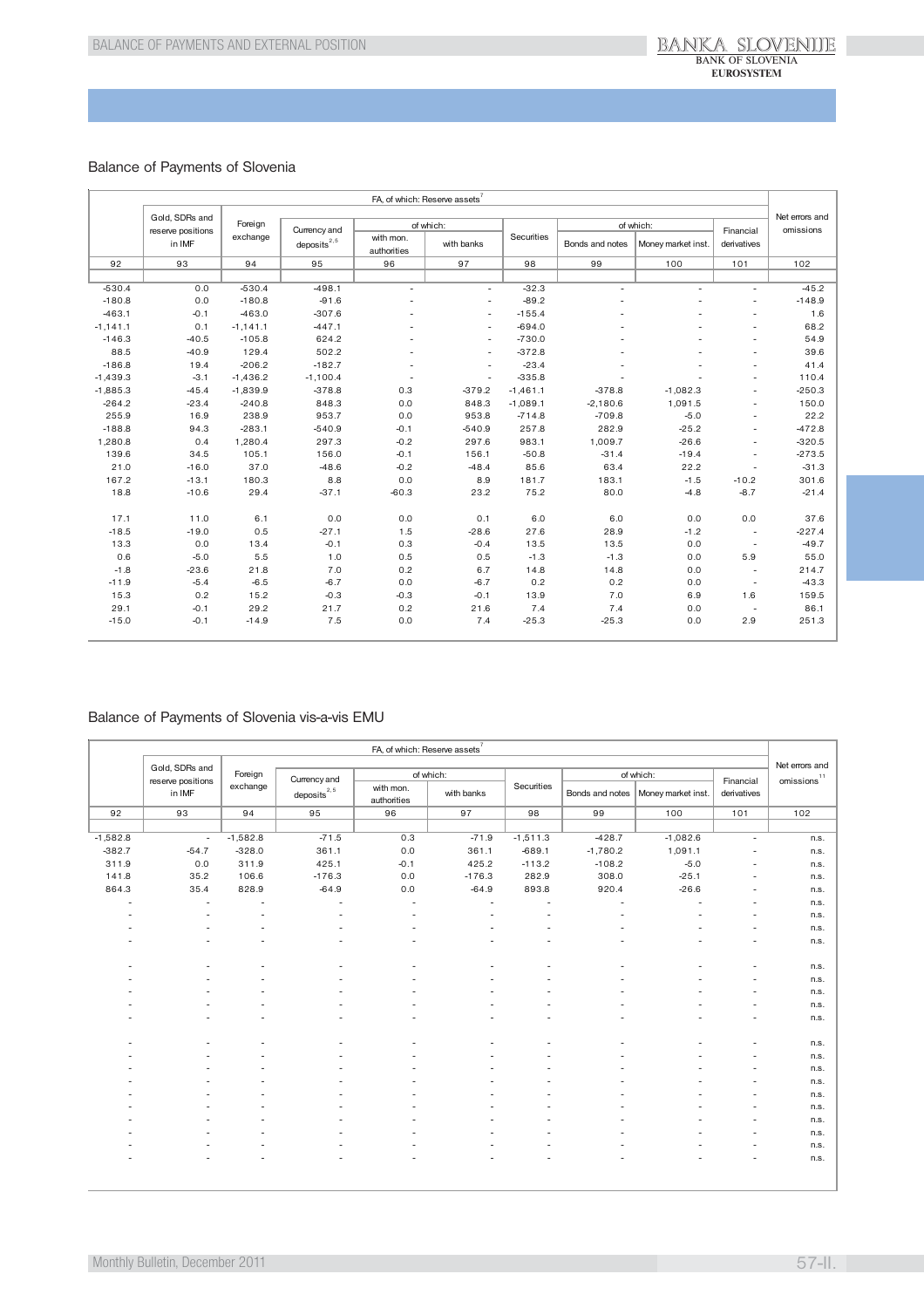## Balance of Payments of Slovenia

| FA, of which: Reserve assets[7] | | | | | | | | | | Net errors and omissions |
|---|---|---|---|---|---|---|---|---|---|---|
| | Gold, SDRs and reserve positions in IMF | Foreign exchange | Currency and deposits[2,5] | of which: | | Securities | of which: | | Financial derivatives | |
| | | | | with mon. authorities | with banks | | Bonds and notes | Money market inst. | | |
| 92 | 93 | 94 | 95 | 96 | 97 | 98 | 99 | 100 | 101 | 102 |
| | | | | | | | | | | |
| -530.4 | 0.0 | -530.4 | -498.1 | - | - | -32.3 | - | - | - | -45.2 |
| -180.8 | 0.0 | -180.8 | -91.6 | - | - | -89.2 | - | - | - | -148.9 |
| -463.1 | -0.1 | -463.0 | -307.6 | - | - | -155.4 | - | - | - | 1.6 |
| -1,141.1 | 0.1 | -1,141.1 | -447.1 | - | - | -694.0 | - | - | - | 68.2 |
| -146.3 | -40.5 | -105.8 | 624.2 | - | - | -730.0 | - | - | - | 54.9 |
| 88.5 | -40.9 | 129.4 | 502.2 | - | - | -372.8 | - | - | - | 39.6 |
| -186.8 | 19.4 | -206.2 | -182.7 | - | - | -23.4 | - | - | - | 41.4 |
| -1,439.3 | -3.1 | -1,436.2 | -1,100.4 | - | - | -335.8 | - | - | - | 110.4 |
| -1,885.3 | -45.4 | -1,839.9 | -378.8 | 0.3 | -379.2 | -1,461.1 | -378.8 | -1,082.3 | - | -250.3 |
| -264.2 | -23.4 | -240.8 | 848.3 | 0.0 | 848.3 | -1,089.1 | -2,180.6 | 1,091.5 | - | 150.0 |
| 255.9 | 16.9 | 238.9 | 953.7 | 0.0 | 953.8 | -714.8 | -709.8 | -5.0 | - | 22.2 |
| -188.8 | 94.3 | -283.1 | -540.9 | -0.1 | -540.9 | 257.8 | 282.9 | -25.2 | - | -472.8 |
| 1,280.8 | 0.4 | 1,280.4 | 297.3 | -0.2 | 297.6 | 983.1 | 1,009.7 | -26.6 | - | -320.5 |
| 139.6 | 34.5 | 105.1 | 156.0 | -0.1 | 156.1 | -50.8 | -31.4 | -19.4 | - | -273.5 |
| 21.0 | -16.0 | 37.0 | -48.6 | -0.2 | -48.4 | 85.6 | 63.4 | 22.2 | - | -31.3 |
| 167.2 | -13.1 | 180.3 | 8.8 | 0.0 | 8.9 | 181.7 | 183.1 | -1.5 | -10.2 | 301.6 |
| 18.8 | -10.6 | 29.4 | -37.1 | -60.3 | 23.2 | 75.2 | 80.0 | -4.8 | -8.7 | -21.4 |
| | | | | | | | | | | |
| 17.1 | 11.0 | 6.1 | 0.0 | 0.0 | 0.1 | 6.0 | 6.0 | 0.0 | 0.0 | 37.6 |
| -18.5 | -19.0 | 0.5 | -27.1 | 1.5 | -28.6 | 27.6 | 28.9 | -1.2 | - | -227.4 |
| 13.3 | 0.0 | 13.4 | -0.1 | 0.3 | -0.4 | 13.5 | 13.5 | 0.0 | - | -49.7 |
| 0.6 | -5.0 | 5.5 | 1.0 | 0.5 | 0.5 | -1.3 | -1.3 | 0.0 | 5.9 | 55.0 |
| -1.8 | -23.6 | 21.8 | 7.0 | 0.2 | 6.7 | 14.8 | 14.8 | 0.0 | - | 214.7 |
| -11.9 | -5.4 | -6.5 | -6.7 | 0.0 | -6.7 | 0.2 | 0.2 | 0.0 | - | -43.3 |
| 15.3 | 0.2 | 15.2 | -0.3 | -0.3 | -0.1 | 13.9 | 7.0 | 6.9 | 1.6 | 159.5 |
| 29.1 | -0.1 | 29.2 | 21.7 | 0.2 | 21.6 | 7.4 | 7.4 | 0.0 | - | 86.1 |
| -15.0 | -0.1 | -14.9 | 7.5 | 0.0 | 7.4 | -25.3 | -25.3 | 0.0 | 2.9 | 251.3 |

## Balance of Payments of Slovenia vis-a-vis EMU

| FA, of which: Reserve assets[7] | | | | | | | | | | Net errors and omissions[11] |
|---|---|---|---|---|---|---|---|---|---|---|
| | Gold, SDRs and reserve positions in IMF | Foreign exchange | Currency and deposits[2,5] | of which: | | Securities | of which: | | Financial derivatives | |
| | | | | with mon. authorities | with banks | | Bonds and notes | Money market inst. | | |
| 92 | 93 | 94 | 95 | 96 | 97 | 98 | 99 | 100 | 101 | 102 |
| | | | | | | | | | | |
| -1,582.8 | - | -1,582.8 | -71.5 | 0.3 | -71.9 | -1,511.3 | -428.7 | -1,082.6 | - | n.s. |
| -382.7 | -54.7 | -328.0 | 361.1 | 0.0 | 361.1 | -689.1 | -1,780.2 | 1,091.1 | - | n.s. |
| 311.9 | 0.0 | 311.9 | 425.1 | -0.1 | 425.2 | -113.2 | -108.2 | -5.0 | - | n.s. |
| 141.8 | 35.2 | 106.6 | -176.3 | 0.0 | -176.3 | 282.9 | 308.0 | -25.1 | - | n.s. |
| 864.3 | 35.4 | 828.9 | -64.9 | 0.0 | -64.9 | 893.8 | 920.4 | -26.6 | - | n.s. |
| - | - | - | - | - | - | - | - | - | - | n.s. |
| - | - | - | - | - | - | - | - | - | - | n.s. |
| - | - | - | - | - | - | - | - | - | - | n.s. |
| - | - | - | - | - | - | - | - | - | - | n.s. |
| | | | | | | | | | | |
| - | - | - | - | - | - | - | - | - | - | n.s. |
| - | - | - | - | - | - | - | - | - | - | n.s. |
| - | - | - | - | - | - | - | - | - | - | n.s. |
| - | - | - | - | - | - | - | - | - | - | n.s. |
| - | - | - | - | - | - | - | - | - | - | n.s. |
| | | | | | | | | | | |
| - | - | - | - | - | - | - | - | - | - | n.s. |
| - | - | - | - | - | - | - | - | - | - | n.s. |
| - | - | - | - | - | - | - | - | - | - | n.s. |
| - | - | - | - | - | - | - | - | - | - | n.s. |
| - | - | - | - | - | - | - | - | - | - | n.s. |
| - | - | - | - | - | - | - | - | - | - | n.s. |
| - | - | - | - | - | - | - | - | - | - | n.s. |
| - | - | - | - | - | - | - | - | - | - | n.s. |
| - | - | - | - | - | - | - | - | - | - | n.s. |
| - | - | - | - | - | - | - | - | - | - | n.s. |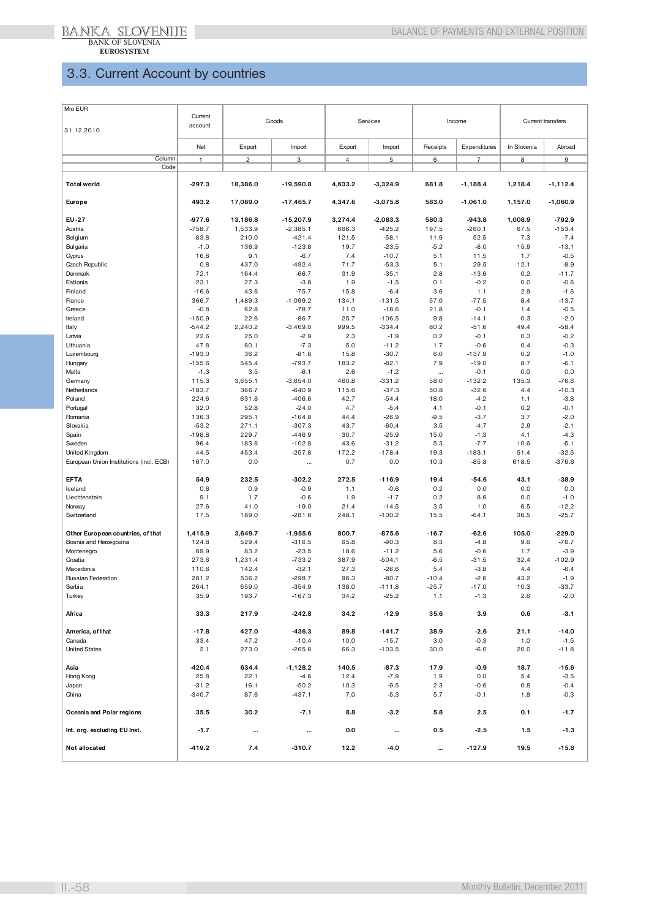## 3.3. Current Account by countries

| Mio EUR<br>31.12.2010 | Current account | Goods | | Services | | Income | | Current transfers | |
|---|---|---|---|---|---|---|---|---|---|
| | Net | Export | Import | Export | Import | Receipts | Expenditures | In Slovenia | Abroad |
| Column | 1 | 2 | 3 | 4 | 5 | 6 | 7 | 8 | 9 |
| Code | | | | | | | | | |
| **Total world** | **-297.3** | **18,386.0** | **-19,590.8** | **4,633.2** | **-3,324.9** | **681.8** | **-1,188.4** | **1,218.4** | **-1,112.4** |
| **Europe** | **493.2** | **17,069.0** | **-17,465.7** | **4,347.6** | **-3,075.8** | **583.0** | **-1,061.0** | **1,157.0** | **-1,060.9** |
| **EU-27** | **-977.6** | **13,186.8** | **-15,207.9** | **3,274.4** | **-2,083.3** | **580.3** | **-943.8** | **1,008.9** | **-792.9** |
| Austria | -758.7 | 1,533.9 | -2,385.1 | 666.3 | -425.2 | 197.5 | -260.1 | 67.5 | -153.4 |
| Belgium | -83.8 | 210.0 | -421.4 | 121.5 | -58.1 | 11.9 | 52.5 | 7.3 | -7.4 |
| Bulgaria | -1.0 | 136.9 | -123.8 | 19.7 | -23.5 | -5.2 | -8.0 | 15.9 | -13.1 |
| Cyprus | 16.8 | 9.1 | -6.7 | 7.4 | -10.7 | 5.1 | 11.5 | 1.7 | -0.5 |
| Czech Republic | 0.8 | 437.0 | -492.4 | 71.7 | -53.3 | 5.1 | 29.5 | 12.1 | -8.9 |
| Denmark | 72.1 | 164.4 | -66.7 | 31.9 | -35.1 | 2.8 | -13.6 | 0.2 | -11.7 |
| Estonia | 23.1 | 27.3 | -3.8 | 1.9 | -1.5 | 0.1 | -0.2 | 0.0 | -0.6 |
| Finland | -16.6 | 43.6 | -75.7 | 15.8 | -6.4 | 3.6 | 1.1 | 2.9 | -1.6 |
| France | 366.7 | 1,489.3 | -1,099.2 | 134.1 | -131.5 | 57.0 | -77.5 | 8.4 | -13.7 |
| Greece | -0.8 | 62.8 | -78.7 | 11.0 | -18.6 | 21.8 | -0.1 | 1.4 | -0.5 |
| Ireland | -150.9 | 22.6 | -86.7 | 25.7 | -106.5 | 9.8 | -14.1 | 0.3 | -2.0 |
| Italy | -544.2 | 2,240.2 | -3,469.0 | 999.5 | -334.4 | 80.2 | -51.6 | 49.4 | -58.4 |
| Latvia | 22.6 | 25.0 | -2.9 | 2.3 | -1.9 | 0.2 | -0.1 | 0.3 | -0.2 |
| Lithuania | 47.8 | 60.1 | -7.3 | 5.0 | -11.2 | 1.7 | -0.6 | 0.4 | -0.3 |
| Luxembourg | -193.0 | 36.2 | -81.6 | 15.8 | -30.7 | 6.0 | -137.9 | 0.2 | -1.0 |
| Hungary | -155.6 | 545.4 | -793.7 | 183.2 | -82.1 | 7.9 | -19.0 | 8.7 | -6.1 |
| Malta | -1.3 | 3.5 | -6.1 | 2.6 | -1.2 | ... | -0.1 | 0.0 | 0.0 |
| Germany | 115.3 | 3,655.1 | -3,654.0 | 460.8 | -331.2 | 58.0 | -132.2 | 135.3 | -76.6 |
| Netherlands | -183.7 | 366.7 | -640.9 | 115.6 | -37.3 | 50.8 | -32.6 | 4.4 | -10.3 |
| Poland | 224.6 | 631.8 | -406.6 | 42.7 | -54.4 | 18.0 | -4.2 | 1.1 | -3.8 |
| Portugal | 32.0 | 52.8 | -24.0 | 4.7 | -5.4 | 4.1 | -0.1 | 0.2 | -0.1 |
| Romania | 136.3 | 295.1 | -164.8 | 44.4 | -26.9 | -9.5 | -3.7 | 3.7 | -2.0 |
| Slovakia | -53.2 | 271.1 | -307.3 | 43.7 | -60.4 | 3.5 | -4.7 | 2.9 | -2.1 |
| Spain | -198.8 | 229.7 | -446.9 | 30.7 | -25.9 | 15.0 | -1.3 | 4.1 | -4.3 |
| Sweden | 96.4 | 183.6 | -102.8 | 43.6 | -31.2 | 5.3 | -7.7 | 10.6 | -5.1 |
| United Kingdom | 44.5 | 453.4 | -257.8 | 172.2 | -178.4 | 19.3 | -183.1 | 51.4 | -32.5 |
| European Union Institutions (incl. ECB) | 167.0 | 0.0 | ... | 0.7 | 0.0 | 10.3 | -85.8 | 618.5 | -376.6 |
| **EFTA** | **54.9** | **232.5** | **-302.2** | **272.5** | **-116.9** | **19.4** | **-54.6** | **43.1** | **-38.9** |
| Iceland | 0.6 | 0.9 | -0.9 | 1.1 | -0.6 | 0.2 | 0.0 | 0.0 | 0.0 |
| Liechtenstein | 9.1 | 1.7 | -0.6 | 1.9 | -1.7 | 0.2 | 8.6 | 0.0 | -1.0 |
| Norway | 27.6 | 41.0 | -19.0 | 21.4 | -14.5 | 3.5 | 1.0 | 6.5 | -12.2 |
| Switzerland | 17.5 | 189.0 | -281.6 | 248.1 | -100.2 | 15.5 | -64.1 | 36.5 | -25.7 |
| **Other European countries, of that** | **1,415.9** | **3,649.7** | **-1,955.6** | **800.7** | **-875.6** | **-16.7** | **-62.6** | **105.0** | **-229.0** |
| Bosnia and Herzegovina | 124.8 | 529.4 | -316.5 | 65.8 | -90.3 | 8.3 | -4.8 | 9.6 | -76.7 |
| Montenegro | 69.9 | 83.2 | -23.5 | 18.6 | -11.2 | 5.6 | -0.6 | 1.7 | -3.9 |
| Croatia | 273.6 | 1,231.4 | -733.2 | 387.9 | -504.1 | -6.5 | -31.5 | 32.4 | -102.9 |
| Macedonia | 110.6 | 142.4 | -32.1 | 27.3 | -26.6 | 5.4 | -3.8 | 4.4 | -6.4 |
| Russian Federation | 281.2 | 536.2 | -298.7 | 96.3 | -80.7 | -10.4 | -2.6 | 43.2 | -1.9 |
| Serbia | 264.1 | 659.0 | -354.9 | 138.0 | -111.8 | -25.7 | -17.0 | 10.3 | -33.7 |
| Turkey | 35.9 | 193.7 | -167.3 | 34.2 | -25.2 | 1.1 | -1.3 | 2.6 | -2.0 |
| **Africa** | **33.3** | **217.9** | **-242.8** | **34.2** | **-12.9** | **35.6** | **3.9** | **0.6** | **-3.1** |
| **America, of that** | **-17.8** | **427.0** | **-436.3** | **89.8** | **-141.7** | **38.9** | **-2.6** | **21.1** | **-14.0** |
| Canada | 33.4 | 47.2 | -10.4 | 10.0 | -15.7 | 3.0 | -0.3 | 1.0 | -1.5 |
| United States | 2.1 | 273.0 | -265.8 | 66.3 | -103.5 | 30.0 | -6.0 | 20.0 | -11.8 |
| **Asia** | **-420.4** | **634.4** | **-1,128.2** | **140.5** | **-87.3** | **17.9** | **-0.9** | **18.7** | **-15.6** |
| Hong Kong | 25.8 | 22.1 | -4.6 | 12.4 | -7.9 | 1.9 | 0.0 | 5.4 | -3.5 |
| Japan | -31.2 | 16.1 | -50.2 | 10.3 | -9.5 | 2.3 | -0.6 | 0.8 | -0.4 |
| China | -340.7 | 87.6 | -437.1 | 7.0 | -5.3 | 5.7 | -0.1 | 1.8 | -0.3 |
| **Oceania and Polar regions** | **35.5** | **30.2** | **-7.1** | **8.8** | **-3.2** | **5.8** | **2.5** | **0.1** | **-1.7** |
| **Int. org. excluding EU Inst.** | **-1.7** | **...** | **...** | **0.0** | **...** | **0.5** | **-2.5** | **1.5** | **-1.3** |
| **Not allocated** | **-419.2** | **7.4** | **-310.7** | **12.2** | **-4.0** | **...** | **-127.9** | **19.5** | **-15.8** |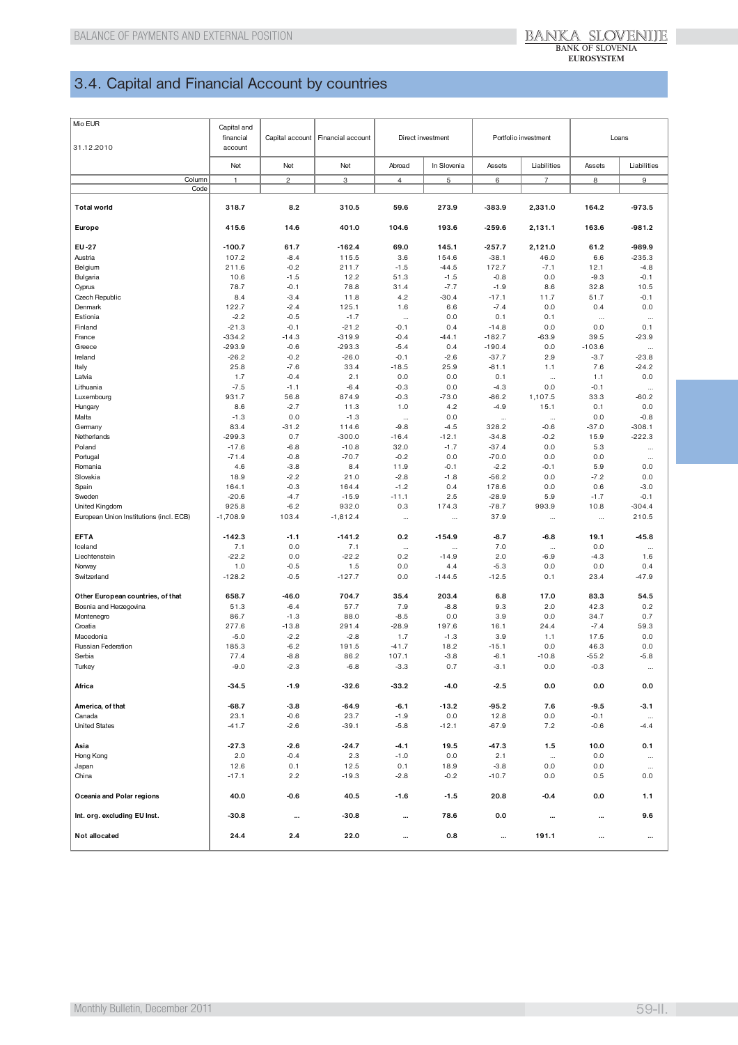## 3.4. Capital and Financial Account by countries

| Mio EUR<br>31.12.2010 | Capital and financial account | Capital account | Financial account | Direct investment | | Portfolio investment | | Loans | |
|---|---|---|---|---|---|---|---|---|---|
| | Net | Net | Net | Abroad | In Slovenia | Assets | Liabilities | Assets | Liabilities |
| Column | 1 | 2 | 3 | 4 | 5 | 6 | 7 | 8 | 9 |
| Code | | | | | | | | | |
| **Total world** | **318.7** | **8.2** | **310.5** | **59.6** | **273.9** | **-383.9** | **2,331.0** | **164.2** | **-973.5** |
| **Europe** | **415.6** | **14.6** | **401.0** | **104.6** | **193.6** | **-259.6** | **2,131.1** | **163.6** | **-981.2** |
| **EU-27** | **-100.7** | **61.7** | **-162.4** | **69.0** | **145.1** | **-257.7** | **2,121.0** | **61.2** | **-989.9** |
| Austria | 107.2 | -8.4 | 115.5 | 3.6 | 154.6 | -38.1 | 46.0 | 6.6 | -235.3 |
| Belgium | 211.6 | -0.2 | 211.7 | -1.5 | -44.5 | 172.7 | -7.1 | 12.1 | -4.8 |
| Bulgaria | 10.6 | -1.5 | 12.2 | 51.3 | -1.5 | -0.8 | 0.0 | -9.3 | -0.1 |
| Cyprus | 78.7 | -0.1 | 78.8 | 31.4 | -7.7 | -1.9 | 8.6 | 32.8 | 10.5 |
| Czech Republic | 8.4 | -3.4 | 11.8 | 4.2 | -30.4 | -17.1 | 11.7 | 51.7 | -0.1 |
| Denmark | 122.7 | -2.4 | 125.1 | 1.6 | 6.6 | -7.4 | 0.0 | 0.4 | 0.0 |
| Estionia | -2.2 | -0.5 | -1.7 | ... | 0.0 | 0.1 | 0.1 | ... | ... |
| Finland | -21.3 | -0.1 | -21.2 | -0.1 | 0.4 | -14.8 | 0.0 | 0.0 | 0.1 |
| France | -334.2 | -14.3 | -319.9 | -0.4 | -44.1 | -182.7 | -63.9 | 39.5 | -23.9 |
| Greece | -293.9 | -0.6 | -293.3 | -5.4 | 0.4 | -190.4 | 0.0 | -103.6 | ... |
| Ireland | -26.2 | -0.2 | -26.0 | -0.1 | -2.6 | -37.7 | 2.9 | -3.7 | -23.8 |
| Italy | 25.8 | -7.6 | 33.4 | -18.5 | 25.9 | -81.1 | 1.1 | 7.6 | -24.2 |
| Latvia | 1.7 | -0.4 | 2.1 | 0.0 | 0.0 | 0.1 | ... | 1.1 | 0.0 |
| Lithuania | -7.5 | -1.1 | -6.4 | -0.3 | 0.0 | -4.3 | 0.0 | -0.1 | ... |
| Luxembourg | 931.7 | 56.8 | 874.9 | -0.3 | -73.0 | -86.2 | 1,107.5 | 33.3 | -60.2 |
| Hungary | 8.6 | -2.7 | 11.3 | 1.0 | 4.2 | -4.9 | 15.1 | 0.1 | 0.0 |
| Malta | -1.3 | 0.0 | -1.3 | ... | 0.0 | ... | ... | 0.0 | -0.8 |
| Germany | 83.4 | -31.2 | 114.6 | -9.8 | -4.5 | 328.2 | -0.6 | -37.0 | -308.1 |
| Netherlands | -299.3 | 0.7 | -300.0 | -16.4 | -12.1 | -34.8 | -0.2 | 15.9 | -222.3 |
| Poland | -17.6 | -6.8 | -10.8 | 32.0 | -1.7 | -37.4 | 0.0 | 5.3 | ... |
| Portugal | -71.4 | -0.8 | -70.7 | -0.2 | 0.0 | -70.0 | 0.0 | 0.0 | ... |
| Romania | 4.6 | -3.8 | 8.4 | 11.9 | -0.1 | -2.2 | -0.1 | 5.9 | 0.0 |
| Slovakia | 18.9 | -2.2 | 21.0 | -2.8 | -1.8 | -56.2 | 0.0 | -7.2 | 0.0 |
| Spain | 164.1 | -0.3 | 164.4 | -1.2 | 0.4 | 178.6 | 0.0 | 0.6 | -3.0 |
| Sweden | -20.6 | -4.7 | -15.9 | -11.1 | 2.5 | -28.9 | 5.9 | -1.7 | -0.1 |
| United Kingdom | 925.8 | -6.2 | 932.0 | 0.3 | 174.3 | -78.7 | 993.9 | 10.8 | -304.4 |
| European Union Institutions (incl. ECB) | -1,708.9 | 103.4 | -1,812.4 | ... | ... | 37.9 | ... | ... | 210.5 |
| **EFTA** | **-142.3** | **-1.1** | **-141.2** | **0.2** | **-154.9** | **-8.7** | **-6.8** | **19.1** | **-45.8** |
| Iceland | 7.1 | 0.0 | 7.1 | ... | ... | 7.0 | ... | 0.0 | ... |
| Liechtenstein | -22.2 | 0.0 | -22.2 | 0.2 | -14.9 | 2.0 | -6.9 | -4.3 | 1.6 |
| Norway | 1.0 | -0.5 | 1.5 | 0.0 | 4.4 | -5.3 | 0.0 | 0.0 | 0.4 |
| Switzerland | -128.2 | -0.5 | -127.7 | 0.0 | -144.5 | -12.5 | 0.1 | 23.4 | -47.9 |
| **Other European countries, of that** | **658.7** | **-46.0** | **704.7** | **35.4** | **203.4** | **6.8** | **17.0** | **83.3** | **54.5** |
| Bosnia and Herzegovina | 51.3 | -6.4 | 57.7 | 7.9 | -8.8 | 9.3 | 2.0 | 42.3 | 0.2 |
| Montenegro | 86.7 | -1.3 | 88.0 | -8.5 | 0.0 | 3.9 | 0.0 | 34.7 | 0.7 |
| Croatia | 277.6 | -13.8 | 291.4 | -28.9 | 197.6 | 16.1 | 24.4 | -7.4 | 59.3 |
| Macedonia | -5.0 | -2.2 | -2.8 | 1.7 | -1.3 | 3.9 | 1.1 | 17.5 | 0.0 |
| Russian Federation | 185.3 | -6.2 | 191.5 | -41.7 | 18.2 | -15.1 | 0.0 | 46.3 | 0.0 |
| Serbia | 77.4 | -8.8 | 86.2 | 107.1 | -3.8 | -6.1 | -10.8 | -55.2 | -5.8 |
| Turkey | -9.0 | -2.3 | -6.8 | -3.3 | 0.7 | -3.1 | 0.0 | -0.3 | ... |
| **Africa** | **-34.5** | **-1.9** | **-32.6** | **-33.2** | **-4.0** | **-2.5** | **0.0** | **0.0** | **0.0** |
| **America, of that** | **-68.7** | **-3.8** | **-64.9** | **-6.1** | **-13.2** | **-95.2** | **7.6** | **-9.5** | **-3.1** |
| Canada | 23.1 | -0.6 | 23.7 | -1.9 | 0.0 | 12.8 | 0.0 | -0.1 | ... |
| United States | -41.7 | -2.6 | -39.1 | -5.8 | -12.1 | -67.9 | 7.2 | -0.6 | -4.4 |
| **Asia** | **-27.3** | **-2.6** | **-24.7** | **-4.1** | **19.5** | **-47.3** | **1.5** | **10.0** | **0.1** |
| Hong Kong | 2.0 | -0.4 | 2.3 | -1.0 | 0.0 | 2.1 | ... | 0.0 | ... |
| Japan | 12.6 | 0.1 | 12.5 | 0.1 | 18.9 | -3.8 | 0.0 | 0.0 | ... |
| China | -17.1 | 2.2 | -19.3 | -2.8 | -0.2 | -10.7 | 0.0 | 0.5 | 0.0 |
| **Oceania and Polar regions** | **40.0** | **-0.6** | **40.5** | **-1.6** | **-1.5** | **20.8** | **-0.4** | **0.0** | **1.1** |
| **Int. org. excluding EU Inst.** | **-30.8** | **...** | **-30.8** | **...** | **78.6** | **0.0** | **...** | **...** | **9.6** |
| **Not allocated** | **24.4** | **2.4** | **22.0** | **...** | **0.8** | **...** | **191.1** | **...** | **...** |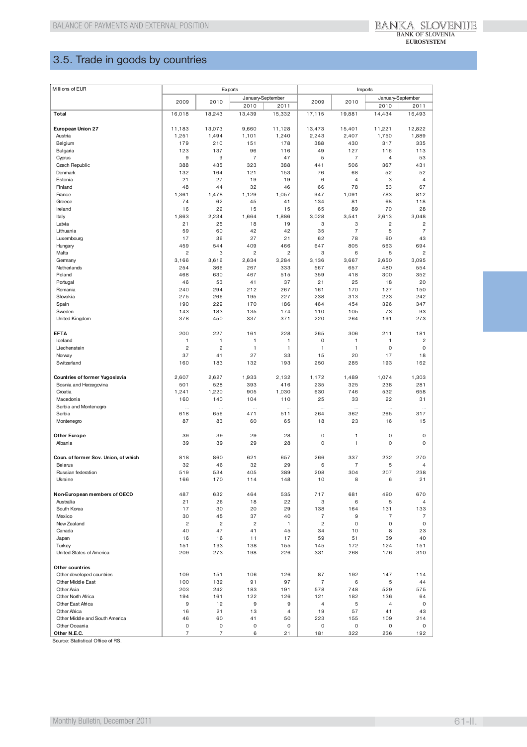## 3.5. Trade in goods by countries

| Millions of EUR | Exports | | | | Imports | | | |
|---|---|---|---|---|---|---|---|---|
| | 2009 | 2010 | January-September | | 2009 | 2010 | January-September | |
| | | | 2010 | 2011 | | | 2010 | 2011 |
| **Total** | 16,018 | 18,243 | 13,439 | 15,332 | 17,115 | 19,881 | 14,434 | 16,493 |
| | | | | | | | | |
| **European Union 27** | 11,183 | 13,073 | 9,660 | 11,128 | 13,473 | 15,401 | 11,221 | 12,822 |
| Austria | 1,251 | 1,494 | 1,101 | 1,240 | 2,243 | 2,407 | 1,750 | 1,889 |
| Belgium | 179 | 210 | 151 | 178 | 388 | 430 | 317 | 335 |
| Bulgaria | 123 | 137 | 96 | 116 | 49 | 127 | 116 | 113 |
| Cyprus | 9 | 9 | 7 | 47 | 5 | 7 | 4 | 53 |
| Czech Republic | 388 | 435 | 323 | 388 | 441 | 506 | 367 | 431 |
| Denmark | 132 | 164 | 121 | 153 | 76 | 68 | 52 | 52 |
| Estonia | 21 | 27 | 19 | 19 | 6 | 4 | 3 | 4 |
| Finland | 48 | 44 | 32 | 46 | 66 | 78 | 53 | 67 |
| France | 1,361 | 1,478 | 1,129 | 1,057 | 947 | 1,091 | 783 | 812 |
| Greece | 74 | 62 | 45 | 41 | 134 | 81 | 68 | 118 |
| Ireland | 16 | 22 | 15 | 15 | 65 | 89 | 70 | 28 |
| Italy | 1,863 | 2,234 | 1,664 | 1,886 | 3,028 | 3,541 | 2,613 | 3,048 |
| Latvia | 21 | 25 | 18 | 19 | 3 | 3 | 2 | 2 |
| Lithuania | 59 | 60 | 42 | 42 | 35 | 7 | 5 | 7 |
| Luxembourg | 17 | 36 | 27 | 21 | 62 | 78 | 60 | 43 |
| Hungary | 459 | 544 | 409 | 466 | 647 | 805 | 563 | 694 |
| Malta | 2 | 3 | 2 | 2 | 3 | 6 | 5 | 2 |
| Germany | 3,166 | 3,616 | 2,634 | 3,284 | 3,136 | 3,667 | 2,650 | 3,095 |
| Netherlands | 254 | 366 | 267 | 333 | 567 | 657 | 480 | 554 |
| Poland | 468 | 630 | 467 | 515 | 359 | 418 | 300 | 352 |
| Portugal | 46 | 53 | 41 | 37 | 21 | 25 | 18 | 20 |
| Romania | 240 | 294 | 212 | 267 | 161 | 170 | 127 | 150 |
| Slovakia | 275 | 266 | 195 | 227 | 238 | 313 | 223 | 242 |
| Spain | 190 | 229 | 170 | 186 | 464 | 454 | 326 | 347 |
| Sweden | 143 | 183 | 135 | 174 | 110 | 105 | 73 | 93 |
| United Kingdom | 378 | 450 | 337 | 371 | 220 | 264 | 191 | 273 |
| | | | | | | | | |
| **EFTA** | 200 | 227 | 161 | 228 | 265 | 306 | 211 | 181 |
| Iceland | 1 | 1 | 1 | 1 | 0 | 1 | 1 | 2 |
| Liechenstein | 2 | 2 | 1 | 1 | 1 | 1 | 0 | 0 |
| Norway | 37 | 41 | 27 | 33 | 15 | 20 | 17 | 18 |
| Switzerland | 160 | 183 | 132 | 193 | 250 | 285 | 193 | 162 |
| | | | | | | | | |
| **Countries of former Yugoslavia** | 2,607 | 2,627 | 1,933 | 2,132 | 1,172 | 1,489 | 1,074 | 1,303 |
| Bosnia and Herzegovina | 501 | 528 | 393 | 416 | 235 | 325 | 238 | 281 |
| Croatia | 1,241 | 1,220 | 905 | 1,030 | 630 | 746 | 532 | 658 |
| Macedonia | 160 | 140 | 104 | 110 | 25 | 33 | 22 | 31 |
| Serbia and Montenegro | ... | ... | ... | ... | ... | ... | ... | ... |
| Serbia | 618 | 656 | 471 | 511 | 264 | 362 | 265 | 317 |
| Montenegro | 87 | 83 | 60 | 65 | 18 | 23 | 16 | 15 |
| | | | | | | | | |
| **Other Europe** | 39 | 39 | 29 | 28 | 0 | 1 | 0 | 0 |
| Albania | 39 | 39 | 29 | 28 | 0 | 1 | 0 | 0 |
| | | | | | | | | |
| **Coun. of former Sov. Union, of which** | 818 | 860 | 621 | 657 | 266 | 337 | 232 | 270 |
| Belarus | 32 | 46 | 32 | 29 | 6 | 7 | 5 | 4 |
| Russian federation | 519 | 534 | 405 | 389 | 208 | 304 | 207 | 238 |
| Ukraine | 166 | 170 | 114 | 148 | 10 | 8 | 6 | 21 |
| | | | | | | | | |
| **Non-European members of OECD** | 487 | 632 | 464 | 535 | 717 | 681 | 490 | 670 |
| Australia | 21 | 26 | 18 | 22 | 3 | 6 | 5 | 4 |
| South Korea | 17 | 30 | 20 | 29 | 138 | 164 | 131 | 133 |
| Mexico | 30 | 45 | 37 | 40 | 7 | 9 | 7 | 7 |
| New Zealand | 2 | 2 | 2 | 1 | 2 | 0 | 0 | 0 |
| Canada | 40 | 47 | 41 | 45 | 34 | 10 | 8 | 23 |
| Japan | 16 | 16 | 11 | 17 | 59 | 51 | 39 | 40 |
| Turkey | 151 | 193 | 138 | 155 | 145 | 172 | 124 | 151 |
| United States of America | 209 | 273 | 198 | 226 | 331 | 268 | 176 | 310 |
| | | | | | | | | |
| **Other countries** | | | | | | | | |
| Other developed countries | 109 | 151 | 106 | 126 | 87 | 192 | 147 | 114 |
| Other Middle East | 100 | 132 | 91 | 97 | 7 | 6 | 5 | 44 |
| Other Asia | 203 | 242 | 183 | 191 | 578 | 748 | 529 | 575 |
| Other North Africa | 194 | 161 | 122 | 126 | 121 | 182 | 136 | 64 |
| Other East Africa | 9 | 12 | 9 | 9 | 4 | 5 | 4 | 0 |
| Other Africa | 16 | 21 | 13 | 4 | 19 | 57 | 41 | 43 |
| Other Middle and South America | 46 | 60 | 41 | 50 | 223 | 155 | 109 | 214 |
| Other Oceania | 0 | 0 | 0 | 0 | 0 | 0 | 0 | 0 |
| **Other N.E.C.** | 7 | 7 | 6 | 21 | 181 | 322 | 236 | 192 |

Source: Statistical Office of RS.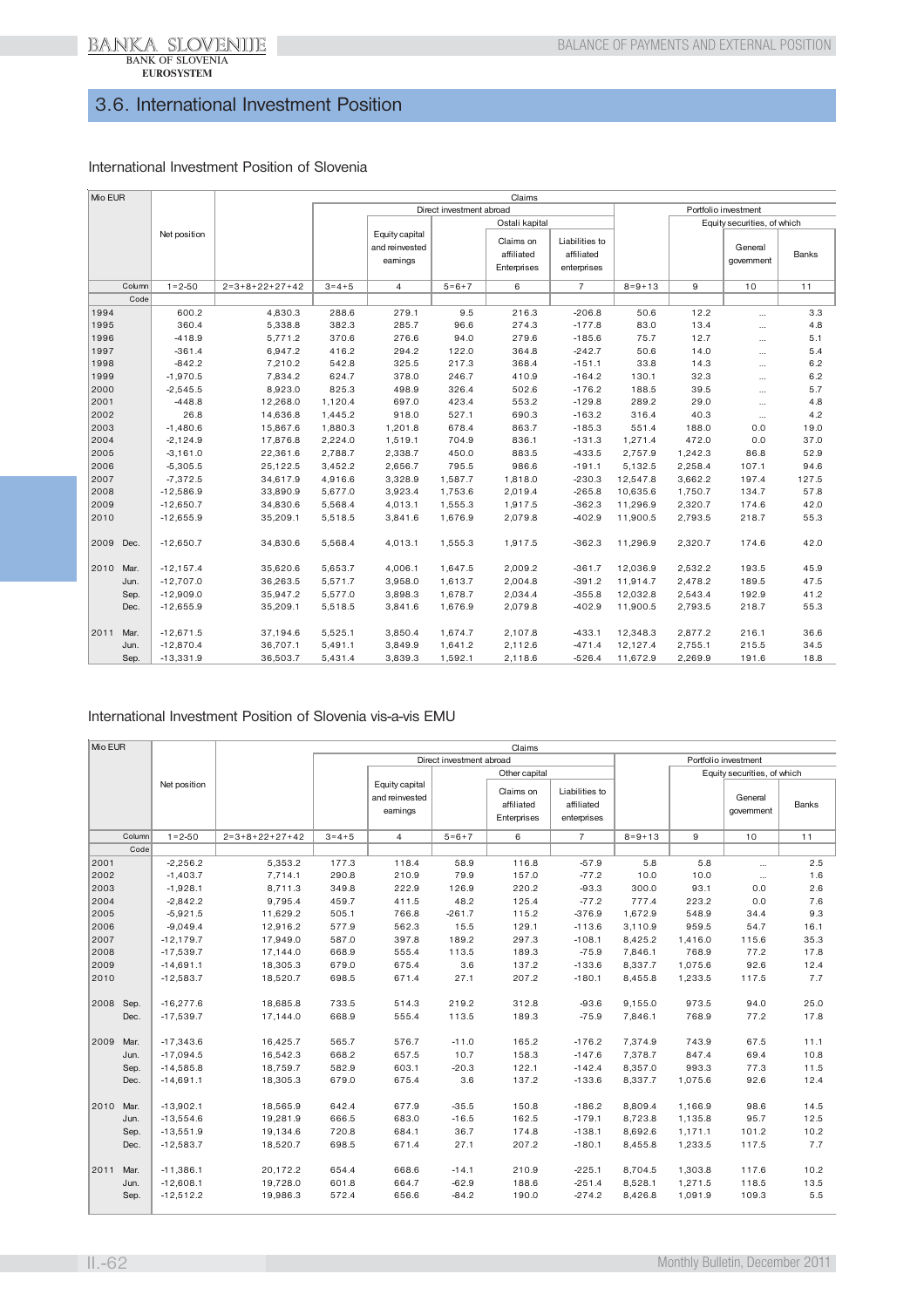## 3.6. International Investment Position

### International Investment Position of Slovenia

| Mio EUR | Net position | Claims | | | | | | | | | |
|---|---|---|---|---|---|---|---|---|---|---|---|
| | | | Direct investment abroad | | | | | Portfolio investment | | | |
| | | | | Equity capital and reinvested earnings | | Ostali kapital | | | | Equity securities, of which | |
| | | | | | | Claims on affiliated Enterprises | Liabilities to affiliated enterprises | | | General government | Banks |
| Column | 1=2-50 | 2=3+8+22+27+42 | 3=4+5 | 4 | 5=6+7 | 6 | 7 | 8=9+13 | 9 | 10 | 11 |
| Code | | | | | | | | | | | |
| 1994 | 600.2 | 4,830.3 | 288.6 | 279.1 | 9.5 | 216.3 | -206.8 | 50.6 | 12.2 | ... | 3.3 |
| 1995 | 360.4 | 5,338.8 | 382.3 | 285.7 | 96.6 | 274.3 | -177.8 | 83.0 | 13.4 | ... | 4.8 |
| 1996 | -418.9 | 5,771.2 | 370.6 | 276.6 | 94.0 | 279.6 | -185.6 | 75.7 | 12.7 | ... | 5.1 |
| 1997 | -361.4 | 6,947.2 | 416.2 | 294.2 | 122.0 | 364.8 | -242.7 | 50.6 | 14.0 | ... | 5.4 |
| 1998 | -842.2 | 7,210.2 | 542.8 | 325.5 | 217.3 | 368.4 | -151.1 | 33.8 | 14.3 | ... | 6.2 |
| 1999 | -1,970.5 | 7,834.2 | 624.7 | 378.0 | 246.7 | 410.9 | -164.2 | 130.1 | 32.3 | ... | 6.2 |
| 2000 | -2,545.5 | 8,923.0 | 825.3 | 498.9 | 326.4 | 502.6 | -176.2 | 188.5 | 39.5 | ... | 5.7 |
| 2001 | -448.8 | 12,268.0 | 1,120.4 | 697.0 | 423.4 | 553.2 | -129.8 | 289.2 | 29.0 | ... | 4.8 |
| 2002 | 26.8 | 14,636.8 | 1,445.2 | 918.0 | 527.1 | 690.3 | -163.2 | 316.4 | 40.3 | ... | 4.2 |
| 2003 | -1,480.6 | 15,867.6 | 1,880.3 | 1,201.8 | 678.4 | 863.7 | -185.3 | 551.4 | 188.0 | 0.0 | 19.0 |
| 2004 | -2,124.9 | 17,876.8 | 2,224.0 | 1,519.1 | 704.9 | 836.1 | -131.3 | 1,271.4 | 472.0 | 0.0 | 37.0 |
| 2005 | -3,161.0 | 22,361.6 | 2,788.7 | 2,338.7 | 450.0 | 883.5 | -433.5 | 2,757.9 | 1,242.3 | 86.8 | 52.9 |
| 2006 | -5,305.5 | 25,122.5 | 3,452.2 | 2,656.7 | 795.5 | 986.6 | -191.1 | 5,132.5 | 2,258.4 | 107.1 | 94.6 |
| 2007 | -7,372.5 | 34,617.9 | 4,916.6 | 3,328.9 | 1,587.7 | 1,818.0 | -230.3 | 12,547.8 | 3,662.2 | 197.4 | 127.5 |
| 2008 | -12,586.9 | 33,890.9 | 5,677.0 | 3,923.4 | 1,753.6 | 2,019.4 | -265.8 | 10,635.6 | 1,750.7 | 134.7 | 57.8 |
| 2009 | -12,650.7 | 34,830.6 | 5,568.4 | 4,013.1 | 1,555.3 | 1,917.5 | -362.3 | 11,296.9 | 2,320.7 | 174.6 | 42.0 |
| 2010 | -12,655.9 | 35,209.1 | 5,518.5 | 3,841.6 | 1,676.9 | 2,079.8 | -402.9 | 11,900.5 | 2,793.5 | 218.7 | 55.3 |
| 2009 Dec. | -12,650.7 | 34,830.6 | 5,568.4 | 4,013.1 | 1,555.3 | 1,917.5 | -362.3 | 11,296.9 | 2,320.7 | 174.6 | 42.0 |
| 2010 Mar. | -12,157.4 | 35,620.6 | 5,653.7 | 4,006.1 | 1,647.5 | 2,009.2 | -361.7 | 12,036.9 | 2,532.2 | 193.5 | 45.9 |
| Jun. | -12,707.0 | 36,263.5 | 5,571.7 | 3,958.0 | 1,613.7 | 2,004.8 | -391.2 | 11,914.7 | 2,478.2 | 189.5 | 47.5 |
| Sep. | -12,909.0 | 35,947.2 | 5,577.0 | 3,898.3 | 1,678.7 | 2,034.4 | -355.8 | 12,032.8 | 2,543.4 | 192.9 | 41.2 |
| Dec. | -12,655.9 | 35,209.1 | 5,518.5 | 3,841.6 | 1,676.9 | 2,079.8 | -402.9 | 11,900.5 | 2,793.5 | 218.7 | 55.3 |
| 2011 Mar. | -12,671.5 | 37,194.6 | 5,525.1 | 3,850.4 | 1,674.7 | 2,107.8 | -433.1 | 12,348.3 | 2,877.2 | 216.1 | 36.6 |
| Jun. | -12,870.4 | 36,707.1 | 5,491.1 | 3,849.9 | 1,641.2 | 2,112.6 | -471.4 | 12,127.4 | 2,755.1 | 215.5 | 34.5 |
| Sep. | -13,331.9 | 36,503.7 | 5,431.4 | 3,839.3 | 1,592.1 | 2,118.6 | -526.4 | 11,672.9 | 2,269.9 | 191.6 | 18.8 |

### International Investment Position of Slovenia vis-a-vis EMU

| Mio EUR | Net position | Claims | | | | | | | | | |
|---|---|---|---|---|---|---|---|---|---|---|---|
| | | | Direct investment abroad | | | | | Portfolio investment | | | |
| | | | | Equity capital and reinvested earnings | | Other capital | | | | Equity securities, of which | |
| | | | | | | Claims on affiliated Enterprises | Liabilities to affiliated enterprises | | | General government | Banks |
| Column | 1=2-50 | 2=3+8+22+27+42 | 3=4+5 | 4 | 5=6+7 | 6 | 7 | 8=9+13 | 9 | 10 | 11 |
| Code | | | | | | | | | | | |
| 2001 | -2,256.2 | 5,353.2 | 177.3 | 118.4 | 58.9 | 116.8 | -57.9 | 5.8 | 5.8 | ... | 2.5 |
| 2002 | -1,403.7 | 7,714.1 | 290.8 | 210.9 | 79.9 | 157.0 | -77.2 | 10.0 | 10.0 | ... | 1.6 |
| 2003 | -1,928.1 | 8,711.3 | 349.8 | 222.9 | 126.9 | 220.2 | -93.3 | 300.0 | 93.1 | 0.0 | 2.6 |
| 2004 | -2,842.2 | 9,795.4 | 459.7 | 411.5 | 48.2 | 125.4 | -77.2 | 777.4 | 223.2 | 0.0 | 7.6 |
| 2005 | -5,921.5 | 11,629.2 | 505.1 | 766.8 | -261.7 | 115.2 | -376.9 | 1,672.9 | 548.9 | 34.4 | 9.3 |
| 2006 | -9,049.4 | 12,916.2 | 577.9 | 562.3 | 15.5 | 129.1 | -113.6 | 3,110.9 | 959.5 | 54.7 | 16.1 |
| 2007 | -12,179.7 | 17,949.0 | 587.0 | 397.8 | 189.2 | 297.3 | -108.1 | 8,425.2 | 1,416.0 | 115.6 | 35.3 |
| 2008 | -17,539.7 | 17,144.0 | 668.9 | 555.4 | 113.5 | 189.3 | -75.9 | 7,846.1 | 768.9 | 77.2 | 17.8 |
| 2009 | -14,691.1 | 18,305.3 | 679.0 | 675.4 | 3.6 | 137.2 | -133.6 | 8,337.7 | 1,075.6 | 92.6 | 12.4 |
| 2010 | -12,583.7 | 18,520.7 | 698.5 | 671.4 | 27.1 | 207.2 | -180.1 | 8,455.8 | 1,233.5 | 117.5 | 7.7 |
| 2008 Sep. | -16,277.6 | 18,685.8 | 733.5 | 514.3 | 219.2 | 312.8 | -93.6 | 9,155.0 | 973.5 | 94.0 | 25.0 |
| Dec. | -17,539.7 | 17,144.0 | 668.9 | 555.4 | 113.5 | 189.3 | -75.9 | 7,846.1 | 768.9 | 77.2 | 17.8 |
| 2009 Mar. | -17,343.6 | 16,425.7 | 565.7 | 576.7 | -11.0 | 165.2 | -176.2 | 7,374.9 | 743.9 | 67.5 | 11.1 |
| Jun. | -17,094.5 | 16,542.3 | 668.2 | 657.5 | 10.7 | 158.3 | -147.6 | 7,378.7 | 847.4 | 69.4 | 10.8 |
| Sep. | -14,585.8 | 18,759.7 | 582.9 | 603.1 | -20.3 | 122.1 | -142.4 | 8,357.0 | 993.3 | 77.3 | 11.5 |
| Dec. | -14,691.1 | 18,305.3 | 679.0 | 675.4 | 3.6 | 137.2 | -133.6 | 8,337.7 | 1,075.6 | 92.6 | 12.4 |
| 2010 Mar. | -13,902.1 | 18,565.9 | 642.4 | 677.9 | -35.5 | 150.8 | -186.2 | 8,809.4 | 1,166.9 | 98.6 | 14.5 |
| Jun. | -13,554.6 | 19,281.9 | 666.5 | 683.0 | -16.5 | 162.5 | -179.1 | 8,723.8 | 1,135.8 | 95.7 | 12.5 |
| Sep. | -13,551.9 | 19,134.6 | 720.8 | 684.1 | 36.7 | 174.8 | -138.1 | 8,692.6 | 1,171.1 | 101.2 | 10.2 |
| Dec. | -12,583.7 | 18,520.7 | 698.5 | 671.4 | 27.1 | 207.2 | -180.1 | 8,455.8 | 1,233.5 | 117.5 | 7.7 |
| 2011 Mar. | -11,386.1 | 20,172.2 | 654.4 | 668.6 | -14.1 | 210.9 | -225.1 | 8,704.5 | 1,303.8 | 117.6 | 10.2 |
| Jun. | -12,608.1 | 19,728.0 | 601.8 | 664.7 | -62.9 | 188.6 | -251.4 | 8,528.1 | 1,271.5 | 118.5 | 13.5 |
| Sep. | -12,512.2 | 19,986.3 | 572.4 | 656.6 | -84.2 | 190.0 | -274.2 | 8,426.8 | 1,091.9 | 109.3 | 5.5 |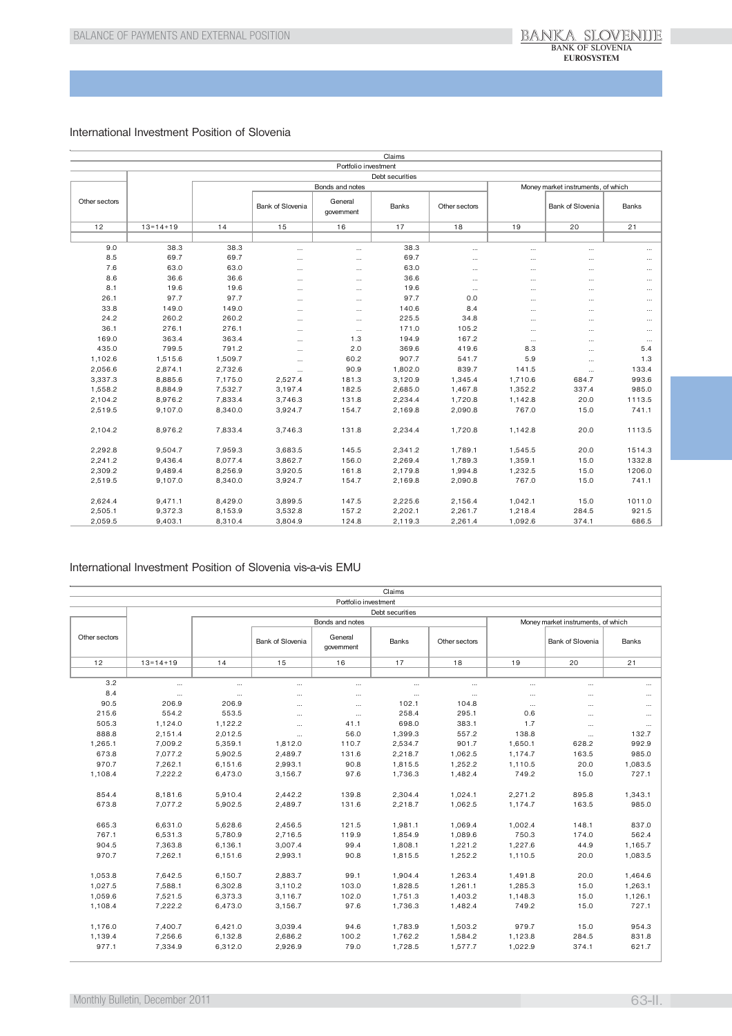## International Investment Position of Slovenia

| Claims | | | | | | | | | |
|---|---|---|---|---|---|---|---|---|---|
| | Portfolio investment | | | | | | | | |
| | Debt securities | | | | | | | | |
| | | Bonds and notes | | | | | Money market instruments, of which | | |
| Other sectors | | | Bank of Slovenia | General government | Banks | Other sectors | | Bank of Slovenia | Banks |
| 12 | 13=14+19 | 14 | 15 | 16 | 17 | 18 | 19 | 20 | 21 |
| 9.0 | 38.3 | 38.3 | ... | ... | 38.3 | ... | ... | ... | ... |
| 8.5 | 69.7 | 69.7 | ... | ... | 69.7 | ... | ... | ... | ... |
| 7.6 | 63.0 | 63.0 | ... | ... | 63.0 | ... | ... | ... | ... |
| 8.6 | 36.6 | 36.6 | ... | ... | 36.6 | ... | ... | ... | ... |
| 8.1 | 19.6 | 19.6 | ... | ... | 19.6 | ... | ... | ... | ... |
| 26.1 | 97.7 | 97.7 | ... | ... | 97.7 | 0.0 | ... | ... | ... |
| 33.8 | 149.0 | 149.0 | ... | ... | 140.6 | 8.4 | ... | ... | ... |
| 24.2 | 260.2 | 260.2 | ... | ... | 225.5 | 34.8 | ... | ... | ... |
| 36.1 | 276.1 | 276.1 | ... | ... | 171.0 | 105.2 | ... | ... | ... |
| 169.0 | 363.4 | 363.4 | ... | 1.3 | 194.9 | 167.2 | ... | ... | ... |
| 435.0 | 799.5 | 791.2 | ... | 2.0 | 369.6 | 419.6 | 8.3 | ... | 5.4 |
| 1,102.6 | 1,515.6 | 1,509.7 | ... | 60.2 | 907.7 | 541.7 | 5.9 | ... | 1.3 |
| 2,056.6 | 2,874.1 | 2,732.6 | ... | 90.9 | 1,802.0 | 839.7 | 141.5 | ... | 133.4 |
| 3,337.3 | 8,885.6 | 7,175.0 | 2,527.4 | 181.3 | 3,120.9 | 1,345.4 | 1,710.6 | 684.7 | 993.6 |
| 1,558.2 | 8,884.9 | 7,532.7 | 3,197.4 | 182.5 | 2,685.0 | 1,467.8 | 1,352.2 | 337.4 | 985.0 |
| 2,104.2 | 8,976.2 | 7,833.4 | 3,746.3 | 131.8 | 2,234.4 | 1,720.8 | 1,142.8 | 20.0 | 1113.5 |
| 2,519.5 | 9,107.0 | 8,340.0 | 3,924.7 | 154.7 | 2,169.8 | 2,090.8 | 767.0 | 15.0 | 741.1 |
| | | | | | | | | | |
| 2,104.2 | 8,976.2 | 7,833.4 | 3,746.3 | 131.8 | 2,234.4 | 1,720.8 | 1,142.8 | 20.0 | 1113.5 |
| | | | | | | | | | |
| 2,292.8 | 9,504.7 | 7,959.3 | 3,683.5 | 145.5 | 2,341.2 | 1,789.1 | 1,545.5 | 20.0 | 1514.3 |
| 2,241.2 | 9,436.4 | 8,077.4 | 3,862.7 | 156.0 | 2,269.4 | 1,789.3 | 1,359.1 | 15.0 | 1332.8 |
| 2,309.2 | 9,489.4 | 8,256.9 | 3,920.5 | 161.8 | 2,179.8 | 1,994.8 | 1,232.5 | 15.0 | 1206.0 |
| 2,519.5 | 9,107.0 | 8,340.0 | 3,924.7 | 154.7 | 2,169.8 | 2,090.8 | 767.0 | 15.0 | 741.1 |
| | | | | | | | | | |
| 2,624.4 | 9,471.1 | 8,429.0 | 3,899.5 | 147.5 | 2,225.6 | 2,156.4 | 1,042.1 | 15.0 | 1011.0 |
| 2,505.1 | 9,372.3 | 8,153.9 | 3,532.8 | 157.2 | 2,202.1 | 2,261.7 | 1,218.4 | 284.5 | 921.5 |
| 2,059.5 | 9,403.1 | 8,310.4 | 3,804.9 | 124.8 | 2,119.3 | 2,261.4 | 1,092.6 | 374.1 | 686.5 |

## International Investment Position of Slovenia vis-a-vis EMU

| Claims | | | | | | | | | |
|---|---|---|---|---|---|---|---|---|---|
| | Portfolio investment | | | | | | | | |
| | Debt securities | | | | | | | | |
| | | Bonds and notes | | | | | Money market instruments, of which | | |
| Other sectors | | | Bank of Slovenia | General government | Banks | Other sectors | | Bank of Slovenia | Banks |
| 12 | 13=14+19 | 14 | 15 | 16 | 17 | 18 | 19 | 20 | 21 |
| 3.2 | ... | ... | ... | ... | ... | ... | ... | ... | ... |
| 8.4 | ... | ... | ... | ... | ... | ... | ... | ... | ... |
| 90.5 | 206.9 | 206.9 | ... | ... | 102.1 | 104.8 | ... | ... | ... |
| 215.6 | 554.2 | 553.5 | ... | ... | 258.4 | 295.1 | 0.6 | ... | ... |
| 505.3 | 1,124.0 | 1,122.2 | ... | 41.1 | 698.0 | 383.1 | 1.7 | ... | ... |
| 888.8 | 2,151.4 | 2,012.5 | ... | 56.0 | 1,399.3 | 557.2 | 138.8 | ... | 132.7 |
| 1,265.1 | 7,009.2 | 5,359.1 | 1,812.0 | 110.7 | 2,534.7 | 901.7 | 1,650.1 | 628.2 | 992.9 |
| 673.8 | 7,077.2 | 5,902.5 | 2,489.7 | 131.6 | 2,218.7 | 1,062.5 | 1,174.7 | 163.5 | 985.0 |
| 970.7 | 7,262.1 | 6,151.6 | 2,993.1 | 90.8 | 1,815.5 | 1,252.2 | 1,110.5 | 20.0 | 1,083.5 |
| 1,108.4 | 7,222.2 | 6,473.0 | 3,156.7 | 97.6 | 1,736.3 | 1,482.4 | 749.2 | 15.0 | 727.1 |
| | | | | | | | | | |
| 854.4 | 8,181.6 | 5,910.4 | 2,442.2 | 139.8 | 2,304.4 | 1,024.1 | 2,271.2 | 895.8 | 1,343.1 |
| 673.8 | 7,077.2 | 5,902.5 | 2,489.7 | 131.6 | 2,218.7 | 1,062.5 | 1,174.7 | 163.5 | 985.0 |
| | | | | | | | | | |
| 665.3 | 6,631.0 | 5,628.6 | 2,456.5 | 121.5 | 1,981.1 | 1,069.4 | 1,002.4 | 148.1 | 837.0 |
| 767.1 | 6,531.3 | 5,780.9 | 2,716.5 | 119.9 | 1,854.9 | 1,089.6 | 750.3 | 174.0 | 562.4 |
| 904.5 | 7,363.8 | 6,136.1 | 3,007.4 | 99.4 | 1,808.1 | 1,221.2 | 1,227.6 | 44.9 | 1,165.7 |
| 970.7 | 7,262.1 | 6,151.6 | 2,993.1 | 90.8 | 1,815.5 | 1,252.2 | 1,110.5 | 20.0 | 1,083.5 |
| | | | | | | | | | |
| 1,053.8 | 7,642.5 | 6,150.7 | 2,883.7 | 99.1 | 1,904.4 | 1,263.4 | 1,491.8 | 20.0 | 1,464.6 |
| 1,027.5 | 7,588.1 | 6,302.8 | 3,110.2 | 103.0 | 1,828.5 | 1,261.1 | 1,285.3 | 15.0 | 1,263.1 |
| 1,059.6 | 7,521.5 | 6,373.3 | 3,116.7 | 102.0 | 1,751.3 | 1,403.2 | 1,148.3 | 15.0 | 1,126.1 |
| 1,108.4 | 7,222.2 | 6,473.0 | 3,156.7 | 97.6 | 1,736.3 | 1,482.4 | 749.2 | 15.0 | 727.1 |
| | | | | | | | | | |
| 1,176.0 | 7,400.7 | 6,421.0 | 3,039.4 | 94.6 | 1,783.9 | 1,503.2 | 979.7 | 15.0 | 954.3 |
| 1,139.4 | 7,256.6 | 6,132.8 | 2,686.2 | 100.2 | 1,762.2 | 1,584.2 | 1,123.8 | 284.5 | 831.8 |
| 977.1 | 7,334.9 | 6,312.0 | 2,926.9 | 79.0 | 1,728.5 | 1,577.7 | 1,022.9 | 374.1 | 621.7 |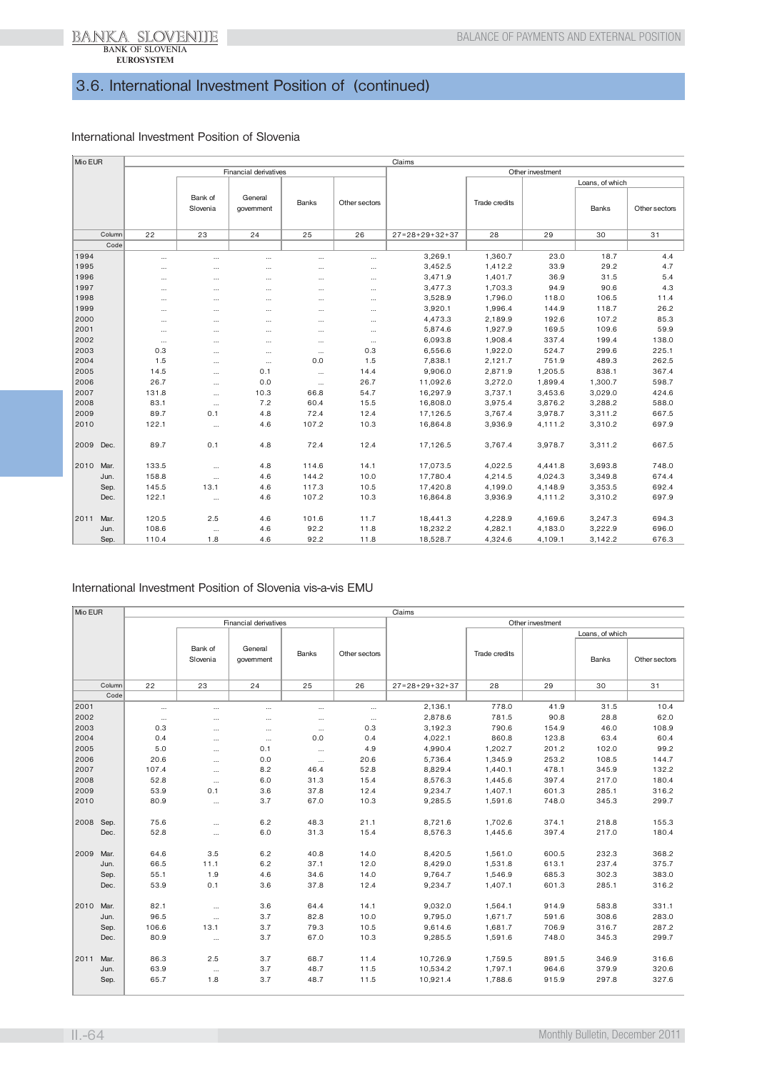## 3.6. International Investment Position of (continued)

### International Investment Position of Slovenia

| Mio EUR | Claims | | | | | | | | | |
|---|---|---|---|---|---|---|---|---|---|---|
| | Financial derivatives | | | | | Other investment | | | | |
| | | | | | | | | Loans, of which | | |
| | | Bank of Slovenia | General government | Banks | Other sectors | | Trade credits | | Banks | Other sectors |
| Column | 22 | 23 | 24 | 25 | 26 | 27=28+29+32+37 | 28 | 29 | 30 | 31 |
| Code | | | | | | | | | | |
| 1994 | ... | ... | ... | ... | ... | 3,269.1 | 1,360.7 | 23.0 | 18.7 | 4.4 |
| 1995 | ... | ... | ... | ... | ... | 3,452.5 | 1,412.2 | 33.9 | 29.2 | 4.7 |
| 1996 | ... | ... | ... | ... | ... | 3,471.9 | 1,401.7 | 36.9 | 31.5 | 5.4 |
| 1997 | ... | ... | ... | ... | ... | 3,477.3 | 1,703.3 | 94.9 | 90.6 | 4.3 |
| 1998 | ... | ... | ... | ... | ... | 3,528.9 | 1,796.0 | 118.0 | 106.5 | 11.4 |
| 1999 | ... | ... | ... | ... | ... | 3,920.1 | 1,996.4 | 144.9 | 118.7 | 26.2 |
| 2000 | ... | ... | ... | ... | ... | 4,473.3 | 2,189.9 | 192.6 | 107.2 | 85.3 |
| 2001 | ... | ... | ... | ... | ... | 5,874.6 | 1,927.9 | 169.5 | 109.6 | 59.9 |
| 2002 | ... | ... | ... | ... | ... | 6,093.8 | 1,908.4 | 337.4 | 199.4 | 138.0 |
| 2003 | 0.3 | ... | ... | ... | 0.3 | 6,556.6 | 1,922.0 | 524.7 | 299.6 | 225.1 |
| 2004 | 1.5 | ... | ... | 0.0 | 1.5 | 7,838.1 | 2,121.7 | 751.9 | 489.3 | 262.5 |
| 2005 | 14.5 | ... | 0.1 | ... | 14.4 | 9,906.0 | 2,871.9 | 1,205.5 | 838.1 | 367.4 |
| 2006 | 26.7 | ... | 0.0 | ... | 26.7 | 11,092.6 | 3,272.0 | 1,899.4 | 1,300.7 | 598.7 |
| 2007 | 131.8 | ... | 10.3 | 66.8 | 54.7 | 16,297.9 | 3,737.1 | 3,453.6 | 3,029.0 | 424.6 |
| 2008 | 83.1 | ... | 7.2 | 60.4 | 15.5 | 16,808.0 | 3,975.4 | 3,876.2 | 3,288.2 | 588.0 |
| 2009 | 89.7 | 0.1 | 4.8 | 72.4 | 12.4 | 17,126.5 | 3,767.4 | 3,978.7 | 3,311.2 | 667.5 |
| 2010 | 122.1 | ... | 4.6 | 107.2 | 10.3 | 16,864.8 | 3,936.9 | 4,111.2 | 3,310.2 | 697.9 |
| 2009 Dec. | 89.7 | 0.1 | 4.8 | 72.4 | 12.4 | 17,126.5 | 3,767.4 | 3,978.7 | 3,311.2 | 667.5 |
| 2010 Mar. | 133.5 | ... | 4.8 | 114.6 | 14.1 | 17,073.5 | 4,022.5 | 4,441.8 | 3,693.8 | 748.0 |
| Jun. | 158.8 | ... | 4.6 | 144.2 | 10.0 | 17,780.4 | 4,214.5 | 4,024.3 | 3,349.8 | 674.4 |
| Sep. | 145.5 | 13.1 | 4.6 | 117.3 | 10.5 | 17,420.8 | 4,199.0 | 4,148.9 | 3,353.5 | 692.4 |
| Dec. | 122.1 | ... | 4.6 | 107.2 | 10.3 | 16,864.8 | 3,936.9 | 4,111.2 | 3,310.2 | 697.9 |
| 2011 Mar. | 120.5 | 2.5 | 4.6 | 101.6 | 11.7 | 18,441.3 | 4,228.9 | 4,169.6 | 3,247.3 | 694.3 |
| Jun. | 108.6 | ... | 4.6 | 92.2 | 11.8 | 18,232.2 | 4,282.1 | 4,183.0 | 3,222.9 | 696.0 |
| Sep. | 110.4 | 1.8 | 4.6 | 92.2 | 11.8 | 18,528.7 | 4,324.6 | 4,109.1 | 3,142.2 | 676.3 |

### International Investment Position of Slovenia vis-a-vis EMU

| Mio EUR | Claims | | | | | | | | | |
|---|---|---|---|---|---|---|---|---|---|---|
| | Financial derivatives | | | | | Other investment | | | | |
| | | | | | | | | Loans, of which | | |
| | | Bank of Slovenia | General government | Banks | Other sectors | | Trade credits | | Banks | Other sectors |
| Column | 22 | 23 | 24 | 25 | 26 | 27=28+29+32+37 | 28 | 29 | 30 | 31 |
| Code | | | | | | | | | | |
| 2001 | ... | ... | ... | ... | ... | 2,136.1 | 778.0 | 41.9 | 31.5 | 10.4 |
| 2002 | ... | ... | ... | ... | ... | 2,878.6 | 781.5 | 90.8 | 28.8 | 62.0 |
| 2003 | 0.3 | ... | ... | ... | 0.3 | 3,192.3 | 790.6 | 154.9 | 46.0 | 108.9 |
| 2004 | 0.4 | ... | ... | 0.0 | 0.4 | 4,022.1 | 860.8 | 123.8 | 63.4 | 60.4 |
| 2005 | 5.0 | ... | 0.1 | ... | 4.9 | 4,990.4 | 1,202.7 | 201.2 | 102.0 | 99.2 |
| 2006 | 20.6 | ... | 0.0 | ... | 20.6 | 5,736.4 | 1,345.9 | 253.2 | 108.5 | 144.7 |
| 2007 | 107.4 | ... | 8.2 | 46.4 | 52.8 | 8,829.4 | 1,440.1 | 478.1 | 345.9 | 132.2 |
| 2008 | 52.8 | ... | 6.0 | 31.3 | 15.4 | 8,576.3 | 1,445.6 | 397.4 | 217.0 | 180.4 |
| 2009 | 53.9 | 0.1 | 3.6 | 37.8 | 12.4 | 9,234.7 | 1,407.1 | 601.3 | 285.1 | 316.2 |
| 2010 | 80.9 | ... | 3.7 | 67.0 | 10.3 | 9,285.5 | 1,591.6 | 748.0 | 345.3 | 299.7 |
| 2008 Sep. | 75.6 | ... | 6.2 | 48.3 | 21.1 | 8,721.6 | 1,702.6 | 374.1 | 218.8 | 155.3 |
| Dec. | 52.8 | ... | 6.0 | 31.3 | 15.4 | 8,576.3 | 1,445.6 | 397.4 | 217.0 | 180.4 |
| 2009 Mar. | 64.6 | 3.5 | 6.2 | 40.8 | 14.0 | 8,420.5 | 1,561.0 | 600.5 | 232.3 | 368.2 |
| Jun. | 66.5 | 11.1 | 6.2 | 37.1 | 12.0 | 8,429.0 | 1,531.8 | 613.1 | 237.4 | 375.7 |
| Sep. | 55.1 | 1.9 | 4.6 | 34.6 | 14.0 | 9,764.7 | 1,546.9 | 685.3 | 302.3 | 383.0 |
| Dec. | 53.9 | 0.1 | 3.6 | 37.8 | 12.4 | 9,234.7 | 1,407.1 | 601.3 | 285.1 | 316.2 |
| 2010 Mar. | 82.1 | ... | 3.6 | 64.4 | 14.1 | 9,032.0 | 1,564.1 | 914.9 | 583.8 | 331.1 |
| Jun. | 96.5 | ... | 3.7 | 82.8 | 10.0 | 9,795.0 | 1,671.7 | 591.6 | 308.6 | 283.0 |
| Sep. | 106.6 | 13.1 | 3.7 | 79.3 | 10.5 | 9,614.6 | 1,681.7 | 706.9 | 316.7 | 287.2 |
| Dec. | 80.9 | ... | 3.7 | 67.0 | 10.3 | 9,285.5 | 1,591.6 | 748.0 | 345.3 | 299.7 |
| 2011 Mar. | 86.3 | 2.5 | 3.7 | 68.7 | 11.4 | 10,726.9 | 1,759.5 | 891.5 | 346.9 | 316.6 |
| Jun. | 63.9 | ... | 3.7 | 48.7 | 11.5 | 10,534.2 | 1,797.1 | 964.6 | 379.9 | 320.6 |
| Sep. | 65.7 | 1.8 | 3.7 | 48.7 | 11.5 | 10,921.4 | 1,788.6 | 915.9 | 297.8 | 327.6 |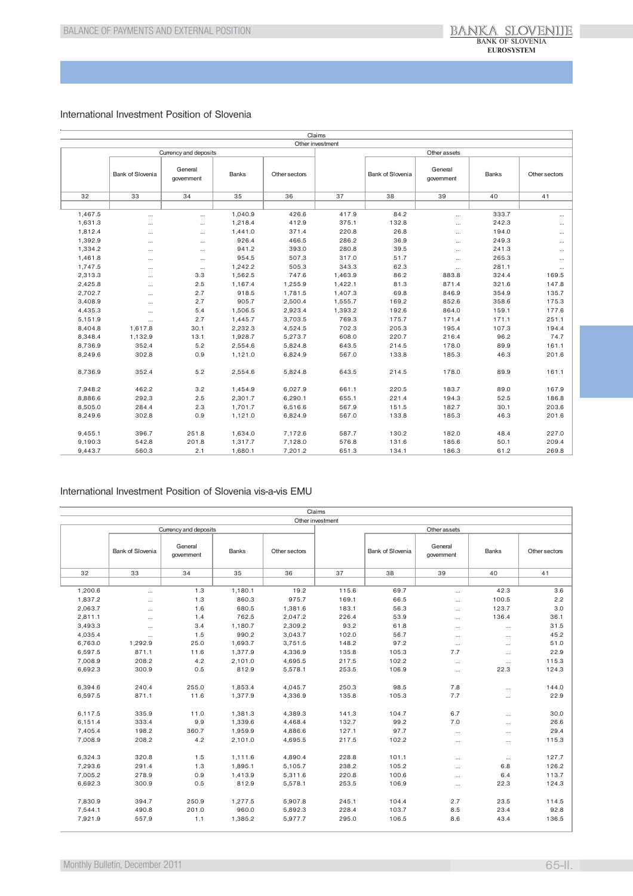## International Investment Position of Slovenia

| Claims | | | | | | | | | |
|---|---|---|---|---|---|---|---|---|---|
| Other investment | | | | | | | | | |
| Currency and deposits | | | | | Other assets | | | | |
| | Bank of Slovenia | General government | Banks | Other sectors | | Bank of Slovenia | General government | Banks | Other sectors |
| 32 | 33 | 34 | 35 | 36 | 37 | 38 | 39 | 40 | 41 |
| 1,467.5 | ... | ... | 1,040.9 | 426.6 | 417.9 | 84.2 | ... | 333.7 | ... |
| 1,631.3 | ... | ... | 1,218.4 | 412.9 | 375.1 | 132.8 | ... | 242.3 | ... |
| 1,812.4 | ... | ... | 1,441.0 | 371.4 | 220.8 | 26.8 | ... | 194.0 | ... |
| 1,392.9 | ... | ... | 926.4 | 466.5 | 286.2 | 36.9 | ... | 249.3 | ... |
| 1,334.2 | ... | ... | 941.2 | 393.0 | 280.8 | 39.5 | ... | 241.3 | ... |
| 1,461.8 | ... | ... | 954.5 | 507.3 | 317.0 | 51.7 | ... | 265.3 | ... |
| 1,747.5 | ... | ... | 1,242.2 | 505.3 | 343.3 | 62.3 | ... | 281.1 | ... |
| 2,313.3 | ... | 3.3 | 1,562.5 | 747.6 | 1,463.9 | 86.2 | 883.8 | 324.4 | 169.5 |
| 2,425.8 | ... | 2.5 | 1,167.4 | 1,255.9 | 1,422.1 | 81.3 | 871.4 | 321.6 | 147.8 |
| 2,702.7 | ... | 2.7 | 918.5 | 1,781.5 | 1,407.3 | 69.8 | 846.9 | 354.9 | 135.7 |
| 3,408.9 | ... | 2.7 | 905.7 | 2,500.4 | 1,555.7 | 169.2 | 852.6 | 358.6 | 175.3 |
| 4,435.3 | ... | 5.4 | 1,506.5 | 2,923.4 | 1,393.2 | 192.6 | 864.0 | 159.1 | 177.6 |
| 5,151.9 | ... | 2.7 | 1,445.7 | 3,703.5 | 769.3 | 175.7 | 171.4 | 171.1 | 251.1 |
| 8,404.8 | 1,617.8 | 30.1 | 2,232.3 | 4,524.5 | 702.3 | 205.3 | 195.4 | 107.3 | 194.4 |
| 8,348.4 | 1,132.9 | 13.1 | 1,928.7 | 5,273.7 | 608.0 | 220.7 | 216.4 | 96.2 | 74.7 |
| 8,736.9 | 352.4 | 5.2 | 2,554.6 | 5,824.8 | 643.5 | 214.5 | 178.0 | 89.9 | 161.1 |
| 8,249.6 | 302.8 | 0.9 | 1,121.0 | 6,824.9 | 567.0 | 133.8 | 185.3 | 46.3 | 201.6 |
| | | | | | | | | | |
| 8,736.9 | 352.4 | 5.2 | 2,554.6 | 5,824.8 | 643.5 | 214.5 | 178.0 | 89.9 | 161.1 |
| | | | | | | | | | |
| 7,948.2 | 462.2 | 3.2 | 1,454.9 | 6,027.9 | 661.1 | 220.5 | 183.7 | 89.0 | 167.9 |
| 8,886.6 | 292.3 | 2.5 | 2,301.7 | 6,290.1 | 655.1 | 221.4 | 194.3 | 52.5 | 186.8 |
| 8,505.0 | 284.4 | 2.3 | 1,701.7 | 6,516.6 | 567.9 | 151.5 | 182.7 | 30.1 | 203.6 |
| 8,249.6 | 302.8 | 0.9 | 1,121.0 | 6,824.9 | 567.0 | 133.8 | 185.3 | 46.3 | 201.6 |
| | | | | | | | | | |
| 9,455.1 | 396.7 | 251.8 | 1,634.0 | 7,172.6 | 587.7 | 130.2 | 182.0 | 48.4 | 227.0 |
| 9,190.3 | 542.8 | 201.8 | 1,317.7 | 7,128.0 | 576.8 | 131.6 | 185.6 | 50.1 | 209.4 |
| 9,443.7 | 560.3 | 2.1 | 1,680.1 | 7,201.2 | 651.3 | 134.1 | 186.3 | 61.2 | 269.8 |

## International Investment Position of Slovenia vis-a-vis EMU

| Claims | | | | | | | | | |
|---|---|---|---|---|---|---|---|---|---|
| Other investment | | | | | | | | | |
| Currency and deposits | | | | | Other assets | | | | |
| | Bank of Slovenia | General government | Banks | Other sectors | | Bank of Slovenia | General government | Banks | Other sectors |
| 32 | 33 | 34 | 35 | 36 | 37 | 38 | 39 | 40 | 41 |
| 1,200.6 | ... | 1.3 | 1,180.1 | 19.2 | 115.6 | 69.7 | ... | 42.3 | 3.6 |
| 1,837.2 | ... | 1.3 | 860.3 | 975.7 | 169.1 | 66.5 | ... | 100.5 | 2.2 |
| 2,063.7 | ... | 1.6 | 680.5 | 1,381.6 | 183.1 | 56.3 | ... | 123.7 | 3.0 |
| 2,811.1 | ... | 1.4 | 762.5 | 2,047.2 | 226.4 | 53.9 | ... | 136.4 | 36.1 |
| 3,493.3 | ... | 3.4 | 1,180.7 | 2,309.2 | 93.2 | 61.8 | ... | ... | 31.5 |
| 4,035.4 | ... | 1.5 | 990.2 | 3,043.7 | 102.0 | 56.7 | ... | ... | 45.2 |
| 6,763.0 | 1,292.9 | 25.0 | 1,693.7 | 3,751.5 | 148.2 | 97.2 | ... | ... | 51.0 |
| 6,597.5 | 871.1 | 11.6 | 1,377.9 | 4,336.9 | 135.8 | 105.3 | 7.7 | ... | 22.9 |
| 7,008.9 | 208.2 | 4.2 | 2,101.0 | 4,695.5 | 217.5 | 102.2 | ... | ... | 115.3 |
| 6,692.3 | 300.9 | 0.5 | 812.9 | 5,578.1 | 253.5 | 106.9 | ... | 22.3 | 124.3 |
| | | | | | | | | | |
| 6,394.6 | 240.4 | 255.0 | 1,853.4 | 4,045.7 | 250.3 | 98.5 | 7.8 | ... | 144.0 |
| 6,597.5 | 871.1 | 11.6 | 1,377.9 | 4,336.9 | 135.8 | 105.3 | 7.7 | ... | 22.9 |
| | | | | | | | | | |
| 6,117.5 | 335.9 | 11.0 | 1,381.3 | 4,389.3 | 141.3 | 104.7 | 6.7 | ... | 30.0 |
| 6,151.4 | 333.4 | 9.9 | 1,339.6 | 4,468.4 | 132.7 | 99.2 | 7.0 | ... | 26.6 |
| 7,405.4 | 198.2 | 360.7 | 1,959.9 | 4,886.6 | 127.1 | 97.7 | ... | ... | 29.4 |
| 7,008.9 | 208.2 | 4.2 | 2,101.0 | 4,695.5 | 217.5 | 102.2 | ... | ... | 115.3 |
| | | | | | | | | | |
| 6,324.3 | 320.8 | 1.5 | 1,111.6 | 4,890.4 | 228.8 | 101.1 | ... | ... | 127.7 |
| 7,293.6 | 291.4 | 1.3 | 1,895.1 | 5,105.7 | 238.2 | 105.2 | ... | 6.8 | 126.2 |
| 7,005.2 | 278.9 | 0.9 | 1,413.9 | 5,311.6 | 220.8 | 100.6 | ... | 6.4 | 113.7 |
| 6,692.3 | 300.9 | 0.5 | 812.9 | 5,578.1 | 253.5 | 106.9 | ... | 22.3 | 124.3 |
| | | | | | | | | | |
| 7,830.9 | 394.7 | 250.9 | 1,277.5 | 5,907.8 | 245.1 | 104.4 | 2.7 | 23.5 | 114.5 |
| 7,544.1 | 490.8 | 201.0 | 960.0 | 5,892.3 | 228.4 | 103.7 | 8.5 | 23.4 | 92.8 |
| 7,921.9 | 557.9 | 1.1 | 1,385.2 | 5,977.7 | 295.0 | 106.5 | 8.6 | 43.4 | 136.5 |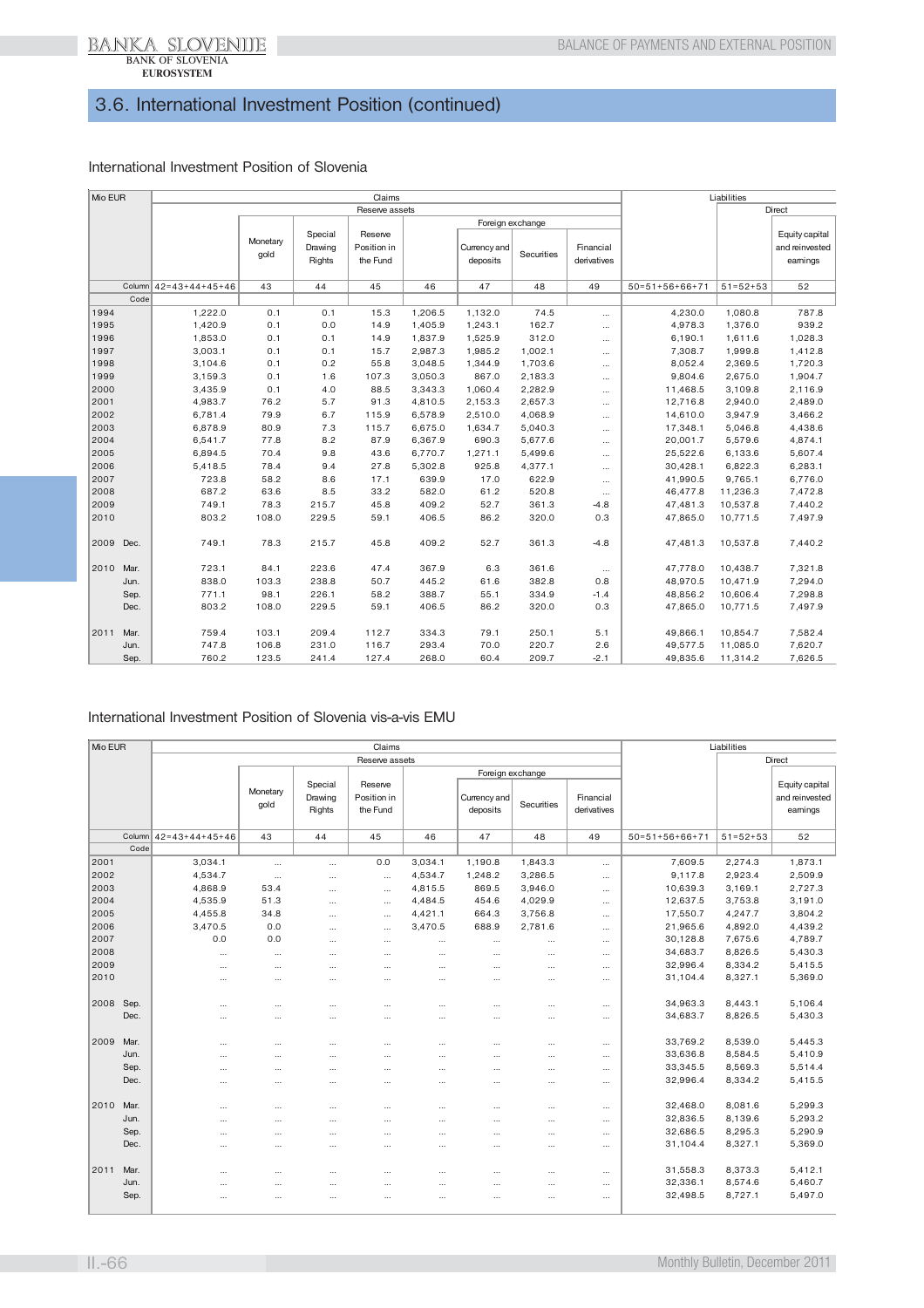## 3.6. International Investment Position (continued)

### International Investment Position of Slovenia

| Mio EUR | Claims | | | | | | | | Liabilities | | |
|---|---|---|---|---|---|---|---|---|---|---|---|
| | Reserve assets | | | | | | | | | Direct | |
| | | Monetary gold | Special Drawing Rights | Reserve Position in the Fund | | Foreign exchange | | | | | |
| | | | | | | Currency and deposits | Securities | Financial derivatives | | | Equity capital and reinvested earnings |
| Column | 42=43+44+45+46 | 43 | 44 | 45 | 46 | 47 | 48 | 49 | 50=51+56+66+71 | 51=52+53 | 52 |
| Code | | | | | | | | | | | |
| 1994 | 1,222.0 | 0.1 | 0.1 | 15.3 | 1,206.5 | 1,132.0 | 74.5 | ... | 4,230.0 | 1,080.8 | 787.8 |
| 1995 | 1,420.9 | 0.1 | 0.0 | 14.9 | 1,405.9 | 1,243.1 | 162.7 | ... | 4,978.3 | 1,376.0 | 939.2 |
| 1996 | 1,853.0 | 0.1 | 0.1 | 14.9 | 1,837.9 | 1,525.9 | 312.0 | ... | 6,190.1 | 1,611.6 | 1,028.3 |
| 1997 | 3,003.1 | 0.1 | 0.1 | 15.7 | 2,987.3 | 1,985.2 | 1,002.1 | ... | 7,308.7 | 1,999.8 | 1,412.8 |
| 1998 | 3,104.6 | 0.1 | 0.2 | 55.8 | 3,048.5 | 1,344.9 | 1,703.6 | ... | 8,052.4 | 2,369.5 | 1,720.3 |
| 1999 | 3,159.3 | 0.1 | 1.6 | 107.3 | 3,050.3 | 867.0 | 2,183.3 | ... | 9,804.6 | 2,675.0 | 1,904.7 |
| 2000 | 3,435.9 | 0.1 | 4.0 | 88.5 | 3,343.3 | 1,060.4 | 2,282.9 | ... | 11,468.5 | 3,109.8 | 2,116.9 |
| 2001 | 4,983.7 | 76.2 | 5.7 | 91.3 | 4,810.5 | 2,153.3 | 2,657.3 | ... | 12,716.8 | 2,940.0 | 2,489.0 |
| 2002 | 6,781.4 | 79.9 | 6.7 | 115.9 | 6,578.9 | 2,510.0 | 4,068.9 | ... | 14,610.0 | 3,947.9 | 3,466.2 |
| 2003 | 6,878.9 | 80.9 | 7.3 | 115.7 | 6,675.0 | 1,634.7 | 5,040.3 | ... | 17,348.1 | 5,046.8 | 4,438.6 |
| 2004 | 6,541.7 | 77.8 | 8.2 | 87.9 | 6,367.9 | 690.3 | 5,677.6 | ... | 20,001.7 | 5,579.6 | 4,874.1 |
| 2005 | 6,894.5 | 70.4 | 9.8 | 43.6 | 6,770.7 | 1,271.1 | 5,499.6 | ... | 25,522.6 | 6,133.6 | 5,607.4 |
| 2006 | 5,418.5 | 78.4 | 9.4 | 27.8 | 5,302.8 | 925.8 | 4,377.1 | ... | 30,428.1 | 6,822.3 | 6,283.1 |
| 2007 | 723.8 | 58.2 | 8.6 | 17.1 | 639.9 | 17.0 | 622.9 | ... | 41,990.5 | 9,765.1 | 6,776.0 |
| 2008 | 687.2 | 63.6 | 8.5 | 33.2 | 582.0 | 61.2 | 520.8 | ... | 46,477.8 | 11,236.3 | 7,472.8 |
| 2009 | 749.1 | 78.3 | 215.7 | 45.8 | 409.2 | 52.7 | 361.3 | -4.8 | 47,481.3 | 10,537.8 | 7,440.2 |
| 2010 | 803.2 | 108.0 | 229.5 | 59.1 | 406.5 | 86.2 | 320.0 | 0.3 | 47,865.0 | 10,771.5 | 7,497.9 |
| 2009 Dec. | 749.1 | 78.3 | 215.7 | 45.8 | 409.2 | 52.7 | 361.3 | -4.8 | 47,481.3 | 10,537.8 | 7,440.2 |
| 2010 Mar. | 723.1 | 84.1 | 223.6 | 47.4 | 367.9 | 6.3 | 361.6 | ... | 47,778.0 | 10,438.7 | 7,321.8 |
| Jun. | 838.0 | 103.3 | 238.8 | 50.7 | 445.2 | 61.6 | 382.8 | 0.8 | 48,970.5 | 10,471.9 | 7,294.0 |
| Sep. | 771.1 | 98.1 | 226.1 | 58.2 | 388.7 | 55.1 | 334.9 | -1.4 | 48,856.2 | 10,606.4 | 7,298.8 |
| Dec. | 803.2 | 108.0 | 229.5 | 59.1 | 406.5 | 86.2 | 320.0 | 0.3 | 47,865.0 | 10,771.5 | 7,497.9 |
| 2011 Mar. | 759.4 | 103.1 | 209.4 | 112.7 | 334.3 | 79.1 | 250.1 | 5.1 | 49,866.1 | 10,854.7 | 7,582.4 |
| Jun. | 747.8 | 106.8 | 231.0 | 116.7 | 293.4 | 70.0 | 220.7 | 2.6 | 49,577.5 | 11,085.0 | 7,620.7 |
| Sep. | 760.2 | 123.5 | 241.4 | 127.4 | 268.0 | 60.4 | 209.7 | -2.1 | 49,835.6 | 11,314.2 | 7,626.5 |

### International Investment Position of Slovenia vis-a-vis EMU

| Mio EUR | Claims | | | | | | | | Liabilities | | |
|---|---|---|---|---|---|---|---|---|---|---|---|
| | Reserve assets | | | | | | | | | Direct | |
| | | Monetary gold | Special Drawing Rights | Reserve Position in the Fund | | Foreign exchange | | | | | |
| | | | | | | Currency and deposits | Securities | Financial derivatives | | | Equity capital and reinvested earnings |
| Column | 42=43+44+45+46 | 43 | 44 | 45 | 46 | 47 | 48 | 49 | 50=51+56+66+71 | 51=52+53 | 52 |
| Code | | | | | | | | | | | |
| 2001 | 3,034.1 | ... | ... | 0.0 | 3,034.1 | 1,190.8 | 1,843.3 | ... | 7,609.5 | 2,274.3 | 1,873.1 |
| 2002 | 4,534.7 | ... | ... | ... | 4,534.7 | 1,248.2 | 3,286.5 | ... | 9,117.8 | 2,923.4 | 2,509.9 |
| 2003 | 4,868.9 | 53.4 | ... | ... | 4,815.5 | 869.5 | 3,946.0 | ... | 10,639.3 | 3,169.1 | 2,727.3 |
| 2004 | 4,535.9 | 51.3 | ... | ... | 4,484.5 | 454.6 | 4,029.9 | ... | 12,637.5 | 3,753.8 | 3,191.0 |
| 2005 | 4,455.8 | 34.8 | ... | ... | 4,421.1 | 664.3 | 3,756.8 | ... | 17,550.7 | 4,247.7 | 3,804.2 |
| 2006 | 3,470.5 | 0.0 | ... | ... | 3,470.5 | 688.9 | 2,781.6 | ... | 21,965.6 | 4,892.0 | 4,439.2 |
| 2007 | 0.0 | 0.0 | ... | ... | ... | ... | ... | ... | 30,128.8 | 7,675.6 | 4,789.7 |
| 2008 | ... | ... | ... | ... | ... | ... | ... | ... | 34,683.7 | 8,826.5 | 5,430.3 |
| 2009 | ... | ... | ... | ... | ... | ... | ... | ... | 32,996.4 | 8,334.2 | 5,415.5 |
| 2010 | ... | ... | ... | ... | ... | ... | ... | ... | 31,104.4 | 8,327.1 | 5,369.0 |
| 2008 Sep. | ... | ... | ... | ... | ... | ... | ... | ... | 34,963.3 | 8,443.1 | 5,106.4 |
| Dec. | ... | ... | ... | ... | ... | ... | ... | ... | 34,683.7 | 8,826.5 | 5,430.3 |
| 2009 Mar. | ... | ... | ... | ... | ... | ... | ... | ... | 33,769.2 | 8,539.0 | 5,445.3 |
| Jun. | ... | ... | ... | ... | ... | ... | ... | ... | 33,636.8 | 8,584.5 | 5,410.9 |
| Sep. | ... | ... | ... | ... | ... | ... | ... | ... | 33,345.5 | 8,569.3 | 5,514.4 |
| Dec. | ... | ... | ... | ... | ... | ... | ... | ... | 32,996.4 | 8,334.2 | 5,415.5 |
| 2010 Mar. | ... | ... | ... | ... | ... | ... | ... | ... | 32,468.0 | 8,081.6 | 5,299.3 |
| Jun. | ... | ... | ... | ... | ... | ... | ... | ... | 32,836.5 | 8,139.6 | 5,293.2 |
| Sep. | ... | ... | ... | ... | ... | ... | ... | ... | 32,686.5 | 8,295.3 | 5,290.9 |
| Dec. | ... | ... | ... | ... | ... | ... | ... | ... | 31,104.4 | 8,327.1 | 5,369.0 |
| 2011 Mar. | ... | ... | ... | ... | ... | ... | ... | ... | 31,558.3 | 8,373.3 | 5,412.1 |
| Jun. | ... | ... | ... | ... | ... | ... | ... | ... | 32,336.1 | 8,574.6 | 5,460.7 |
| Sep. | ... | ... | ... | ... | ... | ... | ... | ... | 32,498.5 | 8,727.1 | 5,497.0 |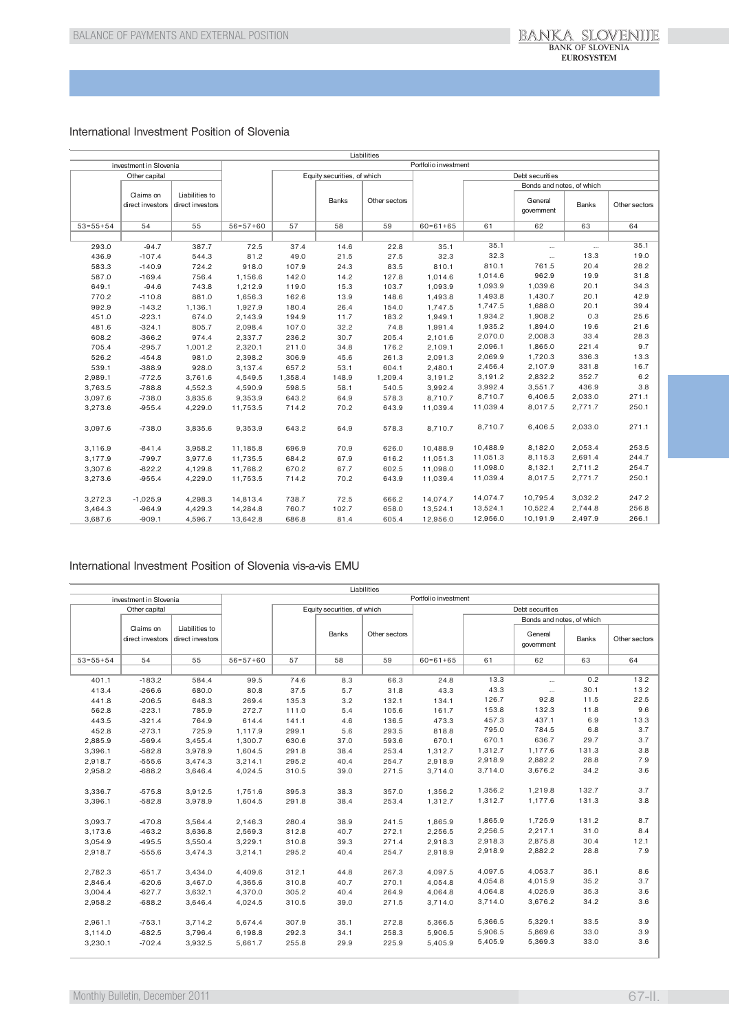## International Investment Position of Slovenia

| Liabilities | | | | | | | | | | | |
|---|---|---|---|---|---|---|---|---|---|---|---|
| investment in Slovenia | | | Portfolio investment | | | | | | | | |
| Other capital | | | | Equity securities, of which | | | Debt securities | | | | |
| | | | | | | | | | Bonds and notes, of which | | |
| | Claims on direct investors | Liabilities to direct investors | | | Banks | Other sectors | | | General government | Banks | Other sectors |
| 53=55+54 | 54 | 55 | 56=57+60 | 57 | 58 | 59 | 60=61+65 | 61 | 62 | 63 | 64 |
| 293.0 | -94.7 | 387.7 | 72.5 | 37.4 | 14.6 | 22.8 | 35.1 | 35.1 | ... | ... | 35.1 |
| 436.9 | -107.4 | 544.3 | 81.2 | 49.0 | 21.5 | 27.5 | 32.3 | 32.3 | ... | 13.3 | 19.0 |
| 583.3 | -140.9 | 724.2 | 918.0 | 107.9 | 24.3 | 83.5 | 810.1 | 810.1 | 761.5 | 20.4 | 28.2 |
| 587.0 | -169.4 | 756.4 | 1,156.6 | 142.0 | 14.2 | 127.8 | 1,014.6 | 1,014.6 | 962.9 | 19.9 | 31.8 |
| 649.1 | -94.6 | 743.8 | 1,212.9 | 119.0 | 15.3 | 103.7 | 1,093.9 | 1,093.9 | 1,039.6 | 20.1 | 34.3 |
| 770.2 | -110.8 | 881.0 | 1,656.3 | 162.6 | 13.9 | 148.6 | 1,493.8 | 1,493.8 | 1,430.7 | 20.1 | 42.9 |
| 992.9 | -143.2 | 1,136.1 | 1,927.9 | 180.4 | 26.4 | 154.0 | 1,747.5 | 1,747.5 | 1,688.0 | 20.1 | 39.4 |
| 451.0 | -223.1 | 674.0 | 2,143.9 | 194.9 | 11.7 | 183.2 | 1,949.1 | 1,934.2 | 1,908.2 | 0.3 | 25.6 |
| 481.6 | -324.1 | 805.7 | 2,098.4 | 107.0 | 32.2 | 74.8 | 1,991.4 | 1,935.2 | 1,894.0 | 19.6 | 21.6 |
| 608.2 | -366.2 | 974.4 | 2,337.7 | 236.2 | 30.7 | 205.4 | 2,101.6 | 2,070.0 | 2,008.3 | 33.4 | 28.3 |
| 705.4 | -295.7 | 1,001.2 | 2,320.1 | 211.0 | 34.8 | 176.2 | 2,109.1 | 2,096.1 | 1,865.0 | 221.4 | 9.7 |
| 526.2 | -454.8 | 981.0 | 2,398.2 | 306.9 | 45.6 | 261.3 | 2,091.3 | 2,069.9 | 1,720.3 | 336.3 | 13.3 |
| 539.1 | -388.9 | 928.0 | 3,137.4 | 657.2 | 53.1 | 604.1 | 2,480.1 | 2,456.4 | 2,107.9 | 331.8 | 16.7 |
| 2,989.1 | -772.5 | 3,761.6 | 4,549.5 | 1,358.4 | 148.9 | 1,209.4 | 3,191.2 | 3,191.2 | 2,832.2 | 352.7 | 6.2 |
| 3,763.5 | -788.8 | 4,552.3 | 4,590.9 | 598.5 | 58.1 | 540.5 | 3,992.4 | 3,992.4 | 3,551.7 | 436.9 | 3.8 |
| 3,097.6 | -738.0 | 3,835.6 | 9,353.9 | 643.2 | 64.9 | 578.3 | 8,710.7 | 8,710.7 | 6,406.5 | 2,033.0 | 271.1 |
| 3,273.6 | -955.4 | 4,229.0 | 11,753.5 | 714.2 | 70.2 | 643.9 | 11,039.4 | 11,039.4 | 8,017.5 | 2,771.7 | 250.1 |
| 3,097.6 | -738.0 | 3,835.6 | 9,353.9 | 643.2 | 64.9 | 578.3 | 8,710.7 | 8,710.7 | 6,406.5 | 2,033.0 | 271.1 |
| 3,116.9 | -841.4 | 3,958.2 | 11,185.8 | 696.9 | 70.9 | 626.0 | 10,488.9 | 10,488.9 | 8,182.0 | 2,053.4 | 253.5 |
| 3,177.9 | -799.7 | 3,977.6 | 11,735.5 | 684.2 | 67.9 | 616.2 | 11,051.3 | 11,051.3 | 8,115.3 | 2,691.4 | 244.7 |
| 3,307.6 | -822.2 | 4,129.8 | 11,768.2 | 670.2 | 67.7 | 602.5 | 11,098.0 | 11,098.0 | 8,132.1 | 2,711.2 | 254.7 |
| 3,273.6 | -955.4 | 4,229.0 | 11,753.5 | 714.2 | 70.2 | 643.9 | 11,039.4 | 11,039.4 | 8,017.5 | 2,771.7 | 250.1 |
| 3,272.3 | -1,025.9 | 4,298.3 | 14,813.4 | 738.7 | 72.5 | 666.2 | 14,074.7 | 14,074.7 | 10,795.4 | 3,032.2 | 247.2 |
| 3,464.3 | -964.9 | 4,429.3 | 14,284.8 | 760.7 | 102.7 | 658.0 | 13,524.1 | 13,524.1 | 10,522.4 | 2,744.8 | 256.8 |
| 3,687.6 | -909.1 | 4,596.7 | 13,642.8 | 686.8 | 81.4 | 605.4 | 12,956.0 | 12,956.0 | 10,191.9 | 2,497.9 | 266.1 |

## International Investment Position of Slovenia vis-a-vis EMU

| Liabilities | | | | | | | | | | | |
|---|---|---|---|---|---|---|---|---|---|---|---|
| investment in Slovenia | | | Portfolio investment | | | | | | | | |
| Other capital | | | | Equity securities, of which | | | Debt securities | | | | |
| | | | | | | | | | Bonds and notes, of which | | |
| | Claims on direct investors | Liabilities to direct investors | | | Banks | Other sectors | | | General government | Banks | Other sectors |
| 53=55+54 | 54 | 55 | 56=57+60 | 57 | 58 | 59 | 60=61+65 | 61 | 62 | 63 | 64 |
| 401.1 | -183.2 | 584.4 | 99.5 | 74.6 | 8.3 | 66.3 | 24.8 | 13.3 | ... | 0.2 | 13.2 |
| 413.4 | -266.6 | 680.0 | 80.8 | 37.5 | 5.7 | 31.8 | 43.3 | 43.3 | ... | 30.1 | 13.2 |
| 441.8 | -206.5 | 648.3 | 269.4 | 135.3 | 3.2 | 132.1 | 134.1 | 126.7 | 92.8 | 11.5 | 22.5 |
| 562.8 | -223.1 | 785.9 | 272.7 | 111.0 | 5.4 | 105.6 | 161.7 | 153.8 | 132.3 | 11.8 | 9.6 |
| 443.5 | -321.4 | 764.9 | 614.4 | 141.1 | 4.6 | 136.5 | 473.3 | 457.3 | 437.1 | 6.9 | 13.3 |
| 452.8 | -273.1 | 725.9 | 1,117.9 | 299.1 | 5.6 | 293.5 | 818.8 | 795.0 | 784.5 | 6.8 | 3.7 |
| 2,885.9 | -569.4 | 3,455.4 | 1,300.7 | 630.6 | 37.0 | 593.6 | 670.1 | 670.1 | 636.7 | 29.7 | 3.7 |
| 3,396.1 | -582.8 | 3,978.9 | 1,604.5 | 291.8 | 38.4 | 253.4 | 1,312.7 | 1,312.7 | 1,177.6 | 131.3 | 3.8 |
| 2,918.7 | -555.6 | 3,474.3 | 3,214.1 | 295.2 | 40.4 | 254.7 | 2,918.9 | 2,918.9 | 2,882.2 | 28.8 | 7.9 |
| 2,958.2 | -688.2 | 3,646.4 | 4,024.5 | 310.5 | 39.0 | 271.5 | 3,714.0 | 3,714.0 | 3,676.2 | 34.2 | 3.6 |
| 3,336.7 | -575.8 | 3,912.5 | 1,751.6 | 395.3 | 38.3 | 357.0 | 1,356.2 | 1,356.2 | 1,219.8 | 132.7 | 3.7 |
| 3,396.1 | -582.8 | 3,978.9 | 1,604.5 | 291.8 | 38.4 | 253.4 | 1,312.7 | 1,312.7 | 1,177.6 | 131.3 | 3.8 |
| 3,093.7 | -470.8 | 3,564.4 | 2,146.3 | 280.4 | 38.9 | 241.5 | 1,865.9 | 1,865.9 | 1,725.9 | 131.2 | 8.7 |
| 3,173.6 | -463.2 | 3,636.8 | 2,569.3 | 312.8 | 40.7 | 272.1 | 2,256.5 | 2,256.5 | 2,217.1 | 31.0 | 8.4 |
| 3,054.9 | -495.5 | 3,550.4 | 3,229.1 | 310.8 | 39.3 | 271.4 | 2,918.3 | 2,918.3 | 2,875.8 | 30.4 | 12.1 |
| 2,918.7 | -555.6 | 3,474.3 | 3,214.1 | 295.2 | 40.4 | 254.7 | 2,918.9 | 2,918.9 | 2,882.2 | 28.8 | 7.9 |
| 2,782.3 | -651.7 | 3,434.0 | 4,409.6 | 312.1 | 44.8 | 267.3 | 4,097.5 | 4,097.5 | 4,053.7 | 35.1 | 8.6 |
| 2,846.4 | -620.6 | 3,467.0 | 4,365.6 | 310.8 | 40.7 | 270.1 | 4,054.8 | 4,054.8 | 4,015.9 | 35.2 | 3.7 |
| 3,004.4 | -627.7 | 3,632.1 | 4,370.0 | 305.2 | 40.4 | 264.9 | 4,064.8 | 4,064.8 | 4,025.9 | 35.3 | 3.6 |
| 2,958.2 | -688.2 | 3,646.4 | 4,024.5 | 310.5 | 39.0 | 271.5 | 3,714.0 | 3,714.0 | 3,676.2 | 34.2 | 3.6 |
| 2,961.1 | -753.1 | 3,714.2 | 5,674.4 | 307.9 | 35.1 | 272.8 | 5,366.5 | 5,366.5 | 5,329.1 | 33.5 | 3.9 |
| 3,114.0 | -682.5 | 3,796.4 | 6,198.8 | 292.3 | 34.1 | 258.3 | 5,906.5 | 5,906.5 | 5,869.6 | 33.0 | 3.9 |
| 3,230.1 | -702.4 | 3,932.5 | 5,661.7 | 255.8 | 29.9 | 225.9 | 5,405.9 | 5,405.9 | 5,369.3 | 33.0 | 3.6 |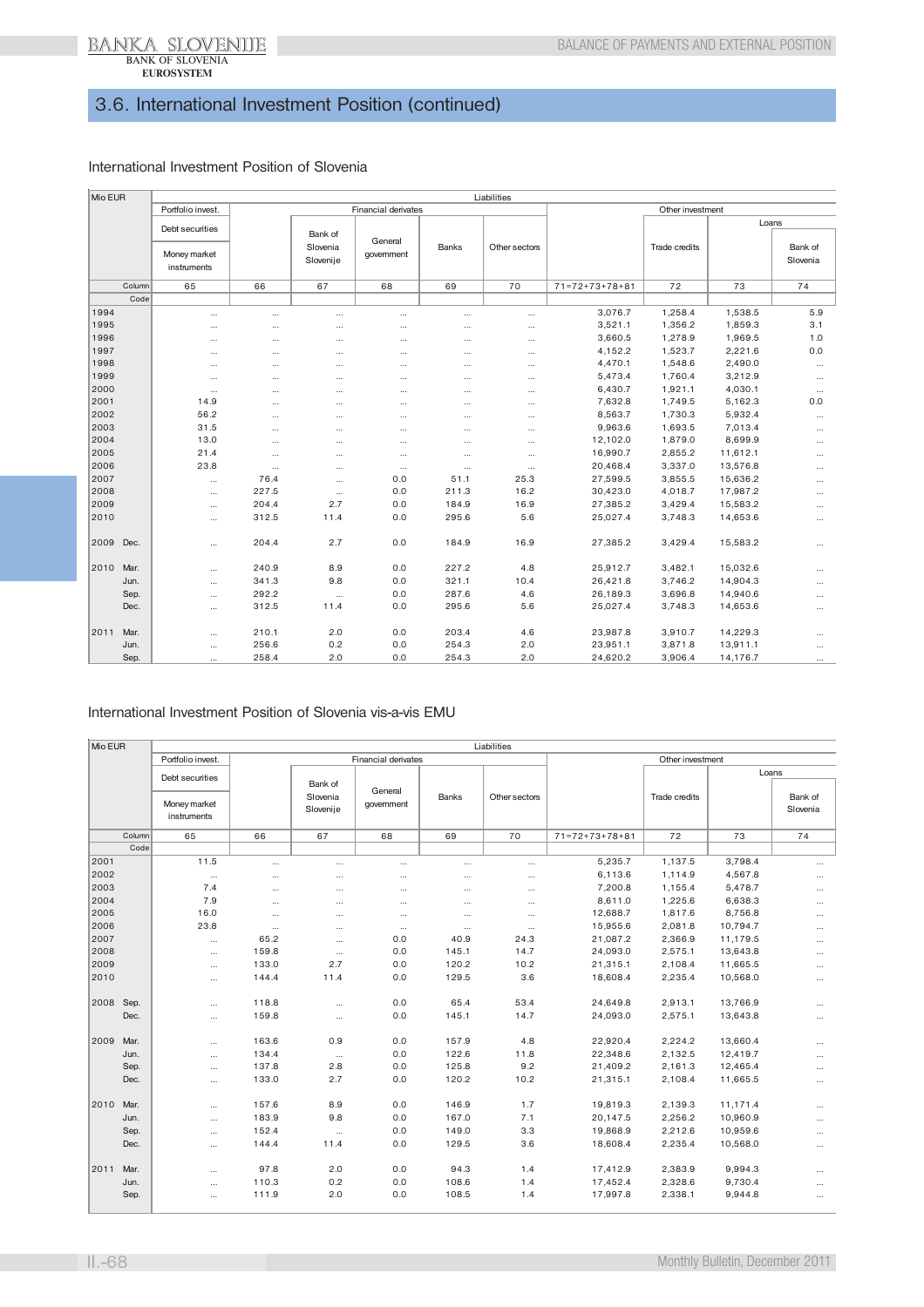## 3.6. International Investment Position (continued)

### International Investment Position of Slovenia

| Mio EUR | | Liabilities | | | | | | | | |
|---|---|---|---|---|---|---|---|---|---|---|
| | | Portfolio invest. | Financial derivates | | | | | Other investment | | |
| | | Debt securities | | | | | | | | Loans |
| | | Money market instruments | | Bank of Slovenia Slovenije | General government | Banks | Other sectors | | Trade credits | | Bank of Slovenia |
| | Column | 65 | 66 | 67 | 68 | 69 | 70 | 71=72+73+78+81 | 72 | 73 | 74 |
| | Code | | | | | | | | | | |
| 1994 | | ... | ... | ... | ... | ... | ... | 3,076.7 | 1,258.4 | 1,538.5 | 5.9 |
| 1995 | | ... | ... | ... | ... | ... | ... | 3,521.1 | 1,356.2 | 1,859.3 | 3.1 |
| 1996 | | ... | ... | ... | ... | ... | ... | 3,660.5 | 1,278.9 | 1,969.5 | 1.0 |
| 1997 | | ... | ... | ... | ... | ... | ... | 4,152.2 | 1,523.7 | 2,221.6 | 0.0 |
| 1998 | | ... | ... | ... | ... | ... | ... | 4,470.1 | 1,548.6 | 2,490.0 | ... |
| 1999 | | ... | ... | ... | ... | ... | ... | 5,473.4 | 1,760.4 | 3,212.9 | ... |
| 2000 | | ... | ... | ... | ... | ... | ... | 6,430.7 | 1,921.1 | 4,030.1 | ... |
| 2001 | | 14.9 | ... | ... | ... | ... | ... | 7,632.8 | 1,749.5 | 5,162.3 | 0.0 |
| 2002 | | 56.2 | ... | ... | ... | ... | ... | 8,563.7 | 1,730.3 | 5,932.4 | ... |
| 2003 | | 31.5 | ... | ... | ... | ... | ... | 9,963.6 | 1,693.5 | 7,013.4 | ... |
| 2004 | | 13.0 | ... | ... | ... | ... | ... | 12,102.0 | 1,879.0 | 8,699.9 | ... |
| 2005 | | 21.4 | ... | ... | ... | ... | ... | 16,990.7 | 2,855.2 | 11,612.1 | ... |
| 2006 | | 23.8 | ... | ... | ... | ... | ... | 20,468.4 | 3,337.0 | 13,576.8 | ... |
| 2007 | | ... | 76.4 | ... | 0.0 | 51.1 | 25.3 | 27,599.5 | 3,855.5 | 15,636.2 | ... |
| 2008 | | ... | 227.5 | ... | 0.0 | 211.3 | 16.2 | 30,423.0 | 4,018.7 | 17,987.2 | ... |
| 2009 | | ... | 204.4 | 2.7 | 0.0 | 184.9 | 16.9 | 27,385.2 | 3,429.4 | 15,583.2 | ... |
| 2010 | | ... | 312.5 | 11.4 | 0.0 | 295.6 | 5.6 | 25,027.4 | 3,748.3 | 14,653.6 | ... |
| 2009 | Dec. | ... | 204.4 | 2.7 | 0.0 | 184.9 | 16.9 | 27,385.2 | 3,429.4 | 15,583.2 | ... |
| 2010 | Mar. | ... | 240.9 | 8.9 | 0.0 | 227.2 | 4.8 | 25,912.7 | 3,482.1 | 15,032.6 | ... |
| | Jun. | ... | 341.3 | 9.8 | 0.0 | 321.1 | 10.4 | 26,421.8 | 3,746.2 | 14,904.3 | ... |
| | Sep. | ... | 292.2 | ... | 0.0 | 287.6 | 4.6 | 26,189.3 | 3,696.8 | 14,940.6 | ... |
| | Dec. | ... | 312.5 | 11.4 | 0.0 | 295.6 | 5.6 | 25,027.4 | 3,748.3 | 14,653.6 | ... |
| 2011 | Mar. | ... | 210.1 | 2.0 | 0.0 | 203.4 | 4.6 | 23,987.8 | 3,910.7 | 14,229.3 | ... |
| | Jun. | ... | 256.6 | 0.2 | 0.0 | 254.3 | 2.0 | 23,951.1 | 3,871.8 | 13,911.1 | ... |
| | Sep. | ... | 258.4 | 2.0 | 0.0 | 254.3 | 2.0 | 24,620.2 | 3,906.4 | 14,176.7 | ... |

### International Investment Position of Slovenia vis-a-vis EMU

| Mio EUR | | Liabilities | | | | | | | | |
|---|---|---|---|---|---|---|---|---|---|---|
| | | Portfolio invest. | Financial derivates | | | | | Other investment | | |
| | | Debt securities | | | | | | | | Loans |
| | | Money market instruments | | Bank of Slovenia Slovenije | General government | Banks | Other sectors | | Trade credits | | Bank of Slovenia |
| | Column | 65 | 66 | 67 | 68 | 69 | 70 | 71=72+73+78+81 | 72 | 73 | 74 |
| | Code | | | | | | | | | | |
| 2001 | | 11.5 | ... | ... | ... | ... | ... | 5,235.7 | 1,137.5 | 3,798.4 | ... |
| 2002 | | ... | ... | ... | ... | ... | ... | 6,113.6 | 1,114.9 | 4,567.8 | ... |
| 2003 | | 7.4 | ... | ... | ... | ... | ... | 7,200.8 | 1,155.4 | 5,478.7 | ... |
| 2004 | | 7.9 | ... | ... | ... | ... | ... | 8,611.0 | 1,225.6 | 6,638.3 | ... |
| 2005 | | 16.0 | ... | ... | ... | ... | ... | 12,688.7 | 1,817.6 | 8,756.8 | ... |
| 2006 | | 23.8 | ... | ... | ... | ... | ... | 15,955.6 | 2,081.8 | 10,794.7 | ... |
| 2007 | | ... | 65.2 | ... | 0.0 | 40.9 | 24.3 | 21,087.2 | 2,366.9 | 11,179.5 | ... |
| 2008 | | ... | 159.8 | ... | 0.0 | 145.1 | 14.7 | 24,093.0 | 2,575.1 | 13,643.8 | ... |
| 2009 | | ... | 133.0 | 2.7 | 0.0 | 120.2 | 10.2 | 21,315.1 | 2,108.4 | 11,665.5 | ... |
| 2010 | | ... | 144.4 | 11.4 | 0.0 | 129.5 | 3.6 | 18,608.4 | 2,235.4 | 10,568.0 | ... |
| 2008 | Sep. | ... | 118.8 | ... | 0.0 | 65.4 | 53.4 | 24,649.8 | 2,913.1 | 13,766.9 | ... |
| | Dec. | ... | 159.8 | ... | 0.0 | 145.1 | 14.7 | 24,093.0 | 2,575.1 | 13,643.8 | ... |
| 2009 | Mar. | ... | 163.6 | 0.9 | 0.0 | 157.9 | 4.8 | 22,920.4 | 2,224.2 | 13,660.4 | ... |
| | Jun. | ... | 134.4 | ... | 0.0 | 122.6 | 11.8 | 22,348.6 | 2,132.5 | 12,419.7 | ... |
| | Sep. | ... | 137.8 | 2.8 | 0.0 | 125.8 | 9.2 | 21,409.2 | 2,161.3 | 12,465.4 | ... |
| | Dec. | ... | 133.0 | 2.7 | 0.0 | 120.2 | 10.2 | 21,315.1 | 2,108.4 | 11,665.5 | ... |
| 2010 | Mar. | ... | 157.6 | 8.9 | 0.0 | 146.9 | 1.7 | 19,819.3 | 2,139.3 | 11,171.4 | ... |
| | Jun. | ... | 183.9 | 9.8 | 0.0 | 167.0 | 7.1 | 20,147.5 | 2,256.2 | 10,960.9 | ... |
| | Sep. | ... | 152.4 | ... | 0.0 | 149.0 | 3.3 | 19,868.9 | 2,212.6 | 10,959.6 | ... |
| | Dec. | ... | 144.4 | 11.4 | 0.0 | 129.5 | 3.6 | 18,608.4 | 2,235.4 | 10,568.0 | ... |
| 2011 | Mar. | ... | 97.8 | 2.0 | 0.0 | 94.3 | 1.4 | 17,412.9 | 2,383.9 | 9,994.3 | ... |
| | Jun. | ... | 110.3 | 0.2 | 0.0 | 108.6 | 1.4 | 17,452.4 | 2,328.6 | 9,730.4 | ... |
| | Sep. | ... | 111.9 | 2.0 | 0.0 | 108.5 | 1.4 | 17,997.8 | 2,338.1 | 9,944.8 | ... |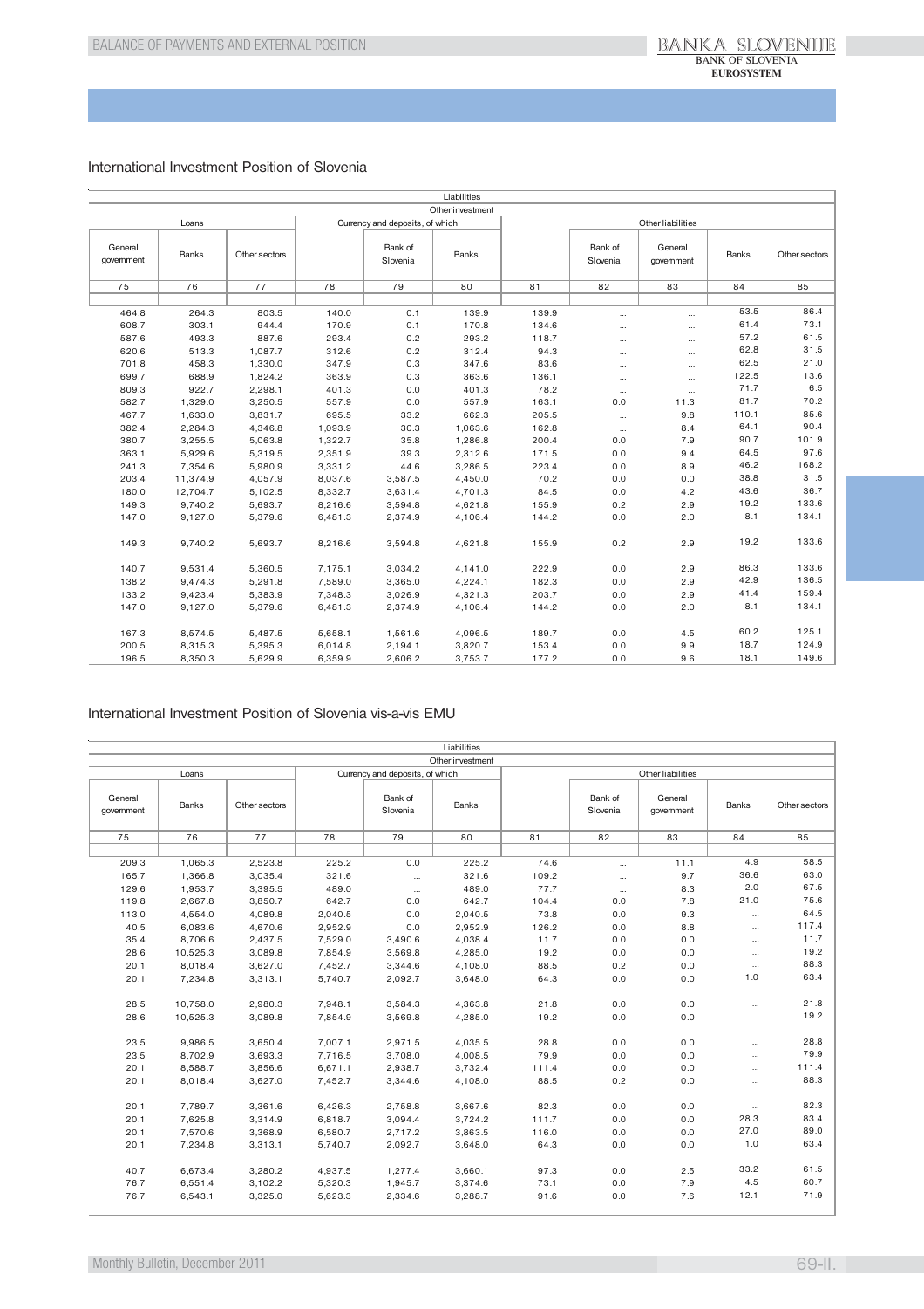## International Investment Position of Slovenia

| Liabilities | | | | | | | | | | |
|---|---|---|---|---|---|---|---|---|---|---|
| Other investment | | | | | | | | | | |
| Loans | | | Currency and deposits, of which | | | Other liabilities | | | | |
| General government | Banks | Other sectors | | Bank of Slovenia | Banks | | Bank of Slovenia | General government | Banks | Other sectors |
| 75 | 76 | 77 | 78 | 79 | 80 | 81 | 82 | 83 | 84 | 85 |
| | | | | | | | | | | |
| 464.8 | 264.3 | 803.5 | 140.0 | 0.1 | 139.9 | 139.9 | ... | ... | 53.5 | 86.4 |
| 608.7 | 303.1 | 944.4 | 170.9 | 0.1 | 170.8 | 134.6 | ... | ... | 61.4 | 73.1 |
| 587.6 | 493.3 | 887.6 | 293.4 | 0.2 | 293.2 | 118.7 | ... | ... | 57.2 | 61.5 |
| 620.6 | 513.3 | 1,087.7 | 312.6 | 0.2 | 312.4 | 94.3 | ... | ... | 62.8 | 31.5 |
| 701.8 | 458.3 | 1,330.0 | 347.9 | 0.3 | 347.6 | 83.6 | ... | ... | 62.5 | 21.0 |
| 699.7 | 688.9 | 1,824.2 | 363.9 | 0.3 | 363.6 | 136.1 | ... | ... | 122.5 | 13.6 |
| 809.3 | 922.7 | 2,298.1 | 401.3 | 0.0 | 401.3 | 78.2 | ... | ... | 71.7 | 6.5 |
| 582.7 | 1,329.0 | 3,250.5 | 557.9 | 0.0 | 557.9 | 163.1 | 0.0 | 11.3 | 81.7 | 70.2 |
| 467.7 | 1,633.0 | 3,831.7 | 695.5 | 33.2 | 662.3 | 205.5 | ... | 9.8 | 110.1 | 85.6 |
| 382.4 | 2,284.3 | 4,346.8 | 1,093.9 | 30.3 | 1,063.6 | 162.8 | ... | 8.4 | 64.1 | 90.4 |
| 380.7 | 3,255.5 | 5,063.8 | 1,322.7 | 35.8 | 1,286.8 | 200.4 | 0.0 | 7.9 | 90.7 | 101.9 |
| 363.1 | 5,929.6 | 5,319.5 | 2,351.9 | 39.3 | 2,312.6 | 171.5 | 0.0 | 9.4 | 64.5 | 97.6 |
| 241.3 | 7,354.6 | 5,980.9 | 3,331.2 | 44.6 | 3,286.5 | 223.4 | 0.0 | 8.9 | 46.2 | 168.2 |
| 203.4 | 11,374.9 | 4,057.9 | 8,037.6 | 3,587.5 | 4,450.0 | 70.2 | 0.0 | 0.0 | 38.8 | 31.5 |
| 180.0 | 12,704.7 | 5,102.5 | 8,332.7 | 3,631.4 | 4,701.3 | 84.5 | 0.0 | 4.2 | 43.6 | 36.7 |
| 149.3 | 9,740.2 | 5,693.7 | 8,216.6 | 3,594.8 | 4,621.8 | 155.9 | 0.2 | 2.9 | 19.2 | 133.6 |
| 147.0 | 9,127.0 | 5,379.6 | 6,481.3 | 2,374.9 | 4,106.4 | 144.2 | 0.0 | 2.0 | 8.1 | 134.1 |
| | | | | | | | | | | |
| 149.3 | 9,740.2 | 5,693.7 | 8,216.6 | 3,594.8 | 4,621.8 | 155.9 | 0.2 | 2.9 | 19.2 | 133.6 |
| | | | | | | | | | | |
| 140.7 | 9,531.4 | 5,360.5 | 7,175.1 | 3,034.2 | 4,141.0 | 222.9 | 0.0 | 2.9 | 86.3 | 133.6 |
| 138.2 | 9,474.3 | 5,291.8 | 7,589.0 | 3,365.0 | 4,224.1 | 182.3 | 0.0 | 2.9 | 42.9 | 136.5 |
| 133.2 | 9,423.4 | 5,383.9 | 7,348.3 | 3,026.9 | 4,321.3 | 203.7 | 0.0 | 2.9 | 41.4 | 159.4 |
| 147.0 | 9,127.0 | 5,379.6 | 6,481.3 | 2,374.9 | 4,106.4 | 144.2 | 0.0 | 2.0 | 8.1 | 134.1 |
| | | | | | | | | | | |
| 167.3 | 8,574.5 | 5,487.5 | 5,658.1 | 1,561.6 | 4,096.5 | 189.7 | 0.0 | 4.5 | 60.2 | 125.1 |
| 200.5 | 8,315.3 | 5,395.3 | 6,014.8 | 2,194.1 | 3,820.7 | 153.4 | 0.0 | 9.9 | 18.7 | 124.9 |
| 196.5 | 8,350.3 | 5,629.9 | 6,359.9 | 2,606.2 | 3,753.7 | 177.2 | 0.0 | 9.6 | 18.1 | 149.6 |

## International Investment Position of Slovenia vis-a-vis EMU

| Liabilities | | | | | | | | | | |
|---|---|---|---|---|---|---|---|---|---|---|
| Other investment | | | | | | | | | | |
| Loans | | | Currency and deposits, of which | | | Other liabilities | | | | |
| General government | Banks | Other sectors | | Bank of Slovenia | Banks | | Bank of Slovenia | General government | Banks | Other sectors |
| 75 | 76 | 77 | 78 | 79 | 80 | 81 | 82 | 83 | 84 | 85 |
| | | | | | | | | | | |
| 209.3 | 1,065.3 | 2,523.8 | 225.2 | 0.0 | 225.2 | 74.6 | ... | 11.1 | 4.9 | 58.5 |
| 165.7 | 1,366.8 | 3,035.4 | 321.6 | ... | 321.6 | 109.2 | ... | 9.7 | 36.6 | 63.0 |
| 129.6 | 1,953.7 | 3,395.5 | 489.0 | ... | 489.0 | 77.7 | ... | 8.3 | 2.0 | 67.5 |
| 119.8 | 2,667.8 | 3,850.7 | 642.7 | 0.0 | 642.7 | 104.4 | 0.0 | 7.8 | 21.0 | 75.6 |
| 113.0 | 4,554.0 | 4,089.8 | 2,040.5 | 0.0 | 2,040.5 | 73.8 | 0.0 | 9.3 | ... | 64.5 |
| 40.5 | 6,083.6 | 4,670.6 | 2,952.9 | 0.0 | 2,952.9 | 126.2 | 0.0 | 8.8 | ... | 117.4 |
| 35.4 | 8,706.6 | 2,437.5 | 7,529.0 | 3,490.6 | 4,038.4 | 11.7 | 0.0 | 0.0 | ... | 11.7 |
| 28.6 | 10,525.3 | 3,089.8 | 7,854.9 | 3,569.8 | 4,285.0 | 19.2 | 0.0 | 0.0 | ... | 19.2 |
| 20.1 | 8,018.4 | 3,627.0 | 7,452.7 | 3,344.6 | 4,108.0 | 88.5 | 0.2 | 0.0 | ... | 88.3 |
| 20.1 | 7,234.8 | 3,313.1 | 5,740.7 | 2,092.7 | 3,648.0 | 64.3 | 0.0 | 0.0 | 1.0 | 63.4 |
| | | | | | | | | | | |
| 28.5 | 10,758.0 | 2,980.3 | 7,948.1 | 3,584.3 | 4,363.8 | 21.8 | 0.0 | 0.0 | ... | 21.8 |
| 28.6 | 10,525.3 | 3,089.8 | 7,854.9 | 3,569.8 | 4,285.0 | 19.2 | 0.0 | 0.0 | ... | 19.2 |
| | | | | | | | | | | |
| 23.5 | 9,986.5 | 3,650.4 | 7,007.1 | 2,971.5 | 4,035.5 | 28.8 | 0.0 | 0.0 | ... | 28.8 |
| 23.5 | 8,702.9 | 3,693.3 | 7,716.5 | 3,708.0 | 4,008.5 | 79.9 | 0.0 | 0.0 | ... | 79.9 |
| 20.1 | 8,588.7 | 3,856.6 | 6,671.1 | 2,938.7 | 3,732.4 | 111.4 | 0.0 | 0.0 | ... | 111.4 |
| 20.1 | 8,018.4 | 3,627.0 | 7,452.7 | 3,344.6 | 4,108.0 | 88.5 | 0.2 | 0.0 | ... | 88.3 |
| | | | | | | | | | | |
| 20.1 | 7,789.7 | 3,361.6 | 6,426.3 | 2,758.8 | 3,667.6 | 82.3 | 0.0 | 0.0 | ... | 82.3 |
| 20.1 | 7,625.8 | 3,314.9 | 6,818.7 | 3,094.4 | 3,724.2 | 111.7 | 0.0 | 0.0 | 28.3 | 83.4 |
| 20.1 | 7,570.6 | 3,368.9 | 6,580.7 | 2,717.2 | 3,863.5 | 116.0 | 0.0 | 0.0 | 27.0 | 89.0 |
| 20.1 | 7,234.8 | 3,313.1 | 5,740.7 | 2,092.7 | 3,648.0 | 64.3 | 0.0 | 0.0 | 1.0 | 63.4 |
| | | | | | | | | | | |
| 40.7 | 6,673.4 | 3,280.2 | 4,937.5 | 1,277.4 | 3,660.1 | 97.3 | 0.0 | 2.5 | 33.2 | 61.5 |
| 76.7 | 6,551.4 | 3,102.2 | 5,320.3 | 1,945.7 | 3,374.6 | 73.1 | 0.0 | 7.9 | 4.5 | 60.7 |
| 76.7 | 6,543.1 | 3,325.0 | 5,623.3 | 2,334.6 | 3,288.7 | 91.6 | 0.0 | 7.6 | 12.1 | 71.9 |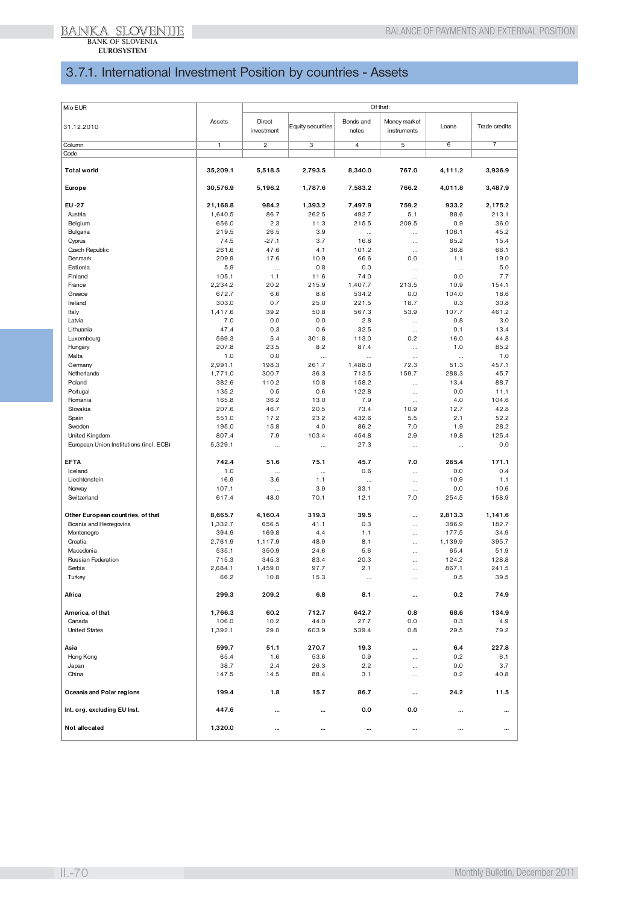# 3.7.1. International Investment Position by countries - Assets

| Mio EUR | | Of that: | | | | | |
|---|---|---|---|---|---|---|---|
| 31.12.2010 | Assets | Direct investment | Equity securities | Bonds and notes | Money market instruments | Loans | Trade credits |
| Column | 1 | 2 | 3 | 4 | 5 | 6 | 7 |
| Code | | | | | | | |
| **Total world** | **35,209.1** | **5,518.5** | **2,793.5** | **8,340.0** | **767.0** | **4,111.2** | **3,936.9** |
| **Europe** | **30,576.9** | **5,196.2** | **1,787.6** | **7,583.2** | **766.2** | **4,011.8** | **3,487.9** |
| **EU-27** | **21,168.8** | **984.2** | **1,393.2** | **7,497.9** | **759.2** | **933.2** | **2,175.2** |
| Austria | 1,640.5 | 86.7 | 262.5 | 492.7 | 5.1 | 88.6 | 213.1 |
| Belgium | 656.0 | 2.3 | 11.3 | 215.5 | 209.5 | 0.9 | 36.0 |
| Bulgaria | 219.5 | 26.5 | 3.9 | ... | ... | 106.1 | 45.2 |
| Cyprus | 74.5 | -27.1 | 3.7 | 16.8 | ... | 65.2 | 15.4 |
| Czech Republic | 261.6 | 47.6 | 4.1 | 101.2 | ... | 36.8 | 66.1 |
| Denmark | 209.9 | 17.6 | 10.9 | 66.6 | 0.0 | 1.1 | 19.0 |
| Estionia | 5.9 | ... | 0.8 | 0.0 | ... | ... | 5.0 |
| Finland | 105.1 | 1.1 | 11.6 | 74.0 | ... | 0.0 | 7.7 |
| France | 2,234.2 | 20.2 | 215.9 | 1,407.7 | 213.5 | 10.9 | 154.1 |
| Greece | 672.7 | 6.6 | 8.6 | 534.2 | 0.0 | 104.0 | 18.6 |
| Ireland | 303.0 | 0.7 | 25.0 | 221.5 | 18.7 | 0.3 | 30.8 |
| Italy | 1,417.6 | 39.2 | 50.8 | 567.3 | 53.9 | 107.7 | 461.2 |
| Latvia | 7.0 | 0.0 | 0.0 | 2.8 | ... | 0.8 | 3.0 |
| Lithuania | 47.4 | 0.3 | 0.6 | 32.5 | ... | 0.1 | 13.4 |
| Luxembourg | 569.3 | 5.4 | 301.8 | 113.0 | 0.2 | 16.0 | 44.8 |
| Hungary | 207.8 | 23.5 | 8.2 | 87.4 | ... | 1.0 | 85.2 |
| Malta | 1.0 | 0.0 | ... | ... | ... | ... | 1.0 |
| Germany | 2,991.1 | 198.3 | 261.7 | 1,488.0 | 72.3 | 51.3 | 457.1 |
| Netherlands | 1,771.0 | 300.7 | 36.3 | 713.5 | 159.7 | 288.3 | 45.7 |
| Poland | 382.6 | 110.2 | 10.8 | 158.2 | ... | 13.4 | 88.7 |
| Portugal | 135.2 | 0.5 | 0.6 | 122.8 | ... | 0.0 | 11.1 |
| Romania | 165.8 | 36.2 | 13.0 | 7.9 | ... | 4.0 | 104.6 |
| Slovakia | 207.6 | 46.7 | 20.5 | 73.4 | 10.9 | 12.7 | 42.8 |
| Spain | 551.0 | 17.2 | 23.2 | 432.6 | 5.5 | 2.1 | 52.2 |
| Sweden | 195.0 | 15.8 | 4.0 | 86.2 | 7.0 | 1.9 | 28.2 |
| United Kingdom | 807.4 | 7.9 | 103.4 | 454.8 | 2.9 | 19.8 | 125.4 |
| European Union Institutions (incl. ECB) | 5,329.1 | ... | ... | 27.3 | ... | ... | 0.0 |
| **EFTA** | **742.4** | **51.6** | **75.1** | **45.7** | **7.0** | **265.4** | **171.1** |
| Iceland | 1.0 | ... | ... | 0.6 | ... | 0.0 | 0.4 |
| Liechtenstein | 16.9 | 3.6 | 1.1 | ... | ... | 10.9 | 1.1 |
| Norway | 107.1 | ... | 3.9 | 33.1 | ... | 0.0 | 10.6 |
| Switzerland | 617.4 | 48.0 | 70.1 | 12.1 | 7.0 | 254.5 | 158.9 |
| **Other European countries, of that** | **8,665.7** | **4,160.4** | **319.3** | **39.5** | **...** | **2,813.3** | **1,141.6** |
| Bosnia and Herzegovina | 1,332.7 | 656.5 | 41.1 | 0.3 | ... | 386.9 | 182.7 |
| Montenegro | 394.9 | 169.8 | 4.4 | 1.1 | ... | 177.5 | 34.9 |
| Croatia | 2,761.9 | 1,117.9 | 48.9 | 8.1 | ... | 1,139.9 | 395.7 |
| Macedonia | 535.1 | 350.9 | 24.6 | 5.6 | ... | 65.4 | 51.9 |
| Russian Federation | 715.3 | 345.3 | 83.4 | 20.3 | ... | 124.2 | 128.8 |
| Serbia | 2,684.1 | 1,459.0 | 97.7 | 2.1 | ... | 867.1 | 241.5 |
| Turkey | 66.2 | 10.8 | 15.3 | ... | ... | 0.5 | 39.5 |
| **Africa** | **299.3** | **209.2** | **6.8** | **8.1** | **...** | **0.2** | **74.9** |
| **America, of that** | **1,766.3** | **60.2** | **712.7** | **642.7** | **0.8** | **68.6** | **134.9** |
| Canada | 106.0 | 10.2 | 44.0 | 27.7 | 0.0 | 0.3 | 4.9 |
| United States | 1,392.1 | 29.0 | 603.9 | 539.4 | 0.8 | 29.5 | 79.2 |
| **Asia** | **599.7** | **51.1** | **270.7** | **19.3** | **...** | **6.4** | **227.8** |
| Hong Kong | 65.4 | 1.6 | 53.6 | 0.9 | ... | 0.2 | 6.1 |
| Japan | 38.7 | 2.4 | 26.3 | 2.2 | ... | 0.0 | 3.7 |
| China | 147.5 | 14.5 | 88.4 | 3.1 | ... | 0.2 | 40.8 |
| **Oceania and Polar regions** | **199.4** | **1.8** | **15.7** | **86.7** | **...** | **24.2** | **11.5** |
| **Int. org. excluding EU Inst.** | **447.6** | **...** | **...** | **0.0** | **0.0** | **...** | **...** |
| **Not allocated** | **1,320.0** | **...** | **...** | **...** | **...** | **...** | **...** |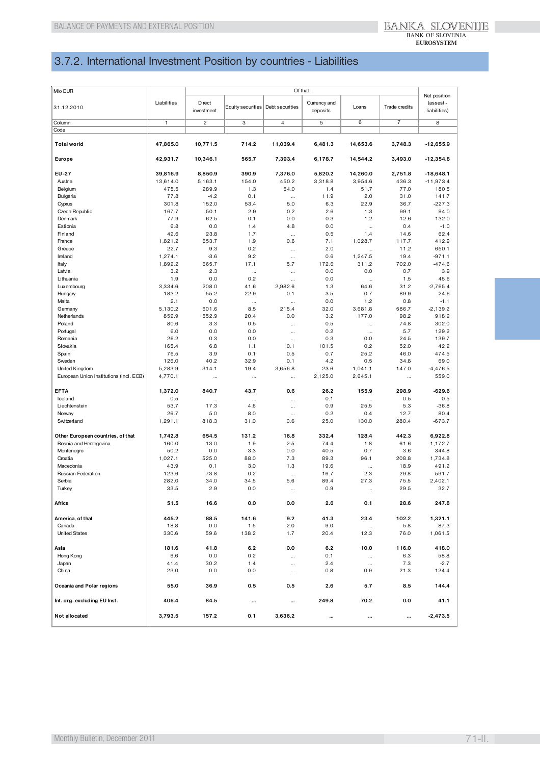## 3.7.2. International Investment Position by countries - Liabilities

| Mio EUR<br>31.12.2010 | Liabilities | Of that: | | | | | | Net position (asset - liabilities) |
|---|---|---|---|---|---|---|---|---|
| | | Direct investment | Equity securities | Debt securities | Currency and deposits | Loans | Trade credits | |
| Column | 1 | 2 | 3 | 4 | 5 | 6 | 7 | 8 |
| Code | | | | | | | | |
| **Total world** | **47,865.0** | **10,771.5** | **714.2** | **11,039.4** | **6,481.3** | **14,653.6** | **3,748.3** | **-12,655.9** |
| **Europe** | **42,931.7** | **10,346.1** | **565.7** | **7,393.4** | **6,178.7** | **14,544.2** | **3,493.0** | **-12,354.8** |
| **EU-27** | **39,816.9** | **8,850.9** | **390.9** | **7,376.0** | **5,820.2** | **14,260.0** | **2,751.8** | **-18,648.1** |
| Austria | 13,614.0 | 5,163.1 | 154.0 | 450.2 | 3,318.8 | 3,954.6 | 436.3 | -11,973.4 |
| Belgium | 475.5 | 289.9 | 1.3 | 54.0 | 1.4 | 51.7 | 77.0 | 180.5 |
| Bulgaria | 77.8 | -4.2 | 0.1 | ... | 11.9 | 2.0 | 31.0 | 141.7 |
| Cyprus | 301.8 | 152.0 | 53.4 | 5.0 | 6.3 | 22.9 | 36.7 | -227.3 |
| Czech Republic | 167.7 | 50.1 | 2.9 | 0.2 | 2.6 | 1.3 | 99.1 | 94.0 |
| Denmark | 77.9 | 62.5 | 0.1 | 0.0 | 0.3 | 1.2 | 12.6 | 132.0 |
| Estonia | 6.8 | 0.0 | 1.4 | 4.8 | 0.0 | ... | 0.4 | -1.0 |
| Finland | 42.6 | 23.8 | 1.7 | ... | 0.5 | 1.4 | 14.6 | 62.4 |
| France | 1,821.2 | 653.7 | 1.9 | 0.6 | 7.1 | 1,028.7 | 117.7 | 412.9 |
| Greece | 22.7 | 9.3 | 0.2 | ... | 2.0 | ... | 11.2 | 650.1 |
| Ireland | 1,274.1 | -3.6 | 9.2 | ... | 0.6 | 1,247.5 | 19.4 | -971.1 |
| Italy | 1,892.2 | 665.7 | 17.1 | 5.7 | 172.6 | 311.2 | 702.0 | -474.6 |
| Latvia | 3.2 | 2.3 | ... | ... | 0.0 | 0.0 | 0.7 | 3.9 |
| Lithuania | 1.9 | 0.0 | 0.2 | ... | 0.0 | ... | 1.5 | 45.6 |
| Luxembourg | 3,334.6 | 208.0 | 41.6 | 2,982.6 | 1.3 | 64.6 | 31.2 | -2,765.4 |
| Hungary | 183.2 | 55.2 | 22.9 | 0.1 | 3.5 | 0.7 | 89.9 | 24.6 |
| Malta | 2.1 | 0.0 | ... | ... | 0.0 | 1.2 | 0.8 | -1.1 |
| Germany | 5,130.2 | 601.6 | 8.5 | 215.4 | 32.0 | 3,681.8 | 586.7 | -2,139.2 |
| Netherlands | 852.9 | 552.9 | 20.4 | 0.0 | 3.2 | 177.0 | 98.2 | 918.2 |
| Poland | 80.6 | 3.3 | 0.5 | ... | 0.5 | ... | 74.8 | 302.0 |
| Portugal | 6.0 | 0.0 | 0.0 | ... | 0.2 | ... | 5.7 | 129.2 |
| Romania | 26.2 | 0.3 | 0.0 | ... | 0.3 | 0.0 | 24.5 | 139.7 |
| Slovakia | 165.4 | 6.8 | 1.1 | 0.1 | 101.5 | 0.2 | 52.0 | 42.2 |
| Spain | 76.5 | 3.9 | 0.1 | 0.5 | 0.7 | 25.2 | 46.0 | 474.5 |
| Sweden | 126.0 | 40.2 | 32.9 | 0.1 | 4.2 | 0.5 | 34.8 | 69.0 |
| United Kingdom | 5,283.9 | 314.1 | 19.4 | 3,656.8 | 23.6 | 1,041.1 | 147.0 | -4,476.5 |
| European Union Institutions (incl. ECB) | 4,770.1 | ... | ... | ... | 2,125.0 | 2,645.1 | ... | 559.0 |
| **EFTA** | **1,372.0** | **840.7** | **43.7** | **0.6** | **26.2** | **155.9** | **298.9** | **-629.6** |
| Iceland | 0.5 | ... | ... | ... | 0.1 | ... | 0.5 | 0.5 |
| Liechtenstein | 53.7 | 17.3 | 4.6 | ... | 0.9 | 25.5 | 5.3 | -36.8 |
| Norway | 26.7 | 5.0 | 8.0 | ... | 0.2 | 0.4 | 12.7 | 80.4 |
| Switzerland | 1,291.1 | 818.3 | 31.0 | 0.6 | 25.0 | 130.0 | 280.4 | -673.7 |
| **Other European countries, of that** | **1,742.8** | **654.5** | **131.2** | **16.8** | **332.4** | **128.4** | **442.3** | **6,922.8** |
| Bosnia and Herzegovina | 160.0 | 13.0 | 1.9 | 2.5 | 74.4 | 1.8 | 61.6 | 1,172.7 |
| Montenegro | 50.2 | 0.0 | 3.3 | 0.0 | 40.5 | 0.7 | 3.6 | 344.8 |
| Croatia | 1,027.1 | 525.0 | 88.0 | 7.3 | 89.3 | 96.1 | 208.8 | 1,734.8 |
| Macedonia | 43.9 | 0.1 | 3.0 | 1.3 | 19.6 | ... | 18.9 | 491.2 |
| Russian Federation | 123.6 | 73.8 | 0.2 | ... | 16.7 | 2.3 | 29.8 | 591.7 |
| Serbia | 282.0 | 34.0 | 34.5 | 5.6 | 89.4 | 27.3 | 75.5 | 2,402.1 |
| Turkey | 33.5 | 2.9 | 0.0 | ... | 0.9 | ... | 29.5 | 32.7 |
| **Africa** | **51.5** | **16.6** | **0.0** | **0.0** | **2.6** | **0.1** | **28.6** | **247.8** |
| **America, of that** | **445.2** | **88.5** | **141.6** | **9.2** | **41.3** | **23.4** | **102.2** | **1,321.1** |
| Canada | 18.8 | 0.0 | 1.5 | 2.0 | 9.0 | ... | 5.8 | 87.3 |
| United States | 330.6 | 59.6 | 138.2 | 1.7 | 20.4 | 12.3 | 76.0 | 1,061.5 |
| **Asia** | **181.6** | **41.8** | **6.2** | **0.0** | **6.2** | **10.0** | **116.0** | **418.0** |
| Hong Kong | 6.6 | 0.0 | 0.2 | ... | 0.1 | ... | 6.3 | 58.8 |
| Japan | 41.4 | 30.2 | 1.4 | ... | 2.4 | ... | 7.3 | -2.7 |
| China | 23.0 | 0.0 | 0.0 | ... | 0.8 | 0.9 | 21.3 | 124.4 |
| **Oceania and Polar regions** | **55.0** | **36.9** | **0.5** | **0.5** | **2.6** | **5.7** | **8.5** | **144.4** |
| **Int. org. excluding EU Inst.** | **406.4** | **84.5** | **...** | **...** | **249.8** | **70.2** | **0.0** | **41.1** |
| **Not allocated** | **3,793.5** | **157.2** | **0.1** | **3,636.2** | **...** | **...** | **...** | **-2,473.5** |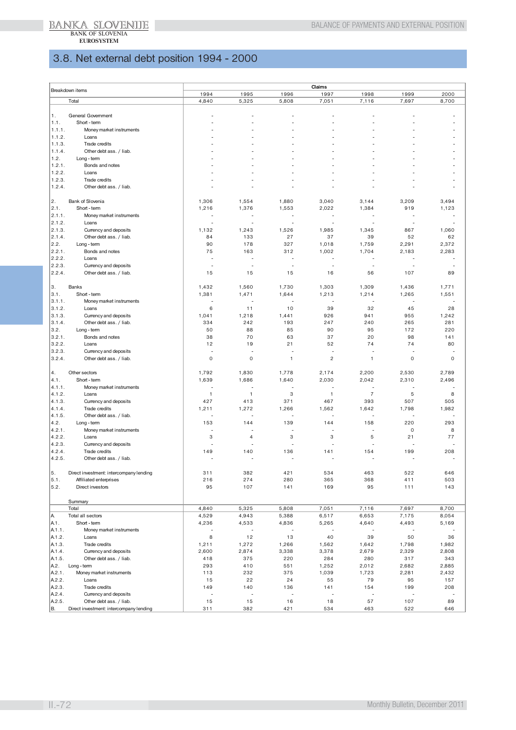## 3.8. Net external debt position 1994 - 2000

| | Breakdown items | Claims | | | | | | |
|---|---|---|---|---|---|---|---|---|
| | | 1994 | 1995 | 1996 | 1997 | 1998 | 1999 | 2000 |
| | Total | 4,840 | 5,325 | 5,808 | 7,051 | 7,116 | 7,697 | 8,700 |
| 1. | General Government | - | - | - | - | - | - | - |
| 1.1. | Short - term | - | - | - | - | - | - | - |
| 1.1.1. | Money market instruments | - | - | - | - | - | - | - |
| 1.1.2. | Loans | - | - | - | - | - | - | - |
| 1.1.3. | Trade credits | - | - | - | - | - | - | - |
| 1.1.4. | Other debt ass. / liab. | - | - | - | - | - | - | - |
| 1.2. | Long - term | - | - | - | - | - | - | - |
| 1.2.1. | Bonds and notes | - | - | - | - | - | - | - |
| 1.2.2. | Loans | - | - | - | - | - | - | - |
| 1.2.3. | Trade credits | - | - | - | - | - | - | - |
| 1.2.4. | Other debt ass. / liab. | - | - | - | - | - | - | - |
| 2. | Bank of Slovenia | 1,306 | 1,554 | 1,880 | 3,040 | 3,144 | 3,209 | 3,494 |
| 2.1. | Short - term | 1,216 | 1,376 | 1,553 | 2,022 | 1,384 | 919 | 1,123 |
| 2.1.1. | Money market instruments | - | - | - | - | - | - | - |
| 2.1.2. | Loans | - | - | - | - | - | - | - |
| 2.1.3. | Currency and deposits | 1,132 | 1,243 | 1,526 | 1,985 | 1,345 | 867 | 1,060 |
| 2.1.4. | Other debt ass. / liab. | 84 | 133 | 27 | 37 | 39 | 52 | 62 |
| 2.2. | Long - term | 90 | 178 | 327 | 1,018 | 1,759 | 2,291 | 2,372 |
| 2.2.1. | Bonds and notes | 75 | 163 | 312 | 1,002 | 1,704 | 2,183 | 2,283 |
| 2.2.2. | Loans | - | - | - | - | - | - | - |
| 2.2.3. | Currency and deposits | - | - | - | - | - | - | - |
| 2.2.4. | Other debt ass. / liab. | 15 | 15 | 15 | 16 | 56 | 107 | 89 |
| 3. | Banks | 1,432 | 1,560 | 1,730 | 1,303 | 1,309 | 1,436 | 1,771 |
| 3.1. | Short - term | 1,381 | 1,471 | 1,644 | 1,213 | 1,214 | 1,265 | 1,551 |
| 3.1.1. | Money market instruments | - | - | - | - | - | - | - |
| 3.1.2. | Loans | 6 | 11 | 10 | 39 | 32 | 45 | 28 |
| 3.1.3. | Currency and deposits | 1,041 | 1,218 | 1,441 | 926 | 941 | 955 | 1,242 |
| 3.1.4. | Other debt ass. / liab. | 334 | 242 | 193 | 247 | 240 | 265 | 281 |
| 3.2. | Long - term | 50 | 88 | 85 | 90 | 95 | 172 | 220 |
| 3.2.1. | Bonds and notes | 38 | 70 | 63 | 37 | 20 | 98 | 141 |
| 3.2.2. | Loans | 12 | 19 | 21 | 52 | 74 | 74 | 80 |
| 3.2.3. | Currency and deposits | - | - | - | - | - | - | - |
| 3.2.4. | Other debt ass. / liab. | 0 | 0 | 1 | 2 | 1 | 0 | 0 |
| 4. | Other sectors | 1,792 | 1,830 | 1,778 | 2,174 | 2,200 | 2,530 | 2,789 |
| 4.1. | Short - term | 1,639 | 1,686 | 1,640 | 2,030 | 2,042 | 2,310 | 2,496 |
| 4.1.1. | Money market instruments | - | - | - | - | - | - | - |
| 4.1.2. | Loans | 1 | 1 | 3 | 1 | 7 | 5 | 8 |
| 4.1.3. | Currency and deposits | 427 | 413 | 371 | 467 | 393 | 507 | 505 |
| 4.1.4. | Trade credits | 1,211 | 1,272 | 1,266 | 1,562 | 1,642 | 1,798 | 1,982 |
| 4.1.5. | Other debt ass. / liab. | - | - | - | - | - | - | - |
| 4.2. | Long - term | 153 | 144 | 139 | 144 | 158 | 220 | 293 |
| 4.2.1. | Money market instruments | - | - | - | - | - | 0 | 8 |
| 4.2.2. | Loans | 3 | 4 | 3 | 3 | 5 | 21 | 77 |
| 4.2.3. | Currency and deposits | - | - | - | - | - | - | - |
| 4.2.4. | Trade credits | 149 | 140 | 136 | 141 | 154 | 199 | 208 |
| 4.2.5. | Other debt ass. / liab. | - | - | - | - | - | - | - |
| 5. | Direct investment: intercompany lending | 311 | 382 | 421 | 534 | 463 | 522 | 646 |
| 5.1. | Affiliated enterprises | 216 | 274 | 280 | 365 | 368 | 411 | 503 |
| 5.2. | Direct investors | 95 | 107 | 141 | 169 | 95 | 111 | 143 |
| | Summary | | | | | | | |
| | Total | 4,840 | 5,325 | 5,808 | 7,051 | 7,116 | 7,697 | 8,700 |
| A. | Total all sectors | 4,529 | 4,943 | 5,388 | 6,517 | 6,653 | 7,175 | 8,054 |
| A.1. | Short - term | 4,236 | 4,533 | 4,836 | 5,265 | 4,640 | 4,493 | 5,169 |
| A.1.1. | Money market instruments | - | - | - | - | - | - | - |
| A.1.2. | Loans | 8 | 12 | 13 | 40 | 39 | 50 | 36 |
| A.1.3. | Trade credits | 1,211 | 1,272 | 1,266 | 1,562 | 1,642 | 1,798 | 1,982 |
| A.1.4. | Currency and deposits | 2,600 | 2,874 | 3,338 | 3,378 | 2,679 | 2,329 | 2,808 |
| A.1.5. | Other debt ass. / liab. | 418 | 375 | 220 | 284 | 280 | 317 | 343 |
| A.2. | Long - term | 293 | 410 | 551 | 1,252 | 2,012 | 2,682 | 2,885 |
| A.2.1. | Money market instruments | 113 | 232 | 375 | 1,039 | 1,723 | 2,281 | 2,432 |
| A.2.2. | Loans | 15 | 22 | 24 | 55 | 79 | 95 | 157 |
| A.2.3. | Trade credits | 149 | 140 | 136 | 141 | 154 | 199 | 208 |
| A.2.4. | Currency and deposits | - | - | - | - | - | - | - |
| A.2.5. | Other debt ass. / liab. | 15 | 15 | 16 | 18 | 57 | 107 | 89 |
| B. | Direct investment: intercompany lending | 311 | 382 | 421 | 534 | 463 | 522 | 646 |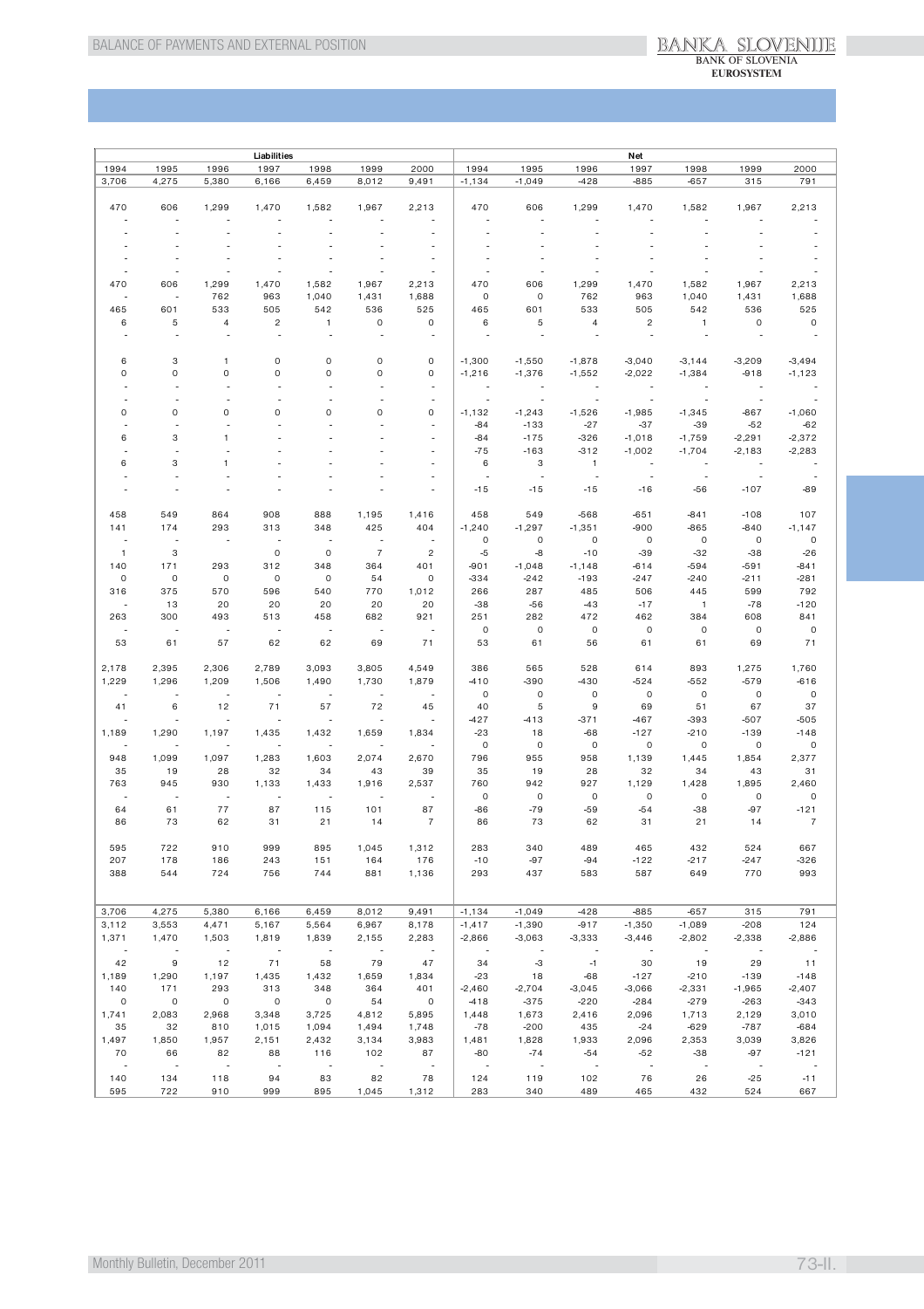| Liabilities | | | | | | | Net | | | | | | |
|---|---|---|---|---|---|---|---|---|---|---|---|---|---|
| 1994 | 1995 | 1996 | 1997 | 1998 | 1999 | 2000 | 1994 | 1995 | 1996 | 1997 | 1998 | 1999 | 2000 |
| 3,706 | 4,275 | 5,380 | 6,166 | 6,459 | 8,012 | 9,491 | -1,134 | -1,049 | -428 | -885 | -657 | 315 | 791 |
| | | | | | | | | | | | | | |
| 470 | 606 | 1,299 | 1,470 | 1,582 | 1,967 | 2,213 | 470 | 606 | 1,299 | 1,470 | 1,582 | 1,967 | 2,213 |
| - | - | - | - | - | - | - | - | - | - | - | - | - | - |
| - | - | - | - | - | - | - | - | - | - | - | - | - | - |
| - | - | - | - | - | - | - | - | - | - | - | - | - | - |
| - | - | - | - | - | - | - | - | - | - | - | - | - | - |
| - | - | - | - | - | - | - | - | - | - | - | - | - | - |
| - | - | - | - | - | - | - | - | - | - | - | - | - | - |
| 470 | 606 | 1,299 | 1,470 | 1,582 | 1,967 | 2,213 | 470 | 606 | 1,299 | 1,470 | 1,582 | 1,967 | 2,213 |
| - | - | 762 | 963 | 1,040 | 1,431 | 1,688 | 0 | 0 | 762 | 963 | 1,040 | 1,431 | 1,688 |
| 465 | 601 | 533 | 505 | 542 | 536 | 525 | 465 | 601 | 533 | 505 | 542 | 536 | 525 |
| 6 | 5 | 4 | 2 | 1 | 0 | 0 | 6 | 5 | 4 | 2 | 1 | 0 | 0 |
| - | - | - | - | - | - | - | - | - | - | - | - | - | - |
| | | | | | | | | | | | | | |
| 6 | 3 | 1 | 0 | 0 | 0 | 0 | -1,300 | -1,550 | -1,878 | -3,040 | -3,144 | -3,209 | -3,494 |
| 0 | 0 | 0 | 0 | 0 | 0 | 0 | -1,216 | -1,376 | -1,552 | -2,022 | -1,384 | -918 | -1,123 |
| - | - | - | - | - | - | - | - | - | - | - | - | - | - |
| - | - | - | - | - | - | - | - | - | - | - | - | - | - |
| 0 | 0 | 0 | 0 | 0 | 0 | 0 | -1,132 | -1,243 | -1,526 | -1,985 | -1,345 | -867 | -1,060 |
| - | - | - | - | - | - | - | -84 | -133 | -27 | -37 | -39 | -52 | -62 |
| 6 | 3 | 1 | - | - | - | - | -84 | -175 | -326 | -1,018 | -1,759 | -2,291 | -2,372 |
| - | - | - | - | - | - | - | -75 | -163 | -312 | -1,002 | -1,704 | -2,183 | -2,283 |
| 6 | 3 | 1 | - | - | - | - | 6 | 3 | 1 | - | - | - | - |
| - | - | - | - | - | - | - | - | - | - | - | - | - | - |
| - | - | - | - | - | - | - | -15 | -15 | -15 | -16 | -56 | -107 | -89 |
| | | | | | | | | | | | | | |
| 458 | 549 | 864 | 908 | 888 | 1,195 | 1,416 | 458 | 549 | -568 | -651 | -841 | -108 | 107 |
| 141 | 174 | 293 | 313 | 348 | 425 | 404 | -1,240 | -1,297 | -1,351 | -900 | -865 | -840 | -1,147 |
| - | - | - | - | - | - | - | 0 | 0 | 0 | 0 | 0 | 0 | 0 |
| 1 | 3 | | 0 | 0 | 7 | 2 | -5 | -8 | -10 | -39 | -32 | -38 | -26 |
| 140 | 171 | 293 | 312 | 348 | 364 | 401 | -901 | -1,048 | -1,148 | -614 | -594 | -591 | -841 |
| 0 | 0 | 0 | 0 | 0 | 54 | 0 | -334 | -242 | -193 | -247 | -240 | -211 | -281 |
| 316 | 375 | 570 | 596 | 540 | 770 | 1,012 | 266 | 287 | 485 | 506 | 445 | 599 | 792 |
| - | 13 | 20 | 20 | 20 | 20 | 20 | -38 | -56 | -43 | -17 | 1 | -78 | -120 |
| 263 | 300 | 493 | 513 | 458 | 682 | 921 | 251 | 282 | 472 | 462 | 384 | 608 | 841 |
| - | - | - | - | - | - | - | 0 | 0 | 0 | 0 | 0 | 0 | 0 |
| 53 | 61 | 57 | 62 | 62 | 69 | 71 | 53 | 61 | 56 | 61 | 61 | 69 | 71 |
| | | | | | | | | | | | | | |
| 2,178 | 2,395 | 2,306 | 2,789 | 3,093 | 3,805 | 4,549 | 386 | 565 | 528 | 614 | 893 | 1,275 | 1,760 |
| 1,229 | 1,296 | 1,209 | 1,506 | 1,490 | 1,730 | 1,879 | -410 | -390 | -430 | -524 | -552 | -579 | -616 |
| - | - | - | - | - | - | - | 0 | 0 | 0 | 0 | 0 | 0 | 0 |
| 41 | 6 | 12 | 71 | 57 | 72 | 45 | 40 | 5 | 9 | 69 | 51 | 67 | 37 |
| - | - | - | - | - | - | - | -427 | -413 | -371 | -467 | -393 | -507 | -505 |
| 1,189 | 1,290 | 1,197 | 1,435 | 1,432 | 1,659 | 1,834 | -23 | 18 | -68 | -127 | -210 | -139 | -148 |
| - | - | - | - | - | - | - | 0 | 0 | 0 | 0 | 0 | 0 | 0 |
| 948 | 1,099 | 1,097 | 1,283 | 1,603 | 2,074 | 2,670 | 796 | 955 | 958 | 1,139 | 1,445 | 1,854 | 2,377 |
| 35 | 19 | 28 | 32 | 34 | 43 | 39 | 35 | 19 | 28 | 32 | 34 | 43 | 31 |
| 763 | 945 | 930 | 1,133 | 1,433 | 1,916 | 2,537 | 760 | 942 | 927 | 1,129 | 1,428 | 1,895 | 2,460 |
| - | - | - | - | - | - | - | 0 | 0 | 0 | 0 | 0 | 0 | 0 |
| 64 | 61 | 77 | 87 | 115 | 101 | 87 | -86 | -79 | -59 | -54 | -38 | -97 | -121 |
| 86 | 73 | 62 | 31 | 21 | 14 | 7 | 86 | 73 | 62 | 31 | 21 | 14 | 7 |
| | | | | | | | | | | | | | |
| 595 | 722 | 910 | 999 | 895 | 1,045 | 1,312 | 283 | 340 | 489 | 465 | 432 | 524 | 667 |
| 207 | 178 | 186 | 243 | 151 | 164 | 176 | -10 | -97 | -94 | -122 | -217 | -247 | -326 |
| 388 | 544 | 724 | 756 | 744 | 881 | 1,136 | 293 | 437 | 583 | 587 | 649 | 770 | 993 |
| | | | | | | | | | | | | | |
| 3,706 | 4,275 | 5,380 | 6,166 | 6,459 | 8,012 | 9,491 | -1,134 | -1,049 | -428 | -885 | -657 | 315 | 791 |
| 3,112 | 3,553 | 4,471 | 5,167 | 5,564 | 6,967 | 8,178 | -1,417 | -1,390 | -917 | -1,350 | -1,089 | -208 | 124 |
| 1,371 | 1,470 | 1,503 | 1,819 | 1,839 | 2,155 | 2,283 | -2,866 | -3,063 | -3,333 | -3,446 | -2,802 | -2,338 | -2,886 |
| - | - | - | - | - | - | - | - | - | - | - | - | - | - |
| 42 | 9 | 12 | 71 | 58 | 79 | 47 | 34 | -3 | -1 | 30 | 19 | 29 | 11 |
| 1,189 | 1,290 | 1,197 | 1,435 | 1,432 | 1,659 | 1,834 | -23 | 18 | -68 | -127 | -210 | -139 | -148 |
| 140 | 171 | 293 | 313 | 348 | 364 | 401 | -2,460 | -2,704 | -3,045 | -3,066 | -2,331 | -1,965 | -2,407 |
| 0 | 0 | 0 | 0 | 0 | 54 | 0 | -418 | -375 | -220 | -284 | -279 | -263 | -343 |
| 1,741 | 2,083 | 2,968 | 3,348 | 3,725 | 4,812 | 5,895 | 1,448 | 1,673 | 2,416 | 2,096 | 1,713 | 2,129 | 3,010 |
| 35 | 32 | 810 | 1,015 | 1,094 | 1,494 | 1,748 | -78 | -200 | 435 | -24 | -629 | -787 | -684 |
| 1,497 | 1,850 | 1,957 | 2,151 | 2,432 | 3,134 | 3,983 | 1,481 | 1,828 | 1,933 | 2,096 | 2,353 | 3,039 | 3,826 |
| 70 | 66 | 82 | 88 | 116 | 102 | 87 | -80 | -74 | -54 | -52 | -38 | -97 | -121 |
| - | - | - | - | - | - | - | - | - | - | - | - | - | - |
| 140 | 134 | 118 | 94 | 83 | 82 | 78 | 124 | 119 | 102 | 76 | 26 | -25 | -11 |
| 595 | 722 | 910 | 999 | 895 | 1,045 | 1,312 | 283 | 340 | 489 | 465 | 432 | 524 | 667 |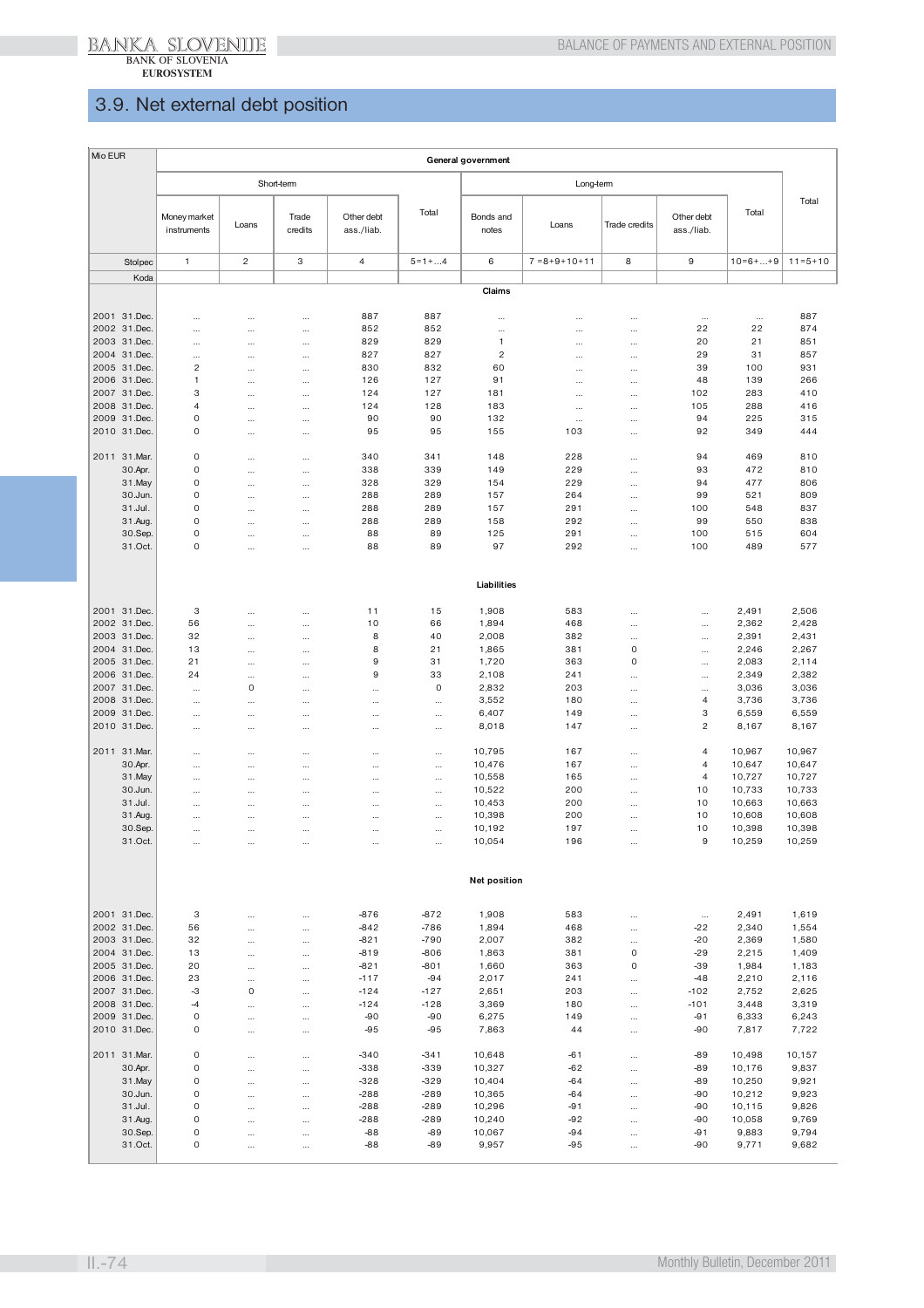## 3.9. Net external debt position

| Mio EUR | General government | | | | | | | | | | |
|---|---|---|---|---|---|---|---|---|---|---|---|
| | Short-term | | | | | Long-term | | | | | Total |
| | Money market instruments | Loans | Trade credits | Other debt ass./liab. | Total | Bonds and notes | Loans | Trade credits | Other debt ass./liab. | Total | |
| Stolpec | 1 | 2 | 3 | 4 | 5=1+...4 | 6 | 7 =8+9+10+11 | 8 | 9 | 10=6+...+9 | 11=5+10 |
| Koda | | | | | | | | | | | |
| **Claims** | | | | | | | | | | | |
| 2001 31.Dec. | ... | ... | ... | 887 | 887 | ... | ... | ... | ... | ... | 887 |
| 2002 31.Dec. | ... | ... | ... | 852 | 852 | ... | ... | ... | 22 | 22 | 874 |
| 2003 31.Dec. | ... | ... | ... | 829 | 829 | 1 | ... | ... | 20 | 21 | 851 |
| 2004 31.Dec. | ... | ... | ... | 827 | 827 | 2 | ... | ... | 29 | 31 | 857 |
| 2005 31.Dec. | 2 | ... | ... | 830 | 832 | 60 | ... | ... | 39 | 100 | 931 |
| 2006 31.Dec. | 1 | ... | ... | 126 | 127 | 91 | ... | ... | 48 | 139 | 266 |
| 2007 31.Dec. | 3 | ... | ... | 124 | 127 | 181 | ... | ... | 102 | 283 | 410 |
| 2008 31.Dec. | 4 | ... | ... | 124 | 128 | 183 | ... | ... | 105 | 288 | 416 |
| 2009 31.Dec. | 0 | ... | ... | 90 | 90 | 132 | ... | ... | 94 | 225 | 315 |
| 2010 31.Dec. | 0 | ... | ... | 95 | 95 | 155 | 103 | ... | 92 | 349 | 444 |
| 2011 31.Mar. | 0 | ... | ... | 340 | 341 | 148 | 228 | ... | 94 | 469 | 810 |
| 30.Apr. | 0 | ... | ... | 338 | 339 | 149 | 229 | ... | 93 | 472 | 810 |
| 31.May | 0 | ... | ... | 328 | 329 | 154 | 229 | ... | 94 | 477 | 806 |
| 30.Jun. | 0 | ... | ... | 288 | 289 | 157 | 264 | ... | 99 | 521 | 809 |
| 31.Jul. | 0 | ... | ... | 288 | 289 | 157 | 291 | ... | 100 | 548 | 837 |
| 31.Aug. | 0 | ... | ... | 288 | 289 | 158 | 292 | ... | 99 | 550 | 838 |
| 30.Sep. | 0 | ... | ... | 88 | 89 | 125 | 291 | ... | 100 | 515 | 604 |
| 31.Oct. | 0 | ... | ... | 88 | 89 | 97 | 292 | ... | 100 | 489 | 577 |
| **Liabilities** | | | | | | | | | | | |
| 2001 31.Dec. | 3 | ... | ... | 11 | 15 | 1,908 | 583 | ... | ... | 2,491 | 2,506 |
| 2002 31.Dec. | 56 | ... | ... | 10 | 66 | 1,894 | 468 | ... | ... | 2,362 | 2,428 |
| 2003 31.Dec. | 32 | ... | ... | 8 | 40 | 2,008 | 382 | ... | ... | 2,391 | 2,431 |
| 2004 31.Dec. | 13 | ... | ... | 8 | 21 | 1,865 | 381 | 0 | ... | 2,246 | 2,267 |
| 2005 31.Dec. | 21 | ... | ... | 9 | 31 | 1,720 | 363 | 0 | ... | 2,083 | 2,114 |
| 2006 31.Dec. | 24 | ... | ... | 9 | 33 | 2,108 | 241 | ... | ... | 2,349 | 2,382 |
| 2007 31.Dec. | ... | 0 | ... | ... | 0 | 2,832 | 203 | ... | ... | 3,036 | 3,036 |
| 2008 31.Dec. | ... | ... | ... | ... | ... | 3,552 | 180 | ... | 4 | 3,736 | 3,736 |
| 2009 31.Dec. | ... | ... | ... | ... | ... | 6,407 | 149 | ... | 3 | 6,559 | 6,559 |
| 2010 31.Dec. | ... | ... | ... | ... | ... | 8,018 | 147 | ... | 2 | 8,167 | 8,167 |
| 2011 31.Mar. | ... | ... | ... | ... | ... | 10,795 | 167 | ... | 4 | 10,967 | 10,967 |
| 30.Apr. | ... | ... | ... | ... | ... | 10,476 | 167 | ... | 4 | 10,647 | 10,647 |
| 31.May | ... | ... | ... | ... | ... | 10,558 | 165 | ... | 4 | 10,727 | 10,727 |
| 30.Jun. | ... | ... | ... | ... | ... | 10,522 | 200 | ... | 10 | 10,733 | 10,733 |
| 31.Jul. | ... | ... | ... | ... | ... | 10,453 | 200 | ... | 10 | 10,663 | 10,663 |
| 31.Aug. | ... | ... | ... | ... | ... | 10,398 | 200 | ... | 10 | 10,608 | 10,608 |
| 30.Sep. | ... | ... | ... | ... | ... | 10,192 | 197 | ... | 10 | 10,398 | 10,398 |
| 31.Oct. | ... | ... | ... | ... | ... | 10,054 | 196 | ... | 9 | 10,259 | 10,259 |
| **Net position** | | | | | | | | | | | |
| 2001 31.Dec. | 3 | ... | ... | -876 | -872 | 1,908 | 583 | ... | ... | 2,491 | 1,619 |
| 2002 31.Dec. | 56 | ... | ... | -842 | -786 | 1,894 | 468 | ... | -22 | 2,340 | 1,554 |
| 2003 31.Dec. | 32 | ... | ... | -821 | -790 | 2,007 | 382 | ... | -20 | 2,369 | 1,580 |
| 2004 31.Dec. | 13 | ... | ... | -819 | -806 | 1,863 | 381 | 0 | -29 | 2,215 | 1,409 |
| 2005 31.Dec. | 20 | ... | ... | -821 | -801 | 1,660 | 363 | 0 | -39 | 1,984 | 1,183 |
| 2006 31.Dec. | 23 | ... | ... | -117 | -94 | 2,017 | 241 | ... | -48 | 2,210 | 2,116 |
| 2007 31.Dec. | -3 | 0 | ... | -124 | -127 | 2,651 | 203 | ... | -102 | 2,752 | 2,625 |
| 2008 31.Dec. | -4 | ... | ... | -124 | -128 | 3,369 | 180 | ... | -101 | 3,448 | 3,319 |
| 2009 31.Dec. | 0 | ... | ... | -90 | -90 | 6,275 | 149 | ... | -91 | 6,333 | 6,243 |
| 2010 31.Dec. | 0 | ... | ... | -95 | -95 | 7,863 | 44 | ... | -90 | 7,817 | 7,722 |
| 2011 31.Mar. | 0 | ... | ... | -340 | -341 | 10,648 | -61 | ... | -89 | 10,498 | 10,157 |
| 30.Apr. | 0 | ... | ... | -338 | -339 | 10,327 | -62 | ... | -89 | 10,176 | 9,837 |
| 31.May | 0 | ... | ... | -328 | -329 | 10,404 | -64 | ... | -89 | 10,250 | 9,921 |
| 30.Jun. | 0 | ... | ... | -288 | -289 | 10,365 | -64 | ... | -90 | 10,212 | 9,923 |
| 31.Jul. | 0 | ... | ... | -288 | -289 | 10,296 | -91 | ... | -90 | 10,115 | 9,826 |
| 31.Aug. | 0 | ... | ... | -288 | -289 | 10,240 | -92 | ... | -90 | 10,058 | 9,769 |
| 30.Sep. | 0 | ... | ... | -88 | -89 | 10,067 | -94 | ... | -91 | 9,883 | 9,794 |
| 31.Oct. | 0 | ... | ... | -88 | -89 | 9,957 | -95 | ... | -90 | 9,771 | 9,682 |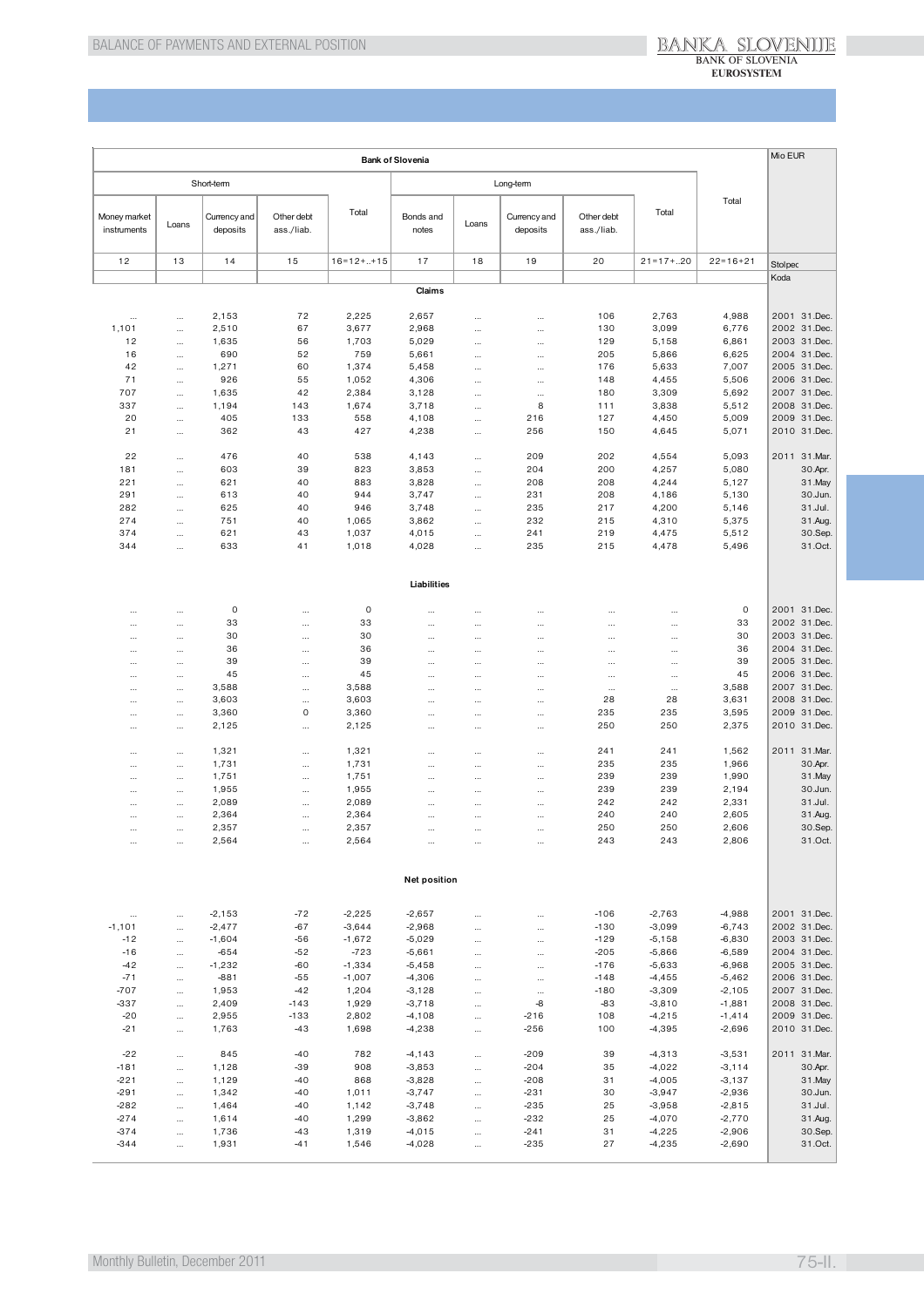| Bank of Slovenia | | | | | | | | | | | Mio EUR |
|---|---|---|---|---|---|---|---|---|---|---|---|
| Short-term | | | | | Long-term | | | | | Total | |
| Money market instruments | Loans | Currency and deposits | Other debt ass./liab. | Total | Bonds and notes | Loans | Currency and deposits | Other debt ass./liab. | Total | | |
| 12 | 13 | 14 | 15 | 16=12+..+15 | 17 | 18 | 19 | 20 | 21=17+..20 | 22=16+21 | Stolpec |
| | | | | | | | | | | | Koda |
| **Claims** | | | | | | | | | | | |
| ... | ... | 2,153 | 72 | 2,225 | 2,657 | ... | ... | 106 | 2,763 | 4,988 | 2001 31.Dec. |
| 1,101 | ... | 2,510 | 67 | 3,677 | 2,968 | ... | ... | 130 | 3,099 | 6,776 | 2002 31.Dec. |
| 12 | ... | 1,635 | 56 | 1,703 | 5,029 | ... | ... | 129 | 5,158 | 6,861 | 2003 31.Dec. |
| 16 | ... | 690 | 52 | 759 | 5,661 | ... | ... | 205 | 5,866 | 6,625 | 2004 31.Dec. |
| 42 | ... | 1,271 | 60 | 1,374 | 5,458 | ... | ... | 176 | 5,633 | 7,007 | 2005 31.Dec. |
| 71 | ... | 926 | 55 | 1,052 | 4,306 | ... | ... | 148 | 4,455 | 5,506 | 2006 31.Dec. |
| 707 | ... | 1,635 | 42 | 2,384 | 3,128 | ... | ... | 180 | 3,309 | 5,692 | 2007 31.Dec. |
| 337 | ... | 1,194 | 143 | 1,674 | 3,718 | ... | 8 | 111 | 3,838 | 5,512 | 2008 31.Dec. |
| 20 | ... | 405 | 133 | 558 | 4,108 | ... | 216 | 127 | 4,450 | 5,009 | 2009 31.Dec. |
| 21 | ... | 362 | 43 | 427 | 4,238 | ... | 256 | 150 | 4,645 | 5,071 | 2010 31.Dec. |
| 22 | ... | 476 | 40 | 538 | 4,143 | ... | 209 | 202 | 4,554 | 5,093 | 2011 31.Mar. |
| 181 | ... | 603 | 39 | 823 | 3,853 | ... | 204 | 200 | 4,257 | 5,080 | 30.Apr. |
| 221 | ... | 621 | 40 | 883 | 3,828 | ... | 208 | 208 | 4,244 | 5,127 | 31.May |
| 291 | ... | 613 | 40 | 944 | 3,747 | ... | 231 | 208 | 4,186 | 5,130 | 30.Jun. |
| 282 | ... | 625 | 40 | 946 | 3,748 | ... | 235 | 217 | 4,200 | 5,146 | 31.Jul. |
| 274 | ... | 751 | 40 | 1,065 | 3,862 | ... | 232 | 215 | 4,310 | 5,375 | 31.Aug. |
| 374 | ... | 621 | 43 | 1,037 | 4,015 | ... | 241 | 219 | 4,475 | 5,512 | 30.Sep. |
| 344 | ... | 633 | 41 | 1,018 | 4,028 | ... | 235 | 215 | 4,478 | 5,496 | 31.Oct. |
| **Liabilities** | | | | | | | | | | | |
| ... | ... | 0 | ... | 0 | ... | ... | ... | ... | ... | 0 | 2001 31.Dec. |
| ... | ... | 33 | ... | 33 | ... | ... | ... | ... | ... | 33 | 2002 31.Dec. |
| ... | ... | 30 | ... | 30 | ... | ... | ... | ... | ... | 30 | 2003 31.Dec. |
| ... | ... | 36 | ... | 36 | ... | ... | ... | ... | ... | 36 | 2004 31.Dec. |
| ... | ... | 39 | ... | 39 | ... | ... | ... | ... | ... | 39 | 2005 31.Dec. |
| ... | ... | 45 | ... | 45 | ... | ... | ... | ... | ... | 45 | 2006 31.Dec. |
| ... | ... | 3,588 | ... | 3,588 | ... | ... | ... | ... | ... | 3,588 | 2007 31.Dec. |
| ... | ... | 3,603 | ... | 3,603 | ... | ... | ... | 28 | 28 | 3,631 | 2008 31.Dec. |
| ... | ... | 3,360 | 0 | 3,360 | ... | ... | ... | 235 | 235 | 3,595 | 2009 31.Dec. |
| ... | ... | 2,125 | ... | 2,125 | ... | ... | ... | 250 | 250 | 2,375 | 2010 31.Dec. |
| ... | ... | 1,321 | ... | 1,321 | ... | ... | ... | 241 | 241 | 1,562 | 2011 31.Mar. |
| ... | ... | 1,731 | ... | 1,731 | ... | ... | ... | 235 | 235 | 1,966 | 30.Apr. |
| ... | ... | 1,751 | ... | 1,751 | ... | ... | ... | 239 | 239 | 1,990 | 31.May |
| ... | ... | 1,955 | ... | 1,955 | ... | ... | ... | 239 | 239 | 2,194 | 30.Jun. |
| ... | ... | 2,089 | ... | 2,089 | ... | ... | ... | 242 | 242 | 2,331 | 31.Jul. |
| ... | ... | 2,364 | ... | 2,364 | ... | ... | ... | 240 | 240 | 2,605 | 31.Aug. |
| ... | ... | 2,357 | ... | 2,357 | ... | ... | ... | 250 | 250 | 2,606 | 30.Sep. |
| ... | ... | 2,564 | ... | 2,564 | ... | ... | ... | 243 | 243 | 2,806 | 31.Oct. |
| **Net position** | | | | | | | | | | | |
| ... | ... | -2,153 | -72 | -2,225 | -2,657 | ... | ... | -106 | -2,763 | -4,988 | 2001 31.Dec. |
| -1,101 | ... | -2,477 | -67 | -3,644 | -2,968 | ... | ... | -130 | -3,099 | -6,743 | 2002 31.Dec. |
| -12 | ... | -1,604 | -56 | -1,672 | -5,029 | ... | ... | -129 | -5,158 | -6,830 | 2003 31.Dec. |
| -16 | ... | -654 | -52 | -723 | -5,661 | ... | ... | -205 | -5,866 | -6,589 | 2004 31.Dec. |
| -42 | ... | -1,232 | -60 | -1,334 | -5,458 | ... | ... | -176 | -5,633 | -6,968 | 2005 31.Dec. |
| -71 | ... | -881 | -55 | -1,007 | -4,306 | ... | ... | -148 | -4,455 | -5,462 | 2006 31.Dec. |
| -707 | ... | 1,953 | -42 | 1,204 | -3,128 | ... | ... | -180 | -3,309 | -2,105 | 2007 31.Dec. |
| -337 | ... | 2,409 | -143 | 1,929 | -3,718 | ... | -8 | -83 | -3,810 | -1,881 | 2008 31.Dec. |
| -20 | ... | 2,955 | -133 | 2,802 | -4,108 | ... | -216 | 108 | -4,215 | -1,414 | 2009 31.Dec. |
| -21 | ... | 1,763 | -43 | 1,698 | -4,238 | ... | -256 | 100 | -4,395 | -2,696 | 2010 31.Dec. |
| -22 | ... | 845 | -40 | 782 | -4,143 | ... | -209 | 39 | -4,313 | -3,531 | 2011 31.Mar. |
| -181 | ... | 1,128 | -39 | 908 | -3,853 | ... | -204 | 35 | -4,022 | -3,114 | 30.Apr. |
| -221 | ... | 1,129 | -40 | 868 | -3,828 | ... | -208 | 31 | -4,005 | -3,137 | 31.May |
| -291 | ... | 1,342 | -40 | 1,011 | -3,747 | ... | -231 | 30 | -3,947 | -2,936 | 30.Jun. |
| -282 | ... | 1,464 | -40 | 1,142 | -3,748 | ... | -235 | 25 | -3,958 | -2,815 | 31.Jul. |
| -274 | ... | 1,614 | -40 | 1,299 | -3,862 | ... | -232 | 25 | -4,070 | -2,770 | 31.Aug. |
| -374 | ... | 1,736 | -43 | 1,319 | -4,015 | ... | -241 | 31 | -4,225 | -2,906 | 30.Sep. |
| -344 | ... | 1,931 | -41 | 1,546 | -4,028 | ... | -235 | 27 | -4,235 | -2,690 | 31.Oct. |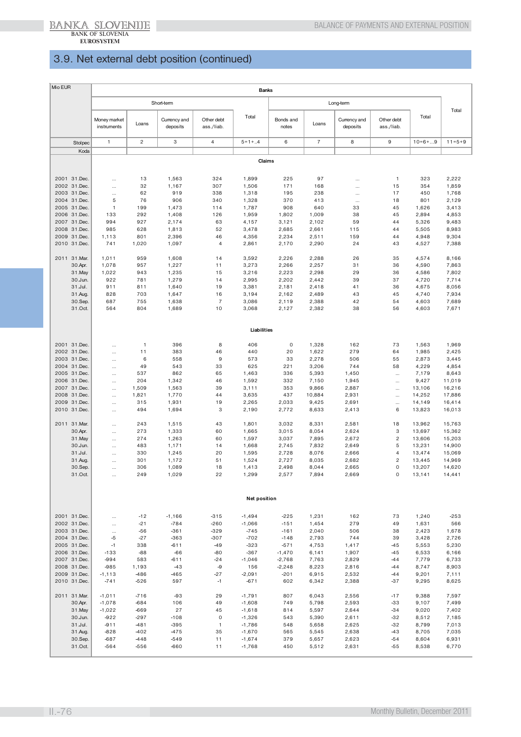## 3.9. Net external debt position (continued)

| Mio EUR | Banks | | | | | | | | | | |
|---|---|---|---|---|---|---|---|---|---|---|---|
| | Short-term | | | | | Long-term | | | | | Total |
| | Money market instruments | Loans | Currency and deposits | Other debt ass./liab. | Total | Bonds and notes | Loans | Currency and deposits | Other debt ass./liab. | Total | |
| Stolpec | 1 | 2 | 3 | 4 | 5=1+..4 | 6 | 7 | 8 | 9 | 10=6+...9 | 11=5+9 |
| Koda | | | | | | | | | | | |
| **Claims** | | | | | | | | | | | |
| 2001 31.Dec. | ... | 13 | 1,563 | 324 | 1,899 | 225 | 97 | ... | 1 | 323 | 2,222 |
| 2002 31.Dec. | ... | 32 | 1,167 | 307 | 1,506 | 171 | 168 | ... | 15 | 354 | 1,859 |
| 2003 31.Dec. | ... | 62 | 919 | 338 | 1,318 | 195 | 238 | ... | 17 | 450 | 1,768 |
| 2004 31.Dec. | 5 | 76 | 906 | 340 | 1,328 | 370 | 413 | ... | 18 | 801 | 2,129 |
| 2005 31.Dec. | 1 | 199 | 1,473 | 114 | 1,787 | 908 | 640 | 33 | 45 | 1,626 | 3,413 |
| 2006 31.Dec. | 133 | 292 | 1,408 | 126 | 1,959 | 1,802 | 1,009 | 38 | 45 | 2,894 | 4,853 |
| 2007 31.Dec. | 994 | 927 | 2,174 | 63 | 4,157 | 3,121 | 2,102 | 59 | 44 | 5,326 | 9,483 |
| 2008 31.Dec. | 985 | 628 | 1,813 | 52 | 3,478 | 2,685 | 2,661 | 115 | 44 | 5,505 | 8,983 |
| 2009 31.Dec. | 1,113 | 801 | 2,396 | 46 | 4,356 | 2,234 | 2,511 | 159 | 44 | 4,948 | 9,304 |
| 2010 31.Dec. | 741 | 1,020 | 1,097 | 4 | 2,861 | 2,170 | 2,290 | 24 | 43 | 4,527 | 7,388 |
| 2011 31.Mar. | 1,011 | 959 | 1,608 | 14 | 3,592 | 2,226 | 2,288 | 26 | 35 | 4,574 | 8,166 |
| 30.Apr. | 1,078 | 957 | 1,227 | 11 | 3,273 | 2,266 | 2,257 | 31 | 36 | 4,590 | 7,863 |
| 31.May | 1,022 | 943 | 1,235 | 15 | 3,216 | 2,223 | 2,298 | 29 | 36 | 4,586 | 7,802 |
| 30.Jun. | 922 | 781 | 1,279 | 14 | 2,995 | 2,202 | 2,442 | 39 | 37 | 4,720 | 7,714 |
| 31.Jul. | 911 | 811 | 1,640 | 19 | 3,381 | 2,181 | 2,418 | 41 | 36 | 4,675 | 8,056 |
| 31.Aug. | 828 | 703 | 1,647 | 16 | 3,194 | 2,162 | 2,489 | 43 | 45 | 4,740 | 7,934 |
| 30.Sep. | 687 | 755 | 1,638 | 7 | 3,086 | 2,119 | 2,388 | 42 | 54 | 4,603 | 7,689 |
| 31.Oct. | 564 | 804 | 1,689 | 10 | 3,068 | 2,127 | 2,382 | 38 | 56 | 4,603 | 7,671 |
| **Liabilities** | | | | | | | | | | | |
| 2001 31.Dec. | ... | 1 | 396 | 8 | 406 | 0 | 1,328 | 162 | 73 | 1,563 | 1,969 |
| 2002 31.Dec. | ... | 11 | 383 | 46 | 440 | 20 | 1,622 | 279 | 64 | 1,985 | 2,425 |
| 2003 31.Dec. | ... | 6 | 558 | 9 | 573 | 33 | 2,278 | 506 | 55 | 2,873 | 3,445 |
| 2004 31.Dec. | ... | 49 | 543 | 33 | 625 | 221 | 3,206 | 744 | 58 | 4,229 | 4,854 |
| 2005 31.Dec. | ... | 537 | 862 | 65 | 1,463 | 336 | 5,393 | 1,450 | ... | 7,179 | 8,643 |
| 2006 31.Dec. | ... | 204 | 1,342 | 46 | 1,592 | 332 | 7,150 | 1,945 | ... | 9,427 | 11,019 |
| 2007 31.Dec. | ... | 1,509 | 1,563 | 39 | 3,111 | 353 | 9,866 | 2,887 | ... | 13,106 | 16,216 |
| 2008 31.Dec. | ... | 1,821 | 1,770 | 44 | 3,635 | 437 | 10,884 | 2,931 | ... | 14,252 | 17,886 |
| 2009 31.Dec. | ... | 315 | 1,931 | 19 | 2,265 | 2,033 | 9,425 | 2,691 | ... | 14,149 | 16,414 |
| 2010 31.Dec. | ... | 494 | 1,694 | 3 | 2,190 | 2,772 | 8,633 | 2,413 | 6 | 13,823 | 16,013 |
| 2011 31.Mar. | ... | 243 | 1,515 | 43 | 1,801 | 3,032 | 8,331 | 2,581 | 18 | 13,962 | 15,763 |
| 30.Apr. | ... | 273 | 1,333 | 60 | 1,665 | 3,015 | 8,054 | 2,624 | 3 | 13,697 | 15,362 |
| 31.May | ... | 274 | 1,263 | 60 | 1,597 | 3,037 | 7,895 | 2,672 | 2 | 13,606 | 15,203 |
| 30.Jun. | ... | 483 | 1,171 | 14 | 1,668 | 2,745 | 7,832 | 2,649 | 5 | 13,231 | 14,900 |
| 31.Jul. | ... | 330 | 1,245 | 20 | 1,595 | 2,728 | 8,076 | 2,666 | 4 | 13,474 | 15,069 |
| 31.Aug. | ... | 301 | 1,172 | 51 | 1,524 | 2,727 | 8,035 | 2,682 | 2 | 13,445 | 14,969 |
| 30.Sep. | ... | 306 | 1,089 | 18 | 1,413 | 2,498 | 8,044 | 2,665 | 0 | 13,207 | 14,620 |
| 31.Oct. | ... | 249 | 1,029 | 22 | 1,299 | 2,577 | 7,894 | 2,669 | 0 | 13,141 | 14,441 |
| **Net position** | | | | | | | | | | | |
| 2001 31.Dec. | ... | -12 | -1,166 | -315 | -1,494 | -225 | 1,231 | 162 | 73 | 1,240 | -253 |
| 2002 31.Dec. | ... | -21 | -784 | -260 | -1,066 | -151 | 1,454 | 279 | 49 | 1,631 | 566 |
| 2003 31.Dec. | ... | -56 | -361 | -329 | -745 | -161 | 2,040 | 506 | 38 | 2,423 | 1,678 |
| 2004 31.Dec. | -5 | -27 | -363 | -307 | -702 | -148 | 2,793 | 744 | 39 | 3,428 | 2,726 |
| 2005 31.Dec. | -1 | 338 | -611 | -49 | -323 | -571 | 4,753 | 1,417 | -45 | 5,553 | 5,230 |
| 2006 31.Dec. | -133 | -88 | -66 | -80 | -367 | -1,470 | 6,141 | 1,907 | -45 | 6,533 | 6,166 |
| 2007 31.Dec. | -994 | 583 | -611 | -24 | -1,046 | -2,768 | 7,763 | 2,829 | -44 | 7,779 | 6,733 |
| 2008 31.Dec. | -985 | 1,193 | -43 | -9 | 156 | -2,248 | 8,223 | 2,816 | -44 | 8,747 | 8,903 |
| 2009 31.Dec. | -1,113 | -486 | -465 | -27 | -2,091 | -201 | 6,915 | 2,532 | -44 | 9,201 | 7,111 |
| 2010 31.Dec. | -741 | -526 | 597 | -1 | -671 | 602 | 6,342 | 2,388 | -37 | 9,295 | 8,625 |
| 2011 31.Mar. | -1,011 | -716 | -93 | 29 | -1,791 | 807 | 6,043 | 2,556 | -17 | 9,388 | 7,597 |
| 30.Apr. | -1,078 | -684 | 106 | 49 | -1,608 | 749 | 5,798 | 2,593 | -33 | 9,107 | 7,499 |
| 31.May | -1,022 | -669 | 27 | 45 | -1,618 | 814 | 5,597 | 2,644 | -34 | 9,020 | 7,402 |
| 30.Jun. | -922 | -297 | -108 | 0 | -1,326 | 543 | 5,390 | 2,611 | -32 | 8,512 | 7,185 |
| 31.Jul. | -911 | -481 | -395 | 1 | -1,786 | 548 | 5,658 | 2,625 | -32 | 8,799 | 7,013 |
| 31.Aug. | -828 | -402 | -475 | 35 | -1,670 | 565 | 5,545 | 2,638 | -43 | 8,705 | 7,035 |
| 30.Sep. | -687 | -448 | -549 | 11 | -1,674 | 379 | 5,657 | 2,623 | -54 | 8,604 | 6,931 |
| 31.Oct. | -564 | -556 | -660 | 11 | -1,768 | 450 | 5,512 | 2,631 | -55 | 8,538 | 6,770 |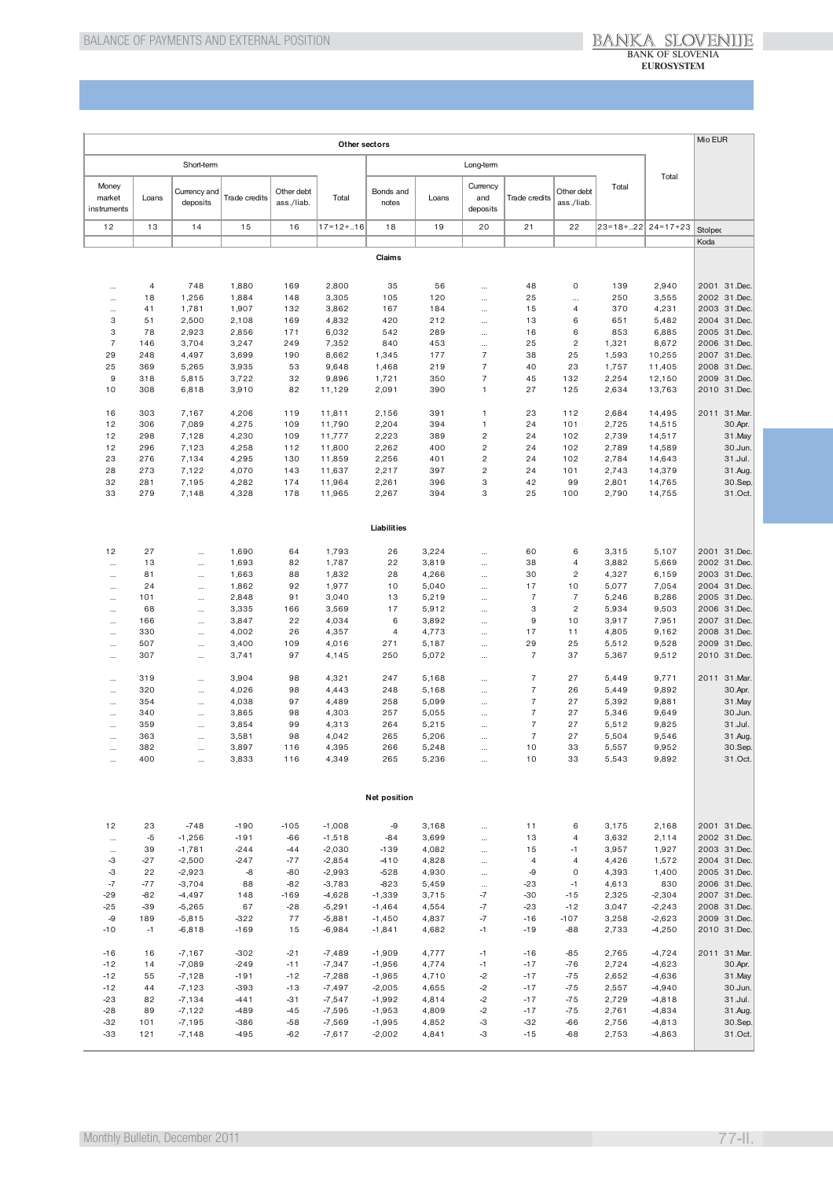| Other sectors | | | | | | | | | | | | | Mio EUR | |
|---|---|---|---|---|---|---|---|---|---|---|---|---|---|---|
| Short-term | | | | | | Long-term | | | | | | Total | | |
| Money market instruments | Loans | Currency and deposits | Trade credits | Other debt ass./liab. | Total | Bonds and notes | Loans | Currency and deposits | Trade credits | Other debt ass./liab. | Total | | | |
| 12 | 13 | 14 | 15 | 16 | 17=12+..16 | 18 | 19 | 20 | 21 | 22 | 23=18+..22 | 24=17+23 | Stolpec | |
| | | | | | | | | | | | | | Koda | |
| **Claims** | | | | | | | | | | | | | | |
| ... | 4 | 748 | 1,880 | 169 | 2,800 | 35 | 56 | ... | 48 | 0 | 139 | 2,940 | 2001 | 31.Dec. |
| ... | 18 | 1,256 | 1,884 | 148 | 3,305 | 105 | 120 | ... | 25 | ... | 250 | 3,555 | 2002 | 31.Dec. |
| ... | 41 | 1,781 | 1,907 | 132 | 3,862 | 167 | 184 | ... | 15 | 4 | 370 | 4,231 | 2003 | 31.Dec. |
| 3 | 51 | 2,500 | 2,108 | 169 | 4,832 | 420 | 212 | ... | 13 | 6 | 651 | 5,482 | 2004 | 31.Dec. |
| 3 | 78 | 2,923 | 2,856 | 171 | 6,032 | 542 | 289 | ... | 16 | 6 | 853 | 6,885 | 2005 | 31.Dec. |
| 7 | 146 | 3,704 | 3,247 | 249 | 7,352 | 840 | 453 | ... | 25 | 2 | 1,321 | 8,672 | 2006 | 31.Dec. |
| 29 | 248 | 4,497 | 3,699 | 190 | 8,662 | 1,345 | 177 | 7 | 38 | 25 | 1,593 | 10,255 | 2007 | 31.Dec. |
| 25 | 369 | 5,265 | 3,935 | 53 | 9,648 | 1,468 | 219 | 7 | 40 | 23 | 1,757 | 11,405 | 2008 | 31.Dec. |
| 9 | 318 | 5,815 | 3,722 | 32 | 9,896 | 1,721 | 350 | 7 | 45 | 132 | 2,254 | 12,150 | 2009 | 31.Dec. |
| 10 | 308 | 6,818 | 3,910 | 82 | 11,129 | 2,091 | 390 | 1 | 27 | 125 | 2,634 | 13,763 | 2010 | 31.Dec. |
| 16 | 303 | 7,167 | 4,206 | 119 | 11,811 | 2,156 | 391 | 1 | 23 | 112 | 2,684 | 14,495 | 2011 | 31.Mar. |
| 12 | 306 | 7,089 | 4,275 | 109 | 11,790 | 2,204 | 394 | 1 | 24 | 101 | 2,725 | 14,515 | | 30.Apr. |
| 12 | 298 | 7,128 | 4,230 | 109 | 11,777 | 2,223 | 389 | 2 | 24 | 102 | 2,739 | 14,517 | | 31.May |
| 12 | 296 | 7,123 | 4,258 | 112 | 11,800 | 2,262 | 400 | 2 | 24 | 102 | 2,789 | 14,589 | | 30.Jun. |
| 23 | 276 | 7,134 | 4,295 | 130 | 11,859 | 2,256 | 401 | 2 | 24 | 102 | 2,784 | 14,643 | | 31.Jul. |
| 28 | 273 | 7,122 | 4,070 | 143 | 11,637 | 2,217 | 397 | 2 | 24 | 101 | 2,743 | 14,379 | | 31.Aug. |
| 32 | 281 | 7,195 | 4,282 | 174 | 11,964 | 2,261 | 396 | 3 | 42 | 99 | 2,801 | 14,765 | | 30.Sep. |
| 33 | 279 | 7,148 | 4,328 | 178 | 11,965 | 2,267 | 394 | 3 | 25 | 100 | 2,790 | 14,755 | | 31.Oct. |
| **Liabilities** | | | | | | | | | | | | | | |
| 12 | 27 | ... | 1,690 | 64 | 1,793 | 26 | 3,224 | ... | 60 | 6 | 3,315 | 5,107 | 2001 | 31.Dec. |
| ... | 13 | ... | 1,693 | 82 | 1,787 | 22 | 3,819 | ... | 38 | 4 | 3,882 | 5,669 | 2002 | 31.Dec. |
| ... | 81 | ... | 1,663 | 88 | 1,832 | 28 | 4,266 | ... | 30 | 2 | 4,327 | 6,159 | 2003 | 31.Dec. |
| ... | 24 | ... | 1,862 | 92 | 1,977 | 10 | 5,040 | ... | 17 | 10 | 5,077 | 7,054 | 2004 | 31.Dec. |
| ... | 101 | ... | 2,848 | 91 | 3,040 | 13 | 5,219 | ... | 7 | 7 | 5,246 | 8,286 | 2005 | 31.Dec. |
| ... | 68 | ... | 3,335 | 166 | 3,569 | 17 | 5,912 | ... | 3 | 2 | 5,934 | 9,503 | 2006 | 31.Dec. |
| ... | 166 | ... | 3,847 | 22 | 4,034 | 6 | 3,892 | ... | 9 | 10 | 3,917 | 7,951 | 2007 | 31.Dec. |
| ... | 330 | ... | 4,002 | 26 | 4,357 | 4 | 4,773 | ... | 17 | 11 | 4,805 | 9,162 | 2008 | 31.Dec. |
| ... | 507 | ... | 3,400 | 109 | 4,016 | 271 | 5,187 | ... | 29 | 25 | 5,512 | 9,528 | 2009 | 31.Dec. |
| ... | 307 | ... | 3,741 | 97 | 4,145 | 250 | 5,072 | ... | 7 | 37 | 5,367 | 9,512 | 2010 | 31.Dec. |
| ... | 319 | ... | 3,904 | 98 | 4,321 | 247 | 5,168 | ... | 7 | 27 | 5,449 | 9,771 | 2011 | 31.Mar. |
| ... | 320 | ... | 4,026 | 98 | 4,443 | 248 | 5,168 | ... | 7 | 26 | 5,449 | 9,892 | | 30.Apr. |
| ... | 354 | ... | 4,038 | 97 | 4,489 | 258 | 5,099 | ... | 7 | 27 | 5,392 | 9,881 | | 31.May |
| ... | 340 | ... | 3,865 | 98 | 4,303 | 257 | 5,055 | ... | 7 | 27 | 5,346 | 9,649 | | 30.Jun. |
| ... | 359 | ... | 3,854 | 99 | 4,313 | 264 | 5,215 | ... | 7 | 27 | 5,512 | 9,825 | | 31.Jul. |
| ... | 363 | ... | 3,581 | 98 | 4,042 | 265 | 5,206 | ... | 7 | 27 | 5,504 | 9,546 | | 31.Aug. |
| ... | 382 | ... | 3,897 | 116 | 4,395 | 266 | 5,248 | ... | 10 | 33 | 5,557 | 9,952 | | 30.Sep. |
| ... | 400 | ... | 3,833 | 116 | 4,349 | 265 | 5,236 | ... | 10 | 33 | 5,543 | 9,892 | | 31.Oct. |
| **Net position** | | | | | | | | | | | | | | |
| 12 | 23 | -748 | -190 | -105 | -1,008 | -9 | 3,168 | ... | 11 | 6 | 3,175 | 2,168 | 2001 | 31.Dec. |
| ... | -5 | -1,256 | -191 | -66 | -1,518 | -84 | 3,699 | ... | 13 | 4 | 3,632 | 2,114 | 2002 | 31.Dec. |
| ... | 39 | -1,781 | -244 | -44 | -2,030 | -139 | 4,082 | ... | 15 | -1 | 3,957 | 1,927 | 2003 | 31.Dec. |
| -3 | -27 | -2,500 | -247 | -77 | -2,854 | -410 | 4,828 | ... | 4 | 4 | 4,426 | 1,572 | 2004 | 31.Dec. |
| -3 | 22 | -2,923 | -8 | -80 | -2,993 | -528 | 4,930 | ... | -9 | 0 | 4,393 | 1,400 | 2005 | 31.Dec. |
| -7 | -77 | -3,704 | 88 | -82 | -3,783 | -823 | 5,459 | ... | -23 | -1 | 4,613 | 830 | 2006 | 31.Dec. |
| -29 | -82 | -4,497 | 148 | -169 | -4,628 | -1,339 | 3,715 | -7 | -30 | -15 | 2,325 | -2,304 | 2007 | 31.Dec. |
| -25 | -39 | -5,265 | 67 | -28 | -5,291 | -1,464 | 4,554 | -7 | -23 | -12 | 3,047 | -2,243 | 2008 | 31.Dec. |
| -9 | 189 | -5,815 | -322 | 77 | -5,881 | -1,450 | 4,837 | -7 | -16 | -107 | 3,258 | -2,623 | 2009 | 31.Dec. |
| -10 | -1 | -6,818 | -169 | 15 | -6,984 | -1,841 | 4,682 | -1 | -19 | -88 | 2,733 | -4,250 | 2010 | 31.Dec. |
| -16 | 16 | -7,167 | -302 | -21 | -7,489 | -1,909 | 4,777 | -1 | -16 | -85 | 2,765 | -4,724 | 2011 | 31.Mar. |
| -12 | 14 | -7,089 | -249 | -11 | -7,347 | -1,956 | 4,774 | -1 | -17 | -76 | 2,724 | -4,623 | | 30.Apr. |
| -12 | 55 | -7,128 | -191 | -12 | -7,288 | -1,965 | 4,710 | -2 | -17 | -75 | 2,652 | -4,636 | | 31.May |
| -12 | 44 | -7,123 | -393 | -13 | -7,497 | -2,005 | 4,655 | -2 | -17 | -75 | 2,557 | -4,940 | | 30.Jun. |
| -23 | 82 | -7,134 | -441 | -31 | -7,547 | -1,992 | 4,814 | -2 | -17 | -75 | 2,729 | -4,818 | | 31.Jul. |
| -28 | 89 | -7,122 | -489 | -45 | -7,595 | -1,953 | 4,809 | -2 | -17 | -75 | 2,761 | -4,834 | | 31.Aug. |
| -32 | 101 | -7,195 | -386 | -58 | -7,569 | -1,995 | 4,852 | -3 | -32 | -66 | 2,756 | -4,813 | | 30.Sep. |
| -33 | 121 | -7,148 | -495 | -62 | -7,617 | -2,002 | 4,841 | -3 | -15 | -68 | 2,753 | -4,863 | | 31.Oct. |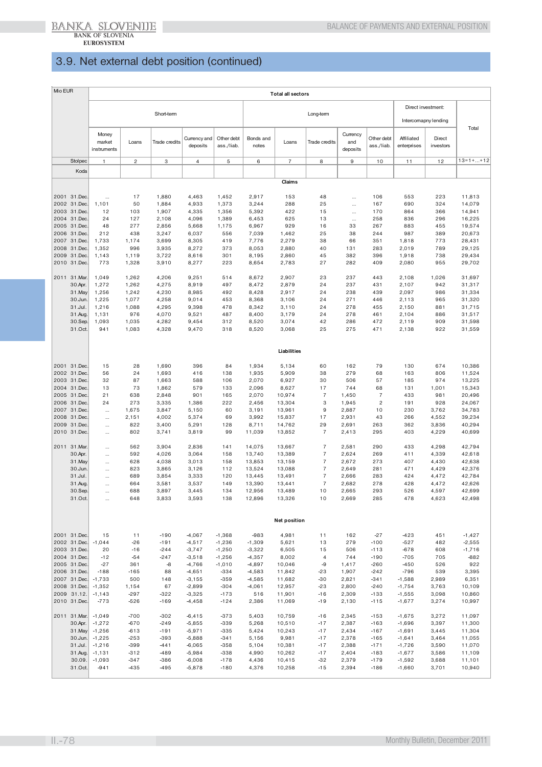## 3.9. Net external debt position (continued)

| Mio EUR | | Total all sectors | | | | | | | | | | | | |
|---|---|---|---|---|---|---|---|---|---|---|---|---|---|---|
| | | Short-term | | | | | Long-term | | | | | Direct investment: Intercomapny lending | | Total |
| | | Money market instruments | Loans | Trade credits | Currency and deposits | Other debt ass./liab. | Bonds and notes | Loans | Trade credits | Currency and deposits | Other debt ass./liab. | Affiliated enterprises | Direct investors | |
| | Stolpec | 1 | 2 | 3 | 4 | 5 | 6 | 7 | 8 | 9 | 10 | 11 | 12 | 13=1+...+12 |
| | Koda | | | | | | | | | | | | | |
| | | | | | | | | **Claims** | | | | | | |
| 2001 | 31.Dec. | ... | 17 | 1,880 | 4,463 | 1,452 | 2,917 | 153 | 48 | ... | 106 | 553 | 223 | 11,813 |
| 2002 | 31.Dec. | 1,101 | 50 | 1,884 | 4,933 | 1,373 | 3,244 | 288 | 25 | ... | 167 | 690 | 324 | 14,079 |
| 2003 | 31.Dec. | 12 | 103 | 1,907 | 4,335 | 1,356 | 5,392 | 422 | 15 | ... | 170 | 864 | 366 | 14,941 |
| 2004 | 31.Dec. | 24 | 127 | 2,108 | 4,096 | 1,389 | 6,453 | 625 | 13 | ... | 258 | 836 | 296 | 16,225 |
| 2005 | 31.Dec. | 48 | 277 | 2,856 | 5,668 | 1,175 | 6,967 | 929 | 16 | 33 | 267 | 883 | 455 | 19,574 |
| 2006 | 31.Dec. | 212 | 438 | 3,247 | 6,037 | 556 | 7,039 | 1,462 | 25 | 38 | 244 | 987 | 389 | 20,673 |
| 2007 | 31.Dec. | 1,733 | 1,174 | 3,699 | 8,305 | 419 | 7,776 | 2,279 | 38 | 66 | 351 | 1,818 | 773 | 28,431 |
| 2008 | 31.Dec. | 1,352 | 996 | 3,935 | 8,272 | 373 | 8,053 | 2,880 | 40 | 131 | 283 | 2,019 | 789 | 29,125 |
| 2009 | 31.Dec. | 1,143 | 1,119 | 3,722 | 8,616 | 301 | 8,195 | 2,860 | 45 | 382 | 396 | 1,918 | 738 | 29,434 |
| 2010 | 31.Dec. | 773 | 1,328 | 3,910 | 8,277 | 223 | 8,654 | 2,783 | 27 | 282 | 409 | 2,080 | 955 | 29,702 |
| 2011 | 31.Mar. | 1,049 | 1,262 | 4,206 | 9,251 | 514 | 8,672 | 2,907 | 23 | 237 | 443 | 2,108 | 1,026 | 31,697 |
| | 30.Apr. | 1,272 | 1,262 | 4,275 | 8,919 | 497 | 8,472 | 2,879 | 24 | 237 | 431 | 2,107 | 942 | 31,317 |
| | 31.May | 1,256 | 1,242 | 4,230 | 8,985 | 492 | 8,428 | 2,917 | 24 | 238 | 439 | 2,097 | 986 | 31,334 |
| | 30.Jun. | 1,225 | 1,077 | 4,258 | 9,014 | 453 | 8,368 | 3,106 | 24 | 271 | 446 | 2,113 | 965 | 31,320 |
| | 31.Jul. | 1,216 | 1,088 | 4,295 | 9,398 | 478 | 8,342 | 3,110 | 24 | 278 | 455 | 2,150 | 881 | 31,715 |
| | 31.Aug. | 1,131 | 976 | 4,070 | 9,521 | 487 | 8,400 | 3,179 | 24 | 278 | 461 | 2,104 | 886 | 31,517 |
| | 30.Sep. | 1,093 | 1,035 | 4,282 | 9,454 | 312 | 8,520 | 3,074 | 42 | 286 | 472 | 2,119 | 909 | 31,598 |
| | 31.Oct. | 941 | 1,083 | 4,328 | 9,470 | 318 | 8,520 | 3,068 | 25 | 275 | 471 | 2,138 | 922 | 31,559 |
| | | | | | | | | **Liabilities** | | | | | | |
| 2001 | 31.Dec. | 15 | 28 | 1,690 | 396 | 84 | 1,934 | 5,134 | 60 | 162 | 79 | 130 | 674 | 10,386 |
| 2002 | 31.Dec. | 56 | 24 | 1,693 | 416 | 138 | 1,935 | 5,909 | 38 | 279 | 68 | 163 | 806 | 11,524 |
| 2003 | 31.Dec. | 32 | 87 | 1,663 | 588 | 106 | 2,070 | 6,927 | 30 | 506 | 57 | 185 | 974 | 13,225 |
| 2004 | 31.Dec. | 13 | 73 | 1,862 | 579 | 133 | 2,096 | 8,627 | 17 | 744 | 68 | 131 | 1,001 | 15,343 |
| 2005 | 31.Dec. | 21 | 638 | 2,848 | 901 | 165 | 2,070 | 10,974 | 7 | 1,450 | 7 | 433 | 981 | 20,496 |
| 2006 | 31.Dec. | 24 | 273 | 3,335 | 1,386 | 222 | 2,456 | 13,304 | 3 | 1,945 | 2 | 191 | 928 | 24,067 |
| 2007 | 31.Dec. | ... | 1,675 | 3,847 | 5,150 | 60 | 3,191 | 13,961 | 9 | 2,887 | 10 | 230 | 3,762 | 34,783 |
| 2008 | 31.Dec. | ... | 2,151 | 4,002 | 5,374 | 69 | 3,992 | 15,837 | 17 | 2,931 | 43 | 266 | 4,552 | 39,234 |
| 2009 | 31.Dec. | ... | 822 | 3,400 | 5,291 | 128 | 8,711 | 14,762 | 29 | 2,691 | 263 | 362 | 3,836 | 40,294 |
| 2010 | 31.Dec. | ... | 802 | 3,741 | 3,819 | 99 | 11,039 | 13,852 | 7 | 2,413 | 295 | 403 | 4,229 | 40,699 |
| 2011 | 31.Mar. | ... | 562 | 3,904 | 2,836 | 141 | 14,075 | 13,667 | 7 | 2,581 | 290 | 433 | 4,298 | 42,794 |
| | 30.Apr. | ... | 592 | 4,026 | 3,064 | 158 | 13,740 | 13,389 | 7 | 2,624 | 269 | 411 | 4,339 | 42,618 |
| | 31.May | ... | 628 | 4,038 | 3,013 | 158 | 13,853 | 13,159 | 7 | 2,672 | 273 | 407 | 4,430 | 42,638 |
| | 30.Jun. | ... | 823 | 3,865 | 3,126 | 112 | 13,524 | 13,088 | 7 | 2,649 | 281 | 471 | 4,429 | 42,376 |
| | 31.Jul. | ... | 689 | 3,854 | 3,333 | 120 | 13,445 | 13,491 | 7 | 2,666 | 283 | 424 | 4,472 | 42,784 |
| | 31.Aug. | ... | 664 | 3,581 | 3,537 | 149 | 13,390 | 13,441 | 7 | 2,682 | 278 | 428 | 4,472 | 42,626 |
| | 30.Sep. | ... | 688 | 3,897 | 3,445 | 134 | 12,956 | 13,489 | 10 | 2,665 | 293 | 526 | 4,597 | 42,699 |
| | 31.Oct. | ... | 648 | 3,833 | 3,593 | 138 | 12,896 | 13,326 | 10 | 2,669 | 285 | 478 | 4,623 | 42,498 |
| | | | | | | | | **Net position** | | | | | | |
| 2001 | 31.Dec. | 15 | 11 | -190 | -4,067 | -1,368 | -983 | 4,981 | 11 | 162 | -27 | -423 | 451 | -1,427 |
| 2002 | 31.Dec. | -1,044 | -26 | -191 | -4,517 | -1,236 | -1,309 | 5,621 | 13 | 279 | -100 | -527 | 482 | -2,555 |
| 2003 | 31.Dec. | 20 | -16 | -244 | -3,747 | -1,250 | -3,322 | 6,505 | 15 | 506 | -113 | -678 | 608 | -1,716 |
| 2004 | 31.Dec. | -12 | -54 | -247 | -3,518 | -1,256 | -4,357 | 8,002 | 4 | 744 | -190 | -705 | 705 | -882 |
| 2005 | 31.Dec. | -27 | 361 | -8 | -4,766 | -1,010 | -4,897 | 10,046 | -9 | 1,417 | -260 | -450 | 526 | 922 |
| 2006 | 31.Dec. | -188 | -165 | 88 | -4,651 | -334 | -4,583 | 11,842 | -23 | 1,907 | -242 | -796 | 539 | 3,395 |
| 2007 | 31.Dec. | -1,733 | 500 | 148 | -3,155 | -359 | -4,585 | 11,682 | -30 | 2,821 | -341 | -1,588 | 2,989 | 6,351 |
| 2008 | 31.Dec. | -1,352 | 1,154 | 67 | -2,899 | -304 | -4,061 | 12,957 | -23 | 2,800 | -240 | -1,754 | 3,763 | 10,109 |
| 2009 | 31.12. | -1,143 | -297 | -322 | -3,325 | -173 | 516 | 11,901 | -16 | 2,309 | -133 | -1,555 | 3,098 | 10,860 |
| 2010 | 31.Dec. | -773 | -526 | -169 | -4,458 | -124 | 2,386 | 11,069 | -19 | 2,130 | -115 | -1,677 | 3,274 | 10,997 |
| 2011 | 31.Mar. | -1,049 | -700 | -302 | -6,415 | -373 | 5,403 | 10,759 | -16 | 2,345 | -153 | -1,675 | 3,272 | 11,097 |
| | 30.Apr. | -1,272 | -670 | -249 | -5,855 | -339 | 5,268 | 10,510 | -17 | 2,387 | -163 | -1,696 | 3,397 | 11,300 |
| | 31.May | -1,256 | -613 | -191 | -5,971 | -335 | 5,424 | 10,243 | -17 | 2,434 | -167 | -1,691 | 3,445 | 11,304 |
| | 30.Jun. | -1,225 | -253 | -393 | -5,888 | -341 | 5,156 | 9,981 | -17 | 2,378 | -165 | -1,641 | 3,464 | 11,055 |
| | 31.Jul. | -1,216 | -399 | -441 | -6,065 | -358 | 5,104 | 10,381 | -17 | 2,388 | -171 | -1,726 | 3,590 | 11,070 |
| | 31.Aug. | -1,131 | -312 | -489 | -5,984 | -338 | 4,990 | 10,262 | -17 | 2,404 | -183 | -1,677 | 3,586 | 11,109 |
| | 30.09. | -1,093 | -347 | -386 | -6,008 | -178 | 4,436 | 10,415 | -32 | 2,379 | -179 | -1,592 | 3,688 | 11,101 |
| | 31.Oct. | -941 | -435 | -495 | -5,878 | -180 | 4,376 | 10,258 | -15 | 2,394 | -186 | -1,660 | 3,701 | 10,940 |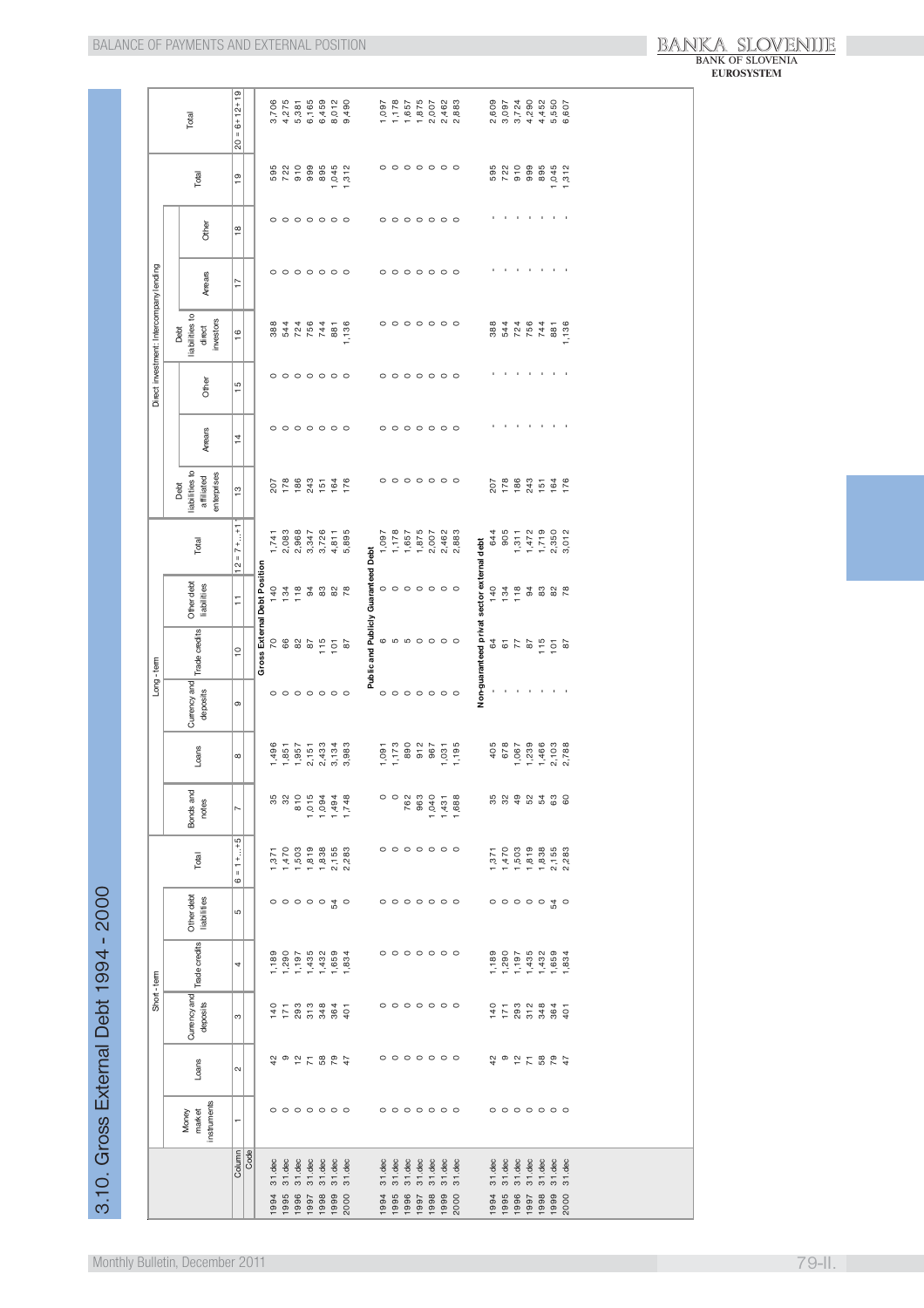# 3.10. Gross External Debt 1994 - 2000

| | Short - term | | | | | | Long - term | | | | | | Direct investment: Intercompany lending | | | | | | | Total |
|---|---|---|---|---|---|---|---|---|---|---|---|---|---|---|---|---|---|---|---|---|
| | Money market instruments | Loans | Currency and deposits | Trade credits | Other debt liabilities | Total | Bonds and notes | Loans | Currency and deposits | Trade credits | Other debt liabilities | Total | Debt liabilities to affiliated enterprises | Arrears | Other | Debt liabilities to direct investors | Arrears | Other | Total | |
| Column | 1 | 2 | 3 | 4 | 5 | 6 = 1+...+5 | 7 | 8 | 9 | 10 | 11 | 12 = 7+...+11 | 13 | 14 | 15 | 16 | 17 | 18 | 19 | 20 = 6+12+19 |
| Code | | | | | | | | | | | | | | | | | | | | |
| **Gross External Debt Position** | | | | | | | | | | | | | | | | | | | | |
| 1994 31.dec | 0 | 42 | 140 | 1,189 | 0 | 1,371 | 35 | 1,496 | 0 | 70 | 140 | 1,741 | 207 | 0 | 0 | 388 | 0 | 0 | 595 | 3,706 |
| 1995 31.dec | 0 | 9 | 171 | 1,290 | 0 | 1,470 | 32 | 1,851 | 0 | 66 | 134 | 2,083 | 178 | 0 | 0 | 544 | 0 | 0 | 722 | 4,275 |
| 1996 31.dec | 0 | 12 | 293 | 1,197 | 0 | 1,503 | 810 | 1,957 | 0 | 82 | 118 | 2,968 | 186 | 0 | 0 | 724 | 0 | 0 | 910 | 5,381 |
| 1997 31.dec | 0 | 71 | 313 | 1,435 | 0 | 1,819 | 1,015 | 2,151 | 0 | 87 | 94 | 3,347 | 243 | 0 | 0 | 756 | 0 | 0 | 999 | 6,165 |
| 1998 31.dec | 0 | 58 | 348 | 1,432 | 0 | 1,838 | 1,094 | 2,433 | 0 | 115 | 83 | 3,726 | 151 | 0 | 0 | 744 | 0 | 0 | 895 | 6,459 |
| 1999 31.dec | 0 | 79 | 364 | 1,659 | 54 | 2,155 | 1,494 | 3,134 | 0 | 101 | 82 | 4,811 | 164 | 0 | 0 | 881 | 0 | 0 | 1,045 | 8,012 |
| 2000 31.dec | 0 | 47 | 401 | 1,834 | 0 | 2,283 | 1,748 | 3,983 | 0 | 87 | 78 | 5,895 | 176 | 0 | 0 | 1,136 | 0 | 0 | 1,312 | 9,490 |
| **Public and Publicly Guaranteed Debt** | | | | | | | | | | | | | | | | | | | | |
| 1994 31.dec | 0 | 0 | 0 | 0 | 0 | 0 | 0 | 1,091 | 0 | 6 | 0 | 1,097 | 0 | 0 | 0 | 0 | 0 | 0 | 0 | 1,097 |
| 1995 31.dec | 0 | 0 | 0 | 0 | 0 | 0 | 0 | 1,173 | 0 | 5 | 0 | 1,178 | 0 | 0 | 0 | 0 | 0 | 0 | 0 | 1,178 |
| 1996 31.dec | 0 | 0 | 0 | 0 | 0 | 0 | 762 | 890 | 0 | 5 | 0 | 1,657 | 0 | 0 | 0 | 0 | 0 | 0 | 0 | 1,657 |
| 1997 31.dec | 0 | 0 | 0 | 0 | 0 | 0 | 963 | 912 | 0 | 0 | 0 | 1,875 | 0 | 0 | 0 | 0 | 0 | 0 | 0 | 1,875 |
| 1998 31.dec | 0 | 0 | 0 | 0 | 0 | 0 | 1,040 | 967 | 0 | 0 | 0 | 2,007 | 0 | 0 | 0 | 0 | 0 | 0 | 0 | 2,007 |
| 1999 31.dec | 0 | 0 | 0 | 0 | 0 | 0 | 1,431 | 1,031 | 0 | 0 | 0 | 2,462 | 0 | 0 | 0 | 0 | 0 | 0 | 0 | 2,462 |
| 2000 31.dec | 0 | 0 | 0 | 0 | 0 | 0 | 1,688 | 1,195 | 0 | 0 | 0 | 2,883 | 0 | 0 | 0 | 0 | 0 | 0 | 0 | 2,883 |
| **Non-guaranteed privat sector external debt** | | | | | | | | | | | | | | | | | | | | |
| 1994 31.dec | 0 | 42 | 140 | 1,189 | 0 | 1,371 | 35 | 405 | - | 64 | 140 | 644 | 207 | - | - | 388 | - | - | 595 | 2,609 |
| 1995 31.dec | 0 | 9 | 171 | 1,290 | 0 | 1,470 | 32 | 678 | - | 61 | 134 | 905 | 178 | - | - | 544 | - | - | 722 | 3,097 |
| 1996 31.dec | 0 | 12 | 293 | 1,197 | 0 | 1,503 | 49 | 1,067 | - | 77 | 118 | 1,311 | 186 | - | - | 724 | - | - | 910 | 3,724 |
| 1997 31.dec | 0 | 71 | 312 | 1,435 | 0 | 1,819 | 52 | 1,239 | - | 87 | 94 | 1,472 | 243 | - | - | 756 | - | - | 999 | 4,290 |
| 1998 31.dec | 0 | 58 | 348 | 1,432 | 0 | 1,838 | 54 | 1,466 | - | 115 | 83 | 1,719 | 151 | - | - | 744 | - | - | 895 | 4,452 |
| 1999 31.dec | 0 | 79 | 364 | 1,659 | 54 | 2,155 | 63 | 2,103 | - | 101 | 82 | 2,350 | 164 | - | - | 881 | - | - | 1,045 | 5,550 |
| 2000 31.dec | 0 | 47 | 401 | 1,834 | 0 | 2,283 | 60 | 2,788 | - | 87 | 78 | 3,012 | 176 | - | - | 1,136 | - | - | 1,312 | 6,607 |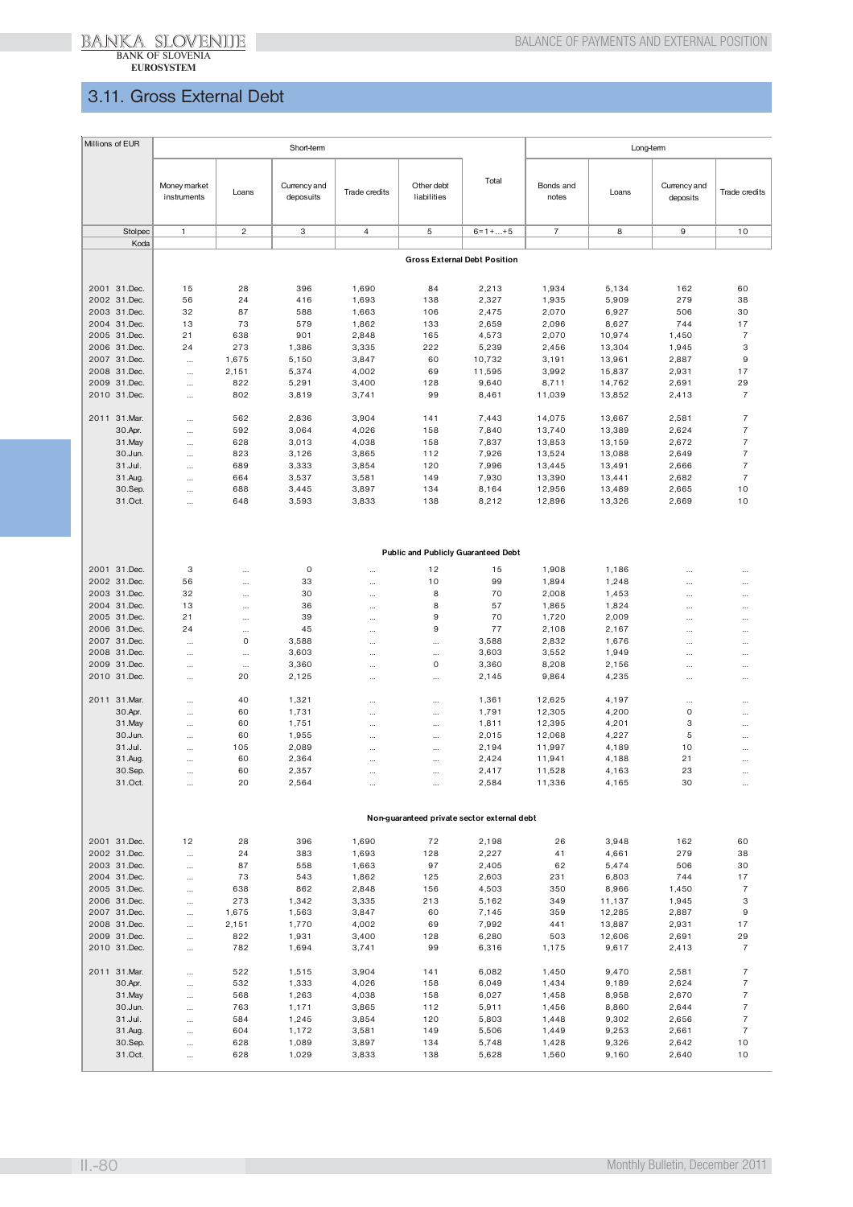## 3.11. Gross External Debt

| Millions of EUR | Short-term | | | | | | Long-term | | | |
|---|---|---|---|---|---|---|---|---|---|---|
| | Money market instruments | Loans | Currency and deposuits | Trade credits | Other debt liabilities | Total | Bonds and notes | Loans | Currency and deposits | Trade credits |
| Stolpec | 1 | 2 | 3 | 4 | 5 | 6=1+...+5 | 7 | 8 | 9 | 10 |
| Koda | | | | | | | | | | |
| | | | | | **Gross External Debt Position** | | | | | |
| 2001 31.Dec. | 15 | 28 | 396 | 1,690 | 84 | 2,213 | 1,934 | 5,134 | 162 | 60 |
| 2002 31.Dec. | 56 | 24 | 416 | 1,693 | 138 | 2,327 | 1,935 | 5,909 | 279 | 38 |
| 2003 31.Dec. | 32 | 87 | 588 | 1,663 | 106 | 2,475 | 2,070 | 6,927 | 506 | 30 |
| 2004 31.Dec. | 13 | 73 | 579 | 1,862 | 133 | 2,659 | 2,096 | 8,627 | 744 | 17 |
| 2005 31.Dec. | 21 | 638 | 901 | 2,848 | 165 | 4,573 | 2,070 | 10,974 | 1,450 | 7 |
| 2006 31.Dec. | 24 | 273 | 1,386 | 3,335 | 222 | 5,239 | 2,456 | 13,304 | 1,945 | 3 |
| 2007 31.Dec. | ... | 1,675 | 5,150 | 3,847 | 60 | 10,732 | 3,191 | 13,961 | 2,887 | 9 |
| 2008 31.Dec. | ... | 2,151 | 5,374 | 4,002 | 69 | 11,595 | 3,992 | 15,837 | 2,931 | 17 |
| 2009 31.Dec. | ... | 822 | 5,291 | 3,400 | 128 | 9,640 | 8,711 | 14,762 | 2,691 | 29 |
| 2010 31.Dec. | ... | 802 | 3,819 | 3,741 | 99 | 8,461 | 11,039 | 13,852 | 2,413 | 7 |
| 2011 31.Mar. | ... | 562 | 2,836 | 3,904 | 141 | 7,443 | 14,075 | 13,667 | 2,581 | 7 |
| 30.Apr. | ... | 592 | 3,064 | 4,026 | 158 | 7,840 | 13,740 | 13,389 | 2,624 | 7 |
| 31.May | ... | 628 | 3,013 | 4,038 | 158 | 7,837 | 13,853 | 13,159 | 2,672 | 7 |
| 30.Jun. | ... | 823 | 3,126 | 3,865 | 112 | 7,926 | 13,524 | 13,088 | 2,649 | 7 |
| 31.Jul. | ... | 689 | 3,333 | 3,854 | 120 | 7,996 | 13,445 | 13,491 | 2,666 | 7 |
| 31.Aug. | ... | 664 | 3,537 | 3,581 | 149 | 7,930 | 13,390 | 13,441 | 2,682 | 7 |
| 30.Sep. | ... | 688 | 3,445 | 3,897 | 134 | 8,164 | 12,956 | 13,489 | 2,665 | 10 |
| 31.Oct. | ... | 648 | 3,593 | 3,833 | 138 | 8,212 | 12,896 | 13,326 | 2,669 | 10 |
| | | | | | **Public and Publicly Guaranteed Debt** | | | | | |
| 2001 31.Dec. | 3 | ... | 0 | ... | 12 | 15 | 1,908 | 1,186 | ... | ... |
| 2002 31.Dec. | 56 | ... | 33 | ... | 10 | 99 | 1,894 | 1,248 | ... | ... |
| 2003 31.Dec. | 32 | ... | 30 | ... | 8 | 70 | 2,008 | 1,453 | ... | ... |
| 2004 31.Dec. | 13 | ... | 36 | ... | 8 | 57 | 1,865 | 1,824 | ... | ... |
| 2005 31.Dec. | 21 | ... | 39 | ... | 9 | 70 | 1,720 | 2,009 | ... | ... |
| 2006 31.Dec. | 24 | ... | 45 | ... | 9 | 77 | 2,108 | 2,167 | ... | ... |
| 2007 31.Dec. | ... | 0 | 3,588 | ... | ... | 3,588 | 2,832 | 1,676 | ... | ... |
| 2008 31.Dec. | ... | ... | 3,603 | ... | ... | 3,603 | 3,552 | 1,949 | ... | ... |
| 2009 31.Dec. | ... | ... | 3,360 | ... | 0 | 3,360 | 8,208 | 2,156 | ... | ... |
| 2010 31.Dec. | ... | 20 | 2,125 | ... | ... | 2,145 | 9,864 | 4,235 | ... | ... |
| 2011 31.Mar. | ... | 40 | 1,321 | ... | ... | 1,361 | 12,625 | 4,197 | ... | ... |
| 30.Apr. | ... | 60 | 1,731 | ... | ... | 1,791 | 12,305 | 4,200 | 0 | ... |
| 31.May | ... | 60 | 1,751 | ... | ... | 1,811 | 12,395 | 4,201 | 3 | ... |
| 30.Jun. | ... | 60 | 1,955 | ... | ... | 2,015 | 12,068 | 4,227 | 5 | ... |
| 31.Jul. | ... | 105 | 2,089 | ... | ... | 2,194 | 11,997 | 4,189 | 10 | ... |
| 31.Aug. | ... | 60 | 2,364 | ... | ... | 2,424 | 11,941 | 4,188 | 21 | ... |
| 30.Sep. | ... | 60 | 2,357 | ... | ... | 2,417 | 11,528 | 4,163 | 23 | ... |
| 31.Oct. | ... | 20 | 2,564 | ... | ... | 2,584 | 11,336 | 4,165 | 30 | ... |
| | | | | | **Non-guaranteed private sector external debt** | | | | | |
| 2001 31.Dec. | 12 | 28 | 396 | 1,690 | 72 | 2,198 | 26 | 3,948 | 162 | 60 |
| 2002 31.Dec. | ... | 24 | 383 | 1,693 | 128 | 2,227 | 41 | 4,661 | 279 | 38 |
| 2003 31.Dec. | ... | 87 | 558 | 1,663 | 97 | 2,405 | 62 | 5,474 | 506 | 30 |
| 2004 31.Dec. | ... | 73 | 543 | 1,862 | 125 | 2,603 | 231 | 6,803 | 744 | 17 |
| 2005 31.Dec. | ... | 638 | 862 | 2,848 | 156 | 4,503 | 350 | 8,966 | 1,450 | 7 |
| 2006 31.Dec. | ... | 273 | 1,342 | 3,335 | 213 | 5,162 | 349 | 11,137 | 1,945 | 3 |
| 2007 31.Dec. | ... | 1,675 | 1,563 | 3,847 | 60 | 7,145 | 359 | 12,285 | 2,887 | 9 |
| 2008 31.Dec. | ... | 2,151 | 1,770 | 4,002 | 69 | 7,992 | 441 | 13,887 | 2,931 | 17 |
| 2009 31.Dec. | ... | 822 | 1,931 | 3,400 | 128 | 6,280 | 503 | 12,606 | 2,691 | 29 |
| 2010 31.Dec. | ... | 782 | 1,694 | 3,741 | 99 | 6,316 | 1,175 | 9,617 | 2,413 | 7 |
| 2011 31.Mar. | ... | 522 | 1,515 | 3,904 | 141 | 6,082 | 1,450 | 9,470 | 2,581 | 7 |
| 30.Apr. | ... | 532 | 1,333 | 4,026 | 158 | 6,049 | 1,434 | 9,189 | 2,624 | 7 |
| 31.May | ... | 568 | 1,263 | 4,038 | 158 | 6,027 | 1,458 | 8,958 | 2,670 | 7 |
| 30.Jun. | ... | 763 | 1,171 | 3,865 | 112 | 5,911 | 1,456 | 8,860 | 2,644 | 7 |
| 31.Jul. | ... | 584 | 1,245 | 3,854 | 120 | 5,803 | 1,448 | 9,302 | 2,656 | 7 |
| 31.Aug. | ... | 604 | 1,172 | 3,581 | 149 | 5,506 | 1,449 | 9,253 | 2,661 | 7 |
| 30.Sep. | ... | 628 | 1,089 | 3,897 | 134 | 5,748 | 1,428 | 9,326 | 2,642 | 10 |
| 31.Oct. | ... | 628 | 1,029 | 3,833 | 138 | 5,628 | 1,560 | 9,160 | 2,640 | 10 |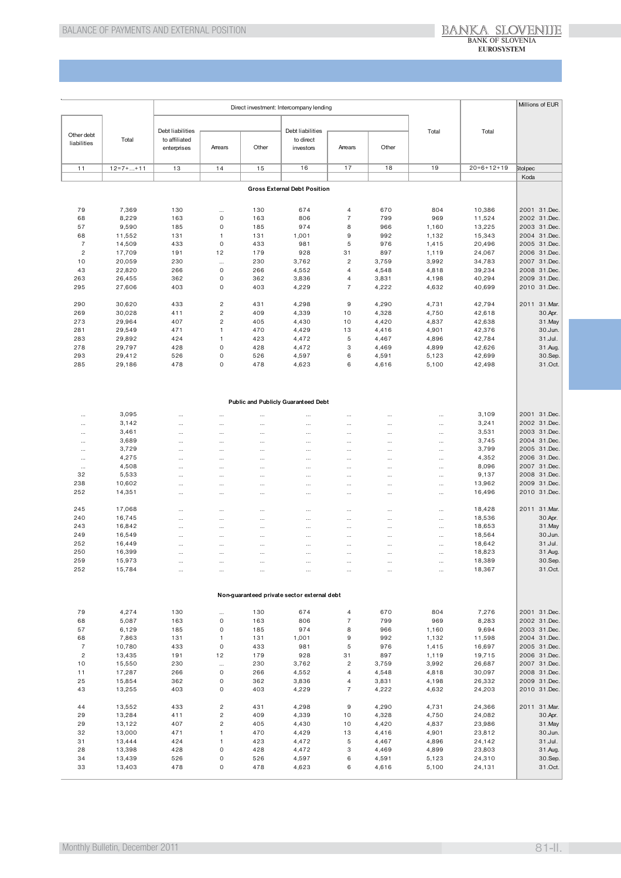Millions of EUR

| Other debt liabilities | Total | Direct investment: Intercompany lending | | | | | | Total | Total | Stolpec |
|---|---|---|---|---|---|---|---|---|---|---|
| | | Debt liabilities to affiliated enterprises | Arrears | Other | Debt liabilities to direct investors | Arrears | Other | | | |
| 11 | 12=7+...+11 | 13 | 14 | 15 | 16 | 17 | 18 | 19 | 20=6+12+19 | Koda |
| **Gross External Debt Position** | | | | | | | | | | |
| 79 | 7,369 | 130 | ... | 130 | 674 | 4 | 670 | 804 | 10,386 | 2001 31.Dec. |
| 68 | 8,229 | 163 | 0 | 163 | 806 | 7 | 799 | 969 | 11,524 | 2002 31.Dec. |
| 57 | 9,590 | 185 | 0 | 185 | 974 | 8 | 966 | 1,160 | 13,225 | 2003 31.Dec. |
| 68 | 11,552 | 131 | 1 | 131 | 1,001 | 9 | 992 | 1,132 | 15,343 | 2004 31.Dec. |
| 7 | 14,509 | 433 | 0 | 433 | 981 | 5 | 976 | 1,415 | 20,496 | 2005 31.Dec. |
| 2 | 17,709 | 191 | 12 | 179 | 928 | 31 | 897 | 1,119 | 24,067 | 2006 31.Dec. |
| 10 | 20,059 | 230 | ... | 230 | 3,762 | 2 | 3,759 | 3,992 | 34,783 | 2007 31.Dec. |
| 43 | 22,820 | 266 | 0 | 266 | 4,552 | 4 | 4,548 | 4,818 | 39,234 | 2008 31.Dec. |
| 263 | 26,455 | 362 | 0 | 362 | 3,836 | 4 | 3,831 | 4,198 | 40,294 | 2009 31.Dec. |
| 295 | 27,606 | 403 | 0 | 403 | 4,229 | 7 | 4,222 | 4,632 | 40,699 | 2010 31.Dec. |
| 290 | 30,620 | 433 | 2 | 431 | 4,298 | 9 | 4,290 | 4,731 | 42,794 | 2011 31.Mar. |
| 269 | 30,028 | 411 | 2 | 409 | 4,339 | 10 | 4,328 | 4,750 | 42,618 | 30.Apr. |
| 273 | 29,964 | 407 | 2 | 405 | 4,430 | 10 | 4,420 | 4,837 | 42,638 | 31.May |
| 281 | 29,549 | 471 | 1 | 470 | 4,429 | 13 | 4,416 | 4,901 | 42,376 | 30.Jun. |
| 283 | 29,892 | 424 | 1 | 423 | 4,472 | 5 | 4,467 | 4,896 | 42,784 | 31.Jul. |
| 278 | 29,797 | 428 | 0 | 428 | 4,472 | 3 | 4,469 | 4,899 | 42,626 | 31.Aug. |
| 293 | 29,412 | 526 | 0 | 526 | 4,597 | 6 | 4,591 | 5,123 | 42,699 | 30.Sep. |
| 285 | 29,186 | 478 | 0 | 478 | 4,623 | 6 | 4,616 | 5,100 | 42,498 | 31.Oct. |
| **Public and Publicly Guaranteed Debt** | | | | | | | | | | |
| ... | 3,095 | ... | ... | ... | ... | ... | ... | ... | 3,109 | 2001 31.Dec. |
| ... | 3,142 | ... | ... | ... | ... | ... | ... | ... | 3,241 | 2002 31.Dec. |
| ... | 3,461 | ... | ... | ... | ... | ... | ... | ... | 3,531 | 2003 31.Dec. |
| ... | 3,689 | ... | ... | ... | ... | ... | ... | ... | 3,745 | 2004 31.Dec. |
| ... | 3,729 | ... | ... | ... | ... | ... | ... | ... | 3,799 | 2005 31.Dec. |
| ... | 4,275 | ... | ... | ... | ... | ... | ... | ... | 4,352 | 2006 31.Dec. |
| ... | 4,508 | ... | ... | ... | ... | ... | ... | ... | 8,096 | 2007 31.Dec. |
| 32 | 5,533 | ... | ... | ... | ... | ... | ... | ... | 9,137 | 2008 31.Dec. |
| 238 | 10,602 | ... | ... | ... | ... | ... | ... | ... | 13,962 | 2009 31.Dec. |
| 252 | 14,351 | ... | ... | ... | ... | ... | ... | ... | 16,496 | 2010 31.Dec. |
| 245 | 17,068 | ... | ... | ... | ... | ... | ... | ... | 18,428 | 2011 31.Mar. |
| 240 | 16,745 | ... | ... | ... | ... | ... | ... | ... | 18,536 | 30.Apr. |
| 243 | 16,842 | ... | ... | ... | ... | ... | ... | ... | 18,653 | 31.May |
| 249 | 16,549 | ... | ... | ... | ... | ... | ... | ... | 18,564 | 30.Jun. |
| 252 | 16,449 | ... | ... | ... | ... | ... | ... | ... | 18,642 | 31.Jul. |
| 250 | 16,399 | ... | ... | ... | ... | ... | ... | ... | 18,823 | 31.Aug. |
| 259 | 15,973 | ... | ... | ... | ... | ... | ... | ... | 18,389 | 30.Sep. |
| 252 | 15,784 | ... | ... | ... | ... | ... | ... | ... | 18,367 | 31.Oct. |
| **Non-guaranteed private sector external debt** | | | | | | | | | | |
| 79 | 4,274 | 130 | ... | 130 | 674 | 4 | 670 | 804 | 7,276 | 2001 31.Dec. |
| 68 | 5,087 | 163 | 0 | 163 | 806 | 7 | 799 | 969 | 8,283 | 2002 31.Dec. |
| 57 | 6,129 | 185 | 0 | 185 | 974 | 8 | 966 | 1,160 | 9,694 | 2003 31.Dec. |
| 68 | 7,863 | 131 | 1 | 131 | 1,001 | 9 | 992 | 1,132 | 11,598 | 2004 31.Dec. |
| 7 | 10,780 | 433 | 0 | 433 | 981 | 5 | 976 | 1,415 | 16,697 | 2005 31.Dec. |
| 2 | 13,435 | 191 | 12 | 179 | 928 | 31 | 897 | 1,119 | 19,715 | 2006 31.Dec. |
| 10 | 15,550 | 230 | ... | 230 | 3,762 | 2 | 3,759 | 3,992 | 26,687 | 2007 31.Dec. |
| 11 | 17,287 | 266 | 0 | 266 | 4,552 | 4 | 4,548 | 4,818 | 30,097 | 2008 31.Dec. |
| 25 | 15,854 | 362 | 0 | 362 | 3,836 | 4 | 3,831 | 4,198 | 26,332 | 2009 31.Dec. |
| 43 | 13,255 | 403 | 0 | 403 | 4,229 | 7 | 4,222 | 4,632 | 24,203 | 2010 31.Dec. |
| 44 | 13,552 | 433 | 2 | 431 | 4,298 | 9 | 4,290 | 4,731 | 24,366 | 2011 31.Mar. |
| 29 | 13,284 | 411 | 2 | 409 | 4,339 | 10 | 4,328 | 4,750 | 24,082 | 30.Apr. |
| 29 | 13,122 | 407 | 2 | 405 | 4,430 | 10 | 4,420 | 4,837 | 23,986 | 31.May |
| 32 | 13,000 | 471 | 1 | 470 | 4,429 | 13 | 4,416 | 4,901 | 23,812 | 30.Jun. |
| 31 | 13,444 | 424 | 1 | 423 | 4,472 | 5 | 4,467 | 4,896 | 24,142 | 31.Jul. |
| 28 | 13,398 | 428 | 0 | 428 | 4,472 | 3 | 4,469 | 4,899 | 23,803 | 31.Aug. |
| 34 | 13,439 | 526 | 0 | 526 | 4,597 | 6 | 4,591 | 5,123 | 24,310 | 30.Sep. |
| 33 | 13,403 | 478 | 0 | 478 | 4,623 | 6 | 4,616 | 5,100 | 24,131 | 31.Oct. |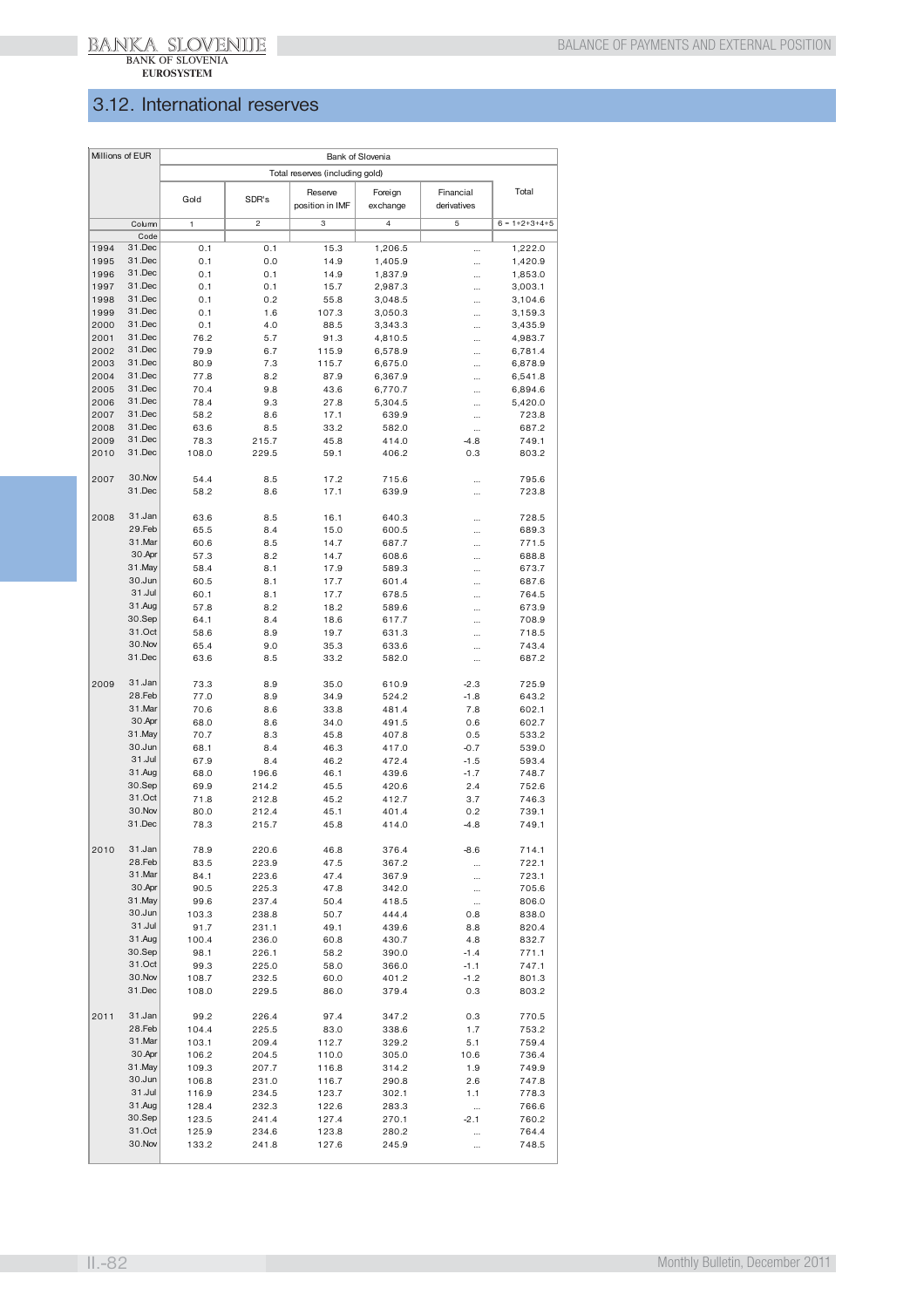## 3.12. International reserves

| Millions of EUR | | Bank of Slovenia | | | | | |
|---|---|---|---|---|---|---|---|
| | | Total reserves (including gold) | | | | | |
| | | Gold | SDR's | Reserve position in IMF | Foreign exchange | Financial derivatives | Total |
| | Column | 1 | 2 | 3 | 4 | 5 | 6 = 1+2+3+4+5 |
| | Code | | | | | | |
| 1994 | 31.Dec | 0.1 | 0.1 | 15.3 | 1,206.5 | ... | 1,222.0 |
| 1995 | 31.Dec | 0.1 | 0.0 | 14.9 | 1,405.9 | ... | 1,420.9 |
| 1996 | 31.Dec | 0.1 | 0.1 | 14.9 | 1,837.9 | ... | 1,853.0 |
| 1997 | 31.Dec | 0.1 | 0.1 | 15.7 | 2,987.3 | ... | 3,003.1 |
| 1998 | 31.Dec | 0.1 | 0.2 | 55.8 | 3,048.5 | ... | 3,104.6 |
| 1999 | 31.Dec | 0.1 | 1.6 | 107.3 | 3,050.3 | ... | 3,159.3 |
| 2000 | 31.Dec | 0.1 | 4.0 | 88.5 | 3,343.3 | ... | 3,435.9 |
| 2001 | 31.Dec | 76.2 | 5.7 | 91.3 | 4,810.5 | ... | 4,983.7 |
| 2002 | 31.Dec | 79.9 | 6.7 | 115.9 | 6,578.9 | ... | 6,781.4 |
| 2003 | 31.Dec | 80.9 | 7.3 | 115.7 | 6,675.0 | ... | 6,878.9 |
| 2004 | 31.Dec | 77.8 | 8.2 | 87.9 | 6,367.9 | ... | 6,541.8 |
| 2005 | 31.Dec | 70.4 | 9.8 | 43.6 | 6,770.7 | ... | 6,894.6 |
| 2006 | 31.Dec | 78.4 | 9.3 | 27.8 | 5,304.5 | ... | 5,420.0 |
| 2007 | 31.Dec | 58.2 | 8.6 | 17.1 | 639.9 | ... | 723.8 |
| 2008 | 31.Dec | 63.6 | 8.5 | 33.2 | 582.0 | ... | 687.2 |
| 2009 | 31.Dec | 78.3 | 215.7 | 45.8 | 414.0 | -4.8 | 749.1 |
| 2010 | 31.Dec | 108.0 | 229.5 | 59.1 | 406.2 | 0.3 | 803.2 |
| | | | | | | | |
| 2007 | 30.Nov | 54.4 | 8.5 | 17.2 | 715.6 | ... | 795.6 |
| | 31.Dec | 58.2 | 8.6 | 17.1 | 639.9 | ... | 723.8 |
| | | | | | | | |
| 2008 | 31.Jan | 63.6 | 8.5 | 16.1 | 640.3 | ... | 728.5 |
| | 29.Feb | 65.5 | 8.4 | 15.0 | 600.5 | ... | 689.3 |
| | 31.Mar | 60.6 | 8.5 | 14.7 | 687.7 | ... | 771.5 |
| | 30.Apr | 57.3 | 8.2 | 14.7 | 608.6 | ... | 688.8 |
| | 31.May | 58.4 | 8.1 | 17.9 | 589.3 | ... | 673.7 |
| | 30.Jun | 60.5 | 8.1 | 17.7 | 601.4 | ... | 687.6 |
| | 31.Jul | 60.1 | 8.1 | 17.7 | 678.5 | ... | 764.5 |
| | 31.Aug | 57.8 | 8.2 | 18.2 | 589.6 | ... | 673.9 |
| | 30.Sep | 64.1 | 8.4 | 18.6 | 617.7 | ... | 708.9 |
| | 31.Oct | 58.6 | 8.9 | 19.7 | 631.3 | ... | 718.5 |
| | 30.Nov | 65.4 | 9.0 | 35.3 | 633.6 | ... | 743.4 |
| | 31.Dec | 63.6 | 8.5 | 33.2 | 582.0 | ... | 687.2 |
| | | | | | | | |
| 2009 | 31.Jan | 73.3 | 8.9 | 35.0 | 610.9 | -2.3 | 725.9 |
| | 28.Feb | 77.0 | 8.9 | 34.9 | 524.2 | -1.8 | 643.2 |
| | 31.Mar | 70.6 | 8.6 | 33.8 | 481.4 | 7.8 | 602.1 |
| | 30.Apr | 68.0 | 8.6 | 34.0 | 491.5 | 0.6 | 602.7 |
| | 31.May | 70.7 | 8.3 | 45.8 | 407.8 | 0.5 | 533.2 |
| | 30.Jun | 68.1 | 8.4 | 46.3 | 417.0 | -0.7 | 539.0 |
| | 31.Jul | 67.9 | 8.4 | 46.2 | 472.4 | -1.5 | 593.4 |
| | 31.Aug | 68.0 | 196.6 | 46.1 | 439.6 | -1.7 | 748.7 |
| | 30.Sep | 69.9 | 214.2 | 45.5 | 420.6 | 2.4 | 752.6 |
| | 31.Oct | 71.8 | 212.8 | 45.2 | 412.7 | 3.7 | 746.3 |
| | 30.Nov | 80.0 | 212.4 | 45.1 | 401.4 | 0.2 | 739.1 |
| | 31.Dec | 78.3 | 215.7 | 45.8 | 414.0 | -4.8 | 749.1 |
| | | | | | | | |
| 2010 | 31.Jan | 78.9 | 220.6 | 46.8 | 376.4 | -8.6 | 714.1 |
| | 28.Feb | 83.5 | 223.9 | 47.5 | 367.2 | ... | 722.1 |
| | 31.Mar | 84.1 | 223.6 | 47.4 | 367.9 | ... | 723.1 |
| | 30.Apr | 90.5 | 225.3 | 47.8 | 342.0 | ... | 705.6 |
| | 31.May | 99.6 | 237.4 | 50.4 | 418.5 | ... | 806.0 |
| | 30.Jun | 103.3 | 238.8 | 50.7 | 444.4 | 0.8 | 838.0 |
| | 31.Jul | 91.7 | 231.1 | 49.1 | 439.6 | 8.8 | 820.4 |
| | 31.Aug | 100.4 | 236.0 | 60.8 | 430.7 | 4.8 | 832.7 |
| | 30.Sep | 98.1 | 226.1 | 58.2 | 390.0 | -1.4 | 771.1 |
| | 31.Oct | 99.3 | 225.0 | 58.0 | 366.0 | -1.1 | 747.1 |
| | 30.Nov | 108.7 | 232.5 | 60.0 | 401.2 | -1.2 | 801.3 |
| | 31.Dec | 108.0 | 229.5 | 86.0 | 379.4 | 0.3 | 803.2 |
| | | | | | | | |
| 2011 | 31.Jan | 99.2 | 226.4 | 97.4 | 347.2 | 0.3 | 770.5 |
| | 28.Feb | 104.4 | 225.5 | 83.0 | 338.6 | 1.7 | 753.2 |
| | 31.Mar | 103.1 | 209.4 | 112.7 | 329.2 | 5.1 | 759.4 |
| | 30.Apr | 106.2 | 204.5 | 110.0 | 305.0 | 10.6 | 736.4 |
| | 31.May | 109.3 | 207.7 | 116.8 | 314.2 | 1.9 | 749.9 |
| | 30.Jun | 106.8 | 231.0 | 116.7 | 290.8 | 2.6 | 747.8 |
| | 31.Jul | 116.9 | 234.5 | 123.7 | 302.1 | 1.1 | 778.3 |
| | 31.Aug | 128.4 | 232.3 | 122.6 | 283.3 | ... | 766.6 |
| | 30.Sep | 123.5 | 241.4 | 127.4 | 270.1 | -2.1 | 760.2 |
| | 31.Oct | 125.9 | 234.6 | 123.8 | 280.2 | ... | 764.4 |
| | 30.Nov | 133.2 | 241.8 | 127.6 | 245.9 | ... | 748.5 |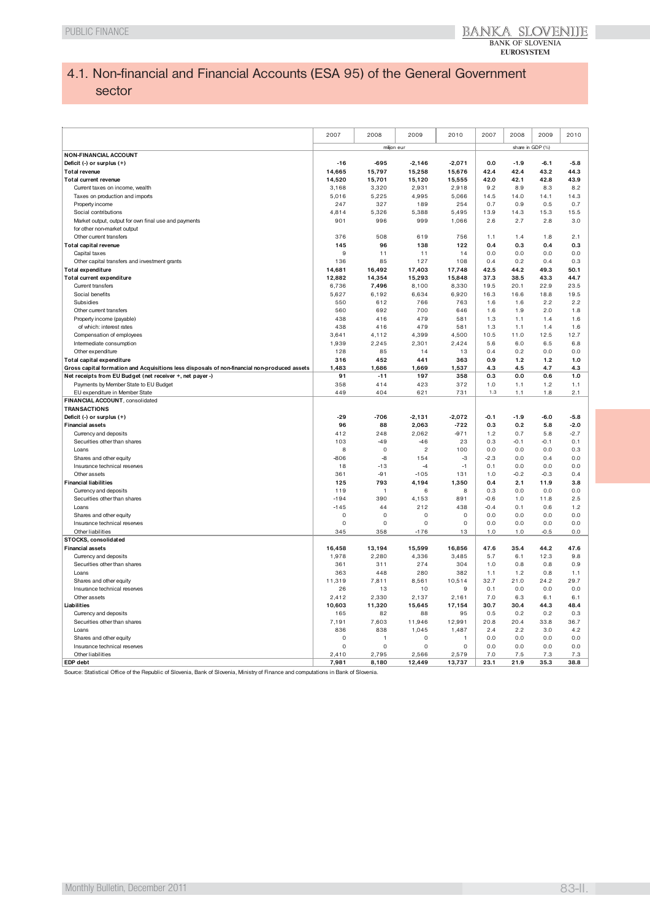# 4.1. Non-financial and Financial Accounts (ESA 95) of the General Government sector

| | 2007 | 2008 | 2009 | 2010 | 2007 | 2008 | 2009 | 2010 |
|---|---|---|---|---|---|---|---|---|
| | million eur | | | | share in GDP (%) | | | |
| **NON-FINANCIAL ACCOUNT** | | | | | | | | |
| **Deficit (-) or surplus (+)** | **-16** | **-695** | **-2,146** | **-2,071** | **0.0** | **-1.9** | **-6.1** | **-5.8** |
| **Total revenue** | **14,665** | **15,797** | **15,258** | **15,676** | **42.4** | **42.4** | **43.2** | **44.3** |
| **Total current revenue** | **14,520** | **15,701** | **15,120** | **15,555** | **42.0** | **42.1** | **42.8** | **43.9** |
| Current taxes on income, wealth | 3,168 | 3,320 | 2,931 | 2,918 | 9.2 | 8.9 | 8.3 | 8.2 |
| Taxes on production and imports | 5,016 | 5,225 | 4,995 | 5,066 | 14.5 | 14.0 | 14.1 | 14.3 |
| Property income | 247 | 327 | 189 | 254 | 0.7 | 0.9 | 0.5 | 0.7 |
| Social contributions | 4,814 | 5,326 | 5,388 | 5,495 | 13.9 | 14.3 | 15.3 | 15.5 |
| Market output, output for own final use and payments for other non-market output | 901 | 996 | 999 | 1,066 | 2.6 | 2.7 | 2.8 | 3.0 |
| Other current transfers | 376 | 508 | 619 | 756 | 1.1 | 1.4 | 1.8 | 2.1 |
| **Total capital revenue** | **145** | **96** | **138** | **122** | **0.4** | **0.3** | **0.4** | **0.3** |
| Capital taxes | 9 | 11 | 11 | 14 | 0.0 | 0.0 | 0.0 | 0.0 |
| Other capital transfers and investment grants | 136 | 85 | 127 | 108 | 0.4 | 0.2 | 0.4 | 0.3 |
| **Total expenditure** | **14,681** | **16,492** | **17,403** | **17,748** | **42.5** | **44.2** | **49.3** | **50.1** |
| **Total current expenditure** | **12,882** | **14,354** | **15,293** | **15,848** | **37.3** | **38.5** | **43.3** | **44.7** |
| Current transfers | 6,736 | 7,496 | 8,100 | 8,330 | 19.5 | 20.1 | 22.9 | 23.5 |
| Social benefits | 5,627 | 6,192 | 6,634 | 6,920 | 16.3 | 16.6 | 18.8 | 19.5 |
| Subsidies | 550 | 612 | 766 | 763 | 1.6 | 1.6 | 2.2 | 2.2 |
| Other current transfers | 560 | 692 | 700 | 646 | 1.6 | 1.9 | 2.0 | 1.8 |
| Property income (payable) | 438 | 416 | 479 | 581 | 1.3 | 1.1 | 1.4 | 1.6 |
| of which: interest rates | 438 | 416 | 479 | 581 | 1.3 | 1.1 | 1.4 | 1.6 |
| Compensation of employees | 3,641 | 4,112 | 4,399 | 4,500 | 10.5 | 11.0 | 12.5 | 12.7 |
| Intermediate consumption | 1,939 | 2,245 | 2,301 | 2,424 | 5.6 | 6.0 | 6.5 | 6.8 |
| Other expenditure | 128 | 85 | 14 | 13 | 0.4 | 0.2 | 0.0 | 0.0 |
| **Total capital expenditure** | **316** | **452** | **441** | **363** | **0.9** | **1.2** | **1.2** | **1.0** |
| **Gross capital formation and Acquisitions less disposals of non-financial non-produced assets** | **1,483** | **1,686** | **1,669** | **1,537** | **4.3** | **4.5** | **4.7** | **4.3** |
| **Net receipts from EU Budget (net receiver +, net payer -)** | **91** | **-11** | **197** | **358** | **0.3** | **0.0** | **0.6** | **1.0** |
| Payments by Member State to EU Budget | 358 | 414 | 423 | 372 | 1.0 | 1.1 | 1.2 | 1.1 |
| EU expenditure in Member State | 449 | 404 | 621 | 731 | 1.3 | 1.1 | 1.8 | 2.1 |
| **FINANCIAL ACCOUNT**, consolidated | | | | | | | | |
| **TRANSACTIONS** | | | | | | | | |
| **Deficit (-) or surplus (+)** | **-29** | **-706** | **-2,131** | **-2,072** | **-0.1** | **-1.9** | **-6.0** | **-5.8** |
| **Financial assets** | **96** | **88** | **2,063** | **-722** | **0.3** | **0.2** | **5.8** | **-2.0** |
| Currency and deposits | 412 | 248 | 2,062 | -971 | 1.2 | 0.7 | 5.8 | -2.7 |
| Securities other than shares | 103 | -49 | -46 | 23 | 0.3 | -0.1 | -0.1 | 0.1 |
| Loans | 8 | 0 | 2 | 100 | 0.0 | 0.0 | 0.0 | 0.3 |
| Shares and other equity | -806 | -8 | 154 | -3 | -2.3 | 0.0 | 0.4 | 0.0 |
| Insurance technical reserves | 18 | -13 | -4 | -1 | 0.1 | 0.0 | 0.0 | 0.0 |
| Other assets | 361 | -91 | -105 | 131 | 1.0 | -0.2 | -0.3 | 0.4 |
| **Financial liabilities** | **125** | **793** | **4,194** | **1,350** | **0.4** | **2.1** | **11.9** | **3.8** |
| Currency and deposits | 119 | 1 | 6 | 8 | 0.3 | 0.0 | 0.0 | 0.0 |
| Securities other than shares | -194 | 390 | 4,153 | 891 | -0.6 | 1.0 | 11.8 | 2.5 |
| Loans | -145 | 44 | 212 | 438 | -0.4 | 0.1 | 0.6 | 1.2 |
| Shares and other equity | 0 | 0 | 0 | 0 | 0.0 | 0.0 | 0.0 | 0.0 |
| Insurance technical reserves | 0 | 0 | 0 | 0 | 0.0 | 0.0 | 0.0 | 0.0 |
| Other liabilities | 345 | 358 | -176 | 13 | 1.0 | 1.0 | -0.5 | 0.0 |
| **STOCKS, consolidated** | | | | | | | | |
| **Financial assets** | **16,458** | **13,194** | **15,599** | **16,856** | **47.6** | **35.4** | **44.2** | **47.6** |
| Currency and deposits | 1,978 | 2,280 | 4,336 | 3,485 | 5.7 | 6.1 | 12.3 | 9.8 |
| Securities other than shares | 361 | 311 | 274 | 304 | 1.0 | 0.8 | 0.8 | 0.9 |
| Loans | 363 | 448 | 280 | 382 | 1.1 | 1.2 | 0.8 | 1.1 |
| Shares and other equity | 11,319 | 7,811 | 8,561 | 10,514 | 32.7 | 21.0 | 24.2 | 29.7 |
| Insurance technical reserves | 26 | 13 | 10 | 9 | 0.1 | 0.0 | 0.0 | 0.0 |
| Other assets | 2,412 | 2,330 | 2,137 | 2,161 | 7.0 | 6.3 | 6.1 | 6.1 |
| **Liabilities** | **10,603** | **11,320** | **15,645** | **17,154** | **30.7** | **30.4** | **44.3** | **48.4** |
| Currency and deposits | 165 | 82 | 88 | 95 | 0.5 | 0.2 | 0.2 | 0.3 |
| Securities other than shares | 7,191 | 7,603 | 11,946 | 12,991 | 20.8 | 20.4 | 33.8 | 36.7 |
| Loans | 836 | 838 | 1,045 | 1,487 | 2.4 | 2.2 | 3.0 | 4.2 |
| Shares and other equity | 0 | 1 | 0 | 1 | 0.0 | 0.0 | 0.0 | 0.0 |
| Insurance technical reserves | 0 | 0 | 0 | 0 | 0.0 | 0.0 | 0.0 | 0.0 |
| Other liabilities | 2,410 | 2,795 | 2,566 | 2,579 | 7.0 | 7.5 | 7.3 | 7.3 |
| **EDP debt** | **7,981** | **8,180** | **12,449** | **13,737** | **23.1** | **21.9** | **35.3** | **38.8** |

Source: Statistical Office of the Republic of Slovenia, Bank of Slovenia, Ministry of Finance and computations in Bank of Slovenia.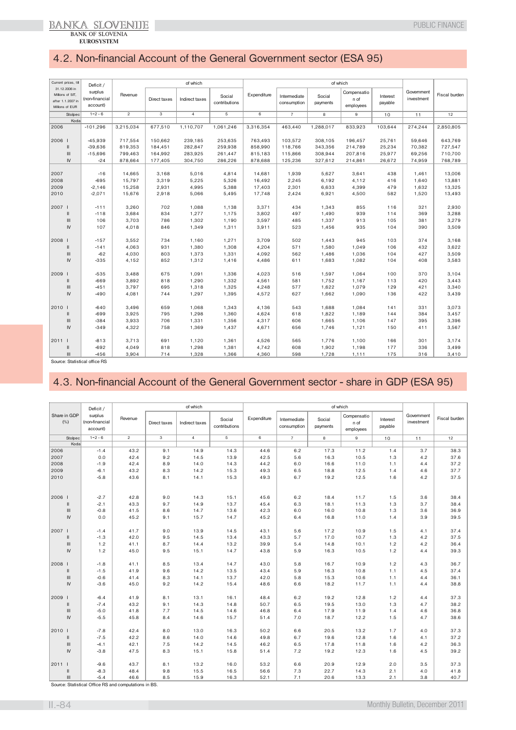## 4.2. Non-financial Account of the General Government sector (ESA 95)

| Current prices, till 31.12.2006 in Millions of SIT, after 1.1.2007 in Millions of EUR | Deficit / surplus (non-financial account) | Revenue | of which | | | Expenditure | of which | | | | Government investment | Fiscal burden |
|---|---|---|---|---|---|---|---|---|---|---|---|---|
| | | | Direct taxes | Indirect taxes | Social contributions | | Intermediate consumption | Social payments | Compensation of employees | Interest payable | | |
| Stolpec | 1=2-6 | 2 | 3 | 4 | 5 | 6 | 7 | 8 | 9 | 10 | 11 | 12 |
| Koda | | | | | | | | | | | | |
| 2006 | -101,296 | 3,215,034 | 677,510 | 1,110,707 | 1,061,246 | 3,316,354 | 463,440 | 1,288,017 | 833,923 | 103,644 | 274,244 | 2,850,805 |
| 2006 I | -45,939 | 717,554 | 150,662 | 239,185 | 253,635 | 763,493 | 103,572 | 308,105 | 196,457 | 25,761 | 59,646 | 643,769 |
| II | -39,636 | 819,353 | 184,451 | 282,847 | 259,938 | 858,990 | 118,766 | 343,356 | 214,789 | 25,234 | 70,382 | 727,547 |
| III | -15,696 | 799,463 | 164,992 | 283,925 | 261,447 | 815,183 | 115,866 | 308,944 | 207,816 | 25,977 | 69,256 | 710,700 |
| IV | -24 | 878,664 | 177,405 | 304,750 | 286,226 | 878,688 | 125,236 | 327,612 | 214,861 | 26,672 | 74,959 | 768,789 |
| 2007 | -16 | 14,665 | 3,168 | 5,016 | 4,814 | 14,681 | 1,939 | 5,627 | 3,641 | 438 | 1,461 | 13,006 |
| 2008 | -695 | 15,797 | 3,319 | 5,225 | 5,326 | 16,492 | 2,245 | 6,192 | 4,112 | 416 | 1,640 | 13,881 |
| 2009 | -2,146 | 15,258 | 2,931 | 4,995 | 5,388 | 17,403 | 2,301 | 6,633 | 4,399 | 479 | 1,632 | 13,325 |
| 2010 | -2,071 | 15,676 | 2,918 | 5,066 | 5,495 | 17,748 | 2,424 | 6,921 | 4,500 | 582 | 1,520 | 13,493 |
| 2007 I | -111 | 3,260 | 702 | 1,088 | 1,138 | 3,371 | 434 | 1,343 | 855 | 116 | 321 | 2,930 |
| II | -118 | 3,684 | 834 | 1,277 | 1,175 | 3,802 | 497 | 1,490 | 939 | 114 | 369 | 3,288 |
| III | 106 | 3,703 | 786 | 1,302 | 1,190 | 3,597 | 485 | 1,337 | 913 | 105 | 381 | 3,279 |
| IV | 107 | 4,018 | 846 | 1,349 | 1,311 | 3,911 | 523 | 1,456 | 935 | 104 | 390 | 3,509 |
| 2008 I | -157 | 3,552 | 734 | 1,160 | 1,271 | 3,709 | 502 | 1,443 | 945 | 103 | 374 | 3,168 |
| II | -141 | 4,063 | 931 | 1,380 | 1,308 | 4,204 | 571 | 1,580 | 1,049 | 106 | 432 | 3,622 |
| III | -62 | 4,030 | 803 | 1,373 | 1,331 | 4,092 | 562 | 1,486 | 1,036 | 104 | 427 | 3,509 |
| IV | -335 | 4,152 | 852 | 1,312 | 1,416 | 4,486 | 611 | 1,683 | 1,082 | 104 | 408 | 3,583 |
| 2009 I | -535 | 3,488 | 675 | 1,091 | 1,336 | 4,023 | 516 | 1,597 | 1,064 | 100 | 370 | 3,104 |
| II | -669 | 3,892 | 818 | 1,290 | 1,332 | 4,561 | 581 | 1,752 | 1,167 | 113 | 420 | 3,443 |
| III | -451 | 3,797 | 695 | 1,318 | 1,325 | 4,248 | 577 | 1,622 | 1,079 | 129 | 421 | 3,340 |
| IV | -490 | 4,081 | 744 | 1,297 | 1,395 | 4,572 | 627 | 1,662 | 1,090 | 136 | 422 | 3,439 |
| 2010 I | -640 | 3,496 | 659 | 1,068 | 1,343 | 4,136 | 543 | 1,688 | 1,084 | 141 | 331 | 3,073 |
| II | -699 | 3,925 | 795 | 1,298 | 1,360 | 4,624 | 618 | 1,822 | 1,189 | 144 | 384 | 3,457 |
| III | -384 | 3,933 | 706 | 1,331 | 1,356 | 4,317 | 606 | 1,665 | 1,106 | 147 | 395 | 3,396 |
| IV | -349 | 4,322 | 758 | 1,369 | 1,437 | 4,671 | 656 | 1,746 | 1,121 | 150 | 411 | 3,567 |
| 2011 I | -813 | 3,713 | 691 | 1,120 | 1,361 | 4,526 | 565 | 1,776 | 1,100 | 166 | 301 | 3,174 |
| II | -692 | 4,049 | 818 | 1,298 | 1,381 | 4,742 | 608 | 1,902 | 1,198 | 177 | 336 | 3,499 |
| III | -456 | 3,904 | 714 | 1,328 | 1,366 | 4,360 | 598 | 1,728 | 1,111 | 175 | 316 | 3,410 |

Source: Statistical office RS

## 4.3. Non-financial Account of the General Government sector - share in GDP (ESA 95)

| Share in GDP (%) | Deficit / surplus (non-financial account) | Revenue | of which | | | Expenditure | of which | | | | Government investment | Fiscal burden |
|---|---|---|---|---|---|---|---|---|---|---|---|---|
| | | | Direct taxes | Indirect taxes | Social contributions | | Intermediate consumption | Social payments | Compensation of employees | Interest payable | | |
| Stolpec | 1=2-6 | 2 | 3 | 4 | 5 | 6 | 7 | 8 | 9 | 10 | 11 | 12 |
| Koda | | | | | | | | | | | | |
| 2006 | -1.4 | 43.2 | 9.1 | 14.9 | 14.3 | 44.6 | 6.2 | 17.3 | 11.2 | 1.4 | 3.7 | 38.3 |
| 2007 | 0.0 | 42.4 | 9.2 | 14.5 | 13.9 | 42.5 | 5.6 | 16.3 | 10.5 | 1.3 | 4.2 | 37.6 |
| 2008 | -1.9 | 42.4 | 8.9 | 14.0 | 14.3 | 44.2 | 6.0 | 16.6 | 11.0 | 1.1 | 4.4 | 37.2 |
| 2009 | -6.1 | 43.2 | 8.3 | 14.2 | 15.3 | 49.3 | 6.5 | 18.8 | 12.5 | 1.4 | 4.6 | 37.7 |
| 2010 | -5.8 | 43.6 | 8.1 | 14.1 | 15.3 | 49.3 | 6.7 | 19.2 | 12.5 | 1.6 | 4.2 | 37.5 |
| 2006 I | -2.7 | 42.8 | 9.0 | 14.3 | 15.1 | 45.6 | 6.2 | 18.4 | 11.7 | 1.5 | 3.6 | 38.4 |
| II | -2.1 | 43.3 | 9.7 | 14.9 | 13.7 | 45.4 | 6.3 | 18.1 | 11.3 | 1.3 | 3.7 | 38.4 |
| III | -0.8 | 41.5 | 8.6 | 14.7 | 13.6 | 42.3 | 6.0 | 16.0 | 10.8 | 1.3 | 3.6 | 36.9 |
| IV | 0.0 | 45.2 | 9.1 | 15.7 | 14.7 | 45.2 | 6.4 | 16.8 | 11.0 | 1.4 | 3.9 | 39.5 |
| 2007 I | -1.4 | 41.7 | 9.0 | 13.9 | 14.5 | 43.1 | 5.6 | 17.2 | 10.9 | 1.5 | 4.1 | 37.4 |
| II | -1.3 | 42.0 | 9.5 | 14.5 | 13.4 | 43.3 | 5.7 | 17.0 | 10.7 | 1.3 | 4.2 | 37.5 |
| III | 1.2 | 41.1 | 8.7 | 14.4 | 13.2 | 39.9 | 5.4 | 14.8 | 10.1 | 1.2 | 4.2 | 36.4 |
| IV | 1.2 | 45.0 | 9.5 | 15.1 | 14.7 | 43.8 | 5.9 | 16.3 | 10.5 | 1.2 | 4.4 | 39.3 |
| 2008 I | -1.8 | 41.1 | 8.5 | 13.4 | 14.7 | 43.0 | 5.8 | 16.7 | 10.9 | 1.2 | 4.3 | 36.7 |
| II | -1.5 | 41.9 | 9.6 | 14.2 | 13.5 | 43.4 | 5.9 | 16.3 | 10.8 | 1.1 | 4.5 | 37.4 |
| III | -0.6 | 41.4 | 8.3 | 14.1 | 13.7 | 42.0 | 5.8 | 15.3 | 10.6 | 1.1 | 4.4 | 36.1 |
| IV | -3.6 | 45.0 | 9.2 | 14.2 | 15.4 | 48.6 | 6.6 | 18.2 | 11.7 | 1.1 | 4.4 | 38.8 |
| 2009 I | -6.4 | 41.9 | 8.1 | 13.1 | 16.1 | 48.4 | 6.2 | 19.2 | 12.8 | 1.2 | 4.4 | 37.3 |
| II | -7.4 | 43.2 | 9.1 | 14.3 | 14.8 | 50.7 | 6.5 | 19.5 | 13.0 | 1.3 | 4.7 | 38.2 |
| III | -5.0 | 41.8 | 7.7 | 14.5 | 14.6 | 46.8 | 6.4 | 17.9 | 11.9 | 1.4 | 4.6 | 36.8 |
| IV | -5.5 | 45.8 | 8.4 | 14.6 | 15.7 | 51.4 | 7.0 | 18.7 | 12.2 | 1.5 | 4.7 | 38.6 |
| 2010 I | -7.8 | 42.4 | 8.0 | 13.0 | 16.3 | 50.2 | 6.6 | 20.5 | 13.2 | 1.7 | 4.0 | 37.3 |
| II | -7.5 | 42.2 | 8.6 | 14.0 | 14.6 | 49.8 | 6.7 | 19.6 | 12.8 | 1.6 | 4.1 | 37.2 |
| III | -4.1 | 42.1 | 7.5 | 14.2 | 14.5 | 46.2 | 6.5 | 17.8 | 11.8 | 1.6 | 4.2 | 36.3 |
| IV | -3.8 | 47.5 | 8.3 | 15.1 | 15.8 | 51.4 | 7.2 | 19.2 | 12.3 | 1.6 | 4.5 | 39.2 |
| 2011 I | -9.6 | 43.7 | 8.1 | 13.2 | 16.0 | 53.2 | 6.6 | 20.9 | 12.9 | 2.0 | 3.5 | 37.3 |
| II | -8.3 | 48.4 | 9.8 | 15.5 | 16.5 | 56.6 | 7.3 | 22.7 | 14.3 | 2.1 | 4.0 | 41.8 |
| III | -5.4 | 46.6 | 8.5 | 15.9 | 16.3 | 52.1 | 7.1 | 20.6 | 13.3 | 2.1 | 3.8 | 40.7 |

Source: Statistical Office RS and computations in BS.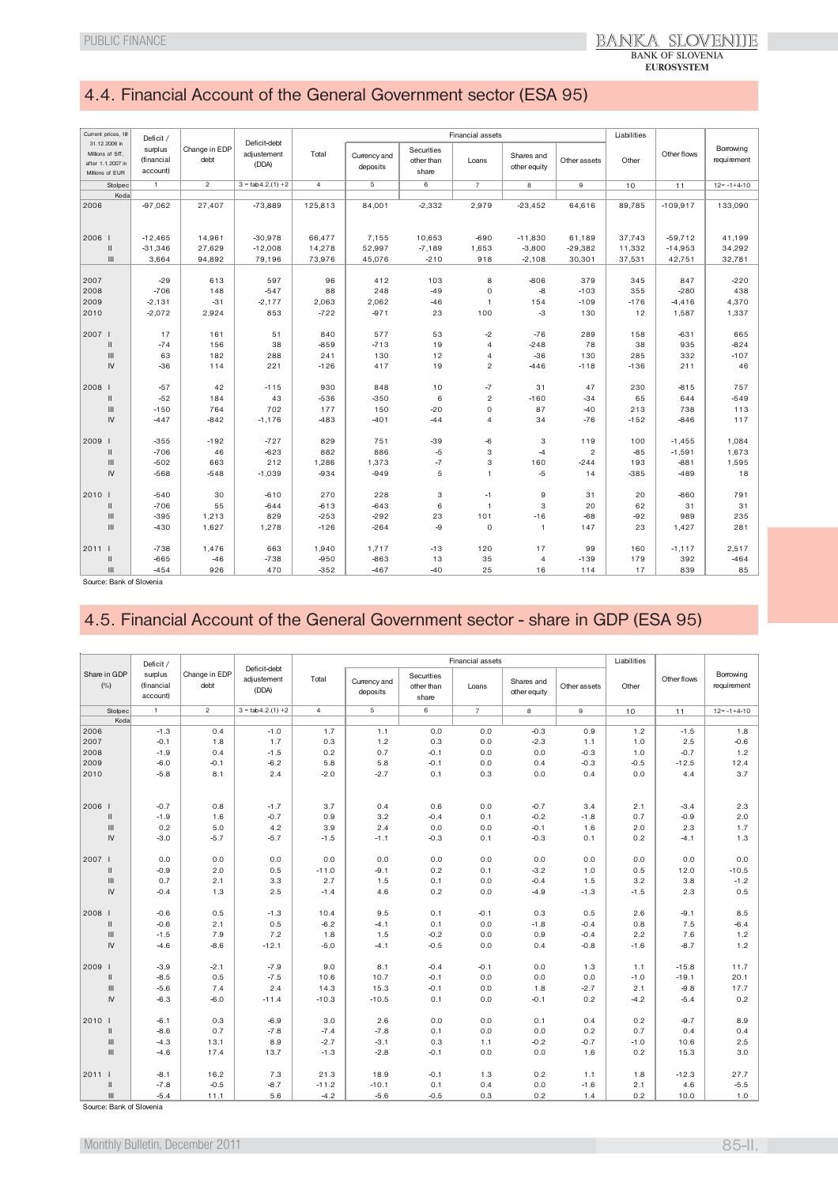## 4.4. Financial Account of the General Government sector (ESA 95)

| Current prices, till 31.12.2006 in Millions of SIT, after 1.1.2007 in Millions of EUR | Deficit / surplus (financial account) | Change in EDP debt | Deficit-debt adjustement (DDA) | Financial assets | | | | | | Liabilities | Other flows | Borrowing requirement |
|---|---|---|---|---|---|---|---|---|---|---|---|---|
| | | | | Total | Currency and deposits | Securities other than share | Loans | Shares and other equity | Other assets | Other | | |
| Stolpec | 1 | 2 | 3 = tab4.2.(1) +2 | 4 | 5 | 6 | 7 | 8 | 9 | 10 | 11 | 12= -1+4-10 |
| Koda | | | | | | | | | | | | |
| 2006 | -97,062 | 27,407 | -73,889 | 125,813 | 84,001 | -2,332 | 2,979 | -23,452 | 64,616 | 89,785 | -109,917 | 133,090 |
| 2006 I | -12,465 | 14,961 | -30,978 | 66,477 | 7,155 | 10,653 | -690 | -11,830 | 61,189 | 37,743 | -59,712 | 41,199 |
| II | -31,346 | 27,629 | -12,008 | 14,278 | 52,997 | -7,189 | 1,653 | -3,800 | -29,382 | 11,332 | -14,953 | 34,292 |
| III | 3,664 | 94,892 | 79,196 | 73,976 | 45,076 | -210 | 918 | -2,108 | 30,301 | 37,531 | 42,751 | 32,781 |
| 2007 | -29 | 613 | 597 | 96 | 412 | 103 | 8 | -806 | 379 | 345 | 847 | -220 |
| 2008 | -706 | 148 | -547 | 88 | 248 | -49 | 0 | -8 | -103 | 355 | -280 | 438 |
| 2009 | -2,131 | -31 | -2,177 | 2,063 | 2,062 | -46 | 1 | 154 | -109 | -176 | -4,416 | 4,370 |
| 2010 | -2,072 | 2,924 | 853 | -722 | -971 | 23 | 100 | -3 | 130 | 12 | 1,587 | 1,337 |
| 2007 I | 17 | 161 | 51 | 840 | 577 | 53 | -2 | -76 | 289 | 158 | -631 | 665 |
| II | -74 | 156 | 38 | -859 | -713 | 19 | 4 | -248 | 78 | 38 | 935 | -824 |
| III | 63 | 182 | 288 | 241 | 130 | 12 | 4 | -36 | 130 | 285 | 332 | -107 |
| IV | -36 | 114 | 221 | -126 | 417 | 19 | 2 | -446 | -118 | -136 | 211 | 46 |
| 2008 I | -57 | 42 | -115 | 930 | 848 | 10 | -7 | 31 | 47 | 230 | -815 | 757 |
| II | -52 | 184 | 43 | -536 | -350 | 6 | 2 | -160 | -34 | 65 | 644 | -549 |
| III | -150 | 764 | 702 | 177 | 150 | -20 | 0 | 87 | -40 | 213 | 738 | 113 |
| IV | -447 | -842 | -1,176 | -483 | -401 | -44 | 4 | 34 | -76 | -152 | -846 | 117 |
| 2009 I | -355 | -192 | -727 | 829 | 751 | -39 | -6 | 3 | 119 | 100 | -1,455 | 1,084 |
| II | -706 | 46 | -623 | 882 | 886 | -5 | 3 | -4 | 2 | -85 | -1,591 | 1,673 |
| III | -502 | 663 | 212 | 1,286 | 1,373 | -7 | 3 | 160 | -244 | 193 | -881 | 1,595 |
| IV | -568 | -548 | -1,039 | -934 | -949 | 5 | 1 | -5 | 14 | -385 | -489 | 18 |
| 2010 I | -540 | 30 | -610 | 270 | 228 | 3 | -1 | 9 | 31 | 20 | -860 | 791 |
| II | -706 | 55 | -644 | -613 | -643 | 6 | 1 | 3 | 20 | 62 | 31 | 31 |
| III | -395 | 1,213 | 829 | -253 | -292 | 23 | 101 | -16 | -68 | -92 | 989 | 235 |
| III | -430 | 1,627 | 1,278 | -126 | -264 | -9 | 0 | 1 | 147 | 23 | 1,427 | 281 |
| 2011 I | -738 | 1,476 | 663 | 1,940 | 1,717 | -13 | 120 | 17 | 99 | 160 | -1,117 | 2,517 |
| II | -665 | -46 | -738 | -950 | -863 | 13 | 35 | 4 | -139 | 179 | 392 | -464 |
| III | -454 | 926 | 470 | -352 | -467 | -40 | 25 | 16 | 114 | 17 | 839 | 85 |

Source: Bank of Slovenia

## 4.5. Financial Account of the General Government sector - share in GDP (ESA 95)

| Share in GDP (%) | Deficit / surplus (financial account) | Change in EDP debt | Deficit-debt adjustement (DDA) | Financial assets | | | | | | Liabilities | Other flows | Borrowing requirement |
|---|---|---|---|---|---|---|---|---|---|---|---|---|
| | | | | Total | Currency and deposits | Securities other than share | Loans | Shares and other equity | Other assets | Other | | |
| Stolpec | 1 | 2 | 3 = tab4.2.(1) +2 | 4 | 5 | 6 | 7 | 8 | 9 | 10 | 11 | 12= -1+4-10 |
| Koda | | | | | | | | | | | | |
| 2006 | -1.3 | 0.4 | -1.0 | 1.7 | 1.1 | 0.0 | 0.0 | -0.3 | 0.9 | 1.2 | -1.5 | 1.8 |
| 2007 | -0.1 | 1.8 | 1.7 | 0.3 | 1.2 | 0.3 | 0.0 | -2.3 | 1.1 | 1.0 | 2.5 | -0.6 |
| 2008 | -1.9 | 0.4 | -1.5 | 0.2 | 0.7 | -0.1 | 0.0 | 0.0 | -0.3 | 1.0 | -0.7 | 1.2 |
| 2009 | -6.0 | -0.1 | -6.2 | 5.8 | 5.8 | -0.1 | 0.0 | 0.4 | -0.3 | -0.5 | -12.5 | 12.4 |
| 2010 | -5.8 | 8.1 | 2.4 | -2.0 | -2.7 | 0.1 | 0.3 | 0.0 | 0.4 | 0.0 | 4.4 | 3.7 |
| 2006 I | -0.7 | 0.8 | -1.7 | 3.7 | 0.4 | 0.6 | 0.0 | -0.7 | 3.4 | 2.1 | -3.4 | 2.3 |
| II | -1.9 | 1.6 | -0.7 | 0.9 | 3.2 | -0.4 | 0.1 | -0.2 | -1.8 | 0.7 | -0.9 | 2.0 |
| III | 0.2 | 5.0 | 4.2 | 3.9 | 2.4 | 0.0 | 0.0 | -0.1 | 1.6 | 2.0 | 2.3 | 1.7 |
| IV | -3.0 | -5.7 | -5.7 | -1.5 | -1.1 | -0.3 | 0.1 | -0.3 | 0.1 | 0.2 | -4.1 | 1.3 |
| 2007 I | 0.0 | 0.0 | 0.0 | 0.0 | 0.0 | 0.0 | 0.0 | 0.0 | 0.0 | 0.0 | 0.0 | 0.0 |
| II | -0.9 | 2.0 | 0.5 | -11.0 | -9.1 | 0.2 | 0.1 | -3.2 | 1.0 | 0.5 | 12.0 | -10.5 |
| III | 0.7 | 2.1 | 3.3 | 2.7 | 1.5 | 0.1 | 0.0 | -0.4 | 1.5 | 3.2 | 3.8 | -1.2 |
| IV | -0.4 | 1.3 | 2.5 | -1.4 | 4.6 | 0.2 | 0.0 | -4.9 | -1.3 | -1.5 | 2.3 | 0.5 |
| 2008 I | -0.6 | 0.5 | -1.3 | 10.4 | 9.5 | 0.1 | -0.1 | 0.3 | 0.5 | 2.6 | -9.1 | 8.5 |
| II | -0.6 | 2.1 | 0.5 | -6.2 | -4.1 | 0.1 | 0.0 | -1.8 | -0.4 | 0.8 | 7.5 | -6.4 |
| III | -1.5 | 7.9 | 7.2 | 1.8 | 1.5 | -0.2 | 0.0 | 0.9 | -0.4 | 2.2 | 7.6 | 1.2 |
| IV | -4.6 | -8.6 | -12.1 | -5.0 | -4.1 | -0.5 | 0.0 | 0.4 | -0.8 | -1.6 | -8.7 | 1.2 |
| 2009 I | -3.9 | -2.1 | -7.9 | 9.0 | 8.1 | -0.4 | -0.1 | 0.0 | 1.3 | 1.1 | -15.8 | 11.7 |
| II | -8.5 | 0.5 | -7.5 | 10.6 | 10.7 | -0.1 | 0.0 | 0.0 | 0.0 | -1.0 | -19.1 | 20.1 |
| III | -5.6 | 7.4 | 2.4 | 14.3 | 15.3 | -0.1 | 0.0 | 1.8 | -2.7 | 2.1 | -9.8 | 17.7 |
| IV | -6.3 | -6.0 | -11.4 | -10.3 | -10.5 | 0.1 | 0.0 | -0.1 | 0.2 | -4.2 | -5.4 | 0.2 |
| 2010 I | -6.1 | 0.3 | -6.9 | 3.0 | 2.6 | 0.0 | 0.0 | 0.1 | 0.4 | 0.2 | -9.7 | 8.9 |
| II | -8.6 | 0.7 | -7.8 | -7.4 | -7.8 | 0.1 | 0.0 | 0.0 | 0.2 | 0.7 | 0.4 | 0.4 |
| III | -4.3 | 13.1 | 8.9 | -2.7 | -3.1 | 0.3 | 1.1 | -0.2 | -0.7 | -1.0 | 10.6 | 2.5 |
| III | -4.6 | 17.4 | 13.7 | -1.3 | -2.8 | -0.1 | 0.0 | 0.0 | 1.6 | 0.2 | 15.3 | 3.0 |
| 2011 I | -8.1 | 16.2 | 7.3 | 21.3 | 18.9 | -0.1 | 1.3 | 0.2 | 1.1 | 1.8 | -12.3 | 27.7 |
| II | -7.8 | -0.5 | -8.7 | -11.2 | -10.1 | 0.1 | 0.4 | 0.0 | -1.6 | 2.1 | 4.6 | -5.5 |
| III | -5.4 | 11.1 | 5.6 | -4.2 | -5.6 | -0.5 | 0.3 | 0.2 | 1.4 | 0.2 | 10.0 | 1.0 |

Source: Bank of Slovenia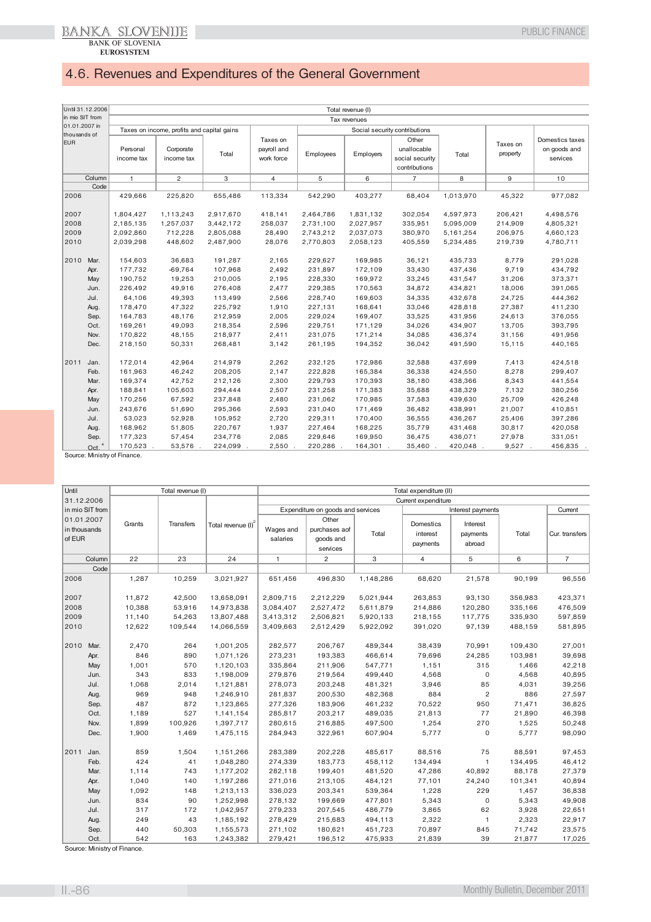# 4.6. Revenues and Expenditures of the General Government

| Until 31.12.2006 in mio SIT from 01.01.2007 in thousands of EUR | | Total revenue (I) | | | | | | | | | |
|---|---|---|---|---|---|---|---|---|---|---|---|
| | | Tax revenues | | | | | | | | | |
| | | Taxes on income, profits and capital gains | | | Taxes on payroll and work force | Social security contributions | | | | Taxes on property | Domestics taxes on goods and services |
| | | Personal income tax | Corporate income tax | Total | | Employees | Employers | Other unallocable social security contributions | Total | | |
| | Column | 1 | 2 | 3 | 4 | 5 | 6 | 7 | 8 | 9 | 10 |
| | Code | | | | | | | | | | |
| 2006 | | 429,666 | 225,820 | 655,486 | 113,334 | 542,290 | 403,277 | 68,404 | 1,013,970 | 45,322 | 977,082 |
| 2007 | | 1,804,427 | 1,113,243 | 2,917,670 | 418,141 | 2,464,786 | 1,831,132 | 302,054 | 4,597,973 | 206,421 | 4,498,576 |
| 2008 | | 2,185,135 | 1,257,037 | 3,442,172 | 258,037 | 2,731,100 | 2,027,957 | 335,951 | 5,095,009 | 214,909 | 4,805,321 |
| 2009 | | 2,092,860 | 712,228 | 2,805,088 | 28,490 | 2,743,212 | 2,037,073 | 380,970 | 5,161,254 | 206,975 | 4,660,123 |
| 2010 | | 2,039,298 | 448,602 | 2,487,900 | 28,076 | 2,770,803 | 2,058,123 | 405,559 | 5,234,485 | 219,739 | 4,780,711 |
| 2010 | Mar. | 154,603 | 36,683 | 191,287 | 2,165 | 229,627 | 169,985 | 36,121 | 435,733 | 8,779 | 291,028 |
| | Apr. | 177,732 | -69,764 | 107,968 | 2,492 | 231,897 | 172,109 | 33,430 | 437,436 | 9,719 | 434,792 |
| | May | 190,752 | 19,253 | 210,005 | 2,195 | 228,330 | 169,972 | 33,245 | 431,547 | 31,206 | 373,371 |
| | Jun. | 226,492 | 49,916 | 276,408 | 2,477 | 229,385 | 170,563 | 34,872 | 434,821 | 18,006 | 391,065 |
| | Jul. | 64,106 | 49,393 | 113,499 | 2,566 | 228,740 | 169,603 | 34,335 | 432,678 | 24,725 | 444,362 |
| | Aug. | 178,470 | 47,322 | 225,792 | 1,910 | 227,131 | 168,641 | 33,046 | 428,818 | 27,387 | 411,230 |
| | Sep. | 164,783 | 48,176 | 212,959 | 2,005 | 229,024 | 169,407 | 33,525 | 431,956 | 24,613 | 376,055 |
| | Oct. | 169,261 | 49,093 | 218,354 | 2,596 | 229,751 | 171,129 | 34,026 | 434,907 | 13,705 | 393,795 |
| | Nov. | 170,822 | 48,155 | 218,977 | 2,411 | 231,075 | 171,214 | 34,085 | 436,374 | 31,156 | 491,956 |
| | Dec. | 218,150 | 50,331 | 268,481 | 3,142 | 261,195 | 194,352 | 36,042 | 491,590 | 15,115 | 440,165 |
| 2011 | Jan. | 172,014 | 42,964 | 214,979 | 2,262 | 232,125 | 172,986 | 32,588 | 437,699 | 7,413 | 424,518 |
| | Feb. | 161,963 | 46,242 | 208,205 | 2,147 | 222,828 | 165,384 | 36,338 | 424,550 | 8,278 | 299,407 |
| | Mar. | 169,374 | 42,752 | 212,126 | 2,300 | 229,793 | 170,393 | 38,180 | 438,366 | 8,343 | 441,554 |
| | Apr. | 188,841 | 105,603 | 294,444 | 2,507 | 231,258 | 171,383 | 35,688 | 438,329 | 7,132 | 380,256 |
| | May | 170,256 | 67,592 | 237,848 | 2,480 | 231,062 | 170,985 | 37,583 | 439,630 | 25,709 | 426,248 |
| | Jun. | 243,676 | 51,690 | 295,366 | 2,593 | 231,040 | 171,469 | 36,482 | 438,991 | 21,007 | 410,851 |
| | Jul. | 53,023 | 52,928 | 105,952 | 2,720 | 229,311 | 170,400 | 36,555 | 436,267 | 25,406 | 397,286 |
| | Aug. | 168,962 | 51,805 | 220,767 | 1,937 | 227,464 | 168,225 | 35,779 | 431,468 | 30,817 | 420,058 |
| | Sep. | 177,323 | 57,454 | 234,776 | 2,085 | 229,646 | 169,950 | 36,475 | 436,071 | 27,978 | 331,051 |
| | Oct. [4] | 170,523 | 53,576 | 224,099 | 2,550 | 220,286 | 164,301 | 35,460 | 420,048 | 9,527 | 456,835 |

Source: Ministry of Finance.

| Until 31.12.2006 in mio SIT from 01.01.2007 in thousands of EUR | | Total revenue (I) | | | Total expenditure (II) | | | | | | |
|---|---|---|---|---|---|---|---|---|---|---|---|
| | | | | | Current expenditure | | | | | | |
| | | | | | Expenditure on goods and services | | | Interest payments | | | Current |
| | | Grants | Transfers | Total revenue (I)[2] | Wages and salaries | Other purchases aof goods and services | Total | Domestics interest payments | Interest payments abroad | Total | Cur. transfers |
| | Column | 22 | 23 | 24 | 1 | 2 | 3 | 4 | 5 | 6 | 7 |
| | Code | | | | | | | | | | |
| 2006 | | 1,287 | 10,259 | 3,021,927 | 651,456 | 496,830 | 1,148,286 | 68,620 | 21,578 | 90,199 | 96,556 |
| 2007 | | 11,872 | 42,500 | 13,658,091 | 2,809,715 | 2,212,229 | 5,021,944 | 263,853 | 93,130 | 356,983 | 423,371 |
| 2008 | | 10,388 | 53,916 | 14,973,838 | 3,084,407 | 2,527,472 | 5,611,879 | 214,886 | 120,280 | 335,166 | 476,509 |
| 2009 | | 11,140 | 54,263 | 13,807,488 | 3,413,312 | 2,506,821 | 5,920,133 | 218,155 | 117,775 | 335,930 | 597,859 |
| 2010 | | 12,622 | 109,544 | 14,066,559 | 3,409,663 | 2,512,429 | 5,922,092 | 391,020 | 97,139 | 488,159 | 581,895 |
| 2010 | Mar. | 2,470 | 264 | 1,001,205 | 282,577 | 206,767 | 489,344 | 38,439 | 70,991 | 109,430 | 27,001 |
| | Apr. | 846 | 890 | 1,071,126 | 273,231 | 193,383 | 466,614 | 79,696 | 24,285 | 103,981 | 39,698 |
| | May | 1,001 | 570 | 1,120,103 | 335,864 | 211,906 | 547,771 | 1,151 | 315 | 1,466 | 42,218 |
| | Jun. | 343 | 833 | 1,198,009 | 279,876 | 219,564 | 499,440 | 4,568 | 0 | 4,568 | 40,895 |
| | Jul. | 1,068 | 2,014 | 1,121,881 | 278,073 | 203,248 | 481,321 | 3,946 | 85 | 4,031 | 39,256 |
| | Aug. | 969 | 948 | 1,246,910 | 281,837 | 200,530 | 482,368 | 884 | 2 | 886 | 27,597 |
| | Sep. | 487 | 872 | 1,123,865 | 277,326 | 183,906 | 461,232 | 70,522 | 950 | 71,471 | 36,825 |
| | Oct. | 1,189 | 527 | 1,141,154 | 285,817 | 203,217 | 489,035 | 21,813 | 77 | 21,890 | 46,398 |
| | Nov. | 1,899 | 100,926 | 1,397,717 | 280,615 | 216,885 | 497,500 | 1,254 | 270 | 1,525 | 50,248 |
| | Dec. | 1,900 | 1,469 | 1,475,115 | 284,943 | 322,961 | 607,904 | 5,777 | 0 | 5,777 | 98,090 |
| 2011 | Jan. | 859 | 1,504 | 1,151,266 | 283,389 | 202,228 | 485,617 | 88,516 | 75 | 88,591 | 97,453 |
| | Feb. | 424 | 41 | 1,048,280 | 274,339 | 183,773 | 458,112 | 134,494 | 1 | 134,495 | 46,412 |
| | Mar. | 1,114 | 743 | 1,177,202 | 282,118 | 199,401 | 481,520 | 47,286 | 40,892 | 88,178 | 27,379 |
| | Apr. | 1,040 | 140 | 1,197,286 | 271,016 | 213,105 | 484,121 | 77,101 | 24,240 | 101,341 | 40,894 |
| | May | 1,092 | 148 | 1,213,113 | 336,023 | 203,341 | 539,364 | 1,228 | 229 | 1,457 | 36,838 |
| | Jun. | 834 | 90 | 1,252,998 | 278,132 | 199,669 | 477,801 | 5,343 | 0 | 5,343 | 49,908 |
| | Jul. | 317 | 172 | 1,042,957 | 279,233 | 207,545 | 486,779 | 3,865 | 62 | 3,928 | 22,651 |
| | Aug. | 249 | 43 | 1,185,192 | 278,429 | 215,683 | 494,113 | 2,322 | 1 | 2,323 | 22,917 |
| | Sep. | 440 | 50,303 | 1,155,573 | 271,102 | 180,621 | 451,723 | 70,897 | 845 | 71,742 | 23,575 |
| | Oct. | 542 | 163 | 1,243,382 | 279,421 | 196,512 | 475,933 | 21,839 | 39 | 21,877 | 17,025 |

Source: Ministry of Finance.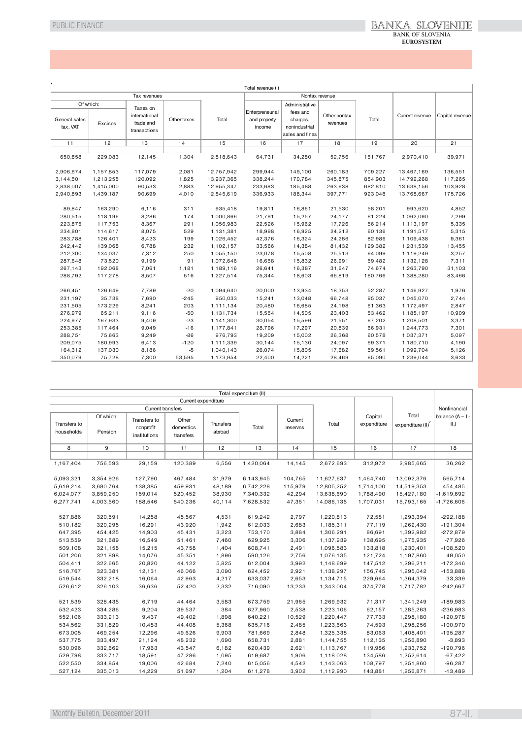| Total revenue (I) | | | | | | | | | | |
|---|---|---|---|---|---|---|---|---|---|---|
| Tax revenues | | | | | Nontax revenue | | | | Current revenue | Capital revenue |
| Of which: | | | | | | | | | | |
| General sales tax, VAT | Excises | Taxes on international trade and transactions | Other taxes | Total | Enterpreneurial and property income | Administrative fees and charges, nonindustrial sales and fines | Other nontax revenues | Total | | |
| 11 | 12 | 13 | 14 | 15 | 16 | 17 | 18 | 19 | 20 | 21 |
| 650,858 | 229,083 | 12,145 | 1,304 | 2,818,643 | 64,731 | 34,280 | 52,756 | 151,767 | 2,970,410 | 39,971 |
| 2,906,674 | 1,157,853 | 117,079 | 2,081 | 12,757,942 | 299,944 | 149,100 | 260,183 | 709,227 | 13,467,169 | 136,551 |
| 3,144,501 | 1,213,255 | 120,092 | 1,825 | 13,937,365 | 338,244 | 170,784 | 345,875 | 854,903 | 14,792,268 | 117,265 |
| 2,838,007 | 1,415,000 | 90,533 | 2,883 | 12,955,347 | 233,683 | 185,488 | 263,638 | 682,810 | 13,638,156 | 103,928 |
| 2,940,893 | 1,439,187 | 90,699 | 4,010 | 12,845,619 | 336,933 | 188,344 | 397,771 | 923,048 | 13,768,667 | 175,726 |
| 89,847 | 163,290 | 6,116 | 311 | 935,418 | 19,811 | 16,861 | 21,530 | 58,201 | 993,620 | 4,852 |
| 280,515 | 118,196 | 8,286 | 174 | 1,000,866 | 21,791 | 15,257 | 24,177 | 61,224 | 1,062,090 | 7,299 |
| 223,875 | 117,753 | 8,367 | 291 | 1,056,983 | 22,526 | 15,962 | 17,726 | 56,214 | 1,113,197 | 5,335 |
| 234,801 | 114,617 | 8,075 | 529 | 1,131,381 | 18,998 | 16,925 | 24,212 | 60,136 | 1,191,517 | 5,315 |
| 283,788 | 126,401 | 8,423 | 199 | 1,026,452 | 42,376 | 16,324 | 24,286 | 82,986 | 1,109,438 | 9,361 |
| 242,442 | 139,068 | 6,788 | 232 | 1,102,157 | 33,566 | 14,384 | 81,432 | 129,382 | 1,231,539 | 13,455 |
| 212,300 | 134,037 | 7,312 | 250 | 1,055,150 | 23,078 | 15,508 | 25,513 | 64,099 | 1,119,249 | 3,257 |
| 287,648 | 73,520 | 9,199 | 91 | 1,072,646 | 16,658 | 15,832 | 26,991 | 59,482 | 1,132,128 | 7,311 |
| 267,143 | 192,068 | 7,061 | 1,181 | 1,189,116 | 26,641 | 16,387 | 31,647 | 74,674 | 1,263,790 | 31,103 |
| 288,792 | 117,278 | 8,507 | 516 | 1,227,514 | 75,344 | 18,603 | 66,819 | 160,766 | 1,388,280 | 83,466 |
| 266,451 | 126,649 | 7,789 | -20 | 1,094,640 | 20,000 | 13,934 | 18,353 | 52,287 | 1,146,927 | 1,976 |
| 231,197 | 35,738 | 7,690 | -245 | 950,033 | 15,241 | 13,048 | 66,748 | 95,037 | 1,045,070 | 2,744 |
| 231,505 | 173,229 | 8,241 | 203 | 1,111,134 | 20,480 | 16,685 | 24,198 | 61,363 | 1,172,497 | 2,847 |
| 276,979 | 65,211 | 9,116 | -50 | 1,131,734 | 15,554 | 14,505 | 23,403 | 53,462 | 1,185,197 | 10,909 |
| 224,977 | 167,933 | 9,409 | -23 | 1,141,300 | 30,054 | 15,596 | 21,551 | 67,202 | 1,208,501 | 3,371 |
| 253,385 | 117,464 | 9,049 | -16 | 1,177,841 | 28,796 | 17,297 | 20,839 | 66,931 | 1,244,773 | 7,301 |
| 288,751 | 75,663 | 9,249 | -86 | 976,793 | 19,209 | 15,002 | 26,368 | 60,578 | 1,037,371 | 5,097 |
| 209,075 | 180,993 | 6,413 | -120 | 1,111,339 | 30,144 | 15,130 | 24,097 | 69,371 | 1,180,710 | 4,190 |
| 164,312 | 137,030 | 8,186 | -5 | 1,040,143 | 26,074 | 15,805 | 17,682 | 59,561 | 1,099,704 | 5,126 |
| 350,079 | 75,728 | 7,300 | 53,595 | 1,173,954 | 22,400 | 14,221 | 28,469 | 65,090 | 1,239,044 | 3,633 |

| Total expenditure (II) | | | | | | | | | | Nonfinancial balance (A = I.-II.) |
|---|---|---|---|---|---|---|---|---|---|---|
| Current expenditure | | | | | | | | Capital expenditure | Total expenditure (II)[2] | |
| Current transfers | | | | | | Current reserves | Total | | | |
| Transfers to households | Of which: Pension | Transfers to nonprofit institutions | Other domestics transfers | Transfers abroad | Total | | | | | |
| 8 | 9 | 10 | 11 | 12 | 13 | 14 | 15 | 16 | 17 | 18 |
| 1,167,404 | 756,593 | 29,159 | 120,389 | 6,556 | 1,420,064 | 14,145 | 2,672,693 | 312,972 | 2,985,665 | 36,262 |
| 5,093,321 | 3,354,926 | 127,790 | 467,484 | 31,979 | 6,143,945 | 104,765 | 11,627,637 | 1,464,740 | 13,092,376 | 565,714 |
| 5,619,214 | 3,680,764 | 138,385 | 459,931 | 48,189 | 6,742,228 | 115,979 | 12,805,252 | 1,714,100 | 14,519,353 | 454,485 |
| 6,024,077 | 3,859,250 | 159,014 | 520,452 | 38,930 | 7,340,332 | 42,294 | 13,638,690 | 1,788,490 | 15,427,180 | -1,619,692 |
| 6,277,741 | 4,003,560 | 188,546 | 540,236 | 40,114 | 7,628,532 | 47,351 | 14,086,135 | 1,707,031 | 15,793,165 | -1,726,606 |
| 527,886 | 320,591 | 14,258 | 45,567 | 4,531 | 619,242 | 2,797 | 1,220,813 | 72,581 | 1,293,394 | -292,188 |
| 510,182 | 320,295 | 16,291 | 43,920 | 1,942 | 612,033 | 2,683 | 1,185,311 | 77,119 | 1,262,430 | -191,304 |
| 647,395 | 454,425 | 14,903 | 45,431 | 3,223 | 753,170 | 3,884 | 1,306,291 | 86,691 | 1,392,982 | -272,879 |
| 513,559 | 321,689 | 16,549 | 51,461 | 7,460 | 629,925 | 3,306 | 1,137,239 | 138,695 | 1,275,935 | -77,926 |
| 509,108 | 321,158 | 15,215 | 43,758 | 1,404 | 608,741 | 2,491 | 1,096,583 | 133,818 | 1,230,401 | -108,520 |
| 501,206 | 321,898 | 14,076 | 45,351 | 1,896 | 590,126 | 2,756 | 1,076,135 | 121,724 | 1,197,860 | 49,050 |
| 504,411 | 322,665 | 20,820 | 44,122 | 5,825 | 612,004 | 3,992 | 1,148,699 | 147,512 | 1,296,211 | -172,346 |
| 516,767 | 323,381 | 12,131 | 46,066 | 3,090 | 624,452 | 2,921 | 1,138,297 | 156,745 | 1,295,042 | -153,888 |
| 519,544 | 332,218 | 16,064 | 42,963 | 4,217 | 633,037 | 2,653 | 1,134,715 | 229,664 | 1,364,379 | 33,339 |
| 526,612 | 326,103 | 36,636 | 52,420 | 2,332 | 716,090 | 13,233 | 1,343,004 | 374,778 | 1,717,782 | -242,667 |
| 521,539 | 328,435 | 6,719 | 44,464 | 3,583 | 673,759 | 21,965 | 1,269,932 | 71,317 | 1,341,249 | -189,983 |
| 532,423 | 334,286 | 9,204 | 39,537 | 384 | 627,960 | 2,538 | 1,223,106 | 62,157 | 1,285,263 | -236,983 |
| 552,106 | 333,213 | 9,437 | 49,402 | 1,898 | 640,221 | 10,529 | 1,220,447 | 77,733 | 1,298,180 | -120,978 |
| 534,562 | 331,829 | 10,483 | 44,408 | 5,368 | 635,716 | 2,485 | 1,223,663 | 74,593 | 1,298,256 | -100,970 |
| 673,005 | 469,254 | 12,296 | 49,626 | 9,903 | 781,669 | 2,848 | 1,325,338 | 83,063 | 1,408,401 | -195,287 |
| 537,775 | 333,497 | 21,124 | 48,232 | 1,690 | 658,731 | 2,881 | 1,144,755 | 112,135 | 1,256,890 | -3,893 |
| 530,096 | 332,662 | 17,963 | 43,547 | 6,182 | 620,439 | 2,621 | 1,113,767 | 119,986 | 1,233,752 | -190,796 |
| 529,798 | 333,717 | 18,591 | 47,286 | 1,095 | 619,687 | 1,906 | 1,118,028 | 134,586 | 1,252,614 | -67,422 |
| 522,550 | 334,854 | 19,006 | 42,684 | 7,240 | 615,056 | 4,542 | 1,143,063 | 108,797 | 1,251,860 | -96,287 |
| 527,124 | 335,013 | 14,229 | 51,697 | 1,204 | 611,278 | 3,902 | 1,112,990 | 143,881 | 1,256,871 | -13,489 |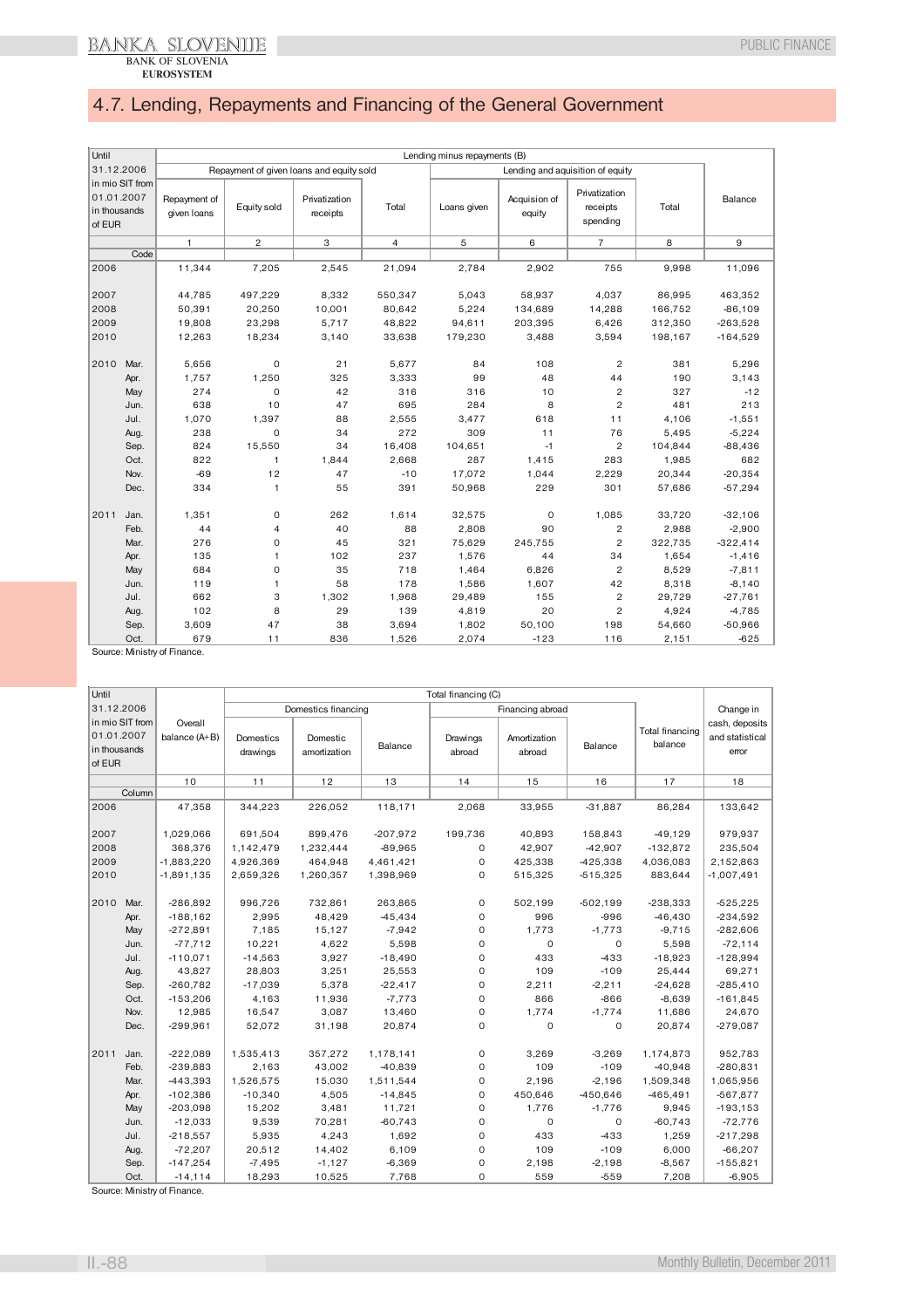# 4.7. Lending, Repayments and Financing of the General Government

| Until 31.12.2006 in mio SIT from 01.01.2007 in thousands of EUR | Lending minus repayments (B) | | | | | | | | |
|---|---|---|---|---|---|---|---|---|---|
| | Repayment of given loans and equity sold | | | | Lending and aquisition of equity | | | | Balance |
| | Repayment of given loans | Equity sold | Privatization receipts | Total | Loans given | Acquision of equity | Privatization receipts spending | Total | |
| Code | 1 | 2 | 3 | 4 | 5 | 6 | 7 | 8 | 9 |
| 2006 | 11,344 | 7,205 | 2,545 | 21,094 | 2,784 | 2,902 | 755 | 9,998 | 11,096 |
| 2007 | 44,785 | 497,229 | 8,332 | 550,347 | 5,043 | 58,937 | 4,037 | 86,995 | 463,352 |
| 2008 | 50,391 | 20,250 | 10,001 | 80,642 | 5,224 | 134,689 | 14,288 | 166,752 | -86,109 |
| 2009 | 19,808 | 23,298 | 5,717 | 48,822 | 94,611 | 203,395 | 6,426 | 312,350 | -263,528 |
| 2010 | 12,263 | 18,234 | 3,140 | 33,638 | 179,230 | 3,488 | 3,594 | 198,167 | -164,529 |
| 2010 Mar. | 5,656 | 0 | 21 | 5,677 | 84 | 108 | 2 | 381 | 5,296 |
| Apr. | 1,757 | 1,250 | 325 | 3,333 | 99 | 48 | 44 | 190 | 3,143 |
| May | 274 | 0 | 42 | 316 | 316 | 10 | 2 | 327 | -12 |
| Jun. | 638 | 10 | 47 | 695 | 284 | 8 | 2 | 481 | 213 |
| Jul. | 1,070 | 1,397 | 88 | 2,555 | 3,477 | 618 | 11 | 4,106 | -1,551 |
| Aug. | 238 | 0 | 34 | 272 | 309 | 11 | 76 | 5,495 | -5,224 |
| Sep. | 824 | 15,550 | 34 | 16,408 | 104,651 | -1 | 2 | 104,844 | -88,436 |
| Oct. | 822 | 1 | 1,844 | 2,668 | 287 | 1,415 | 283 | 1,985 | 682 |
| Nov. | -69 | 12 | 47 | -10 | 17,072 | 1,044 | 2,229 | 20,344 | -20,354 |
| Dec. | 334 | 1 | 55 | 391 | 50,968 | 229 | 301 | 57,686 | -57,294 |
| 2011 Jan. | 1,351 | 0 | 262 | 1,614 | 32,575 | 0 | 1,085 | 33,720 | -32,106 |
| Feb. | 44 | 4 | 40 | 88 | 2,808 | 90 | 2 | 2,988 | -2,900 |
| Mar. | 276 | 0 | 45 | 321 | 75,629 | 245,755 | 2 | 322,735 | -322,414 |
| Apr. | 135 | 1 | 102 | 237 | 1,576 | 44 | 34 | 1,654 | -1,416 |
| May | 684 | 0 | 35 | 718 | 1,464 | 6,826 | 2 | 8,529 | -7,811 |
| Jun. | 119 | 1 | 58 | 178 | 1,586 | 1,607 | 42 | 8,318 | -8,140 |
| Jul. | 662 | 3 | 1,302 | 1,968 | 29,489 | 155 | 2 | 29,729 | -27,761 |
| Aug. | 102 | 8 | 29 | 139 | 4,819 | 20 | 2 | 4,924 | -4,785 |
| Sep. | 3,609 | 47 | 38 | 3,694 | 1,802 | 50,100 | 198 | 54,660 | -50,966 |
| Oct. | 679 | 11 | 836 | 1,526 | 2,074 | -123 | 116 | 2,151 | -625 |

Source: Ministry of Finance.

| Until 31.12.2006 in mio SIT from 01.01.2007 in thousands of EUR | Overall balance (A+B) | Total financing (C) | | | | | | | Change in cash, deposits and statistical error |
|---|---|---|---|---|---|---|---|---|---|
| | | Domestics financing | | | Financing abroad | | | Total financing balance | |
| | | Domestics drawings | Domestic amortization | Balance | Drawings abroad | Amortization abroad | Balance | | |
| Column | 10 | 11 | 12 | 13 | 14 | 15 | 16 | 17 | 18 |
| 2006 | 47,358 | 344,223 | 226,052 | 118,171 | 2,068 | 33,955 | -31,887 | 86,284 | 133,642 |
| 2007 | 1,029,066 | 691,504 | 899,476 | -207,972 | 199,736 | 40,893 | 158,843 | -49,129 | 979,937 |
| 2008 | 368,376 | 1,142,479 | 1,232,444 | -89,965 | 0 | 42,907 | -42,907 | -132,872 | 235,504 |
| 2009 | -1,883,220 | 4,926,369 | 464,948 | 4,461,421 | 0 | 425,338 | -425,338 | 4,036,083 | 2,152,863 |
| 2010 | -1,891,135 | 2,659,326 | 1,260,357 | 1,398,969 | 0 | 515,325 | -515,325 | 883,644 | -1,007,491 |
| 2010 Mar. | -286,892 | 996,726 | 732,861 | 263,865 | 0 | 502,199 | -502,199 | -238,333 | -525,225 |
| Apr. | -188,162 | 2,995 | 48,429 | -45,434 | 0 | 996 | -996 | -46,430 | -234,592 |
| May | -272,891 | 7,185 | 15,127 | -7,942 | 0 | 1,773 | -1,773 | -9,715 | -282,606 |
| Jun. | -77,712 | 10,221 | 4,622 | 5,598 | 0 | 0 | 0 | 5,598 | -72,114 |
| Jul. | -110,071 | -14,563 | 3,927 | -18,490 | 0 | 433 | -433 | -18,923 | -128,994 |
| Aug. | 43,827 | 28,803 | 3,251 | 25,553 | 0 | 109 | -109 | 25,444 | 69,271 |
| Sep. | -260,782 | -17,039 | 5,378 | -22,417 | 0 | 2,211 | -2,211 | -24,628 | -285,410 |
| Oct. | -153,206 | 4,163 | 11,936 | -7,773 | 0 | 866 | -866 | -8,639 | -161,845 |
| Nov. | 12,985 | 16,547 | 3,087 | 13,460 | 0 | 1,774 | -1,774 | 11,686 | 24,670 |
| Dec. | -299,961 | 52,072 | 31,198 | 20,874 | 0 | 0 | 0 | 20,874 | -279,087 |
| 2011 Jan. | -222,089 | 1,535,413 | 357,272 | 1,178,141 | 0 | 3,269 | -3,269 | 1,174,873 | 952,783 |
| Feb. | -239,883 | 2,163 | 43,002 | -40,839 | 0 | 109 | -109 | -40,948 | -280,831 |
| Mar. | -443,393 | 1,526,575 | 15,030 | 1,511,544 | 0 | 2,196 | -2,196 | 1,509,348 | 1,065,956 |
| Apr. | -102,386 | -10,340 | 4,505 | -14,845 | 0 | 450,646 | -450,646 | -465,491 | -567,877 |
| May | -203,098 | 15,202 | 3,481 | 11,721 | 0 | 1,776 | -1,776 | 9,945 | -193,153 |
| Jun. | -12,033 | 9,539 | 70,281 | -60,743 | 0 | 0 | 0 | -60,743 | -72,776 |
| Jul. | -218,557 | 5,935 | 4,243 | 1,692 | 0 | 433 | -433 | 1,259 | -217,298 |
| Aug. | -72,207 | 20,512 | 14,402 | 6,109 | 0 | 109 | -109 | 6,000 | -66,207 |
| Sep. | -147,254 | -7,495 | -1,127 | -6,369 | 0 | 2,198 | -2,198 | -8,567 | -155,821 |
| Oct. | -14,114 | 18,293 | 10,525 | 7,768 | 0 | 559 | -559 | 7,208 | -6,905 |

Source: Ministry of Finance.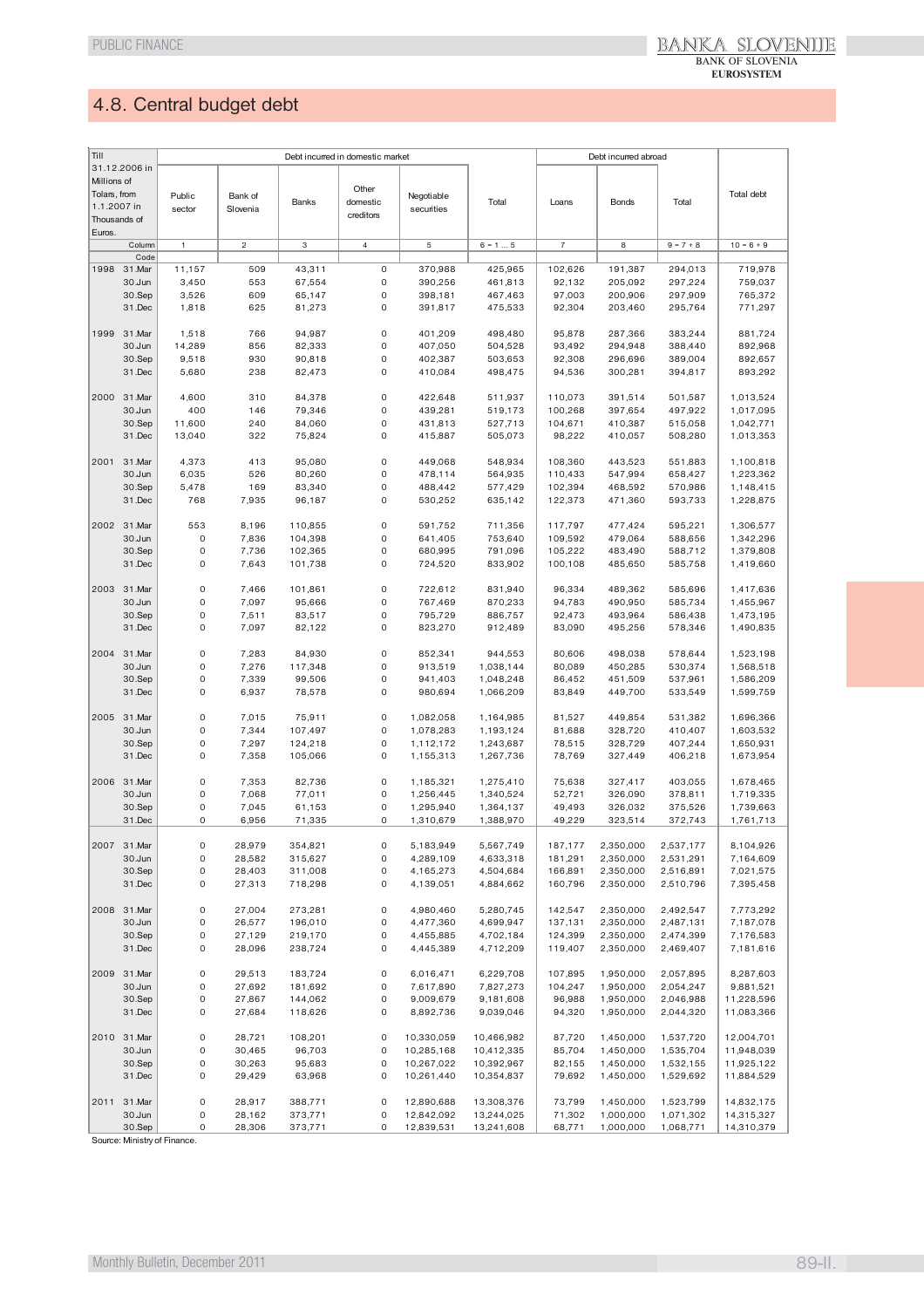## 4.8. Central budget debt

| Till 31.12.2006 in Millions of Tolars, from 1.1.2007 in Thousands of Euros. | | Debt incurred in domestic market | | | | | | Debt incurred abroad | | | Total debt |
|---|---|---|---|---|---|---|---|---|---|---|---|
| | | Public sector | Bank of Slovenia | Banks | Other domestic creditors | Negotiable securities | Total | Loans | Bonds | Total | |
| | Column | 1 | 2 | 3 | 4 | 5 | 6 = 1 ... 5 | 7 | 8 | 9 = 7 + 8 | 10 = 6 + 9 |
| | Code | | | | | | | | | | |
| 1998 | 31.Mar | 11,157 | 509 | 43,311 | 0 | 370,988 | 425,965 | 102,626 | 191,387 | 294,013 | 719,978 |
| | 30.Jun | 3,450 | 553 | 67,554 | 0 | 390,256 | 461,813 | 92,132 | 205,092 | 297,224 | 759,037 |
| | 30.Sep | 3,526 | 609 | 65,147 | 0 | 398,181 | 467,463 | 97,003 | 200,906 | 297,909 | 765,372 |
| | 31.Dec | 1,818 | 625 | 81,273 | 0 | 391,817 | 475,533 | 92,304 | 203,460 | 295,764 | 771,297 |
| 1999 | 31.Mar | 1,518 | 766 | 94,987 | 0 | 401,209 | 498,480 | 95,878 | 287,366 | 383,244 | 881,724 |
| | 30.Jun | 14,289 | 856 | 82,333 | 0 | 407,050 | 504,528 | 93,492 | 294,948 | 388,440 | 892,968 |
| | 30.Sep | 9,518 | 930 | 90,818 | 0 | 402,387 | 503,653 | 92,308 | 296,696 | 389,004 | 892,657 |
| | 31.Dec | 5,680 | 238 | 82,473 | 0 | 410,084 | 498,475 | 94,536 | 300,281 | 394,817 | 893,292 |
| 2000 | 31.Mar | 4,600 | 310 | 84,378 | 0 | 422,648 | 511,937 | 110,073 | 391,514 | 501,587 | 1,013,524 |
| | 30.Jun | 400 | 146 | 79,346 | 0 | 439,281 | 519,173 | 100,268 | 397,654 | 497,922 | 1,017,095 |
| | 30.Sep | 11,600 | 240 | 84,060 | 0 | 431,813 | 527,713 | 104,671 | 410,387 | 515,058 | 1,042,771 |
| | 31.Dec | 13,040 | 322 | 75,824 | 0 | 415,887 | 505,073 | 98,222 | 410,057 | 508,280 | 1,013,353 |
| 2001 | 31.Mar | 4,373 | 413 | 95,080 | 0 | 449,068 | 548,934 | 108,360 | 443,523 | 551,883 | 1,100,818 |
| | 30.Jun | 6,035 | 526 | 80,260 | 0 | 478,114 | 564,935 | 110,433 | 547,994 | 658,427 | 1,223,362 |
| | 30.Sep | 5,478 | 169 | 83,340 | 0 | 488,442 | 577,429 | 102,394 | 468,592 | 570,986 | 1,148,415 |
| | 31.Dec | 768 | 7,935 | 96,187 | 0 | 530,252 | 635,142 | 122,373 | 471,360 | 593,733 | 1,228,875 |
| 2002 | 31.Mar | 553 | 8,196 | 110,855 | 0 | 591,752 | 711,356 | 117,797 | 477,424 | 595,221 | 1,306,577 |
| | 30.Jun | 0 | 7,836 | 104,398 | 0 | 641,405 | 753,640 | 109,592 | 479,064 | 588,656 | 1,342,296 |
| | 30.Sep | 0 | 7,736 | 102,365 | 0 | 680,995 | 791,096 | 105,222 | 483,490 | 588,712 | 1,379,808 |
| | 31.Dec | 0 | 7,643 | 101,738 | 0 | 724,520 | 833,902 | 100,108 | 485,650 | 585,758 | 1,419,660 |
| 2003 | 31.Mar | 0 | 7,466 | 101,861 | 0 | 722,612 | 831,940 | 96,334 | 489,362 | 585,696 | 1,417,636 |
| | 30.Jun | 0 | 7,097 | 95,666 | 0 | 767,469 | 870,233 | 94,783 | 490,950 | 585,734 | 1,455,967 |
| | 30.Sep | 0 | 7,511 | 83,517 | 0 | 795,729 | 886,757 | 92,473 | 493,964 | 586,438 | 1,473,195 |
| | 31.Dec | 0 | 7,097 | 82,122 | 0 | 823,270 | 912,489 | 83,090 | 495,256 | 578,346 | 1,490,835 |
| 2004 | 31.Mar | 0 | 7,283 | 84,930 | 0 | 852,341 | 944,553 | 80,606 | 498,038 | 578,644 | 1,523,198 |
| | 30.Jun | 0 | 7,276 | 117,348 | 0 | 913,519 | 1,038,144 | 80,089 | 450,285 | 530,374 | 1,568,518 |
| | 30.Sep | 0 | 7,339 | 99,506 | 0 | 941,403 | 1,048,248 | 86,452 | 451,509 | 537,961 | 1,586,209 |
| | 31.Dec | 0 | 6,937 | 78,578 | 0 | 980,694 | 1,066,209 | 83,849 | 449,700 | 533,549 | 1,599,759 |
| 2005 | 31.Mar | 0 | 7,015 | 75,911 | 0 | 1,082,058 | 1,164,985 | 81,527 | 449,854 | 531,382 | 1,696,366 |
| | 30.Jun | 0 | 7,344 | 107,497 | 0 | 1,078,283 | 1,193,124 | 81,688 | 328,720 | 410,407 | 1,603,532 |
| | 30.Sep | 0 | 7,297 | 124,218 | 0 | 1,112,172 | 1,243,687 | 78,515 | 328,729 | 407,244 | 1,650,931 |
| | 31.Dec | 0 | 7,358 | 105,066 | 0 | 1,155,313 | 1,267,736 | 78,769 | 327,449 | 406,218 | 1,673,954 |
| 2006 | 31.Mar | 0 | 7,353 | 82,736 | 0 | 1,185,321 | 1,275,410 | 75,638 | 327,417 | 403,055 | 1,678,465 |
| | 30.Jun | 0 | 7,068 | 77,011 | 0 | 1,256,445 | 1,340,524 | 52,721 | 326,090 | 378,811 | 1,719,335 |
| | 30.Sep | 0 | 7,045 | 61,153 | 0 | 1,295,940 | 1,364,137 | 49,493 | 326,032 | 375,526 | 1,739,663 |
| | 31.Dec | 0 | 6,956 | 71,335 | 0 | 1,310,679 | 1,388,970 | 49,229 | 323,514 | 372,743 | 1,761,713 |
| 2007 | 31.Mar | 0 | 28,979 | 354,821 | 0 | 5,183,949 | 5,567,749 | 187,177 | 2,350,000 | 2,537,177 | 8,104,926 |
| | 30.Jun | 0 | 28,582 | 315,627 | 0 | 4,289,109 | 4,633,318 | 181,291 | 2,350,000 | 2,531,291 | 7,164,609 |
| | 30.Sep | 0 | 28,403 | 311,008 | 0 | 4,165,273 | 4,504,684 | 166,891 | 2,350,000 | 2,516,891 | 7,021,575 |
| | 31.Dec | 0 | 27,313 | 718,298 | 0 | 4,139,051 | 4,884,662 | 160,796 | 2,350,000 | 2,510,796 | 7,395,458 |
| 2008 | 31.Mar | 0 | 27,004 | 273,281 | 0 | 4,980,460 | 5,280,745 | 142,547 | 2,350,000 | 2,492,547 | 7,773,292 |
| | 30.Jun | 0 | 26,577 | 196,010 | 0 | 4,477,360 | 4,699,947 | 137,131 | 2,350,000 | 2,487,131 | 7,187,078 |
| | 30.Sep | 0 | 27,129 | 219,170 | 0 | 4,455,885 | 4,702,184 | 124,399 | 2,350,000 | 2,474,399 | 7,176,583 |
| | 31.Dec | 0 | 28,096 | 238,724 | 0 | 4,445,389 | 4,712,209 | 119,407 | 2,350,000 | 2,469,407 | 7,181,616 |
| 2009 | 31.Mar | 0 | 29,513 | 183,724 | 0 | 6,016,471 | 6,229,708 | 107,895 | 1,950,000 | 2,057,895 | 8,287,603 |
| | 30.Jun | 0 | 27,692 | 181,692 | 0 | 7,617,890 | 7,827,273 | 104,247 | 1,950,000 | 2,054,247 | 9,881,521 |
| | 30.Sep | 0 | 27,867 | 144,062 | 0 | 9,009,679 | 9,181,608 | 96,988 | 1,950,000 | 2,046,988 | 11,228,596 |
| | 31.Dec | 0 | 27,684 | 118,626 | 0 | 8,892,736 | 9,039,046 | 94,320 | 1,950,000 | 2,044,320 | 11,083,366 |
| 2010 | 31.Mar | 0 | 28,721 | 108,201 | 0 | 10,330,059 | 10,466,982 | 87,720 | 1,450,000 | 1,537,720 | 12,004,701 |
| | 30.Jun | 0 | 30,465 | 96,703 | 0 | 10,285,168 | 10,412,335 | 85,704 | 1,450,000 | 1,535,704 | 11,948,039 |
| | 30.Sep | 0 | 30,263 | 95,683 | 0 | 10,267,022 | 10,392,967 | 82,155 | 1,450,000 | 1,532,155 | 11,925,122 |
| | 31.Dec | 0 | 29,429 | 63,968 | 0 | 10,261,440 | 10,354,837 | 79,692 | 1,450,000 | 1,529,692 | 11,884,529 |
| 2011 | 31.Mar | 0 | 28,917 | 388,771 | 0 | 12,890,688 | 13,308,376 | 73,799 | 1,450,000 | 1,523,799 | 14,832,175 |
| | 30.Jun | 0 | 28,162 | 373,771 | 0 | 12,842,092 | 13,244,025 | 71,302 | 1,000,000 | 1,071,302 | 14,315,327 |
| | 30.Sep | 0 | 28,306 | 373,771 | 0 | 12,839,531 | 13,241,608 | 68,771 | 1,000,000 | 1,068,771 | 14,310,379 |

Source: Ministry of Finance.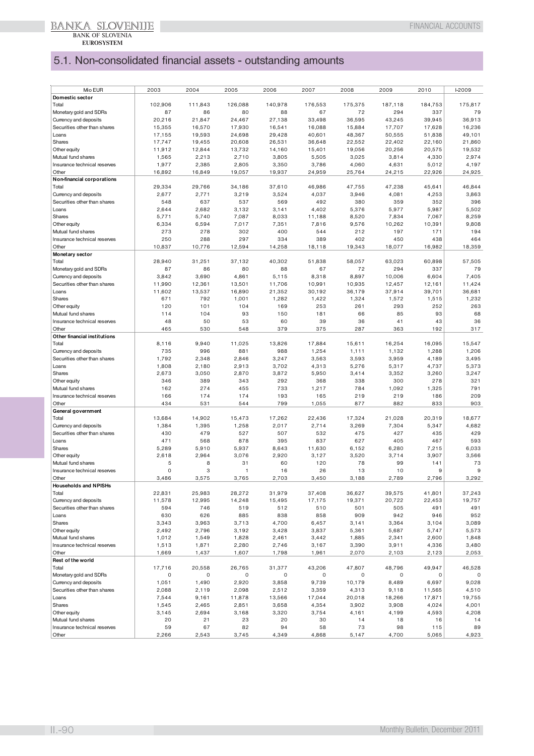## 5.1. Non-consolidated financial assets - outstanding amounts

| Mio EUR | 2003 | 2004 | 2005 | 2006 | 2007 | 2008 | 2009 | 2010 | I-2009 |
|---|---|---|---|---|---|---|---|---|---|
| **Domestic sector** | | | | | | | | | |
| Total | 102,906 | 111,843 | 126,088 | 140,978 | 176,553 | 175,375 | 187,118 | 184,753 | 175,817 |
| Monetary gold and SDRs | 87 | 86 | 80 | 88 | 67 | 72 | 294 | 337 | 79 |
| Currency and deposits | 20,216 | 21,847 | 24,467 | 27,138 | 33,498 | 36,595 | 43,245 | 39,945 | 36,913 |
| Securities other than shares | 15,355 | 16,570 | 17,930 | 16,541 | 16,088 | 15,884 | 17,707 | 17,628 | 16,236 |
| Loans | 17,155 | 19,593 | 24,698 | 29,428 | 40,601 | 48,367 | 50,555 | 51,838 | 49,101 |
| Shares | 17,747 | 19,455 | 20,608 | 26,531 | 36,648 | 22,552 | 22,402 | 22,160 | 21,860 |
| Other equity | 11,912 | 12,844 | 13,732 | 14,160 | 15,401 | 19,056 | 20,256 | 20,575 | 19,532 |
| Mutual fund shares | 1,565 | 2,213 | 2,710 | 3,805 | 5,505 | 3,025 | 3,814 | 4,330 | 2,974 |
| Insurance technical reserves | 1,977 | 2,385 | 2,805 | 3,350 | 3,786 | 4,060 | 4,631 | 5,012 | 4,197 |
| Other | 16,892 | 16,849 | 19,057 | 19,937 | 24,959 | 25,764 | 24,215 | 22,926 | 24,925 |
| **Non-financial corporations** | | | | | | | | | |
| Total | 29,334 | 29,766 | 34,186 | 37,610 | 46,986 | 47,755 | 47,238 | 45,641 | 46,844 |
| Currency and deposits | 2,677 | 2,771 | 3,219 | 3,524 | 4,037 | 3,946 | 4,081 | 4,253 | 3,863 |
| Securities other than shares | 548 | 637 | 537 | 569 | 492 | 380 | 359 | 352 | 396 |
| Loans | 2,644 | 2,682 | 3,132 | 3,141 | 4,402 | 5,376 | 5,977 | 5,987 | 5,502 |
| Shares | 5,771 | 5,740 | 7,087 | 8,033 | 11,188 | 8,520 | 7,834 | 7,067 | 8,259 |
| Other equity | 6,334 | 6,594 | 7,017 | 7,351 | 7,816 | 9,576 | 10,262 | 10,391 | 9,808 |
| Mutual fund shares | 273 | 278 | 302 | 400 | 544 | 212 | 197 | 171 | 194 |
| Insurance technical reserves | 250 | 288 | 297 | 334 | 389 | 402 | 450 | 438 | 464 |
| Other | 10,837 | 10,776 | 12,594 | 14,258 | 18,118 | 19,343 | 18,077 | 16,982 | 18,359 |
| **Monetary sector** | | | | | | | | | |
| Total | 28,940 | 31,251 | 37,132 | 40,302 | 51,838 | 58,057 | 63,023 | 60,898 | 57,505 |
| Monetary gold and SDRs | 87 | 86 | 80 | 88 | 67 | 72 | 294 | 337 | 79 |
| Currency and deposits | 3,842 | 3,690 | 4,861 | 5,115 | 8,318 | 8,897 | 10,006 | 6,604 | 7,405 |
| Securities other than shares | 11,990 | 12,361 | 13,501 | 11,706 | 10,991 | 10,935 | 12,457 | 12,161 | 11,424 |
| Loans | 11,602 | 13,537 | 16,890 | 21,352 | 30,192 | 36,179 | 37,914 | 39,701 | 36,681 |
| Shares | 671 | 792 | 1,001 | 1,282 | 1,422 | 1,324 | 1,572 | 1,515 | 1,232 |
| Other equity | 120 | 101 | 104 | 169 | 253 | 261 | 293 | 252 | 263 |
| Mutual fund shares | 114 | 104 | 93 | 150 | 181 | 66 | 85 | 93 | 68 |
| Insurance technical reserves | 48 | 50 | 53 | 60 | 39 | 36 | 41 | 43 | 36 |
| Other | 465 | 530 | 548 | 379 | 375 | 287 | 363 | 192 | 317 |
| **Other financial institutions** | | | | | | | | | |
| Total | 8,116 | 9,940 | 11,025 | 13,826 | 17,884 | 15,611 | 16,254 | 16,095 | 15,547 |
| Currency and deposits | 735 | 996 | 881 | 988 | 1,254 | 1,111 | 1,132 | 1,288 | 1,206 |
| Securities other than shares | 1,792 | 2,348 | 2,846 | 3,247 | 3,563 | 3,593 | 3,959 | 4,189 | 3,495 |
| Loans | 1,808 | 2,180 | 2,913 | 3,702 | 4,313 | 5,276 | 5,317 | 4,737 | 5,373 |
| Shares | 2,673 | 3,050 | 2,870 | 3,872 | 5,950 | 3,414 | 3,352 | 3,260 | 3,247 |
| Other equity | 346 | 389 | 343 | 292 | 368 | 338 | 300 | 278 | 321 |
| Mutual fund shares | 162 | 274 | 455 | 733 | 1,217 | 784 | 1,092 | 1,325 | 791 |
| Insurance technical reserves | 166 | 174 | 174 | 193 | 165 | 219 | 219 | 186 | 209 |
| Other | 434 | 531 | 544 | 799 | 1,055 | 877 | 882 | 833 | 903 |
| **General government** | | | | | | | | | |
| Total | 13,684 | 14,902 | 15,473 | 17,262 | 22,436 | 17,324 | 21,028 | 20,319 | 18,677 |
| Currency and deposits | 1,384 | 1,395 | 1,258 | 2,017 | 2,714 | 3,269 | 7,304 | 5,347 | 4,682 |
| Securities other than shares | 430 | 479 | 527 | 507 | 532 | 475 | 427 | 435 | 429 |
| Loans | 471 | 568 | 878 | 395 | 837 | 627 | 405 | 467 | 593 |
| Shares | 5,289 | 5,910 | 5,937 | 8,643 | 11,630 | 6,152 | 6,280 | 7,215 | 6,033 |
| Other equity | 2,618 | 2,964 | 3,076 | 2,920 | 3,127 | 3,520 | 3,714 | 3,907 | 3,566 |
| Mutual fund shares | 5 | 8 | 31 | 60 | 120 | 78 | 99 | 141 | 73 |
| Insurance technical reserves | 0 | 3 | 1 | 16 | 26 | 13 | 10 | 9 | 9 |
| Other | 3,486 | 3,575 | 3,765 | 2,703 | 3,450 | 3,188 | 2,789 | 2,796 | 3,292 |
| **Households and NPISHs** | | | | | | | | | |
| Total | 22,831 | 25,983 | 28,272 | 31,979 | 37,408 | 36,627 | 39,575 | 41,801 | 37,243 |
| Currency and deposits | 11,578 | 12,995 | 14,248 | 15,495 | 17,175 | 19,371 | 20,722 | 22,453 | 19,757 |
| Securities other than shares | 594 | 746 | 519 | 512 | 510 | 501 | 505 | 491 | 491 |
| Loans | 630 | 626 | 885 | 838 | 858 | 909 | 942 | 946 | 952 |
| Shares | 3,343 | 3,963 | 3,713 | 4,700 | 6,457 | 3,141 | 3,364 | 3,104 | 3,089 |
| Other equity | 2,492 | 2,796 | 3,192 | 3,428 | 3,837 | 5,361 | 5,687 | 5,747 | 5,573 |
| Mutual fund shares | 1,012 | 1,549 | 1,828 | 2,461 | 3,442 | 1,885 | 2,341 | 2,600 | 1,848 |
| Insurance technical reserves | 1,513 | 1,871 | 2,280 | 2,746 | 3,167 | 3,390 | 3,911 | 4,336 | 3,480 |
| Other | 1,669 | 1,437 | 1,607 | 1,798 | 1,961 | 2,070 | 2,103 | 2,123 | 2,053 |
| **Rest of the world** | | | | | | | | | |
| Total | 17,716 | 20,558 | 26,765 | 31,377 | 43,206 | 47,807 | 48,796 | 49,947 | 46,528 |
| Monetary gold and SDRs | 0 | 0 | 0 | 0 | 0 | 0 | 0 | 0 | 0 |
| Currency and deposits | 1,051 | 1,490 | 2,920 | 3,858 | 9,739 | 10,179 | 8,489 | 6,697 | 9,028 |
| Securities other than shares | 2,088 | 2,119 | 2,098 | 2,512 | 3,359 | 4,313 | 9,118 | 11,565 | 4,510 |
| Loans | 7,544 | 9,161 | 11,878 | 13,566 | 17,044 | 20,018 | 18,266 | 17,871 | 19,755 |
| Shares | 1,545 | 2,465 | 2,851 | 3,658 | 4,354 | 3,902 | 3,908 | 4,024 | 4,001 |
| Other equity | 3,145 | 2,694 | 3,168 | 3,320 | 3,754 | 4,161 | 4,199 | 4,593 | 4,208 |
| Mutual fund shares | 20 | 21 | 23 | 20 | 30 | 14 | 18 | 16 | 14 |
| Insurance technical reserves | 59 | 67 | 82 | 94 | 58 | 73 | 98 | 115 | 89 |
| Other | 2,266 | 2,543 | 3,745 | 4,349 | 4,868 | 5,147 | 4,700 | 5,065 | 4,923 |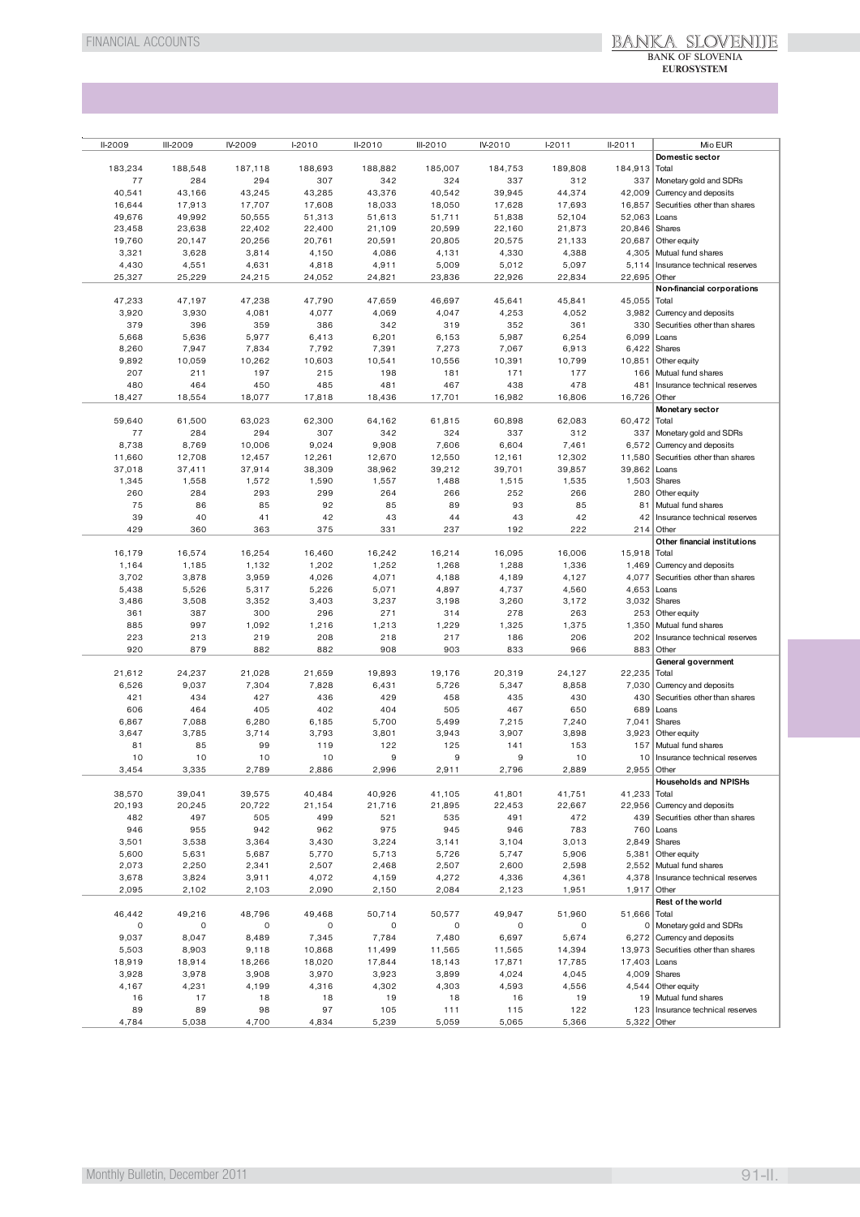| II-2009 | III-2009 | IV-2009 | I-2010 | II-2010 | III-2010 | IV-2010 | I-2011 | II-2011 | Mio EUR |
|---|---|---|---|---|---|---|---|---|---|
| | | | | | | | | | **Domestic sector** |
| 183,234 | 188,548 | 187,118 | 188,693 | 188,882 | 185,007 | 184,753 | 189,808 | 184,913 | Total |
| 77 | 284 | 294 | 307 | 342 | 324 | 337 | 312 | 337 | Monetary gold and SDRs |
| 40,541 | 43,166 | 43,245 | 43,285 | 43,376 | 40,542 | 39,945 | 44,374 | 42,009 | Currency and deposits |
| 16,644 | 17,913 | 17,707 | 17,608 | 18,033 | 18,050 | 17,628 | 17,693 | 16,857 | Securities other than shares |
| 49,676 | 49,992 | 50,555 | 51,313 | 51,613 | 51,711 | 51,838 | 52,104 | 52,063 | Loans |
| 23,458 | 23,638 | 22,402 | 22,400 | 21,109 | 20,599 | 22,160 | 21,873 | 20,846 | Shares |
| 19,760 | 20,147 | 20,256 | 20,761 | 20,591 | 20,805 | 20,575 | 21,133 | 20,687 | Other equity |
| 3,321 | 3,628 | 3,814 | 4,150 | 4,086 | 4,131 | 4,330 | 4,388 | 4,305 | Mutual fund shares |
| 4,430 | 4,551 | 4,631 | 4,818 | 4,911 | 5,009 | 5,012 | 5,097 | 5,114 | Insurance technical reserves |
| 25,327 | 25,229 | 24,215 | 24,052 | 24,821 | 23,836 | 22,926 | 22,834 | 22,695 | Other |
| | | | | | | | | | **Non-financial corporations** |
| 47,233 | 47,197 | 47,238 | 47,790 | 47,659 | 46,697 | 45,641 | 45,841 | 45,055 | Total |
| 3,920 | 3,930 | 4,081 | 4,077 | 4,069 | 4,047 | 4,253 | 4,052 | 3,982 | Currency and deposits |
| 379 | 396 | 359 | 386 | 342 | 319 | 352 | 361 | 330 | Securities other than shares |
| 5,668 | 5,636 | 5,977 | 6,413 | 6,201 | 6,153 | 5,987 | 6,254 | 6,099 | Loans |
| 8,260 | 7,947 | 7,834 | 7,792 | 7,391 | 7,273 | 7,067 | 6,913 | 6,422 | Shares |
| 9,892 | 10,059 | 10,262 | 10,603 | 10,541 | 10,556 | 10,391 | 10,799 | 10,851 | Other equity |
| 207 | 211 | 197 | 215 | 198 | 181 | 171 | 177 | 166 | Mutual fund shares |
| 480 | 464 | 450 | 485 | 481 | 467 | 438 | 478 | 481 | Insurance technical reserves |
| 18,427 | 18,554 | 18,077 | 17,818 | 18,436 | 17,701 | 16,982 | 16,806 | 16,726 | Other |
| | | | | | | | | | **Monetary sector** |
| 59,640 | 61,500 | 63,023 | 62,300 | 64,162 | 61,815 | 60,898 | 62,083 | 60,472 | Total |
| 77 | 284 | 294 | 307 | 342 | 324 | 337 | 312 | 337 | Monetary gold and SDRs |
| 8,738 | 8,769 | 10,006 | 9,024 | 9,908 | 7,606 | 6,604 | 7,461 | 6,572 | Currency and deposits |
| 11,660 | 12,708 | 12,457 | 12,261 | 12,670 | 12,550 | 12,161 | 12,302 | 11,580 | Securities other than shares |
| 37,018 | 37,411 | 37,914 | 38,309 | 38,962 | 39,212 | 39,701 | 39,857 | 39,862 | Loans |
| 1,345 | 1,558 | 1,572 | 1,590 | 1,557 | 1,488 | 1,515 | 1,535 | 1,503 | Shares |
| 260 | 284 | 293 | 299 | 264 | 266 | 252 | 266 | 280 | Other equity |
| 75 | 86 | 85 | 92 | 85 | 89 | 93 | 85 | 81 | Mutual fund shares |
| 39 | 40 | 41 | 42 | 43 | 44 | 43 | 42 | 42 | Insurance technical reserves |
| 429 | 360 | 363 | 375 | 331 | 237 | 192 | 222 | 214 | Other |
| | | | | | | | | | **Other financial institutions** |
| 16,179 | 16,574 | 16,254 | 16,460 | 16,242 | 16,214 | 16,095 | 16,006 | 15,918 | Total |
| 1,164 | 1,185 | 1,132 | 1,202 | 1,252 | 1,268 | 1,288 | 1,336 | 1,469 | Currency and deposits |
| 3,702 | 3,878 | 3,959 | 4,026 | 4,071 | 4,188 | 4,189 | 4,127 | 4,077 | Securities other than shares |
| 5,438 | 5,526 | 5,317 | 5,226 | 5,071 | 4,897 | 4,737 | 4,560 | 4,653 | Loans |
| 3,486 | 3,508 | 3,352 | 3,403 | 3,237 | 3,198 | 3,260 | 3,172 | 3,032 | Shares |
| 361 | 387 | 300 | 296 | 271 | 314 | 278 | 263 | 253 | Other equity |
| 885 | 997 | 1,092 | 1,216 | 1,213 | 1,229 | 1,325 | 1,375 | 1,350 | Mutual fund shares |
| 223 | 213 | 219 | 208 | 218 | 217 | 186 | 206 | 202 | Insurance technical reserves |
| 920 | 879 | 882 | 882 | 908 | 903 | 833 | 966 | 883 | Other |
| | | | | | | | | | **General government** |
| 21,612 | 24,237 | 21,028 | 21,659 | 19,893 | 19,176 | 20,319 | 24,127 | 22,235 | Total |
| 6,526 | 9,037 | 7,304 | 7,828 | 6,431 | 5,726 | 5,347 | 8,858 | 7,030 | Currency and deposits |
| 421 | 434 | 427 | 436 | 429 | 458 | 435 | 430 | 430 | Securities other than shares |
| 606 | 464 | 405 | 402 | 404 | 505 | 467 | 650 | 689 | Loans |
| 6,867 | 7,088 | 6,280 | 6,185 | 5,700 | 5,499 | 7,215 | 7,240 | 7,041 | Shares |
| 3,647 | 3,785 | 3,714 | 3,793 | 3,801 | 3,943 | 3,907 | 3,898 | 3,923 | Other equity |
| 81 | 85 | 99 | 119 | 122 | 125 | 141 | 153 | 157 | Mutual fund shares |
| 10 | 10 | 10 | 10 | 9 | 9 | 9 | 10 | 10 | Insurance technical reserves |
| 3,454 | 3,335 | 2,789 | 2,886 | 2,996 | 2,911 | 2,796 | 2,889 | 2,955 | Other |
| | | | | | | | | | **Households and NPISHs** |
| 38,570 | 39,041 | 39,575 | 40,484 | 40,926 | 41,105 | 41,801 | 41,751 | 41,233 | Total |
| 20,193 | 20,245 | 20,722 | 21,154 | 21,716 | 21,895 | 22,453 | 22,667 | 22,956 | Currency and deposits |
| 482 | 497 | 505 | 499 | 521 | 535 | 491 | 472 | 439 | Securities other than shares |
| 946 | 955 | 942 | 962 | 975 | 945 | 946 | 783 | 760 | Loans |
| 3,501 | 3,538 | 3,364 | 3,430 | 3,224 | 3,141 | 3,104 | 3,013 | 2,849 | Shares |
| 5,600 | 5,631 | 5,687 | 5,770 | 5,713 | 5,726 | 5,747 | 5,906 | 5,381 | Other equity |
| 2,073 | 2,250 | 2,341 | 2,507 | 2,468 | 2,507 | 2,600 | 2,598 | 2,552 | Mutual fund shares |
| 3,678 | 3,824 | 3,911 | 4,072 | 4,159 | 4,272 | 4,336 | 4,361 | 4,378 | Insurance technical reserves |
| 2,095 | 2,102 | 2,103 | 2,090 | 2,150 | 2,084 | 2,123 | 1,951 | 1,917 | Other |
| | | | | | | | | | **Rest of the world** |
| 46,442 | 49,216 | 48,796 | 49,468 | 50,714 | 50,577 | 49,947 | 51,960 | 51,666 | Total |
| 0 | 0 | 0 | 0 | 0 | 0 | 0 | 0 | 0 | Monetary gold and SDRs |
| 9,037 | 8,047 | 8,489 | 7,345 | 7,784 | 7,480 | 6,697 | 5,674 | 6,272 | Currency and deposits |
| 5,503 | 8,903 | 9,118 | 10,868 | 11,499 | 11,565 | 11,565 | 14,394 | 13,973 | Securities other than shares |
| 18,919 | 18,914 | 18,266 | 18,020 | 17,844 | 18,143 | 17,871 | 17,785 | 17,403 | Loans |
| 3,928 | 3,978 | 3,908 | 3,970 | 3,923 | 3,899 | 4,024 | 4,045 | 4,009 | Shares |
| 4,167 | 4,231 | 4,199 | 4,316 | 4,302 | 4,303 | 4,593 | 4,556 | 4,544 | Other equity |
| 16 | 17 | 18 | 18 | 19 | 18 | 16 | 19 | 19 | Mutual fund shares |
| 89 | 89 | 98 | 97 | 105 | 111 | 115 | 122 | 123 | Insurance technical reserves |
| 4,784 | 5,038 | 4,700 | 4,834 | 5,239 | 5,059 | 5,065 | 5,366 | 5,322 | Other |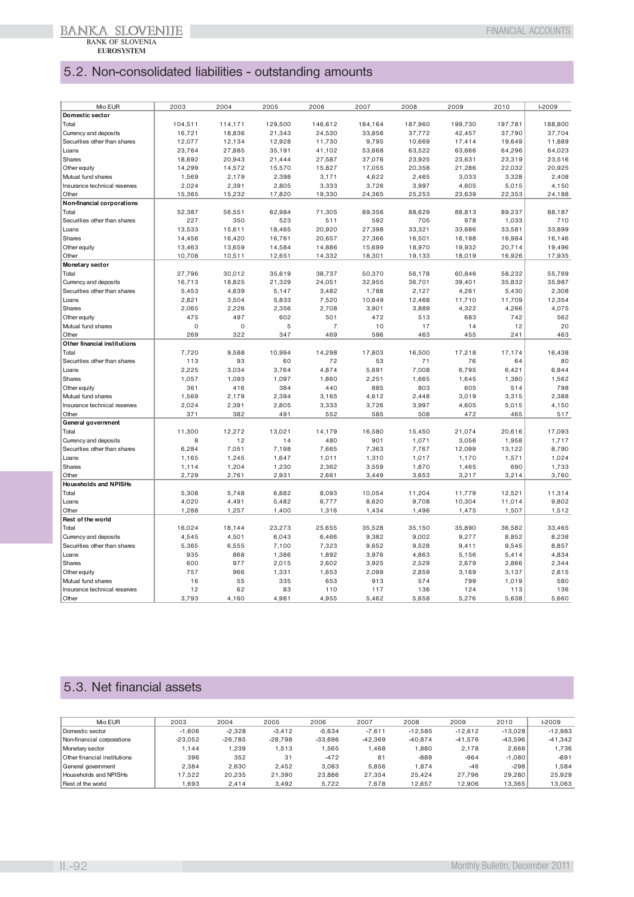## 5.2. Non-consolidated liabilities - outstanding amounts

| Mio EUR | 2003 | 2004 | 2005 | 2006 | 2007 | 2008 | 2009 | 2010 | I-2009 |
|---|---|---|---|---|---|---|---|---|---|
| **Domestic sector** | | | | | | | | | |
| Total | 104,511 | 114,171 | 129,500 | 146,612 | 184,164 | 187,960 | 199,730 | 197,781 | 188,800 |
| Currency and deposits | 16,721 | 18,836 | 21,343 | 24,530 | 33,856 | 37,772 | 42,457 | 37,790 | 37,704 |
| Securities other than shares | 12,077 | 12,134 | 12,928 | 11,730 | 9,795 | 10,669 | 17,414 | 19,649 | 11,889 |
| Loans | 23,764 | 27,885 | 35,191 | 41,102 | 53,668 | 63,522 | 63,666 | 64,296 | 64,023 |
| Shares | 18,692 | 20,943 | 21,444 | 27,587 | 37,076 | 23,925 | 23,631 | 23,319 | 23,516 |
| Other equity | 14,299 | 14,572 | 15,570 | 15,827 | 17,055 | 20,358 | 21,286 | 22,032 | 20,925 |
| Mutual fund shares | 1,569 | 2,179 | 2,398 | 3,171 | 4,622 | 2,465 | 3,033 | 3,328 | 2,408 |
| Insurance technical reserves | 2,024 | 2,391 | 2,805 | 3,333 | 3,726 | 3,997 | 4,605 | 5,015 | 4,150 |
| Other | 15,365 | 15,232 | 17,820 | 19,330 | 24,365 | 25,253 | 23,639 | 22,353 | 24,188 |
| **Non-financial corporations** | | | | | | | | | |
| Total | 52,387 | 56,551 | 62,984 | 71,305 | 89,356 | 88,629 | 88,813 | 89,237 | 88,187 |
| Securities other than shares | 227 | 350 | 523 | 511 | 592 | 705 | 978 | 1,033 | 710 |
| Loans | 13,533 | 15,611 | 18,465 | 20,920 | 27,398 | 33,321 | 33,686 | 33,581 | 33,899 |
| Shares | 14,456 | 16,420 | 16,761 | 20,657 | 27,366 | 16,501 | 16,198 | 16,984 | 16,146 |
| Other equity | 13,463 | 13,659 | 14,584 | 14,886 | 15,699 | 18,970 | 19,932 | 20,714 | 19,496 |
| Other | 10,708 | 10,511 | 12,651 | 14,332 | 18,301 | 19,133 | 18,019 | 16,926 | 17,935 |
| **Monetary sector** | | | | | | | | | |
| Total | 27,796 | 30,012 | 35,619 | 38,737 | 50,370 | 56,178 | 60,846 | 58,232 | 55,769 |
| Currency and deposits | 16,713 | 18,825 | 21,329 | 24,051 | 32,955 | 36,701 | 39,401 | 35,832 | 35,987 |
| Securities other than shares | 5,453 | 4,639 | 5,147 | 3,482 | 1,788 | 2,127 | 4,261 | 5,430 | 2,308 |
| Loans | 2,821 | 3,504 | 5,833 | 7,520 | 10,649 | 12,468 | 11,710 | 11,709 | 12,354 |
| Shares | 2,065 | 2,226 | 2,356 | 2,708 | 3,901 | 3,889 | 4,322 | 4,266 | 4,075 |
| Other equity | 475 | 497 | 602 | 501 | 472 | 513 | 683 | 742 | 562 |
| Mutual fund shares | 0 | 0 | 5 | 7 | 10 | 17 | 14 | 12 | 20 |
| Other | 269 | 322 | 347 | 469 | 596 | 463 | 455 | 241 | 463 |
| **Other financial institutions** | | | | | | | | | |
| Total | 7,720 | 9,588 | 10,994 | 14,298 | 17,803 | 16,500 | 17,218 | 17,174 | 16,438 |
| Securities other than shares | 113 | 93 | 60 | 72 | 53 | 71 | 76 | 64 | 80 |
| Loans | 2,225 | 3,034 | 3,764 | 4,874 | 5,691 | 7,008 | 6,795 | 6,421 | 6,944 |
| Shares | 1,057 | 1,093 | 1,097 | 1,860 | 2,251 | 1,665 | 1,645 | 1,380 | 1,562 |
| Other equity | 361 | 416 | 384 | 440 | 885 | 803 | 605 | 514 | 798 |
| Mutual fund shares | 1,569 | 2,179 | 2,394 | 3,165 | 4,612 | 2,448 | 3,019 | 3,315 | 2,388 |
| Insurance technical reserves | 2,024 | 2,391 | 2,805 | 3,333 | 3,726 | 3,997 | 4,605 | 5,015 | 4,150 |
| Other | 371 | 382 | 491 | 552 | 585 | 508 | 472 | 465 | 517 |
| **General government** | | | | | | | | | |
| Total | 11,300 | 12,272 | 13,021 | 14,179 | 16,580 | 15,450 | 21,074 | 20,616 | 17,093 |
| Currency and deposits | 8 | 12 | 14 | 480 | 901 | 1,071 | 3,056 | 1,958 | 1,717 |
| Securities other than shares | 6,284 | 7,051 | 7,198 | 7,665 | 7,363 | 7,767 | 12,099 | 13,122 | 8,790 |
| Loans | 1,165 | 1,245 | 1,647 | 1,011 | 1,310 | 1,017 | 1,170 | 1,571 | 1,024 |
| Shares | 1,114 | 1,204 | 1,230 | 2,362 | 3,559 | 1,870 | 1,465 | 690 | 1,733 |
| Other | 2,729 | 2,761 | 2,931 | 2,661 | 3,449 | 3,653 | 3,217 | 3,214 | 3,760 |
| **Households and NPISHs** | | | | | | | | | |
| Total | 5,308 | 5,748 | 6,882 | 8,093 | 10,054 | 11,204 | 11,779 | 12,521 | 11,314 |
| Loans | 4,020 | 4,491 | 5,482 | 6,777 | 8,620 | 9,708 | 10,304 | 11,014 | 9,802 |
| Other | 1,288 | 1,257 | 1,400 | 1,316 | 1,434 | 1,496 | 1,475 | 1,507 | 1,512 |
| **Rest of the world** | | | | | | | | | |
| Total | 16,024 | 18,144 | 23,273 | 25,655 | 35,528 | 35,150 | 35,890 | 36,582 | 33,465 |
| Currency and deposits | 4,545 | 4,501 | 6,043 | 6,466 | 9,382 | 9,002 | 9,277 | 8,852 | 8,238 |
| Securities other than shares | 5,365 | 6,555 | 7,100 | 7,323 | 9,652 | 9,528 | 9,411 | 9,545 | 8,857 |
| Loans | 935 | 868 | 1,386 | 1,892 | 3,976 | 4,863 | 5,156 | 5,414 | 4,834 |
| Shares | 600 | 977 | 2,015 | 2,602 | 3,925 | 2,529 | 2,679 | 2,866 | 2,344 |
| Other equity | 757 | 966 | 1,331 | 1,653 | 2,099 | 2,859 | 3,169 | 3,137 | 2,815 |
| Mutual fund shares | 16 | 55 | 335 | 653 | 913 | 574 | 799 | 1,019 | 580 |
| Insurance technical reserves | 12 | 62 | 83 | 110 | 117 | 136 | 124 | 113 | 136 |
| Other | 3,793 | 4,160 | 4,981 | 4,955 | 5,462 | 5,658 | 5,276 | 5,638 | 5,660 |

## 5.3. Net financial assets

| Mio EUR | 2003 | 2004 | 2005 | 2006 | 2007 | 2008 | 2009 | 2010 | I-2009 |
|---|---|---|---|---|---|---|---|---|---|
| Domestic sector | -1,606 | -2,328 | -3,412 | -5,634 | -7,611 | -12,585 | -12,612 | -13,028 | -12,983 |
| Non-financial corporations | -23,052 | -26,785 | -28,798 | -33,696 | -42,369 | -40,874 | -41,576 | -43,596 | -41,342 |
| Monetary sector | 1,144 | 1,239 | 1,513 | 1,565 | 1,468 | 1,880 | 2,178 | 2,666 | 1,736 |
| Other financial institutions | 396 | 352 | 31 | -472 | 81 | -889 | -964 | -1,080 | -891 |
| General government | 2,384 | 2,630 | 2,452 | 3,083 | 5,856 | 1,874 | -46 | -298 | 1,584 |
| Households and NPISHs | 17,522 | 20,235 | 21,390 | 23,886 | 27,354 | 25,424 | 27,796 | 29,280 | 25,929 |
| Rest of the world | 1,693 | 2,414 | 3,492 | 5,722 | 7,678 | 12,657 | 12,906 | 13,365 | 13,063 |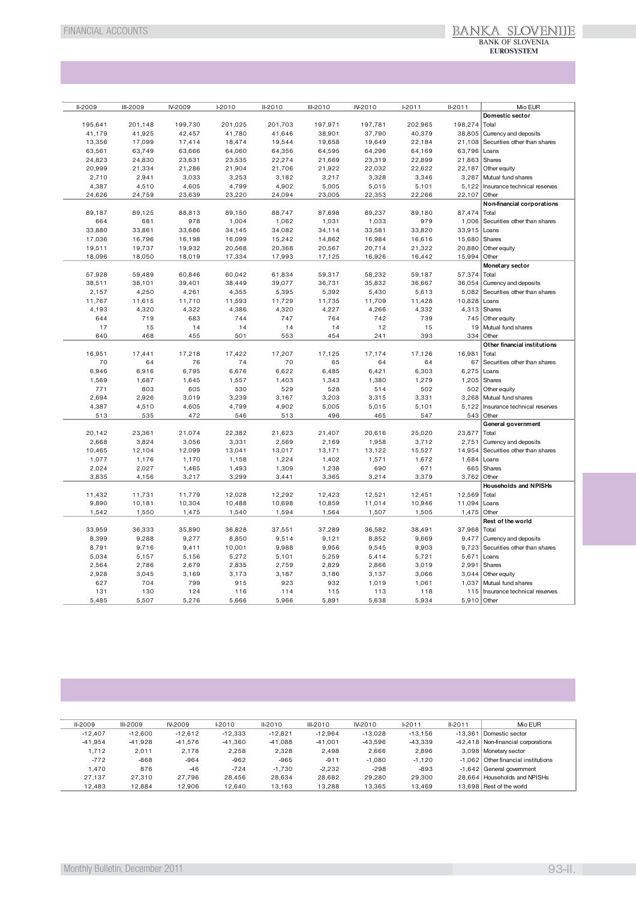| II-2009 | III-2009 | IV-2009 | I-2010 | II-2010 | III-2010 | IV-2010 | I-2011 | II-2011 | Mio EUR |
|---|---|---|---|---|---|---|---|---|---|
| | | | | | | | | | **Domestic sector** |
| 195,641 | 201,148 | 199,730 | 201,025 | 201,703 | 197,971 | 197,781 | 202,965 | 198,274 | Total |
| 41,179 | 41,925 | 42,457 | 41,780 | 41,646 | 38,901 | 37,790 | 40,379 | 38,805 | Currency and deposits |
| 13,356 | 17,099 | 17,414 | 18,474 | 19,544 | 19,658 | 19,649 | 22,184 | 21,108 | Securities other than shares |
| 63,561 | 63,749 | 63,666 | 64,060 | 64,356 | 64,595 | 64,296 | 64,169 | 63,796 | Loans |
| 24,823 | 24,830 | 23,631 | 23,535 | 22,274 | 21,669 | 23,319 | 22,899 | 21,863 | Shares |
| 20,999 | 21,334 | 21,286 | 21,904 | 21,706 | 21,922 | 22,032 | 22,622 | 22,187 | Other equity |
| 2,710 | 2,941 | 3,033 | 3,253 | 3,182 | 3,217 | 3,328 | 3,346 | 3,287 | Mutual fund shares |
| 4,387 | 4,510 | 4,605 | 4,799 | 4,902 | 5,005 | 5,015 | 5,101 | 5,122 | Insurance technical reserves |
| 24,626 | 24,759 | 23,639 | 23,220 | 24,094 | 23,005 | 22,353 | 22,266 | 22,107 | Other |
| | | | | | | | | | **Non-financial corporations** |
| 89,187 | 89,125 | 88,813 | 89,150 | 88,747 | 87,698 | 89,237 | 89,180 | 87,474 | Total |
| 664 | 681 | 978 | 1,004 | 1,062 | 1,031 | 1,033 | 979 | 1,006 | Securities other than shares |
| 33,880 | 33,861 | 33,686 | 34,145 | 34,082 | 34,114 | 33,581 | 33,820 | 33,915 | Loans |
| 17,036 | 16,796 | 16,198 | 16,099 | 15,242 | 14,862 | 16,984 | 16,616 | 15,680 | Shares |
| 19,511 | 19,737 | 19,932 | 20,568 | 20,368 | 20,567 | 20,714 | 21,322 | 20,880 | Other equity |
| 18,096 | 18,050 | 18,019 | 17,334 | 17,993 | 17,125 | 16,926 | 16,442 | 15,994 | Other |
| | | | | | | | | | **Monetary sector** |
| 57,928 | 59,489 | 60,846 | 60,042 | 61,834 | 59,317 | 58,232 | 59,187 | 57,374 | Total |
| 38,511 | 38,101 | 39,401 | 38,449 | 39,077 | 36,731 | 35,832 | 36,667 | 36,054 | Currency and deposits |
| 2,157 | 4,250 | 4,261 | 4,355 | 5,395 | 5,392 | 5,430 | 5,613 | 5,082 | Securities other than shares |
| 11,767 | 11,615 | 11,710 | 11,593 | 11,729 | 11,735 | 11,709 | 11,428 | 10,828 | Loans |
| 4,193 | 4,320 | 4,322 | 4,386 | 4,320 | 4,227 | 4,266 | 4,332 | 4,313 | Shares |
| 644 | 719 | 683 | 744 | 747 | 764 | 742 | 739 | 745 | Other equity |
| 17 | 15 | 14 | 14 | 14 | 14 | 12 | 15 | 19 | Mutual fund shares |
| 640 | 468 | 455 | 501 | 553 | 454 | 241 | 393 | 334 | Other |
| | | | | | | | | | **Other financial institutions** |
| 16,951 | 17,441 | 17,218 | 17,422 | 17,207 | 17,125 | 17,174 | 17,126 | 16,981 | Total |
| 70 | 64 | 76 | 74 | 70 | 65 | 64 | 64 | 67 | Securities other than shares |
| 6,946 | 6,916 | 6,795 | 6,676 | 6,622 | 6,485 | 6,421 | 6,303 | 6,275 | Loans |
| 1,569 | 1,687 | 1,645 | 1,557 | 1,403 | 1,343 | 1,380 | 1,279 | 1,205 | Shares |
| 771 | 803 | 605 | 530 | 529 | 528 | 514 | 502 | 502 | Other equity |
| 2,694 | 2,926 | 3,019 | 3,239 | 3,167 | 3,203 | 3,315 | 3,331 | 3,268 | Mutual fund shares |
| 4,387 | 4,510 | 4,605 | 4,799 | 4,902 | 5,005 | 5,015 | 5,101 | 5,122 | Insurance technical reserves |
| 513 | 535 | 472 | 546 | 513 | 496 | 465 | 547 | 543 | Other |
| | | | | | | | | | **General government** |
| 20,142 | 23,361 | 21,074 | 22,382 | 21,623 | 21,407 | 20,616 | 25,020 | 23,877 | Total |
| 2,668 | 3,824 | 3,056 | 3,331 | 2,569 | 2,169 | 1,958 | 3,712 | 2,751 | Currency and deposits |
| 10,465 | 12,104 | 12,099 | 13,041 | 13,017 | 13,171 | 13,122 | 15,527 | 14,954 | Securities other than shares |
| 1,077 | 1,176 | 1,170 | 1,158 | 1,224 | 1,402 | 1,571 | 1,672 | 1,684 | Loans |
| 2,024 | 2,027 | 1,465 | 1,493 | 1,309 | 1,238 | 690 | 671 | 665 | Shares |
| 3,835 | 4,156 | 3,217 | 3,299 | 3,441 | 3,365 | 3,214 | 3,379 | 3,762 | Other |
| | | | | | | | | | **Households and NPISHs** |
| 11,432 | 11,731 | 11,779 | 12,028 | 12,292 | 12,423 | 12,521 | 12,451 | 12,569 | Total |
| 9,890 | 10,181 | 10,304 | 10,488 | 10,698 | 10,859 | 11,014 | 10,946 | 11,094 | Loans |
| 1,542 | 1,550 | 1,475 | 1,540 | 1,594 | 1,564 | 1,507 | 1,505 | 1,475 | Other |
| | | | | | | | | | **Rest of the world** |
| 33,959 | 36,333 | 35,890 | 36,828 | 37,551 | 37,289 | 36,582 | 38,491 | 37,968 | Total |
| 8,399 | 9,288 | 9,277 | 8,850 | 9,514 | 9,121 | 8,852 | 9,669 | 9,477 | Currency and deposits |
| 8,791 | 9,716 | 9,411 | 10,001 | 9,988 | 9,956 | 9,545 | 9,903 | 9,723 | Securities other than shares |
| 5,034 | 5,157 | 5,156 | 5,272 | 5,101 | 5,259 | 5,414 | 5,721 | 5,671 | Loans |
| 2,564 | 2,786 | 2,679 | 2,835 | 2,759 | 2,829 | 2,866 | 3,019 | 2,991 | Shares |
| 2,928 | 3,045 | 3,169 | 3,173 | 3,187 | 3,186 | 3,137 | 3,066 | 3,044 | Other equity |
| 627 | 704 | 799 | 915 | 923 | 932 | 1,019 | 1,061 | 1,037 | Mutual fund shares |
| 131 | 130 | 124 | 116 | 114 | 115 | 113 | 118 | 115 | Insurance technical reserves |
| 5,485 | 5,507 | 5,276 | 5,666 | 5,966 | 5,891 | 5,638 | 5,934 | 5,910 | Other |

| II-2009 | III-2009 | IV-2009 | I-2010 | II-2010 | III-2010 | IV-2010 | I-2011 | II-2011 | Mio EUR |
|---|---|---|---|---|---|---|---|---|---|
| -12,407 | -12,600 | -12,612 | -12,333 | -12,821 | -12,964 | -13,028 | -13,156 | -13,361 | Domestic sector |
| -41,954 | -41,928 | -41,576 | -41,360 | -41,088 | -41,001 | -43,596 | -43,339 | -42,418 | Non-financial corporations |
| 1,712 | 2,011 | 2,178 | 2,258 | 2,328 | 2,498 | 2,666 | 2,896 | 3,098 | Monetary sector |
| -772 | -868 | -964 | -962 | -965 | -911 | -1,080 | -1,120 | -1,062 | Other financial institutions |
| 1,470 | 876 | -46 | -724 | -1,730 | -2,232 | -298 | -893 | -1,642 | General government |
| 27,137 | 27,310 | 27,796 | 28,456 | 28,634 | 28,682 | 29,280 | 29,300 | 28,664 | Households and NPISHs |
| 12,483 | 12,884 | 12,906 | 12,640 | 13,163 | 13,288 | 13,365 | 13,469 | 13,698 | Rest of the world |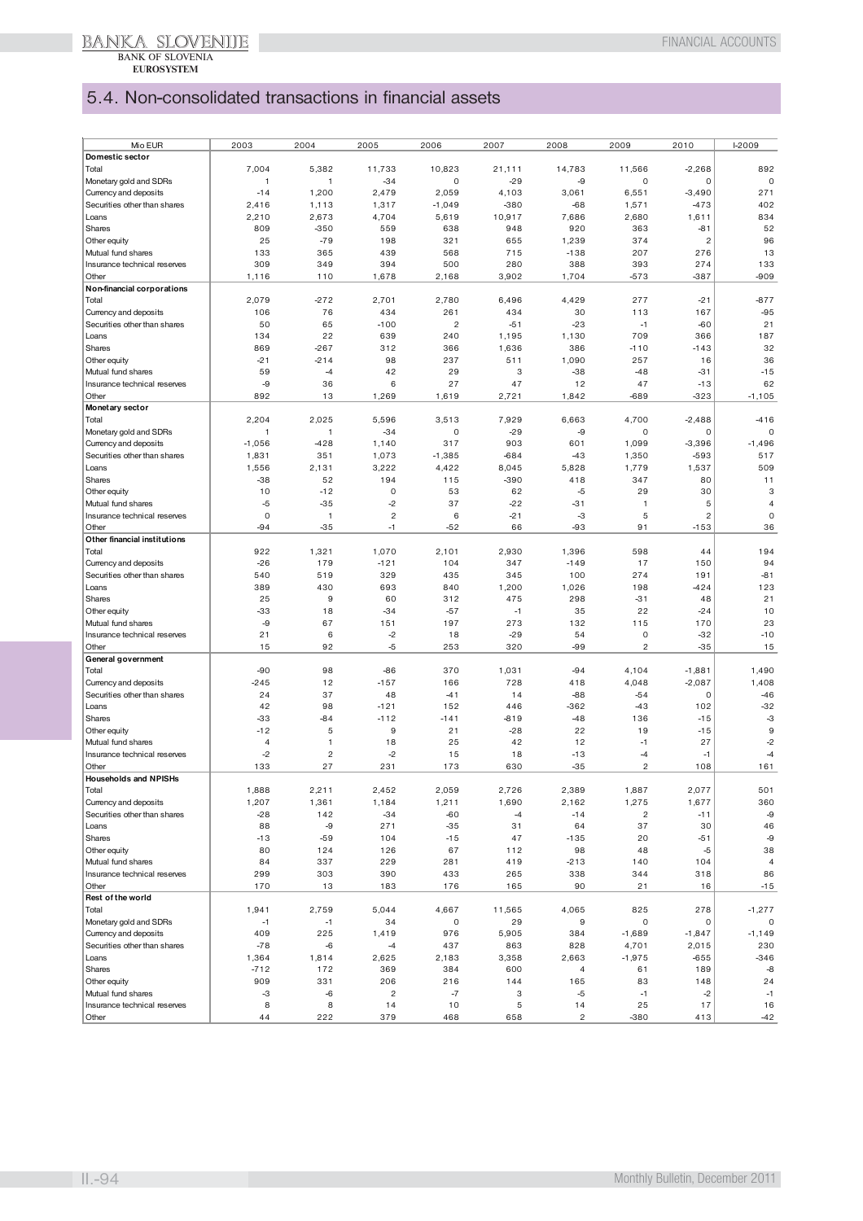## 5.4. Non-consolidated transactions in financial assets

| Mio EUR | 2003 | 2004 | 2005 | 2006 | 2007 | 2008 | 2009 | 2010 | I-2009 |
|---|---|---|---|---|---|---|---|---|---|
| **Domestic sector** | | | | | | | | | |
| Total | 7,004 | 5,382 | 11,733 | 10,823 | 21,111 | 14,783 | 11,566 | -2,268 | 892 |
| Monetary gold and SDRs | 1 | 1 | -34 | 0 | -29 | -9 | 0 | 0 | 0 |
| Currency and deposits | -14 | 1,200 | 2,479 | 2,059 | 4,103 | 3,061 | 6,551 | -3,490 | 271 |
| Securities other than shares | 2,416 | 1,113 | 1,317 | -1,049 | -380 | -68 | 1,571 | -473 | 402 |
| Loans | 2,210 | 2,673 | 4,704 | 5,619 | 10,917 | 7,686 | 2,680 | 1,611 | 834 |
| Shares | 809 | -350 | 559 | 638 | 948 | 920 | 363 | -81 | 52 |
| Other equity | 25 | -79 | 198 | 321 | 655 | 1,239 | 374 | 2 | 96 |
| Mutual fund shares | 133 | 365 | 439 | 568 | 715 | -138 | 207 | 276 | 13 |
| Insurance technical reserves | 309 | 349 | 394 | 500 | 280 | 388 | 393 | 274 | 133 |
| Other | 1,116 | 110 | 1,678 | 2,168 | 3,902 | 1,704 | -573 | -387 | -909 |
| **Non-financial corporations** | | | | | | | | | |
| Total | 2,079 | -272 | 2,701 | 2,780 | 6,496 | 4,429 | 277 | -21 | -877 |
| Currency and deposits | 106 | 76 | 434 | 261 | 434 | 30 | 113 | 167 | -95 |
| Securities other than shares | 50 | 65 | -100 | 2 | -51 | -23 | -1 | -60 | 21 |
| Loans | 134 | 22 | 639 | 240 | 1,195 | 1,130 | 709 | 366 | 187 |
| Shares | 869 | -267 | 312 | 366 | 1,636 | 386 | -110 | -143 | 32 |
| Other equity | -21 | -214 | 98 | 237 | 511 | 1,090 | 257 | 16 | 36 |
| Mutual fund shares | 59 | -4 | 42 | 29 | 3 | -38 | -48 | -31 | -15 |
| Insurance technical reserves | -9 | 36 | 6 | 27 | 47 | 12 | 47 | -13 | 62 |
| Other | 892 | 13 | 1,269 | 1,619 | 2,721 | 1,842 | -689 | -323 | -1,105 |
| **Monetary sector** | | | | | | | | | |
| Total | 2,204 | 2,025 | 5,596 | 3,513 | 7,929 | 6,663 | 4,700 | -2,488 | -416 |
| Monetary gold and SDRs | 1 | 1 | -34 | 0 | -29 | -9 | 0 | 0 | 0 |
| Currency and deposits | -1,056 | -428 | 1,140 | 317 | 903 | 601 | 1,099 | -3,396 | -1,496 |
| Securities other than shares | 1,831 | 351 | 1,073 | -1,385 | -684 | -43 | 1,350 | -593 | 517 |
| Loans | 1,556 | 2,131 | 3,222 | 4,422 | 8,045 | 5,828 | 1,779 | 1,537 | 509 |
| Shares | -38 | 52 | 194 | 115 | -390 | 418 | 347 | 80 | 11 |
| Other equity | 10 | -12 | 0 | 53 | 62 | -5 | 29 | 30 | 3 |
| Mutual fund shares | -5 | -35 | -2 | 37 | -22 | -31 | 1 | 5 | 4 |
| Insurance technical reserves | 0 | 1 | 2 | 6 | -21 | -3 | 5 | 2 | 0 |
| Other | -94 | -35 | -1 | -52 | 66 | -93 | 91 | -153 | 36 |
| **Other financial institutions** | | | | | | | | | |
| Total | 922 | 1,321 | 1,070 | 2,101 | 2,930 | 1,396 | 598 | 44 | 194 |
| Currency and deposits | -26 | 179 | -121 | 104 | 347 | -149 | 17 | 150 | 94 |
| Securities other than shares | 540 | 519 | 329 | 435 | 345 | 100 | 274 | 191 | -81 |
| Loans | 389 | 430 | 693 | 840 | 1,200 | 1,026 | 198 | -424 | 123 |
| Shares | 25 | 9 | 60 | 312 | 475 | 298 | -31 | 48 | 21 |
| Other equity | -33 | 18 | -34 | -57 | -1 | 35 | 22 | -24 | 10 |
| Mutual fund shares | -9 | 67 | 151 | 197 | 273 | 132 | 115 | 170 | 23 |
| Insurance technical reserves | 21 | 6 | -2 | 18 | -29 | 54 | 0 | -32 | -10 |
| Other | 15 | 92 | -5 | 253 | 320 | -99 | 2 | -35 | 15 |
| **General government** | | | | | | | | | |
| Total | -90 | 98 | -86 | 370 | 1,031 | -94 | 4,104 | -1,881 | 1,490 |
| Currency and deposits | -245 | 12 | -157 | 166 | 728 | 418 | 4,048 | -2,087 | 1,408 |
| Securities other than shares | 24 | 37 | 48 | -41 | 14 | -88 | -54 | 0 | -46 |
| Loans | 42 | 98 | -121 | 152 | 446 | -362 | -43 | 102 | -32 |
| Shares | -33 | -84 | -112 | -141 | -819 | -48 | 136 | -15 | -3 |
| Other equity | -12 | 5 | 9 | 21 | -28 | 22 | 19 | -15 | 9 |
| Mutual fund shares | 4 | 1 | 18 | 25 | 42 | 12 | -1 | 27 | -2 |
| Insurance technical reserves | -2 | 2 | -2 | 15 | 18 | -13 | -4 | -1 | -4 |
| Other | 133 | 27 | 231 | 173 | 630 | -35 | 2 | 108 | 161 |
| **Households and NPISHs** | | | | | | | | | |
| Total | 1,888 | 2,211 | 2,452 | 2,059 | 2,726 | 2,389 | 1,887 | 2,077 | 501 |
| Currency and deposits | 1,207 | 1,361 | 1,184 | 1,211 | 1,690 | 2,162 | 1,275 | 1,677 | 360 |
| Securities other than shares | -28 | 142 | -34 | -60 | -4 | -14 | 2 | -11 | -9 |
| Loans | 88 | -9 | 271 | -35 | 31 | 64 | 37 | 30 | 46 |
| Shares | -13 | -59 | 104 | -15 | 47 | -135 | 20 | -51 | -9 |
| Other equity | 80 | 124 | 126 | 67 | 112 | 98 | 48 | -5 | 38 |
| Mutual fund shares | 84 | 337 | 229 | 281 | 419 | -213 | 140 | 104 | 4 |
| Insurance technical reserves | 299 | 303 | 390 | 433 | 265 | 338 | 344 | 318 | 86 |
| Other | 170 | 13 | 183 | 176 | 165 | 90 | 21 | 16 | -15 |
| **Rest of the world** | | | | | | | | | |
| Total | 1,941 | 2,759 | 5,044 | 4,667 | 11,565 | 4,065 | 825 | 278 | -1,277 |
| Monetary gold and SDRs | -1 | -1 | 34 | 0 | 29 | 9 | 0 | 0 | 0 |
| Currency and deposits | 409 | 225 | 1,419 | 976 | 5,905 | 384 | -1,689 | -1,847 | -1,149 |
| Securities other than shares | -78 | -6 | -4 | 437 | 863 | 828 | 4,701 | 2,015 | 230 |
| Loans | 1,364 | 1,814 | 2,625 | 2,183 | 3,358 | 2,663 | -1,975 | -655 | -346 |
| Shares | -712 | 172 | 369 | 384 | 600 | 4 | 61 | 189 | -8 |
| Other equity | 909 | 331 | 206 | 216 | 144 | 165 | 83 | 148 | 24 |
| Mutual fund shares | -3 | -6 | 2 | -7 | 3 | -5 | -1 | -2 | -1 |
| Insurance technical reserves | 8 | 8 | 14 | 10 | 5 | 14 | 25 | 17 | 16 |
| Other | 44 | 222 | 379 | 468 | 658 | 2 | -380 | 413 | -42 |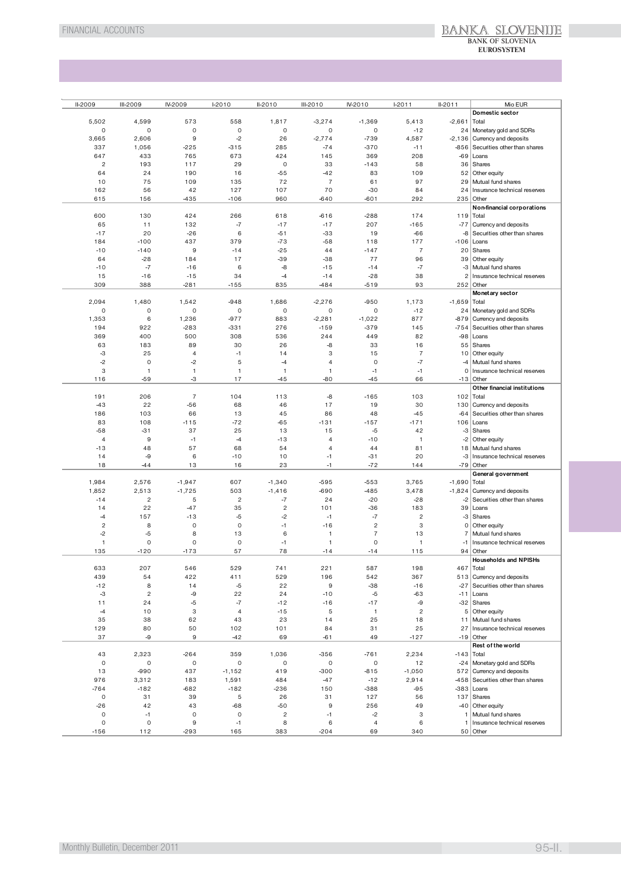| II-2009 | III-2009 | IV-2009 | I-2010 | II-2010 | III-2010 | IV-2010 | I-2011 | II-2011 | Mio EUR |
|---|---|---|---|---|---|---|---|---|---|
| | | | | | | | | | **Domestic sector** |
| 5,502 | 4,599 | 573 | 558 | 1,817 | -3,274 | -1,369 | 5,413 | -2,661 | Total |
| 0 | 0 | 0 | 0 | 0 | 0 | 0 | -12 | 24 | Monetary gold and SDRs |
| 3,665 | 2,606 | 9 | -2 | 26 | -2,774 | -739 | 4,587 | -2,136 | Currency and deposits |
| 337 | 1,056 | -225 | -315 | 285 | -74 | -370 | -11 | -856 | Securities other than shares |
| 647 | 433 | 765 | 673 | 424 | 145 | 369 | 208 | -69 | Loans |
| 2 | 193 | 117 | 29 | 0 | 33 | -143 | 58 | 36 | Shares |
| 64 | 24 | 190 | 16 | -55 | -42 | 83 | 109 | 52 | Other equity |
| 10 | 75 | 109 | 135 | 72 | 7 | 61 | 97 | 29 | Mutual fund shares |
| 162 | 56 | 42 | 127 | 107 | 70 | -30 | 84 | 24 | Insurance technical reserves |
| 615 | 156 | -435 | -106 | 960 | -640 | -601 | 292 | 235 | Other |
| | | | | | | | | | **Non-financial corporations** |
| 600 | 130 | 424 | 266 | 618 | -616 | -288 | 174 | 119 | Total |
| 65 | 11 | 132 | -7 | -17 | -17 | 207 | -165 | -77 | Currency and deposits |
| -17 | 20 | -26 | 6 | -51 | -33 | 19 | -66 | -8 | Securities other than shares |
| 184 | -100 | 437 | 379 | -73 | -58 | 118 | 177 | -106 | Loans |
| -10 | -140 | 9 | -14 | -25 | 44 | -147 | 7 | 20 | Shares |
| 64 | -28 | 184 | 17 | -39 | -38 | 77 | 96 | 39 | Other equity |
| -10 | -7 | -16 | 6 | -8 | -15 | -14 | -7 | -3 | Mutual fund shares |
| 15 | -16 | -15 | 34 | -4 | -14 | -28 | 38 | 2 | Insurance technical reserves |
| 309 | 388 | -281 | -155 | 835 | -484 | -519 | 93 | 252 | Other |
| | | | | | | | | | **Monetary sector** |
| 2,094 | 1,480 | 1,542 | -948 | 1,686 | -2,276 | -950 | 1,173 | -1,659 | Total |
| 0 | 0 | 0 | 0 | 0 | 0 | 0 | -12 | 24 | Monetary gold and SDRs |
| 1,353 | 6 | 1,236 | -977 | 883 | -2,281 | -1,022 | 877 | -879 | Currency and deposits |
| 194 | 922 | -283 | -331 | 276 | -159 | -379 | 145 | -754 | Securities other than shares |
| 369 | 400 | 500 | 308 | 536 | 244 | 449 | 82 | -98 | Loans |
| 63 | 183 | 89 | 30 | 26 | -8 | 33 | 16 | 55 | Shares |
| -3 | 25 | 4 | -1 | 14 | 3 | 15 | 7 | 10 | Other equity |
| -2 | 0 | -2 | 5 | -4 | 4 | 0 | -7 | -4 | Mutual fund shares |
| 3 | 1 | 1 | 1 | 1 | 1 | -1 | -1 | 0 | Insurance technical reserves |
| 116 | -59 | -3 | 17 | -45 | -80 | -45 | 66 | -13 | Other |
| | | | | | | | | | **Other financial institutions** |
| 191 | 206 | 7 | 104 | 113 | -8 | -165 | 103 | 102 | Total |
| -43 | 22 | -56 | 68 | 46 | 17 | 19 | 30 | 130 | Currency and deposits |
| 186 | 103 | 66 | 13 | 45 | 86 | 48 | -45 | -64 | Securities other than shares |
| 83 | 108 | -115 | -72 | -65 | -131 | -157 | -171 | 106 | Loans |
| -58 | -31 | 37 | 25 | 13 | 15 | -5 | 42 | -3 | Shares |
| 4 | 9 | -1 | -4 | -13 | 4 | -10 | 1 | -2 | Other equity |
| -13 | 48 | 57 | 68 | 54 | 4 | 44 | 81 | 18 | Mutual fund shares |
| 14 | -9 | 6 | -10 | 10 | -1 | -31 | 20 | -3 | Insurance technical reserves |
| 18 | -44 | 13 | 16 | 23 | -1 | -72 | 144 | -79 | Other |
| | | | | | | | | | **General government** |
| 1,984 | 2,576 | -1,947 | 607 | -1,340 | -595 | -553 | 3,765 | -1,690 | Total |
| 1,852 | 2,513 | -1,725 | 503 | -1,416 | -690 | -485 | 3,478 | -1,824 | Currency and deposits |
| -14 | 2 | 5 | 2 | -7 | 24 | -20 | -28 | -2 | Securities other than shares |
| 14 | 22 | -47 | 35 | 2 | 101 | -36 | 183 | 39 | Loans |
| -4 | 157 | -13 | -5 | -2 | -1 | -7 | 2 | -3 | Shares |
| 2 | 8 | 0 | 0 | -1 | -16 | 2 | 3 | 0 | Other equity |
| -2 | -5 | 8 | 13 | 6 | 1 | 7 | 13 | 7 | Mutual fund shares |
| 1 | 0 | 0 | 0 | -1 | 1 | 0 | 1 | -1 | Insurance technical reserves |
| 135 | -120 | -173 | 57 | 78 | -14 | -14 | 115 | 94 | Other |
| | | | | | | | | | **Households and NPISHs** |
| 633 | 207 | 546 | 529 | 741 | 221 | 587 | 198 | 467 | Total |
| 439 | 54 | 422 | 411 | 529 | 196 | 542 | 367 | 513 | Currency and deposits |
| -12 | 8 | 14 | -5 | 22 | 9 | -38 | -16 | -27 | Securities other than shares |
| -3 | 2 | -9 | 22 | 24 | -10 | -5 | -63 | -11 | Loans |
| 11 | 24 | -5 | -7 | -12 | -16 | -17 | -9 | -32 | Shares |
| -4 | 10 | 3 | 4 | -15 | 5 | 1 | 2 | 5 | Other equity |
| 35 | 38 | 62 | 43 | 23 | 14 | 25 | 18 | 11 | Mutual fund shares |
| 129 | 80 | 50 | 102 | 101 | 84 | 31 | 25 | 27 | Insurance technical reserves |
| 37 | -9 | 9 | -42 | 69 | -61 | 49 | -127 | -19 | Other |
| | | | | | | | | | **Rest of the world** |
| 43 | 2,323 | -264 | 359 | 1,036 | -356 | -761 | 2,234 | -143 | Total |
| 0 | 0 | 0 | 0 | 0 | 0 | 0 | 12 | -24 | Monetary gold and SDRs |
| 13 | -990 | 437 | -1,152 | 419 | -300 | -815 | -1,050 | 572 | Currency and deposits |
| 976 | 3,312 | 183 | 1,591 | 484 | -47 | -12 | 2,914 | -458 | Securities other than shares |
| -764 | -182 | -682 | -182 | -236 | 150 | -388 | -95 | -383 | Loans |
| 0 | 31 | 39 | 5 | 26 | 31 | 127 | 56 | 137 | Shares |
| -26 | 42 | 43 | -68 | -50 | 9 | 256 | 49 | -40 | Other equity |
| 0 | -1 | 0 | 0 | 2 | -1 | -2 | 3 | 1 | Mutual fund shares |
| 0 | 0 | 9 | -1 | 8 | 6 | 4 | 6 | 1 | Insurance technical reserves |
| -156 | 112 | -293 | 165 | 383 | -204 | 69 | 340 | 50 | Other |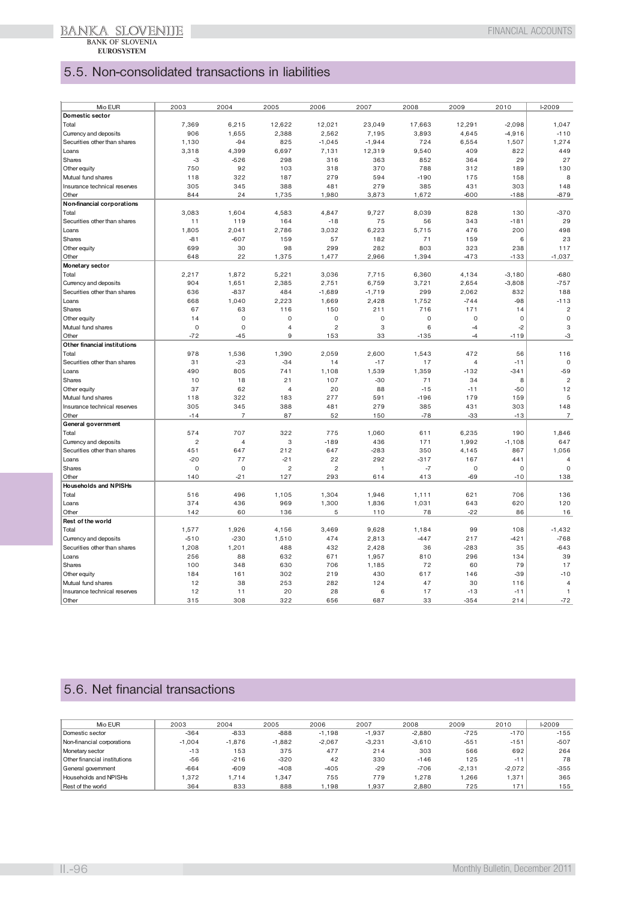## 5.5. Non-consolidated transactions in liabilities

| Mio EUR | 2003 | 2004 | 2005 | 2006 | 2007 | 2008 | 2009 | 2010 | I-2009 |
|---|---|---|---|---|---|---|---|---|---|
| **Domestic sector** | | | | | | | | | |
| Total | 7,369 | 6,215 | 12,622 | 12,021 | 23,049 | 17,663 | 12,291 | -2,098 | 1,047 |
| Currency and deposits | 906 | 1,655 | 2,388 | 2,562 | 7,195 | 3,893 | 4,645 | -4,916 | -110 |
| Securities other than shares | 1,130 | -94 | 825 | -1,045 | -1,944 | 724 | 6,554 | 1,507 | 1,274 |
| Loans | 3,318 | 4,399 | 6,697 | 7,131 | 12,319 | 9,540 | 409 | 822 | 449 |
| Shares | -3 | -526 | 298 | 316 | 363 | 852 | 364 | 29 | 27 |
| Other equity | 750 | 92 | 103 | 318 | 370 | 788 | 312 | 189 | 130 |
| Mutual fund shares | 118 | 322 | 187 | 279 | 594 | -190 | 175 | 158 | 8 |
| Insurance technical reserves | 305 | 345 | 388 | 481 | 279 | 385 | 431 | 303 | 148 |
| Other | 844 | 24 | 1,735 | 1,980 | 3,873 | 1,672 | -600 | -188 | -879 |
| **Non-financial corporations** | | | | | | | | | |
| Total | 3,083 | 1,604 | 4,583 | 4,847 | 9,727 | 8,039 | 828 | 130 | -370 |
| Securities other than shares | 11 | 119 | 164 | -18 | 75 | 56 | 343 | -181 | 29 |
| Loans | 1,805 | 2,041 | 2,786 | 3,032 | 6,223 | 5,715 | 476 | 200 | 498 |
| Shares | -81 | -607 | 159 | 57 | 182 | 71 | 159 | 6 | 23 |
| Other equity | 699 | 30 | 98 | 299 | 282 | 803 | 323 | 238 | 117 |
| Other | 648 | 22 | 1,375 | 1,477 | 2,966 | 1,394 | -473 | -133 | -1,037 |
| **Monetary sector** | | | | | | | | | |
| Total | 2,217 | 1,872 | 5,221 | 3,036 | 7,715 | 6,360 | 4,134 | -3,180 | -680 |
| Currency and deposits | 904 | 1,651 | 2,385 | 2,751 | 6,759 | 3,721 | 2,654 | -3,808 | -757 |
| Securities other than shares | 636 | -837 | 484 | -1,689 | -1,719 | 299 | 2,062 | 832 | 188 |
| Loans | 668 | 1,040 | 2,223 | 1,669 | 2,428 | 1,752 | -744 | -98 | -113 |
| Shares | 67 | 63 | 116 | 150 | 211 | 716 | 171 | 14 | 2 |
| Other equity | 14 | 0 | 0 | 0 | 0 | 0 | 0 | 0 | 0 |
| Mutual fund shares | 0 | 0 | 4 | 2 | 3 | 6 | -4 | -2 | 3 |
| Other | -72 | -45 | 9 | 153 | 33 | -135 | -4 | -119 | -3 |
| **Other financial institutions** | | | | | | | | | |
| Total | 978 | 1,536 | 1,390 | 2,059 | 2,600 | 1,543 | 472 | 56 | 116 |
| Securities other than shares | 31 | -23 | -34 | 14 | -17 | 17 | 4 | -11 | 0 |
| Loans | 490 | 805 | 741 | 1,108 | 1,539 | 1,359 | -132 | -341 | -59 |
| Shares | 10 | 18 | 21 | 107 | -30 | 71 | 34 | 8 | 2 |
| Other equity | 37 | 62 | 4 | 20 | 88 | -15 | -11 | -50 | 12 |
| Mutual fund shares | 118 | 322 | 183 | 277 | 591 | -196 | 179 | 159 | 5 |
| Insurance technical reserves | 305 | 345 | 388 | 481 | 279 | 385 | 431 | 303 | 148 |
| Other | -14 | 7 | 87 | 52 | 150 | -78 | -33 | -13 | 7 |
| **General government** | | | | | | | | | |
| Total | 574 | 707 | 322 | 775 | 1,060 | 611 | 6,235 | 190 | 1,846 |
| Currency and deposits | 2 | 4 | 3 | -189 | 436 | 171 | 1,992 | -1,108 | 647 |
| Securities other than shares | 451 | 647 | 212 | 647 | -283 | 350 | 4,145 | 867 | 1,056 |
| Loans | -20 | 77 | -21 | 22 | 292 | -317 | 167 | 441 | 4 |
| Shares | 0 | 0 | 2 | 2 | 1 | -7 | 0 | 0 | 0 |
| Other | 140 | -21 | 127 | 293 | 614 | 413 | -69 | -10 | 138 |
| **Households and NPISHs** | | | | | | | | | |
| Total | 516 | 496 | 1,105 | 1,304 | 1,946 | 1,111 | 621 | 706 | 136 |
| Loans | 374 | 436 | 969 | 1,300 | 1,836 | 1,031 | 643 | 620 | 120 |
| Other | 142 | 60 | 136 | 5 | 110 | 78 | -22 | 86 | 16 |
| **Rest of the world** | | | | | | | | | |
| Total | 1,577 | 1,926 | 4,156 | 3,469 | 9,628 | 1,184 | 99 | 108 | -1,432 |
| Currency and deposits | -510 | -230 | 1,510 | 474 | 2,813 | -447 | 217 | -421 | -768 |
| Securities other than shares | 1,208 | 1,201 | 488 | 432 | 2,428 | 36 | -283 | 35 | -643 |
| Loans | 256 | 88 | 632 | 671 | 1,957 | 810 | 296 | 134 | 39 |
| Shares | 100 | 348 | 630 | 706 | 1,185 | 72 | 60 | 79 | 17 |
| Other equity | 184 | 161 | 302 | 219 | 430 | 617 | 146 | -39 | -10 |
| Mutual fund shares | 12 | 38 | 253 | 282 | 124 | 47 | 30 | 116 | 4 |
| Insurance technical reserves | 12 | 11 | 20 | 28 | 6 | 17 | -13 | -11 | 1 |
| Other | 315 | 308 | 322 | 656 | 687 | 33 | -354 | 214 | -72 |

## 5.6. Net financial transactions

| Mio EUR | 2003 | 2004 | 2005 | 2006 | 2007 | 2008 | 2009 | 2010 | I-2009 |
|---|---|---|---|---|---|---|---|---|---|
| Domestic sector | -364 | -833 | -888 | -1,198 | -1,937 | -2,880 | -725 | -170 | -155 |
| Non-financial corporations | -1,004 | -1,876 | -1,882 | -2,067 | -3,231 | -3,610 | -551 | -151 | -507 |
| Monetary sector | -13 | 153 | 375 | 477 | 214 | 303 | 566 | 692 | 264 |
| Other financial institutions | -56 | -216 | -320 | 42 | 330 | -146 | 125 | -11 | 78 |
| General government | -664 | -609 | -408 | -405 | -29 | -706 | -2,131 | -2,072 | -355 |
| Households and NPISHs | 1,372 | 1,714 | 1,347 | 755 | 779 | 1,278 | 1,266 | 1,371 | 365 |
| Rest of the world | 364 | 833 | 888 | 1,198 | 1,937 | 2,880 | 725 | 171 | 155 |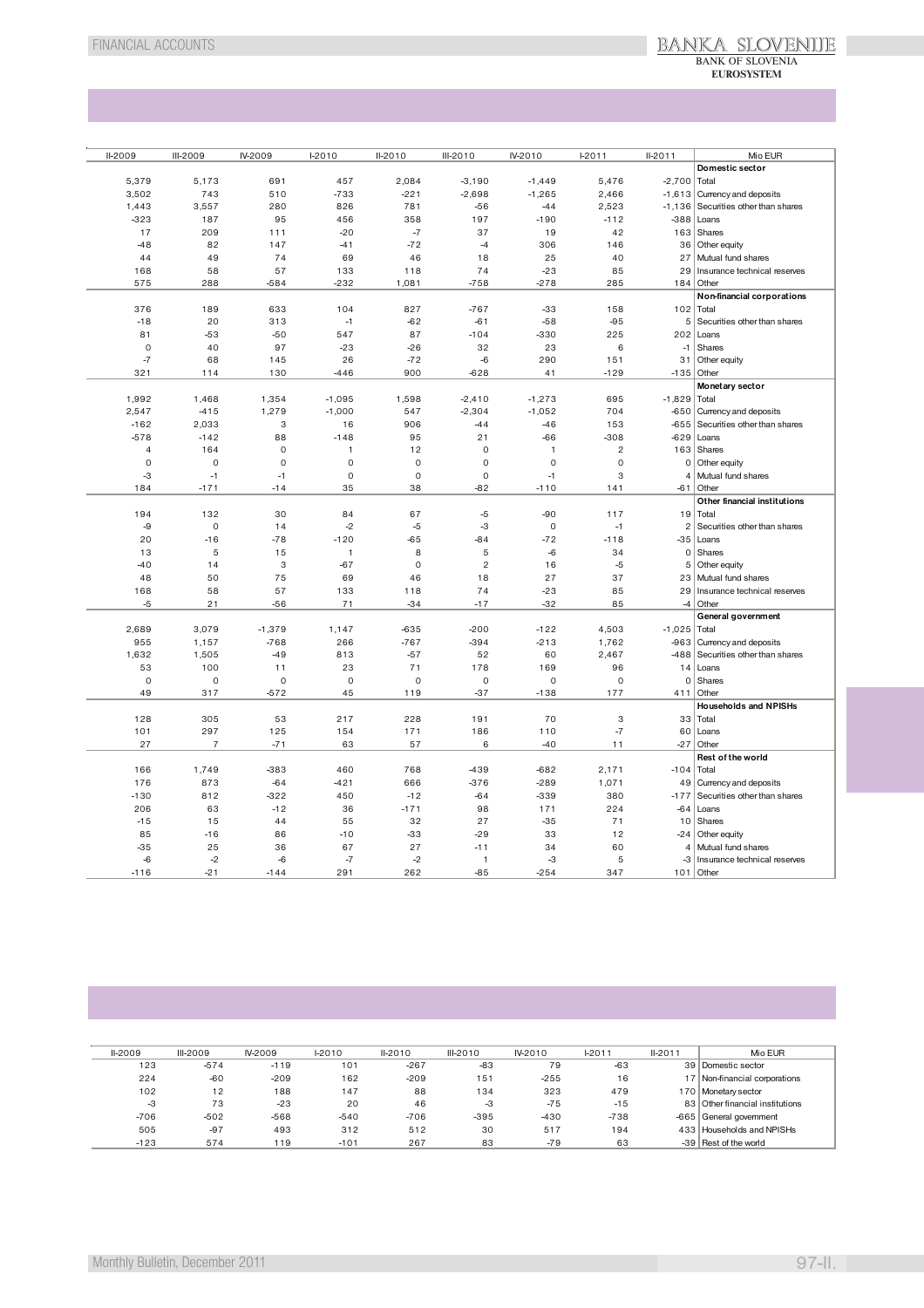| II-2009 | III-2009 | IV-2009 | I-2010 | II-2010 | III-2010 | IV-2010 | I-2011 | II-2011 | Mio EUR |
|---|---|---|---|---|---|---|---|---|---|
| | | | | | | | | | **Domestic sector** |
| 5,379 | 5,173 | 691 | 457 | 2,084 | -3,190 | -1,449 | 5,476 | -2,700 | Total |
| 3,502 | 743 | 510 | -733 | -221 | -2,698 | -1,265 | 2,466 | -1,613 | Currency and deposits |
| 1,443 | 3,557 | 280 | 826 | 781 | -56 | -44 | 2,523 | -1,136 | Securities other than shares |
| -323 | 187 | 95 | 456 | 358 | 197 | -190 | -112 | -388 | Loans |
| 17 | 209 | 111 | -20 | -7 | 37 | 19 | 42 | 163 | Shares |
| -48 | 82 | 147 | -41 | -72 | -4 | 306 | 146 | 36 | Other equity |
| 44 | 49 | 74 | 69 | 46 | 18 | 25 | 40 | 27 | Mutual fund shares |
| 168 | 58 | 57 | 133 | 118 | 74 | -23 | 85 | 29 | Insurance technical reserves |
| 575 | 288 | -584 | -232 | 1,081 | -758 | -278 | 285 | 184 | Other |
| | | | | | | | | | **Non-financial corporations** |
| 376 | 189 | 633 | 104 | 827 | -767 | -33 | 158 | 102 | Total |
| -18 | 20 | 313 | -1 | -62 | -61 | -58 | -95 | 5 | Securities other than shares |
| 81 | -53 | -50 | 547 | 87 | -104 | -330 | 225 | 202 | Loans |
| 0 | 40 | 97 | -23 | -26 | 32 | 23 | 6 | -1 | Shares |
| -7 | 68 | 145 | 26 | -72 | -6 | 290 | 151 | 31 | Other equity |
| 321 | 114 | 130 | -446 | 900 | -628 | 41 | -129 | -135 | Other |
| | | | | | | | | | **Monetary sector** |
| 1,992 | 1,468 | 1,354 | -1,095 | 1,598 | -2,410 | -1,273 | 695 | -1,829 | Total |
| 2,547 | -415 | 1,279 | -1,000 | 547 | -2,304 | -1,052 | 704 | -650 | Currency and deposits |
| -162 | 2,033 | 3 | 16 | 906 | -44 | -46 | 153 | -655 | Securities other than shares |
| -578 | -142 | 88 | -148 | 95 | 21 | -66 | -308 | -629 | Loans |
| 4 | 164 | 0 | 1 | 12 | 0 | 1 | 2 | 163 | Shares |
| 0 | 0 | 0 | 0 | 0 | 0 | 0 | 0 | 0 | Other equity |
| -3 | -1 | -1 | 0 | 0 | 0 | -1 | 3 | 4 | Mutual fund shares |
| 184 | -171 | -14 | 35 | 38 | -82 | -110 | 141 | -61 | Other |
| | | | | | | | | | **Other financial institutions** |
| 194 | 132 | 30 | 84 | 67 | -5 | -90 | 117 | 19 | Total |
| -9 | 0 | 14 | -2 | -5 | -3 | 0 | -1 | 2 | Securities other than shares |
| 20 | -16 | -78 | -120 | -65 | -84 | -72 | -118 | -35 | Loans |
| 13 | 5 | 15 | 1 | 8 | 5 | -6 | 34 | 0 | Shares |
| -40 | 14 | 3 | -67 | 0 | 2 | 16 | -5 | 5 | Other equity |
| 48 | 50 | 75 | 69 | 46 | 18 | 27 | 37 | 23 | Mutual fund shares |
| 168 | 58 | 57 | 133 | 118 | 74 | -23 | 85 | 29 | Insurance technical reserves |
| -5 | 21 | -56 | 71 | -34 | -17 | -32 | 85 | -4 | Other |
| | | | | | | | | | **General government** |
| 2,689 | 3,079 | -1,379 | 1,147 | -635 | -200 | -122 | 4,503 | -1,025 | Total |
| 955 | 1,157 | -768 | 266 | -767 | -394 | -213 | 1,762 | -963 | Currency and deposits |
| 1,632 | 1,505 | -49 | 813 | -57 | 52 | 60 | 2,467 | -488 | Securities other than shares |
| 53 | 100 | 11 | 23 | 71 | 178 | 169 | 96 | 14 | Loans |
| 0 | 0 | 0 | 0 | 0 | 0 | 0 | 0 | 0 | Shares |
| 49 | 317 | -572 | 45 | 119 | -37 | -138 | 177 | 411 | Other |
| | | | | | | | | | **Households and NPISHs** |
| 128 | 305 | 53 | 217 | 228 | 191 | 70 | 3 | 33 | Total |
| 101 | 297 | 125 | 154 | 171 | 186 | 110 | -7 | 60 | Loans |
| 27 | 7 | -71 | 63 | 57 | 6 | -40 | 11 | -27 | Other |
| | | | | | | | | | **Rest of the world** |
| 166 | 1,749 | -383 | 460 | 768 | -439 | -682 | 2,171 | -104 | Total |
| 176 | 873 | -64 | -421 | 666 | -376 | -289 | 1,071 | 49 | Currency and deposits |
| -130 | 812 | -322 | 450 | -12 | -64 | -339 | 380 | -177 | Securities other than shares |
| 206 | 63 | -12 | 36 | -171 | 98 | 171 | 224 | -64 | Loans |
| -15 | 15 | 44 | 55 | 32 | 27 | -35 | 71 | 10 | Shares |
| 85 | -16 | 86 | -10 | -33 | -29 | 33 | 12 | -24 | Other equity |
| -35 | 25 | 36 | 67 | 27 | -11 | 34 | 60 | 4 | Mutual fund shares |
| -6 | -2 | -6 | -7 | -2 | 1 | -3 | 5 | -3 | Insurance technical reserves |
| -116 | -21 | -144 | 291 | 262 | -85 | -254 | 347 | 101 | Other |

| II-2009 | III-2009 | IV-2009 | I-2010 | II-2010 | III-2010 | IV-2010 | I-2011 | II-2011 | Mio EUR |
|---|---|---|---|---|---|---|---|---|---|
| 123 | -574 | -119 | 101 | -267 | -83 | 79 | -63 | 39 | Domestic sector |
| 224 | -60 | -209 | 162 | -209 | 151 | -255 | 16 | 17 | Non-financial corporations |
| 102 | 12 | 188 | 147 | 88 | 134 | 323 | 479 | 170 | Monetary sector |
| -3 | 73 | -23 | 20 | 46 | -3 | -75 | -15 | 83 | Other financial institutions |
| -706 | -502 | -568 | -540 | -706 | -395 | -430 | -738 | -665 | General government |
| 505 | -97 | 493 | 312 | 512 | 30 | 517 | 194 | 433 | Households and NPISHs |
| -123 | 574 | 119 | -101 | 267 | 83 | -79 | 63 | -39 | Rest of the world |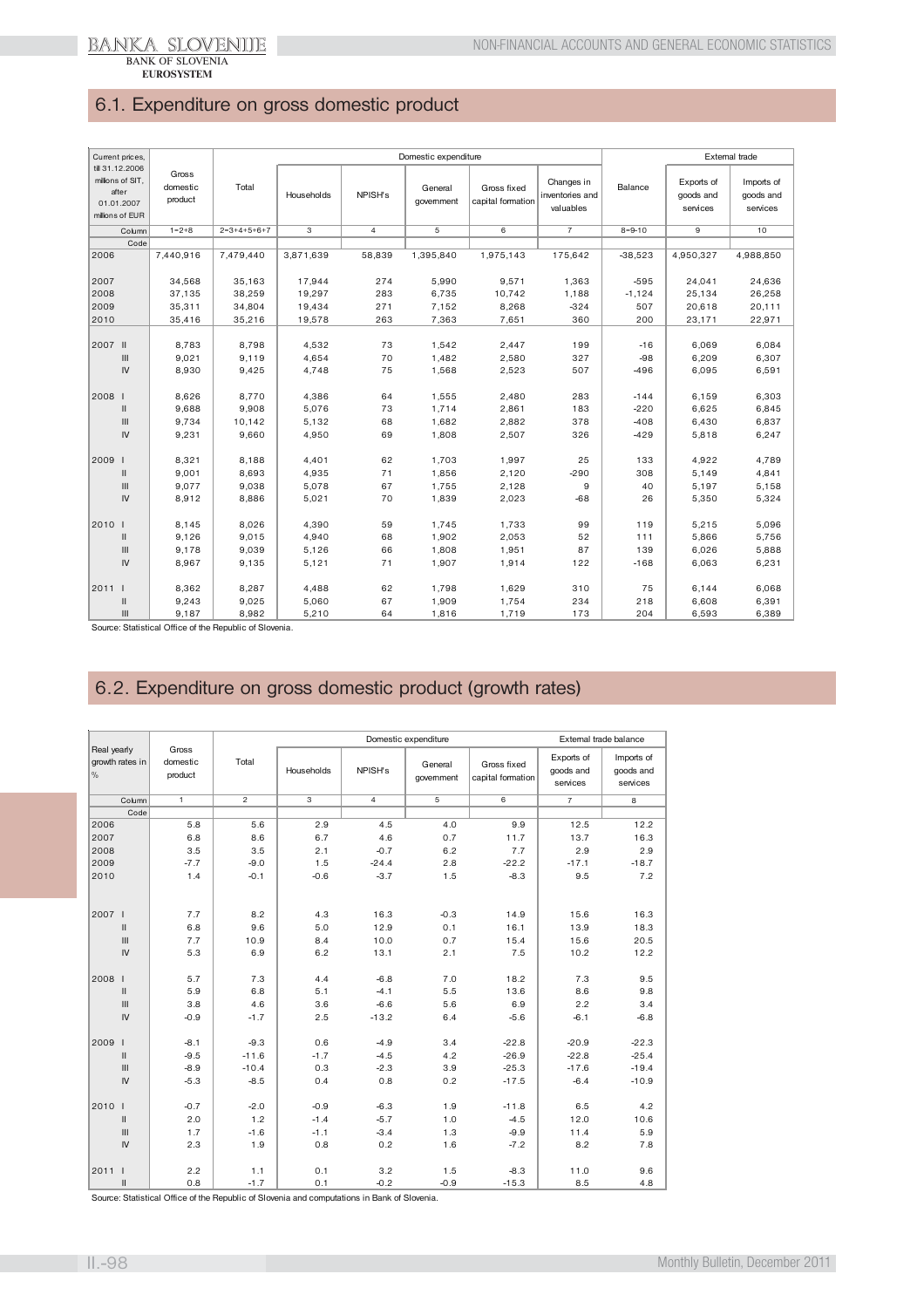## 6.1. Expenditure on gross domestic product

| Current prices, till 31.12.2006 millions of SIT, after 01.01.2007 millions of EUR | Gross domestic product | Domestic expenditure | | | | | | | External trade | | |
|---|---|---|---|---|---|---|---|---|---|---|---|
| | | Total | Households | NPISH's | General government | Gross fixed capital formation | Changes in inventories and valuables | Balance | Exports of goods and services | Imports of goods and services |
| Column | 1=2+8 | 2=3+4+5+6+7 | 3 | 4 | 5 | 6 | 7 | 8=9-10 | 9 | 10 |
| Code | | | | | | | | | | |
| 2006 | 7,440,916 | 7,479,440 | 3,871,639 | 58,839 | 1,395,840 | 1,975,143 | 175,642 | -38,523 | 4,950,327 | 4,988,850 |
| 2007 | 34,568 | 35,163 | 17,944 | 274 | 5,990 | 9,571 | 1,363 | -595 | 24,041 | 24,636 |
| 2008 | 37,135 | 38,259 | 19,297 | 283 | 6,735 | 10,742 | 1,188 | -1,124 | 25,134 | 26,258 |
| 2009 | 35,311 | 34,804 | 19,434 | 271 | 7,152 | 8,268 | -324 | 507 | 20,618 | 20,111 |
| 2010 | 35,416 | 35,216 | 19,578 | 263 | 7,363 | 7,651 | 360 | 200 | 23,171 | 22,971 |
| 2007 II | 8,783 | 8,798 | 4,532 | 73 | 1,542 | 2,447 | 199 | -16 | 6,069 | 6,084 |
| III | 9,021 | 9,119 | 4,654 | 70 | 1,482 | 2,580 | 327 | -98 | 6,209 | 6,307 |
| IV | 8,930 | 9,425 | 4,748 | 75 | 1,568 | 2,523 | 507 | -496 | 6,095 | 6,591 |
| 2008 I | 8,626 | 8,770 | 4,386 | 64 | 1,555 | 2,480 | 283 | -144 | 6,159 | 6,303 |
| II | 9,688 | 9,908 | 5,076 | 73 | 1,714 | 2,861 | 183 | -220 | 6,625 | 6,845 |
| III | 9,734 | 10,142 | 5,132 | 68 | 1,682 | 2,882 | 378 | -408 | 6,430 | 6,837 |
| IV | 9,231 | 9,660 | 4,950 | 69 | 1,808 | 2,507 | 326 | -429 | 5,818 | 6,247 |
| 2009 I | 8,321 | 8,188 | 4,401 | 62 | 1,703 | 1,997 | 25 | 133 | 4,922 | 4,789 |
| II | 9,001 | 8,693 | 4,935 | 71 | 1,856 | 2,120 | -290 | 308 | 5,149 | 4,841 |
| III | 9,077 | 9,038 | 5,078 | 67 | 1,755 | 2,128 | 9 | 40 | 5,197 | 5,158 |
| IV | 8,912 | 8,886 | 5,021 | 70 | 1,839 | 2,023 | -68 | 26 | 5,350 | 5,324 |
| 2010 I | 8,145 | 8,026 | 4,390 | 59 | 1,745 | 1,733 | 99 | 119 | 5,215 | 5,096 |
| II | 9,126 | 9,015 | 4,940 | 68 | 1,902 | 2,053 | 52 | 111 | 5,866 | 5,756 |
| III | 9,178 | 9,039 | 5,126 | 66 | 1,808 | 1,951 | 87 | 139 | 6,026 | 5,888 |
| IV | 8,967 | 9,135 | 5,121 | 71 | 1,907 | 1,914 | 122 | -168 | 6,063 | 6,231 |
| 2011 I | 8,362 | 8,287 | 4,488 | 62 | 1,798 | 1,629 | 310 | 75 | 6,144 | 6,068 |
| II | 9,243 | 9,025 | 5,060 | 67 | 1,909 | 1,754 | 234 | 218 | 6,608 | 6,391 |
| III | 9,187 | 8,982 | 5,210 | 64 | 1,816 | 1,719 | 173 | 204 | 6,593 | 6,389 |

Source: Statistical Office of the Republic of Slovenia.

## 6.2. Expenditure on gross domestic product (growth rates)

| Real yearly growth rates in % | Gross domestic product | Domestic expenditure | | | | | External trade balance | |
|---|---|---|---|---|---|---|---|---|
| | | Total | Households | NPISH's | General government | Gross fixed capital formation | Exports of goods and services | Imports of goods and services |
| Column | 1 | 2 | 3 | 4 | 5 | 6 | 7 | 8 |
| Code | | | | | | | | |
| 2006 | 5.8 | 5.6 | 2.9 | 4.5 | 4.0 | 9.9 | 12.5 | 12.2 |
| 2007 | 6.8 | 8.6 | 6.7 | 4.6 | 0.7 | 11.7 | 13.7 | 16.3 |
| 2008 | 3.5 | 3.5 | 2.1 | -0.7 | 6.2 | 7.7 | 2.9 | 2.9 |
| 2009 | -7.7 | -9.0 | 1.5 | -24.4 | 2.8 | -22.2 | -17.1 | -18.7 |
| 2010 | 1.4 | -0.1 | -0.6 | -3.7 | 1.5 | -8.3 | 9.5 | 7.2 |
| 2007 I | 7.7 | 8.2 | 4.3 | 16.3 | -0.3 | 14.9 | 15.6 | 16.3 |
| II | 6.8 | 9.6 | 5.0 | 12.9 | 0.1 | 16.1 | 13.9 | 18.3 |
| III | 7.7 | 10.9 | 8.4 | 10.0 | 0.7 | 15.4 | 15.6 | 20.5 |
| IV | 5.3 | 6.9 | 6.2 | 13.1 | 2.1 | 7.5 | 10.2 | 12.2 |
| 2008 I | 5.7 | 7.3 | 4.4 | -6.8 | 7.0 | 18.2 | 7.3 | 9.5 |
| II | 5.9 | 6.8 | 5.1 | -4.1 | 5.5 | 13.6 | 8.6 | 9.8 |
| III | 3.8 | 4.6 | 3.6 | -6.6 | 5.6 | 6.9 | 2.2 | 3.4 |
| IV | -0.9 | -1.7 | 2.5 | -13.2 | 6.4 | -5.6 | -6.1 | -6.8 |
| 2009 I | -8.1 | -9.3 | 0.6 | -4.9 | 3.4 | -22.8 | -20.9 | -22.3 |
| II | -9.5 | -11.6 | -1.7 | -4.5 | 4.2 | -26.9 | -22.8 | -25.4 |
| III | -8.9 | -10.4 | 0.3 | -2.3 | 3.9 | -25.3 | -17.6 | -19.4 |
| IV | -5.3 | -8.5 | 0.4 | 0.8 | 0.2 | -17.5 | -6.4 | -10.9 |
| 2010 I | -0.7 | -2.0 | -0.9 | -6.3 | 1.9 | -11.8 | 6.5 | 4.2 |
| II | 2.0 | 1.2 | -1.4 | -5.7 | 1.0 | -4.5 | 12.0 | 10.6 |
| III | 1.7 | -1.6 | -1.1 | -3.4 | 1.3 | -9.9 | 11.4 | 5.9 |
| IV | 2.3 | 1.9 | 0.8 | 0.2 | 1.6 | -7.2 | 8.2 | 7.8 |
| 2011 I | 2.2 | 1.1 | 0.1 | 3.2 | 1.5 | -8.3 | 11.0 | 9.6 |
| II | 0.8 | -1.7 | 0.1 | -0.2 | -0.9 | -15.3 | 8.5 | 4.8 |

Source: Statistical Office of the Republic of Slovenia and computations in Bank of Slovenia.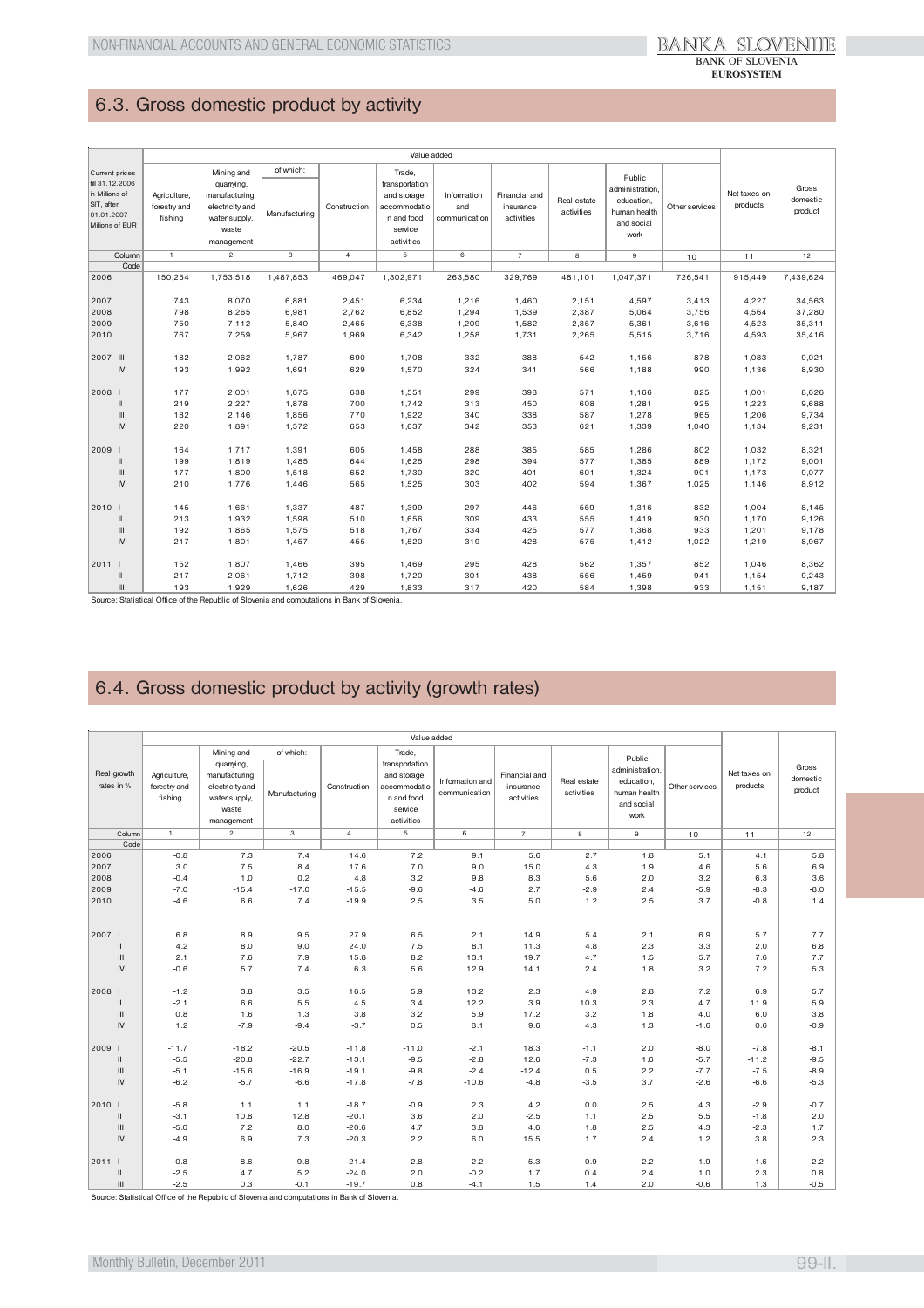## 6.3. Gross domestic product by activity

| Current prices till 31.12.2006 in Millions of SIT, after 01.01.2007 Millions of EUR | Value added | | | | | | | | | | Net taxes on products | Gross domestic product |
|---|---|---|---|---|---|---|---|---|---|---|---|---|
| | Agriculture, forestry and fishing | Mining and quarrying, manufacturing, electricity and water supply, waste management | of which: Manufacturing | Construction | Trade, transportation and storage, accommodation and food service activities | Information and communication | Financial and insurance activities | Real estate activities | Public administration, education, human health and social work | Other services | | |
| Column | 1 | 2 | 3 | 4 | 5 | 6 | 7 | 8 | 9 | 10 | 11 | 12 |
| Code | | | | | | | | | | | | |
| 2006 | 150,254 | 1,753,518 | 1,487,853 | 469,047 | 1,302,971 | 263,580 | 329,769 | 481,101 | 1,047,371 | 726,541 | 915,449 | 7,439,624 |
| 2007 | 743 | 8,070 | 6,881 | 2,451 | 6,234 | 1,216 | 1,460 | 2,151 | 4,597 | 3,413 | 4,227 | 34,563 |
| 2008 | 798 | 8,265 | 6,981 | 2,762 | 6,852 | 1,294 | 1,539 | 2,387 | 5,064 | 3,756 | 4,564 | 37,280 |
| 2009 | 750 | 7,112 | 5,840 | 2,465 | 6,338 | 1,209 | 1,582 | 2,357 | 5,361 | 3,616 | 4,523 | 35,311 |
| 2010 | 767 | 7,259 | 5,967 | 1,969 | 6,342 | 1,258 | 1,731 | 2,265 | 5,515 | 3,716 | 4,593 | 35,416 |
| 2007 III | 182 | 2,062 | 1,787 | 690 | 1,708 | 332 | 388 | 542 | 1,156 | 878 | 1,083 | 9,021 |
| IV | 193 | 1,992 | 1,691 | 629 | 1,570 | 324 | 341 | 566 | 1,188 | 990 | 1,136 | 8,930 |
| 2008 I | 177 | 2,001 | 1,675 | 638 | 1,551 | 299 | 398 | 571 | 1,166 | 825 | 1,001 | 8,626 |
| II | 219 | 2,227 | 1,878 | 700 | 1,742 | 313 | 450 | 608 | 1,281 | 925 | 1,223 | 9,688 |
| III | 182 | 2,146 | 1,856 | 770 | 1,922 | 340 | 338 | 587 | 1,278 | 965 | 1,206 | 9,734 |
| IV | 220 | 1,891 | 1,572 | 653 | 1,637 | 342 | 353 | 621 | 1,339 | 1,040 | 1,134 | 9,231 |
| 2009 I | 164 | 1,717 | 1,391 | 605 | 1,458 | 288 | 385 | 585 | 1,286 | 802 | 1,032 | 8,321 |
| II | 199 | 1,819 | 1,485 | 644 | 1,625 | 298 | 394 | 577 | 1,385 | 889 | 1,172 | 9,001 |
| III | 177 | 1,800 | 1,518 | 652 | 1,730 | 320 | 401 | 601 | 1,324 | 901 | 1,173 | 9,077 |
| IV | 210 | 1,776 | 1,446 | 565 | 1,525 | 303 | 402 | 594 | 1,367 | 1,025 | 1,146 | 8,912 |
| 2010 I | 145 | 1,661 | 1,337 | 487 | 1,399 | 297 | 446 | 559 | 1,316 | 832 | 1,004 | 8,145 |
| II | 213 | 1,932 | 1,598 | 510 | 1,656 | 309 | 433 | 555 | 1,419 | 930 | 1,170 | 9,126 |
| III | 192 | 1,865 | 1,575 | 518 | 1,767 | 334 | 425 | 577 | 1,368 | 933 | 1,201 | 9,178 |
| IV | 217 | 1,801 | 1,457 | 455 | 1,520 | 319 | 428 | 575 | 1,412 | 1,022 | 1,219 | 8,967 |
| 2011 I | 152 | 1,807 | 1,466 | 395 | 1,469 | 295 | 428 | 562 | 1,357 | 852 | 1,046 | 8,362 |
| II | 217 | 2,061 | 1,712 | 398 | 1,720 | 301 | 438 | 556 | 1,459 | 941 | 1,154 | 9,243 |
| III | 193 | 1,929 | 1,626 | 429 | 1,833 | 317 | 420 | 584 | 1,398 | 933 | 1,151 | 9,187 |

Source: Statistical Office of the Republic of Slovenia and computations in Bank of Slovenia.

## 6.4. Gross domestic product by activity (growth rates)

| Real growth rates in % | Value added | | | | | | | | | | Net taxes on products | Gross domestic product |
|---|---|---|---|---|---|---|---|---|---|---|---|---|
| | Agriculture, forestry and fishing | Mining and quarrying, manufacturing, electricity and water supply, waste management | of which: Manufacturing | Construction | Trade, transportation and storage, accommodation and food service activities | Information and communication | Financial and insurance activities | Real estate activities | Public administration, education, human health and social work | Other services | | |
| Column | 1 | 2 | 3 | 4 | 5 | 6 | 7 | 8 | 9 | 10 | 11 | 12 |
| Code | | | | | | | | | | | | |
| 2006 | -0.8 | 7.3 | 7.4 | 14.6 | 7.2 | 9.1 | 5.6 | 2.7 | 1.8 | 5.1 | 4.1 | 5.8 |
| 2007 | 3.0 | 7.5 | 8.4 | 17.6 | 7.0 | 9.0 | 15.0 | 4.3 | 1.9 | 4.6 | 5.6 | 6.9 |
| 2008 | -0.4 | 1.0 | 0.2 | 4.8 | 3.2 | 9.8 | 8.3 | 5.6 | 2.0 | 3.2 | 6.3 | 3.6 |
| 2009 | -7.0 | -15.4 | -17.0 | -15.5 | -9.6 | -4.6 | 2.7 | -2.9 | 2.4 | -5.9 | -8.3 | -8.0 |
| 2010 | -4.6 | 6.6 | 7.4 | -19.9 | 2.5 | 3.5 | 5.0 | 1.2 | 2.5 | 3.7 | -0.8 | 1.4 |
| 2007 I | 6.8 | 8.9 | 9.5 | 27.9 | 6.5 | 2.1 | 14.9 | 5.4 | 2.1 | 6.9 | 5.7 | 7.7 |
| II | 4.2 | 8.0 | 9.0 | 24.0 | 7.5 | 8.1 | 11.3 | 4.8 | 2.3 | 3.3 | 2.0 | 6.8 |
| III | 2.1 | 7.6 | 7.9 | 15.8 | 8.2 | 13.1 | 19.7 | 4.7 | 1.5 | 5.7 | 7.6 | 7.7 |
| IV | -0.6 | 5.7 | 7.4 | 6.3 | 5.6 | 12.9 | 14.1 | 2.4 | 1.8 | 3.2 | 7.2 | 5.3 |
| 2008 I | -1.2 | 3.8 | 3.5 | 16.5 | 5.9 | 13.2 | 2.3 | 4.9 | 2.8 | 7.2 | 6.9 | 5.7 |
| II | -2.1 | 6.6 | 5.5 | 4.5 | 3.4 | 12.2 | 3.9 | 10.3 | 2.3 | 4.7 | 11.9 | 5.9 |
| III | 0.8 | 1.6 | 1.3 | 3.8 | 3.2 | 5.9 | 17.2 | 3.2 | 1.8 | 4.0 | 6.0 | 3.8 |
| IV | 1.2 | -7.9 | -9.4 | -3.7 | 0.5 | 8.1 | 9.6 | 4.3 | 1.3 | -1.6 | 0.6 | -0.9 |
| 2009 I | -11.7 | -18.2 | -20.5 | -11.8 | -11.0 | -2.1 | 18.3 | -1.1 | 2.0 | -8.0 | -7.8 | -8.1 |
| II | -5.5 | -20.8 | -22.7 | -13.1 | -9.5 | -2.8 | 12.6 | -7.3 | 1.6 | -5.7 | -11.2 | -9.5 |
| III | -5.1 | -15.6 | -16.9 | -19.1 | -9.8 | -2.4 | -12.4 | 0.5 | 2.2 | -7.7 | -7.5 | -8.9 |
| IV | -6.2 | -5.7 | -6.6 | -17.8 | -7.8 | -10.6 | -4.8 | -3.5 | 3.7 | -2.6 | -6.6 | -5.3 |
| 2010 I | -5.8 | 1.1 | 1.1 | -18.7 | -0.9 | 2.3 | 4.2 | 0.0 | 2.5 | 4.3 | -2.9 | -0.7 |
| II | -3.1 | 10.8 | 12.8 | -20.1 | 3.6 | 2.0 | -2.5 | 1.1 | 2.5 | 5.5 | -1.8 | 2.0 |
| III | -5.0 | 7.2 | 8.0 | -20.6 | 4.7 | 3.8 | 4.6 | 1.8 | 2.5 | 4.3 | -2.3 | 1.7 |
| IV | -4.9 | 6.9 | 7.3 | -20.3 | 2.2 | 6.0 | 15.5 | 1.7 | 2.4 | 1.2 | 3.8 | 2.3 |
| 2011 I | -0.8 | 8.6 | 9.8 | -21.4 | 2.8 | 2.2 | 5.3 | 0.9 | 2.2 | 1.9 | 1.6 | 2.2 |
| II | -2.5 | 4.7 | 5.2 | -24.0 | 2.0 | -0.2 | 1.7 | 0.4 | 2.4 | 1.0 | 2.3 | 0.8 |
| III | -2.5 | 0.3 | -0.1 | -19.7 | 0.8 | -4.1 | 1.5 | 1.4 | 2.0 | -0.6 | 1.3 | -0.5 |

Source: Statistical Office of the Republic of Slovenia and computations in Bank of Slovenia.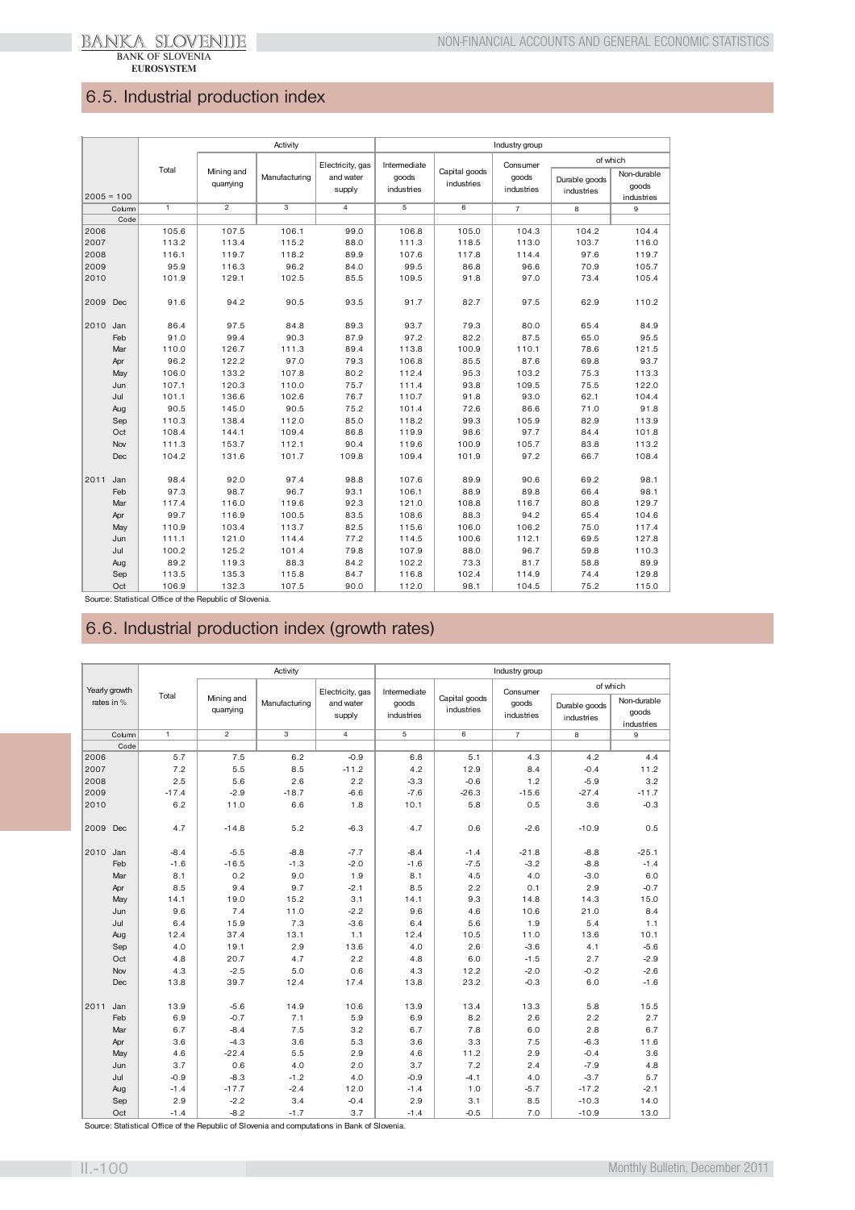## 6.5. Industrial production index

| 2005 = 100 | Total | Activity | | | Industry group | | | | |
|---|---|---|---|---|---|---|---|---|---|
| | | Mining and quarrying | Manufacturing | Electricity, gas and water supply | Intermediate goods industries | Capital goods industries | Consumer goods industries | of which | |
| | | | | | | | | Durable goods industries | Non-durable goods industries |
| Column | 1 | 2 | 3 | 4 | 5 | 6 | 7 | 8 | 9 |
| Code | | | | | | | | | |
| 2006 | 105.6 | 107.5 | 106.1 | 99.0 | 106.8 | 105.0 | 104.3 | 104.2 | 104.4 |
| 2007 | 113.2 | 113.4 | 115.2 | 88.0 | 111.3 | 118.5 | 113.0 | 103.7 | 116.0 |
| 2008 | 116.1 | 119.7 | 118.2 | 89.9 | 107.6 | 117.8 | 114.4 | 97.6 | 119.7 |
| 2009 | 95.9 | 116.3 | 96.2 | 84.0 | 99.5 | 86.8 | 96.6 | 70.9 | 105.7 |
| 2010 | 101.9 | 129.1 | 102.5 | 85.5 | 109.5 | 91.8 | 97.0 | 73.4 | 105.4 |
| 2009 Dec | 91.6 | 94.2 | 90.5 | 93.5 | 91.7 | 82.7 | 97.5 | 62.9 | 110.2 |
| 2010 Jan | 86.4 | 97.5 | 84.8 | 89.3 | 93.7 | 79.3 | 80.0 | 65.4 | 84.9 |
| Feb | 91.0 | 99.4 | 90.3 | 87.9 | 97.2 | 82.2 | 87.5 | 65.0 | 95.5 |
| Mar | 110.0 | 126.7 | 111.3 | 89.4 | 113.8 | 100.9 | 110.1 | 78.6 | 121.5 |
| Apr | 96.2 | 122.2 | 97.0 | 79.3 | 106.8 | 85.5 | 87.6 | 69.8 | 93.7 |
| May | 106.0 | 133.2 | 107.8 | 80.2 | 112.4 | 95.3 | 103.2 | 75.3 | 113.3 |
| Jun | 107.1 | 120.3 | 110.0 | 75.7 | 111.4 | 93.8 | 109.5 | 75.5 | 122.0 |
| Jul | 101.1 | 136.6 | 102.6 | 76.7 | 110.7 | 91.8 | 93.0 | 62.1 | 104.4 |
| Aug | 90.5 | 145.0 | 90.5 | 75.2 | 101.4 | 72.6 | 86.6 | 71.0 | 91.8 |
| Sep | 110.3 | 138.4 | 112.0 | 85.0 | 118.2 | 99.3 | 105.9 | 82.9 | 113.9 |
| Oct | 108.4 | 144.1 | 109.4 | 86.8 | 119.9 | 98.6 | 97.7 | 84.4 | 101.8 |
| Nov | 111.3 | 153.7 | 112.1 | 90.4 | 119.6 | 100.9 | 105.7 | 83.8 | 113.2 |
| Dec | 104.2 | 131.6 | 101.7 | 109.8 | 109.4 | 101.9 | 97.2 | 66.7 | 108.4 |
| 2011 Jan | 98.4 | 92.0 | 97.4 | 98.8 | 107.6 | 89.9 | 90.6 | 69.2 | 98.1 |
| Feb | 97.3 | 98.7 | 96.7 | 93.1 | 106.1 | 88.9 | 89.8 | 66.4 | 98.1 |
| Mar | 117.4 | 116.0 | 119.6 | 92.3 | 121.0 | 108.8 | 116.7 | 80.8 | 129.7 |
| Apr | 99.7 | 116.9 | 100.5 | 83.5 | 108.6 | 88.3 | 94.2 | 65.4 | 104.6 |
| May | 110.9 | 103.4 | 113.7 | 82.5 | 115.6 | 106.0 | 106.2 | 75.0 | 117.4 |
| Jun | 111.1 | 121.0 | 114.4 | 77.2 | 114.5 | 100.6 | 112.1 | 69.5 | 127.8 |
| Jul | 100.2 | 125.2 | 101.4 | 79.8 | 107.9 | 88.0 | 96.7 | 59.8 | 110.3 |
| Aug | 89.2 | 119.3 | 88.3 | 84.2 | 102.2 | 73.3 | 81.7 | 58.8 | 89.9 |
| Sep | 113.5 | 135.3 | 115.8 | 84.7 | 116.8 | 102.4 | 114.9 | 74.4 | 129.8 |
| Oct | 106.9 | 132.3 | 107.5 | 90.0 | 112.0 | 98.1 | 104.5 | 75.2 | 115.0 |

Source: Statistical Office of the Republic of Slovenia.

## 6.6. Industrial production index (growth rates)

| Yearly growth rates in % | Total | Activity | | | Industry group | | | | |
|---|---|---|---|---|---|---|---|---|---|
| | | Mining and quarrying | Manufacturing | Electricity, gas and water supply | Intermediate goods industries | Capital goods industries | Consumer goods industries | of which | |
| | | | | | | | | Durable goods industries | Non-durable goods industries |
| Column | 1 | 2 | 3 | 4 | 5 | 6 | 7 | 8 | 9 |
| Code | | | | | | | | | |
| 2006 | 5.7 | 7.5 | 6.2 | -0.9 | 6.8 | 5.1 | 4.3 | 4.2 | 4.4 |
| 2007 | 7.2 | 5.5 | 8.5 | -11.2 | 4.2 | 12.9 | 8.4 | -0.4 | 11.2 |
| 2008 | 2.5 | 5.6 | 2.6 | 2.2 | -3.3 | -0.6 | 1.2 | -5.9 | 3.2 |
| 2009 | -17.4 | -2.9 | -18.7 | -6.6 | -7.6 | -26.3 | -15.6 | -27.4 | -11.7 |
| 2010 | 6.2 | 11.0 | 6.6 | 1.8 | 10.1 | 5.8 | 0.5 | 3.6 | -0.3 |
| 2009 Dec | 4.7 | -14.8 | 5.2 | -6.3 | 4.7 | 0.6 | -2.6 | -10.9 | 0.5 |
| 2010 Jan | -8.4 | -5.5 | -8.8 | -7.7 | -8.4 | -1.4 | -21.8 | -8.8 | -25.1 |
| Feb | -1.6 | -16.5 | -1.3 | -2.0 | -1.6 | -7.5 | -3.2 | -8.8 | -1.4 |
| Mar | 8.1 | 0.2 | 9.0 | 1.9 | 8.1 | 4.5 | 4.0 | -3.0 | 6.0 |
| Apr | 8.5 | 9.4 | 9.7 | -2.1 | 8.5 | 2.2 | 0.1 | 2.9 | -0.7 |
| May | 14.1 | 19.0 | 15.2 | 3.1 | 14.1 | 9.3 | 14.8 | 14.3 | 15.0 |
| Jun | 9.6 | 7.4 | 11.0 | -2.2 | 9.6 | 4.6 | 10.6 | 21.0 | 8.4 |
| Jul | 6.4 | 15.9 | 7.3 | -3.6 | 6.4 | 5.6 | 1.9 | 5.4 | 1.1 |
| Aug | 12.4 | 37.4 | 13.1 | 1.1 | 12.4 | 10.5 | 11.0 | 13.6 | 10.1 |
| Sep | 4.0 | 19.1 | 2.9 | 13.6 | 4.0 | 2.6 | -3.6 | 4.1 | -5.6 |
| Oct | 4.8 | 20.7 | 4.7 | 2.2 | 4.8 | 6.0 | -1.5 | 2.7 | -2.9 |
| Nov | 4.3 | -2.5 | 5.0 | 0.6 | 4.3 | 12.2 | -2.0 | -0.2 | -2.6 |
| Dec | 13.8 | 39.7 | 12.4 | 17.4 | 13.8 | 23.2 | -0.3 | 6.0 | -1.6 |
| 2011 Jan | 13.9 | -5.6 | 14.9 | 10.6 | 13.9 | 13.4 | 13.3 | 5.8 | 15.5 |
| Feb | 6.9 | -0.7 | 7.1 | 5.9 | 6.9 | 8.2 | 2.6 | 2.2 | 2.7 |
| Mar | 6.7 | -8.4 | 7.5 | 3.2 | 6.7 | 7.8 | 6.0 | 2.8 | 6.7 |
| Apr | 3.6 | -4.3 | 3.6 | 5.3 | 3.6 | 3.3 | 7.5 | -6.3 | 11.6 |
| May | 4.6 | -22.4 | 5.5 | 2.9 | 4.6 | 11.2 | 2.9 | -0.4 | 3.6 |
| Jun | 3.7 | 0.6 | 4.0 | 2.0 | 3.7 | 7.2 | 2.4 | -7.9 | 4.8 |
| Jul | -0.9 | -8.3 | -1.2 | 4.0 | -0.9 | -4.1 | 4.0 | -3.7 | 5.7 |
| Aug | -1.4 | -17.7 | -2.4 | 12.0 | -1.4 | 1.0 | -5.7 | -17.2 | -2.1 |
| Sep | 2.9 | -2.2 | 3.4 | -0.4 | 2.9 | 3.1 | 8.5 | -10.3 | 14.0 |
| Oct | -1.4 | -8.2 | -1.7 | 3.7 | -1.4 | -0.5 | 7.0 | -10.9 | 13.0 |

Source: Statistical Office of the Republic of Slovenia and computations in Bank of Slovenia.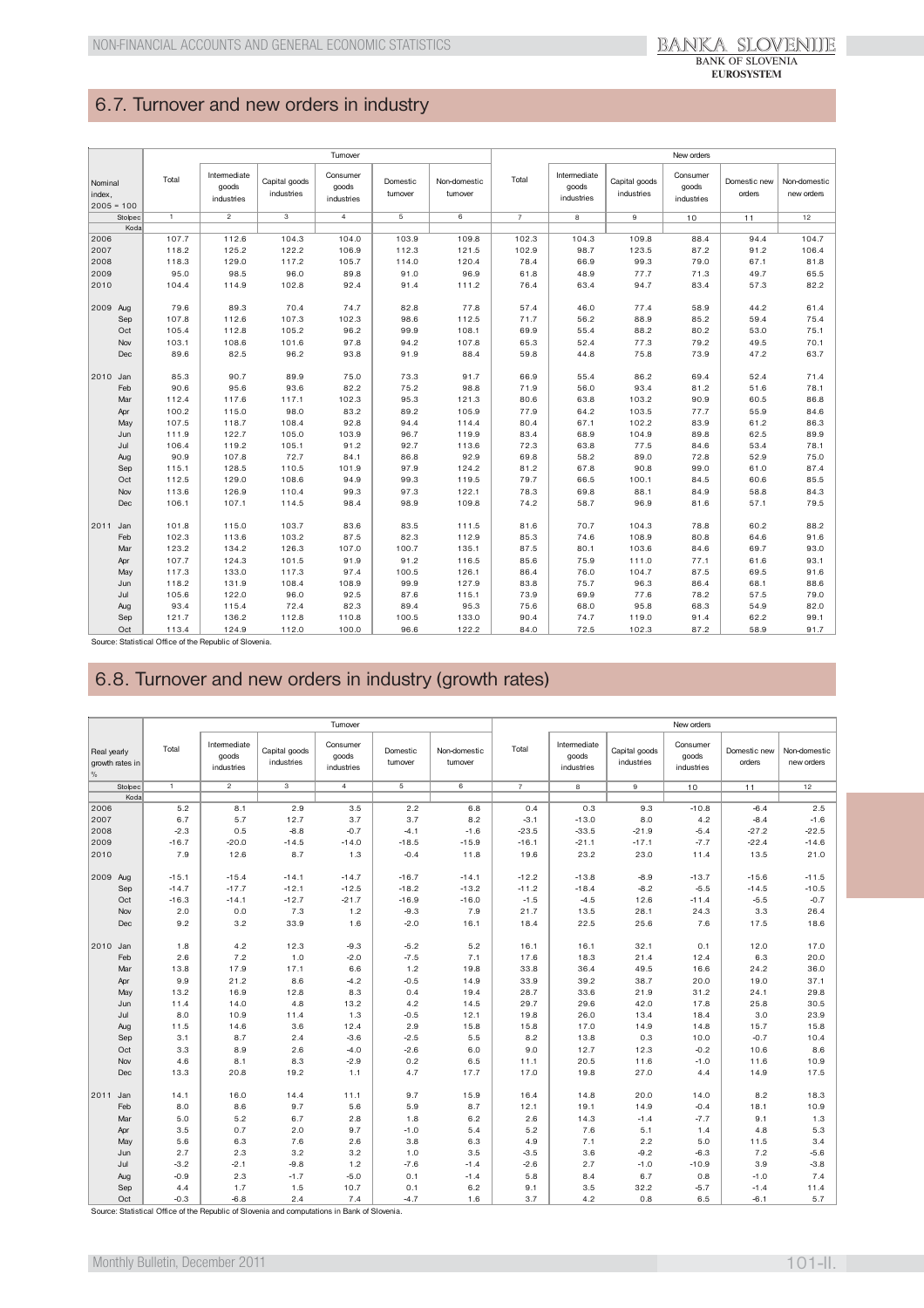## 6.7. Turnover and new orders in industry

| Nominal index, 2005 = 100 | Turnover | | | | | | New orders | | | | | |
|---|---|---|---|---|---|---|---|---|---|---|---|---|
| | Total | Intermediate goods industries | Capital goods industries | Consumer goods industries | Domestic turnover | Non-domestic turnover | Total | Intermediate goods industries | Capital goods industries | Consumer goods industries | Domestic new orders | Non-domestic new orders |
| Stolpec | 1 | 2 | 3 | 4 | 5 | 6 | 7 | 8 | 9 | 10 | 11 | 12 |
| Koda | | | | | | | | | | | | |
| 2006 | 107.7 | 112.6 | 104.3 | 104.0 | 103.9 | 109.8 | 102.3 | 104.3 | 109.8 | 88.4 | 94.4 | 104.7 |
| 2007 | 118.2 | 125.2 | 122.2 | 106.9 | 112.3 | 121.5 | 102.9 | 98.7 | 123.5 | 87.2 | 91.2 | 106.4 |
| 2008 | 118.3 | 129.0 | 117.2 | 105.7 | 114.0 | 120.4 | 78.4 | 66.9 | 99.3 | 79.0 | 67.1 | 81.8 |
| 2009 | 95.0 | 98.5 | 96.0 | 89.8 | 91.0 | 96.9 | 61.8 | 48.9 | 77.7 | 71.3 | 49.7 | 65.5 |
| 2010 | 104.4 | 114.9 | 102.8 | 92.4 | 91.4 | 111.2 | 76.4 | 63.4 | 94.7 | 83.4 | 57.3 | 82.2 |
| 2009 Aug | 79.6 | 89.3 | 70.4 | 74.7 | 82.8 | 77.8 | 57.4 | 46.0 | 77.4 | 58.9 | 44.2 | 61.4 |
| Sep | 107.8 | 112.6 | 107.3 | 102.3 | 98.6 | 112.5 | 71.7 | 56.2 | 88.9 | 85.2 | 59.4 | 75.4 |
| Oct | 105.4 | 112.8 | 105.2 | 96.2 | 99.9 | 108.1 | 69.9 | 55.4 | 88.2 | 80.2 | 53.0 | 75.1 |
| Nov | 103.1 | 108.6 | 101.6 | 97.8 | 94.2 | 107.8 | 65.3 | 52.4 | 77.3 | 79.2 | 49.5 | 70.1 |
| Dec | 89.6 | 82.5 | 96.2 | 93.8 | 91.9 | 88.4 | 59.8 | 44.8 | 75.8 | 73.9 | 47.2 | 63.7 |
| 2010 Jan | 85.3 | 90.7 | 89.9 | 75.0 | 73.3 | 91.7 | 66.9 | 55.4 | 86.2 | 69.4 | 52.4 | 71.4 |
| Feb | 90.6 | 95.6 | 93.6 | 82.2 | 75.2 | 98.8 | 71.9 | 56.0 | 93.4 | 81.2 | 51.6 | 78.1 |
| Mar | 112.4 | 117.6 | 117.1 | 102.3 | 95.3 | 121.3 | 80.6 | 63.8 | 103.2 | 90.9 | 60.5 | 86.8 |
| Apr | 100.2 | 115.0 | 98.0 | 83.2 | 89.2 | 105.9 | 77.9 | 64.2 | 103.5 | 77.7 | 55.9 | 84.6 |
| May | 107.5 | 118.7 | 108.4 | 92.8 | 94.4 | 114.4 | 80.4 | 67.1 | 102.2 | 83.9 | 61.2 | 86.3 |
| Jun | 111.9 | 122.7 | 105.0 | 103.9 | 96.7 | 119.9 | 83.4 | 68.9 | 104.9 | 89.8 | 62.5 | 89.9 |
| Jul | 106.4 | 119.2 | 105.1 | 91.2 | 92.7 | 113.6 | 72.3 | 63.8 | 77.5 | 84.6 | 53.4 | 78.1 |
| Aug | 90.9 | 107.8 | 72.7 | 84.1 | 86.8 | 92.9 | 69.8 | 58.2 | 89.0 | 72.8 | 52.9 | 75.0 |
| Sep | 115.1 | 128.5 | 110.5 | 101.9 | 97.9 | 124.2 | 81.2 | 67.8 | 90.8 | 99.0 | 61.0 | 87.4 |
| Oct | 112.5 | 129.0 | 108.6 | 94.9 | 99.3 | 119.5 | 79.7 | 66.5 | 100.1 | 84.5 | 60.6 | 85.5 |
| Nov | 113.6 | 126.9 | 110.4 | 99.3 | 97.3 | 122.1 | 78.3 | 69.8 | 88.1 | 84.9 | 58.8 | 84.3 |
| Dec | 106.1 | 107.1 | 114.5 | 98.4 | 98.9 | 109.8 | 74.2 | 58.7 | 96.9 | 81.6 | 57.1 | 79.5 |
| 2011 Jan | 101.8 | 115.0 | 103.7 | 83.6 | 83.5 | 111.5 | 81.6 | 70.7 | 104.3 | 78.8 | 60.2 | 88.2 |
| Feb | 102.3 | 113.6 | 103.2 | 87.5 | 82.3 | 112.9 | 85.3 | 74.6 | 108.9 | 80.8 | 64.6 | 91.6 |
| Mar | 123.2 | 134.2 | 126.3 | 107.0 | 100.7 | 135.1 | 87.5 | 80.1 | 103.6 | 84.6 | 69.7 | 93.0 |
| Apr | 107.7 | 124.3 | 101.5 | 91.9 | 91.2 | 116.5 | 85.6 | 75.9 | 111.0 | 77.1 | 61.6 | 93.1 |
| May | 117.3 | 133.0 | 117.3 | 97.4 | 100.5 | 126.1 | 86.4 | 76.0 | 104.7 | 87.5 | 69.5 | 91.6 |
| Jun | 118.2 | 131.9 | 108.4 | 108.9 | 99.9 | 127.9 | 83.8 | 75.7 | 96.3 | 86.4 | 68.1 | 88.6 |
| Jul | 105.6 | 122.0 | 96.0 | 92.5 | 87.6 | 115.1 | 73.9 | 69.9 | 77.6 | 78.2 | 57.5 | 79.0 |
| Aug | 93.4 | 115.4 | 72.4 | 82.3 | 89.4 | 95.3 | 75.6 | 68.0 | 95.8 | 68.3 | 54.9 | 82.0 |
| Sep | 121.7 | 136.2 | 112.8 | 110.8 | 100.5 | 133.0 | 90.4 | 74.7 | 119.0 | 91.4 | 62.2 | 99.1 |
| Oct | 113.4 | 124.9 | 112.0 | 100.0 | 96.6 | 122.2 | 84.0 | 72.5 | 102.3 | 87.2 | 58.9 | 91.7 |

Source: Statistical Office of the Republic of Slovenia.

## 6.8. Turnover and new orders in industry (growth rates)

| Real yearly growth rates in % | Turnover | | | | | | New orders | | | | | |
|---|---|---|---|---|---|---|---|---|---|---|---|---|
| | Total | Intermediate goods industries | Capital goods industries | Consumer goods industries | Domestic turnover | Non-domestic turnover | Total | Intermediate goods industries | Capital goods industries | Consumer goods industries | Domestic new orders | Non-domestic new orders |
| Stolpec | 1 | 2 | 3 | 4 | 5 | 6 | 7 | 8 | 9 | 10 | 11 | 12 |
| Koda | | | | | | | | | | | | |
| 2006 | 5.2 | 8.1 | 2.9 | 3.5 | 2.2 | 6.8 | 0.4 | 0.3 | 9.3 | -10.8 | -6.4 | 2.5 |
| 2007 | 6.7 | 5.7 | 12.7 | 3.7 | 3.7 | 8.2 | -3.1 | -13.0 | 8.0 | 4.2 | -8.4 | -1.6 |
| 2008 | -2.3 | 0.5 | -8.8 | -0.7 | -4.1 | -1.6 | -23.5 | -33.5 | -21.9 | -5.4 | -27.2 | -22.5 |
| 2009 | -16.7 | -20.0 | -14.5 | -14.0 | -18.5 | -15.9 | -16.1 | -21.1 | -17.1 | -7.7 | -22.4 | -14.6 |
| 2010 | 7.9 | 12.6 | 8.7 | 1.3 | -0.4 | 11.8 | 19.6 | 23.2 | 23.0 | 11.4 | 13.5 | 21.0 |
| 2009 Aug | -15.1 | -15.4 | -14.1 | -14.7 | -16.7 | -14.1 | -12.2 | -13.8 | -8.9 | -13.7 | -15.6 | -11.5 |
| Sep | -14.7 | -17.7 | -12.1 | -12.5 | -18.2 | -13.2 | -11.2 | -18.4 | -8.2 | -5.5 | -14.5 | -10.5 |
| Oct | -16.3 | -14.1 | -12.7 | -21.7 | -16.9 | -16.0 | -1.5 | -4.5 | 12.6 | -11.4 | -5.5 | -0.7 |
| Nov | 2.0 | 0.0 | 7.3 | 1.2 | -9.3 | 7.9 | 21.7 | 13.5 | 28.1 | 24.3 | 3.3 | 26.4 |
| Dec | 9.2 | 3.2 | 33.9 | 1.6 | -2.0 | 16.1 | 18.4 | 22.5 | 25.6 | 7.6 | 17.5 | 18.6 |
| 2010 Jan | 1.8 | 4.2 | 12.3 | -9.3 | -5.2 | 5.2 | 16.1 | 16.1 | 32.1 | 0.1 | 12.0 | 17.0 |
| Feb | 2.6 | 7.2 | 1.0 | -2.0 | -7.5 | 7.1 | 17.6 | 18.3 | 21.4 | 12.4 | 6.3 | 20.0 |
| Mar | 13.8 | 17.9 | 17.1 | 6.6 | 1.2 | 19.8 | 33.8 | 36.4 | 49.5 | 16.6 | 24.2 | 36.0 |
| Apr | 9.9 | 21.2 | 8.6 | -4.2 | -0.5 | 14.9 | 33.9 | 39.2 | 38.7 | 20.0 | 19.0 | 37.1 |
| May | 13.2 | 16.9 | 12.8 | 8.3 | 0.4 | 19.4 | 28.7 | 33.6 | 21.9 | 31.2 | 24.1 | 29.8 |
| Jun | 11.4 | 14.0 | 4.8 | 13.2 | 4.2 | 14.5 | 29.7 | 29.6 | 42.0 | 17.8 | 25.8 | 30.5 |
| Jul | 8.0 | 10.9 | 11.4 | 1.3 | -0.5 | 12.1 | 19.8 | 26.0 | 13.4 | 18.4 | 3.0 | 23.9 |
| Aug | 11.5 | 14.6 | 3.6 | 12.4 | 2.9 | 15.8 | 15.8 | 17.0 | 14.9 | 14.8 | 15.7 | 15.8 |
| Sep | 3.1 | 8.7 | 2.4 | -3.6 | -2.5 | 5.5 | 8.2 | 13.8 | 0.3 | 10.0 | -0.7 | 10.4 |
| Oct | 3.3 | 8.9 | 2.6 | -4.0 | -2.6 | 6.0 | 9.0 | 12.7 | 12.3 | -0.2 | 10.6 | 8.6 |
| Nov | 4.6 | 8.1 | 8.3 | -2.9 | 0.2 | 6.5 | 11.1 | 20.5 | 11.6 | -1.0 | 11.6 | 10.9 |
| Dec | 13.3 | 20.8 | 19.2 | 1.1 | 4.7 | 17.7 | 17.0 | 19.8 | 27.0 | 4.4 | 14.9 | 17.5 |
| 2011 Jan | 14.1 | 16.0 | 14.4 | 11.1 | 9.7 | 15.9 | 16.4 | 14.8 | 20.0 | 14.0 | 8.2 | 18.3 |
| Feb | 8.0 | 8.6 | 9.7 | 5.6 | 5.9 | 8.7 | 12.1 | 19.1 | 14.9 | -0.4 | 18.1 | 10.9 |
| Mar | 5.0 | 5.2 | 6.7 | 2.8 | 1.8 | 6.2 | 2.6 | 14.3 | -1.4 | -7.7 | 9.1 | 1.3 |
| Apr | 3.5 | 0.7 | 2.0 | 9.7 | -1.0 | 5.4 | 5.2 | 7.6 | 5.1 | 1.4 | 4.8 | 5.3 |
| May | 5.6 | 6.3 | 7.6 | 2.6 | 3.8 | 6.3 | 4.9 | 7.1 | 2.2 | 5.0 | 11.5 | 3.4 |
| Jun | 2.7 | 2.3 | 3.2 | 3.2 | 1.0 | 3.5 | -3.5 | 3.6 | -9.2 | -6.3 | 7.2 | -5.6 |
| Jul | -3.2 | -2.1 | -9.8 | 1.2 | -7.6 | -1.4 | -2.6 | 2.7 | -1.0 | -10.9 | 3.9 | -3.8 |
| Aug | -0.9 | 2.3 | -1.7 | -5.0 | 0.1 | -1.4 | 5.8 | 8.4 | 6.7 | 0.8 | -1.0 | 7.4 |
| Sep | 4.4 | 1.7 | 1.5 | 10.7 | 0.1 | 6.2 | 9.1 | 3.5 | 32.2 | -5.7 | -1.4 | 11.4 |
| Oct | -0.3 | -6.8 | 2.4 | 7.4 | -4.7 | 1.6 | 3.7 | 4.2 | 0.8 | 6.5 | -6.1 | 5.7 |

Source: Statistical Office of the Republic of Slovenia and computations in Bank of Slovenia.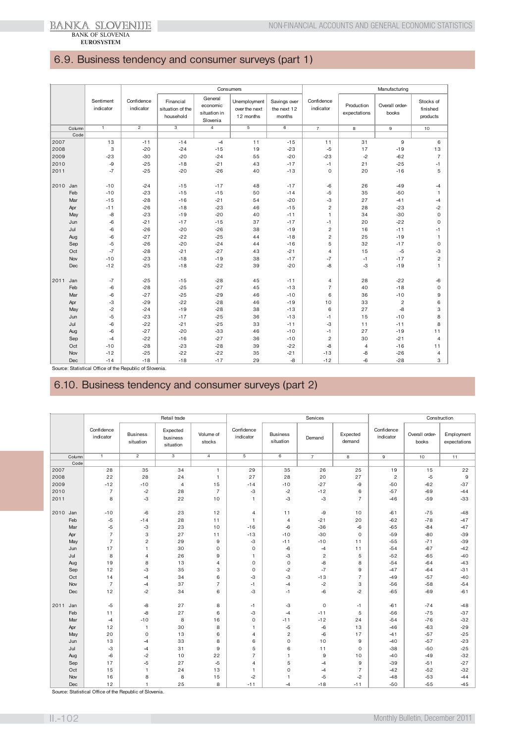## 6.9. Business tendency and consumer surveys (part 1)

| | Consumers | | | | | | Manufacturing | | | |
|---|---|---|---|---|---|---|---|---|---|---|
| | Sentiment indicator | Confidence indicator | Financial situation of the household | General economic situation in Slovenia | Unemployment over the next 12 months | Savings over the next 12 months | Confidence indicator | Production expectations | Overall order-books | Stocks of finished products |
| Column | 1 | 2 | 3 | 4 | 5 | 6 | 7 | 8 | 9 | 10 |
| Code | | | | | | | | | | |
| 2007 | 13 | -11 | -14 | -4 | 11 | -15 | 11 | 31 | 9 | 6 |
| 2008 | 3 | -20 | -24 | -15 | 19 | -23 | -5 | 17 | -19 | 13 |
| 2009 | -23 | -30 | -20 | -24 | 55 | -20 | -23 | -2 | -62 | 7 |
| 2010 | -9 | -25 | -18 | -21 | 43 | -17 | -1 | 21 | -25 | -1 |
| 2011 | -7 | -25 | -20 | -26 | 40 | -13 | 0 | 20 | -16 | 5 |
| 2010 Jan | -10 | -24 | -15 | -17 | 48 | -17 | -6 | 26 | -49 | -4 |
| Feb | -10 | -23 | -15 | -15 | 50 | -14 | -5 | 35 | -50 | 1 |
| Mar | -15 | -28 | -16 | -21 | 54 | -20 | -3 | 27 | -41 | -4 |
| Apr | -11 | -26 | -18 | -23 | 46 | -15 | 2 | 28 | -23 | -2 |
| May | -8 | -23 | -19 | -20 | 40 | -11 | 1 | 34 | -30 | 0 |
| Jun | -6 | -21 | -17 | -15 | 37 | -17 | -1 | 20 | -22 | 0 |
| Jul | -6 | -26 | -20 | -26 | 38 | -19 | 2 | 16 | -11 | -1 |
| Aug | -6 | -27 | -22 | -25 | 44 | -18 | 2 | 25 | -19 | 1 |
| Sep | -5 | -26 | -20 | -24 | 44 | -16 | 5 | 32 | -17 | 0 |
| Oct | -7 | -28 | -21 | -27 | 43 | -21 | 4 | 15 | -5 | -3 |
| Nov | -10 | -23 | -18 | -19 | 38 | -17 | -7 | -1 | -17 | 2 |
| Dec | -12 | -25 | -18 | -22 | 39 | -20 | -8 | -3 | -19 | 1 |
| 2011 Jan | -7 | -25 | -15 | -28 | 45 | -11 | 4 | 28 | -22 | -6 |
| Feb | -6 | -28 | -25 | -27 | 45 | -13 | 7 | 40 | -18 | 0 |
| Mar | -6 | -27 | -25 | -29 | 46 | -10 | 6 | 36 | -10 | 9 |
| Apr | -3 | -29 | -22 | -28 | 46 | -19 | 10 | 33 | 2 | 6 |
| May | -2 | -24 | -19 | -28 | 38 | -13 | 6 | 27 | -8 | 3 |
| Jun | -5 | -23 | -17 | -25 | 36 | -13 | -1 | 15 | -10 | 8 |
| Jul | -6 | -22 | -21 | -25 | 33 | -11 | -3 | 11 | -11 | 8 |
| Aug | -6 | -27 | -20 | -33 | 46 | -10 | -1 | 27 | -19 | 11 |
| Sep | -4 | -22 | -16 | -27 | 36 | -10 | 2 | 30 | -21 | 4 |
| Oct | -10 | -28 | -23 | -28 | 39 | -22 | -8 | 4 | -16 | 11 |
| Nov | -12 | -25 | -22 | -22 | 35 | -21 | -13 | -8 | -26 | 4 |
| Dec | -14 | -18 | -18 | -17 | 29 | -8 | -12 | -6 | -28 | 3 |

Source: Statistical Office of the Republic of Slovenia.

## 6.10. Business tendency and consumer surveys (part 2)

| | Retail trade | | | | Services | | | | Construction | | |
|---|---|---|---|---|---|---|---|---|---|---|---|
| | Confidence indicator | Business situation | Expected business situation | Volume of stocks | Confidence indicator | Business situation | Demand | Expected demand | Confidence indicator | Overall order-books | Employment expectations |
| Column | 1 | 2 | 3 | 4 | 5 | 6 | 7 | 8 | 9 | 10 | 11 |
| Code | | | | | | | | | | | |
| 2007 | 28 | 35 | 34 | 1 | 29 | 35 | 26 | 25 | 19 | 15 | 22 |
| 2008 | 22 | 28 | 24 | 1 | 27 | 28 | 20 | 27 | 2 | -5 | 9 |
| 2009 | -12 | -10 | 4 | 15 | -14 | -10 | -27 | -9 | -50 | -62 | -37 |
| 2010 | 7 | -2 | 28 | 7 | -3 | -2 | -12 | 6 | -57 | -69 | -44 |
| 2011 | 8 | -3 | 22 | 10 | 1 | -3 | -3 | 7 | -46 | -59 | -33 |
| 2010 Jan | -10 | -6 | 23 | 12 | 4 | 11 | -9 | 10 | -61 | -75 | -48 |
| Feb | -5 | -14 | 28 | 11 | 1 | 4 | -21 | 20 | -62 | -78 | -47 |
| Mar | -5 | -3 | 23 | 10 | -16 | -6 | -36 | -6 | -65 | -84 | -47 |
| Apr | 7 | 3 | 27 | 11 | -13 | -10 | -30 | 0 | -59 | -80 | -39 |
| May | 7 | 2 | 29 | 9 | -3 | -11 | -10 | 11 | -55 | -71 | -39 |
| Jun | 17 | 1 | 30 | 0 | 0 | -6 | -4 | 11 | -54 | -67 | -42 |
| Jul | 8 | 4 | 26 | 9 | 1 | -3 | 2 | 5 | -52 | -65 | -40 |
| Aug | 19 | 8 | 13 | 4 | 0 | 0 | -8 | 8 | -54 | -64 | -43 |
| Sep | 12 | -3 | 35 | 3 | 0 | -2 | -7 | 9 | -47 | -64 | -31 |
| Oct | 14 | -4 | 34 | 6 | -3 | -3 | -13 | 7 | -49 | -57 | -40 |
| Nov | 7 | -4 | 37 | 7 | -1 | -4 | -2 | 3 | -56 | -58 | -54 |
| Dec | 12 | -2 | 34 | 6 | -3 | -1 | -6 | -2 | -65 | -69 | -61 |
| 2011 Jan | -5 | -8 | 27 | 8 | -1 | -3 | 0 | -1 | -61 | -74 | -48 |
| Feb | 11 | -8 | 27 | 6 | -3 | -4 | -11 | 5 | -56 | -75 | -37 |
| Mar | -4 | -10 | 8 | 16 | 0 | -11 | -12 | 24 | -54 | -76 | -32 |
| Apr | 12 | 1 | 30 | 8 | 1 | -5 | -6 | 13 | -46 | -63 | -29 |
| May | 20 | 0 | 13 | 6 | 4 | 2 | -6 | 17 | -41 | -57 | -25 |
| Jun | 13 | -4 | 33 | 8 | 6 | 0 | 10 | 9 | -40 | -57 | -23 |
| Jul | -3 | -4 | 31 | 9 | 5 | 6 | 11 | 0 | -38 | -50 | -25 |
| Aug | -6 | -2 | 10 | 22 | 7 | 1 | 9 | 10 | -40 | -49 | -32 |
| Sep | 17 | -5 | 27 | -5 | 4 | 5 | -4 | 9 | -39 | -51 | -27 |
| Oct | 15 | 1 | 24 | 13 | 1 | 0 | -4 | 7 | -42 | -52 | -32 |
| Nov | 16 | 8 | 8 | 15 | -2 | 1 | -5 | -2 | -48 | -53 | -44 |
| Dec | 12 | 1 | 25 | 8 | -11 | -4 | -18 | -11 | -50 | -55 | -45 |

Source: Statistical Office of the Republic of Slovenia.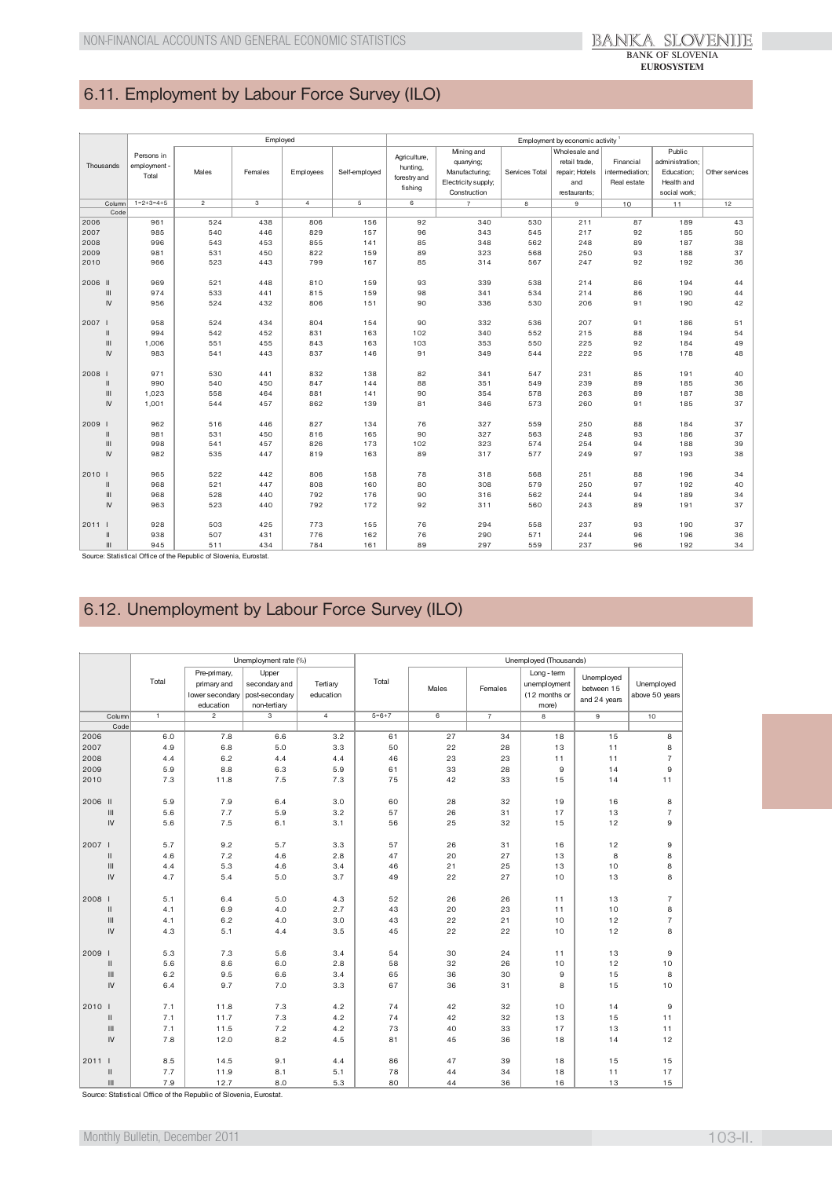## 6.11. Employment by Labour Force Survey (ILO)

| Thousands | | Persons in employment - Total | Employed | | | | Employment by economic activity [1] | | | | | | |
|---|---|---|---|---|---|---|---|---|---|---|---|---|---|
| | | | Males | Females | Employees | Self-employed | Agriculture, hunting, forestry and fishing | Mining and quarrying; Manufacturing; Electricity supply; Construction | Services Total | Wholesale and retail trade, repair; Hotels and restaurants; | Financial intermediation; Real estate | Public administration; Education; Health and social work; | Other services |
| Column | | 1=2+3=4+5 | 2 | 3 | 4 | 5 | 6 | 7 | 8 | 9 | 10 | 11 | 12 |
| Code | | | | | | | | | | | | | |
| 2006 | | 961 | 524 | 438 | 806 | 156 | 92 | 340 | 530 | 211 | 87 | 189 | 43 |
| 2007 | | 985 | 540 | 446 | 829 | 157 | 96 | 343 | 545 | 217 | 92 | 185 | 50 |
| 2008 | | 996 | 543 | 453 | 855 | 141 | 85 | 348 | 562 | 248 | 89 | 187 | 38 |
| 2009 | | 981 | 531 | 450 | 822 | 159 | 89 | 323 | 568 | 250 | 93 | 188 | 37 |
| 2010 | | 966 | 523 | 443 | 799 | 167 | 85 | 314 | 567 | 247 | 92 | 192 | 36 |
| 2006 | II | 969 | 521 | 448 | 810 | 159 | 93 | 339 | 538 | 214 | 86 | 194 | 44 |
| | III | 974 | 533 | 441 | 815 | 159 | 98 | 341 | 534 | 214 | 86 | 190 | 44 |
| | IV | 956 | 524 | 432 | 806 | 151 | 90 | 336 | 530 | 206 | 91 | 190 | 42 |
| 2007 | I | 958 | 524 | 434 | 804 | 154 | 90 | 332 | 536 | 207 | 91 | 186 | 51 |
| | II | 994 | 542 | 452 | 831 | 163 | 102 | 340 | 552 | 215 | 88 | 194 | 54 |
| | III | 1,006 | 551 | 455 | 843 | 163 | 103 | 353 | 550 | 225 | 92 | 184 | 49 |
| | IV | 983 | 541 | 443 | 837 | 146 | 91 | 349 | 544 | 222 | 95 | 178 | 48 |
| 2008 | I | 971 | 530 | 441 | 832 | 138 | 82 | 341 | 547 | 231 | 85 | 191 | 40 |
| | II | 990 | 540 | 450 | 847 | 144 | 88 | 351 | 549 | 239 | 89 | 185 | 36 |
| | III | 1,023 | 558 | 464 | 881 | 141 | 90 | 354 | 578 | 263 | 89 | 187 | 38 |
| | IV | 1,001 | 544 | 457 | 862 | 139 | 81 | 346 | 573 | 260 | 91 | 185 | 37 |
| 2009 | I | 962 | 516 | 446 | 827 | 134 | 76 | 327 | 559 | 250 | 88 | 184 | 37 |
| | II | 981 | 531 | 450 | 816 | 165 | 90 | 327 | 563 | 248 | 93 | 186 | 37 |
| | III | 998 | 541 | 457 | 826 | 173 | 102 | 323 | 574 | 254 | 94 | 188 | 39 |
| | IV | 982 | 535 | 447 | 819 | 163 | 89 | 317 | 577 | 249 | 97 | 193 | 38 |
| 2010 | I | 965 | 522 | 442 | 806 | 158 | 78 | 318 | 568 | 251 | 88 | 196 | 34 |
| | II | 968 | 521 | 447 | 808 | 160 | 80 | 308 | 579 | 250 | 97 | 192 | 40 |
| | III | 968 | 528 | 440 | 792 | 176 | 90 | 316 | 562 | 244 | 94 | 189 | 34 |
| | IV | 963 | 523 | 440 | 792 | 172 | 92 | 311 | 560 | 243 | 89 | 191 | 37 |
| 2011 | I | 928 | 503 | 425 | 773 | 155 | 76 | 294 | 558 | 237 | 93 | 190 | 37 |
| | II | 938 | 507 | 431 | 776 | 162 | 76 | 290 | 571 | 244 | 96 | 196 | 36 |
| | III | 945 | 511 | 434 | 784 | 161 | 89 | 297 | 559 | 237 | 96 | 192 | 34 |

Source: Statistical Office of the Republic of Slovenia, Eurostat.

## 6.12. Unemployment by Labour Force Survey (ILO)

| | | Unemployment rate (%) | | | | Unemployed (Thousands) | | | | | |
|---|---|---|---|---|---|---|---|---|---|---|---|
| | | Total | Pre-primary, primary and lower secondary education | Upper secondary and post-secondary non-tertiary | Tertiary education | Total | Males | Females | Long - term unemployment (12 months or more) | Unemployed between 15 and 24 years | Unemployed above 50 years |
| Column | | 1 | 2 | 3 | 4 | 5=6+7 | 6 | 7 | 8 | 9 | 10 |
| Code | | | | | | | | | | | |
| 2006 | | 6.0 | 7.8 | 6.6 | 3.2 | 61 | 27 | 34 | 18 | 15 | 8 |
| 2007 | | 4.9 | 6.8 | 5.0 | 3.3 | 50 | 22 | 28 | 13 | 11 | 8 |
| 2008 | | 4.4 | 6.2 | 4.4 | 4.4 | 46 | 23 | 23 | 11 | 11 | 7 |
| 2009 | | 5.9 | 8.8 | 6.3 | 5.9 | 61 | 33 | 28 | 9 | 14 | 9 |
| 2010 | | 7.3 | 11.8 | 7.5 | 7.3 | 75 | 42 | 33 | 15 | 14 | 11 |
| 2006 | II | 5.9 | 7.9 | 6.4 | 3.0 | 60 | 28 | 32 | 19 | 16 | 8 |
| | III | 5.6 | 7.7 | 5.9 | 3.2 | 57 | 26 | 31 | 17 | 13 | 7 |
| | IV | 5.6 | 7.5 | 6.1 | 3.1 | 56 | 25 | 32 | 15 | 12 | 9 |
| 2007 | I | 5.7 | 9.2 | 5.7 | 3.3 | 57 | 26 | 31 | 16 | 12 | 9 |
| | II | 4.6 | 7.2 | 4.6 | 2.8 | 47 | 20 | 27 | 13 | 8 | 8 |
| | III | 4.4 | 5.3 | 4.6 | 3.4 | 46 | 21 | 25 | 13 | 10 | 8 |
| | IV | 4.7 | 5.4 | 5.0 | 3.7 | 49 | 22 | 27 | 10 | 13 | 8 |
| 2008 | I | 5.1 | 6.4 | 5.0 | 4.3 | 52 | 26 | 26 | 11 | 13 | 7 |
| | II | 4.1 | 6.9 | 4.0 | 2.7 | 43 | 20 | 23 | 11 | 10 | 8 |
| | III | 4.1 | 6.2 | 4.0 | 3.0 | 43 | 22 | 21 | 10 | 12 | 7 |
| | IV | 4.3 | 5.1 | 4.4 | 3.5 | 45 | 22 | 22 | 10 | 12 | 8 |
| 2009 | I | 5.3 | 7.3 | 5.6 | 3.4 | 54 | 30 | 24 | 11 | 13 | 9 |
| | II | 5.6 | 8.6 | 6.0 | 2.8 | 58 | 32 | 26 | 10 | 12 | 10 |
| | III | 6.2 | 9.5 | 6.6 | 3.4 | 65 | 36 | 30 | 9 | 15 | 8 |
| | IV | 6.4 | 9.7 | 7.0 | 3.3 | 67 | 36 | 31 | 8 | 15 | 10 |
| 2010 | I | 7.1 | 11.8 | 7.3 | 4.2 | 74 | 42 | 32 | 10 | 14 | 9 |
| | II | 7.1 | 11.7 | 7.3 | 4.2 | 74 | 42 | 32 | 13 | 15 | 11 |
| | III | 7.1 | 11.5 | 7.2 | 4.2 | 73 | 40 | 33 | 17 | 13 | 11 |
| | IV | 7.8 | 12.0 | 8.2 | 4.5 | 81 | 45 | 36 | 18 | 14 | 12 |
| 2011 | I | 8.5 | 14.5 | 9.1 | 4.4 | 86 | 47 | 39 | 18 | 15 | 15 |
| | II | 7.7 | 11.9 | 8.1 | 5.1 | 78 | 44 | 34 | 18 | 11 | 17 |
| | III | 7.9 | 12.7 | 8.0 | 5.3 | 80 | 44 | 36 | 16 | 13 | 15 |

Source: Statistical Office of the Republic of Slovenia, Eurostat.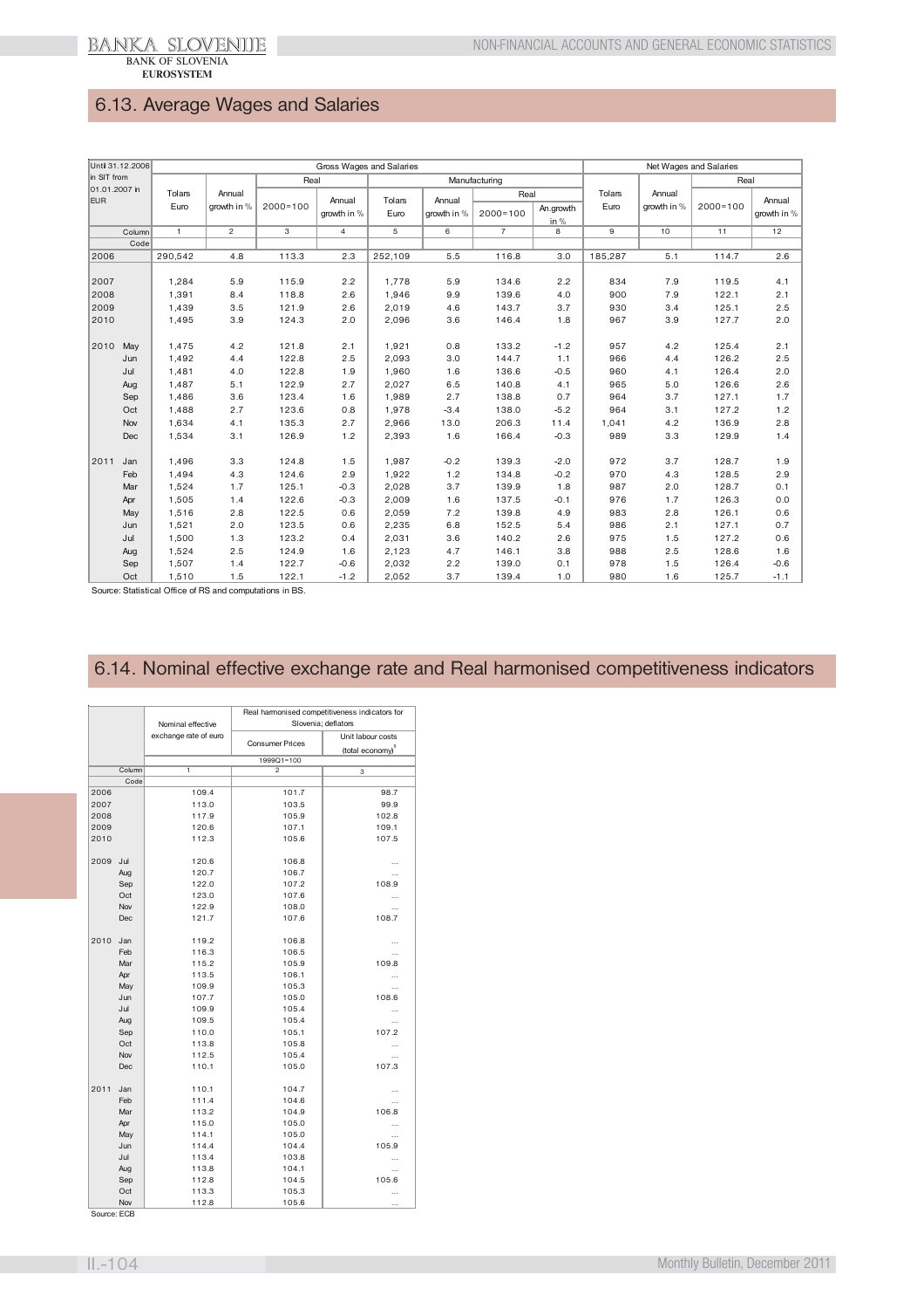## 6.13. Average Wages and Salaries

| Until 31.12.2006 in SIT from 01.01.2007 in EUR | | Gross Wages and Salaries | | | | | | | | Net Wages and Salaries | | | |
|---|---|---|---|---|---|---|---|---|---|---|---|---|---|
| | | | | Real | | Manufacturing | | | | | | Real | |
| | | Tolars Euro | Annual growth in % | 2000=100 | Annual growth in % | Tolars Euro | Annual growth in % | Real 2000=100 | Real An.growth in % | Tolars Euro | Annual growth in % | 2000=100 | Annual growth in % |
| Column | | 1 | 2 | 3 | 4 | 5 | 6 | 7 | 8 | 9 | 10 | 11 | 12 |
| Code | | | | | | | | | | | | | |
| 2006 | | 290,542 | 4.8 | 113.3 | 2.3 | 252,109 | 5.5 | 116.8 | 3.0 | 185,287 | 5.1 | 114.7 | 2.6 |
| 2007 | | 1,284 | 5.9 | 115.9 | 2.2 | 1,778 | 5.9 | 134.6 | 2.2 | 834 | 7.9 | 119.5 | 4.1 |
| 2008 | | 1,391 | 8.4 | 118.8 | 2.6 | 1,946 | 9.9 | 139.6 | 4.0 | 900 | 7.9 | 122.1 | 2.1 |
| 2009 | | 1,439 | 3.5 | 121.9 | 2.6 | 2,019 | 4.6 | 143.7 | 3.7 | 930 | 3.4 | 125.1 | 2.5 |
| 2010 | | 1,495 | 3.9 | 124.3 | 2.0 | 2,096 | 3.6 | 146.4 | 1.8 | 967 | 3.9 | 127.7 | 2.0 |
| 2010 | May | 1,475 | 4.2 | 121.8 | 2.1 | 1,921 | 0.8 | 133.2 | -1.2 | 957 | 4.2 | 125.4 | 2.1 |
| | Jun | 1,492 | 4.4 | 122.8 | 2.5 | 2,093 | 3.0 | 144.7 | 1.1 | 966 | 4.4 | 126.2 | 2.5 |
| | Jul | 1,481 | 4.0 | 122.8 | 1.9 | 1,960 | 1.6 | 136.6 | -0.5 | 960 | 4.1 | 126.4 | 2.0 |
| | Aug | 1,487 | 5.1 | 122.9 | 2.7 | 2,027 | 6.5 | 140.8 | 4.1 | 965 | 5.0 | 126.6 | 2.6 |
| | Sep | 1,486 | 3.6 | 123.4 | 1.6 | 1,989 | 2.7 | 138.8 | 0.7 | 964 | 3.7 | 127.1 | 1.7 |
| | Oct | 1,488 | 2.7 | 123.6 | 0.8 | 1,978 | -3.4 | 138.0 | -5.2 | 964 | 3.1 | 127.2 | 1.2 |
| | Nov | 1,634 | 4.1 | 135.3 | 2.7 | 2,966 | 13.0 | 206.3 | 11.4 | 1,041 | 4.2 | 136.9 | 2.8 |
| | Dec | 1,534 | 3.1 | 126.9 | 1.2 | 2,393 | 1.6 | 166.4 | -0.3 | 989 | 3.3 | 129.9 | 1.4 |
| 2011 | Jan | 1,496 | 3.3 | 124.8 | 1.5 | 1,987 | -0.2 | 139.3 | -2.0 | 972 | 3.7 | 128.7 | 1.9 |
| | Feb | 1,494 | 4.3 | 124.6 | 2.9 | 1,922 | 1.2 | 134.8 | -0.2 | 970 | 4.3 | 128.5 | 2.9 |
| | Mar | 1,524 | 1.7 | 125.1 | -0.3 | 2,028 | 3.7 | 139.9 | 1.8 | 987 | 2.0 | 128.7 | 0.1 |
| | Apr | 1,505 | 1.4 | 122.6 | -0.3 | 2,009 | 1.6 | 137.5 | -0.1 | 976 | 1.7 | 126.3 | 0.0 |
| | May | 1,516 | 2.8 | 122.5 | 0.6 | 2,059 | 7.2 | 139.8 | 4.9 | 983 | 2.8 | 126.1 | 0.6 |
| | Jun | 1,521 | 2.0 | 123.5 | 0.6 | 2,235 | 6.8 | 152.5 | 5.4 | 986 | 2.1 | 127.1 | 0.7 |
| | Jul | 1,500 | 1.3 | 123.2 | 0.4 | 2,031 | 3.6 | 140.2 | 2.6 | 975 | 1.5 | 127.2 | 0.6 |
| | Aug | 1,524 | 2.5 | 124.9 | 1.6 | 2,123 | 4.7 | 146.1 | 3.8 | 988 | 2.5 | 128.6 | 1.6 |
| | Sep | 1,507 | 1.4 | 122.7 | -0.6 | 2,032 | 2.2 | 139.0 | 0.1 | 978 | 1.5 | 126.4 | -0.6 |
| | Oct | 1,510 | 1.5 | 122.1 | -1.2 | 2,052 | 3.7 | 139.4 | 1.0 | 980 | 1.6 | 125.7 | -1.1 |

Source: Statistical Office of RS and computations in BS.

## 6.14. Nominal effective exchange rate and Real harmonised competitiveness indicators

| | | Nominal effective exchange rate of euro | Real harmonised competitiveness indicators for Slovenia; deflators | |
|---|---|---|---|---|
| | | | Consumer Prices | Unit labour costs (total economy)[1] |
| | | | 1999Q1=100 | |
| Column | | 1 | 2 | 3 |
| Code | | | | |
| 2006 | | 109.4 | 101.7 | 98.7 |
| 2007 | | 113.0 | 103.5 | 99.9 |
| 2008 | | 117.9 | 105.9 | 102.8 |
| 2009 | | 120.6 | 107.1 | 109.1 |
| 2010 | | 112.3 | 105.6 | 107.5 |
| 2009 | Jul | 120.6 | 106.8 | ... |
| | Aug | 120.7 | 106.7 | ... |
| | Sep | 122.0 | 107.2 | 108.9 |
| | Oct | 123.0 | 107.6 | ... |
| | Nov | 122.9 | 108.0 | ... |
| | Dec | 121.7 | 107.6 | 108.7 |
| 2010 | Jan | 119.2 | 106.8 | ... |
| | Feb | 116.3 | 106.5 | ... |
| | Mar | 115.2 | 105.9 | 109.8 |
| | Apr | 113.5 | 106.1 | ... |
| | May | 109.9 | 105.3 | ... |
| | Jun | 107.7 | 105.0 | 108.6 |
| | Jul | 109.9 | 105.4 | ... |
| | Aug | 109.5 | 105.4 | ... |
| | Sep | 110.0 | 105.1 | 107.2 |
| | Oct | 113.8 | 105.8 | ... |
| | Nov | 112.5 | 105.4 | ... |
| | Dec | 110.1 | 105.0 | 107.3 |
| 2011 | Jan | 110.1 | 104.7 | ... |
| | Feb | 111.4 | 104.6 | ... |
| | Mar | 113.2 | 104.9 | 106.8 |
| | Apr | 115.0 | 105.0 | ... |
| | May | 114.1 | 105.0 | ... |
| | Jun | 114.4 | 104.4 | 105.9 |
| | Jul | 113.4 | 103.8 | ... |
| | Aug | 113.8 | 104.1 | ... |
| | Sep | 112.8 | 104.5 | 105.6 |
| | Oct | 113.3 | 105.3 | ... |
| | Nov | 112.8 | 105.6 | ... |

Source: ECB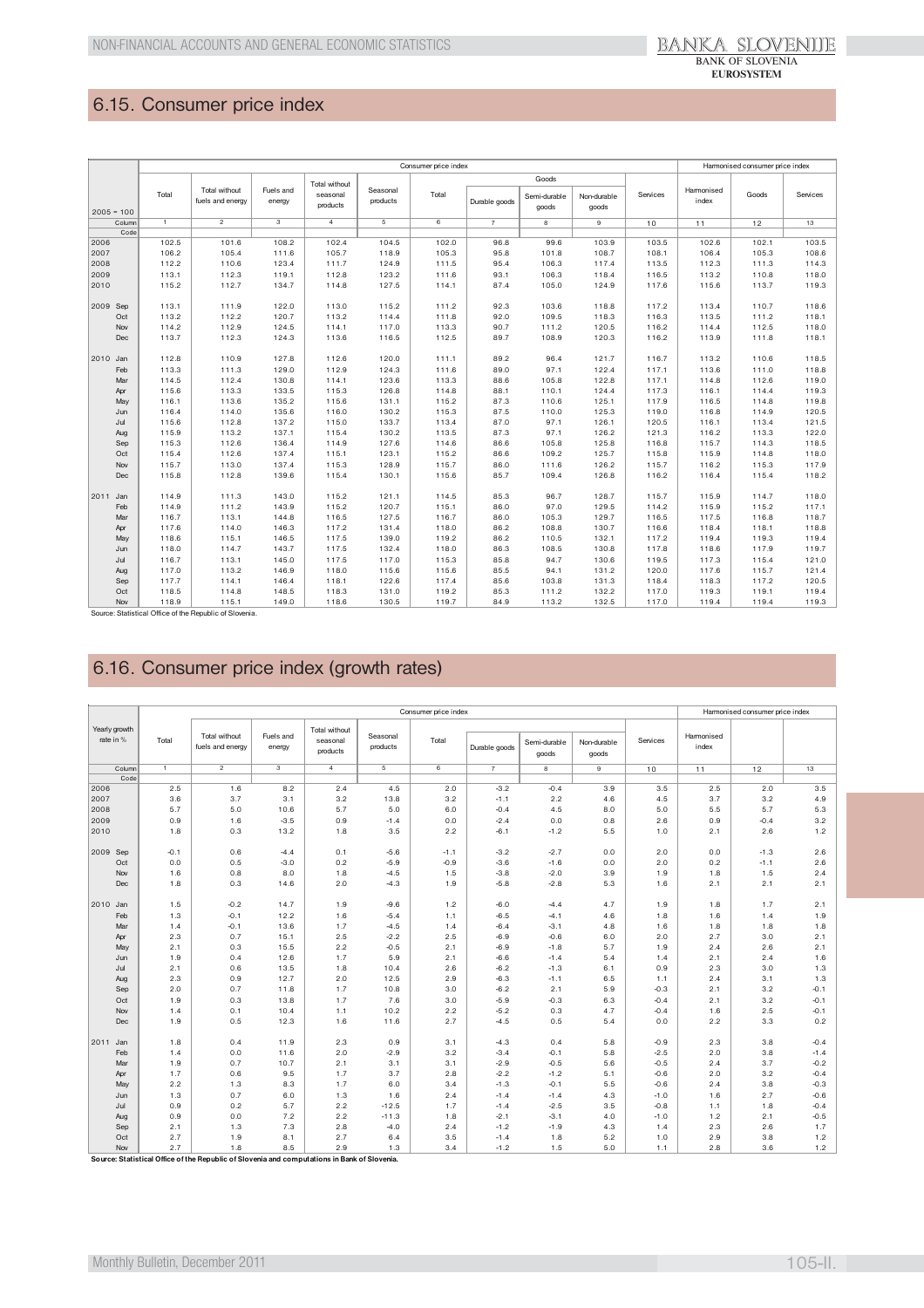## 6.15. Consumer price index

| 2005 = 100 | Consumer price index | | | | | | | | | | Harmonised consumer price index | | |
|---|---|---|---|---|---|---|---|---|---|---|---|---|---|
| | Total | Total without fuels and energy | Fuels and energy | Total without seasonal products | Seasonal products | Total | Goods | | | Services | Harmonised index | Goods | Services |
| | | | | | | | Durable goods | Semi-durable goods | Non-durable goods | | | | |
| Column | 1 | 2 | 3 | 4 | 5 | 6 | 7 | 8 | 9 | 10 | 11 | 12 | 13 |
| Code | | | | | | | | | | | | | |
| 2006 | 102.5 | 101.6 | 108.2 | 102.4 | 104.5 | 102.0 | 96.8 | 99.6 | 103.9 | 103.5 | 102.6 | 102.1 | 103.5 |
| 2007 | 106.2 | 105.4 | 111.6 | 105.7 | 118.9 | 105.3 | 95.8 | 101.8 | 108.7 | 108.1 | 106.4 | 105.3 | 108.6 |
| 2008 | 112.2 | 110.6 | 123.4 | 111.7 | 124.9 | 111.5 | 95.4 | 106.3 | 117.4 | 113.5 | 112.3 | 111.3 | 114.3 |
| 2009 | 113.1 | 112.3 | 119.1 | 112.8 | 123.2 | 111.6 | 93.1 | 106.3 | 118.4 | 116.5 | 113.2 | 110.8 | 118.0 |
| 2010 | 115.2 | 112.7 | 134.7 | 114.8 | 127.5 | 114.1 | 87.4 | 105.0 | 124.9 | 117.6 | 115.6 | 113.7 | 119.3 |
| 2009 Sep | 113.1 | 111.9 | 122.0 | 113.0 | 115.2 | 111.2 | 92.3 | 103.6 | 118.8 | 117.2 | 113.4 | 110.7 | 118.6 |
| Oct | 113.2 | 112.2 | 120.7 | 113.2 | 114.4 | 111.8 | 92.0 | 109.5 | 118.3 | 116.3 | 113.5 | 111.2 | 118.1 |
| Nov | 114.2 | 112.9 | 124.5 | 114.1 | 117.0 | 113.3 | 90.7 | 111.2 | 120.5 | 116.2 | 114.4 | 112.5 | 118.0 |
| Dec | 113.7 | 112.3 | 124.3 | 113.6 | 116.5 | 112.5 | 89.7 | 108.9 | 120.3 | 116.2 | 113.9 | 111.8 | 118.1 |
| 2010 Jan | 112.8 | 110.9 | 127.8 | 112.6 | 120.0 | 111.1 | 89.2 | 96.4 | 121.7 | 116.7 | 113.2 | 110.6 | 118.5 |
| Feb | 113.3 | 111.3 | 129.0 | 112.9 | 124.3 | 111.6 | 89.0 | 97.1 | 122.4 | 117.1 | 113.6 | 111.0 | 118.8 |
| Mar | 114.5 | 112.4 | 130.8 | 114.1 | 123.6 | 113.3 | 88.6 | 105.8 | 122.8 | 117.1 | 114.8 | 112.6 | 119.0 |
| Apr | 115.6 | 113.3 | 133.5 | 115.3 | 126.8 | 114.8 | 88.1 | 110.1 | 124.4 | 117.3 | 116.1 | 114.4 | 119.3 |
| May | 116.1 | 113.6 | 135.2 | 115.6 | 131.1 | 115.2 | 87.3 | 110.6 | 125.1 | 117.9 | 116.5 | 114.8 | 119.8 |
| Jun | 116.4 | 114.0 | 135.6 | 116.0 | 130.2 | 115.3 | 87.5 | 110.0 | 125.3 | 119.0 | 116.8 | 114.9 | 120.5 |
| Jul | 115.6 | 112.8 | 137.2 | 115.0 | 133.7 | 113.4 | 87.0 | 97.1 | 126.1 | 120.5 | 116.1 | 113.4 | 121.5 |
| Aug | 115.9 | 113.2 | 137.1 | 115.4 | 130.2 | 113.5 | 87.3 | 97.1 | 126.2 | 121.3 | 116.2 | 113.3 | 122.0 |
| Sep | 115.3 | 112.6 | 136.4 | 114.9 | 127.6 | 114.6 | 86.6 | 105.8 | 125.8 | 116.8 | 115.7 | 114.3 | 118.5 |
| Oct | 115.4 | 112.6 | 137.4 | 115.1 | 123.1 | 115.2 | 86.6 | 109.2 | 125.7 | 115.8 | 115.9 | 114.8 | 118.0 |
| Nov | 115.7 | 113.0 | 137.4 | 115.3 | 128.9 | 115.7 | 86.0 | 111.6 | 126.2 | 115.7 | 116.2 | 115.3 | 117.9 |
| Dec | 115.8 | 112.8 | 139.6 | 115.4 | 130.1 | 115.6 | 85.7 | 109.4 | 126.8 | 116.2 | 116.4 | 115.4 | 118.2 |
| 2011 Jan | 114.9 | 111.3 | 143.0 | 115.2 | 121.1 | 114.5 | 85.3 | 96.7 | 128.7 | 115.7 | 115.9 | 114.7 | 118.0 |
| Feb | 114.9 | 111.2 | 143.9 | 115.2 | 120.7 | 115.1 | 86.0 | 97.0 | 129.5 | 114.2 | 115.9 | 115.2 | 117.1 |
| Mar | 116.7 | 113.1 | 144.8 | 116.5 | 127.5 | 116.7 | 86.0 | 105.3 | 129.7 | 116.5 | 117.5 | 116.8 | 118.7 |
| Apr | 117.6 | 114.0 | 146.3 | 117.2 | 131.4 | 118.0 | 86.2 | 108.8 | 130.7 | 116.6 | 118.4 | 118.1 | 118.8 |
| May | 118.6 | 115.1 | 146.5 | 117.5 | 139.0 | 119.2 | 86.2 | 110.5 | 132.1 | 117.2 | 119.4 | 119.3 | 119.4 |
| Jun | 118.0 | 114.7 | 143.7 | 117.5 | 132.4 | 118.0 | 86.3 | 108.5 | 130.8 | 117.8 | 118.6 | 117.9 | 119.7 |
| Jul | 116.7 | 113.1 | 145.0 | 117.5 | 117.0 | 115.3 | 85.8 | 94.7 | 130.6 | 119.5 | 117.3 | 115.4 | 121.0 |
| Aug | 117.0 | 113.2 | 146.9 | 118.0 | 115.6 | 115.6 | 85.5 | 94.1 | 131.2 | 120.0 | 117.6 | 115.7 | 121.4 |
| Sep | 117.7 | 114.1 | 146.4 | 118.1 | 122.6 | 117.4 | 85.6 | 103.8 | 131.3 | 118.4 | 118.3 | 117.2 | 120.5 |
| Oct | 118.5 | 114.8 | 148.5 | 118.3 | 131.0 | 119.2 | 85.3 | 111.2 | 132.2 | 117.0 | 119.3 | 119.1 | 119.4 |
| Nov | 118.9 | 115.1 | 149.0 | 118.6 | 130.5 | 119.7 | 84.9 | 113.2 | 132.5 | 117.0 | 119.4 | 119.4 | 119.3 |

Source: Statistical Office of the Republic of Slovenia.

## 6.16. Consumer price index (growth rates)

| Yearly growth rate in % | Consumer price index | | | | | | | | | | Harmonised consumer price index | | |
|---|---|---|---|---|---|---|---|---|---|---|---|---|---|
| | Total | Total without fuels and energy | Fuels and energy | Total without seasonal products | Seasonal products | Total | Goods | | | Services | Harmonised index | | |
| | | | | | | | Durable goods | Semi-durable goods | Non-durable goods | | | | |
| Column | 1 | 2 | 3 | 4 | 5 | 6 | 7 | 8 | 9 | 10 | 11 | 12 | 13 |
| Code | | | | | | | | | | | | | |
| 2006 | 2.5 | 1.6 | 8.2 | 2.4 | 4.5 | 2.0 | -3.2 | -0.4 | 3.9 | 3.5 | 2.5 | 2.0 | 3.5 |
| 2007 | 3.6 | 3.7 | 3.1 | 3.2 | 13.8 | 3.2 | -1.1 | 2.2 | 4.6 | 4.5 | 3.7 | 3.2 | 4.9 |
| 2008 | 5.7 | 5.0 | 10.6 | 5.7 | 5.0 | 6.0 | -0.4 | 4.5 | 8.0 | 5.0 | 5.5 | 5.7 | 5.3 |
| 2009 | 0.9 | 1.6 | -3.5 | 0.9 | -1.4 | 0.0 | -2.4 | 0.0 | 0.8 | 2.6 | 0.9 | -0.4 | 3.2 |
| 2010 | 1.8 | 0.3 | 13.2 | 1.8 | 3.5 | 2.2 | -6.1 | -1.2 | 5.5 | 1.0 | 2.1 | 2.6 | 1.2 |
| 2009 Sep | -0.1 | 0.6 | -4.4 | 0.1 | -5.6 | -1.1 | -3.2 | -2.7 | 0.0 | 2.0 | 0.0 | -1.3 | 2.6 |
| Oct | 0.0 | 0.5 | -3.0 | 0.2 | -5.9 | -0.9 | -3.6 | -1.6 | 0.0 | 2.0 | 0.2 | -1.1 | 2.6 |
| Nov | 1.6 | 0.8 | 8.0 | 1.8 | -4.5 | 1.5 | -3.8 | -2.0 | 3.9 | 1.9 | 1.8 | 1.5 | 2.4 |
| Dec | 1.8 | 0.3 | 14.6 | 2.0 | -4.3 | 1.9 | -5.8 | -2.8 | 5.3 | 1.6 | 2.1 | 2.1 | 2.1 |
| 2010 Jan | 1.5 | -0.2 | 14.7 | 1.9 | -9.6 | 1.2 | -6.0 | -4.4 | 4.7 | 1.9 | 1.8 | 1.7 | 2.1 |
| Feb | 1.3 | -0.1 | 12.2 | 1.6 | -5.4 | 1.1 | -6.5 | -4.1 | 4.6 | 1.8 | 1.6 | 1.4 | 1.9 |
| Mar | 1.4 | -0.1 | 13.6 | 1.7 | -4.5 | 1.4 | -6.4 | -3.1 | 4.8 | 1.6 | 1.8 | 1.8 | 1.8 |
| Apr | 2.3 | 0.7 | 15.1 | 2.5 | -2.2 | 2.5 | -6.9 | -0.6 | 6.0 | 2.0 | 2.7 | 3.0 | 2.1 |
| May | 2.1 | 0.3 | 15.5 | 2.2 | -0.5 | 2.1 | -6.9 | -1.8 | 5.7 | 1.9 | 2.4 | 2.6 | 2.1 |
| Jun | 1.9 | 0.4 | 12.6 | 1.7 | 5.9 | 2.1 | -6.6 | -1.4 | 5.4 | 1.4 | 2.1 | 2.4 | 1.6 |
| Jul | 2.1 | 0.6 | 13.5 | 1.8 | 10.4 | 2.6 | -6.2 | -1.3 | 6.1 | 0.9 | 2.3 | 3.0 | 1.3 |
| Aug | 2.3 | 0.9 | 12.7 | 2.0 | 12.5 | 2.9 | -6.3 | -1.1 | 6.5 | 1.1 | 2.4 | 3.1 | 1.3 |
| Sep | 2.0 | 0.7 | 11.8 | 1.7 | 10.8 | 3.0 | -6.2 | 2.1 | 5.9 | -0.3 | 2.1 | 3.2 | -0.1 |
| Oct | 1.9 | 0.3 | 13.8 | 1.7 | 7.6 | 3.0 | -5.9 | -0.3 | 6.3 | -0.4 | 2.1 | 3.2 | -0.1 |
| Nov | 1.4 | 0.1 | 10.4 | 1.1 | 10.2 | 2.2 | -5.2 | 0.3 | 4.7 | -0.4 | 1.6 | 2.5 | -0.1 |
| Dec | 1.9 | 0.5 | 12.3 | 1.6 | 11.6 | 2.7 | -4.5 | 0.5 | 5.4 | 0.0 | 2.2 | 3.3 | 0.2 |
| 2011 Jan | 1.8 | 0.4 | 11.9 | 2.3 | 0.9 | 3.1 | -4.3 | 0.4 | 5.8 | -0.9 | 2.3 | 3.8 | -0.4 |
| Feb | 1.4 | 0.0 | 11.6 | 2.0 | -2.9 | 3.2 | -3.4 | -0.1 | 5.8 | -2.5 | 2.0 | 3.8 | -1.4 |
| Mar | 1.9 | 0.7 | 10.7 | 2.1 | 3.1 | 3.1 | -2.9 | -0.5 | 5.6 | -0.5 | 2.4 | 3.7 | -0.2 |
| Apr | 1.7 | 0.6 | 9.5 | 1.7 | 3.7 | 2.8 | -2.2 | -1.2 | 5.1 | -0.6 | 2.0 | 3.2 | -0.4 |
| May | 2.2 | 1.3 | 8.3 | 1.7 | 6.0 | 3.4 | -1.3 | -0.1 | 5.5 | -0.6 | 2.4 | 3.8 | -0.3 |
| Jun | 1.3 | 0.7 | 6.0 | 1.3 | 1.6 | 2.4 | -1.4 | -1.4 | 4.3 | -1.0 | 1.6 | 2.7 | -0.6 |
| Jul | 0.9 | 0.2 | 5.7 | 2.2 | -12.5 | 1.7 | -1.4 | -2.5 | 3.5 | -0.8 | 1.1 | 1.8 | -0.4 |
| Aug | 0.9 | 0.0 | 7.2 | 2.2 | -11.3 | 1.8 | -2.1 | -3.1 | 4.0 | -1.0 | 1.2 | 2.1 | -0.5 |
| Sep | 2.1 | 1.3 | 7.3 | 2.8 | -4.0 | 2.4 | -1.2 | -1.9 | 4.3 | 1.4 | 2.3 | 2.6 | 1.7 |
| Oct | 2.7 | 1.9 | 8.1 | 2.7 | 6.4 | 3.5 | -1.4 | 1.8 | 5.2 | 1.0 | 2.9 | 3.8 | 1.2 |
| Nov | 2.7 | 1.8 | 8.5 | 2.9 | 1.3 | 3.4 | -1.2 | 1.5 | 5.0 | 1.1 | 2.8 | 3.6 | 1.2 |

**Source: Statistical Office of the Republic of Slovenia and computations in Bank of Slovenia.**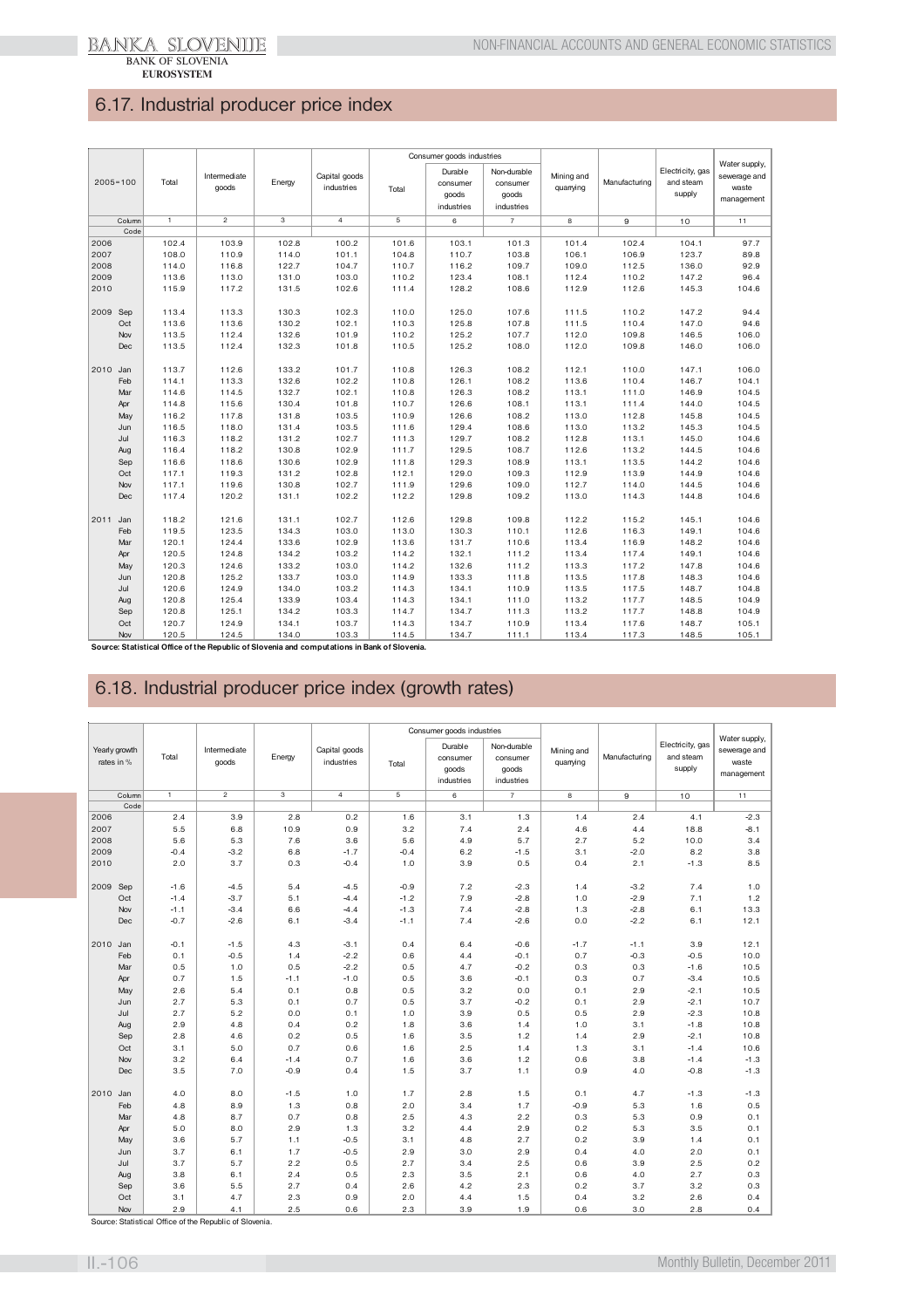## 6.17. Industrial producer price index

| 2005=100 | | Total | Intermediate goods | Energy | Capital goods industries | Consumer goods industries | | | Mining and quarrying | Manufacturing | Electricity, gas and steam supply | Water supply, sewerage and waste management |
|---|---|---|---|---|---|---|---|---|---|---|---|---|
| | | | | | | Total | Durable consumer goods industries | Non-durable consumer goods industries | | | | |
| | Column | 1 | 2 | 3 | 4 | 5 | 6 | 7 | 8 | 9 | 10 | 11 |
| | Code | | | | | | | | | | | |
| 2006 | | 102.4 | 103.9 | 102.8 | 100.2 | 101.6 | 103.1 | 101.3 | 101.4 | 102.4 | 104.1 | 97.7 |
| 2007 | | 108.0 | 110.9 | 114.0 | 101.1 | 104.8 | 110.7 | 103.8 | 106.1 | 106.9 | 123.7 | 89.8 |
| 2008 | | 114.0 | 116.8 | 122.7 | 104.7 | 110.7 | 116.2 | 109.7 | 109.0 | 112.5 | 136.0 | 92.9 |
| 2009 | | 113.6 | 113.0 | 131.0 | 103.0 | 110.2 | 123.4 | 108.1 | 112.4 | 110.2 | 147.2 | 96.4 |
| 2010 | | 115.9 | 117.2 | 131.5 | 102.6 | 111.4 | 128.2 | 108.6 | 112.9 | 112.6 | 145.3 | 104.6 |
| 2009 | Sep | 113.4 | 113.3 | 130.3 | 102.3 | 110.0 | 125.0 | 107.6 | 111.5 | 110.2 | 147.2 | 94.4 |
| | Oct | 113.6 | 113.6 | 130.2 | 102.1 | 110.3 | 125.8 | 107.8 | 111.5 | 110.4 | 147.0 | 94.6 |
| | Nov | 113.5 | 112.4 | 132.6 | 101.9 | 110.2 | 125.2 | 107.7 | 112.0 | 109.8 | 146.5 | 106.0 |
| | Dec | 113.5 | 112.4 | 132.3 | 101.8 | 110.5 | 125.2 | 108.0 | 112.0 | 109.8 | 146.0 | 106.0 |
| 2010 | Jan | 113.7 | 112.6 | 133.2 | 101.7 | 110.8 | 126.3 | 108.2 | 112.1 | 110.0 | 147.1 | 106.0 |
| | Feb | 114.1 | 113.3 | 132.6 | 102.2 | 110.8 | 126.1 | 108.2 | 113.6 | 110.4 | 146.7 | 104.1 |
| | Mar | 114.6 | 114.5 | 132.7 | 102.1 | 110.8 | 126.3 | 108.2 | 113.1 | 111.0 | 146.9 | 104.5 |
| | Apr | 114.8 | 115.6 | 130.4 | 101.8 | 110.7 | 126.6 | 108.1 | 113.1 | 111.4 | 144.0 | 104.5 |
| | May | 116.2 | 117.8 | 131.8 | 103.5 | 110.9 | 126.6 | 108.2 | 113.0 | 112.8 | 145.8 | 104.5 |
| | Jun | 116.5 | 118.0 | 131.4 | 103.5 | 111.6 | 129.4 | 108.6 | 113.0 | 113.2 | 145.3 | 104.5 |
| | Jul | 116.3 | 118.2 | 131.2 | 102.7 | 111.3 | 129.7 | 108.2 | 112.8 | 113.1 | 145.0 | 104.6 |
| | Aug | 116.4 | 118.2 | 130.8 | 102.9 | 111.7 | 129.5 | 108.7 | 112.6 | 113.2 | 144.5 | 104.6 |
| | Sep | 116.6 | 118.6 | 130.6 | 102.9 | 111.8 | 129.3 | 108.9 | 113.1 | 113.5 | 144.2 | 104.6 |
| | Oct | 117.1 | 119.3 | 131.2 | 102.8 | 112.1 | 129.0 | 109.3 | 112.9 | 113.9 | 144.9 | 104.6 |
| | Nov | 117.1 | 119.6 | 130.8 | 102.7 | 111.9 | 129.6 | 109.0 | 112.7 | 114.0 | 144.5 | 104.6 |
| | Dec | 117.4 | 120.2 | 131.1 | 102.2 | 112.2 | 129.8 | 109.2 | 113.0 | 114.3 | 144.8 | 104.6 |
| 2011 | Jan | 118.2 | 121.6 | 131.1 | 102.7 | 112.6 | 129.8 | 109.8 | 112.2 | 115.2 | 145.1 | 104.6 |
| | Feb | 119.5 | 123.5 | 134.3 | 103.0 | 113.0 | 130.3 | 110.1 | 112.6 | 116.3 | 149.1 | 104.6 |
| | Mar | 120.1 | 124.4 | 133.6 | 102.9 | 113.6 | 131.7 | 110.6 | 113.4 | 116.9 | 148.2 | 104.6 |
| | Apr | 120.5 | 124.8 | 134.2 | 103.2 | 114.2 | 132.1 | 111.2 | 113.4 | 117.4 | 149.1 | 104.6 |
| | May | 120.3 | 124.6 | 133.2 | 103.0 | 114.2 | 132.6 | 111.2 | 113.3 | 117.2 | 147.8 | 104.6 |
| | Jun | 120.8 | 125.2 | 133.7 | 103.0 | 114.9 | 133.3 | 111.8 | 113.5 | 117.8 | 148.3 | 104.6 |
| | Jul | 120.6 | 124.9 | 134.0 | 103.2 | 114.3 | 134.1 | 110.9 | 113.5 | 117.5 | 148.7 | 104.8 |
| | Aug | 120.8 | 125.4 | 133.9 | 103.4 | 114.3 | 134.1 | 111.0 | 113.2 | 117.7 | 148.5 | 104.9 |
| | Sep | 120.8 | 125.1 | 134.2 | 103.3 | 114.7 | 134.7 | 111.3 | 113.2 | 117.7 | 148.8 | 104.9 |
| | Oct | 120.7 | 124.9 | 134.1 | 103.7 | 114.3 | 134.7 | 110.9 | 113.4 | 117.6 | 148.7 | 105.1 |
| | Nov | 120.5 | 124.5 | 134.0 | 103.3 | 114.5 | 134.7 | 111.1 | 113.4 | 117.3 | 148.5 | 105.1 |

**Source: Statistical Office of the Republic of Slovenia and computations in Bank of Slovenia.**

## 6.18. Industrial producer price index (growth rates)

| Yearly growth rates in % | | Total | Intermediate goods | Energy | Capital goods industries | Consumer goods industries | | | Mining and quarrying | Manufacturing | Electricity, gas and steam supply | Water supply, sewerage and waste management |
|---|---|---|---|---|---|---|---|---|---|---|---|---|
| | | | | | | Total | Durable consumer goods industries | Non-durable consumer goods industries | | | | |
| | Column | 1 | 2 | 3 | 4 | 5 | 6 | 7 | 8 | 9 | 10 | 11 |
| | Code | | | | | | | | | | | |
| 2006 | | 2.4 | 3.9 | 2.8 | 0.2 | 1.6 | 3.1 | 1.3 | 1.4 | 2.4 | 4.1 | -2.3 |
| 2007 | | 5.5 | 6.8 | 10.9 | 0.9 | 3.2 | 7.4 | 2.4 | 4.6 | 4.4 | 18.8 | -8.1 |
| 2008 | | 5.6 | 5.3 | 7.6 | 3.6 | 5.6 | 4.9 | 5.7 | 2.7 | 5.2 | 10.0 | 3.4 |
| 2009 | | -0.4 | -3.2 | 6.8 | -1.7 | -0.4 | 6.2 | -1.5 | 3.1 | -2.0 | 8.2 | 3.8 |
| 2010 | | 2.0 | 3.7 | 0.3 | -0.4 | 1.0 | 3.9 | 0.5 | 0.4 | 2.1 | -1.3 | 8.5 |
| 2009 | Sep | -1.6 | -4.5 | 5.4 | -4.5 | -0.9 | 7.2 | -2.3 | 1.4 | -3.2 | 7.4 | 1.0 |
| | Oct | -1.4 | -3.7 | 5.1 | -4.4 | -1.2 | 7.9 | -2.8 | 1.0 | -2.9 | 7.1 | 1.2 |
| | Nov | -1.1 | -3.4 | 6.6 | -4.4 | -1.3 | 7.4 | -2.8 | 1.3 | -2.8 | 6.1 | 13.3 |
| | Dec | -0.7 | -2.6 | 6.1 | -3.4 | -1.1 | 7.4 | -2.6 | 0.0 | -2.2 | 6.1 | 12.1 |
| 2010 | Jan | -0.1 | -1.5 | 4.3 | -3.1 | 0.4 | 6.4 | -0.6 | -1.7 | -1.1 | 3.9 | 12.1 |
| | Feb | 0.1 | -0.5 | 1.4 | -2.2 | 0.6 | 4.4 | -0.1 | 0.7 | -0.3 | -0.5 | 10.0 |
| | Mar | 0.5 | 1.0 | 0.5 | -2.2 | 0.5 | 4.7 | -0.2 | 0.3 | 0.3 | -1.6 | 10.5 |
| | Apr | 0.7 | 1.5 | -1.1 | -1.0 | 0.5 | 3.6 | -0.1 | 0.3 | 0.7 | -3.4 | 10.5 |
| | May | 2.6 | 5.4 | 0.1 | 0.8 | 0.5 | 3.2 | 0.0 | 0.1 | 2.9 | -2.1 | 10.5 |
| | Jun | 2.7 | 5.3 | 0.1 | 0.7 | 0.5 | 3.7 | -0.2 | 0.1 | 2.9 | -2.1 | 10.7 |
| | Jul | 2.7 | 5.2 | 0.0 | 0.1 | 1.0 | 3.9 | 0.5 | 0.5 | 2.9 | -2.3 | 10.8 |
| | Aug | 2.9 | 4.8 | 0.4 | 0.2 | 1.8 | 3.6 | 1.4 | 1.0 | 3.1 | -1.8 | 10.8 |
| | Sep | 2.8 | 4.6 | 0.2 | 0.5 | 1.6 | 3.5 | 1.2 | 1.4 | 2.9 | -2.1 | 10.8 |
| | Oct | 3.1 | 5.0 | 0.7 | 0.6 | 1.6 | 2.5 | 1.4 | 1.3 | 3.1 | -1.4 | 10.6 |
| | Nov | 3.2 | 6.4 | -1.4 | 0.7 | 1.6 | 3.6 | 1.2 | 0.6 | 3.8 | -1.4 | -1.3 |
| | Dec | 3.5 | 7.0 | -0.9 | 0.4 | 1.5 | 3.7 | 1.1 | 0.9 | 4.0 | -0.8 | -1.3 |
| 2010 | Jan | 4.0 | 8.0 | -1.5 | 1.0 | 1.7 | 2.8 | 1.5 | 0.1 | 4.7 | -1.3 | -1.3 |
| | Feb | 4.8 | 8.9 | 1.3 | 0.8 | 2.0 | 3.4 | 1.7 | -0.9 | 5.3 | 1.6 | 0.5 |
| | Mar | 4.8 | 8.7 | 0.7 | 0.8 | 2.5 | 4.3 | 2.2 | 0.3 | 5.3 | 0.9 | 0.1 |
| | Apr | 5.0 | 8.0 | 2.9 | 1.3 | 3.2 | 4.4 | 2.9 | 0.2 | 5.3 | 3.5 | 0.1 |
| | May | 3.6 | 5.7 | 1.1 | -0.5 | 3.1 | 4.8 | 2.7 | 0.2 | 3.9 | 1.4 | 0.1 |
| | Jun | 3.7 | 6.1 | 1.7 | -0.5 | 2.9 | 3.0 | 2.9 | 0.4 | 4.0 | 2.0 | 0.1 |
| | Jul | 3.7 | 5.7 | 2.2 | 0.5 | 2.7 | 3.4 | 2.5 | 0.6 | 3.9 | 2.5 | 0.2 |
| | Aug | 3.8 | 6.1 | 2.4 | 0.5 | 2.3 | 3.5 | 2.1 | 0.6 | 4.0 | 2.7 | 0.3 |
| | Sep | 3.6 | 5.5 | 2.7 | 0.4 | 2.6 | 4.2 | 2.3 | 0.2 | 3.7 | 3.2 | 0.3 |
| | Oct | 3.1 | 4.7 | 2.3 | 0.9 | 2.0 | 4.4 | 1.5 | 0.4 | 3.2 | 2.6 | 0.4 |
| | Nov | 2.9 | 4.1 | 2.5 | 0.6 | 2.3 | 3.9 | 1.9 | 0.6 | 3.0 | 2.8 | 0.4 |

Source: Statistical Office of the Republic of Slovenia.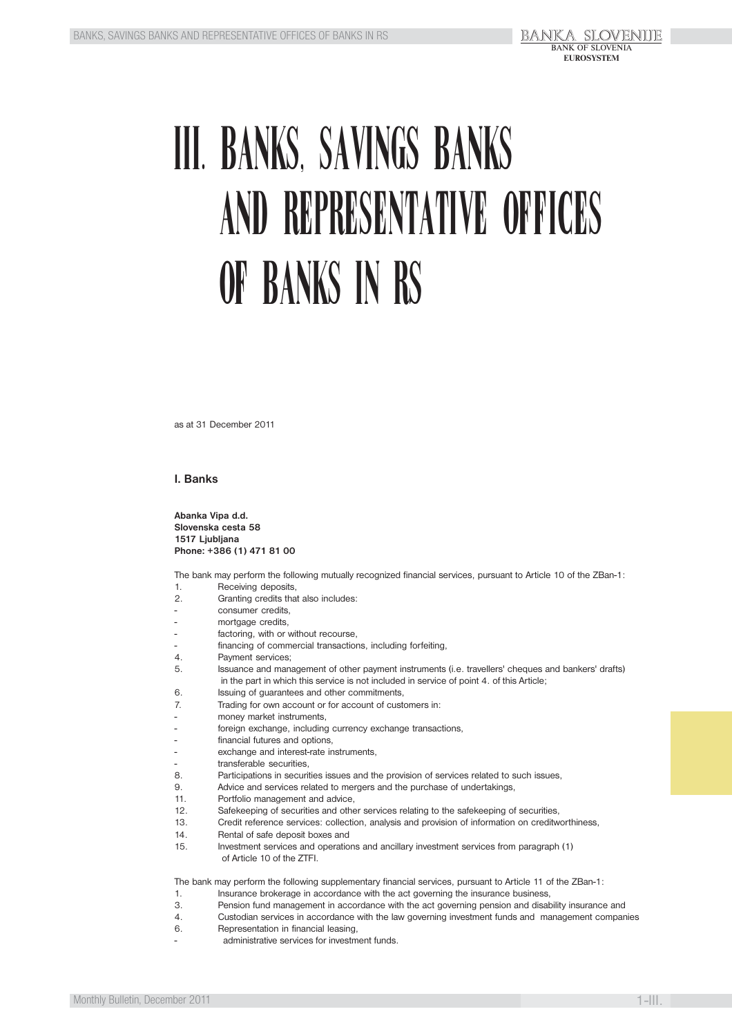# III. BANKS, SAVINGS BANKS AND REPRESENTATIVE OFFICES OF BANKS IN RS

as at 31 December 2011

## I. Banks

**Abanka Vipa d.d.**
**Slovenska cesta 58**
**1517 Ljubljana**
**Phone: +386 (1) 471 81 00**

The bank may perform the following mutually recognized financial services, pursuant to Article 10 of the ZBan-1:

1. Receiving deposits,
2. Granting credits that also includes:
   - consumer credits,
   - mortgage credits,
   - factoring, with or without recourse,
   - financing of commercial transactions, including forfeiting,
4. Payment services;
5. Issuance and management of other payment instruments (i.e. travellers' cheques and bankers' drafts) in the part in which this service is not included in service of point 4. of this Article;
6. Issuing of guarantees and other commitments,
7. Trading for own account or for account of customers in:
   - money market instruments,
   - foreign exchange, including currency exchange transactions,
   - financial futures and options,
   - exchange and interest-rate instruments,
   - transferable securities,
8. Participations in securities issues and the provision of services related to such issues,
9. Advice and services related to mergers and the purchase of undertakings,
11. Portfolio management and advice,
12. Safekeeping of securities and other services relating to the safekeeping of securities,
13. Credit reference services: collection, analysis and provision of information on creditworthiness,
14. Rental of safe deposit boxes and
15. Investment services and operations and ancillary investment services from paragraph (1) of Article 10 of the ZTFI.

The bank may perform the following supplementary financial services, pursuant to Article 11 of the ZBan-1:

1. Insurance brokerage in accordance with the act governing the insurance business,
3. Pension fund management in accordance with the act governing pension and disability insurance and
4. Custodian services in accordance with the law governing investment funds and management companies
6. Representation in financial leasing,
   - administrative services for investment funds.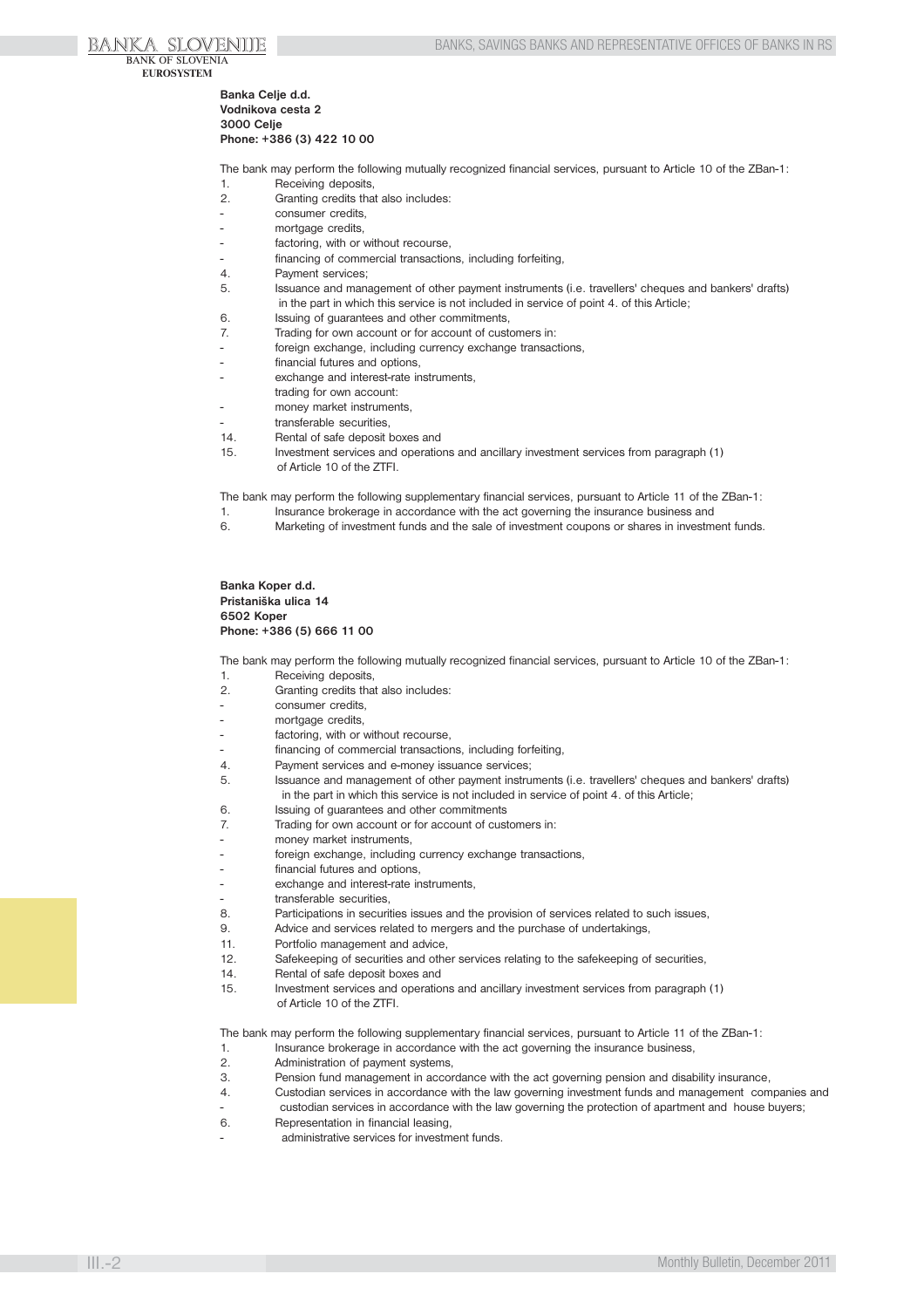**Banka Celje d.d.**
**Vodnikova cesta 2**
**3000 Celje**
**Phone: +386 (3) 422 10 00**

The bank may perform the following mutually recognized financial services, pursuant to Article 10 of the ZBan-1:

1. Receiving deposits,
2. Granting credits that also includes:
   - consumer credits,
   - mortgage credits,
   - factoring, with or without recourse,
   - financing of commercial transactions, including forfeiting,
4. Payment services;
5. Issuance and management of other payment instruments (i.e. travellers' cheques and bankers' drafts) in the part in which this service is not included in service of point 4. of this Article;
6. Issuing of guarantees and other commitments,
7. Trading for own account or for account of customers in:
   - foreign exchange, including currency exchange transactions,
   - financial futures and options,
   - exchange and interest-rate instruments,

   trading for own account:
   - money market instruments,
   - transferable securities,
14. Rental of safe deposit boxes and
15. Investment services and operations and ancillary investment services from paragraph (1) of Article 10 of the ZTFI.

The bank may perform the following supplementary financial services, pursuant to Article 11 of the ZBan-1:

1. Insurance brokerage in accordance with the act governing the insurance business and
6. Marketing of investment funds and the sale of investment coupons or shares in investment funds.

**Banka Koper d.d.**
**Pristaniška ulica 14**
**6502 Koper**
**Phone: +386 (5) 666 11 00**

The bank may perform the following mutually recognized financial services, pursuant to Article 10 of the ZBan-1:

1. Receiving deposits,
2. Granting credits that also includes:
   - consumer credits,
   - mortgage credits,
   - factoring, with or without recourse,
   - financing of commercial transactions, including forfeiting,
4. Payment services and e-money issuance services;
5. Issuance and management of other payment instruments (i.e. travellers' cheques and bankers' drafts) in the part in which this service is not included in service of point 4. of this Article;
6. Issuing of guarantees and other commitments
7. Trading for own account or for account of customers in:
   - money market instruments,
   - foreign exchange, including currency exchange transactions,
   - financial futures and options,
   - exchange and interest-rate instruments,
   - transferable securities,
8. Participations in securities issues and the provision of services related to such issues,
9. Advice and services related to mergers and the purchase of undertakings,
11. Portfolio management and advice,
12. Safekeeping of securities and other services relating to the safekeeping of securities,
14. Rental of safe deposit boxes and
15. Investment services and operations and ancillary investment services from paragraph (1) of Article 10 of the ZTFI.

The bank may perform the following supplementary financial services, pursuant to Article 11 of the ZBan-1:

1. Insurance brokerage in accordance with the act governing the insurance business,
2. Administration of payment systems,
3. Pension fund management in accordance with the act governing pension and disability insurance,
4. Custodian services in accordance with the law governing investment funds and management companies and
   - custodian services in accordance with the law governing the protection of apartment and house buyers;
6. Representation in financial leasing,
   - administrative services for investment funds.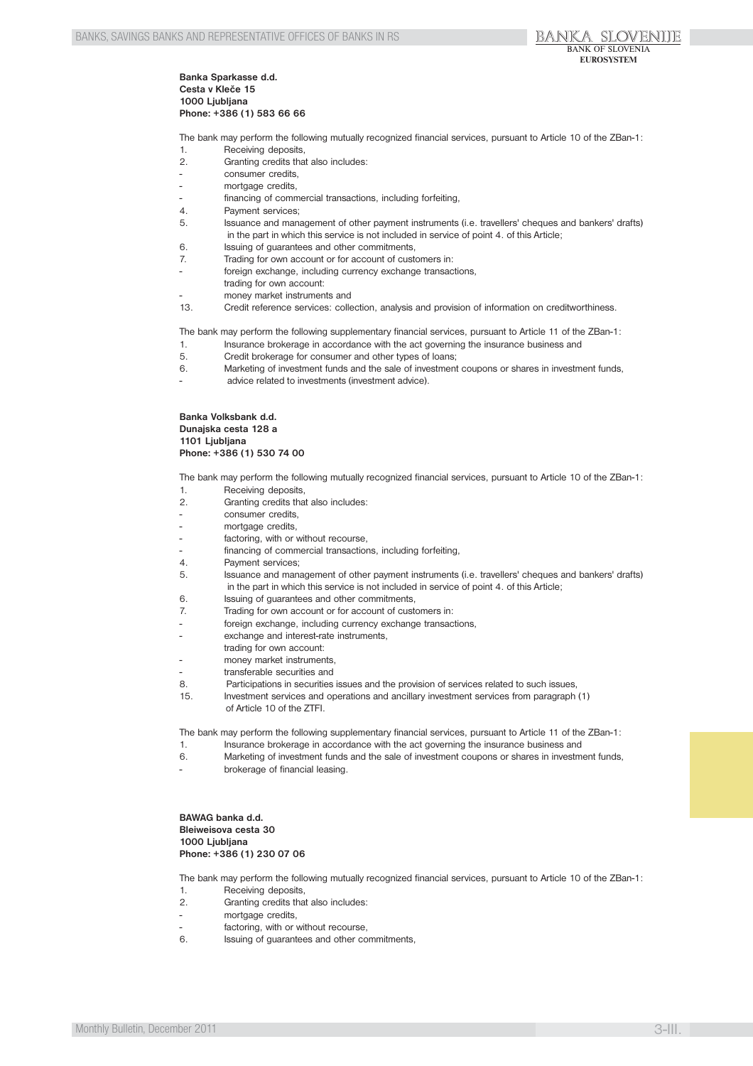**Banka Sparkasse d.d.**
**Cesta v Kleče 15**
**1000 Ljubljana**
**Phone: +386 (1) 583 66 66**

The bank may perform the following mutually recognized financial services, pursuant to Article 10 of the ZBan-1:

1. Receiving deposits,
2. Granting credits that also includes:
   - consumer credits,
   - mortgage credits,
   - financing of commercial transactions, including forfeiting,
4. Payment services;
5. Issuance and management of other payment instruments (i.e. travellers' cheques and bankers' drafts) in the part in which this service is not included in service of point 4. of this Article;
6. Issuing of guarantees and other commitments,
7. Trading for own account or for account of customers in:
   - foreign exchange, including currency exchange transactions,
   
   trading for own account:
   - money market instruments and
13. Credit reference services: collection, analysis and provision of information on creditworthiness.

The bank may perform the following supplementary financial services, pursuant to Article 11 of the ZBan-1:

1. Insurance brokerage in accordance with the act governing the insurance business and
5. Credit brokerage for consumer and other types of loans;
6. Marketing of investment funds and the sale of investment coupons or shares in investment funds,
   - advice related to investments (investment advice).

**Banka Volksbank d.d.**
**Dunajska cesta 128 a**
**1101 Ljubljana**
**Phone: +386 (1) 530 74 00**

The bank may perform the following mutually recognized financial services, pursuant to Article 10 of the ZBan-1:

1. Receiving deposits,
2. Granting credits that also includes:
   - consumer credits,
   - mortgage credits,
   - factoring, with or without recourse,
   - financing of commercial transactions, including forfeiting,
4. Payment services;
5. Issuance and management of other payment instruments (i.e. travellers' cheques and bankers' drafts) in the part in which this service is not included in service of point 4. of this Article;
6. Issuing of guarantees and other commitments,
7. Trading for own account or for account of customers in:
   - foreign exchange, including currency exchange transactions,
   - exchange and interest-rate instruments,
   
   trading for own account:
   - money market instruments,
   - transferable securities and
8. Participations in securities issues and the provision of services related to such issues,
15. Investment services and operations and ancillary investment services from paragraph (1) of Article 10 of the ZTFI.

The bank may perform the following supplementary financial services, pursuant to Article 11 of the ZBan-1:

1. Insurance brokerage in accordance with the act governing the insurance business and
6. Marketing of investment funds and the sale of investment coupons or shares in investment funds,
   - brokerage of financial leasing.

**BAWAG banka d.d.**
**Bleiweisova cesta 30**
**1000 Ljubljana**
**Phone: +386 (1) 230 07 06**

The bank may perform the following mutually recognized financial services, pursuant to Article 10 of the ZBan-1:

1. Receiving deposits,
2. Granting credits that also includes:
   - mortgage credits,
   - factoring, with or without recourse,
6. Issuing of guarantees and other commitments,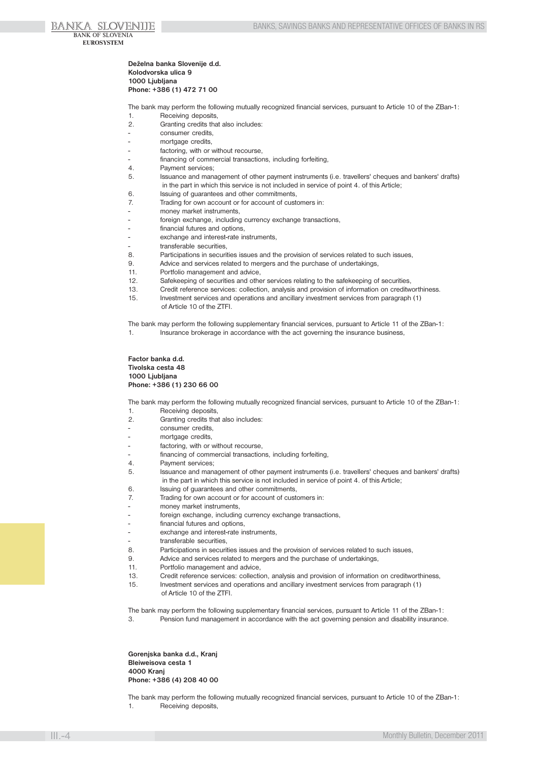**Deželna banka Slovenije d.d.**
**Kolodvorska ulica 9**
**1000 Ljubljana**
**Phone: +386 (1) 472 71 00**

The bank may perform the following mutually recognized financial services, pursuant to Article 10 of the ZBan-1:

1. Receiving deposits,
2. Granting credits that also includes:
   - consumer credits,
   - mortgage credits,
   - factoring, with or without recourse,
   - financing of commercial transactions, including forfeiting,
4. Payment services;
5. Issuance and management of other payment instruments (i.e. travellers' cheques and bankers' drafts) in the part in which this service is not included in service of point 4. of this Article;
6. Issuing of guarantees and other commitments,
7. Trading for own account or for account of customers in:
   - money market instruments,
   - foreign exchange, including currency exchange transactions,
   - financial futures and options,
   - exchange and interest-rate instruments,
   - transferable securities,
8. Participations in securities issues and the provision of services related to such issues,
9. Advice and services related to mergers and the purchase of undertakings,
11. Portfolio management and advice,
12. Safekeeping of securities and other services relating to the safekeeping of securities,
13. Credit reference services: collection, analysis and provision of information on creditworthiness.
15. Investment services and operations and ancillary investment services from paragraph (1) of Article 10 of the ZTFI.

The bank may perform the following supplementary financial services, pursuant to Article 11 of the ZBan-1:

1. Insurance brokerage in accordance with the act governing the insurance business,

**Factor banka d.d.**
**Tivolska cesta 48**
**1000 Ljubljana**
**Phone: +386 (1) 230 66 00**

The bank may perform the following mutually recognized financial services, pursuant to Article 10 of the ZBan-1:

1. Receiving deposits,
2. Granting credits that also includes:
   - consumer credits,
   - mortgage credits,
   - factoring, with or without recourse,
   - financing of commercial transactions, including forfeiting,
4. Payment services;
5. Issuance and management of other payment instruments (i.e. travellers' cheques and bankers' drafts) in the part in which this service is not included in service of point 4. of this Article;
6. Issuing of guarantees and other commitments,
7. Trading for own account or for account of customers in:
   - money market instruments,
   - foreign exchange, including currency exchange transactions,
   - financial futures and options,
   - exchange and interest-rate instruments,
   - transferable securities,
8. Participations in securities issues and the provision of services related to such issues,
9. Advice and services related to mergers and the purchase of undertakings,
11. Portfolio management and advice,
13. Credit reference services: collection, analysis and provision of information on creditworthiness,
15. Investment services and operations and ancillary investment services from paragraph (1) of Article 10 of the ZTFI.

The bank may perform the following supplementary financial services, pursuant to Article 11 of the ZBan-1:

3. Pension fund management in accordance with the act governing pension and disability insurance.

**Gorenjska banka d.d., Kranj**
**Bleiweisova cesta 1**
**4000 Kranj**
**Phone: +386 (4) 208 40 00**

The bank may perform the following mutually recognized financial services, pursuant to Article 10 of the ZBan-1:

1. Receiving deposits,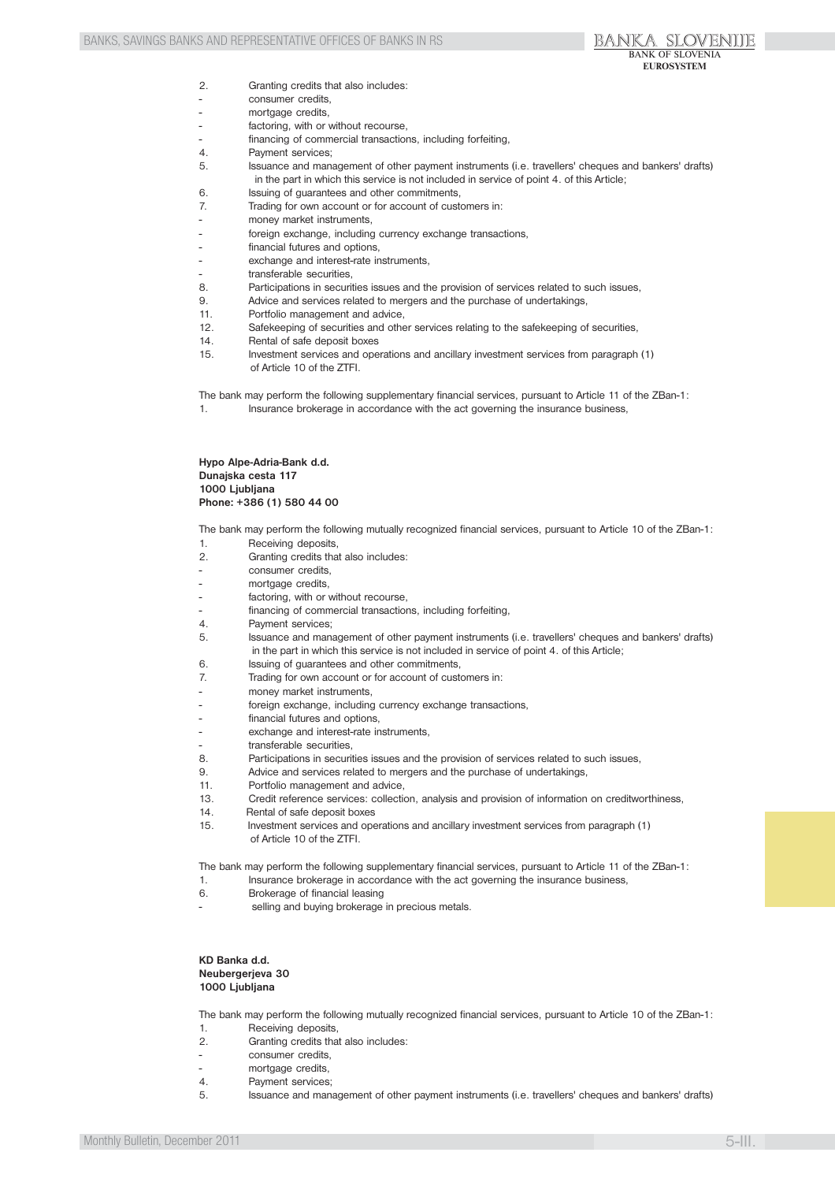2. Granting credits that also includes:
- consumer credits,
- mortgage credits,
- factoring, with or without recourse,
- financing of commercial transactions, including forfeiting,
4. Payment services;
5. Issuance and management of other payment instruments (i.e. travellers' cheques and bankers' drafts) in the part in which this service is not included in service of point 4. of this Article;
6. Issuing of guarantees and other commitments,
7. Trading for own account or for account of customers in:
- money market instruments,
- foreign exchange, including currency exchange transactions,
- financial futures and options,
- exchange and interest-rate instruments,
- transferable securities,
8. Participations in securities issues and the provision of services related to such issues,
9. Advice and services related to mergers and the purchase of undertakings,
11. Portfolio management and advice,
12. Safekeeping of securities and other services relating to the safekeeping of securities,
14. Rental of safe deposit boxes
15. Investment services and operations and ancillary investment services from paragraph (1) of Article 10 of the ZTFI.

The bank may perform the following supplementary financial services, pursuant to Article 11 of the ZBan-1:
1. Insurance brokerage in accordance with the act governing the insurance business,

**Hypo Alpe-Adria-Bank d.d.**
**Dunajska cesta 117**
**1000 Ljubljana**
**Phone: +386 (1) 580 44 00**

The bank may perform the following mutually recognized financial services, pursuant to Article 10 of the ZBan-1:
1. Receiving deposits,
2. Granting credits that also includes:
- consumer credits,
- mortgage credits,
- factoring, with or without recourse,
- financing of commercial transactions, including forfeiting,
4. Payment services;
5. Issuance and management of other payment instruments (i.e. travellers' cheques and bankers' drafts) in the part in which this service is not included in service of point 4. of this Article;
6. Issuing of guarantees and other commitments,
7. Trading for own account or for account of customers in:
- money market instruments,
- foreign exchange, including currency exchange transactions,
- financial futures and options,
- exchange and interest-rate instruments,
- transferable securities,
8. Participations in securities issues and the provision of services related to such issues,
9. Advice and services related to mergers and the purchase of undertakings,
11. Portfolio management and advice,
13. Credit reference services: collection, analysis and provision of information on creditworthiness,
14. Rental of safe deposit boxes
15. Investment services and operations and ancillary investment services from paragraph (1) of Article 10 of the ZTFI.

The bank may perform the following supplementary financial services, pursuant to Article 11 of the ZBan-1:
1. Insurance brokerage in accordance with the act governing the insurance business,
6. Brokerage of financial leasing
- selling and buying brokerage in precious metals.

**KD Banka d.d.**
**Neubergerjeva 30**
**1000 Ljubljana**

The bank may perform the following mutually recognized financial services, pursuant to Article 10 of the ZBan-1:
1. Receiving deposits,
2. Granting credits that also includes:
- consumer credits,
- mortgage credits,
4. Payment services;
5. Issuance and management of other payment instruments (i.e. travellers' cheques and bankers' drafts)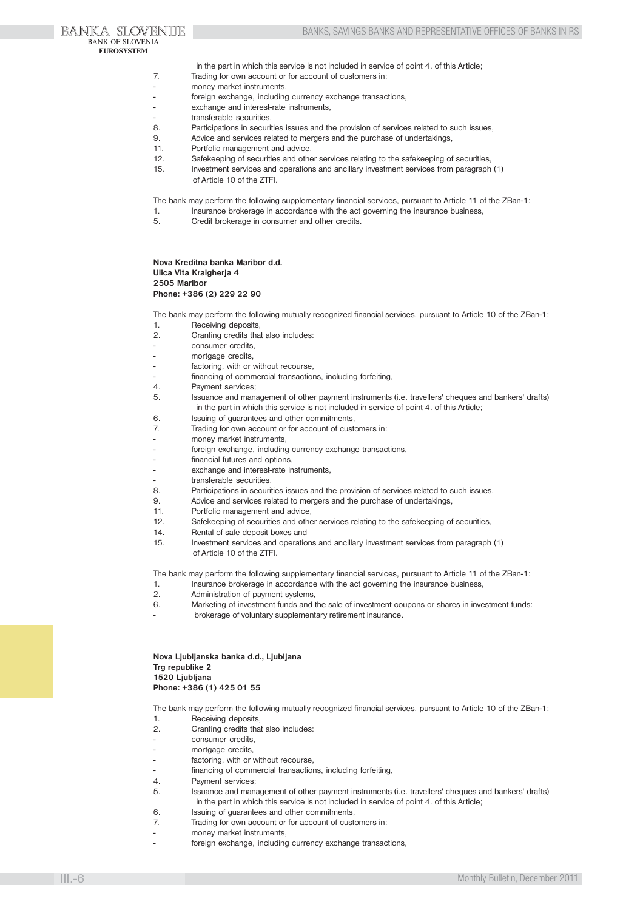in the part in which this service is not included in service of point 4. of this Article;

7. Trading for own account or for account of customers in:
- money market instruments,
- foreign exchange, including currency exchange transactions,
- exchange and interest-rate instruments,
- transferable securities,

8. Participations in securities issues and the provision of services related to such issues,
9. Advice and services related to mergers and the purchase of undertakings,
11. Portfolio management and advice,
12. Safekeeping of securities and other services relating to the safekeeping of securities,
15. Investment services and operations and ancillary investment services from paragraph (1) of Article 10 of the ZTFI.

The bank may perform the following supplementary financial services, pursuant to Article 11 of the ZBan-1:

1. Insurance brokerage in accordance with the act governing the insurance business,
5. Credit brokerage in consumer and other credits.

**Nova Kreditna banka Maribor d.d.**
**Ulica Vita Kraigherja 4**
**2505 Maribor**
**Phone: +386 (2) 229 22 90**

The bank may perform the following mutually recognized financial services, pursuant to Article 10 of the ZBan-1:

1. Receiving deposits,
2. Granting credits that also includes:
- consumer credits,
- mortgage credits,
- factoring, with or without recourse,
- financing of commercial transactions, including forfeiting,

4. Payment services;
5. Issuance and management of other payment instruments (i.e. travellers' cheques and bankers' drafts) in the part in which this service is not included in service of point 4. of this Article;
6. Issuing of guarantees and other commitments,
7. Trading for own account or for account of customers in:
- money market instruments,
- foreign exchange, including currency exchange transactions,
- financial futures and options,
- exchange and interest-rate instruments,
- transferable securities,

8. Participations in securities issues and the provision of services related to such issues,
9. Advice and services related to mergers and the purchase of undertakings,
11. Portfolio management and advice,
12. Safekeeping of securities and other services relating to the safekeeping of securities,
14. Rental of safe deposit boxes and
15. Investment services and operations and ancillary investment services from paragraph (1) of Article 10 of the ZTFI.

The bank may perform the following supplementary financial services, pursuant to Article 11 of the ZBan-1:

1. Insurance brokerage in accordance with the act governing the insurance business,
2. Administration of payment systems,
6. Marketing of investment funds and the sale of investment coupons or shares in investment funds:
- brokerage of voluntary supplementary retirement insurance.

**Nova Ljubljanska banka d.d., Ljubljana**
**Trg republike 2**
**1520 Ljubljana**
**Phone: +386 (1) 425 01 55**

The bank may perform the following mutually recognized financial services, pursuant to Article 10 of the ZBan-1:

1. Receiving deposits,
2. Granting credits that also includes:
- consumer credits,
- mortgage credits,
- factoring, with or without recourse,
- financing of commercial transactions, including forfeiting,

4. Payment services;
5. Issuance and management of other payment instruments (i.e. travellers' cheques and bankers' drafts) in the part in which this service is not included in service of point 4. of this Article;
6. Issuing of guarantees and other commitments,
7. Trading for own account or for account of customers in:
- money market instruments,
- foreign exchange, including currency exchange transactions,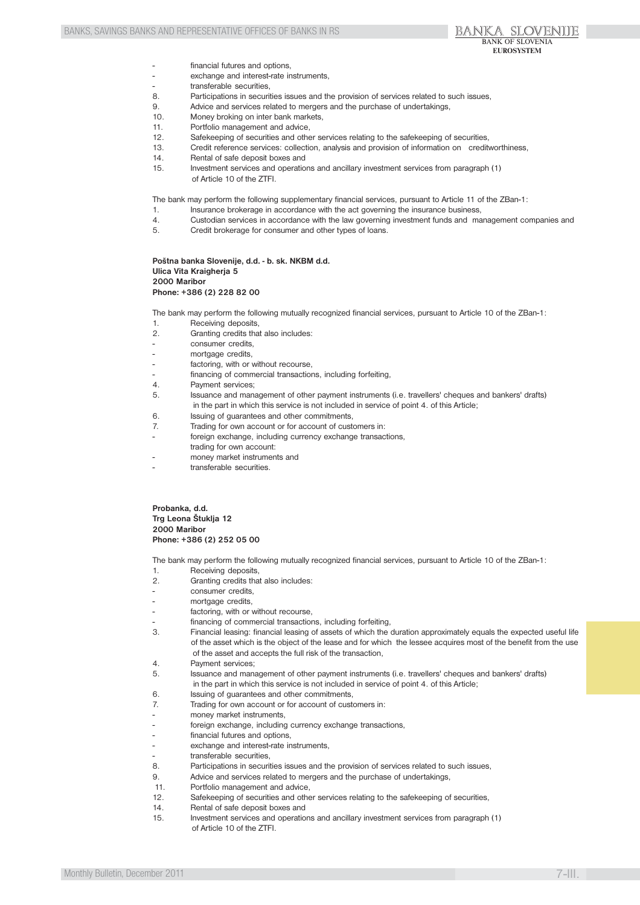- financial futures and options,
- exchange and interest-rate instruments,
- transferable securities,

8. Participations in securities issues and the provision of services related to such issues,
9. Advice and services related to mergers and the purchase of undertakings,
10. Money broking on inter bank markets,
11. Portfolio management and advice,
12. Safekeeping of securities and other services relating to the safekeeping of securities,
13. Credit reference services: collection, analysis and provision of information on creditworthiness,
14. Rental of safe deposit boxes and
15. Investment services and operations and ancillary investment services from paragraph (1) of Article 10 of the ZTFI.

The bank may perform the following supplementary financial services, pursuant to Article 11 of the ZBan-1:

1. Insurance brokerage in accordance with the act governing the insurance business,
4. Custodian services in accordance with the law governing investment funds and management companies and
5. Credit brokerage for consumer and other types of loans.

**Poštna banka Slovenije, d.d. - b. sk. NKBM d.d.**
**Ulica Vita Kraigherja 5**
**2000 Maribor**
**Phone: +386 (2) 228 82 00**

The bank may perform the following mutually recognized financial services, pursuant to Article 10 of the ZBan-1:

1. Receiving deposits,
2. Granting credits that also includes:
   - consumer credits,
   - mortgage credits,
   - factoring, with or without recourse,
   - financing of commercial transactions, including forfeiting,
4. Payment services;
5. Issuance and management of other payment instruments (i.e. travellers' cheques and bankers' drafts) in the part in which this service is not included in service of point 4. of this Article;
6. Issuing of guarantees and other commitments,
7. Trading for own account or for account of customers in:
   - foreign exchange, including currency exchange transactions,

   trading for own account:
   - money market instruments and
   - transferable securities.

**Probanka, d.d.**
**Trg Leona Štuklja 12**
**2000 Maribor**
**Phone: +386 (2) 252 05 00**

The bank may perform the following mutually recognized financial services, pursuant to Article 10 of the ZBan-1:

1. Receiving deposits,
2. Granting credits that also includes:
   - consumer credits,
   - mortgage credits,
   - factoring, with or without recourse,
   - financing of commercial transactions, including forfeiting,
3. Financial leasing: financial leasing of assets of which the duration approximately equals the expected useful life of the asset which is the object of the lease and for which the lessee acquires most of the benefit from the use of the asset and accepts the full risk of the transaction,
4. Payment services;
5. Issuance and management of other payment instruments (i.e. travellers' cheques and bankers' drafts) in the part in which this service is not included in service of point 4. of this Article;
6. Issuing of guarantees and other commitments,
7. Trading for own account or for account of customers in:
   - money market instruments,
   - foreign exchange, including currency exchange transactions,
   - financial futures and options,
   - exchange and interest-rate instruments,
   - transferable securities,
8. Participations in securities issues and the provision of services related to such issues,
9. Advice and services related to mergers and the purchase of undertakings,
11. Portfolio management and advice,
12. Safekeeping of securities and other services relating to the safekeeping of securities,
14. Rental of safe deposit boxes and
15. Investment services and operations and ancillary investment services from paragraph (1) of Article 10 of the ZTFI.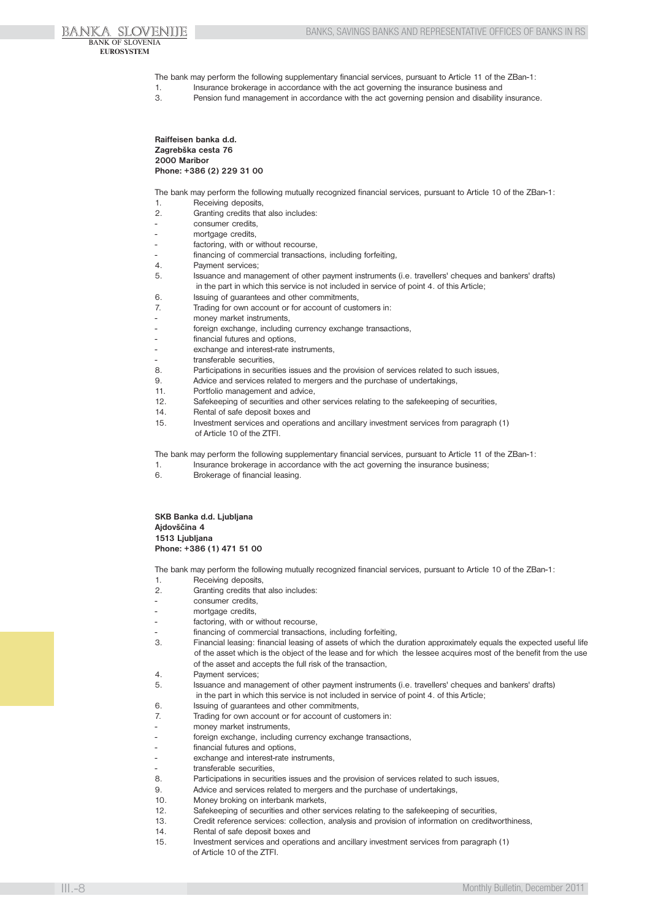The bank may perform the following supplementary financial services, pursuant to Article 11 of the ZBan-1:

1. Insurance brokerage in accordance with the act governing the insurance business and
3. Pension fund management in accordance with the act governing pension and disability insurance.

**Raiffeisen banka d.d.**
**Zagrebška cesta 76**
**2000 Maribor**
**Phone: +386 (2) 229 31 00**

The bank may perform the following mutually recognized financial services, pursuant to Article 10 of the ZBan-1:

1. Receiving deposits,
2. Granting credits that also includes:
   - consumer credits,
   - mortgage credits,
   - factoring, with or without recourse,
   - financing of commercial transactions, including forfeiting,
4. Payment services;
5. Issuance and management of other payment instruments (i.e. travellers' cheques and bankers' drafts) in the part in which this service is not included in service of point 4. of this Article;
6. Issuing of guarantees and other commitments,
7. Trading for own account or for account of customers in:
   - money market instruments,
   - foreign exchange, including currency exchange transactions,
   - financial futures and options,
   - exchange and interest-rate instruments,
   - transferable securities,
8. Participations in securities issues and the provision of services related to such issues,
9. Advice and services related to mergers and the purchase of undertakings,
11. Portfolio management and advice,
12. Safekeeping of securities and other services relating to the safekeeping of securities,
14. Rental of safe deposit boxes and
15. Investment services and operations and ancillary investment services from paragraph (1) of Article 10 of the ZTFI.

The bank may perform the following supplementary financial services, pursuant to Article 11 of the ZBan-1:

1. Insurance brokerage in accordance with the act governing the insurance business;
6. Brokerage of financial leasing.

**SKB Banka d.d. Ljubljana**
**Ajdovščina 4**
**1513 Ljubljana**
**Phone: +386 (1) 471 51 00**

The bank may perform the following mutually recognized financial services, pursuant to Article 10 of the ZBan-1:

1. Receiving deposits,
2. Granting credits that also includes:
   - consumer credits,
   - mortgage credits,
   - factoring, with or without recourse,
   - financing of commercial transactions, including forfeiting,
3. Financial leasing: financial leasing of assets of which the duration approximately equals the expected useful life of the asset which is the object of the lease and for which the lessee acquires most of the benefit from the use of the asset and accepts the full risk of the transaction,
4. Payment services;
5. Issuance and management of other payment instruments (i.e. travellers' cheques and bankers' drafts) in the part in which this service is not included in service of point 4. of this Article;
6. Issuing of guarantees and other commitments,
7. Trading for own account or for account of customers in:
   - money market instruments,
   - foreign exchange, including currency exchange transactions,
   - financial futures and options,
   - exchange and interest-rate instruments,
   - transferable securities,
8. Participations in securities issues and the provision of services related to such issues,
9. Advice and services related to mergers and the purchase of undertakings,
10. Money broking on interbank markets,
12. Safekeeping of securities and other services relating to the safekeeping of securities,
13. Credit reference services: collection, analysis and provision of information on creditworthiness,
14. Rental of safe deposit boxes and
15. Investment services and operations and ancillary investment services from paragraph (1) of Article 10 of the ZTFI.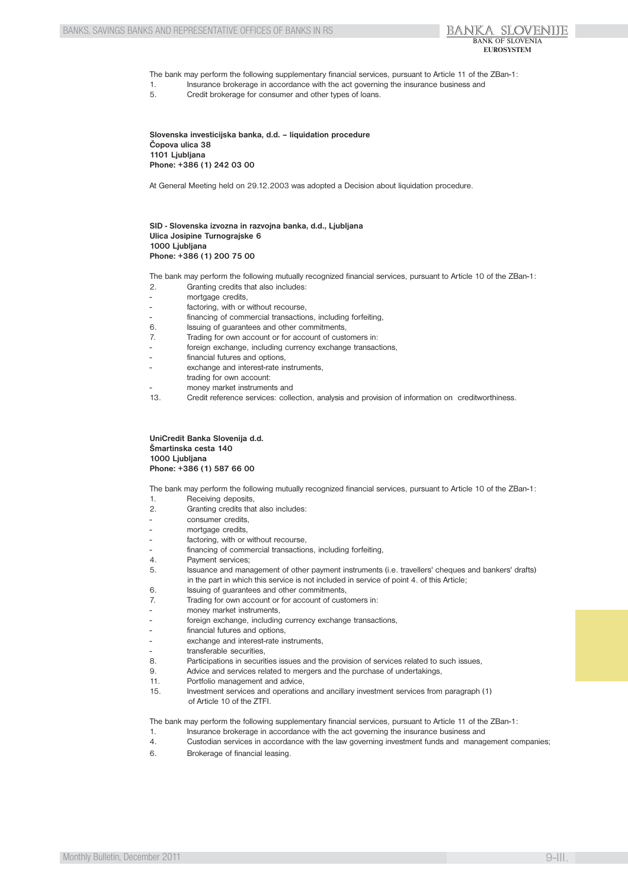The bank may perform the following supplementary financial services, pursuant to Article 11 of the ZBan-1:

1. Insurance brokerage in accordance with the act governing the insurance business and
5. Credit brokerage for consumer and other types of loans.

**Slovenska investicijska banka, d.d. – liquidation procedure**
**Čopova ulica 38**
**1101 Ljubljana**
**Phone: +386 (1) 242 03 00**

At General Meeting held on 29.12.2003 was adopted a Decision about liquidation procedure.

**SID - Slovenska izvozna in razvojna banka, d.d., Ljubljana**
**Ulica Josipine Turnograjske 6**
**1000 Ljubljana**
**Phone: +386 (1) 200 75 00**

The bank may perform the following mutually recognized financial services, pursuant to Article 10 of the ZBan-1:

2. Granting credits that also includes:
   - mortgage credits,
   - factoring, with or without recourse,
   - financing of commercial transactions, including forfeiting,
6. Issuing of guarantees and other commitments,
7. Trading for own account or for account of customers in:
   - foreign exchange, including currency exchange transactions,
   - financial futures and options,
   - exchange and interest-rate instruments,
   
   trading for own account:
   - money market instruments and
13. Credit reference services: collection, analysis and provision of information on creditworthiness.

**UniCredit Banka Slovenija d.d.**
**Šmartinska cesta 140**
**1000 Ljubljana**
**Phone: +386 (1) 587 66 00**

The bank may perform the following mutually recognized financial services, pursuant to Article 10 of the ZBan-1:

1. Receiving deposits,
2. Granting credits that also includes:
   - consumer credits,
   - mortgage credits,
   - factoring, with or without recourse,
   - financing of commercial transactions, including forfeiting,
4. Payment services;
5. Issuance and management of other payment instruments (i.e. travellers' cheques and bankers' drafts) in the part in which this service is not included in service of point 4. of this Article;
6. Issuing of guarantees and other commitments,
7. Trading for own account or for account of customers in:
   - money market instruments,
   - foreign exchange, including currency exchange transactions,
   - financial futures and options,
   - exchange and interest-rate instruments,
   - transferable securities,
8. Participations in securities issues and the provision of services related to such issues,
9. Advice and services related to mergers and the purchase of undertakings,
11. Portfolio management and advice,
15. Investment services and operations and ancillary investment services from paragraph (1) of Article 10 of the ZTFI.

The bank may perform the following supplementary financial services, pursuant to Article 11 of the ZBan-1:

1. Insurance brokerage in accordance with the act governing the insurance business and
4. Custodian services in accordance with the law governing investment funds and management companies;
6. Brokerage of financial leasing.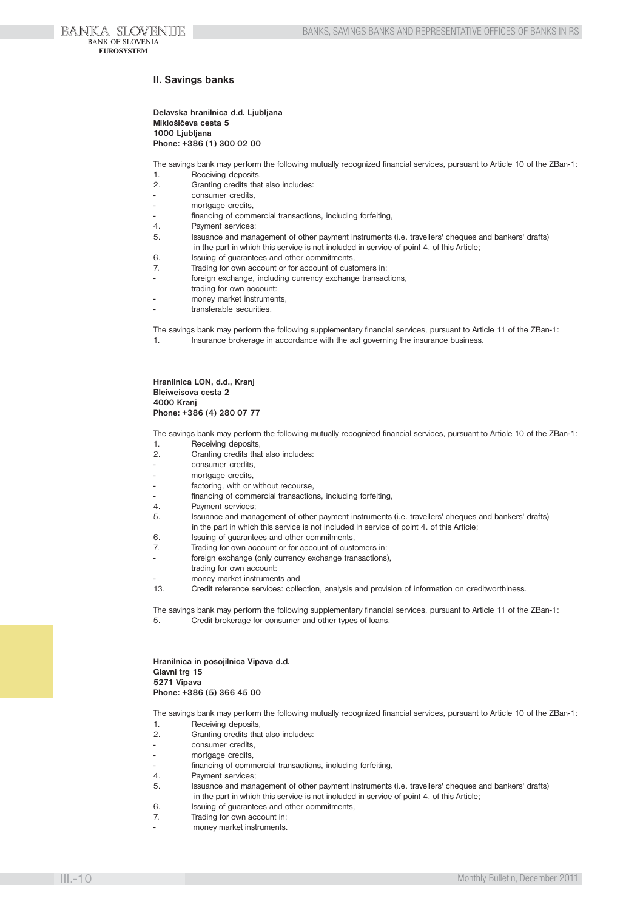## II. Savings banks

**Delavska hranilnica d.d. Ljubljana**
**Miklošičeva cesta 5**
**1000 Ljubljana**
**Phone: +386 (1) 300 02 00**

The savings bank may perform the following mutually recognized financial services, pursuant to Article 10 of the ZBan-1:

1. Receiving deposits,
2. Granting credits that also includes:
   - consumer credits,
   - mortgage credits,
   - financing of commercial transactions, including forfeiting,
4. Payment services;
5. Issuance and management of other payment instruments (i.e. travellers' cheques and bankers' drafts) in the part in which this service is not included in service of point 4. of this Article;
6. Issuing of guarantees and other commitments,
7. Trading for own account or for account of customers in:
   - foreign exchange, including currency exchange transactions,
   
   trading for own account:
   - money market instruments,
   - transferable securities.

The savings bank may perform the following supplementary financial services, pursuant to Article 11 of the ZBan-1:

1. Insurance brokerage in accordance with the act governing the insurance business.

**Hranilnica LON, d.d., Kranj**
**Bleiweisova cesta 2**
**4000 Kranj**
**Phone: +386 (4) 280 07 77**

The savings bank may perform the following mutually recognized financial services, pursuant to Article 10 of the ZBan-1:

1. Receiving deposits,
2. Granting credits that also includes:
   - consumer credits,
   - mortgage credits,
   - factoring, with or without recourse,
   - financing of commercial transactions, including forfeiting,
4. Payment services;
5. Issuance and management of other payment instruments (i.e. travellers' cheques and bankers' drafts) in the part in which this service is not included in service of point 4. of this Article;
6. Issuing of guarantees and other commitments,
7. Trading for own account or for account of customers in:
   - foreign exchange (only currency exchange transactions),
   
   trading for own account:
   - money market instruments and
13. Credit reference services: collection, analysis and provision of information on creditworthiness.

The savings bank may perform the following supplementary financial services, pursuant to Article 11 of the ZBan-1:

5. Credit brokerage for consumer and other types of loans.

**Hranilnica in posojilnica Vipava d.d.**
**Glavni trg 15**
**5271 Vipava**
**Phone: +386 (5) 366 45 00**

The savings bank may perform the following mutually recognized financial services, pursuant to Article 10 of the ZBan-1:

1. Receiving deposits,
2. Granting credits that also includes:
   - consumer credits,
   - mortgage credits,
   - financing of commercial transactions, including forfeiting,
4. Payment services;
5. Issuance and management of other payment instruments (i.e. travellers' cheques and bankers' drafts) in the part in which this service is not included in service of point 4. of this Article;
6. Issuing of guarantees and other commitments,
7. Trading for own account in:
   - money market instruments.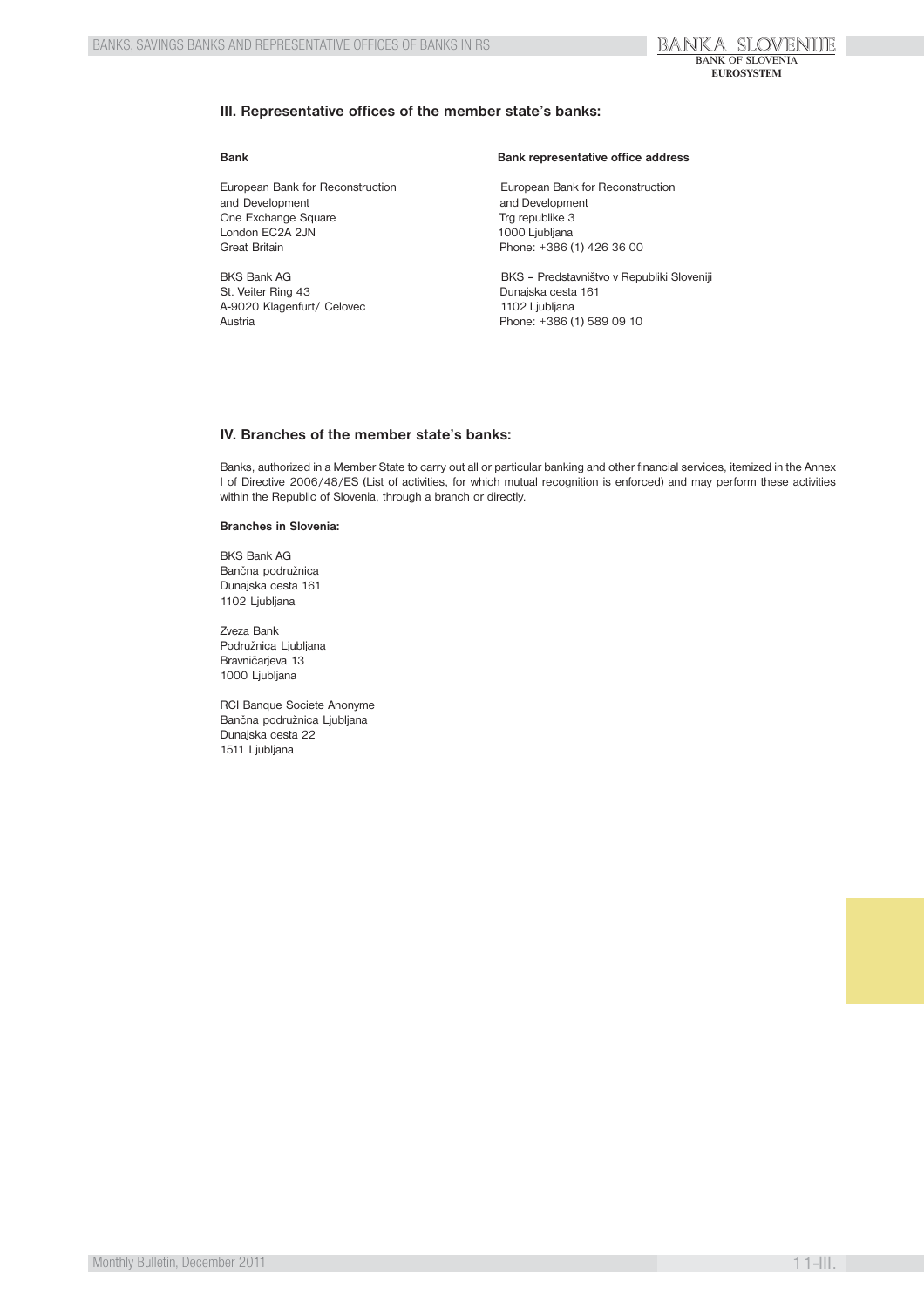### III. Representative offices of the member state's banks:

| Bank | Bank representative office address |
|---|---|
| European Bank for Reconstruction and Development<br>One Exchange Square<br>London EC2A 2JN<br>Great Britain | European Bank for Reconstruction and Development<br>Trg republike 3<br>1000 Ljubljana<br>Phone: +386 (1) 426 36 00 |
| BKS Bank AG<br>St. Veiter Ring 43<br>A-9020 Klagenfurt/ Celovec<br>Austria | BKS – Predstavništvo v Republiki Sloveniji<br>Dunajska cesta 161<br>1102 Ljubljana<br>Phone: +386 (1) 589 09 10 |

### IV. Branches of the member state's banks:

Banks, authorized in a Member State to carry out all or particular banking and other financial services, itemized in the Annex I of Directive 2006/48/ES (List of activities, for which mutual recognition is enforced) and may perform these activities within the Republic of Slovenia, through a branch or directly.

**Branches in Slovenia:**

BKS Bank AG
Bančna podružnica
Dunajska cesta 161
1102 Ljubljana

Zveza Bank
Podružnica Ljubljana
Bravničarjeva 13
1000 Ljubljana

RCI Banque Societe Anonyme
Bančna podružnica Ljubljana
Dunajska cesta 22
1511 Ljubljana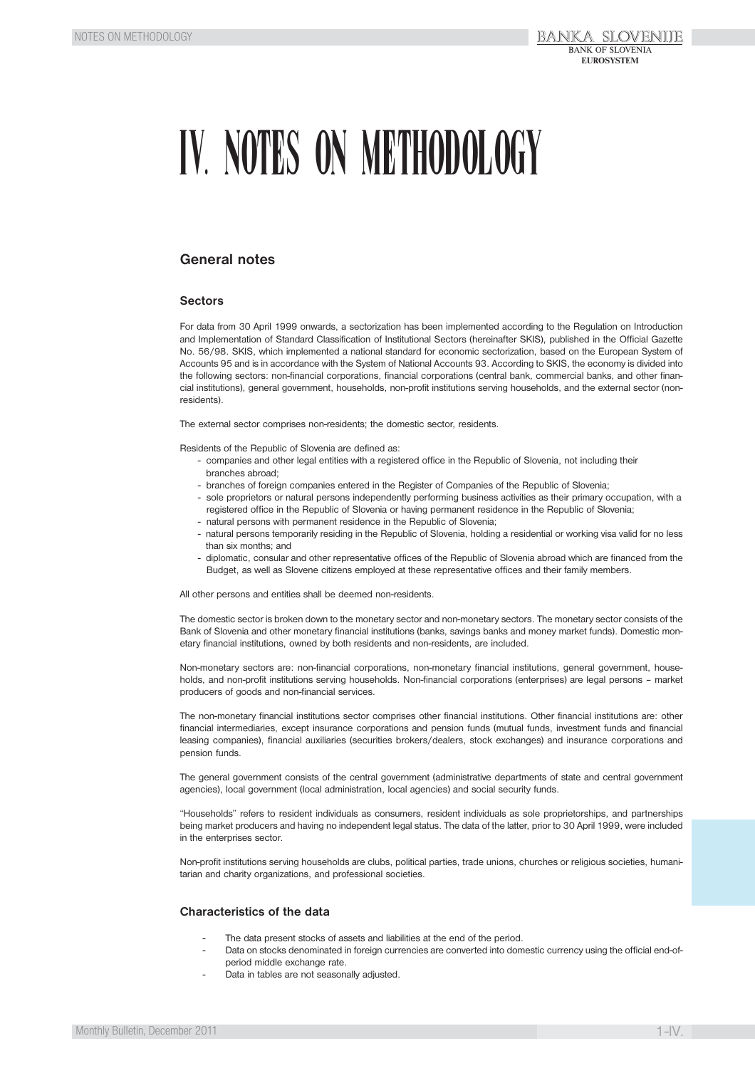# IV. NOTES ON METHODOLOGY

## General notes

### Sectors

For data from 30 April 1999 onwards, a sectorization has been implemented according to the Regulation on Introduction and Implementation of Standard Classification of Institutional Sectors (hereinafter SKIS), published in the Official Gazette No. 56/98. SKIS, which implemented a national standard for economic sectorization, based on the European System of Accounts 95 and is in accordance with the System of National Accounts 93. According to SKIS, the economy is divided into the following sectors: non-financial corporations, financial corporations (central bank, commercial banks, and other financial institutions), general government, households, non-profit institutions serving households, and the external sector (non-residents).

The external sector comprises non-residents; the domestic sector, residents.

Residents of the Republic of Slovenia are defined as:

- companies and other legal entities with a registered office in the Republic of Slovenia, not including their branches abroad;
- branches of foreign companies entered in the Register of Companies of the Republic of Slovenia;
- sole proprietors or natural persons independently performing business activities as their primary occupation, with a registered office in the Republic of Slovenia or having permanent residence in the Republic of Slovenia;
- natural persons with permanent residence in the Republic of Slovenia;
- natural persons temporarily residing in the Republic of Slovenia, holding a residential or working visa valid for no less than six months; and
- diplomatic, consular and other representative offices of the Republic of Slovenia abroad which are financed from the Budget, as well as Slovene citizens employed at these representative offices and their family members.

All other persons and entities shall be deemed non-residents.

The domestic sector is broken down to the monetary sector and non-monetary sectors. The monetary sector consists of the Bank of Slovenia and other monetary financial institutions (banks, savings banks and money market funds). Domestic monetary financial institutions, owned by both residents and non-residents, are included.

Non-monetary sectors are: non-financial corporations, non-monetary financial institutions, general government, households, and non-profit institutions serving households. Non-financial corporations (enterprises) are legal persons – market producers of goods and non-financial services.

The non-monetary financial institutions sector comprises other financial institutions. Other financial institutions are: other financial intermediaries, except insurance corporations and pension funds (mutual funds, investment funds and financial leasing companies), financial auxiliaries (securities brokers/dealers, stock exchanges) and insurance corporations and pension funds.

The general government consists of the central government (administrative departments of state and central government agencies), local government (local administration, local agencies) and social security funds.

"Households" refers to resident individuals as consumers, resident individuals as sole proprietorships, and partnerships being market producers and having no independent legal status. The data of the latter, prior to 30 April 1999, were included in the enterprises sector.

Non-profit institutions serving households are clubs, political parties, trade unions, churches or religious societies, humanitarian and charity organizations, and professional societies.

### Characteristics of the data

- The data present stocks of assets and liabilities at the end of the period.
- Data on stocks denominated in foreign currencies are converted into domestic currency using the official end-of-period middle exchange rate.
- Data in tables are not seasonally adjusted.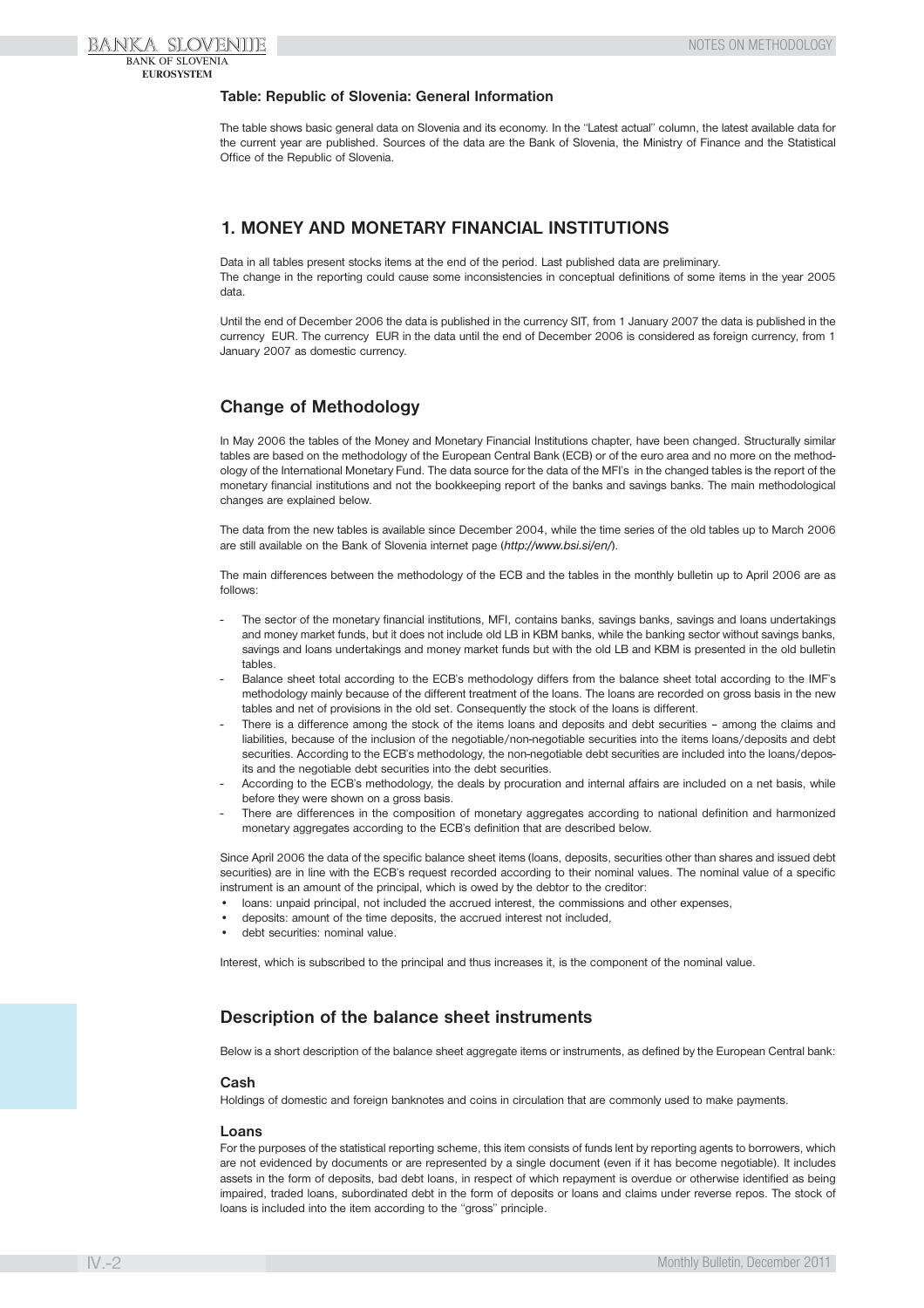### Table: Republic of Slovenia: General Information

The table shows basic general data on Slovenia and its economy. In the ''Latest actual'' column, the latest available data for the current year are published. Sources of the data are the Bank of Slovenia, the Ministry of Finance and the Statistical Office of the Republic of Slovenia.

## 1. MONEY AND MONETARY FINANCIAL INSTITUTIONS

Data in all tables present stocks items at the end of the period. Last published data are preliminary.
The change in the reporting could cause some inconsistencies in conceptual definitions of some items in the year 2005 data.

Until the end of December 2006 the data is published in the currency SIT, from 1 January 2007 the data is published in the currency EUR. The currency EUR in the data until the end of December 2006 is considered as foreign currency, from 1 January 2007 as domestic currency.

## Change of Methodology

In May 2006 the tables of the Money and Monetary Financial Institutions chapter, have been changed. Structurally similar tables are based on the methodology of the European Central Bank (ECB) or of the euro area and no more on the methodology of the International Monetary Fund. The data source for the data of the MFI's in the changed tables is the report of the monetary financial institutions and not the bookkeeping report of the banks and savings banks. The main methodological changes are explained below.

The data from the new tables is available since December 2004, while the time series of the old tables up to March 2006 are still available on the Bank of Slovenia internet page (*http://www.bsi.si/en/*).

The main differences between the methodology of the ECB and the tables in the monthly bulletin up to April 2006 are as follows:

- The sector of the monetary financial institutions, MFI, contains banks, savings banks, savings and loans undertakings and money market funds, but it does not include old LB in KBM banks, while the banking sector without savings banks, savings and loans undertakings and money market funds but with the old LB and KBM is presented in the old bulletin tables.
- Balance sheet total according to the ECB's methodology differs from the balance sheet total according to the IMF's methodology mainly because of the different treatment of the loans. The loans are recorded on gross basis in the new tables and net of provisions in the old set. Consequently the stock of the loans is different.
- There is a difference among the stock of the items loans and deposits and debt securities – among the claims and liabilities, because of the inclusion of the negotiable/non-negotiable securities into the items loans/deposits and debt securities. According to the ECB's methodology, the non-negotiable debt securities are included into the loans/deposits and the negotiable debt securities into the debt securities.
- According to the ECB's methodology, the deals by procuration and internal affairs are included on a net basis, while before they were shown on a gross basis.
- There are differences in the composition of monetary aggregates according to national definition and harmonized monetary aggregates according to the ECB's definition that are described below.

Since April 2006 the data of the specific balance sheet items (loans, deposits, securities other than shares and issued debt securities) are in line with the ECB's request recorded according to their nominal values. The nominal value of a specific instrument is an amount of the principal, which is owed by the debtor to the creditor:

- loans: unpaid principal, not included the accrued interest, the commissions and other expenses,
- deposits: amount of the time deposits, the accrued interest not included,
- debt securities: nominal value.

Interest, which is subscribed to the principal and thus increases it, is the component of the nominal value.

## Description of the balance sheet instruments

Below is a short description of the balance sheet aggregate items or instruments, as defined by the European Central bank:

### Cash

Holdings of domestic and foreign banknotes and coins in circulation that are commonly used to make payments.

### Loans

For the purposes of the statistical reporting scheme, this item consists of funds lent by reporting agents to borrowers, which are not evidenced by documents or are represented by a single document (even if it has become negotiable). It includes assets in the form of deposits, bad debt loans, in respect of which repayment is overdue or otherwise identified as being impaired, traded loans, subordinated debt in the form of deposits or loans and claims under reverse repos. The stock of loans is included into the item according to the ''gross'' principle.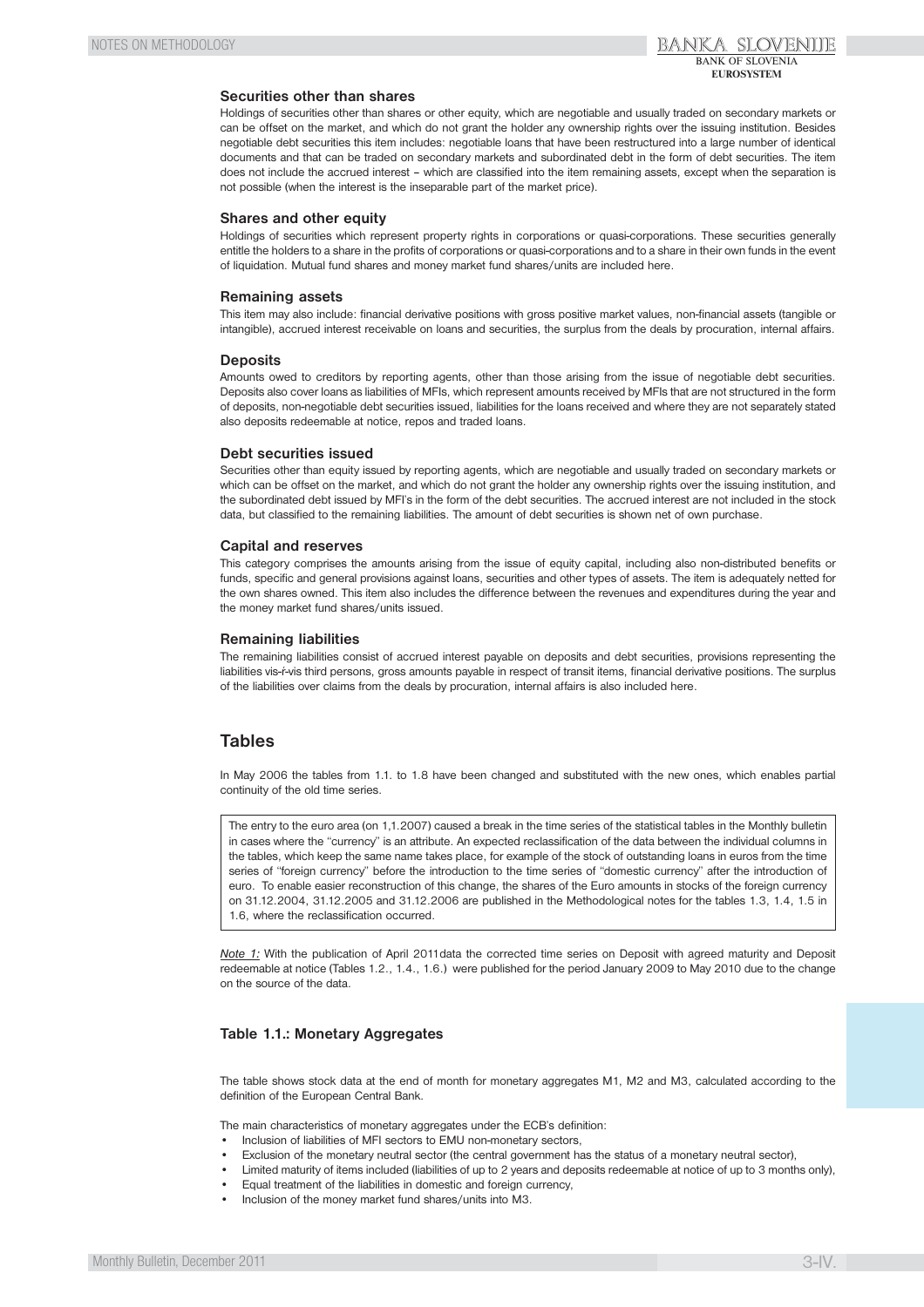### Securities other than shares

Holdings of securities other than shares or other equity, which are negotiable and usually traded on secondary markets or can be offset on the market, and which do not grant the holder any ownership rights over the issuing institution. Besides negotiable debt securities this item includes: negotiable loans that have been restructured into a large number of identical documents and that can be traded on secondary markets and subordinated debt in the form of debt securities. The item does not include the accrued interest – which are classified into the item remaining assets, except when the separation is not possible (when the interest is the inseparable part of the market price).

### Shares and other equity

Holdings of securities which represent property rights in corporations or quasi-corporations. These securities generally entitle the holders to a share in the profits of corporations or quasi-corporations and to a share in their own funds in the event of liquidation. Mutual fund shares and money market fund shares/units are included here.

### Remaining assets

This item may also include: financial derivative positions with gross positive market values, non-financial assets (tangible or intangible), accrued interest receivable on loans and securities, the surplus from the deals by procuration, internal affairs.

### Deposits

Amounts owed to creditors by reporting agents, other than those arising from the issue of negotiable debt securities. Deposits also cover loans as liabilities of MFIs, which represent amounts received by MFIs that are not structured in the form of deposits, non-negotiable debt securities issued, liabilities for the loans received and where they are not separately stated also deposits redeemable at notice, repos and traded loans.

### Debt securities issued

Securities other than equity issued by reporting agents, which are negotiable and usually traded on secondary markets or which can be offset on the market, and which do not grant the holder any ownership rights over the issuing institution, and the subordinated debt issued by MFI's in the form of the debt securities. The accrued interest are not included in the stock data, but classified to the remaining liabilities. The amount of debt securities is shown net of own purchase.

### Capital and reserves

This category comprises the amounts arising from the issue of equity capital, including also non-distributed benefits or funds, specific and general provisions against loans, securities and other types of assets. The item is adequately netted for the own shares owned. This item also includes the difference between the revenues and expenditures during the year and the money market fund shares/units issued.

### Remaining liabilities

The remaining liabilities consist of accrued interest payable on deposits and debt securities, provisions representing the liabilities vis-ŕ-vis third persons, gross amounts payable in respect of transit items, financial derivative positions. The surplus of the liabilities over claims from the deals by procuration, internal affairs is also included here.

## Tables

In May 2006 the tables from 1.1. to 1.8 have been changed and substituted with the new ones, which enables partial continuity of the old time series.

The entry to the euro area (on 1,1.2007) caused a break in the time series of the statistical tables in the Monthly bulletin in cases where the "currency" is an attribute. An expected reclassification of the data between the individual columns in the tables, which keep the same name takes place, for example of the stock of outstanding loans in euros from the time series of "foreign currency" before the introduction to the time series of "domestic currency" after the introduction of euro. To enable easier reconstruction of this change, the shares of the Euro amounts in stocks of the foreign currency on 31.12.2004, 31.12.2005 and 31.12.2006 are published in the Methodological notes for the tables 1.3, 1.4, 1.5 in 1.6, where the reclassification occurred.

*Note 1:* With the publication of April 2011data the corrected time series on Deposit with agreed maturity and Deposit redeemable at notice (Tables 1.2., 1.4., 1.6.) were published for the period January 2009 to May 2010 due to the change on the source of the data.

### Table 1.1.: Monetary Aggregates

The table shows stock data at the end of month for monetary aggregates M1, M2 and M3, calculated according to the definition of the European Central Bank.

The main characteristics of monetary aggregates under the ECB's definition:

- Inclusion of liabilities of MFI sectors to EMU non-monetary sectors,
- Exclusion of the monetary neutral sector (the central government has the status of a monetary neutral sector),
- Limited maturity of items included (liabilities of up to 2 years and deposits redeemable at notice of up to 3 months only),
- Equal treatment of the liabilities in domestic and foreign currency,
- Inclusion of the money market fund shares/units into M3.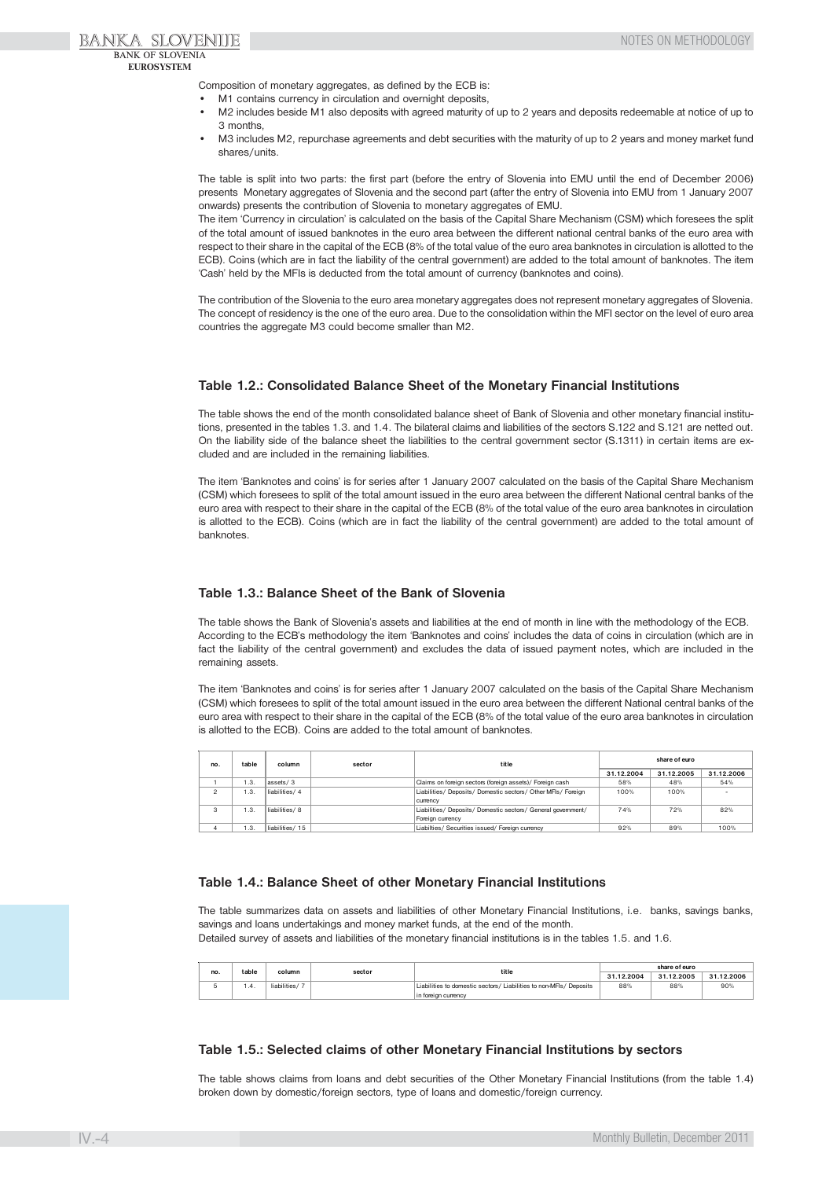Composition of monetary aggregates, as defined by the ECB is:

- M1 contains currency in circulation and overnight deposits,
- M2 includes beside M1 also deposits with agreed maturity of up to 2 years and deposits redeemable at notice of up to 3 months,
- M3 includes M2, repurchase agreements and debt securities with the maturity of up to 2 years and money market fund shares/units.

The table is split into two parts: the first part (before the entry of Slovenia into EMU until the end of December 2006) presents Monetary aggregates of Slovenia and the second part (after the entry of Slovenia into EMU from 1 January 2007 onwards) presents the contribution of Slovenia to monetary aggregates of EMU.

The item 'Currency in circulation' is calculated on the basis of the Capital Share Mechanism (CSM) which foresees the split of the total amount of issued banknotes in the euro area between the different national central banks of the euro area with respect to their share in the capital of the ECB (8% of the total value of the euro area banknotes in circulation is allotted to the ECB). Coins (which are in fact the liability of the central government) are added to the total amount of banknotes. The item 'Cash' held by the MFIs is deducted from the total amount of currency (banknotes and coins).

The contribution of the Slovenia to the euro area monetary aggregates does not represent monetary aggregates of Slovenia. The concept of residency is the one of the euro area. Due to the consolidation within the MFI sector on the level of euro area countries the aggregate M3 could become smaller than M2.

### Table 1.2.: Consolidated Balance Sheet of the Monetary Financial Institutions

The table shows the end of the month consolidated balance sheet of Bank of Slovenia and other monetary financial institutions, presented in the tables 1.3. and 1.4. The bilateral claims and liabilities of the sectors S.122 and S.121 are netted out. On the liability side of the balance sheet the liabilities to the central government sector (S.1311) in certain items are excluded and are included in the remaining liabilities.

The item 'Banknotes and coins' is for series after 1 January 2007 calculated on the basis of the Capital Share Mechanism (CSM) which foresees to split of the total amount issued in the euro area between the different National central banks of the euro area with respect to their share in the capital of the ECB (8% of the total value of the euro area banknotes in circulation is allotted to the ECB). Coins (which are in fact the liability of the central government) are added to the total amount of banknotes.

### Table 1.3.: Balance Sheet of the Bank of Slovenia

The table shows the Bank of Slovenia's assets and liabilities at the end of month in line with the methodology of the ECB. According to the ECB's methodology the item 'Banknotes and coins' includes the data of coins in circulation (which are in fact the liability of the central government) and excludes the data of issued payment notes, which are included in the remaining assets.

The item 'Banknotes and coins' is for series after 1 January 2007 calculated on the basis of the Capital Share Mechanism (CSM) which foresees to split of the total amount issued in the euro area between the different National central banks of the euro area with respect to their share in the capital of the ECB (8% of the total value of the euro area banknotes in circulation is allotted to the ECB). Coins are added to the total amount of banknotes.

| no. | table | column | sector | title | share of euro | | |
|---|---|---|---|---|---|---|---|
| | | | | | 31.12.2004 | 31.12.2005 | 31.12.2006 |
| 1 | 1.3. | assets/ 3 | | Claims on foreign sectors (foreign assets)/ Foreign cash | 58% | 48% | 54% |
| 2 | 1.3. | liabilities/ 4 | | Liabilities/ Deposits/ Domestic sectors/ Other MFIs/ Foreign currency | 100% | 100% | - |
| 3 | 1.3. | liabilities/ 8 | | Liabilities/ Deposits/ Domestic sectors/ General government/ Foreign currency | 74% | 72% | 82% |
| 4 | 1.3. | liabilities/ 15 | | Liabilties/ Securities issued/ Foreign currency | 92% | 89% | 100% |

### Table 1.4.: Balance Sheet of other Monetary Financial Institutions

The table summarizes data on assets and liabilities of other Monetary Financial Institutions, i.e. banks, savings banks, savings and loans undertakings and money market funds, at the end of the month.
Detailed survey of assets and liabilities of the monetary financial institutions is in the tables 1.5. and 1.6.

| no. | table | column | sector | title | share of euro | | |
|---|---|---|---|---|---|---|---|
| | | | | | 31.12.2004 | 31.12.2005 | 31.12.2006 |
| 5 | 1.4. | liabilities/ 7 | | Liabilities to domestic sectors/ Liabilities to non-MFIs/ Deposits in foreign currency | 88% | 88% | 90% |

### Table 1.5.: Selected claims of other Monetary Financial Institutions by sectors

The table shows claims from loans and debt securities of the Other Monetary Financial Institutions (from the table 1.4) broken down by domestic/foreign sectors, type of loans and domestic/foreign currency.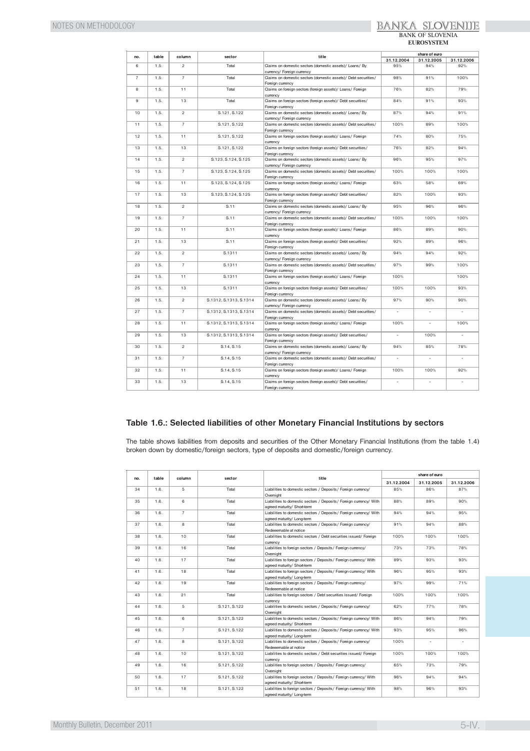| no. | table | column | sector | title | share of euro | | |
|---|---|---|---|---|---|---|---|
| | | | | | 31.12.2004 | 31.12.2005 | 31.12.2006 |
| 6 | 1.5. | 2 | Total | Claims on domestic sectors (domestic assets)/ Loans/ By currency/ Foreign currency | 95% | 94% | 92% |
| 7 | 1.5. | 7 | Total | Claims on domestic sectors (domestic assets)/ Debt securities/ Foreign currency | 98% | 91% | 100% |
| 8 | 1.5. | 11 | Total | Claims on foreign sectors (foreign assets)/ Loans/ Foreign currency | 76% | 82% | 79% |
| 9 | 1.5. | 13 | Total | Claims on foreign sectors (foreign assets)/ Debt securities/ Foreign currency | 84% | 91% | 93% |
| 10 | 1.5. | 2 | S.121, S.122 | Claims on domestic sectors (domestic assets)/ Loans/ By currency/ Foreign currency | 87% | 94% | 91% |
| 11 | 1.5. | 7 | S.121, S.122 | Claims on domestic sectors (domestic assets)/ Debt securities/ Foreign currency | 100% | 89% | 100% |
| 12 | 1.5. | 11 | S.121, S.122 | Claims on foreign sectors (foreign assets)/ Loans/ Foreign currency | 74% | 80% | 75% |
| 13 | 1.5. | 13 | S.121, S.122 | Claims on foreign sectors (foreign assets)/ Debt securities/ Foreign currency | 76% | 82% | 94% |
| 14 | 1.5. | 2 | S.123, S.124, S.125 | Claims on domestic sectors (domestic assets)/ Loans/ By currency/ Foreign currency | 96% | 95% | 97% |
| 15 | 1.5. | 7 | S.123, S.124, S.125 | Claims on domestic sectors (domestic assets)/ Debt securities/ Foreign currency | 100% | 100% | 100% |
| 16 | 1.5. | 11 | S.123, S.124, S.125 | Claims on foreign sectors (foreign assets)/ Loans/ Foreign currency | 63% | 58% | 69% |
| 17 | 1.5. | 13 | S.123, S.124, S.125 | Claims on foreign sectors (foreign assets)/ Debt securities/ Foreign currency | 82% | 100% | 93% |
| 18 | 1.5. | 2 | S.11 | Claims on domestic sectors (domestic assets)/ Loans/ By currency/ Foreign currency | 95% | 96% | 96% |
| 19 | 1.5. | 7 | S.11 | Claims on domestic sectors (domestic assets)/ Debt securities/ Foreign currency | 100% | 100% | 100% |
| 20 | 1.5. | 11 | S.11 | Claims on foreign sectors (foreign assets)/ Loans/ Foreign currency | 86% | 89% | 90% |
| 21 | 1.5. | 13 | S.11 | Claims on foreign sectors (foreign assets)/ Debt securities/ Foreign currency | 92% | 89% | 96% |
| 22 | 1.5. | 2 | S.1311 | Claims on domestic sectors (domestic assets)/ Loans/ By currency/ Foreign currency | 94% | 94% | 92% |
| 23 | 1.5. | 7 | S.1311 | Claims on domestic sectors (domestic assets)/ Debt securities/ Foreign currency | 97% | 99% | 100% |
| 24 | 1.5. | 11 | S.1311 | Claims on foreign sectors (foreign assets)/ Loans/ Foreign currency | 100% | | 100% |
| 25 | 1.5. | 13 | S.1311 | Claims on foreign sectors (foreign assets)/ Debt securities/ Foreign currency | 100% | 100% | 93% |
| 26 | 1.5. | 2 | S.1312, S.1313, S.1314 | Claims on domestic sectors (domestic assets)/ Loans/ By currency/ Foreign currency | 97% | 90% | 90% |
| 27 | 1.5. | 7 | S.1312, S.1313, S.1314 | Claims on domestic sectors (domestic assets)/ Debt securities/ Foreign currency | - | - | - |
| 28 | 1.5. | 11 | S.1312, S.1313, S.1314 | Claims on foreign sectors (foreign assets)/ Loans/ Foreign currency | 100% | - | 100% |
| 29 | 1.5. | 13 | S.1312, S.1313, S.1314 | Claims on foreign sectors (foreign assets)/ Debt securities/ Foreign currency | - | 100% | - |
| 30 | 1.5. | 2 | S.14, S.15 | Claims on domestic sectors (domestic assets)/ Loans/ By currency/ Foreign currency | 94% | 85% | 78% |
| 31 | 1.5. | 7 | S.14, S.15 | Claims on domestic sectors (domestic assets)/ Debt securities/ Foreign currency | - | - | - |
| 32 | 1.5. | 11 | S.14, S.15 | Claims on foreign sectors (foreign assets)/ Loans/ Foreign currency | 100% | 100% | 92% |
| 33 | 1.5. | 13 | S.14, S.15 | Claims on foreign sectors (foreign assets)/ Debt securities/ Foreign currency | - | - | - |

## Table 1.6.: Selected liabilities of other Monetary Financial Institutions by sectors

The table shows liabilities from deposits and securities of the Other Monetary Financial Institutions (from the table 1.4) broken down by domestic/foreign sectors, type of deposits and domestic/foreign currency.

| no. | table | column | sector | title | share of euro | | |
|---|---|---|---|---|---|---|---|
| | | | | | 31.12.2004 | 31.12.2005 | 31.12.2006 |
| 34 | 1.6. | 5 | Total | Liabilities to domestic sectors / Deposits/ Foreign currency/ Overnight | 85% | 86% | 87% |
| 35 | 1.6. | 6 | Total | Liabilities to domestic sectors / Deposits/ Foreign currency/ With agreed maturity/ Short-term | 88% | 89% | 90% |
| 36 | 1.6. | 7 | Total | Liabilities to domestic sectors / Deposits/ Foreign currency/ With agreed maturity/ Long-term | 94% | 94% | 95% |
| 37 | 1.6. | 8 | Total | Liabilities to domestic sectors / Deposits/ Foreign currency/ Redeemable at notice | 91% | 94% | 88% |
| 38 | 1.6. | 10 | Total | Liabilities to domestic sectors / Debt securities issued/ Foreign currency | 100% | 100% | 100% |
| 39 | 1.6. | 16 | Total | Liabilities to foreign sectors / Deposits/ Foreign currency/ Overnight | 73% | 73% | 78% |
| 40 | 1.6. | 17 | Total | Liabilities to foreign sectors / Deposits/ Foreign currency/ With agreed maturity/ Short-term | 89% | 93% | 93% |
| 41 | 1.6. | 18 | Total | Liabilities to foreign sectors / Deposits/ Foreign currency/ With agreed maturity/ Long-term | 96% | 95% | 93% |
| 42 | 1.6. | 19 | Total | Liabilities to foreign sectors / Deposits/ Foreign currency/ Redeemable at notice | 97% | 99% | 71% |
| 43 | 1.6. | 21 | Total | Liabilities to foreign sectors / Debt securities issued/ Foreign currency | 100% | 100% | 100% |
| 44 | 1.6. | 5 | S.121, S.122 | Liabilities to domestic sectors / Deposits/ Foreign currency/ Overnight | 62% | 77% | 78% |
| 45 | 1.6. | 6 | S.121, S.122 | Liabilities to domestic sectors / Deposits/ Foreign currency/ With agreed maturity/ Short-term | 86% | 94% | 79% |
| 46 | 1.6. | 7 | S.121, S.122 | Liabilities to domestic sectors / Deposits/ Foreign currency/ With agreed maturity/ Long-term | 93% | 95% | 96% |
| 47 | 1.6. | 8 | S.121, S.122 | Liabilities to domestic sectors / Deposits/ Foreign currency/ Redeemable at notice | 100% | - | - |
| 48 | 1.6. | 10 | S.121, S.122 | Liabilities to domestic sectors / Debt securities issued/ Foreign currency | 100% | 100% | 100% |
| 49 | 1.6. | 16 | S.121, S.122 | Liabilities to foreign sectors / Deposits/ Foreign currency/ Overnight | 65% | 73% | 79% |
| 50 | 1.6. | 17 | S.121, S.122 | Liabilities to foreign sectors / Deposits/ Foreign currency/ With agreed maturity/ Short-term | 96% | 94% | 94% |
| 51 | 1.6. | 18 | S.121, S.122 | Liabilities to foreign sectors / Deposits/ Foreign currency/ With agreed maturity/ Long-term | 98% | 96% | 93% |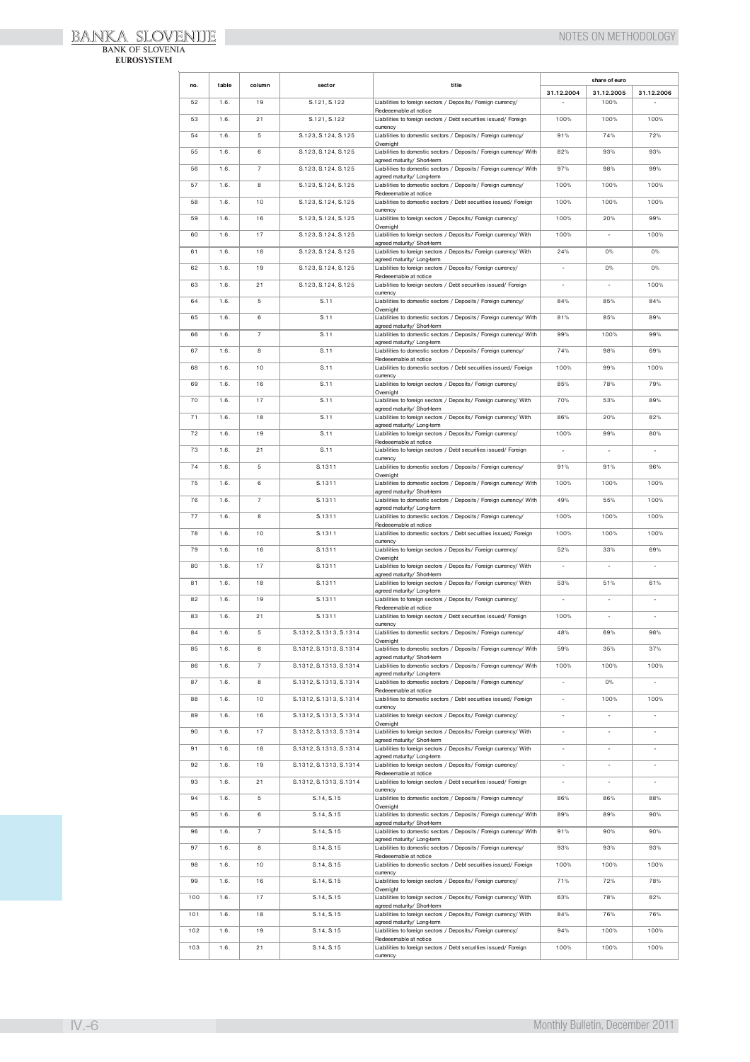| no. | table | column | sector | title | share of euro | | |
|---|---|---|---|---|---|---|---|
| | | | | | 31.12.2004 | 31.12.2005 | 31.12.2006 |
| 52 | 1.6. | 19 | S.121, S.122 | Liabilities to foreign sectors / Deposits/ Foreign currency/ Redeeemable at notice | - | 100% | - |
| 53 | 1.6. | 21 | S.121, S.122 | Liabilities to foreign sectors / Debt securities issued/ Foreign currency | 100% | 100% | 100% |
| 54 | 1.6. | 5 | S.123, S.124, S.125 | Liabilities to domestic sectors / Deposits/ Foreign currency/ Overnight | 91% | 74% | 72% |
| 55 | 1.6. | 6 | S.123, S.124, S.125 | Liabilities to domestic sectors / Deposits/ Foreign currency/ With agreed maturity/ Short-term | 82% | 93% | 93% |
| 56 | 1.6. | 7 | S.123, S.124, S.125 | Liabilities to domestic sectors / Deposits/ Foreign currency/ With agreed maturity/ Long-term | 97% | 98% | 99% |
| 57 | 1.6. | 8 | S.123, S.124, S.125 | Liabilities to domestic sectors / Deposits/ Foreign currency/ Redeeemable at notice | 100% | 100% | 100% |
| 58 | 1.6. | 10 | S.123, S.124, S.125 | Liabilities to domestic sectors / Debt securities issued/ Foreign currency | 100% | 100% | 100% |
| 59 | 1.6. | 16 | S.123, S.124, S.125 | Liabilities to foreign sectors / Deposits/ Foreign currency/ Overnight | 100% | 20% | 99% |
| 60 | 1.6. | 17 | S.123, S.124, S.125 | Liabilities to foreign sectors / Deposits/ Foreign currency/ With agreed maturity/ Short-term | 100% | - | 100% |
| 61 | 1.6. | 18 | S.123, S.124, S.125 | Liabilities to foreign sectors / Deposits/ Foreign currency/ With agreed maturity/ Long-term | 24% | 0% | 0% |
| 62 | 1.6. | 19 | S.123, S.124, S.125 | Liabilities to foreign sectors / Deposits/ Foreign currency/ Redeeemable at notice | - | 0% | 0% |
| 63 | 1.6. | 21 | S.123, S.124, S.125 | Liabilities to foreign sectors / Debt securities issued/ Foreign currency | - | - | 100% |
| 64 | 1.6. | 5 | S.11 | Liabilities to domestic sectors / Deposits/ Foreign currency/ Overnight | 84% | 85% | 84% |
| 65 | 1.6. | 6 | S.11 | Liabilities to domestic sectors / Deposits/ Foreign currency/ With agreed maturity/ Short-term | 81% | 85% | 89% |
| 66 | 1.6. | 7 | S.11 | Liabilities to domestic sectors / Deposits/ Foreign currency/ With agreed maturity/ Long-term | 99% | 100% | 99% |
| 67 | 1.6. | 8 | S.11 | Liabilities to domestic sectors / Deposits/ Foreign currency/ Redeeemable at notice | 74% | 98% | 69% |
| 68 | 1.6. | 10 | S.11 | Liabilities to domestic sectors / Debt securities issued/ Foreign currency | 100% | 99% | 100% |
| 69 | 1.6. | 16 | S.11 | Liabilities to foreign sectors / Deposits/ Foreign currency/ Overnight | 85% | 78% | 79% |
| 70 | 1.6. | 17 | S.11 | Liabilities to foreign sectors / Deposits/ Foreign currency/ With agreed maturity/ Short-term | 70% | 53% | 89% |
| 71 | 1.6. | 18 | S.11 | Liabilities to foreign sectors / Deposits/ Foreign currency/ With agreed maturity/ Long-term | 86% | 20% | 82% |
| 72 | 1.6. | 19 | S.11 | Liabilities to foreign sectors / Deposits/ Foreign currency/ Redeeemable at notice | 100% | 99% | 80% |
| 73 | 1.6. | 21 | S.11 | Liabilities to foreign sectors / Debt securities issued/ Foreign currency | - | - | - |
| 74 | 1.6. | 5 | S.1311 | Liabilities to domestic sectors / Deposits/ Foreign currency/ Overnight | 91% | 91% | 96% |
| 75 | 1.6. | 6 | S.1311 | Liabilities to domestic sectors / Deposits/ Foreign currency/ With agreed maturity/ Short-term | 100% | 100% | 100% |
| 76 | 1.6. | 7 | S.1311 | Liabilities to domestic sectors / Deposits/ Foreign currency/ With agreed maturity/ Long-term | 49% | 55% | 100% |
| 77 | 1.6. | 8 | S.1311 | Liabilities to domestic sectors / Deposits/ Foreign currency/ Redeeemable at notice | 100% | 100% | 100% |
| 78 | 1.6. | 10 | S.1311 | Liabilities to domestic sectors / Debt securities issued/ Foreign currency | 100% | 100% | 100% |
| 79 | 1.6. | 16 | S.1311 | Liabilities to foreign sectors / Deposits/ Foreign currency/ Overnight | 52% | 33% | 69% |
| 80 | 1.6. | 17 | S.1311 | Liabilities to foreign sectors / Deposits/ Foreign currency/ With agreed maturity/ Short-term | - | - | - |
| 81 | 1.6. | 18 | S.1311 | Liabilities to foreign sectors / Deposits/ Foreign currency/ With agreed maturity/ Long-term | 53% | 51% | 61% |
| 82 | 1.6. | 19 | S.1311 | Liabilities to foreign sectors / Deposits/ Foreign currency/ Redeeemable at notice | - | - | - |
| 83 | 1.6. | 21 | S.1311 | Liabilities to foreign sectors / Debt securities issued/ Foreign currency | 100% | - | - |
| 84 | 1.6. | 5 | S.1312, S.1313, S.1314 | Liabilities to domestic sectors / Deposits/ Foreign currency/ Overnight | 48% | 69% | 98% |
| 85 | 1.6. | 6 | S.1312, S.1313, S.1314 | Liabilities to domestic sectors / Deposits/ Foreign currency/ With agreed maturity/ Short-term | 59% | 35% | 37% |
| 86 | 1.6. | 7 | S.1312, S.1313, S.1314 | Liabilities to domestic sectors / Deposits/ Foreign currency/ With agreed maturity/ Long-term | 100% | 100% | 100% |
| 87 | 1.6. | 8 | S.1312, S.1313, S.1314 | Liabilities to domestic sectors / Deposits/ Foreign currency/ Redeeemable at notice | - | 0% | - |
| 88 | 1.6. | 10 | S.1312, S.1313, S.1314 | Liabilities to domestic sectors / Debt securities issued/ Foreign currency | - | 100% | 100% |
| 89 | 1.6. | 16 | S.1312, S.1313, S.1314 | Liabilities to foreign sectors / Deposits/ Foreign currency/ Overnight | - | - | - |
| 90 | 1.6. | 17 | S.1312, S.1313, S.1314 | Liabilities to foreign sectors / Deposits/ Foreign currency/ With agreed maturity/ Short-term | - | - | - |
| 91 | 1.6. | 18 | S.1312, S.1313, S.1314 | Liabilities to foreign sectors / Deposits/ Foreign currency/ With agreed maturity/ Long-term | - | - | - |
| 92 | 1.6. | 19 | S.1312, S.1313, S.1314 | Liabilities to foreign sectors / Deposits/ Foreign currency/ Redeeemable at notice | - | - | - |
| 93 | 1.6. | 21 | S.1312, S.1313, S.1314 | Liabilities to foreign sectors / Debt securities issued/ Foreign currency | - | - | - |
| 94 | 1.6. | 5 | S.14, S.15 | Liabilities to domestic sectors / Deposits/ Foreign currency/ Overnight | 86% | 86% | 88% |
| 95 | 1.6. | 6 | S.14, S.15 | Liabilities to domestic sectors / Deposits/ Foreign currency/ With agreed maturity/ Short-term | 89% | 89% | 90% |
| 96 | 1.6. | 7 | S.14, S.15 | Liabilities to domestic sectors / Deposits/ Foreign currency/ With agreed maturity/ Long-term | 91% | 90% | 90% |
| 97 | 1.6. | 8 | S.14, S.15 | Liabilities to domestic sectors / Deposits/ Foreign currency/ Redeeemable at notice | 93% | 93% | 93% |
| 98 | 1.6. | 10 | S.14, S.15 | Liabilities to domestic sectors / Debt securities issued/ Foreign currency | 100% | 100% | 100% |
| 99 | 1.6. | 16 | S.14, S.15 | Liabilities to foreign sectors / Deposits/ Foreign currency/ Overnight | 71% | 72% | 78% |
| 100 | 1.6. | 17 | S.14, S.15 | Liabilities to foreign sectors / Deposits/ Foreign currency/ With agreed maturity/ Short-term | 63% | 78% | 82% |
| 101 | 1.6. | 18 | S.14, S.15 | Liabilities to foreign sectors / Deposits/ Foreign currency/ With agreed maturity/ Long-term | 84% | 76% | 76% |
| 102 | 1.6. | 19 | S.14, S.15 | Liabilities to foreign sectors / Deposits/ Foreign currency/ Redeeemable at notice | 94% | 100% | 100% |
| 103 | 1.6. | 21 | S.14, S.15 | Liabilities to foreign sectors / Debt securities issued/ Foreign currency | 100% | 100% | 100% |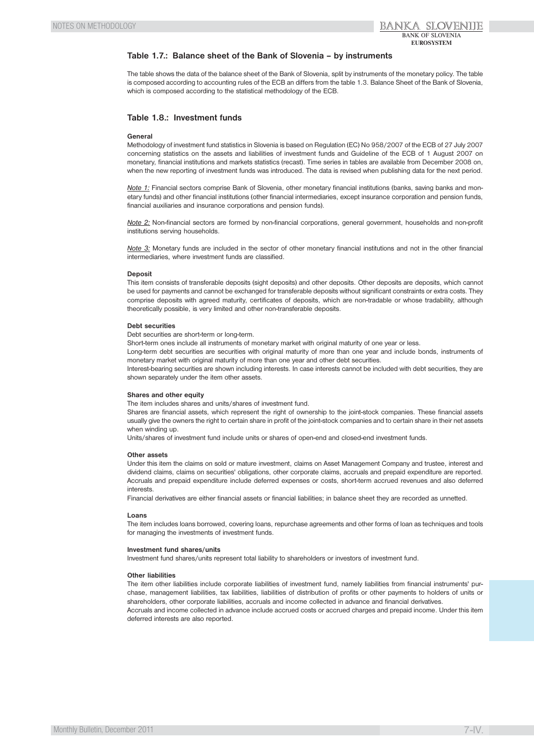## Table 1.7.: Balance sheet of the Bank of Slovenia – by instruments

The table shows the data of the balance sheet of the Bank of Slovenia, split by instruments of the monetary policy. The table is composed according to accounting rules of the ECB an differs from the table 1.3. Balance Sheet of the Bank of Slovenia, which is composed according to the statistical methodology of the ECB.

## Table 1.8.: Investment funds

### General

Methodology of investment fund statistics in Slovenia is based on Regulation (EC) No 958/2007 of the ECB of 27 July 2007 concerning statistics on the assets and liabilities of investment funds and Guideline of the ECB of 1 August 2007 on monetary, financial institutions and markets statistics (recast). Time series in tables are available from December 2008 on, when the new reporting of investment funds was introduced. The data is revised when publishing data for the next period.

*Note 1:* Financial sectors comprise Bank of Slovenia, other monetary financial institutions (banks, saving banks and monetary funds) and other financial institutions (other financial intermediaries, except insurance corporation and pension funds, financial auxiliaries and insurance corporations and pension funds).

*Note 2:* Non-financial sectors are formed by non-financial corporations, general government, households and non-profit institutions serving households.

*Note 3:* Monetary funds are included in the sector of other monetary financial institutions and not in the other financial intermediaries, where investment funds are classified.

### Deposit

This item consists of transferable deposits (sight deposits) and other deposits. Other deposits are deposits, which cannot be used for payments and cannot be exchanged for transferable deposits without significant constraints or extra costs. They comprise deposits with agreed maturity, certificates of deposits, which are non-tradable or whose tradability, although theoretically possible, is very limited and other non-transferable deposits.

### Debt securities

Debt securities are short-term or long-term.

Short-term ones include all instruments of monetary market with original maturity of one year or less.

Long-term debt securities are securities with original maturity of more than one year and include bonds, instruments of monetary market with original maturity of more than one year and other debt securities.

Interest-bearing securities are shown including interests. In case interests cannot be included with debt securities, they are shown separately under the item other assets.

### Shares and other equity

The item includes shares and units/shares of investment fund.

Shares are financial assets, which represent the right of ownership to the joint-stock companies. These financial assets usually give the owners the right to certain share in profit of the joint-stock companies and to certain share in their net assets when winding up.

Units/shares of investment fund include units or shares of open-end and closed-end investment funds.

### Other assets

Under this item the claims on sold or mature investment, claims on Asset Management Company and trustee, interest and dividend claims, claims on securities' obligations, other corporate claims, accruals and prepaid expenditure are reported. Accruals and prepaid expenditure include deferred expenses or costs, short-term accrued revenues and also deferred interests.

Financial derivatives are either financial assets or financial liabilities; in balance sheet they are recorded as unnetted.

### Loans

The item includes loans borrowed, covering loans, repurchase agreements and other forms of loan as techniques and tools for managing the investments of investment funds.

### Investment fund shares/units

Investment fund shares/units represent total liability to shareholders or investors of investment fund.

### Other liabilities

The item other liabilities include corporate liabilities of investment fund, namely liabilities from financial instruments' purchase, management liabilities, tax liabilities, liabilities of distribution of profits or other payments to holders of units or shareholders, other corporate liabilities, accruals and income collected in advance and financial derivatives.

Accruals and income collected in advance include accrued costs or accrued charges and prepaid income. Under this item deferred interests are also reported.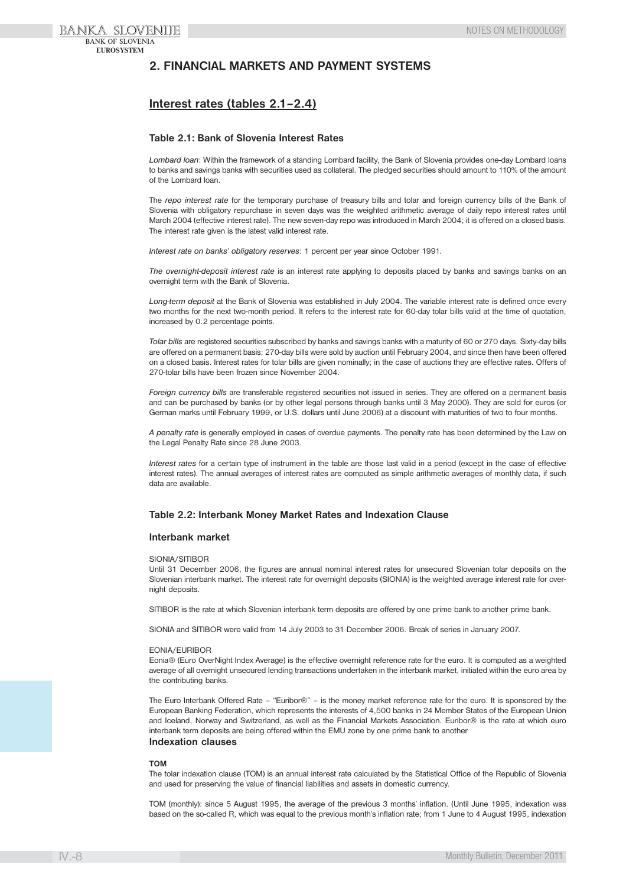## 2. FINANCIAL MARKETS AND PAYMENT SYSTEMS

### Interest rates (tables 2.1–2.4)

#### Table 2.1: Bank of Slovenia Interest Rates

*Lombard loan*: Within the framework of a standing Lombard facility, the Bank of Slovenia provides one-day Lombard loans to banks and savings banks with securities used as collateral. The pledged securities should amount to 110% of the amount of the Lombard loan.

The *repo interest rate* for the temporary purchase of treasury bills and tolar and foreign currency bills of the Bank of Slovenia with obligatory repurchase in seven days was the weighted arithmetic average of daily repo interest rates until March 2004 (effective interest rate). The new seven-day repo was introduced in March 2004; it is offered on a closed basis. The interest rate given is the latest valid interest rate.

*Interest rate on banks' obligatory reserves*: 1 percent per year since October 1991.

*The overnight-deposit interest rate* is an interest rate applying to deposits placed by banks and savings banks on an overnight term with the Bank of Slovenia.

*Long-term deposit* at the Bank of Slovenia was established in July 2004. The variable interest rate is defined once every two months for the next two-month period. It refers to the interest rate for 60-day tolar bills valid at the time of quotation, increased by 0.2 percentage points.

*Tolar bills* are registered securities subscribed by banks and savings banks with a maturity of 60 or 270 days. Sixty-day bills are offered on a permanent basis; 270-day bills were sold by auction until February 2004, and since then have been offered on a closed basis. Interest rates for tolar bills are given nominally; in the case of auctions they are effective rates. Offers of 270-tolar bills have been frozen since November 2004.

*Foreign currency bills* are transferable registered securities not issued in series. They are offered on a permanent basis and can be purchased by banks (or by other legal persons through banks until 3 May 2000). They are sold for euros (or German marks until February 1999, or U.S. dollars until June 2006) at a discount with maturities of two to four months.

*A penalty rate* is generally employed in cases of overdue payments. The penalty rate has been determined by the Law on the Legal Penalty Rate since 28 June 2003.

*Interest rates* for a certain type of instrument in the table are those last valid in a period (except in the case of effective interest rates). The annual averages of interest rates are computed as simple arithmetic averages of monthly data, if such data are available.

#### Table 2.2: Interbank Money Market Rates and Indexation Clause

#### Interbank market

SIONIA/SITIBOR
Until 31 December 2006, the figures are annual nominal interest rates for unsecured Slovenian tolar deposits on the Slovenian interbank market. The interest rate for overnight deposits (SIONIA) is the weighted average interest rate for overnight deposits.

SITIBOR is the rate at which Slovenian interbank term deposits are offered by one prime bank to another prime bank.

SIONIA and SITIBOR were valid from 14 July 2003 to 31 December 2006. Break of series in January 2007.

EONIA/EURIBOR
Eonia® (Euro OverNight Index Average) is the effective overnight reference rate for the euro. It is computed as a weighted average of all overnight unsecured lending transactions undertaken in the interbank market, initiated within the euro area by the contributing banks.

The Euro Interbank Offered Rate – "Euribor®" – is the money market reference rate for the euro. It is sponsored by the European Banking Federation, which represents the interests of 4,500 banks in 24 Member States of the European Union and Iceland, Norway and Switzerland, as well as the Financial Markets Association. Euribor® is the rate at which euro interbank term deposits are being offered within the EMU zone by one prime bank to another

#### Indexation clauses

**TOM**
The tolar indexation clause (TOM) is an annual interest rate calculated by the Statistical Office of the Republic of Slovenia and used for preserving the value of financial liabilities and assets in domestic currency.

TOM (monthly): since 5 August 1995, the average of the previous 3 months' inflation. (Until June 1995, indexation was based on the so-called R, which was equal to the previous month's inflation rate; from 1 June to 4 August 1995, indexation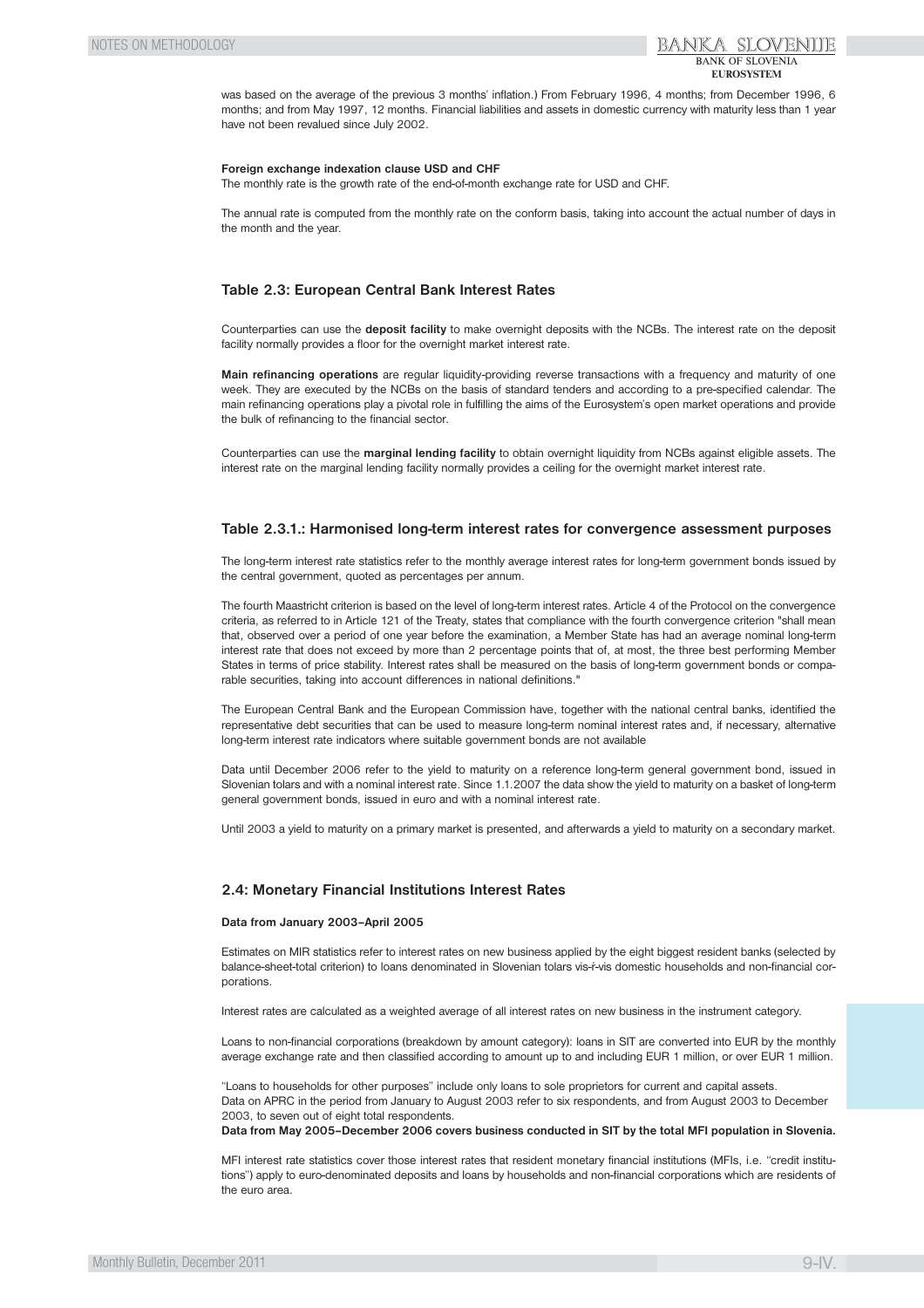was based on the average of the previous 3 months' inflation.) From February 1996, 4 months; from December 1996, 6 months; and from May 1997, 12 months. Financial liabilities and assets in domestic currency with maturity less than 1 year have not been revalued since July 2002.

**Foreign exchange indexation clause USD and CHF**

The monthly rate is the growth rate of the end-of-month exchange rate for USD and CHF.

The annual rate is computed from the monthly rate on the conform basis, taking into account the actual number of days in the month and the year.

### Table 2.3: European Central Bank Interest Rates

Counterparties can use the **deposit facility** to make overnight deposits with the NCBs. The interest rate on the deposit facility normally provides a floor for the overnight market interest rate.

**Main refinancing operations** are regular liquidity-providing reverse transactions with a frequency and maturity of one week. They are executed by the NCBs on the basis of standard tenders and according to a pre-specified calendar. The main refinancing operations play a pivotal role in fulfilling the aims of the Eurosystem's open market operations and provide the bulk of refinancing to the financial sector.

Counterparties can use the **marginal lending facility** to obtain overnight liquidity from NCBs against eligible assets. The interest rate on the marginal lending facility normally provides a ceiling for the overnight market interest rate.

### Table 2.3.1.: Harmonised long-term interest rates for convergence assessment purposes

The long-term interest rate statistics refer to the monthly average interest rates for long-term government bonds issued by the central government, quoted as percentages per annum.

The fourth Maastricht criterion is based on the level of long-term interest rates. Article 4 of the Protocol on the convergence criteria, as referred to in Article 121 of the Treaty, states that compliance with the fourth convergence criterion "shall mean that, observed over a period of one year before the examination, a Member State has had an average nominal long-term interest rate that does not exceed by more than 2 percentage points that of, at most, the three best performing Member States in terms of price stability. Interest rates shall be measured on the basis of long-term government bonds or comparable securities, taking into account differences in national definitions."

The European Central Bank and the European Commission have, together with the national central banks, identified the representative debt securities that can be used to measure long-term nominal interest rates and, if necessary, alternative long-term interest rate indicators where suitable government bonds are not available

Data until December 2006 refer to the yield to maturity on a reference long-term general government bond, issued in Slovenian tolars and with a nominal interest rate. Since 1.1.2007 the data show the yield to maturity on a basket of long-term general government bonds, issued in euro and with a nominal interest rate.

Until 2003 a yield to maturity on a primary market is presented, and afterwards a yield to maturity on a secondary market.

### 2.4: Monetary Financial Institutions Interest Rates

**Data from January 2003–April 2005**

Estimates on MIR statistics refer to interest rates on new business applied by the eight biggest resident banks (selected by balance-sheet-total criterion) to loans denominated in Slovenian tolars vis-ŕ-vis domestic households and non-financial corporations.

Interest rates are calculated as a weighted average of all interest rates on new business in the instrument category.

Loans to non-financial corporations (breakdown by amount category): loans in SIT are converted into EUR by the monthly average exchange rate and then classified according to amount up to and including EUR 1 million, or over EUR 1 million.

''Loans to households for other purposes'' include only loans to sole proprietors for current and capital assets.
Data on APRC in the period from January to August 2003 refer to six respondents, and from August 2003 to December 2003, to seven out of eight total respondents.
**Data from May 2005–December 2006 covers business conducted in SIT by the total MFI population in Slovenia.**

MFI interest rate statistics cover those interest rates that resident monetary financial institutions (MFIs, i.e. ''credit institutions'') apply to euro-denominated deposits and loans by households and non-financial corporations which are residents of the euro area.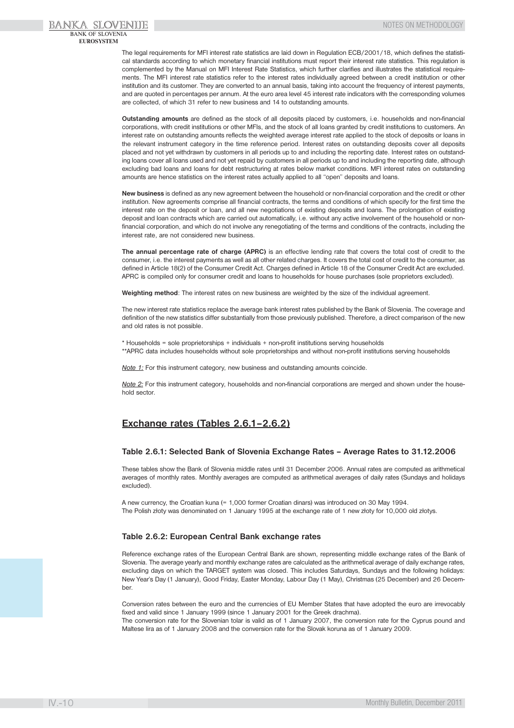The legal requirements for MFI interest rate statistics are laid down in Regulation ECB/2001/18, which defines the statistical standards according to which monetary financial institutions must report their interest rate statistics. This regulation is complemented by the Manual on MFI Interest Rate Statistics, which further clarifies and illustrates the statistical requirements. The MFI interest rate statistics refer to the interest rates individually agreed between a credit institution or other institution and its customer. They are converted to an annual basis, taking into account the frequency of interest payments, and are quoted in percentages per annum. At the euro area level 45 interest rate indicators with the corresponding volumes are collected, of which 31 refer to new business and 14 to outstanding amounts.

**Outstanding amounts** are defined as the stock of all deposits placed by customers, i.e. households and non-financial corporations, with credit institutions or other MFIs, and the stock of all loans granted by credit institutions to customers. An interest rate on outstanding amounts reflects the weighted average interest rate applied to the stock of deposits or loans in the relevant instrument category in the time reference period. Interest rates on outstanding deposits cover all deposits placed and not yet withdrawn by customers in all periods up to and including the reporting date. Interest rates on outstanding loans cover all loans used and not yet repaid by customers in all periods up to and including the reporting date, although excluding bad loans and loans for debt restructuring at rates below market conditions. MFI interest rates on outstanding amounts are hence statistics on the interest rates actually applied to all "open" deposits and loans.

**New business** is defined as any new agreement between the household or non-financial corporation and the credit or other institution. New agreements comprise all financial contracts, the terms and conditions of which specify for the first time the interest rate on the deposit or loan, and all new negotiations of existing deposits and loans. The prolongation of existing deposit and loan contracts which are carried out automatically, i.e. without any active involvement of the household or non-financial corporation, and which do not involve any renegotiating of the terms and conditions of the contracts, including the interest rate, are not considered new business.

**The annual percentage rate of charge (APRC)** is an effective lending rate that covers the total cost of credit to the consumer, i.e. the interest payments as well as all other related charges. It covers the total cost of credit to the consumer, as defined in Article 18(2) of the Consumer Credit Act. Charges defined in Article 18 of the Consumer Credit Act are excluded. APRC is compiled only for consumer credit and loans to households for house purchases (sole proprietors excluded).

**Weighting method**: The interest rates on new business are weighted by the size of the individual agreement.

The new interest rate statistics replace the average bank interest rates published by the Bank of Slovenia. The coverage and definition of the new statistics differ substantially from those previously published. Therefore, a direct comparison of the new and old rates is not possible.

\* Households = sole proprietorships + individuals + non-profit institutions serving households
\*\*APRC data includes households without sole proprietorships and without non-profit institutions serving households

*Note 1:* For this instrument category, new business and outstanding amounts coincide.

*Note 2:* For this instrument category, households and non-financial corporations are merged and shown under the household sector.

## Exchange rates (Tables 2.6.1–2.6.2)

### Table 2.6.1: Selected Bank of Slovenia Exchange Rates – Average Rates to 31.12.2006

These tables show the Bank of Slovenia middle rates until 31 December 2006. Annual rates are computed as arithmetical averages of monthly rates. Monthly averages are computed as arithmetical averages of daily rates (Sundays and holidays excluded).

A new currency, the Croatian kuna (= 1,000 former Croatian dinars) was introduced on 30 May 1994.
The Polish złoty was denominated on 1 January 1995 at the exchange rate of 1 new złoty for 10,000 old złotys.

### Table 2.6.2: European Central Bank exchange rates

Reference exchange rates of the European Central Bank are shown, representing middle exchange rates of the Bank of Slovenia. The average yearly and monthly exchange rates are calculated as the arithmetical average of daily exchange rates, excluding days on which the TARGET system was closed. This includes Saturdays, Sundays and the following holidays: New Year's Day (1 January), Good Friday, Easter Monday, Labour Day (1 May), Christmas (25 December) and 26 December.

Conversion rates between the euro and the currencies of EU Member States that have adopted the euro are irrevocably fixed and valid since 1 January 1999 (since 1 January 2001 for the Greek drachma).
The conversion rate for the Slovenian tolar is valid as of 1 January 2007, the conversion rate for the Cyprus pound and Maltese lira as of 1 January 2008 and the conversion rate for the Slovak koruna as of 1 January 2009.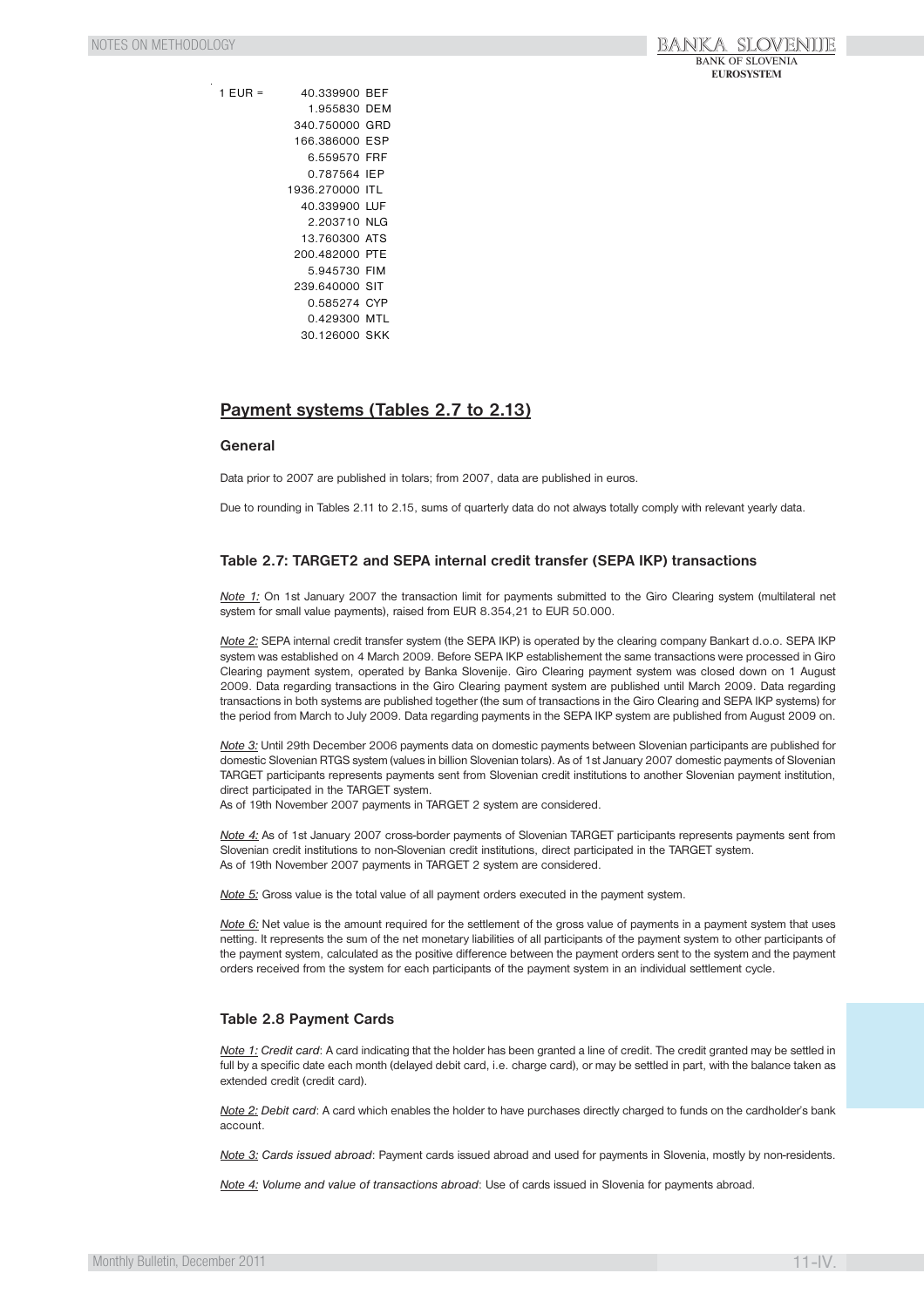| 1 EUR = | 40.339900 | BEF |
|---|---|---|
| | 1.955830 | DEM |
| | 340.750000 | GRD |
| | 166.386000 | ESP |
| | 6.559570 | FRF |
| | 0.787564 | IEP |
| | 1936.270000 | ITL |
| | 40.339900 | LUF |
| | 2.203710 | NLG |
| | 13.760300 | ATS |
| | 200.482000 | PTE |
| | 5.945730 | FIM |
| | 239.640000 | SIT |
| | 0.585274 | CYP |
| | 0.429300 | MTL |
| | 30.126000 | SKK |

## Payment systems (Tables 2.7 to 2.13)

### General

Data prior to 2007 are published in tolars; from 2007, data are published in euros.

Due to rounding in Tables 2.11 to 2.15, sums of quarterly data do not always totally comply with relevant yearly data.

### Table 2.7: TARGET2 and SEPA internal credit transfer (SEPA IKP) transactions

*Note 1:* On 1st January 2007 the transaction limit for payments submitted to the Giro Clearing system (multilateral net system for small value payments), raised from EUR 8.354,21 to EUR 50.000.

*Note 2:* SEPA internal credit transfer system (the SEPA IKP) is operated by the clearing company Bankart d.o.o. SEPA IKP system was established on 4 March 2009. Before SEPA IKP establishement the same transactions were processed in Giro Clearing payment system, operated by Banka Slovenije. Giro Clearing payment system was closed down on 1 August 2009. Data regarding transactions in the Giro Clearing payment system are published until March 2009. Data regarding transactions in both systems are published together (the sum of transactions in the Giro Clearing and SEPA IKP systems) for the period from March to July 2009. Data regarding payments in the SEPA IKP system are published from August 2009 on.

*Note 3:* Until 29th December 2006 payments data on domestic payments between Slovenian participants are published for domestic Slovenian RTGS system (values in billion Slovenian tolars). As of 1st January 2007 domestic payments of Slovenian TARGET participants represents payments sent from Slovenian credit institutions to another Slovenian payment institution, direct participated in the TARGET system.
As of 19th November 2007 payments in TARGET 2 system are considered.

*Note 4:* As of 1st January 2007 cross-border payments of Slovenian TARGET participants represents payments sent from Slovenian credit institutions to non-Slovenian credit institutions, direct participated in the TARGET system.
As of 19th November 2007 payments in TARGET 2 system are considered.

*Note 5:* Gross value is the total value of all payment orders executed in the payment system.

*Note 6:* Net value is the amount required for the settlement of the gross value of payments in a payment system that uses netting. It represents the sum of the net monetary liabilities of all participants of the payment system to other participants of the payment system, calculated as the positive difference between the payment orders sent to the system and the payment orders received from the system for each participants of the payment system in an individual settlement cycle.

### Table 2.8 Payment Cards

*Note 1: Credit card*: A card indicating that the holder has been granted a line of credit. The credit granted may be settled in full by a specific date each month (delayed debit card, i.e. charge card), or may be settled in part, with the balance taken as extended credit (credit card).

*Note 2: Debit card*: A card which enables the holder to have purchases directly charged to funds on the cardholder's bank account.

*Note 3: Cards issued abroad*: Payment cards issued abroad and used for payments in Slovenia, mostly by non-residents.

*Note 4: Volume and value of transactions abroad*: Use of cards issued in Slovenia for payments abroad.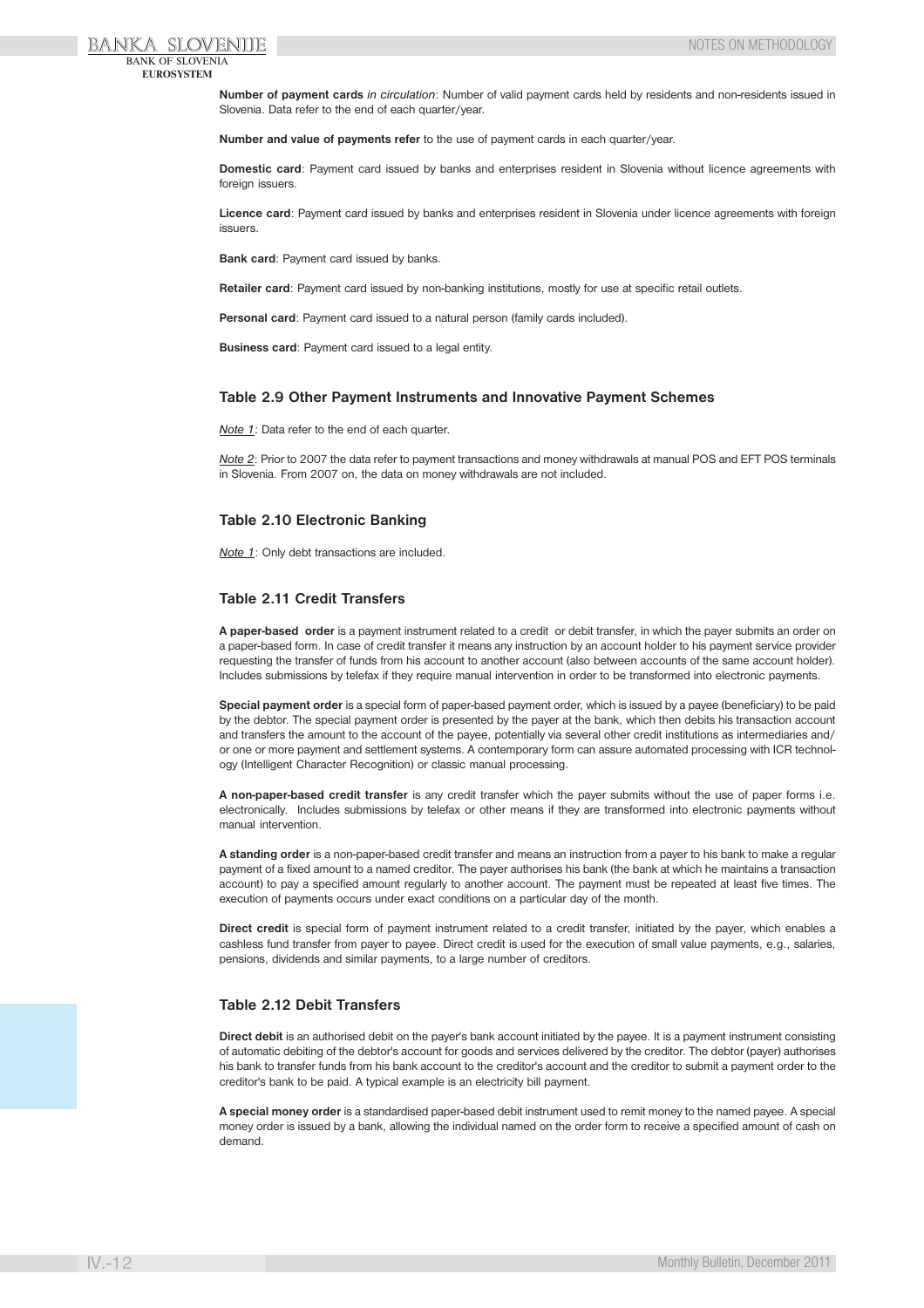**Number of payment cards** *in circulation*: Number of valid payment cards held by residents and non-residents issued in Slovenia. Data refer to the end of each quarter/year.

**Number and value of payments refer** to the use of payment cards in each quarter/year.

**Domestic card**: Payment card issued by banks and enterprises resident in Slovenia without licence agreements with foreign issuers.

**Licence card**: Payment card issued by banks and enterprises resident in Slovenia under licence agreements with foreign issuers.

**Bank card**: Payment card issued by banks.

**Retailer card**: Payment card issued by non-banking institutions, mostly for use at specific retail outlets.

**Personal card**: Payment card issued to a natural person (family cards included).

**Business card**: Payment card issued to a legal entity.

### Table 2.9 Other Payment Instruments and Innovative Payment Schemes

*Note 1*: Data refer to the end of each quarter.

*Note 2*: Prior to 2007 the data refer to payment transactions and money withdrawals at manual POS and EFT POS terminals in Slovenia. From 2007 on, the data on money withdrawals are not included.

### Table 2.10 Electronic Banking

*Note 1*: Only debt transactions are included.

### Table 2.11 Credit Transfers

**A paper-based order** is a payment instrument related to a credit or debit transfer, in which the payer submits an order on a paper-based form. In case of credit transfer it means any instruction by an account holder to his payment service provider requesting the transfer of funds from his account to another account (also between accounts of the same account holder). Includes submissions by telefax if they require manual intervention in order to be transformed into electronic payments.

**Special payment order** is a special form of paper-based payment order, which is issued by a payee (beneficiary) to be paid by the debtor. The special payment order is presented by the payer at the bank, which then debits his transaction account and transfers the amount to the account of the payee, potentially via several other credit institutions as intermediaries and/or one or more payment and settlement systems. A contemporary form can assure automated processing with ICR technology (Intelligent Character Recognition) or classic manual processing.

**A non-paper-based credit transfer** is any credit transfer which the payer submits without the use of paper forms i.e. electronically. Includes submissions by telefax or other means if they are transformed into electronic payments without manual intervention.

**A standing order** is a non-paper-based credit transfer and means an instruction from a payer to his bank to make a regular payment of a fixed amount to a named creditor. The payer authorises his bank (the bank at which he maintains a transaction account) to pay a specified amount regularly to another account. The payment must be repeated at least five times. The execution of payments occurs under exact conditions on a particular day of the month.

**Direct credit** is special form of payment instrument related to a credit transfer, initiated by the payer, which enables a cashless fund transfer from payer to payee. Direct credit is used for the execution of small value payments, e.g., salaries, pensions, dividends and similar payments, to a large number of creditors.

### Table 2.12 Debit Transfers

**Direct debit** is an authorised debit on the payer's bank account initiated by the payee. It is a payment instrument consisting of automatic debiting of the debtor's account for goods and services delivered by the creditor. The debtor (payer) authorises his bank to transfer funds from his bank account to the creditor's account and the creditor to submit a payment order to the creditor's bank to be paid. A typical example is an electricity bill payment.

**A special money order** is a standardised paper-based debit instrument used to remit money to the named payee. A special money order is issued by a bank, allowing the individual named on the order form to receive a specified amount of cash on demand.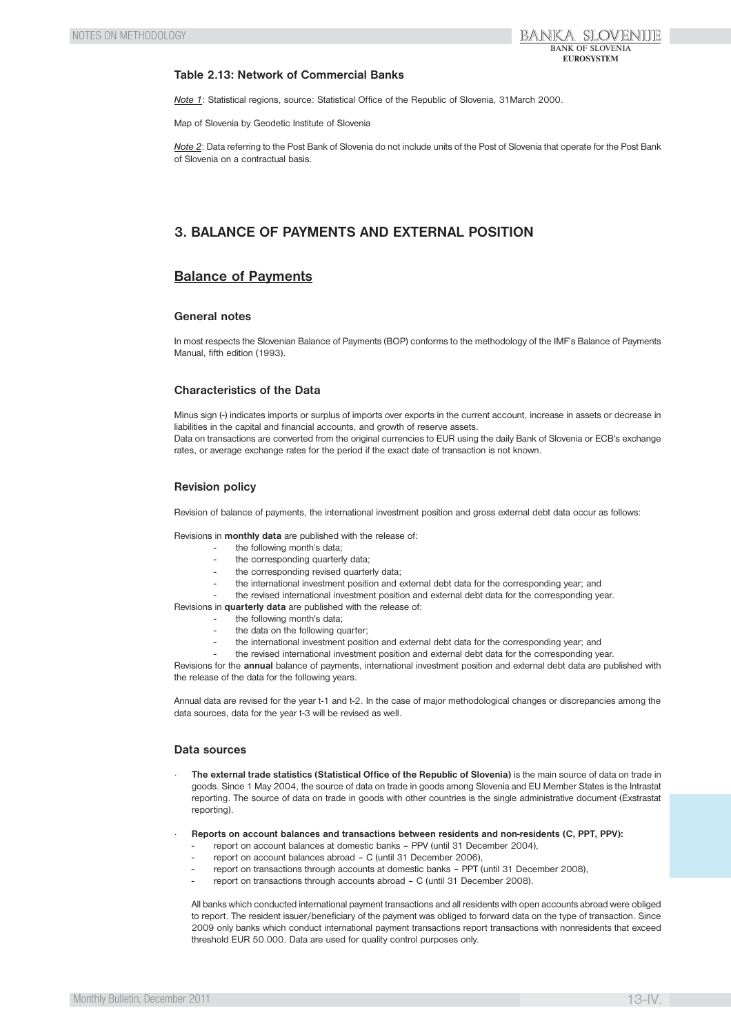### Table 2.13: Network of Commercial Banks

*Note 1*: Statistical regions, source: Statistical Office of the Republic of Slovenia, 31March 2000.

Map of Slovenia by Geodetic Institute of Slovenia

*Note 2*: Data referring to the Post Bank of Slovenia do not include units of the Post of Slovenia that operate for the Post Bank of Slovenia on a contractual basis.

# 3. BALANCE OF PAYMENTS AND EXTERNAL POSITION

## Balance of Payments

### General notes

In most respects the Slovenian Balance of Payments (BOP) conforms to the methodology of the IMF's Balance of Payments Manual, fifth edition (1993).

### Characteristics of the Data

Minus sign (-) indicates imports or surplus of imports over exports in the current account, increase in assets or decrease in liabilities in the capital and financial accounts, and growth of reserve assets.
Data on transactions are converted from the original currencies to EUR using the daily Bank of Slovenia or ECB's exchange rates, or average exchange rates for the period if the exact date of transaction is not known.

### Revision policy

Revision of balance of payments, the international investment position and gross external debt data occur as follows:

Revisions in **monthly data** are published with the release of:

- the following month's data;
- the corresponding quarterly data;
- the corresponding revised quarterly data;
- the international investment position and external debt data for the corresponding year; and
- the revised international investment position and external debt data for the corresponding year.

Revisions in **quarterly data** are published with the release of:

- the following month's data;
- the data on the following quarter;
- the international investment position and external debt data for the corresponding year; and
- the revised international investment position and external debt data for the corresponding year.

Revisions for the **annual** balance of payments, international investment position and external debt data are published with the release of the data for the following years.

Annual data are revised for the year t-1 and t-2. In the case of major methodological changes or discrepancies among the data sources, data for the year t-3 will be revised as well.

### Data sources

- **The external trade statistics (Statistical Office of the Republic of Slovenia)** is the main source of data on trade in goods. Since 1 May 2004, the source of data on trade in goods among Slovenia and EU Member States is the Intrastat reporting. The source of data on trade in goods with other countries is the single administrative document (Exstrastat reporting).

- **Reports on account balances and transactions between residents and non-residents (C, PPT, PPV):**
  - report on account balances at domestic banks – PPV (until 31 December 2004),
  - report on account balances abroad – C (until 31 December 2006),
  - report on transactions through accounts at domestic banks – PPT (until 31 December 2008),
  - report on transactions through accounts abroad – C (until 31 December 2008).

  All banks which conducted international payment transactions and all residents with open accounts abroad were obliged to report. The resident issuer/beneficiary of the payment was obliged to forward data on the type of transaction. Since 2009 only banks which conduct international payment transactions report transactions with nonresidents that exceed threshold EUR 50.000. Data are used for quality control purposes only.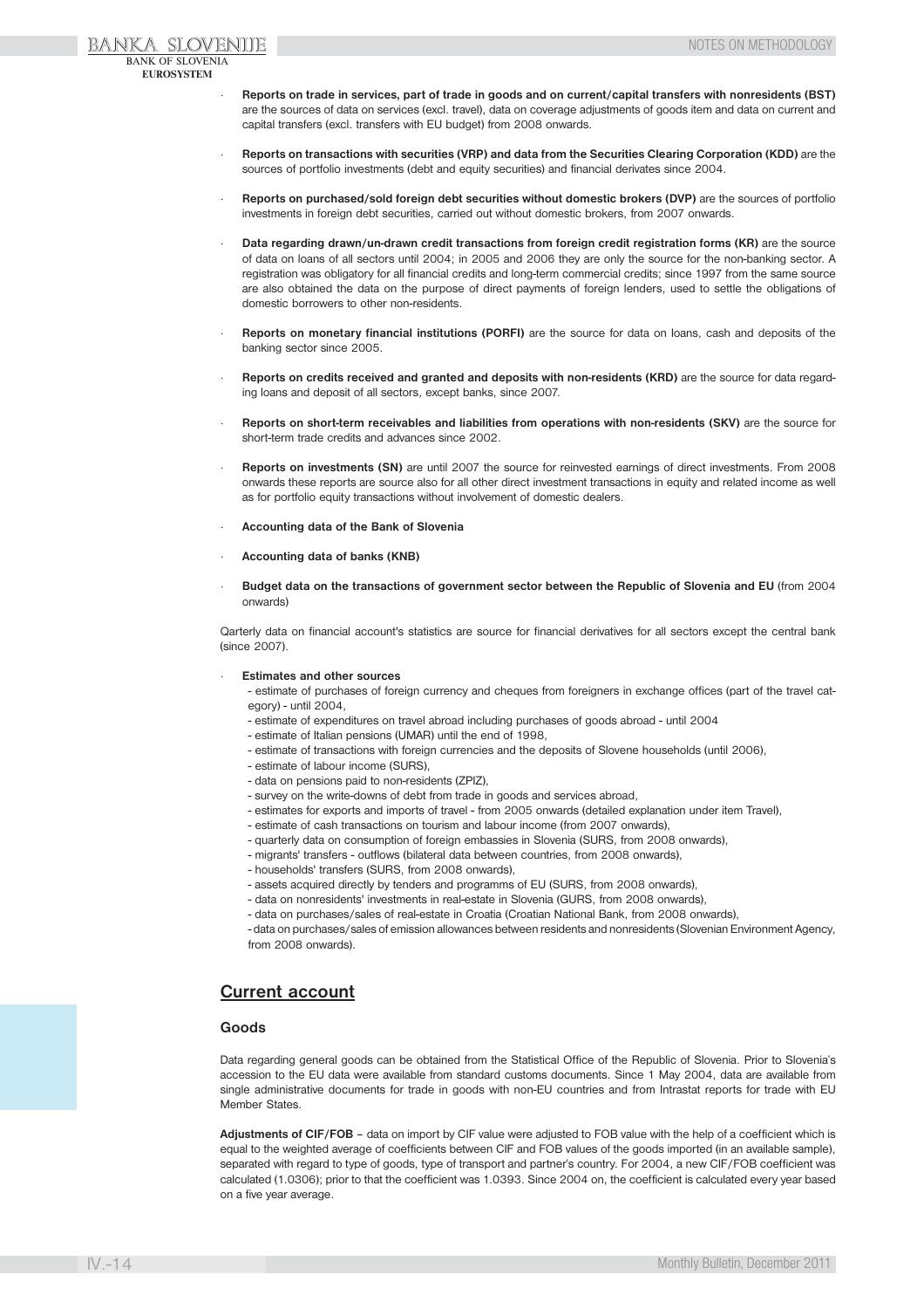- **Reports on trade in services, part of trade in goods and on current/capital transfers with nonresidents (BST)** are the sources of data on services (excl. travel), data on coverage adjustments of goods item and data on current and capital transfers (excl. transfers with EU budget) from 2008 onwards.
- **Reports on transactions with securities (VRP) and data from the Securities Clearing Corporation (KDD)** are the sources of portfolio investments (debt and equity securities) and financial derivates since 2004.
- **Reports on purchased/sold foreign debt securities without domestic brokers (DVP)** are the sources of portfolio investments in foreign debt securities, carried out without domestic brokers, from 2007 onwards.
- **Data regarding drawn/un-drawn credit transactions from foreign credit registration forms (KR)** are the source of data on loans of all sectors until 2004; in 2005 and 2006 they are only the source for the non-banking sector. A registration was obligatory for all financial credits and long-term commercial credits; since 1997 from the same source are also obtained the data on the purpose of direct payments of foreign lenders, used to settle the obligations of domestic borrowers to other non-residents.
- **Reports on monetary financial institutions (PORFI)** are the source for data on loans, cash and deposits of the banking sector since 2005.
- **Reports on credits received and granted and deposits with non-residents (KRD)** are the source for data regarding loans and deposit of all sectors, except banks, since 2007.
- **Reports on short-term receivables and liabilities from operations with non-residents (SKV)** are the source for short-term trade credits and advances since 2002.
- **Reports on investments (SN)** are until 2007 the source for reinvested earnings of direct investments. From 2008 onwards these reports are source also for all other direct investment transactions in equity and related income as well as for portfolio equity transactions without involvement of domestic dealers.
- **Accounting data of the Bank of Slovenia**
- **Accounting data of banks (KNB)**
- **Budget data on the transactions of government sector between the Republic of Slovenia and EU** (from 2004 onwards)

Qarterly data on financial account's statistics are source for financial derivatives for all sectors except the central bank (since 2007).

- **Estimates and other sources**
  - estimate of purchases of foreign currency and cheques from foreigners in exchange offices (part of the travel category) - until 2004,
  - estimate of expenditures on travel abroad including purchases of goods abroad - until 2004
  - estimate of Italian pensions (UMAR) until the end of 1998,
  - estimate of transactions with foreign currencies and the deposits of Slovene households (until 2006),
  - estimate of labour income (SURS),
  - data on pensions paid to non-residents (ZPIZ),
  - survey on the write-downs of debt from trade in goods and services abroad,
  - estimates for exports and imports of travel - from 2005 onwards (detailed explanation under item Travel),
  - estimate of cash transactions on tourism and labour income (from 2007 onwards),
  - quarterly data on consumption of foreign embassies in Slovenia (SURS, from 2008 onwards),
  - migrants' transfers - outflows (bilateral data between countries, from 2008 onwards),
  - households' transfers (SURS, from 2008 onwards),
  - assets acquired directly by tenders and programms of EU (SURS, from 2008 onwards),
  - data on nonresidents' investments in real-estate in Slovenia (GURS, from 2008 onwards),
  - data on purchases/sales of real-estate in Croatia (Croatian National Bank, from 2008 onwards),
  - data on purchases/sales of emission allowances between residents and nonresidents (Slovenian Environment Agency, from 2008 onwards).

## Current account

### Goods

Data regarding general goods can be obtained from the Statistical Office of the Republic of Slovenia. Prior to Slovenia's accession to the EU data were available from standard customs documents. Since 1 May 2004, data are available from single administrative documents for trade in goods with non-EU countries and from Intrastat reports for trade with EU Member States.

**Adjustments of CIF/FOB** – data on import by CIF value were adjusted to FOB value with the help of a coefficient which is equal to the weighted average of coefficients between CIF and FOB values of the goods imported (in an available sample), separated with regard to type of goods, type of transport and partner's country. For 2004, a new CIF/FOB coefficient was calculated (1.0306); prior to that the coefficient was 1.0393. Since 2004 on, the coefficient is calculated every year based on a five year average.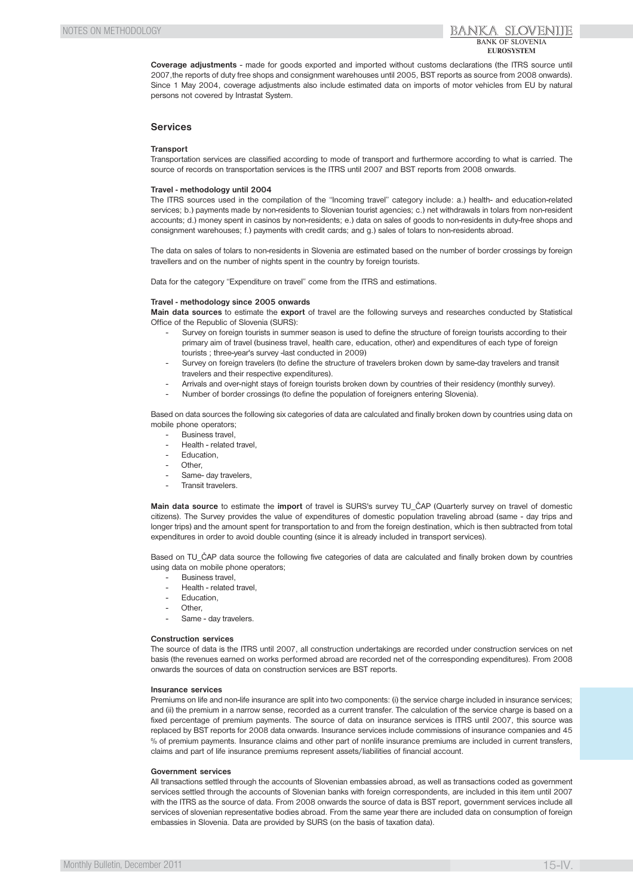**Coverage adjustments** - made for goods exported and imported without customs declarations (the ITRS source until 2007,the reports of duty free shops and consignment warehouses until 2005, BST reports as source from 2008 onwards). Since 1 May 2004, coverage adjustments also include estimated data on imports of motor vehicles from EU by natural persons not covered by Intrastat System.

## Services

**Transport**

Transportation services are classified according to mode of transport and furthermore according to what is carried. The source of records on transportation services is the ITRS until 2007 and BST reports from 2008 onwards.

**Travel - methodology until 2004**

The ITRS sources used in the compilation of the "Incoming travel" category include: a.) health- and education-related services; b.) payments made by non-residents to Slovenian tourist agencies; c.) net withdrawals in tolars from non-resident accounts; d.) money spent in casinos by non-residents; e.) data on sales of goods to non-residents in duty-free shops and consignment warehouses; f.) payments with credit cards; and g.) sales of tolars to non-residents abroad.

The data on sales of tolars to non-residents in Slovenia are estimated based on the number of border crossings by foreign travellers and on the number of nights spent in the country by foreign tourists.

Data for the category "Expenditure on travel" come from the ITRS and estimations.

**Travel - methodology since 2005 onwards**

**Main data sources** to estimate the **export** of travel are the following surveys and researches conducted by Statistical Office of the Republic of Slovenia (SURS):

- Survey on foreign tourists in summer season is used to define the structure of foreign tourists according to their primary aim of travel (business travel, health care, education, other) and expenditures of each type of foreign tourists ; three-year's survey -last conducted in 2009)
- Survey on foreign travelers (to define the structure of travelers broken down by same-day travelers and transit travelers and their respective expenditures).
- Arrivals and over-night stays of foreign tourists broken down by countries of their residency (monthly survey).
- Number of border crossings (to define the population of foreigners entering Slovenia).

Based on data sources the following six categories of data are calculated and finally broken down by countries using data on mobile phone operators;

- Business travel,
- Health - related travel,
- Education,
- Other,
- Same- day travelers,
- Transit travelers.

**Main data source** to estimate the **import** of travel is SURS's survey TU_ČAP (Quarterly survey on travel of domestic citizens). The Survey provides the value of expenditures of domestic population traveling abroad (same - day trips and longer trips) and the amount spent for transportation to and from the foreign destination, which is then subtracted from total expenditures in order to avoid double counting (since it is already included in transport services).

Based on TU_ČAP data source the following five categories of data are calculated and finally broken down by countries using data on mobile phone operators;

- Business travel,
- Health - related travel,
- Education,
- Other,
- Same - day travelers.

**Construction services**

The source of data is the ITRS until 2007, all construction undertakings are recorded under construction services on net basis (the revenues earned on works performed abroad are recorded net of the corresponding expenditures). From 2008 onwards the sources of data on construction services are BST reports.

**Insurance services**

Premiums on life and non-life insurance are split into two components: (i) the service charge included in insurance services; and (ii) the premium in a narrow sense, recorded as a current transfer. The calculation of the service charge is based on a fixed percentage of premium payments. The source of data on insurance services is ITRS until 2007, this source was replaced by BST reports for 2008 data onwards. Insurance services include commissions of insurance companies and 45 % of premium payments. Insurance claims and other part of nonlife insurance premiums are included in current transfers, claims and part of life insurance premiums represent assets/liabilities of financial account.

**Government services**

All transactions settled through the accounts of Slovenian embassies abroad, as well as transactions coded as government services settled through the accounts of Slovenian banks with foreign correspondents, are included in this item until 2007 with the ITRS as the source of data. From 2008 onwards the source of data is BST report, government services include all services of slovenian representative bodies abroad. From the same year there are included data on consumption of foreign embassies in Slovenia. Data are provided by SURS (on the basis of taxation data).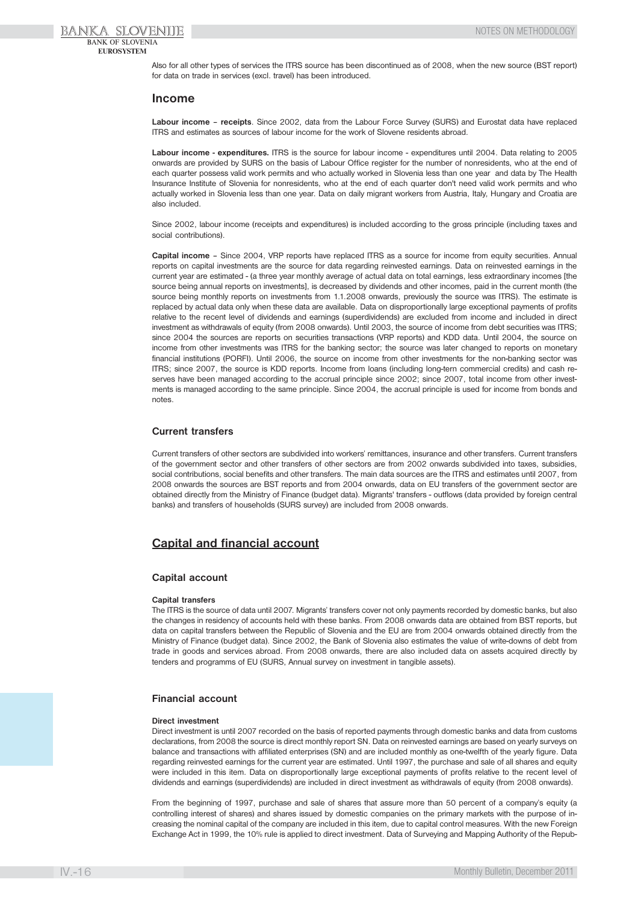Also for all other types of services the ITRS source has been discontinued as of 2008, when the new source (BST report) for data on trade in services (excl. travel) has been introduced.

## Income

**Labour income – receipts**. Since 2002, data from the Labour Force Survey (SURS) and Eurostat data have replaced ITRS and estimates as sources of labour income for the work of Slovene residents abroad.

**Labour income - expenditures.** ITRS is the source for labour income - expenditures until 2004. Data relating to 2005 onwards are provided by SURS on the basis of Labour Office register for the number of nonresidents, who at the end of each quarter possess valid work permits and who actually worked in Slovenia less than one year and data by The Health Insurance Institute of Slovenia for nonresidents, who at the end of each quarter don't need valid work permits and who actually worked in Slovenia less than one year. Data on daily migrant workers from Austria, Italy, Hungary and Croatia are also included.

Since 2002, labour income (receipts and expenditures) is included according to the gross principle (including taxes and social contributions).

**Capital income –** Since 2004, VRP reports have replaced ITRS as a source for income from equity securities. Annual reports on capital investments are the source for data regarding reinvested earnings. Data on reinvested earnings in the current year are estimated - (a three year monthly average of actual data on total earnings, less extraordinary incomes [the source being annual reports on investments], is decreased by dividends and other incomes, paid in the current month (the source being monthly reports on investments from 1.1.2008 onwards, previously the source was ITRS). The estimate is replaced by actual data only when these data are available. Data on disproportionally large exceptional payments of profits relative to the recent level of dividends and earnings (superdividends) are excluded from income and included in direct investment as withdrawals of equity (from 2008 onwards). Until 2003, the source of income from debt securities was ITRS; since 2004 the sources are reports on securities transactions (VRP reports) and KDD data. Until 2004, the source on income from other investments was ITRS for the banking sector; the source was later changed to reports on monetary financial institutions (PORFI). Until 2006, the source on income from other investments for the non-banking sector was ITRS; since 2007, the source is KDD reports. Income from loans (including long-tern commercial credits) and cash reserves have been managed according to the accrual principle since 2002; since 2007, total income from other investments is managed according to the same principle. Since 2004, the accrual principle is used for income from bonds and notes.

### Current transfers

Current transfers of other sectors are subdivided into workers' remittances, insurance and other transfers. Current transfers of the government sector and other transfers of other sectors are from 2002 onwards subdivided into taxes, subsidies, social contributions, social benefits and other transfers. The main data sources are the ITRS and estimates until 2007, from 2008 onwards the sources are BST reports and from 2004 onwards, data on EU transfers of the government sector are obtained directly from the Ministry of Finance (budget data). Migrants' transfers - outflows (data provided by foreign central banks) and transfers of households (SURS survey) are included from 2008 onwards.

## Capital and financial account

### Capital account

#### Capital transfers

The ITRS is the source of data until 2007. Migrants' transfers cover not only payments recorded by domestic banks, but also the changes in residency of accounts held with these banks. From 2008 onwards data are obtained from BST reports, but data on capital transfers between the Republic of Slovenia and the EU are from 2004 onwards obtained directly from the Ministry of Finance (budget data). Since 2002, the Bank of Slovenia also estimates the value of write-downs of debt from trade in goods and services abroad. From 2008 onwards, there are also included data on assets acquired directly by tenders and programms of EU (SURS, Annual survey on investment in tangible assets).

### Financial account

#### Direct investment

Direct investment is until 2007 recorded on the basis of reported payments through domestic banks and data from customs declarations, from 2008 the source is direct monthly report SN. Data on reinvested earnings are based on yearly surveys on balance and transactions with affiliated enterprises (SN) and are included monthly as one-twelfth of the yearly figure. Data regarding reinvested earnings for the current year are estimated. Until 1997, the purchase and sale of all shares and equity were included in this item. Data on disproportionally large exceptional payments of profits relative to the recent level of dividends and earnings (superdividends) are included in direct investment as withdrawals of equity (from 2008 onwards).

From the beginning of 1997, purchase and sale of shares that assure more than 50 percent of a company's equity (a controlling interest of shares) and shares issued by domestic companies on the primary markets with the purpose of increasing the nominal capital of the company are included in this item, due to capital control measures. With the new Foreign Exchange Act in 1999, the 10% rule is applied to direct investment. Data of Surveying and Mapping Authority of the Repub-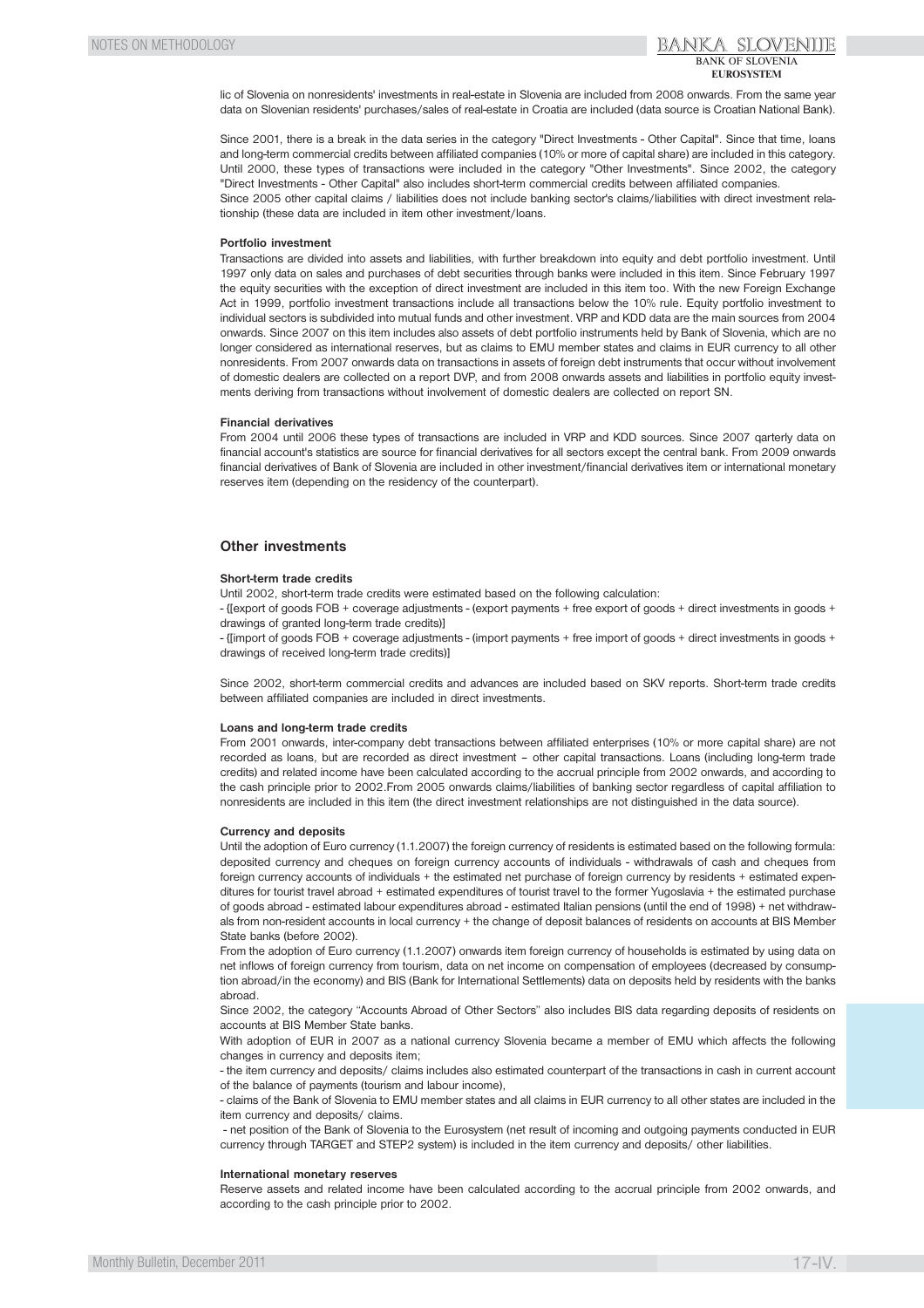lic of Slovenia on nonresidents' investments in real-estate in Slovenia are included from 2008 onwards. From the same year data on Slovenian residents' purchases/sales of real-estate in Croatia are included (data source is Croatian National Bank).

Since 2001, there is a break in the data series in the category "Direct Investments - Other Capital". Since that time, loans and long-term commercial credits between affiliated companies (10% or more of capital share) are included in this category. Until 2000, these types of transactions were included in the category "Other Investments". Since 2002, the category "Direct Investments - Other Capital" also includes short-term commercial credits between affiliated companies.
Since 2005 other capital claims / liabilities does not include banking sector's claims/liabilities with direct investment relationship (these data are included in item other investment/loans.

#### Portfolio investment

Transactions are divided into assets and liabilities, with further breakdown into equity and debt portfolio investment. Until 1997 only data on sales and purchases of debt securities through banks were included in this item. Since February 1997 the equity securities with the exception of direct investment are included in this item too. With the new Foreign Exchange Act in 1999, portfolio investment transactions include all transactions below the 10% rule. Equity portfolio investment to individual sectors is subdivided into mutual funds and other investment. VRP and KDD data are the main sources from 2004 onwards. Since 2007 on this item includes also assets of debt portfolio instruments held by Bank of Slovenia, which are no longer considered as international reserves, but as claims to EMU member states and claims in EUR currency to all other nonresidents. From 2007 onwards data on transactions in assets of foreign debt instruments that occur without involvement of domestic dealers are collected on a report DVP, and from 2008 onwards assets and liabilities in portfolio equity investments deriving from transactions without involvement of domestic dealers are collected on report SN.

#### Financial derivatives

From 2004 until 2006 these types of transactions are included in VRP and KDD sources. Since 2007 qarterly data on financial account's statistics are source for financial derivatives for all sectors except the central bank. From 2009 onwards financial derivatives of Bank of Slovenia are included in other investment/financial derivatives item or international monetary reserves item (depending on the residency of the counterpart).

### Other investments

#### Short-term trade credits

Until 2002, short-term trade credits were estimated based on the following calculation:
- {[export of goods FOB + coverage adjustments - (export payments + free export of goods + direct investments in goods + drawings of granted long-term trade credits)]
- {[import of goods FOB + coverage adjustments - (import payments + free import of goods + direct investments in goods + drawings of received long-term trade credits)]

Since 2002, short-term commercial credits and advances are included based on SKV reports. Short-term trade credits between affiliated companies are included in direct investments.

#### Loans and long-term trade credits

From 2001 onwards, inter-company debt transactions between affiliated enterprises (10% or more capital share) are not recorded as loans, but are recorded as direct investment – other capital transactions. Loans (including long-term trade credits) and related income have been calculated according to the accrual principle from 2002 onwards, and according to the cash principle prior to 2002.From 2005 onwards claims/liabilities of banking sector regardless of capital affiliation to nonresidents are included in this item (the direct investment relationships are not distinguished in the data source).

#### Currency and deposits

Until the adoption of Euro currency (1.1.2007) the foreign currency of residents is estimated based on the following formula: deposited currency and cheques on foreign currency accounts of individuals - withdrawals of cash and cheques from foreign currency accounts of individuals + the estimated net purchase of foreign currency by residents + estimated expenditures for tourist travel abroad + estimated expenditures of tourist travel to the former Yugoslavia + the estimated purchase of goods abroad - estimated labour expenditures abroad - estimated Italian pensions (until the end of 1998) + net withdrawals from non-resident accounts in local currency + the change of deposit balances of residents on accounts at BIS Member State banks (before 2002).
From the adoption of Euro currency (1.1.2007) onwards item foreign currency of households is estimated by using data on net inflows of foreign currency from tourism, data on net income on compensation of employees (decreased by consumption abroad/in the economy) and BIS (Bank for International Settlements) data on deposits held by residents with the banks abroad.
Since 2002, the category "Accounts Abroad of Other Sectors" also includes BIS data regarding deposits of residents on accounts at BIS Member State banks.
With adoption of EUR in 2007 as a national currency Slovenia became a member of EMU which affects the following changes in currency and deposits item;
- the item currency and deposits/ claims includes also estimated counterpart of the transactions in cash in current account of the balance of payments (tourism and labour income),
- claims of the Bank of Slovenia to EMU member states and all claims in EUR currency to all other states are included in the item currency and deposits/ claims.
- net position of the Bank of Slovenia to the Eurosystem (net result of incoming and outgoing payments conducted in EUR currency through TARGET and STEP2 system) is included in the item currency and deposits/ other liabilities.

#### International monetary reserves

Reserve assets and related income have been calculated according to the accrual principle from 2002 onwards, and according to the cash principle prior to 2002.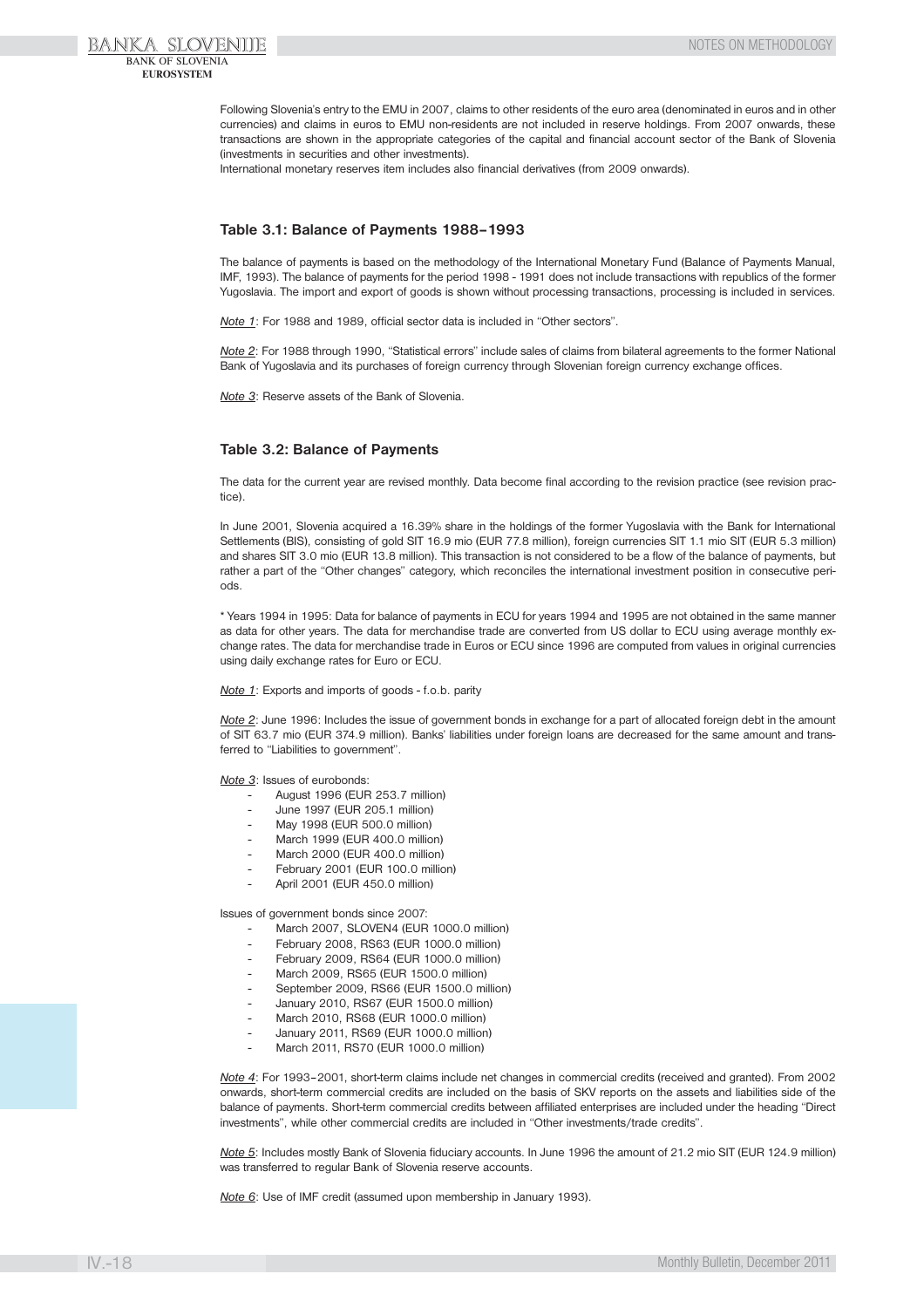Following Slovenia's entry to the EMU in 2007, claims to other residents of the euro area (denominated in euros and in other currencies) and claims in euros to EMU non-residents are not included in reserve holdings. From 2007 onwards, these transactions are shown in the appropriate categories of the capital and financial account sector of the Bank of Slovenia (investments in securities and other investments).
International monetary reserves item includes also financial derivatives (from 2009 onwards).

### Table 3.1: Balance of Payments 1988–1993

The balance of payments is based on the methodology of the International Monetary Fund (Balance of Payments Manual, IMF, 1993). The balance of payments for the period 1998 - 1991 does not include transactions with republics of the former Yugoslavia. The import and export of goods is shown without processing transactions, processing is included in services.

*Note 1*: For 1988 and 1989, official sector data is included in "Other sectors".

*Note 2*: For 1988 through 1990, "Statistical errors" include sales of claims from bilateral agreements to the former National Bank of Yugoslavia and its purchases of foreign currency through Slovenian foreign currency exchange offices.

*Note 3*: Reserve assets of the Bank of Slovenia.

### Table 3.2: Balance of Payments

The data for the current year are revised monthly. Data become final according to the revision practice (see revision practice).

In June 2001, Slovenia acquired a 16.39% share in the holdings of the former Yugoslavia with the Bank for International Settlements (BIS), consisting of gold SIT 16.9 mio (EUR 77.8 million), foreign currencies SIT 1.1 mio SIT (EUR 5.3 million) and shares SIT 3.0 mio (EUR 13.8 million). This transaction is not considered to be a flow of the balance of payments, but rather a part of the "Other changes" category, which reconciles the international investment position in consecutive periods.

* Years 1994 in 1995: Data for balance of payments in ECU for years 1994 and 1995 are not obtained in the same manner as data for other years. The data for merchandise trade are converted from US dollar to ECU using average monthly exchange rates. The data for merchandise trade in Euros or ECU since 1996 are computed from values in original currencies using daily exchange rates for Euro or ECU.

*Note 1*: Exports and imports of goods - f.o.b. parity

*Note 2*: June 1996: Includes the issue of government bonds in exchange for a part of allocated foreign debt in the amount of SIT 63.7 mio (EUR 374.9 million). Banks' liabilities under foreign loans are decreased for the same amount and transferred to "Liabilities to government".

*Note 3*: Issues of eurobonds:

- August 1996 (EUR 253.7 million)
- June 1997 (EUR 205.1 million)
- May 1998 (EUR 500.0 million)
- March 1999 (EUR 400.0 million)
- March 2000 (EUR 400.0 million)
- February 2001 (EUR 100.0 million)
- April 2001 (EUR 450.0 million)

Issues of government bonds since 2007:

- March 2007, SLOVEN4 (EUR 1000.0 million)
- February 2008, RS63 (EUR 1000.0 million)
- February 2009, RS64 (EUR 1000.0 million)
- March 2009, RS65 (EUR 1500.0 million)
- September 2009, RS66 (EUR 1500.0 million)
- January 2010, RS67 (EUR 1500.0 million)
- March 2010, RS68 (EUR 1000.0 million)
- January 2011, RS69 (EUR 1000.0 million)
- March 2011, RS70 (EUR 1000.0 million)

*Note 4*: For 1993–2001, short-term claims include net changes in commercial credits (received and granted). From 2002 onwards, short-term commercial credits are included on the basis of SKV reports on the assets and liabilities side of the balance of payments. Short-term commercial credits between affiliated enterprises are included under the heading "Direct investments", while other commercial credits are included in "Other investments/trade credits".

*Note 5*: Includes mostly Bank of Slovenia fiduciary accounts. In June 1996 the amount of 21.2 mio SIT (EUR 124.9 million) was transferred to regular Bank of Slovenia reserve accounts.

*Note 6*: Use of IMF credit (assumed upon membership in January 1993).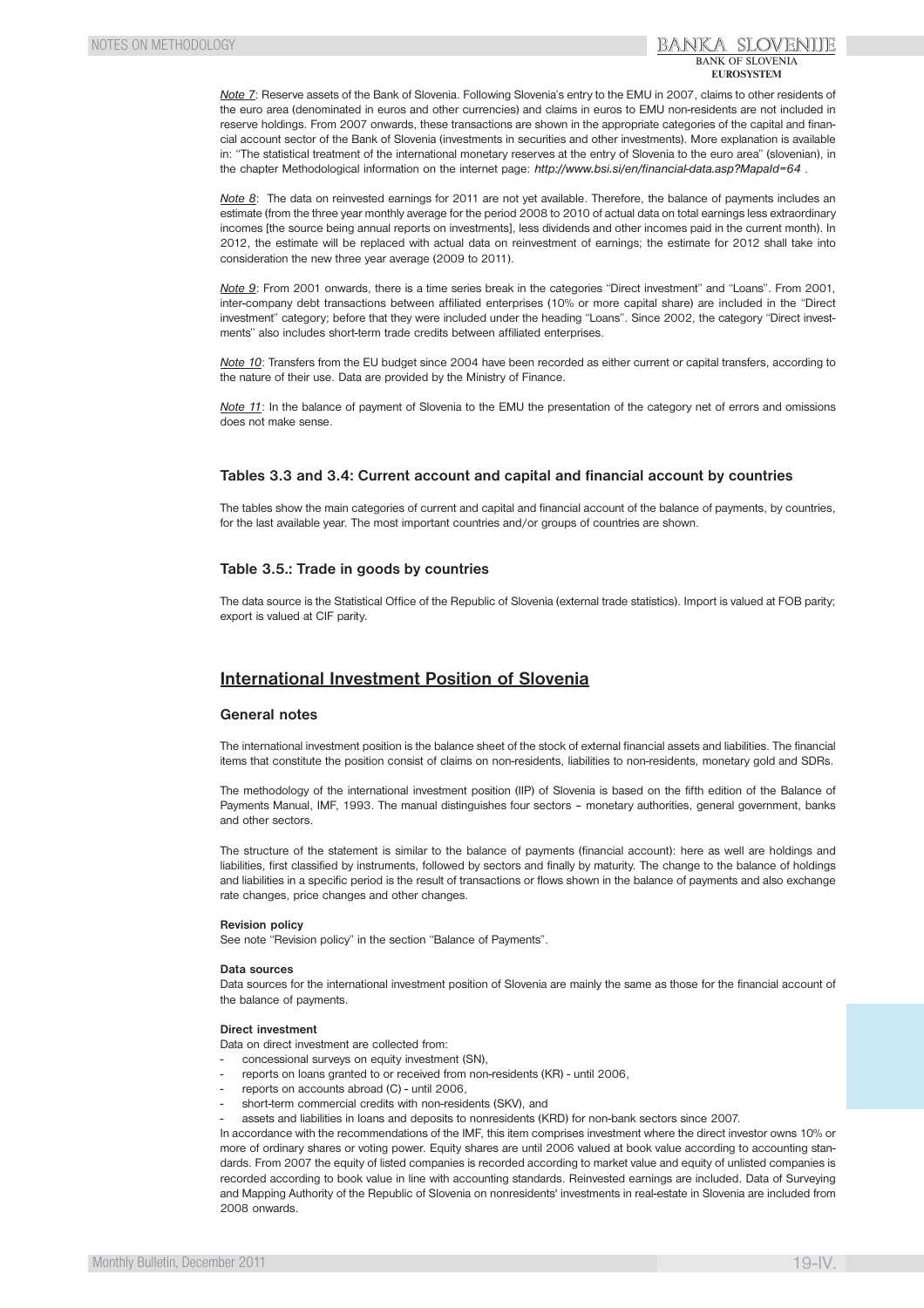*Note 7*: Reserve assets of the Bank of Slovenia. Following Slovenia's entry to the EMU in 2007, claims to other residents of the euro area (denominated in euros and other currencies) and claims in euros to EMU non-residents are not included in reserve holdings. From 2007 onwards, these transactions are shown in the appropriate categories of the capital and financial account sector of the Bank of Slovenia (investments in securities and other investments). More explanation is available in: "The statistical treatment of the international monetary reserves at the entry of Slovenia to the euro area" (slovenian), in the chapter Methodological information on the internet page: *http://www.bsi.si/en/financial-data.asp?MapaId=64* .

*Note 8*: The data on reinvested earnings for 2011 are not yet available. Therefore, the balance of payments includes an estimate (from the three year monthly average for the period 2008 to 2010 of actual data on total earnings less extraordinary incomes [the source being annual reports on investments], less dividends and other incomes paid in the current month). In 2012, the estimate will be replaced with actual data on reinvestment of earnings; the estimate for 2012 shall take into consideration the new three year average (2009 to 2011).

*Note 9*: From 2001 onwards, there is a time series break in the categories "Direct investment" and "Loans". From 2001, inter-company debt transactions between affiliated enterprises (10% or more capital share) are included in the "Direct investment" category; before that they were included under the heading "Loans". Since 2002, the category "Direct investments" also includes short-term trade credits between affiliated enterprises.

*Note 10*: Transfers from the EU budget since 2004 have been recorded as either current or capital transfers, according to the nature of their use. Data are provided by the Ministry of Finance.

*Note 11*: In the balance of payment of Slovenia to the EMU the presentation of the category net of errors and omissions does not make sense.

### Tables 3.3 and 3.4: Current account and capital and financial account by countries

The tables show the main categories of current and capital and financial account of the balance of payments, by countries, for the last available year. The most important countries and/or groups of countries are shown.

### Table 3.5.: Trade in goods by countries

The data source is the Statistical Office of the Republic of Slovenia (external trade statistics). Import is valued at FOB parity; export is valued at CIF parity.

## International Investment Position of Slovenia

### General notes

The international investment position is the balance sheet of the stock of external financial assets and liabilities. The financial items that constitute the position consist of claims on non-residents, liabilities to non-residents, monetary gold and SDRs.

The methodology of the international investment position (IIP) of Slovenia is based on the fifth edition of the Balance of Payments Manual, IMF, 1993. The manual distinguishes four sectors – monetary authorities, general government, banks and other sectors.

The structure of the statement is similar to the balance of payments (financial account): here as well are holdings and liabilities, first classified by instruments, followed by sectors and finally by maturity. The change to the balance of holdings and liabilities in a specific period is the result of transactions or flows shown in the balance of payments and also exchange rate changes, price changes and other changes.

**Revision policy**

See note "Revision policy" in the section "Balance of Payments".

**Data sources**

Data sources for the international investment position of Slovenia are mainly the same as those for the financial account of the balance of payments.

**Direct investment**

Data on direct investment are collected from:

- concessional surveys on equity investment (SN),
- reports on loans granted to or received from non-residents (KR) - until 2006,
- reports on accounts abroad (C) - until 2006,
- short-term commercial credits with non-residents (SKV), and
- assets and liabilities in loans and deposits to nonresidents (KRD) for non-bank sectors since 2007.

In accordance with the recommendations of the IMF, this item comprises investment where the direct investor owns 10% or more of ordinary shares or voting power. Equity shares are until 2006 valued at book value according to accounting standards. From 2007 the equity of listed companies is recorded according to market value and equity of unlisted companies is recorded according to book value in line with accounting standards. Reinvested earnings are included. Data of Surveying and Mapping Authority of the Republic of Slovenia on nonresidents' investments in real-estate in Slovenia are included from 2008 onwards.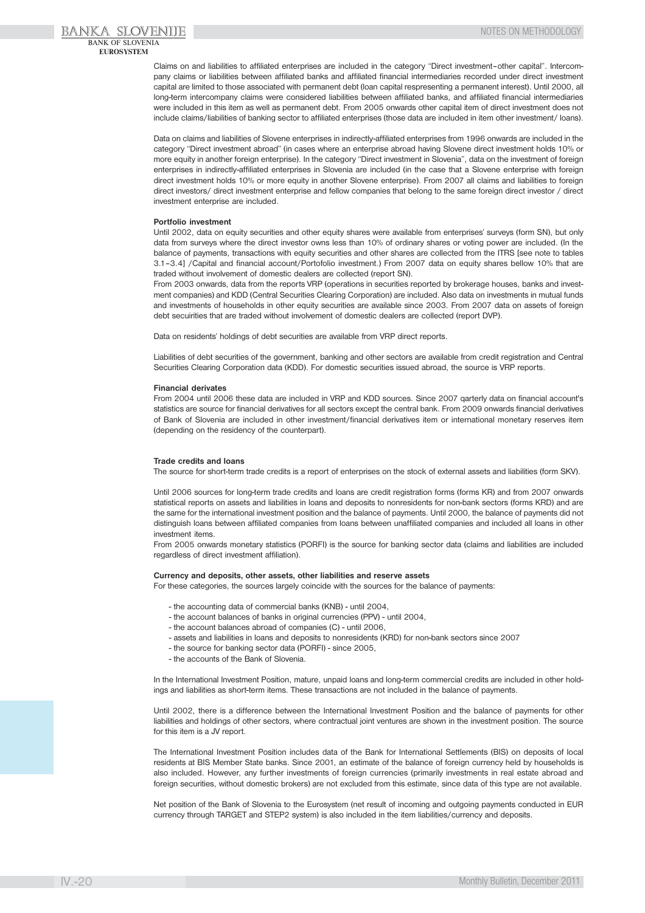Claims on and liabilities to affiliated enterprises are included in the category "Direct investment–other capital". Intercompany claims or liabilities between affiliated banks and affiliated financial intermediaries recorded under direct investment capital are limited to those associated with permanent debt (loan capital respresenting a permanent interest). Until 2000, all long-term intercompany claims were considered liabilities between affiliated banks, and affiliated financial intermediaries were included in this item as well as permanent debt. From 2005 onwards other capital item of direct investment does not include claims/liabilities of banking sector to affiliated enterprises (those data are included in item other investment/ loans).

Data on claims and liabilities of Slovene enterprises in indirectly-affiliated enterprises from 1996 onwards are included in the category "Direct investment abroad" (in cases where an enterprise abroad having Slovene direct investment holds 10% or more equity in another foreign enterprise). In the category "Direct investment in Slovenia", data on the investment of foreign enterprises in indirectly-affiliated enterprises in Slovenia are included (in the case that a Slovene enterprise with foreign direct investment holds 10% or more equity in another Slovene enterprise). From 2007 all claims and liabilities to foreign direct investors/ direct investment enterprise and fellow companies that belong to the same foreign direct investor / direct investment enterprise are included.

**Portfolio investment**

Until 2002, data on equity securities and other equity shares were available from enterprises' surveys (form SN), but only data from surveys where the direct investor owns less than 10% of ordinary shares or voting power are included. (In the balance of payments, transactions with equity securities and other shares are collected from the ITRS [see note to tables 3.1–3.4] /Capital and financial account/Portofolio investment.) From 2007 data on equity shares bellow 10% that are traded without involvement of domestic dealers are collected (report SN).

From 2003 onwards, data from the reports VRP (operations in securities reported by brokerage houses, banks and investment companies) and KDD (Central Securities Clearing Corporation) are included. Also data on investments in mutual funds and investments of households in other equity securities are available since 2003. From 2007 data on assets of foreign debt secuirities that are traded without involvement of domestic dealers are collected (report DVP).

Data on residents' holdings of debt securities are available from VRP direct reports.

Liabilities of debt securities of the government, banking and other sectors are available from credit registration and Central Securities Clearing Corporation data (KDD). For domestic securities issued abroad, the source is VRP reports.

**Financial derivates**

From 2004 until 2006 these data are included in VRP and KDD sources. Since 2007 qarterly data on financial account's statistics are source for financial derivatives for all sectors except the central bank. From 2009 onwards financial derivatives of Bank of Slovenia are included in other investment/financial derivatives item or international monetary reserves item (depending on the residency of the counterpart).

**Trade credits and loans**

The source for short-term trade credits is a report of enterprises on the stock of external assets and liabilities (form SKV).

Until 2006 sources for long-term trade credits and loans are credit registration forms (forms KR) and from 2007 onwards statistical reports on assets and liabilities in loans and deposits to nonresidents for non-bank sectors (forms KRD) and are the same for the international investment position and the balance of payments. Until 2000, the balance of payments did not distinguish loans between affiliated companies from loans between unaffiliated companies and included all loans in other investment items.

From 2005 onwards monetary statistics (PORFI) is the source for banking sector data (claims and liabilities are included regardless of direct investment affiliation).

**Currency and deposits, other assets, other liabilities and reserve assets**

For these categories, the sources largely coincide with the sources for the balance of payments:

- the accounting data of commercial banks (KNB) - until 2004,
- the account balances of banks in original currencies (PPV) - until 2004,
- the account balances abroad of companies (C) - until 2006,
- assets and liabilities in loans and deposits to nonresidents (KRD) for non-bank sectors since 2007
- the source for banking sector data (PORFI) - since 2005,
- the accounts of the Bank of Slovenia.

In the International Investment Position, mature, unpaid loans and long-term commercial credits are included in other holdings and liabilities as short-term items. These transactions are not included in the balance of payments.

Until 2002, there is a difference between the International Investment Position and the balance of payments for other liabilities and holdings of other sectors, where contractual joint ventures are shown in the investment position. The source for this item is a JV report.

The International Investment Position includes data of the Bank for International Settlements (BIS) on deposits of local residents at BIS Member State banks. Since 2001, an estimate of the balance of foreign currency held by households is also included. However, any further investments of foreign currencies (primarily investments in real estate abroad and foreign securities, without domestic brokers) are not excluded from this estimate, since data of this type are not available.

Net position of the Bank of Slovenia to the Eurosystem (net result of incoming and outgoing payments conducted in EUR currency through TARGET and STEP2 system) is also included in the item liabilities/currency and deposits.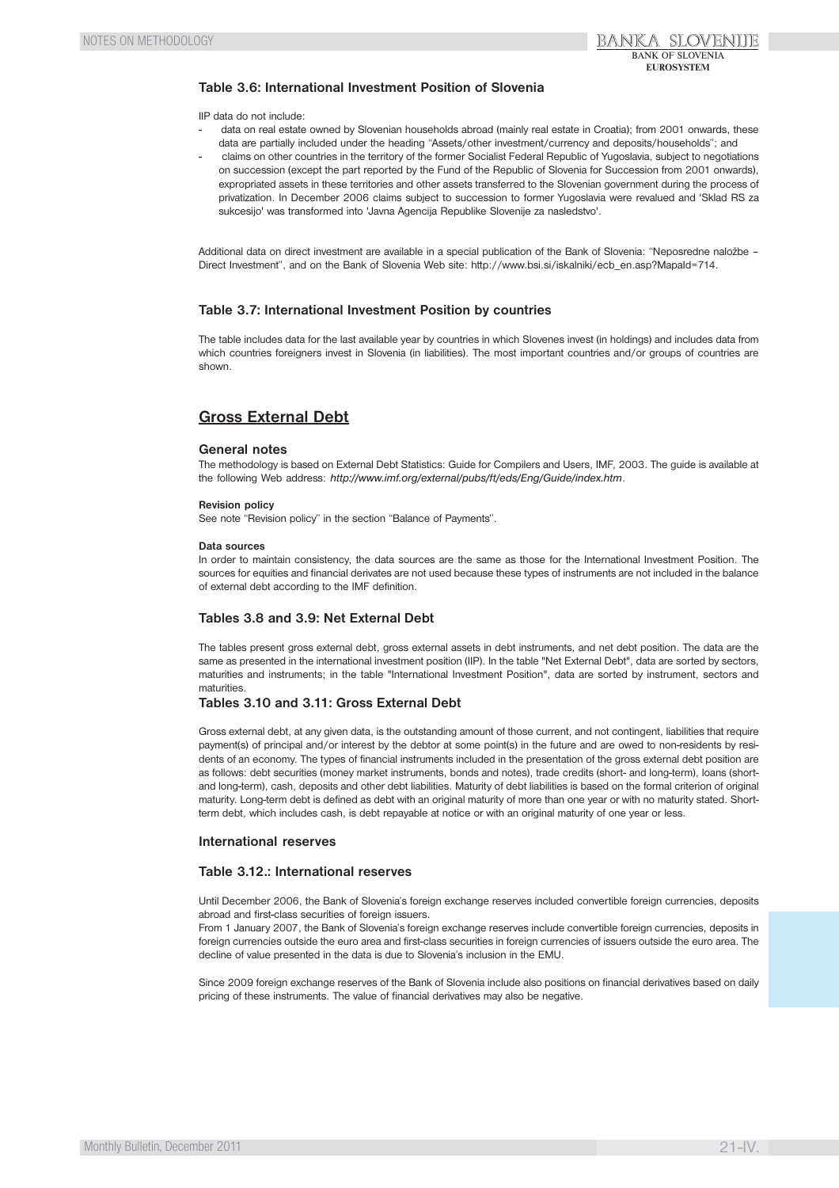### Table 3.6: International Investment Position of Slovenia

IIP data do not include:

- data on real estate owned by Slovenian households abroad (mainly real estate in Croatia); from 2001 onwards, these data are partially included under the heading "Assets/other investment/currency and deposits/households"; and
- claims on other countries in the territory of the former Socialist Federal Republic of Yugoslavia, subject to negotiations on succession (except the part reported by the Fund of the Republic of Slovenia for Succession from 2001 onwards), expropriated assets in these territories and other assets transferred to the Slovenian government during the process of privatization. In December 2006 claims subject to succession to former Yugoslavia were revalued and 'Sklad RS za sukcesijo' was transformed into 'Javna Agencija Republike Slovenije za nasledstvo'.

Additional data on direct investment are available in a special publication of the Bank of Slovenia: "Neposredne naložbe – Direct Investment", and on the Bank of Slovenia Web site: http://www.bsi.si/iskalniki/ecb_en.asp?MapaId=714.

### Table 3.7: International Investment Position by countries

The table includes data for the last available year by countries in which Slovenes invest (in holdings) and includes data from which countries foreigners invest in Slovenia (in liabilities). The most important countries and/or groups of countries are shown.

## Gross External Debt

### General notes

The methodology is based on External Debt Statistics: Guide for Compilers and Users, IMF, 2003. The guide is available at the following Web address: *http://www.imf.org/external/pubs/ft/eds/Eng/Guide/index.htm*.

**Revision policy**

See note "Revision policy" in the section "Balance of Payments".

**Data sources**

In order to maintain consistency, the data sources are the same as those for the International Investment Position. The sources for equities and financial derivates are not used because these types of instruments are not included in the balance of external debt according to the IMF definition.

### Tables 3.8 and 3.9: Net External Debt

The tables present gross external debt, gross external assets in debt instruments, and net debt position. The data are the same as presented in the international investment position (IIP). In the table "Net External Debt", data are sorted by sectors, maturities and instruments; in the table "International Investment Position", data are sorted by instrument, sectors and maturities.

### Tables 3.10 and 3.11: Gross External Debt

Gross external debt, at any given data, is the outstanding amount of those current, and not contingent, liabilities that require payment(s) of principal and/or interest by the debtor at some point(s) in the future and are owed to non-residents by residents of an economy. The types of financial instruments included in the presentation of the gross external debt position are as follows: debt securities (money market instruments, bonds and notes), trade credits (short- and long-term), loans (short- and long-term), cash, deposits and other debt liabilities. Maturity of debt liabilities is based on the formal criterion of original maturity. Long-term debt is defined as debt with an original maturity of more than one year or with no maturity stated. Short-term debt, which includes cash, is debt repayable at notice or with an original maturity of one year or less.

### International reserves

### Table 3.12.: International reserves

Until December 2006, the Bank of Slovenia's foreign exchange reserves included convertible foreign currencies, deposits abroad and first-class securities of foreign issuers.

From 1 January 2007, the Bank of Slovenia's foreign exchange reserves include convertible foreign currencies, deposits in foreign currencies outside the euro area and first-class securities in foreign currencies of issuers outside the euro area. The decline of value presented in the data is due to Slovenia's inclusion in the EMU.

Since 2009 foreign exchange reserves of the Bank of Slovenia include also positions on financial derivatives based on daily pricing of these instruments. The value of financial derivatives may also be negative.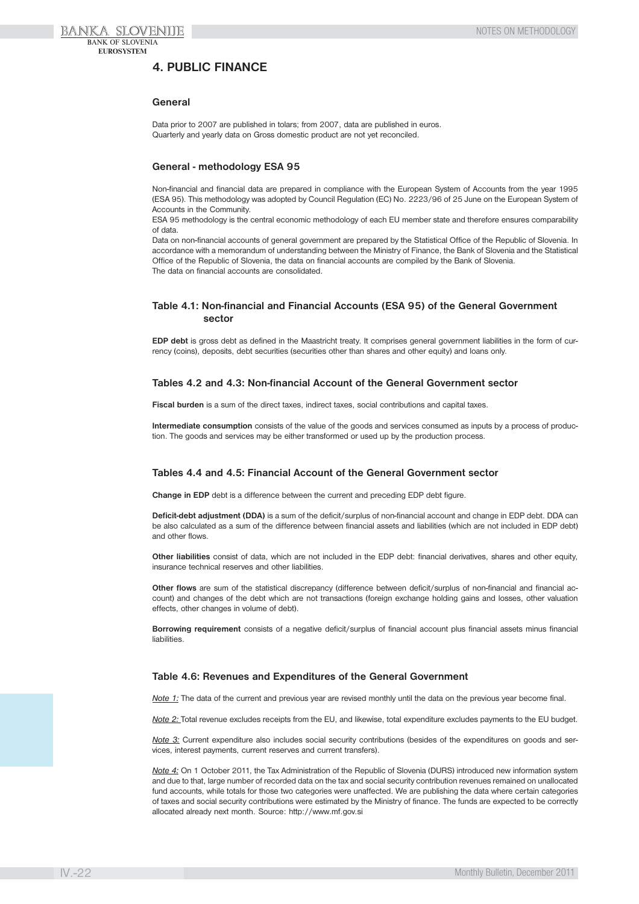## 4. PUBLIC FINANCE

### General

Data prior to 2007 are published in tolars; from 2007, data are published in euros.
Quarterly and yearly data on Gross domestic product are not yet reconciled.

### General - methodology ESA 95

Non-financial and financial data are prepared in compliance with the European System of Accounts from the year 1995 (ESA 95). This methodology was adopted by Council Regulation (EC) No. 2223/96 of 25 June on the European System of Accounts in the Community.
ESA 95 methodology is the central economic methodology of each EU member state and therefore ensures comparability of data.
Data on non-financial accounts of general government are prepared by the Statistical Office of the Republic of Slovenia. In accordance with a memorandum of understanding between the Ministry of Finance, the Bank of Slovenia and the Statistical Office of the Republic of Slovenia, the data on financial accounts are compiled by the Bank of Slovenia.
The data on financial accounts are consolidated.

### Table 4.1: Non-financial and Financial Accounts (ESA 95) of the General Government sector

**EDP debt** is gross debt as defined in the Maastricht treaty. It comprises general government liabilities in the form of currency (coins), deposits, debt securities (securities other than shares and other equity) and loans only.

### Tables 4.2 and 4.3: Non-financial Account of the General Government sector

**Fiscal burden** is a sum of the direct taxes, indirect taxes, social contributions and capital taxes.

**Intermediate consumption** consists of the value of the goods and services consumed as inputs by a process of production. The goods and services may be either transformed or used up by the production process.

### Tables 4.4 and 4.5: Financial Account of the General Government sector

**Change in EDP** debt is a difference between the current and preceding EDP debt figure.

**Deficit-debt adjustment (DDA)** is a sum of the deficit/surplus of non-financial account and change in EDP debt. DDA can be also calculated as a sum of the difference between financial assets and liabilities (which are not included in EDP debt) and other flows.

**Other liabilities** consist of data, which are not included in the EDP debt: financial derivatives, shares and other equity, insurance technical reserves and other liabilities.

**Other flows** are sum of the statistical discrepancy (difference between deficit/surplus of non-financial and financial account) and changes of the debt which are not transactions (foreign exchange holding gains and losses, other valuation effects, other changes in volume of debt).

**Borrowing requirement** consists of a negative deficit/surplus of financial account plus financial assets minus financial liabilities.

### Table 4.6: Revenues and Expenditures of the General Government

*Note 1:* The data of the current and previous year are revised monthly until the data on the previous year become final.

*Note 2:* Total revenue excludes receipts from the EU, and likewise, total expenditure excludes payments to the EU budget.

*Note 3:* Current expenditure also includes social security contributions (besides of the expenditures on goods and services, interest payments, current reserves and current transfers).

*Note 4:* On 1 October 2011, the Tax Administration of the Republic of Slovenia (DURS) introduced new information system and due to that, large number of recorded data on the tax and social security contribution revenues remained on unallocated fund accounts, while totals for those two categories were unaffected. We are publishing the data where certain categories of taxes and social security contributions were estimated by the Ministry of finance. The funds are expected to be correctly allocated already next month. Source: http://www.mf.gov.si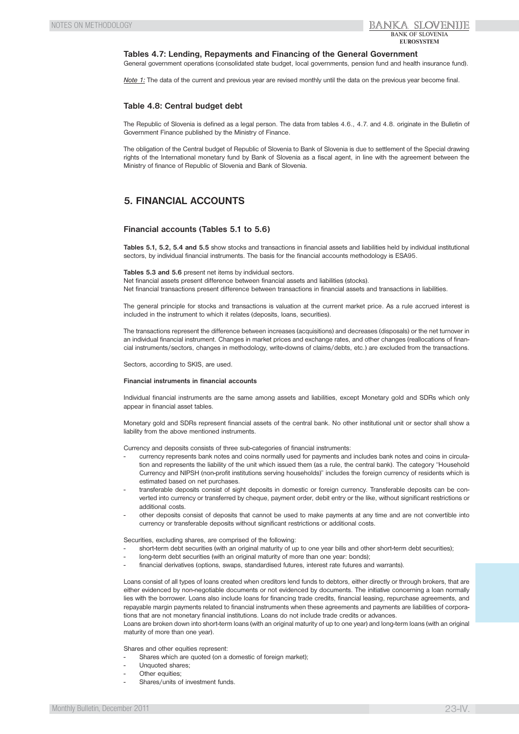### Tables 4.7: Lending, Repayments and Financing of the General Government

General government operations (consolidated state budget, local governments, pension fund and health insurance fund).

*Note 1:* The data of the current and previous year are revised monthly until the data on the previous year become final.

### Table 4.8: Central budget debt

The Republic of Slovenia is defined as a legal person. The data from tables 4.6., 4.7. and 4.8. originate in the Bulletin of Government Finance published by the Ministry of Finance.

The obligation of the Central budget of Republic of Slovenia to Bank of Slovenia is due to settlement of the Special drawing rights of the International monetary fund by Bank of Slovenia as a fiscal agent, in line with the agreement between the Ministry of finance of Republic of Slovenia and Bank of Slovenia.

## 5. FINANCIAL ACCOUNTS

### Financial accounts (Tables 5.1 to 5.6)

**Tables 5.1, 5.2, 5.4 and 5.5** show stocks and transactions in financial assets and liabilities held by individual institutional sectors, by individual financial instruments. The basis for the financial accounts methodology is ESA95.

**Tables 5.3 and 5.6** present net items by individual sectors.
Net financial assets present difference between financial assets and liabilities (stocks).
Net financial transactions present difference between transactions in financial assets and transactions in liabilities.

The general principle for stocks and transactions is valuation at the current market price. As a rule accrued interest is included in the instrument to which it relates (deposits, loans, securities).

The transactions represent the difference between increases (acquisitions) and decreases (disposals) or the net turnover in an individual financial instrument. Changes in market prices and exchange rates, and other changes (reallocations of financial instruments/sectors, changes in methodology, write-downs of claims/debts, etc.) are excluded from the transactions.

Sectors, according to SKIS, are used.

**Financial instruments in financial accounts**

Individual financial instruments are the same among assets and liabilities, except Monetary gold and SDRs which only appear in financial asset tables.

Monetary gold and SDRs represent financial assets of the central bank. No other institutional unit or sector shall show a liability from the above mentioned instruments.

Currency and deposits consists of three sub-categories of financial instruments:

- currency represents bank notes and coins normally used for payments and includes bank notes and coins in circulation and represents the liability of the unit which issued them (as a rule, the central bank). The category "Household Currency and NIPSH (non-profit institutions serving households)" includes the foreign currency of residents which is estimated based on net purchases.
- transferable deposits consist of sight deposits in domestic or foreign currency. Transferable deposits can be converted into currency or transferred by cheque, payment order, debit entry or the like, without significant restrictions or additional costs.
- other deposits consist of deposits that cannot be used to make payments at any time and are not convertible into currency or transferable deposits without significant restrictions or additional costs.

Securities, excluding shares, are comprised of the following:

- short-term debt securities (with an original maturity of up to one year bills and other short-term debt securities);
- long-term debt securities (with an original maturity of more than one year: bonds);
- financial derivatives (options, swaps, standardised futures, interest rate futures and warrants).

Loans consist of all types of loans created when creditors lend funds to debtors, either directly or through brokers, that are either evidenced by non-negotiable documents or not evidenced by documents. The initiative concerning a loan normally lies with the borrower. Loans also include loans for financing trade credits, financial leasing, repurchase agreements, and repayable margin payments related to financial instruments when these agreements and payments are liabilities of corporations that are not monetary financial institutions. Loans do not include trade credits or advances.
Loans are broken down into short-term loans (with an original maturity of up to one year) and long-term loans (with an original maturity of more than one year).

Shares and other equities represent:

- Shares which are quoted (on a domestic of foreign market);
- Unquoted shares;
- Other equities;
- Shares/units of investment funds.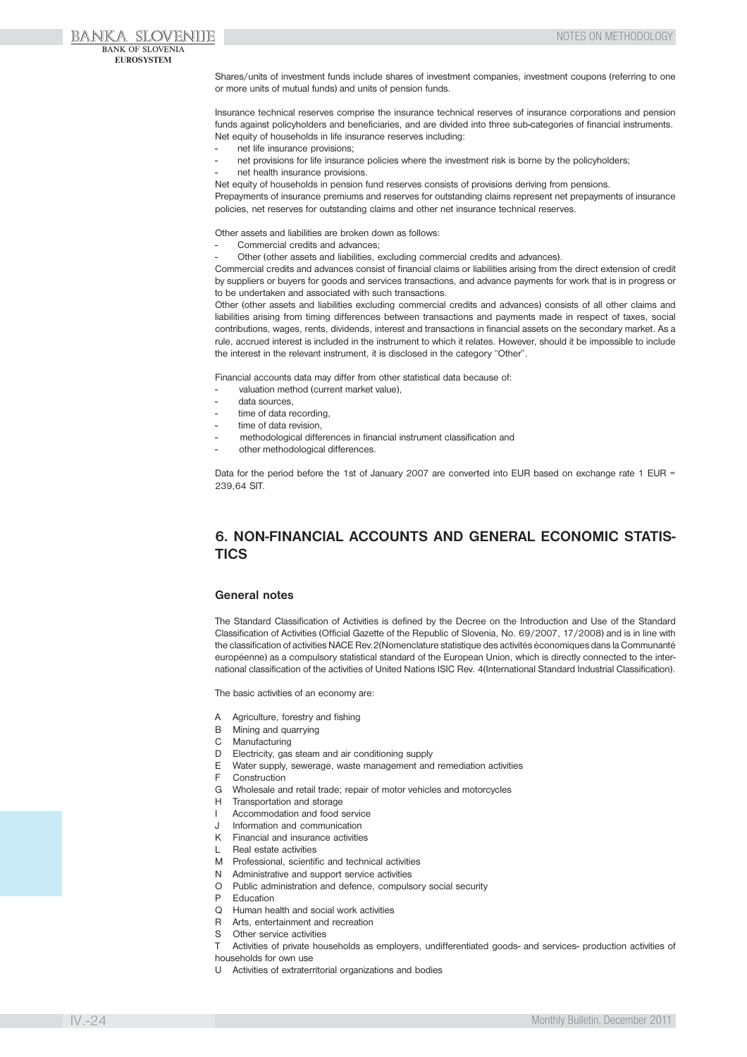Shares/units of investment funds include shares of investment companies, investment coupons (referring to one or more units of mutual funds) and units of pension funds.

Insurance technical reserves comprise the insurance technical reserves of insurance corporations and pension funds against policyholders and beneficiaries, and are divided into three sub-categories of financial instruments. Net equity of households in life insurance reserves including:

- net life insurance provisions;
- net provisions for life insurance policies where the investment risk is borne by the policyholders;
- net health insurance provisions.

Net equity of households in pension fund reserves consists of provisions deriving from pensions.
Prepayments of insurance premiums and reserves for outstanding claims represent net prepayments of insurance policies, net reserves for outstanding claims and other net insurance technical reserves.

Other assets and liabilities are broken down as follows:

- Commercial credits and advances;
- Other (other assets and liabilities, excluding commercial credits and advances).

Commercial credits and advances consist of financial claims or liabilities arising from the direct extension of credit by suppliers or buyers for goods and services transactions, and advance payments for work that is in progress or to be undertaken and associated with such transactions.
Other (other assets and liabilities excluding commercial credits and advances) consists of all other claims and liabilities arising from timing differences between transactions and payments made in respect of taxes, social contributions, wages, rents, dividends, interest and transactions in financial assets on the secondary market. As a rule, accrued interest is included in the instrument to which it relates. However, should it be impossible to include the interest in the relevant instrument, it is disclosed in the category ''Other''.

Financial accounts data may differ from other statistical data because of:

- valuation method (current market value),
- data sources,
- time of data recording,
- time of data revision,
- methodological differences in financial instrument classification and
- other methodological differences.

Data for the period before the 1st of January 2007 are converted into EUR based on exchange rate 1 EUR = 239,64 SIT.

## 6. NON-FINANCIAL ACCOUNTS AND GENERAL ECONOMIC STATISTICS

### General notes

The Standard Classification of Activities is defined by the Decree on the Introduction and Use of the Standard Classification of Activities (Official Gazette of the Republic of Slovenia, No. 69/2007, 17/2008) and is in line with the classification of activities NACE Rev.2(Nomenclature statistique des activités économiques dans la Communanté européenne) as a compulsory statistical standard of the European Union, which is directly connected to the international classification of the activities of United Nations ISIC Rev. 4(International Standard Industrial Classification).

The basic activities of an economy are:

A Agriculture, forestry and fishing
B Mining and quarrying
C Manufacturing
D Electricity, gas steam and air conditioning supply
E Water supply, sewerage, waste management and remediation activities
F Construction
G Wholesale and retail trade; repair of motor vehicles and motorcycles
H Transportation and storage
I Accommodation and food service
J Information and communication
K Financial and insurance activities
L Real estate activities
M Professional, scientific and technical activities
N Administrative and support service activities
O Public administration and defence, compulsory social security
P Education
Q Human health and social work activities
R Arts, entertainment and recreation
S Other service activities
T Activities of private households as employers, undifferentiated goods- and services- production activities of households for own use
U Activities of extraterritorial organizations and bodies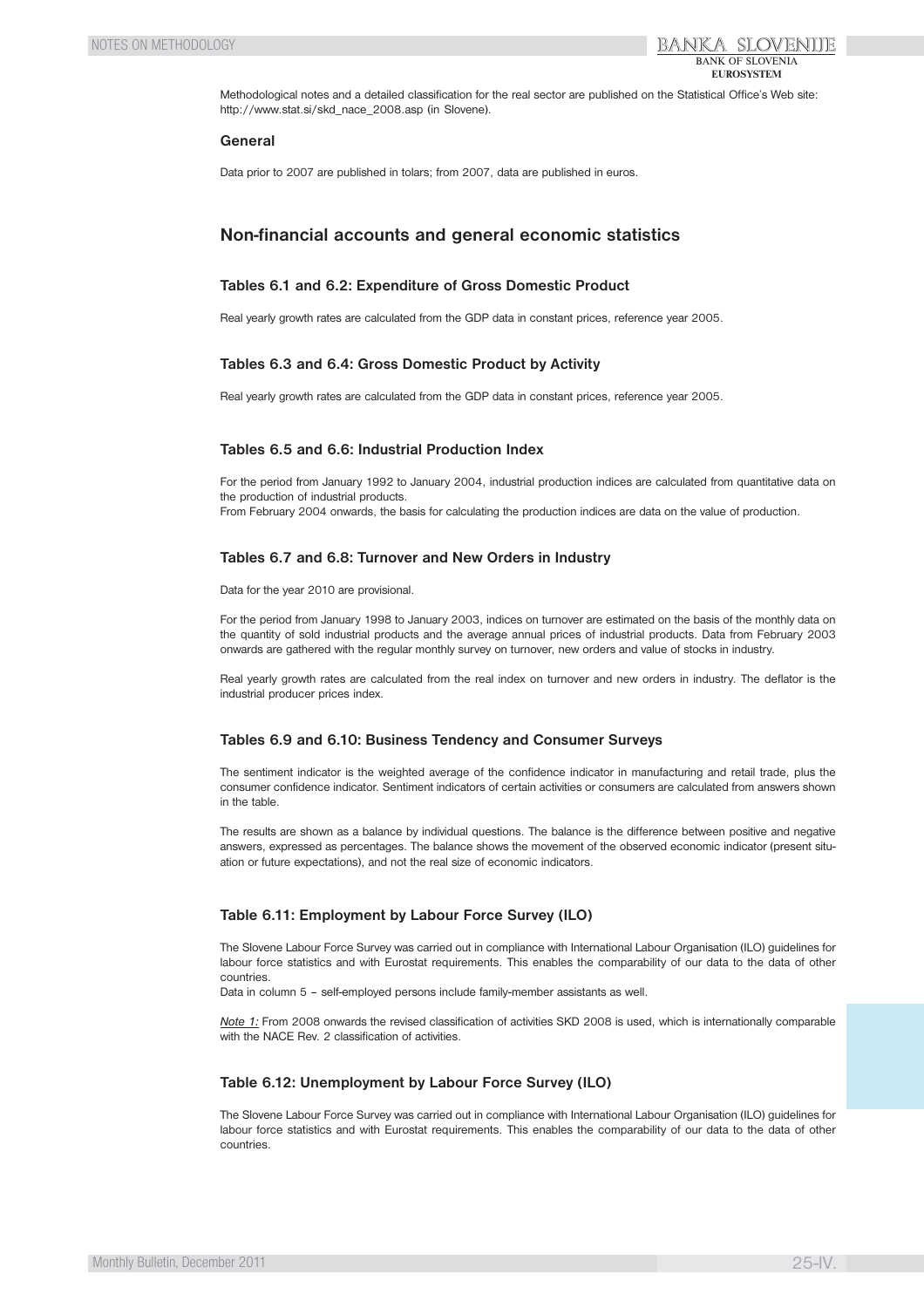Methodological notes and a detailed classification for the real sector are published on the Statistical Office's Web site: http://www.stat.si/skd_nace_2008.asp (in Slovene).

### General

Data prior to 2007 are published in tolars; from 2007, data are published in euros.

## Non-financial accounts and general economic statistics

### Tables 6.1 and 6.2: Expenditure of Gross Domestic Product

Real yearly growth rates are calculated from the GDP data in constant prices, reference year 2005.

### Tables 6.3 and 6.4: Gross Domestic Product by Activity

Real yearly growth rates are calculated from the GDP data in constant prices, reference year 2005.

### Tables 6.5 and 6.6: Industrial Production Index

For the period from January 1992 to January 2004, industrial production indices are calculated from quantitative data on the production of industrial products.
From February 2004 onwards, the basis for calculating the production indices are data on the value of production.

### Tables 6.7 and 6.8: Turnover and New Orders in Industry

Data for the year 2010 are provisional.

For the period from January 1998 to January 2003, indices on turnover are estimated on the basis of the monthly data on the quantity of sold industrial products and the average annual prices of industrial products. Data from February 2003 onwards are gathered with the regular monthly survey on turnover, new orders and value of stocks in industry.

Real yearly growth rates are calculated from the real index on turnover and new orders in industry. The deflator is the industrial producer prices index.

### Tables 6.9 and 6.10: Business Tendency and Consumer Surveys

The sentiment indicator is the weighted average of the confidence indicator in manufacturing and retail trade, plus the consumer confidence indicator. Sentiment indicators of certain activities or consumers are calculated from answers shown in the table.

The results are shown as a balance by individual questions. The balance is the difference between positive and negative answers, expressed as percentages. The balance shows the movement of the observed economic indicator (present situation or future expectations), and not the real size of economic indicators.

### Table 6.11: Employment by Labour Force Survey (ILO)

The Slovene Labour Force Survey was carried out in compliance with International Labour Organisation (ILO) guidelines for labour force statistics and with Eurostat requirements. This enables the comparability of our data to the data of other countries.
Data in column 5 – self-employed persons include family-member assistants as well.

*Note 1:* From 2008 onwards the revised classification of activities SKD 2008 is used, which is internationally comparable with the NACE Rev. 2 classification of activities.

### Table 6.12: Unemployment by Labour Force Survey (ILO)

The Slovene Labour Force Survey was carried out in compliance with International Labour Organisation (ILO) guidelines for labour force statistics and with Eurostat requirements. This enables the comparability of our data to the data of other countries.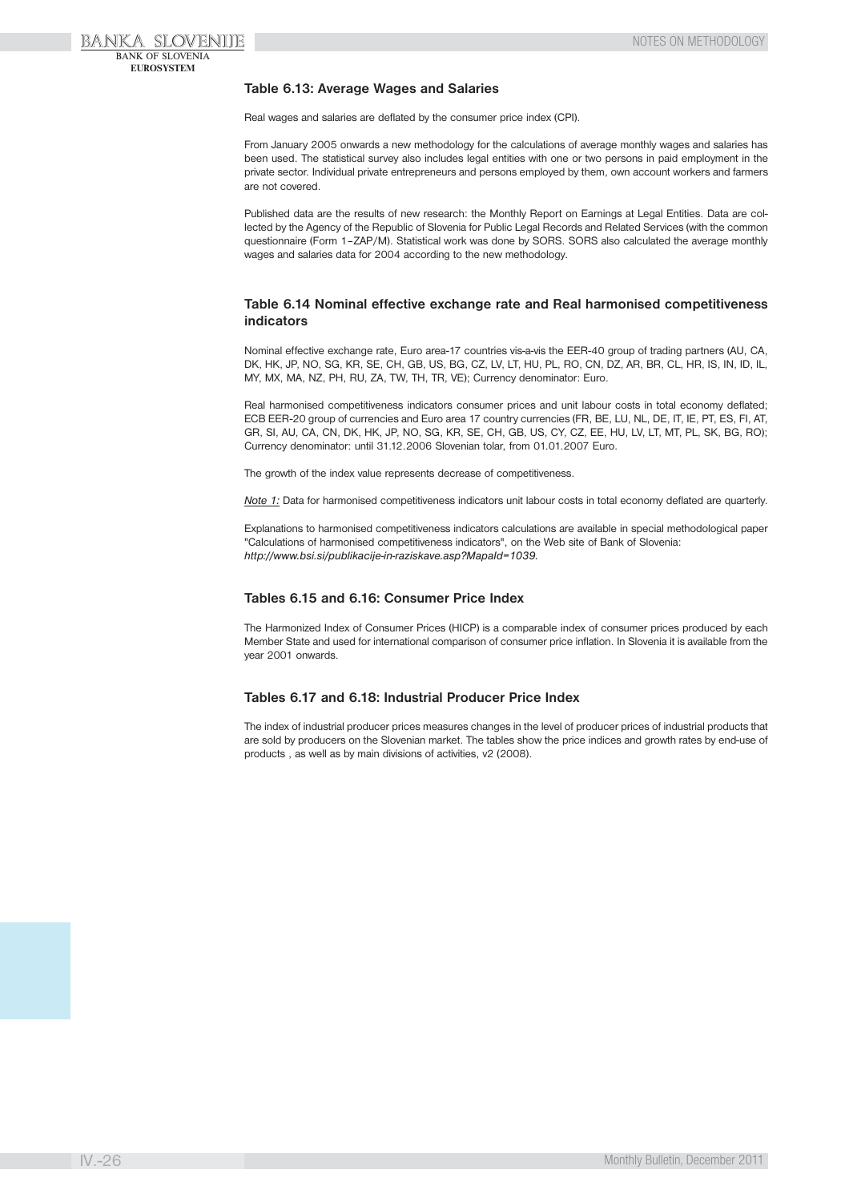### Table 6.13: Average Wages and Salaries

Real wages and salaries are deflated by the consumer price index (CPI).

From January 2005 onwards a new methodology for the calculations of average monthly wages and salaries has been used. The statistical survey also includes legal entities with one or two persons in paid employment in the private sector. Individual private entrepreneurs and persons employed by them, own account workers and farmers are not covered.

Published data are the results of new research: the Monthly Report on Earnings at Legal Entities. Data are collected by the Agency of the Republic of Slovenia for Public Legal Records and Related Services (with the common questionnaire (Form 1–ZAP/M). Statistical work was done by SORS. SORS also calculated the average monthly wages and salaries data for 2004 according to the new methodology.

### Table 6.14 Nominal effective exchange rate and Real harmonised competitiveness indicators

Nominal effective exchange rate, Euro area-17 countries vis-a-vis the EER-40 group of trading partners (AU, CA, DK, HK, JP, NO, SG, KR, SE, CH, GB, US, BG, CZ, LV, LT, HU, PL, RO, CN, DZ, AR, BR, CL, HR, IS, IN, ID, IL, MY, MX, MA, NZ, PH, RU, ZA, TW, TH, TR, VE); Currency denominator: Euro.

Real harmonised competitiveness indicators consumer prices and unit labour costs in total economy deflated; ECB EER-20 group of currencies and Euro area 17 country currencies (FR, BE, LU, NL, DE, IT, IE, PT, ES, FI, AT, GR, SI, AU, CA, CN, DK, HK, JP, NO, SG, KR, SE, CH, GB, US, CY, CZ, EE, HU, LV, LT, MT, PL, SK, BG, RO); Currency denominator: until 31.12.2006 Slovenian tolar, from 01.01.2007 Euro.

The growth of the index value represents decrease of competitiveness.

*Note 1:* Data for harmonised competitiveness indicators unit labour costs in total economy deflated are quarterly.

Explanations to harmonised competitiveness indicators calculations are available in special methodological paper "Calculations of harmonised competitiveness indicators", on the Web site of Bank of Slovenia:
*http://www.bsi.si/publikacije-in-raziskave.asp?MapaId=1039.*

### Tables 6.15 and 6.16: Consumer Price Index

The Harmonized Index of Consumer Prices (HICP) is a comparable index of consumer prices produced by each Member State and used for international comparison of consumer price inflation. In Slovenia it is available from the year 2001 onwards.

### Tables 6.17 and 6.18: Industrial Producer Price Index

The index of industrial producer prices measures changes in the level of producer prices of industrial products that are sold by producers on the Slovenian market. The tables show the price indices and growth rates by end-use of products , as well as by main divisions of activities, v2 (2008).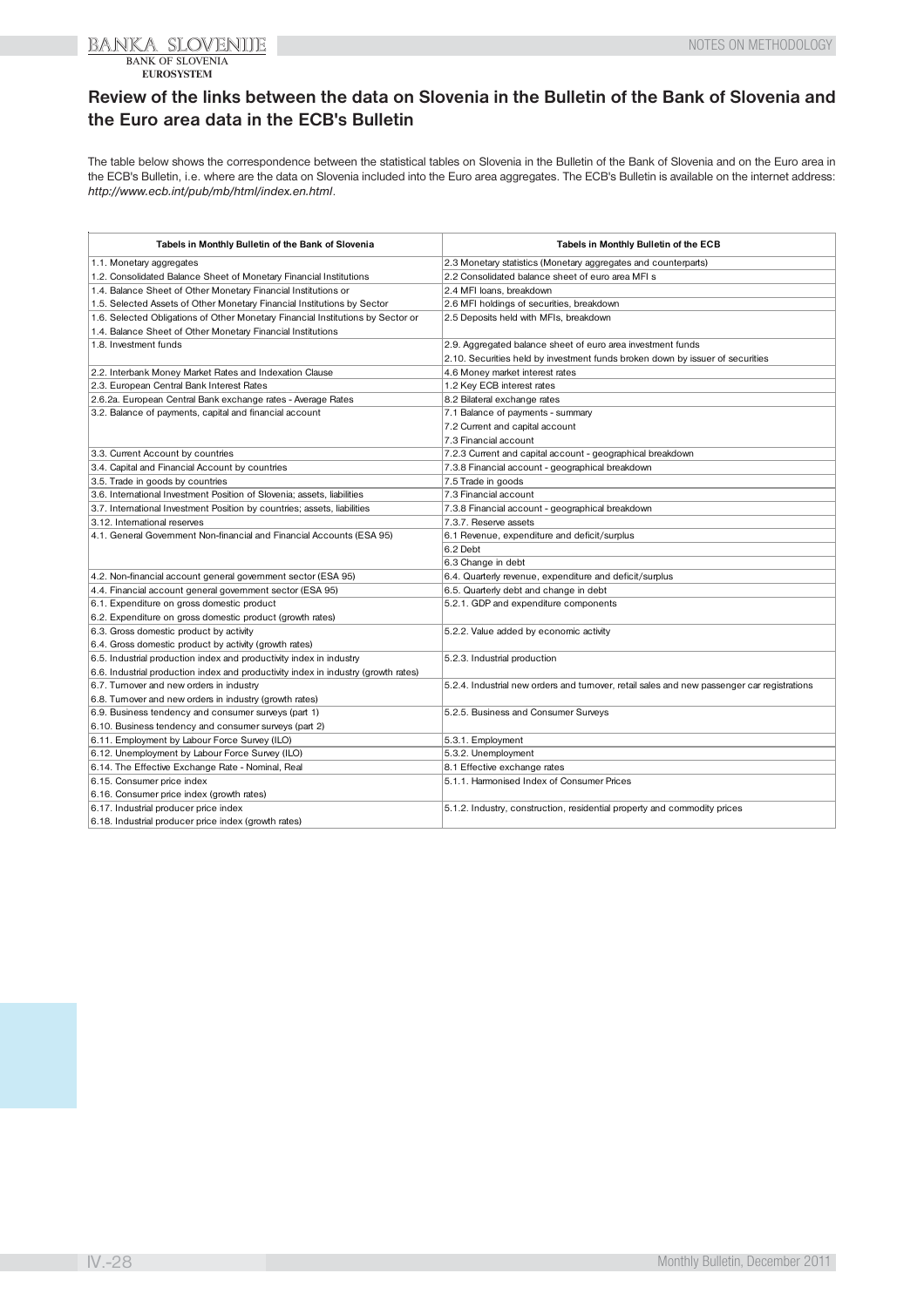## Review of the links between the data on Slovenia in the Bulletin of the Bank of Slovenia and the Euro area data in the ECB's Bulletin

The table below shows the correspondence between the statistical tables on Slovenia in the Bulletin of the Bank of Slovenia and on the Euro area in the ECB's Bulletin, i.e. where are the data on Slovenia included into the Euro area aggregates. The ECB's Bulletin is available on the internet address: *http://www.ecb.int/pub/mb/html/index.en.html*.

| Tabels in Monthly Bulletin of the Bank of Slovenia | Tabels in Monthly Bulletin of the ECB |
|---|---|
| 1.1. Monetary aggregates | 2.3 Monetary statistics (Monetary aggregates and counterparts) |
| 1.2. Consolidated Balance Sheet of Monetary Financial Institutions | 2.2 Consolidated balance sheet of euro area MFI s |
| 1.4. Balance Sheet of Other Monetary Financial Institutions or | 2.4 MFI loans, breakdown |
| 1.5. Selected Assets of Other Monetary Financial Institutions by Sector | 2.6 MFI holdings of securities, breakdown |
| 1.6. Selected Obligations of Other Monetary Financial Institutions by Sector or<br>1.4. Balance Sheet of Other Monetary Financial Institutions | 2.5 Deposits held with MFIs, breakdown |
| 1.8. Investment funds | 2.9. Aggregated balance sheet of euro area investment funds<br>2.10. Securities held by investment funds broken down by issuer of securities |
| 2.2. Interbank Money Market Rates and Indexation Clause | 4.6 Money market interest rates |
| 2.3. European Central Bank Interest Rates | 1.2 Key ECB interest rates |
| 2.6.2a. European Central Bank exchange rates - Average Rates | 8.2 Bilateral exchange rates |
| 3.2. Balance of payments, capital and financial account | 7.1 Balance of payments - summary<br>7.2 Current and capital account<br>7.3 Financial account |
| 3.3. Current Account by countries | 7.2.3 Current and capital account - geographical breakdown |
| 3.4. Capital and Financial Account by countries | 7.3.8 Financial account - geographical breakdown |
| 3.5. Trade in goods by countries | 7.5 Trade in goods |
| 3.6. International Investment Position of Slovenia; assets, liabilities | 7.3 Financial account |
| 3.7. International Investment Position by countries; assets, liabilities | 7.3.8 Financial account - geographical breakdown |
| 3.12. International reserves | 7.3.7. Reserve assets |
| 4.1. General Government Non-financial and Financial Accounts (ESA 95) | 6.1 Revenue, expenditure and deficit/surplus<br>6.2 Debt<br>6.3 Change in debt |
| 4.2. Non-financial account general government sector (ESA 95) | 6.4. Quarterly revenue, expenditure and deficit/surplus |
| 4.4. Financial account general government sector (ESA 95) | 6.5. Quarterly debt and change in debt |
| 6.1. Expenditure on gross domestic product<br>6.2. Expenditure on gross domestic product (growth rates) | 5.2.1. GDP and expenditure components |
| 6.3. Gross domestic product by activity<br>6.4. Gross domestic product by activity (growth rates) | 5.2.2. Value added by economic activity |
| 6.5. Industrial production index and productivity index in industry<br>6.6. Industrial production index and productivity index in industry (growth rates) | 5.2.3. Industrial production |
| 6.7. Turnover and new orders in industry<br>6.8. Turnover and new orders in industry (growth rates) | 5.2.4. Industrial new orders and turnover, retail sales and new passenger car registrations |
| 6.9. Business tendency and consumer surveys (part 1)<br>6.10. Business tendency and consumer surveys (part 2) | 5.2.5. Business and Consumer Surveys |
| 6.11. Employment by Labour Force Survey (ILO) | 5.3.1. Employment |
| 6.12. Unemployment by Labour Force Survey (ILO) | 5.3.2. Unemployment |
| 6.14. The Effective Exchange Rate - Nominal, Real | 8.1 Effective exchange rates |
| 6.15. Consumer price index<br>6.16. Consumer price index (growth rates) | 5.1.1. Harmonised Index of Consumer Prices |
| 6.17. Industrial producer price index<br>6.18. Industrial producer price index (growth rates) | 5.1.2. Industry, construction, residential property and commodity prices |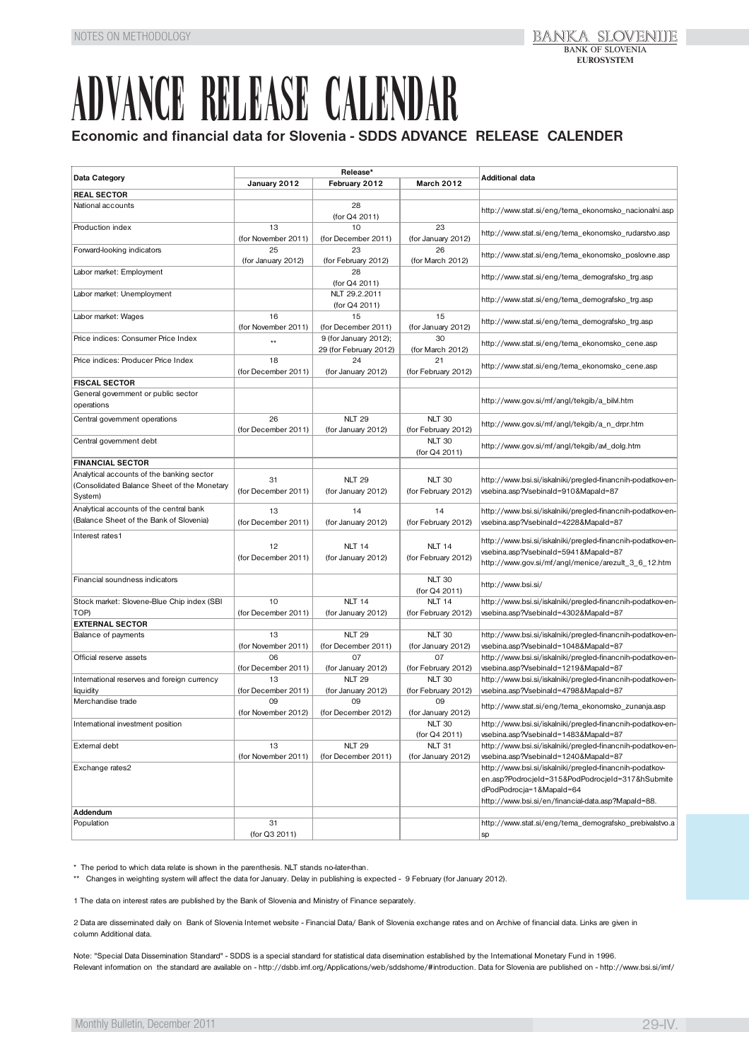# ADVANCE RELEASE CALENDAR

## Economic and financial data for Slovenia - SDDS ADVANCE RELEASE CALENDER

| Data Category | Release* | | | Additional data |
|---|---|---|---|---|
| | January 2012 | February 2012 | March 2012 | |
| **REAL SECTOR** | | | | |
| National accounts | | 28 (for Q4 2011) | | http://www.stat.si/eng/tema_ekonomsko_nacionalni.asp |
| Production index | 13 (for November 2011) | 10 (for December 2011) | 23 (for January 2012) | http://www.stat.si/eng/tema_ekonomsko_rudarstvo.asp |
| Forward-looking indicators | 25 (for January 2012) | 23 (for February 2012) | 26 (for March 2012) | http://www.stat.si/eng/tema_ekonomsko_poslovne.asp |
| Labor market: Employment | | 28 (for Q4 2011) | | http://www.stat.si/eng/tema_demografsko_trg.asp |
| Labor market: Unemployment | | NLT 29.2.2011 (for Q4 2011) | | http://www.stat.si/eng/tema_demografsko_trg.asp |
| Labor market: Wages | 16 (for November 2011) | 15 (for December 2011) | 15 (for January 2012) | http://www.stat.si/eng/tema_demografsko_trg.asp |
| Price indices: Consumer Price Index | ** | 9 (for January 2012); 29 (for February 2012) | 30 (for March 2012) | http://www.stat.si/eng/tema_ekonomsko_cene.asp |
| Price indices: Producer Price Index | 18 (for December 2011) | 24 (for January 2012) | 21 (for February 2012) | http://www.stat.si/eng/tema_ekonomsko_cene.asp |
| **FISCAL SECTOR** | | | | |
| General government or public sector operations | | | | http://www.gov.si/mf/angl/tekgib/a_bilvl.htm |
| Central government operations | 26 (for December 2011) | NLT 29 (for January 2012) | NLT 30 (for February 2012) | http://www.gov.si/mf/angl/tekgib/a_n_drpr.htm |
| Central government debt | | | NLT 30 (for Q4 2011) | http://www.gov.si/mf/angl/tekgib/avl_dolg.htm |
| **FINANCIAL SECTOR** | | | | |
| Analytical accounts of the banking sector (Consolidated Balance Sheet of the Monetary System) | 31 (for December 2011) | NLT 29 (for January 2012) | NLT 30 (for February 2012) | http://www.bsi.si/iskalniki/pregled-financnih-podatkov-en-vsebina.asp?VsebinaId=910&MapaId=87 |
| Analytical accounts of the central bank (Balance Sheet of the Bank of Slovenia) | 13 (for December 2011) | 14 (for January 2012) | 14 (for February 2012) | http://www.bsi.si/iskalniki/pregled-financnih-podatkov-en-vsebina.asp?VsebinaId=4228&MapaId=87 |
| Interest rates1 | 12 (for December 2011) | NLT 14 (for January 2012) | NLT 14 (for February 2012) | http://www.bsi.si/iskalniki/pregled-financnih-podatkov-en-vsebina.asp?VsebinaId=5941&MapaId=87 http://www.gov.si/mf/angl/menice/arezult_3_6_12.htm |
| Financial soundness indicators | | | NLT 30 (for Q4 2011) | http://www.bsi.si/ |
| Stock market: Slovene-Blue Chip index (SBI TOP) | 10 (for December 2011) | NLT 14 (for January 2012) | NLT 14 (for February 2012) | http://www.bsi.si/iskalniki/pregled-financnih-podatkov-en-vsebina.asp?VsebinaId=4302&MapaId=87 |
| **EXTERNAL SECTOR** | | | | |
| Balance of payments | 13 (for November 2011) | NLT 29 (for December 2011) | NLT 30 (for January 2012) | http://www.bsi.si/iskalniki/pregled-financnih-podatkov-en-vsebina.asp?VsebinaId=1048&MapaId=87 |
| Official reserve assets | 06 (for December 2011) | 07 (for January 2012) | 07 (for February 2012) | http://www.bsi.si/iskalniki/pregled-financnih-podatkov-en-vsebina.asp?VsebinaId=1219&MapaId=87 |
| International reserves and foreign currency liquidity | 13 (for December 2011) | NLT 29 (for January 2012) | NLT 30 (for February 2012) | http://www.bsi.si/iskalniki/pregled-financnih-podatkov-en-vsebina.asp?VsebinaId=4798&MapaId=87 |
| Merchandise trade | 09 (for November 2012) | 09 (for December 2012) | 09 (for January 2012) | http://www.stat.si/eng/tema_ekonomsko_zunanja.asp |
| International investment position | | | NLT 30 (for Q4 2011) | http://www.bsi.si/iskalniki/pregled-financnih-podatkov-en-vsebina.asp?VsebinaId=1483&MapaId=87 |
| External debt | 13 (for November 2011) | NLT 29 (for December 2011) | NLT 31 (for January 2012) | http://www.bsi.si/iskalniki/pregled-financnih-podatkov-en-vsebina.asp?VsebinaId=1240&MapaId=87 |
| Exchange rates2 | | | | http://www.bsi.si/iskalniki/pregled-financnih-podatkov-en.asp?PodrocjeId=315&PodPodrocjeId=317&hSubmitedPodPodrocja=1&MapaId=64 http://www.bsi.si/en/financial-data.asp?MapaId=88. |
| **Addendum** | | | | |
| Population | 31 (for Q3 2011) | | | http://www.stat.si/eng/tema_demografsko_prebivalstvo.asp |

\* The period to which data relate is shown in the parenthesis. NLT stands no-later-than.

\*\* Changes in weighting system will affect the data for January. Delay in publishing is expected - 9 February (for January 2012).

1 The data on interest rates are published by the Bank of Slovenia and Ministry of Finance separately.

2 Data are disseminated daily on Bank of Slovenia Internet website - Financial Data/ Bank of Slovenia exchange rates and on Archive of financial data. Links are given in column Additional data.

Note: "Special Data Dissemination Standard" - SDDS is a special standard for statistical data disemination established by the International Monetary Fund in 1996. Relevant information on the standard are available on - http://dsbb.imf.org/Applications/web/sddshome/#introduction. Data for Slovenia are published on - http://www.bsi.si/imf/